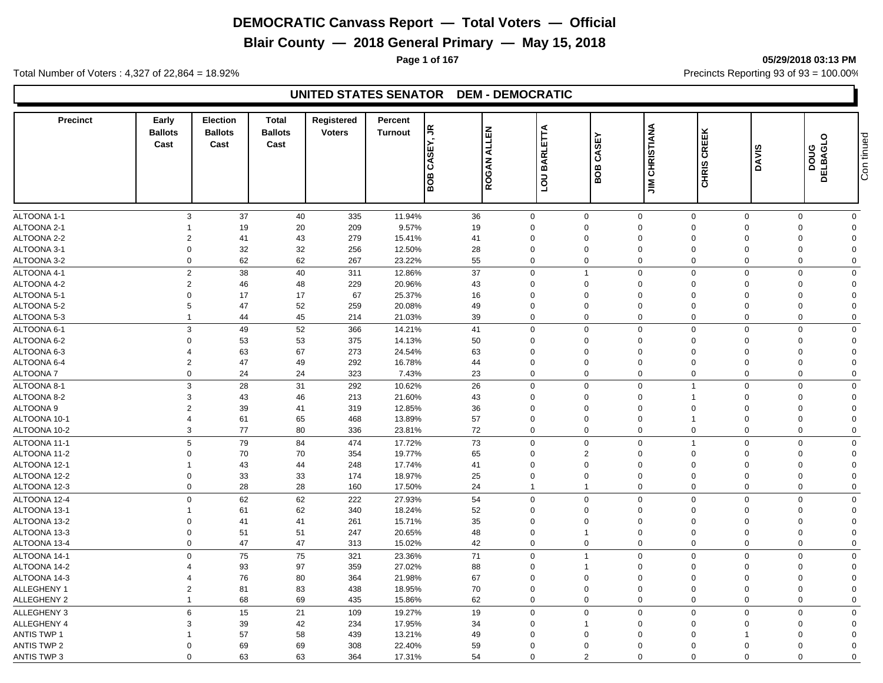# DEMOCRATIC Canvass Report — Total Voters — Official

## Blair County — 2018 General Primary — May 15, 2018

**05/29/2018 03:13 PM**

Total Number of Voters : 4,327 of 22,864 = 18.92%

Precincts Reporting 93 of 93 = 100.00%

### UNITED STATES SENATOR DEM - DEMOCRATIC

| Precinct | Early Ballots Cast | Election Ballots Cast | Total Ballots Cast | Registered Voters | Percent Turnout | BOB CASEY, JR | ROGAN ALLEN | LOU BARLETTA | BOB CASEY | JIM CHRISTIANA | CHRIS CREEK | DAVIS | DOUG DELBAGLO |
|---|---|---|---|---|---|---|---|---|---|---|---|---|---|
| ALTOONA 1-1 | 3 | 37 | 40 | 335 | 11.94% | 36 | 0 | 0 | 0 | 0 | 0 | 0 | 0 |
| ALTOONA 2-1 | 1 | 19 | 20 | 209 | 9.57% | 19 | 0 | 0 | 0 | 0 | 0 | 0 | 0 |
| ALTOONA 2-2 | 2 | 41 | 43 | 279 | 15.41% | 41 | 0 | 0 | 0 | 0 | 0 | 0 | 0 |
| ALTOONA 3-1 | 0 | 32 | 32 | 256 | 12.50% | 28 | 0 | 0 | 0 | 0 | 0 | 0 | 0 |
| ALTOONA 3-2 | 0 | 62 | 62 | 267 | 23.22% | 55 | 0 | 0 | 0 | 0 | 0 | 0 | 0 |
| ALTOONA 4-1 | 2 | 38 | 40 | 311 | 12.86% | 37 | 0 | 1 | 0 | 0 | 0 | 0 | 0 |
| ALTOONA 4-2 | 2 | 46 | 48 | 229 | 20.96% | 43 | 0 | 0 | 0 | 0 | 0 | 0 | 0 |
| ALTOONA 5-1 | 0 | 17 | 17 | 67 | 25.37% | 16 | 0 | 0 | 0 | 0 | 0 | 0 | 0 |
| ALTOONA 5-2 | 5 | 47 | 52 | 259 | 20.08% | 49 | 0 | 0 | 0 | 0 | 0 | 0 | 0 |
| ALTOONA 5-3 | 1 | 44 | 45 | 214 | 21.03% | 39 | 0 | 0 | 0 | 0 | 0 | 0 | 0 |
| ALTOONA 6-1 | 3 | 49 | 52 | 366 | 14.21% | 41 | 0 | 0 | 0 | 0 | 0 | 0 | 0 |
| ALTOONA 6-2 | 0 | 53 | 53 | 375 | 14.13% | 50 | 0 | 0 | 0 | 0 | 0 | 0 | 0 |
| ALTOONA 6-3 | 4 | 63 | 67 | 273 | 24.54% | 63 | 0 | 0 | 0 | 0 | 0 | 0 | 0 |
| ALTOONA 6-4 | 2 | 47 | 49 | 292 | 16.78% | 44 | 0 | 0 | 0 | 0 | 0 | 0 | 0 |
| ALTOONA 7 | 0 | 24 | 24 | 323 | 7.43% | 23 | 0 | 0 | 0 | 0 | 0 | 0 | 0 |
| ALTOONA 8-1 | 3 | 28 | 31 | 292 | 10.62% | 26 | 0 | 0 | 0 | 1 | 0 | 0 | 0 |
| ALTOONA 8-2 | 3 | 43 | 46 | 213 | 21.60% | 43 | 0 | 0 | 0 | 1 | 0 | 0 | 0 |
| ALTOONA 9 | 2 | 39 | 41 | 319 | 12.85% | 36 | 0 | 0 | 0 | 0 | 0 | 0 | 0 |
| ALTOONA 10-1 | 4 | 61 | 65 | 468 | 13.89% | 57 | 0 | 0 | 0 | 1 | 0 | 0 | 0 |
| ALTOONA 10-2 | 3 | 77 | 80 | 336 | 23.81% | 72 | 0 | 0 | 0 | 0 | 0 | 0 | 0 |
| ALTOONA 11-1 | 5 | 79 | 84 | 474 | 17.72% | 73 | 0 | 0 | 0 | 1 | 0 | 0 | 0 |
| ALTOONA 11-2 | 0 | 70 | 70 | 354 | 19.77% | 65 | 0 | 2 | 0 | 0 | 0 | 0 | 0 |
| ALTOONA 12-1 | 1 | 43 | 44 | 248 | 17.74% | 41 | 0 | 0 | 0 | 0 | 0 | 0 | 0 |
| ALTOONA 12-2 | 0 | 33 | 33 | 174 | 18.97% | 25 | 0 | 0 | 0 | 0 | 0 | 0 | 0 |
| ALTOONA 12-3 | 0 | 28 | 28 | 160 | 17.50% | 24 | 1 | 1 | 0 | 0 | 0 | 0 | 0 |
| ALTOONA 12-4 | 0 | 62 | 62 | 222 | 27.93% | 54 | 0 | 0 | 0 | 0 | 0 | 0 | 0 |
| ALTOONA 13-1 | 1 | 61 | 62 | 340 | 18.24% | 52 | 0 | 0 | 0 | 0 | 0 | 0 | 0 |
| ALTOONA 13-2 | 0 | 41 | 41 | 261 | 15.71% | 35 | 0 | 0 | 0 | 0 | 0 | 0 | 0 |
| ALTOONA 13-3 | 0 | 51 | 51 | 247 | 20.65% | 48 | 0 | 1 | 0 | 0 | 0 | 0 | 0 |
| ALTOONA 13-4 | 0 | 47 | 47 | 313 | 15.02% | 42 | 0 | 0 | 0 | 0 | 0 | 0 | 0 |
| ALTOONA 14-1 | 0 | 75 | 75 | 321 | 23.36% | 71 | 0 | 1 | 0 | 0 | 0 | 0 | 0 |
| ALTOONA 14-2 | 4 | 93 | 97 | 359 | 27.02% | 88 | 0 | 1 | 0 | 0 | 0 | 0 | 0 |
| ALTOONA 14-3 | 4 | 76 | 80 | 364 | 21.98% | 67 | 0 | 0 | 0 | 0 | 0 | 0 | 0 |
| ALLEGHENY 1 | 2 | 81 | 83 | 438 | 18.95% | 70 | 0 | 0 | 0 | 0 | 0 | 0 | 0 |
| ALLEGHENY 2 | 1 | 68 | 69 | 435 | 15.86% | 62 | 0 | 0 | 0 | 0 | 0 | 0 | 0 |
| ALLEGHENY 3 | 6 | 15 | 21 | 109 | 19.27% | 19 | 0 | 0 | 0 | 0 | 0 | 0 | 0 |
| ALLEGHENY 4 | 3 | 39 | 42 | 234 | 17.95% | 34 | 0 | 1 | 0 | 0 | 0 | 0 | 0 |
| ANTIS TWP 1 | 1 | 57 | 58 | 439 | 13.21% | 49 | 0 | 0 | 0 | 0 | 1 | 0 | 0 |
| ANTIS TWP 2 | 0 | 69 | 69 | 308 | 22.40% | 59 | 0 | 0 | 0 | 0 | 0 | 0 | 0 |
| ANTIS TWP 3 | 0 | 63 | 63 | 364 | 17.31% | 54 | 0 | 2 | 0 | 0 | 0 | 0 | 0 |

Continued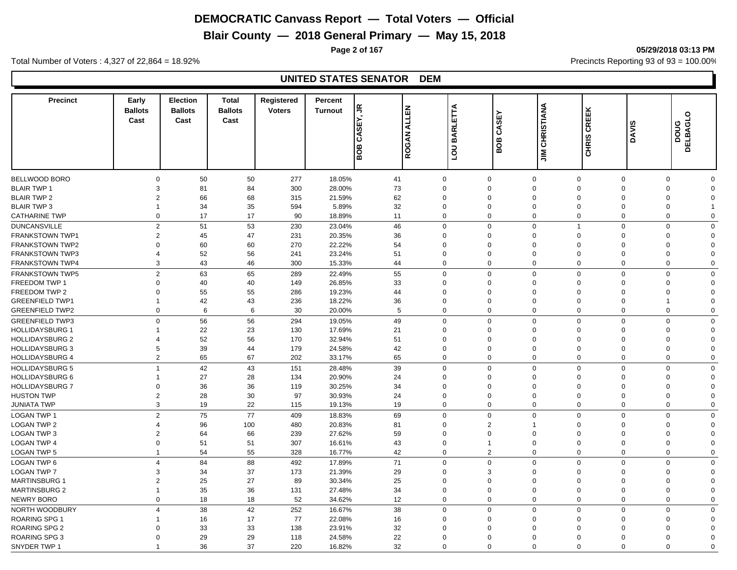# DEMOCRATIC Canvass Report — Total Voters — Official

## Blair County — 2018 General Primary — May 15, 2018

**05/29/2018 03:13 PM**

Total Number of Voters : 4,327 of 22,864 = 18.92%

Precincts Reporting 93 of 93 = 100.00%

## UNITED STATES SENATOR DEM

| Precinct | Early Ballots Cast | Election Ballots Cast | Total Ballots Cast | Registered Voters | Percent Turnout | BOB CASEY, JR | ROGAN ALLEN | LOU BARLETTA | BOB CASEY | JIM CHRISTIANA | CHRIS CREEK | DAVIS | DOUG DELBAGLO |
|---|---|---|---|---|---|---|---|---|---|---|---|---|---|
| BELLWOOD BORO | 0 | 50 | 50 | 277 | 18.05% | 41 | 0 | 0 | 0 | 0 | 0 | 0 | 0 |
| BLAIR TWP 1 | 3 | 81 | 84 | 300 | 28.00% | 73 | 0 | 0 | 0 | 0 | 0 | 0 | 0 |
| BLAIR TWP 2 | 2 | 66 | 68 | 315 | 21.59% | 62 | 0 | 0 | 0 | 0 | 0 | 0 | 0 |
| BLAIR TWP 3 | 1 | 34 | 35 | 594 | 5.89% | 32 | 0 | 0 | 0 | 0 | 0 | 0 | 1 |
| CATHARINE TWP | 0 | 17 | 17 | 90 | 18.89% | 11 | 0 | 0 | 0 | 0 | 0 | 0 | 0 |
| DUNCANSVILLE | 2 | 51 | 53 | 230 | 23.04% | 46 | 0 | 0 | 0 | 1 | 0 | 0 | 0 |
| FRANKSTOWN TWP1 | 2 | 45 | 47 | 231 | 20.35% | 36 | 0 | 0 | 0 | 0 | 0 | 0 | 0 |
| FRANKSTOWN TWP2 | 0 | 60 | 60 | 270 | 22.22% | 54 | 0 | 0 | 0 | 0 | 0 | 0 | 0 |
| FRANKSTOWN TWP3 | 4 | 52 | 56 | 241 | 23.24% | 51 | 0 | 0 | 0 | 0 | 0 | 0 | 0 |
| FRANKSTOWN TWP4 | 3 | 43 | 46 | 300 | 15.33% | 44 | 0 | 0 | 0 | 0 | 0 | 0 | 0 |
| FRANKSTOWN TWP5 | 2 | 63 | 65 | 289 | 22.49% | 55 | 0 | 0 | 0 | 0 | 0 | 0 | 0 |
| FREEDOM TWP 1 | 0 | 40 | 40 | 149 | 26.85% | 33 | 0 | 0 | 0 | 0 | 0 | 0 | 0 |
| FREEDOM TWP 2 | 0 | 55 | 55 | 286 | 19.23% | 44 | 0 | 0 | 0 | 0 | 0 | 0 | 0 |
| GREENFIELD TWP1 | 1 | 42 | 43 | 236 | 18.22% | 36 | 0 | 0 | 0 | 0 | 0 | 1 | 0 |
| GREENFIELD TWP2 | 0 | 6 | 6 | 30 | 20.00% | 5 | 0 | 0 | 0 | 0 | 0 | 0 | 0 |
| GREENFIELD TWP3 | 0 | 56 | 56 | 294 | 19.05% | 49 | 0 | 0 | 0 | 0 | 0 | 0 | 0 |
| HOLLIDAYSBURG 1 | 1 | 22 | 23 | 130 | 17.69% | 21 | 0 | 0 | 0 | 0 | 0 | 0 | 0 |
| HOLLIDAYSBURG 2 | 4 | 52 | 56 | 170 | 32.94% | 51 | 0 | 0 | 0 | 0 | 0 | 0 | 0 |
| HOLLIDAYSBURG 3 | 5 | 39 | 44 | 179 | 24.58% | 42 | 0 | 0 | 0 | 0 | 0 | 0 | 0 |
| HOLLIDAYSBURG 4 | 2 | 65 | 67 | 202 | 33.17% | 65 | 0 | 0 | 0 | 0 | 0 | 0 | 0 |
| HOLLIDAYSBURG 5 | 1 | 42 | 43 | 151 | 28.48% | 39 | 0 | 0 | 0 | 0 | 0 | 0 | 0 |
| HOLLIDAYSBURG 6 | 1 | 27 | 28 | 134 | 20.90% | 24 | 0 | 0 | 0 | 0 | 0 | 0 | 0 |
| HOLLIDAYSBURG 7 | 0 | 36 | 36 | 119 | 30.25% | 34 | 0 | 0 | 0 | 0 | 0 | 0 | 0 |
| HUSTON TWP | 2 | 28 | 30 | 97 | 30.93% | 24 | 0 | 0 | 0 | 0 | 0 | 0 | 0 |
| JUNIATA TWP | 3 | 19 | 22 | 115 | 19.13% | 19 | 0 | 0 | 0 | 0 | 0 | 0 | 0 |
| LOGAN TWP 1 | 2 | 75 | 77 | 409 | 18.83% | 69 | 0 | 0 | 0 | 0 | 0 | 0 | 0 |
| LOGAN TWP 2 | 4 | 96 | 100 | 480 | 20.83% | 81 | 0 | 2 | 1 | 0 | 0 | 0 | 0 |
| LOGAN TWP 3 | 2 | 64 | 66 | 239 | 27.62% | 59 | 0 | 0 | 0 | 0 | 0 | 0 | 0 |
| LOGAN TWP 4 | 0 | 51 | 51 | 307 | 16.61% | 43 | 0 | 1 | 0 | 0 | 0 | 0 | 0 |
| LOGAN TWP 5 | 1 | 54 | 55 | 328 | 16.77% | 42 | 0 | 2 | 0 | 0 | 0 | 0 | 0 |
| LOGAN TWP 6 | 4 | 84 | 88 | 492 | 17.89% | 71 | 0 | 0 | 0 | 0 | 0 | 0 | 0 |
| LOGAN TWP 7 | 3 | 34 | 37 | 173 | 21.39% | 29 | 0 | 3 | 0 | 0 | 0 | 0 | 0 |
| MARTINSBURG 1 | 2 | 25 | 27 | 89 | 30.34% | 25 | 0 | 0 | 0 | 0 | 0 | 0 | 0 |
| MARTINSBURG 2 | 1 | 35 | 36 | 131 | 27.48% | 34 | 0 | 0 | 0 | 0 | 0 | 0 | 0 |
| NEWRY BORO | 0 | 18 | 18 | 52 | 34.62% | 12 | 0 | 0 | 0 | 0 | 0 | 0 | 0 |
| NORTH WOODBURY | 4 | 38 | 42 | 252 | 16.67% | 38 | 0 | 0 | 0 | 0 | 0 | 0 | 0 |
| ROARING SPG 1 | 1 | 16 | 17 | 77 | 22.08% | 16 | 0 | 0 | 0 | 0 | 0 | 0 | 0 |
| ROARING SPG 2 | 0 | 33 | 33 | 138 | 23.91% | 32 | 0 | 0 | 0 | 0 | 0 | 0 | 0 |
| ROARING SPG 3 | 0 | 29 | 29 | 118 | 24.58% | 22 | 0 | 0 | 0 | 0 | 0 | 0 | 0 |
| SNYDER TWP 1 | 1 | 36 | 37 | 220 | 16.82% | 32 | 0 | 0 | 0 | 0 | 0 | 0 | 0 |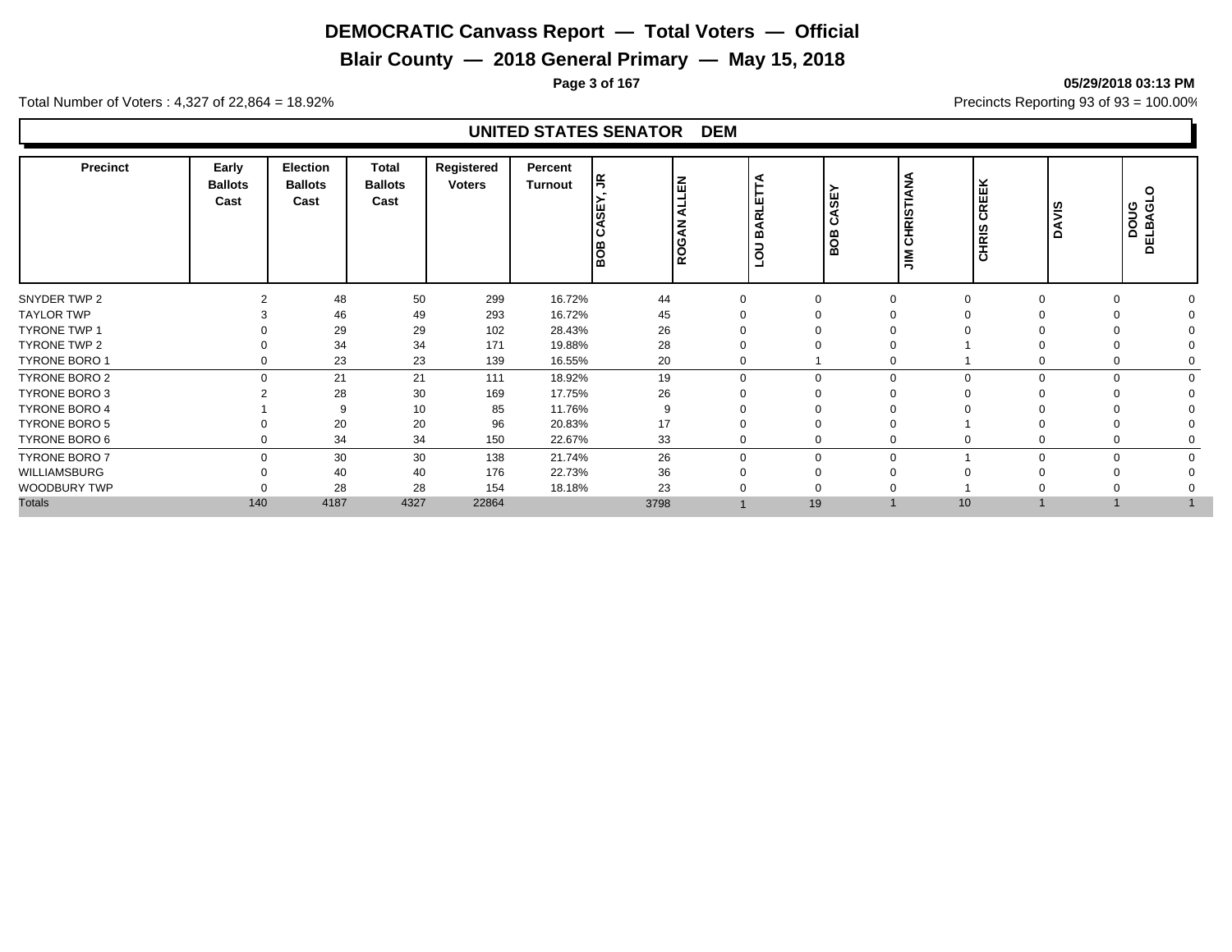# DEMOCRATIC Canvass Report — Total Voters — Official

## Blair County — 2018 General Primary — May 15, 2018

**05/29/2018 03:13 PM**

Total Number of Voters : 4,327 of 22,864 = 18.92%

Precincts Reporting 93 of 93 = 100.00%

### UNITED STATES SENATOR DEM

| Precinct | Early Ballots Cast | Election Ballots Cast | Total Ballots Cast | Registered Voters | Percent Turnout | BOB CASEY, JR | ROGAN ALLEN | LOU BARLETTA | BOB CASEY | JIM CHRISTIANA | CHRIS CREEK | DAVIS | DOUG DELBAGLO |
|---|---|---|---|---|---|---|---|---|---|---|---|---|---|
| SNYDER TWP 2 | 2 | 48 | 50 | 299 | 16.72% | 44 | 0 | 0 | 0 | 0 | 0 | 0 | 0 |
| TAYLOR TWP | 3 | 46 | 49 | 293 | 16.72% | 45 | 0 | 0 | 0 | 0 | 0 | 0 | 0 |
| TYRONE TWP 1 | 0 | 29 | 29 | 102 | 28.43% | 26 | 0 | 0 | 0 | 0 | 0 | 0 | 0 |
| TYRONE TWP 2 | 0 | 34 | 34 | 171 | 19.88% | 28 | 0 | 0 | 0 | 1 | 0 | 0 | 0 |
| TYRONE BORO 1 | 0 | 23 | 23 | 139 | 16.55% | 20 | 0 | 1 | 0 | 1 | 0 | 0 | 0 |
| TYRONE BORO 2 | 0 | 21 | 21 | 111 | 18.92% | 19 | 0 | 0 | 0 | 0 | 0 | 0 | 0 |
| TYRONE BORO 3 | 2 | 28 | 30 | 169 | 17.75% | 26 | 0 | 0 | 0 | 0 | 0 | 0 | 0 |
| TYRONE BORO 4 | 1 | 9 | 10 | 85 | 11.76% | 9 | 0 | 0 | 0 | 0 | 0 | 0 | 0 |
| TYRONE BORO 5 | 0 | 20 | 20 | 96 | 20.83% | 17 | 0 | 0 | 0 | 1 | 0 | 0 | 0 |
| TYRONE BORO 6 | 0 | 34 | 34 | 150 | 22.67% | 33 | 0 | 0 | 0 | 0 | 0 | 0 | 0 |
| TYRONE BORO 7 | 0 | 30 | 30 | 138 | 21.74% | 26 | 0 | 0 | 0 | 1 | 0 | 0 | 0 |
| WILLIAMSBURG | 0 | 40 | 40 | 176 | 22.73% | 36 | 0 | 0 | 0 | 0 | 0 | 0 | 0 |
| WOODBURY TWP | 0 | 28 | 28 | 154 | 18.18% | 23 | 0 | 0 | 0 | 1 | 0 | 0 | 0 |
| Totals | 140 | 4187 | 4327 | 22864 | | 3798 | 1 | 19 | 1 | 10 | 1 | 1 | 1 |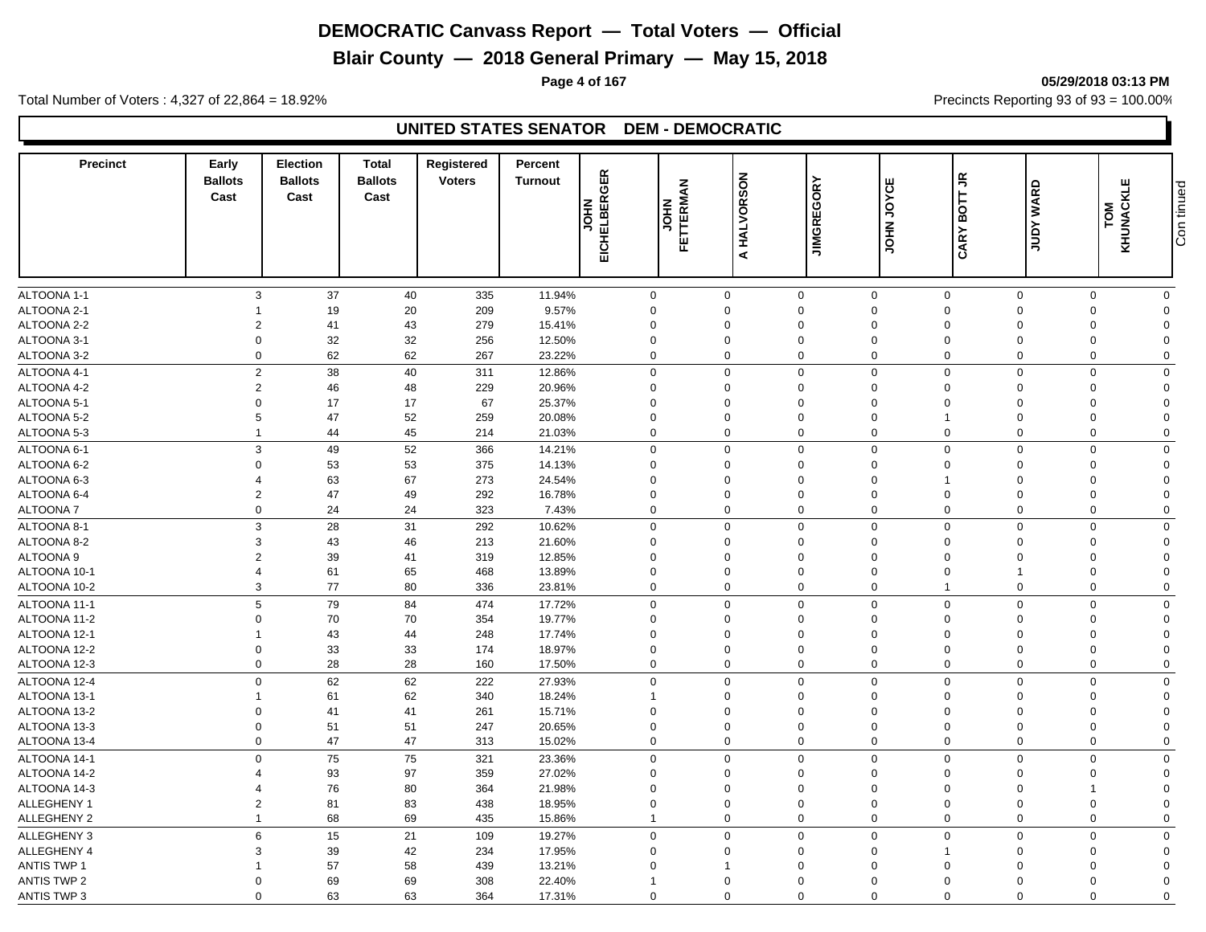# DEMOCRATIC Canvass Report — Total Voters — Official

## Blair County — 2018 General Primary — May 15, 2018

05/29/2018 03:13 PM

Total Number of Voters : 4,327 of 22,864 = 18.92%

Precincts Reporting 93 of 93 = 100.00%

### UNITED STATES SENATOR DEM - DEMOCRATIC

| Precinct | Early Ballots Cast | Election Ballots Cast | Total Ballots Cast | Registered Voters | Percent Turnout | JOHN EICHELBERGER | JOHN FETTERMAN | A HALVORSON | JIMGREGORY | JOHN JOYCE | CARY BOTT JR | JUDY WARD | TOM KHUNACKLE |
|---|---|---|---|---|---|---|---|---|---|---|---|---|---|
| ALTOONA 1-1 | 3 | 37 | 40 | 335 | 11.94% | 0 | 0 | 0 | 0 | 0 | 0 | 0 | 0 |
| ALTOONA 2-1 | 1 | 19 | 20 | 209 | 9.57% | 0 | 0 | 0 | 0 | 0 | 0 | 0 | 0 |
| ALTOONA 2-2 | 2 | 41 | 43 | 279 | 15.41% | 0 | 0 | 0 | 0 | 0 | 0 | 0 | 0 |
| ALTOONA 3-1 | 0 | 32 | 32 | 256 | 12.50% | 0 | 0 | 0 | 0 | 0 | 0 | 0 | 0 |
| ALTOONA 3-2 | 0 | 62 | 62 | 267 | 23.22% | 0 | 0 | 0 | 0 | 0 | 0 | 0 | 0 |
| ALTOONA 4-1 | 2 | 38 | 40 | 311 | 12.86% | 0 | 0 | 0 | 0 | 0 | 0 | 0 | 0 |
| ALTOONA 4-2 | 2 | 46 | 48 | 229 | 20.96% | 0 | 0 | 0 | 0 | 0 | 0 | 0 | 0 |
| ALTOONA 5-1 | 0 | 17 | 17 | 67 | 25.37% | 0 | 0 | 0 | 0 | 0 | 0 | 0 | 0 |
| ALTOONA 5-2 | 5 | 47 | 52 | 259 | 20.08% | 0 | 0 | 0 | 0 | 1 | 0 | 0 | 0 |
| ALTOONA 5-3 | 1 | 44 | 45 | 214 | 21.03% | 0 | 0 | 0 | 0 | 0 | 0 | 0 | 0 |
| ALTOONA 6-1 | 3 | 49 | 52 | 366 | 14.21% | 0 | 0 | 0 | 0 | 0 | 0 | 0 | 0 |
| ALTOONA 6-2 | 0 | 53 | 53 | 375 | 14.13% | 0 | 0 | 0 | 0 | 0 | 0 | 0 | 0 |
| ALTOONA 6-3 | 4 | 63 | 67 | 273 | 24.54% | 0 | 0 | 0 | 0 | 1 | 0 | 0 | 0 |
| ALTOONA 6-4 | 2 | 47 | 49 | 292 | 16.78% | 0 | 0 | 0 | 0 | 0 | 0 | 0 | 0 |
| ALTOONA 7 | 0 | 24 | 24 | 323 | 7.43% | 0 | 0 | 0 | 0 | 0 | 0 | 0 | 0 |
| ALTOONA 8-1 | 3 | 28 | 31 | 292 | 10.62% | 0 | 0 | 0 | 0 | 0 | 0 | 0 | 0 |
| ALTOONA 8-2 | 3 | 43 | 46 | 213 | 21.60% | 0 | 0 | 0 | 0 | 0 | 0 | 0 | 0 |
| ALTOONA 9 | 2 | 39 | 41 | 319 | 12.85% | 0 | 0 | 0 | 0 | 0 | 0 | 0 | 0 |
| ALTOONA 10-1 | 4 | 61 | 65 | 468 | 13.89% | 0 | 0 | 0 | 0 | 0 | 1 | 0 | 0 |
| ALTOONA 10-2 | 3 | 77 | 80 | 336 | 23.81% | 0 | 0 | 0 | 0 | 1 | 0 | 0 | 0 |
| ALTOONA 11-1 | 5 | 79 | 84 | 474 | 17.72% | 0 | 0 | 0 | 0 | 0 | 0 | 0 | 0 |
| ALTOONA 11-2 | 0 | 70 | 70 | 354 | 19.77% | 0 | 0 | 0 | 0 | 0 | 0 | 0 | 0 |
| ALTOONA 12-1 | 1 | 43 | 44 | 248 | 17.74% | 0 | 0 | 0 | 0 | 0 | 0 | 0 | 0 |
| ALTOONA 12-2 | 0 | 33 | 33 | 174 | 18.97% | 0 | 0 | 0 | 0 | 0 | 0 | 0 | 0 |
| ALTOONA 12-3 | 0 | 28 | 28 | 160 | 17.50% | 0 | 0 | 0 | 0 | 0 | 0 | 0 | 0 |
| ALTOONA 12-4 | 0 | 62 | 62 | 222 | 27.93% | 0 | 0 | 0 | 0 | 0 | 0 | 0 | 0 |
| ALTOONA 13-1 | 1 | 61 | 62 | 340 | 18.24% | 1 | 0 | 0 | 0 | 0 | 0 | 0 | 0 |
| ALTOONA 13-2 | 0 | 41 | 41 | 261 | 15.71% | 0 | 0 | 0 | 0 | 0 | 0 | 0 | 0 |
| ALTOONA 13-3 | 0 | 51 | 51 | 247 | 20.65% | 0 | 0 | 0 | 0 | 0 | 0 | 0 | 0 |
| ALTOONA 13-4 | 0 | 47 | 47 | 313 | 15.02% | 0 | 0 | 0 | 0 | 0 | 0 | 0 | 0 |
| ALTOONA 14-1 | 0 | 75 | 75 | 321 | 23.36% | 0 | 0 | 0 | 0 | 0 | 0 | 0 | 0 |
| ALTOONA 14-2 | 4 | 93 | 97 | 359 | 27.02% | 0 | 0 | 0 | 0 | 0 | 0 | 0 | 0 |
| ALTOONA 14-3 | 4 | 76 | 80 | 364 | 21.98% | 0 | 0 | 0 | 0 | 0 | 0 | 1 | 0 |
| ALLEGHENY 1 | 2 | 81 | 83 | 438 | 18.95% | 0 | 0 | 0 | 0 | 0 | 0 | 0 | 0 |
| ALLEGHENY 2 | 1 | 68 | 69 | 435 | 15.86% | 1 | 0 | 0 | 0 | 0 | 0 | 0 | 0 |
| ALLEGHENY 3 | 6 | 15 | 21 | 109 | 19.27% | 0 | 0 | 0 | 0 | 0 | 0 | 0 | 0 |
| ALLEGHENY 4 | 3 | 39 | 42 | 234 | 17.95% | 0 | 0 | 0 | 0 | 1 | 0 | 0 | 0 |
| ANTIS TWP 1 | 1 | 57 | 58 | 439 | 13.21% | 0 | 1 | 0 | 0 | 0 | 0 | 0 | 0 |
| ANTIS TWP 2 | 0 | 69 | 69 | 308 | 22.40% | 1 | 0 | 0 | 0 | 0 | 0 | 0 | 0 |
| ANTIS TWP 3 | 0 | 63 | 63 | 364 | 17.31% | 0 | 0 | 0 | 0 | 0 | 0 | 0 | 0 |

Continued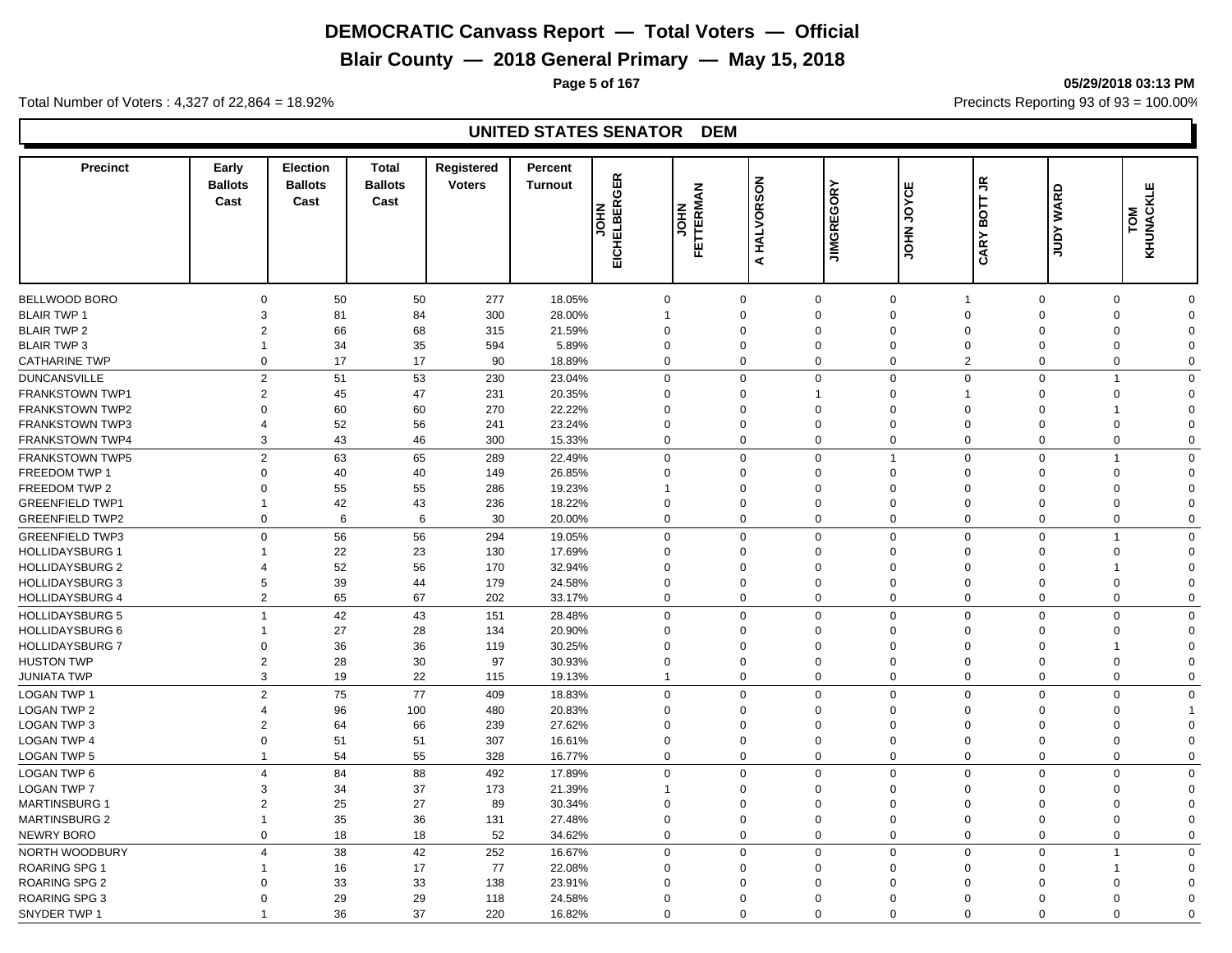# DEMOCRATIC Canvass Report — Total Voters — Official

## Blair County — 2018 General Primary — May 15, 2018

05/29/2018 03:13 PM

Total Number of Voters : 4,327 of 22,864 = 18.92%

Precincts Reporting 93 of 93 = 100.00%

### UNITED STATES SENATOR DEM

| Precinct | Early Ballots Cast | Election Ballots Cast | Total Ballots Cast | Registered Voters | Percent Turnout | JOHN EICHELBERGER | JOHN FETTERMAN | A HALVORSON | JIMGREGORY | JOHN JOYCE | CARY BOTT JR | JUDY WARD | TOM KHUNACKLE |
|---|---|---|---|---|---|---|---|---|---|---|---|---|---|
| BELLWOOD BORO | 0 | 50 | 50 | 277 | 18.05% | 0 | 0 | 0 | 0 | 1 | 0 | 0 | 0 |
| BLAIR TWP 1 | 3 | 81 | 84 | 300 | 28.00% | 1 | 0 | 0 | 0 | 0 | 0 | 0 | 0 |
| BLAIR TWP 2 | 2 | 66 | 68 | 315 | 21.59% | 0 | 0 | 0 | 0 | 0 | 0 | 0 | 0 |
| BLAIR TWP 3 | 1 | 34 | 35 | 594 | 5.89% | 0 | 0 | 0 | 0 | 0 | 0 | 0 | 0 |
| CATHARINE TWP | 0 | 17 | 17 | 90 | 18.89% | 0 | 0 | 0 | 0 | 2 | 0 | 0 | 0 |
| DUNCANSVILLE | 2 | 51 | 53 | 230 | 23.04% | 0 | 0 | 0 | 0 | 0 | 0 | 1 | 0 |
| FRANKSTOWN TWP1 | 2 | 45 | 47 | 231 | 20.35% | 0 | 0 | 1 | 0 | 1 | 0 | 0 | 0 |
| FRANKSTOWN TWP2 | 0 | 60 | 60 | 270 | 22.22% | 0 | 0 | 0 | 0 | 0 | 0 | 1 | 0 |
| FRANKSTOWN TWP3 | 4 | 52 | 56 | 241 | 23.24% | 0 | 0 | 0 | 0 | 0 | 0 | 0 | 0 |
| FRANKSTOWN TWP4 | 3 | 43 | 46 | 300 | 15.33% | 0 | 0 | 0 | 0 | 0 | 0 | 0 | 0 |
| FRANKSTOWN TWP5 | 2 | 63 | 65 | 289 | 22.49% | 0 | 0 | 0 | 1 | 0 | 0 | 1 | 0 |
| FREEDOM TWP 1 | 0 | 40 | 40 | 149 | 26.85% | 0 | 0 | 0 | 0 | 0 | 0 | 0 | 0 |
| FREEDOM TWP 2 | 0 | 55 | 55 | 286 | 19.23% | 1 | 0 | 0 | 0 | 0 | 0 | 0 | 0 |
| GREENFIELD TWP1 | 1 | 42 | 43 | 236 | 18.22% | 0 | 0 | 0 | 0 | 0 | 0 | 0 | 0 |
| GREENFIELD TWP2 | 0 | 6 | 6 | 30 | 20.00% | 0 | 0 | 0 | 0 | 0 | 0 | 0 | 0 |
| GREENFIELD TWP3 | 0 | 56 | 56 | 294 | 19.05% | 0 | 0 | 0 | 0 | 0 | 0 | 1 | 0 |
| HOLLIDAYSBURG 1 | 1 | 22 | 23 | 130 | 17.69% | 0 | 0 | 0 | 0 | 0 | 0 | 0 | 0 |
| HOLLIDAYSBURG 2 | 4 | 52 | 56 | 170 | 32.94% | 0 | 0 | 0 | 0 | 0 | 0 | 1 | 0 |
| HOLLIDAYSBURG 3 | 5 | 39 | 44 | 179 | 24.58% | 0 | 0 | 0 | 0 | 0 | 0 | 0 | 0 |
| HOLLIDAYSBURG 4 | 2 | 65 | 67 | 202 | 33.17% | 0 | 0 | 0 | 0 | 0 | 0 | 0 | 0 |
| HOLLIDAYSBURG 5 | 1 | 42 | 43 | 151 | 28.48% | 0 | 0 | 0 | 0 | 0 | 0 | 0 | 0 |
| HOLLIDAYSBURG 6 | 1 | 27 | 28 | 134 | 20.90% | 0 | 0 | 0 | 0 | 0 | 0 | 0 | 0 |
| HOLLIDAYSBURG 7 | 0 | 36 | 36 | 119 | 30.25% | 0 | 0 | 0 | 0 | 0 | 0 | 1 | 0 |
| HUSTON TWP | 2 | 28 | 30 | 97 | 30.93% | 0 | 0 | 0 | 0 | 0 | 0 | 0 | 0 |
| JUNIATA TWP | 3 | 19 | 22 | 115 | 19.13% | 1 | 0 | 0 | 0 | 0 | 0 | 0 | 0 |
| LOGAN TWP 1 | 2 | 75 | 77 | 409 | 18.83% | 0 | 0 | 0 | 0 | 0 | 0 | 0 | 0 |
| LOGAN TWP 2 | 4 | 96 | 100 | 480 | 20.83% | 0 | 0 | 0 | 0 | 0 | 0 | 0 | 1 |
| LOGAN TWP 3 | 2 | 64 | 66 | 239 | 27.62% | 0 | 0 | 0 | 0 | 0 | 0 | 0 | 0 |
| LOGAN TWP 4 | 0 | 51 | 51 | 307 | 16.61% | 0 | 0 | 0 | 0 | 0 | 0 | 0 | 0 |
| LOGAN TWP 5 | 1 | 54 | 55 | 328 | 16.77% | 0 | 0 | 0 | 0 | 0 | 0 | 0 | 0 |
| LOGAN TWP 6 | 4 | 84 | 88 | 492 | 17.89% | 0 | 0 | 0 | 0 | 0 | 0 | 0 | 0 |
| LOGAN TWP 7 | 3 | 34 | 37 | 173 | 21.39% | 1 | 0 | 0 | 0 | 0 | 0 | 0 | 0 |
| MARTINSBURG 1 | 2 | 25 | 27 | 89 | 30.34% | 0 | 0 | 0 | 0 | 0 | 0 | 0 | 0 |
| MARTINSBURG 2 | 1 | 35 | 36 | 131 | 27.48% | 0 | 0 | 0 | 0 | 0 | 0 | 0 | 0 |
| NEWRY BORO | 0 | 18 | 18 | 52 | 34.62% | 0 | 0 | 0 | 0 | 0 | 0 | 0 | 0 |
| NORTH WOODBURY | 4 | 38 | 42 | 252 | 16.67% | 0 | 0 | 0 | 0 | 0 | 0 | 1 | 0 |
| ROARING SPG 1 | 1 | 16 | 17 | 77 | 22.08% | 0 | 0 | 0 | 0 | 0 | 0 | 1 | 0 |
| ROARING SPG 2 | 0 | 33 | 33 | 138 | 23.91% | 0 | 0 | 0 | 0 | 0 | 0 | 0 | 0 |
| ROARING SPG 3 | 0 | 29 | 29 | 118 | 24.58% | 0 | 0 | 0 | 0 | 0 | 0 | 0 | 0 |
| SNYDER TWP 1 | 1 | 36 | 37 | 220 | 16.82% | 0 | 0 | 0 | 0 | 0 | 0 | 0 | 0 |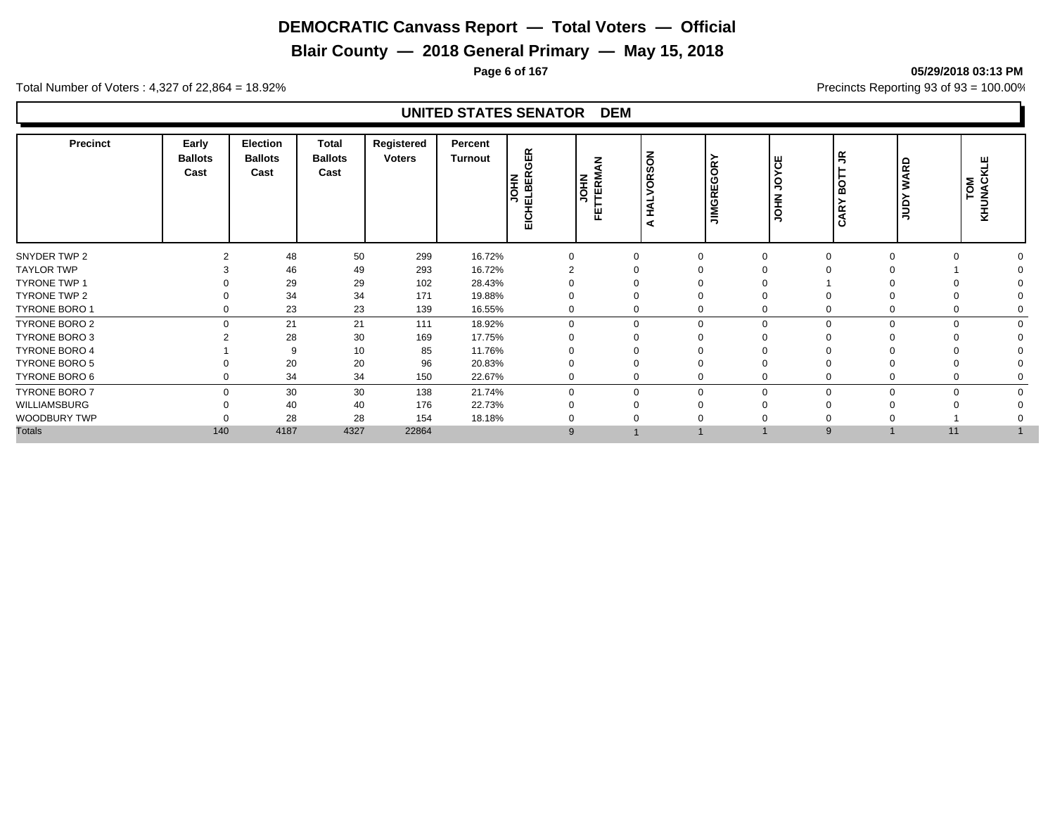# DEMOCRATIC Canvass Report — Total Voters — Official

## Blair County — 2018 General Primary — May 15, 2018

05/29/2018 03:13 PM

Total Number of Voters : 4,327 of 22,864 = 18.92%

Precincts Reporting 93 of 93 = 100.00%

### UNITED STATES SENATOR DEM

| Precinct | Early Ballots Cast | Election Ballots Cast | Total Ballots Cast | Registered Voters | Percent Turnout | JOHN EICHELBERGER | JOHN FETTERMAN | A HALVORSON | JIMGREGORY | JOHN JOYCE | CARY BOTT JR | JUDY WARD | TOM KHUNACKLE |
|---|---|---|---|---|---|---|---|---|---|---|---|---|---|
| SNYDER TWP 2 | 2 | 48 | 50 | 299 | 16.72% | 0 | 0 | 0 | 0 | 0 | 0 | 0 | 0 |
| TAYLOR TWP | 3 | 46 | 49 | 293 | 16.72% | 2 | 0 | 0 | 0 | 0 | 0 | 1 | 0 |
| TYRONE TWP 1 | 0 | 29 | 29 | 102 | 28.43% | 0 | 0 | 0 | 0 | 1 | 0 | 0 | 0 |
| TYRONE TWP 2 | 0 | 34 | 34 | 171 | 19.88% | 0 | 0 | 0 | 0 | 0 | 0 | 0 | 0 |
| TYRONE BORO 1 | 0 | 23 | 23 | 139 | 16.55% | 0 | 0 | 0 | 0 | 0 | 0 | 0 | 0 |
| TYRONE BORO 2 | 0 | 21 | 21 | 111 | 18.92% | 0 | 0 | 0 | 0 | 0 | 0 | 0 | 0 |
| TYRONE BORO 3 | 2 | 28 | 30 | 169 | 17.75% | 0 | 0 | 0 | 0 | 0 | 0 | 0 | 0 |
| TYRONE BORO 4 | 1 | 9 | 10 | 85 | 11.76% | 0 | 0 | 0 | 0 | 0 | 0 | 0 | 0 |
| TYRONE BORO 5 | 0 | 20 | 20 | 96 | 20.83% | 0 | 0 | 0 | 0 | 0 | 0 | 0 | 0 |
| TYRONE BORO 6 | 0 | 34 | 34 | 150 | 22.67% | 0 | 0 | 0 | 0 | 0 | 0 | 0 | 0 |
| TYRONE BORO 7 | 0 | 30 | 30 | 138 | 21.74% | 0 | 0 | 0 | 0 | 0 | 0 | 0 | 0 |
| WILLIAMSBURG | 0 | 40 | 40 | 176 | 22.73% | 0 | 0 | 0 | 0 | 0 | 0 | 0 | 0 |
| WOODBURY TWP | 0 | 28 | 28 | 154 | 18.18% | 0 | 0 | 0 | 0 | 0 | 0 | 1 | 0 |
| Totals | 140 | 4187 | 4327 | 22864 | | 9 | 1 | 1 | 1 | 9 | 1 | 11 | 1 |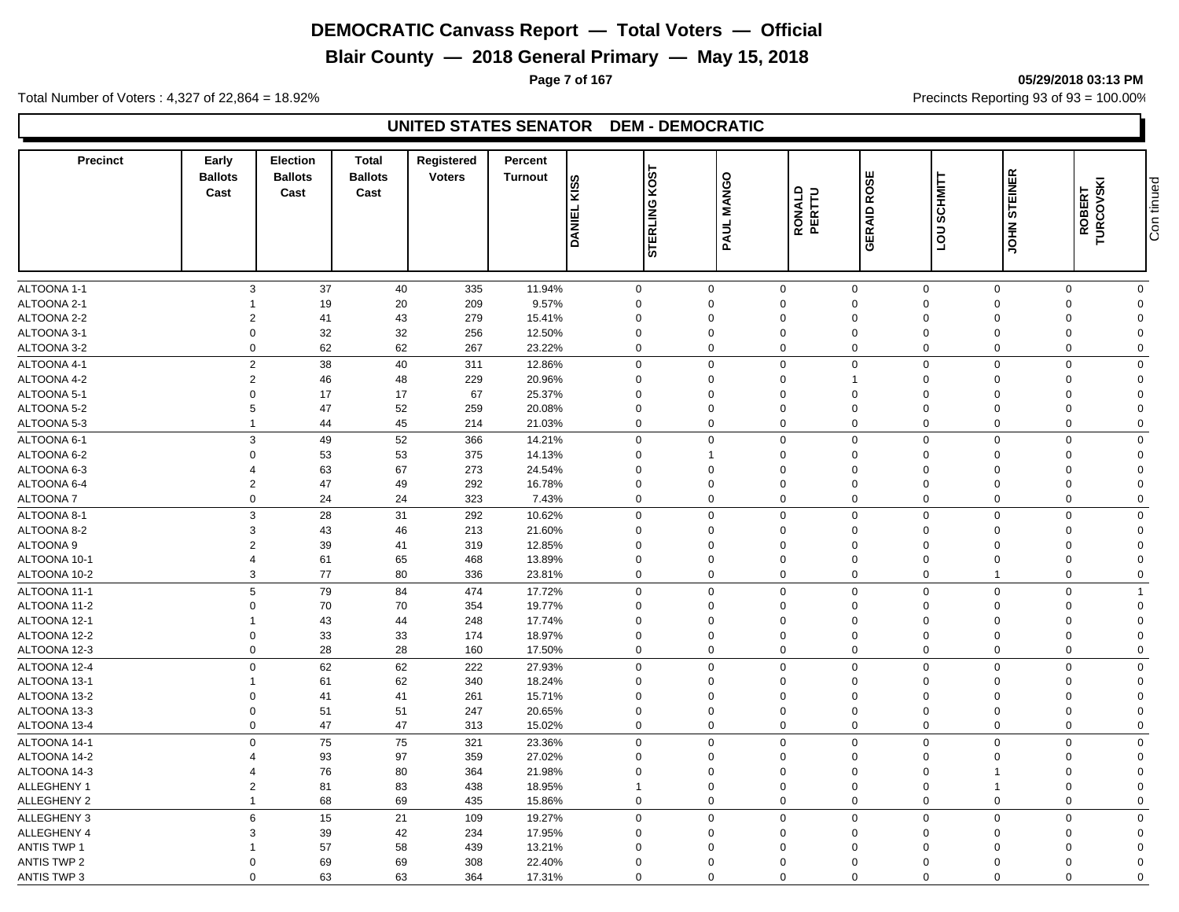# DEMOCRATIC Canvass Report — Total Voters — Official

## Blair County — 2018 General Primary — May 15, 2018

05/29/2018 03:13 PM

Total Number of Voters : 4,327 of 22,864 = 18.92%

Precincts Reporting 93 of 93 = 100.00%

## UNITED STATES SENATOR DEM - DEMOCRATIC

| Precinct | Early Ballots Cast | Election Ballots Cast | Total Ballots Cast | Registered Voters | Percent Turnout | DANIEL KISS | STERLING KOST | PAUL MANGO | RONALD PERTTU | GERAID ROSE | LOU SCHMITT | JOHN STEINER | ROBERT TURCOVSKI |
|---|---|---|---|---|---|---|---|---|---|---|---|---|---|
| ALTOONA 1-1 | 3 | 37 | 40 | 335 | 11.94% | 0 | 0 | 0 | 0 | 0 | 0 | 0 | 0 |
| ALTOONA 2-1 | 1 | 19 | 20 | 209 | 9.57% | 0 | 0 | 0 | 0 | 0 | 0 | 0 | 0 |
| ALTOONA 2-2 | 2 | 41 | 43 | 279 | 15.41% | 0 | 0 | 0 | 0 | 0 | 0 | 0 | 0 |
| ALTOONA 3-1 | 0 | 32 | 32 | 256 | 12.50% | 0 | 0 | 0 | 0 | 0 | 0 | 0 | 0 |
| ALTOONA 3-2 | 0 | 62 | 62 | 267 | 23.22% | 0 | 0 | 0 | 0 | 0 | 0 | 0 | 0 |
| ALTOONA 4-1 | 2 | 38 | 40 | 311 | 12.86% | 0 | 0 | 0 | 0 | 0 | 0 | 0 | 0 |
| ALTOONA 4-2 | 2 | 46 | 48 | 229 | 20.96% | 0 | 0 | 0 | 1 | 0 | 0 | 0 | 0 |
| ALTOONA 5-1 | 0 | 17 | 17 | 67 | 25.37% | 0 | 0 | 0 | 0 | 0 | 0 | 0 | 0 |
| ALTOONA 5-2 | 5 | 47 | 52 | 259 | 20.08% | 0 | 0 | 0 | 0 | 0 | 0 | 0 | 0 |
| ALTOONA 5-3 | 1 | 44 | 45 | 214 | 21.03% | 0 | 0 | 0 | 0 | 0 | 0 | 0 | 0 |
| ALTOONA 6-1 | 3 | 49 | 52 | 366 | 14.21% | 0 | 0 | 0 | 0 | 0 | 0 | 0 | 0 |
| ALTOONA 6-2 | 0 | 53 | 53 | 375 | 14.13% | 0 | 1 | 0 | 0 | 0 | 0 | 0 | 0 |
| ALTOONA 6-3 | 4 | 63 | 67 | 273 | 24.54% | 0 | 0 | 0 | 0 | 0 | 0 | 0 | 0 |
| ALTOONA 6-4 | 2 | 47 | 49 | 292 | 16.78% | 0 | 0 | 0 | 0 | 0 | 0 | 0 | 0 |
| ALTOONA 7 | 0 | 24 | 24 | 323 | 7.43% | 0 | 0 | 0 | 0 | 0 | 0 | 0 | 0 |
| ALTOONA 8-1 | 3 | 28 | 31 | 292 | 10.62% | 0 | 0 | 0 | 0 | 0 | 0 | 0 | 0 |
| ALTOONA 8-2 | 3 | 43 | 46 | 213 | 21.60% | 0 | 0 | 0 | 0 | 0 | 0 | 0 | 0 |
| ALTOONA 9 | 2 | 39 | 41 | 319 | 12.85% | 0 | 0 | 0 | 0 | 0 | 0 | 0 | 0 |
| ALTOONA 10-1 | 4 | 61 | 65 | 468 | 13.89% | 0 | 0 | 0 | 0 | 0 | 0 | 0 | 0 |
| ALTOONA 10-2 | 3 | 77 | 80 | 336 | 23.81% | 0 | 0 | 0 | 0 | 0 | 1 | 0 | 0 |
| ALTOONA 11-1 | 5 | 79 | 84 | 474 | 17.72% | 0 | 0 | 0 | 0 | 0 | 0 | 0 | 1 |
| ALTOONA 11-2 | 0 | 70 | 70 | 354 | 19.77% | 0 | 0 | 0 | 0 | 0 | 0 | 0 | 0 |
| ALTOONA 12-1 | 1 | 43 | 44 | 248 | 17.74% | 0 | 0 | 0 | 0 | 0 | 0 | 0 | 0 |
| ALTOONA 12-2 | 0 | 33 | 33 | 174 | 18.97% | 0 | 0 | 0 | 0 | 0 | 0 | 0 | 0 |
| ALTOONA 12-3 | 0 | 28 | 28 | 160 | 17.50% | 0 | 0 | 0 | 0 | 0 | 0 | 0 | 0 |
| ALTOONA 12-4 | 0 | 62 | 62 | 222 | 27.93% | 0 | 0 | 0 | 0 | 0 | 0 | 0 | 0 |
| ALTOONA 13-1 | 1 | 61 | 62 | 340 | 18.24% | 0 | 0 | 0 | 0 | 0 | 0 | 0 | 0 |
| ALTOONA 13-2 | 0 | 41 | 41 | 261 | 15.71% | 0 | 0 | 0 | 0 | 0 | 0 | 0 | 0 |
| ALTOONA 13-3 | 0 | 51 | 51 | 247 | 20.65% | 0 | 0 | 0 | 0 | 0 | 0 | 0 | 0 |
| ALTOONA 13-4 | 0 | 47 | 47 | 313 | 15.02% | 0 | 0 | 0 | 0 | 0 | 0 | 0 | 0 |
| ALTOONA 14-1 | 0 | 75 | 75 | 321 | 23.36% | 0 | 0 | 0 | 0 | 0 | 0 | 0 | 0 |
| ALTOONA 14-2 | 4 | 93 | 97 | 359 | 27.02% | 0 | 0 | 0 | 0 | 0 | 0 | 0 | 0 |
| ALTOONA 14-3 | 4 | 76 | 80 | 364 | 21.98% | 0 | 0 | 0 | 0 | 0 | 1 | 0 | 0 |
| ALLEGHENY 1 | 2 | 81 | 83 | 438 | 18.95% | 1 | 0 | 0 | 0 | 0 | 1 | 0 | 0 |
| ALLEGHENY 2 | 1 | 68 | 69 | 435 | 15.86% | 0 | 0 | 0 | 0 | 0 | 0 | 0 | 0 |
| ALLEGHENY 3 | 6 | 15 | 21 | 109 | 19.27% | 0 | 0 | 0 | 0 | 0 | 0 | 0 | 0 |
| ALLEGHENY 4 | 3 | 39 | 42 | 234 | 17.95% | 0 | 0 | 0 | 0 | 0 | 0 | 0 | 0 |
| ANTIS TWP 1 | 1 | 57 | 58 | 439 | 13.21% | 0 | 0 | 0 | 0 | 0 | 0 | 0 | 0 |
| ANTIS TWP 2 | 0 | 69 | 69 | 308 | 22.40% | 0 | 0 | 0 | 0 | 0 | 0 | 0 | 0 |
| ANTIS TWP 3 | 0 | 63 | 63 | 364 | 17.31% | 0 | 0 | 0 | 0 | 0 | 0 | 0 | 0 |

Continued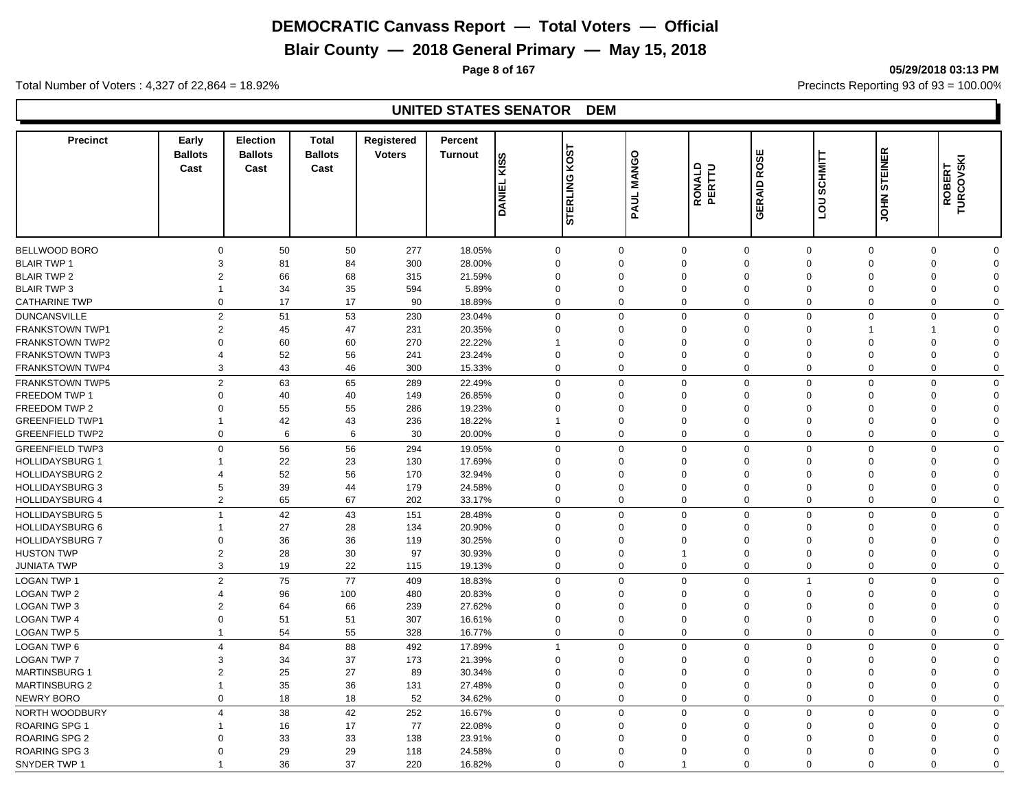# DEMOCRATIC Canvass Report — Total Voters — Official

## Blair County — 2018 General Primary — May 15, 2018

05/29/2018 03:13 PM

Total Number of Voters : 4,327 of 22,864 = 18.92%

Precincts Reporting 93 of 93 = 100.00%

### UNITED STATES SENATOR DEM

| Precinct | Early Ballots Cast | Election Ballots Cast | Total Ballots Cast | Registered Voters | Percent Turnout | DANIEL KISS | STERLING KOST | PAUL MANGO | RONALD PERTTU | GERAID ROSE | LOU SCHMITT | JOHN STEINER | ROBERT TURCOVSKI |
|---|---|---|---|---|---|---|---|---|---|---|---|---|---|
| BELLWOOD BORO | 0 | 50 | 50 | 277 | 18.05% | 0 | 0 | 0 | 0 | 0 | 0 | 0 | 0 |
| BLAIR TWP 1 | 3 | 81 | 84 | 300 | 28.00% | 0 | 0 | 0 | 0 | 0 | 0 | 0 | 0 |
| BLAIR TWP 2 | 2 | 66 | 68 | 315 | 21.59% | 0 | 0 | 0 | 0 | 0 | 0 | 0 | 0 |
| BLAIR TWP 3 | 1 | 34 | 35 | 594 | 5.89% | 0 | 0 | 0 | 0 | 0 | 0 | 0 | 0 |
| CATHARINE TWP | 0 | 17 | 17 | 90 | 18.89% | 0 | 0 | 0 | 0 | 0 | 0 | 0 | 0 |
| DUNCANSVILLE | 2 | 51 | 53 | 230 | 23.04% | 0 | 0 | 0 | 0 | 0 | 0 | 0 | 0 |
| FRANKSTOWN TWP1 | 2 | 45 | 47 | 231 | 20.35% | 0 | 0 | 0 | 0 | 0 | 1 | 1 | 0 |
| FRANKSTOWN TWP2 | 0 | 60 | 60 | 270 | 22.22% | 1 | 0 | 0 | 0 | 0 | 0 | 0 | 0 |
| FRANKSTOWN TWP3 | 4 | 52 | 56 | 241 | 23.24% | 0 | 0 | 0 | 0 | 0 | 0 | 0 | 0 |
| FRANKSTOWN TWP4 | 3 | 43 | 46 | 300 | 15.33% | 0 | 0 | 0 | 0 | 0 | 0 | 0 | 0 |
| FRANKSTOWN TWP5 | 2 | 63 | 65 | 289 | 22.49% | 0 | 0 | 0 | 0 | 0 | 0 | 0 | 0 |
| FREEDOM TWP 1 | 0 | 40 | 40 | 149 | 26.85% | 0 | 0 | 0 | 0 | 0 | 0 | 0 | 0 |
| FREEDOM TWP 2 | 0 | 55 | 55 | 286 | 19.23% | 0 | 0 | 0 | 0 | 0 | 0 | 0 | 0 |
| GREENFIELD TWP1 | 1 | 42 | 43 | 236 | 18.22% | 1 | 0 | 0 | 0 | 0 | 0 | 0 | 0 |
| GREENFIELD TWP2 | 0 | 6 | 6 | 30 | 20.00% | 0 | 0 | 0 | 0 | 0 | 0 | 0 | 0 |
| GREENFIELD TWP3 | 0 | 56 | 56 | 294 | 19.05% | 0 | 0 | 0 | 0 | 0 | 0 | 0 | 0 |
| HOLLIDAYSBURG 1 | 1 | 22 | 23 | 130 | 17.69% | 0 | 0 | 0 | 0 | 0 | 0 | 0 | 0 |
| HOLLIDAYSBURG 2 | 4 | 52 | 56 | 170 | 32.94% | 0 | 0 | 0 | 0 | 0 | 0 | 0 | 0 |
| HOLLIDAYSBURG 3 | 5 | 39 | 44 | 179 | 24.58% | 0 | 0 | 0 | 0 | 0 | 0 | 0 | 0 |
| HOLLIDAYSBURG 4 | 2 | 65 | 67 | 202 | 33.17% | 0 | 0 | 0 | 0 | 0 | 0 | 0 | 0 |
| HOLLIDAYSBURG 5 | 1 | 42 | 43 | 151 | 28.48% | 0 | 0 | 0 | 0 | 0 | 0 | 0 | 0 |
| HOLLIDAYSBURG 6 | 1 | 27 | 28 | 134 | 20.90% | 0 | 0 | 0 | 0 | 0 | 0 | 0 | 0 |
| HOLLIDAYSBURG 7 | 0 | 36 | 36 | 119 | 30.25% | 0 | 0 | 0 | 0 | 0 | 0 | 0 | 0 |
| HUSTON TWP | 2 | 28 | 30 | 97 | 30.93% | 0 | 0 | 1 | 0 | 0 | 0 | 0 | 0 |
| JUNIATA TWP | 3 | 19 | 22 | 115 | 19.13% | 0 | 0 | 0 | 0 | 0 | 0 | 0 | 0 |
| LOGAN TWP 1 | 2 | 75 | 77 | 409 | 18.83% | 0 | 0 | 0 | 0 | 1 | 0 | 0 | 0 |
| LOGAN TWP 2 | 4 | 96 | 100 | 480 | 20.83% | 0 | 0 | 0 | 0 | 0 | 0 | 0 | 0 |
| LOGAN TWP 3 | 2 | 64 | 66 | 239 | 27.62% | 0 | 0 | 0 | 0 | 0 | 0 | 0 | 0 |
| LOGAN TWP 4 | 0 | 51 | 51 | 307 | 16.61% | 0 | 0 | 0 | 0 | 0 | 0 | 0 | 0 |
| LOGAN TWP 5 | 1 | 54 | 55 | 328 | 16.77% | 0 | 0 | 0 | 0 | 0 | 0 | 0 | 0 |
| LOGAN TWP 6 | 4 | 84 | 88 | 492 | 17.89% | 1 | 0 | 0 | 0 | 0 | 0 | 0 | 0 |
| LOGAN TWP 7 | 3 | 34 | 37 | 173 | 21.39% | 0 | 0 | 0 | 0 | 0 | 0 | 0 | 0 |
| MARTINSBURG 1 | 2 | 25 | 27 | 89 | 30.34% | 0 | 0 | 0 | 0 | 0 | 0 | 0 | 0 |
| MARTINSBURG 2 | 1 | 35 | 36 | 131 | 27.48% | 0 | 0 | 0 | 0 | 0 | 0 | 0 | 0 |
| NEWRY BORO | 0 | 18 | 18 | 52 | 34.62% | 0 | 0 | 0 | 0 | 0 | 0 | 0 | 0 |
| NORTH WOODBURY | 4 | 38 | 42 | 252 | 16.67% | 0 | 0 | 0 | 0 | 0 | 0 | 0 | 0 |
| ROARING SPG 1 | 1 | 16 | 17 | 77 | 22.08% | 0 | 0 | 0 | 0 | 0 | 0 | 0 | 0 |
| ROARING SPG 2 | 0 | 33 | 33 | 138 | 23.91% | 0 | 0 | 0 | 0 | 0 | 0 | 0 | 0 |
| ROARING SPG 3 | 0 | 29 | 29 | 118 | 24.58% | 0 | 0 | 0 | 0 | 0 | 0 | 0 | 0 |
| SNYDER TWP 1 | 1 | 36 | 37 | 220 | 16.82% | 0 | 0 | 1 | 0 | 0 | 0 | 0 | 0 |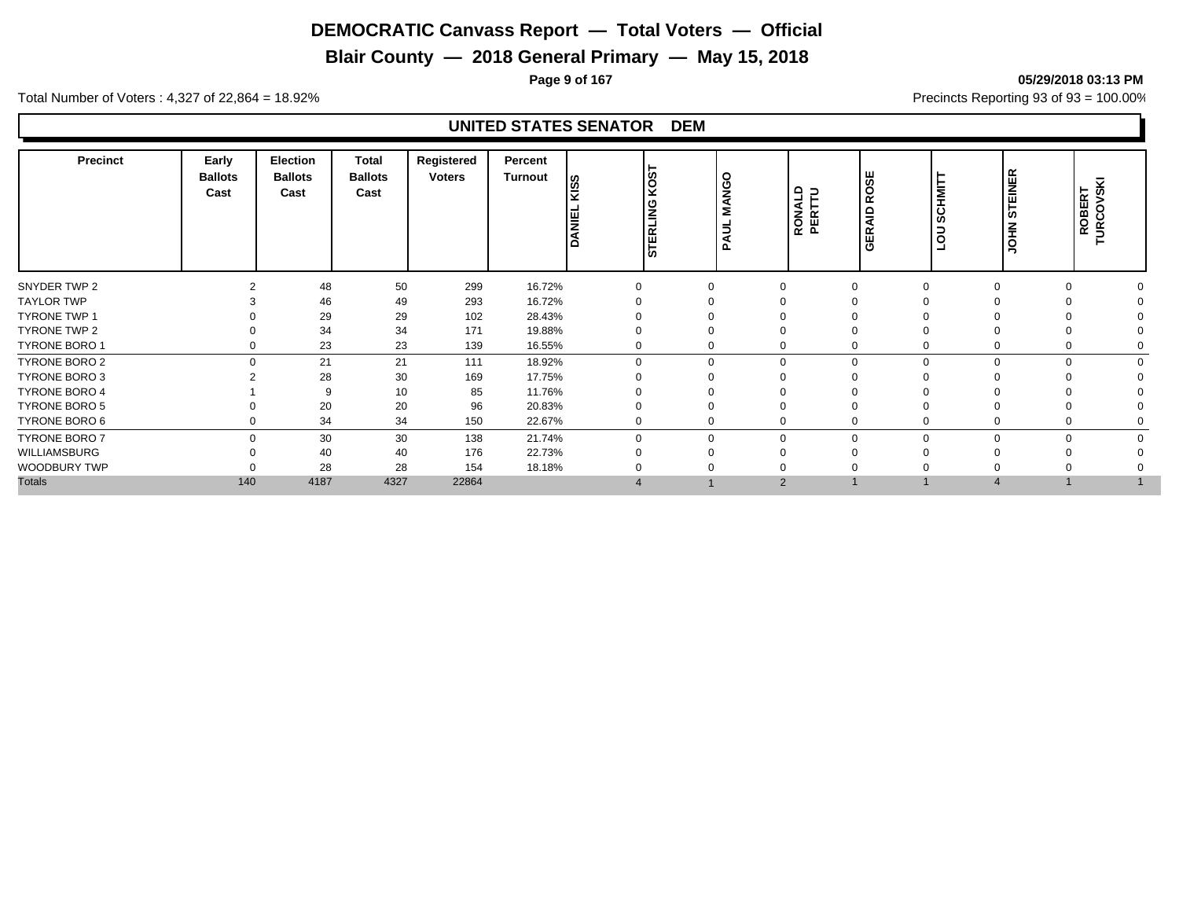# DEMOCRATIC Canvass Report — Total Voters — Official

## Blair County — 2018 General Primary — May 15, 2018

05/29/2018 03:13 PM

Total Number of Voters : 4,327 of 22,864 = 18.92%

Precincts Reporting 93 of 93 = 100.00%

### UNITED STATES SENATOR DEM

| Precinct | Early Ballots Cast | Election Ballots Cast | Total Ballots Cast | Registered Voters | Percent Turnout | DANIEL KISS | STERLING KOST | PAUL MANGO | RONALD PERTTU | GERAID ROSE | LOU SCHMITT | JOHN STEINER | ROBERT TURCOVSKI |
|---|---|---|---|---|---|---|---|---|---|---|---|---|---|
| SNYDER TWP 2 | 2 | 48 | 50 | 299 | 16.72% | 0 | 0 | 0 | 0 | 0 | 0 | 0 | 0 |
| TAYLOR TWP | 3 | 46 | 49 | 293 | 16.72% | 0 | 0 | 0 | 0 | 0 | 0 | 0 | 0 |
| TYRONE TWP 1 | 0 | 29 | 29 | 102 | 28.43% | 0 | 0 | 0 | 0 | 0 | 0 | 0 | 0 |
| TYRONE TWP 2 | 0 | 34 | 34 | 171 | 19.88% | 0 | 0 | 0 | 0 | 0 | 0 | 0 | 0 |
| TYRONE BORO 1 | 0 | 23 | 23 | 139 | 16.55% | 0 | 0 | 0 | 0 | 0 | 0 | 0 | 0 |
| TYRONE BORO 2 | 0 | 21 | 21 | 111 | 18.92% | 0 | 0 | 0 | 0 | 0 | 0 | 0 | 0 |
| TYRONE BORO 3 | 2 | 28 | 30 | 169 | 17.75% | 0 | 0 | 0 | 0 | 0 | 0 | 0 | 0 |
| TYRONE BORO 4 | 1 | 9 | 10 | 85 | 11.76% | 0 | 0 | 0 | 0 | 0 | 0 | 0 | 0 |
| TYRONE BORO 5 | 0 | 20 | 20 | 96 | 20.83% | 0 | 0 | 0 | 0 | 0 | 0 | 0 | 0 |
| TYRONE BORO 6 | 0 | 34 | 34 | 150 | 22.67% | 0 | 0 | 0 | 0 | 0 | 0 | 0 | 0 |
| TYRONE BORO 7 | 0 | 30 | 30 | 138 | 21.74% | 0 | 0 | 0 | 0 | 0 | 0 | 0 | 0 |
| WILLIAMSBURG | 0 | 40 | 40 | 176 | 22.73% | 0 | 0 | 0 | 0 | 0 | 0 | 0 | 0 |
| WOODBURY TWP | 0 | 28 | 28 | 154 | 18.18% | 0 | 0 | 0 | 0 | 0 | 0 | 0 | 0 |
| Totals | 140 | 4187 | 4327 | 22864 | | 4 | 1 | 2 | 1 | 1 | 4 | 1 | 1 |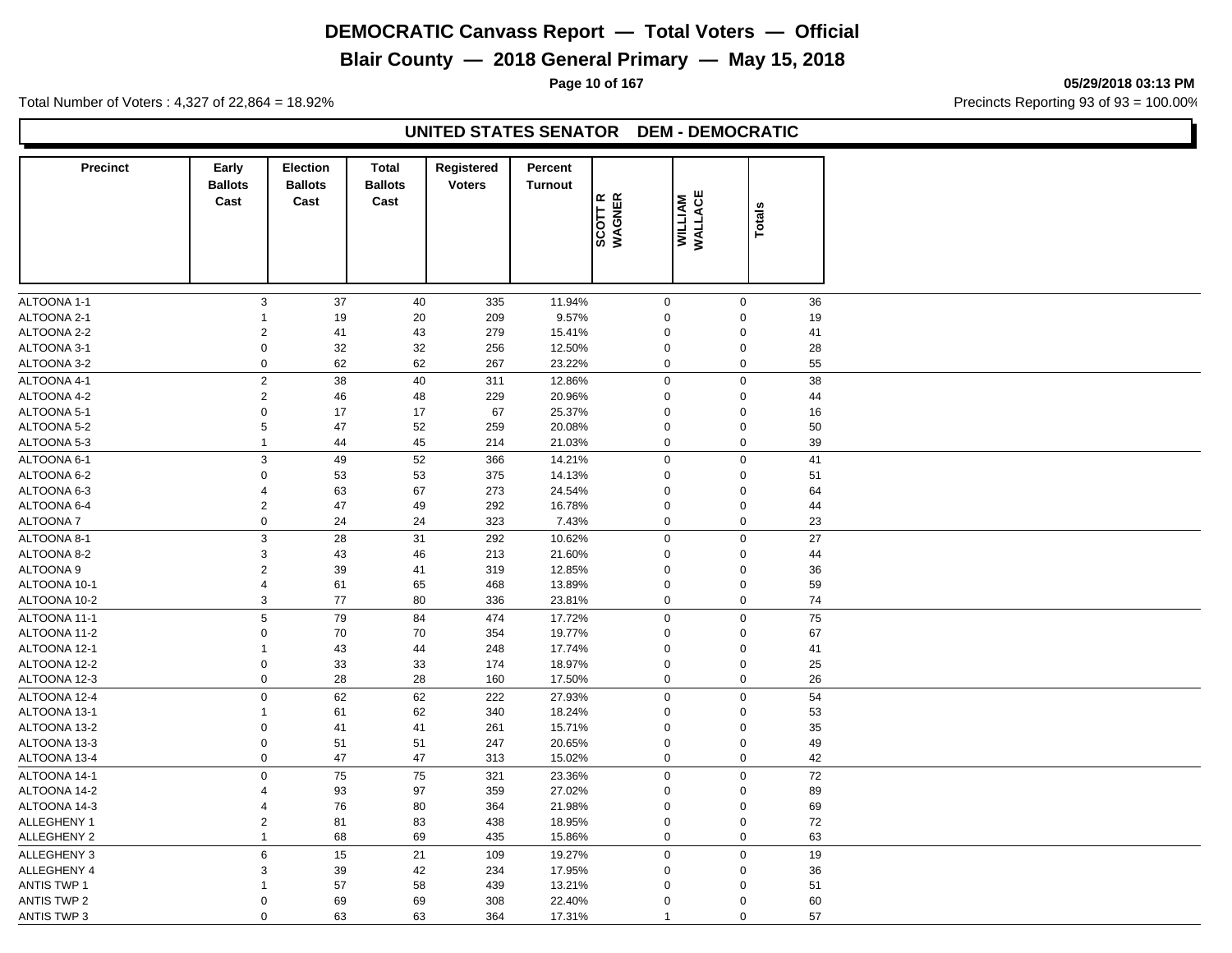# DEMOCRATIC Canvass Report — Total Voters — Official

## Blair County — 2018 General Primary — May 15, 2018

05/29/2018 03:13 PM

Total Number of Voters : 4,327 of 22,864 = 18.92%

Precincts Reporting 93 of 93 = 100.00%

### UNITED STATES SENATOR DEM - DEMOCRATIC

| Precinct | Early Ballots Cast | Election Ballots Cast | Total Ballots Cast | Registered Voters | Percent Turnout | SCOTT R WAGNER | WILLIAM WALLACE | Totals |
|---|---|---|---|---|---|---|---|---|
| ALTOONA 1-1 | 3 | 37 | 40 | 335 | 11.94% | 0 | 0 | 36 |
| ALTOONA 2-1 | 1 | 19 | 20 | 209 | 9.57% | 0 | 0 | 19 |
| ALTOONA 2-2 | 2 | 41 | 43 | 279 | 15.41% | 0 | 0 | 41 |
| ALTOONA 3-1 | 0 | 32 | 32 | 256 | 12.50% | 0 | 0 | 28 |
| ALTOONA 3-2 | 0 | 62 | 62 | 267 | 23.22% | 0 | 0 | 55 |
| ALTOONA 4-1 | 2 | 38 | 40 | 311 | 12.86% | 0 | 0 | 38 |
| ALTOONA 4-2 | 2 | 46 | 48 | 229 | 20.96% | 0 | 0 | 44 |
| ALTOONA 5-1 | 0 | 17 | 17 | 67 | 25.37% | 0 | 0 | 16 |
| ALTOONA 5-2 | 5 | 47 | 52 | 259 | 20.08% | 0 | 0 | 50 |
| ALTOONA 5-3 | 1 | 44 | 45 | 214 | 21.03% | 0 | 0 | 39 |
| ALTOONA 6-1 | 3 | 49 | 52 | 366 | 14.21% | 0 | 0 | 41 |
| ALTOONA 6-2 | 0 | 53 | 53 | 375 | 14.13% | 0 | 0 | 51 |
| ALTOONA 6-3 | 4 | 63 | 67 | 273 | 24.54% | 0 | 0 | 64 |
| ALTOONA 6-4 | 2 | 47 | 49 | 292 | 16.78% | 0 | 0 | 44 |
| ALTOONA 7 | 0 | 24 | 24 | 323 | 7.43% | 0 | 0 | 23 |
| ALTOONA 8-1 | 3 | 28 | 31 | 292 | 10.62% | 0 | 0 | 27 |
| ALTOONA 8-2 | 3 | 43 | 46 | 213 | 21.60% | 0 | 0 | 44 |
| ALTOONA 9 | 2 | 39 | 41 | 319 | 12.85% | 0 | 0 | 36 |
| ALTOONA 10-1 | 4 | 61 | 65 | 468 | 13.89% | 0 | 0 | 59 |
| ALTOONA 10-2 | 3 | 77 | 80 | 336 | 23.81% | 0 | 0 | 74 |
| ALTOONA 11-1 | 5 | 79 | 84 | 474 | 17.72% | 0 | 0 | 75 |
| ALTOONA 11-2 | 0 | 70 | 70 | 354 | 19.77% | 0 | 0 | 67 |
| ALTOONA 12-1 | 1 | 43 | 44 | 248 | 17.74% | 0 | 0 | 41 |
| ALTOONA 12-2 | 0 | 33 | 33 | 174 | 18.97% | 0 | 0 | 25 |
| ALTOONA 12-3 | 0 | 28 | 28 | 160 | 17.50% | 0 | 0 | 26 |
| ALTOONA 12-4 | 0 | 62 | 62 | 222 | 27.93% | 0 | 0 | 54 |
| ALTOONA 13-1 | 1 | 61 | 62 | 340 | 18.24% | 0 | 0 | 53 |
| ALTOONA 13-2 | 0 | 41 | 41 | 261 | 15.71% | 0 | 0 | 35 |
| ALTOONA 13-3 | 0 | 51 | 51 | 247 | 20.65% | 0 | 0 | 49 |
| ALTOONA 13-4 | 0 | 47 | 47 | 313 | 15.02% | 0 | 0 | 42 |
| ALTOONA 14-1 | 0 | 75 | 75 | 321 | 23.36% | 0 | 0 | 72 |
| ALTOONA 14-2 | 4 | 93 | 97 | 359 | 27.02% | 0 | 0 | 89 |
| ALTOONA 14-3 | 4 | 76 | 80 | 364 | 21.98% | 0 | 0 | 69 |
| ALLEGHENY 1 | 2 | 81 | 83 | 438 | 18.95% | 0 | 0 | 72 |
| ALLEGHENY 2 | 1 | 68 | 69 | 435 | 15.86% | 0 | 0 | 63 |
| ALLEGHENY 3 | 6 | 15 | 21 | 109 | 19.27% | 0 | 0 | 19 |
| ALLEGHENY 4 | 3 | 39 | 42 | 234 | 17.95% | 0 | 0 | 36 |
| ANTIS TWP 1 | 1 | 57 | 58 | 439 | 13.21% | 0 | 0 | 51 |
| ANTIS TWP 2 | 0 | 69 | 69 | 308 | 22.40% | 0 | 0 | 60 |
| ANTIS TWP 3 | 0 | 63 | 63 | 364 | 17.31% | 1 | 0 | 57 |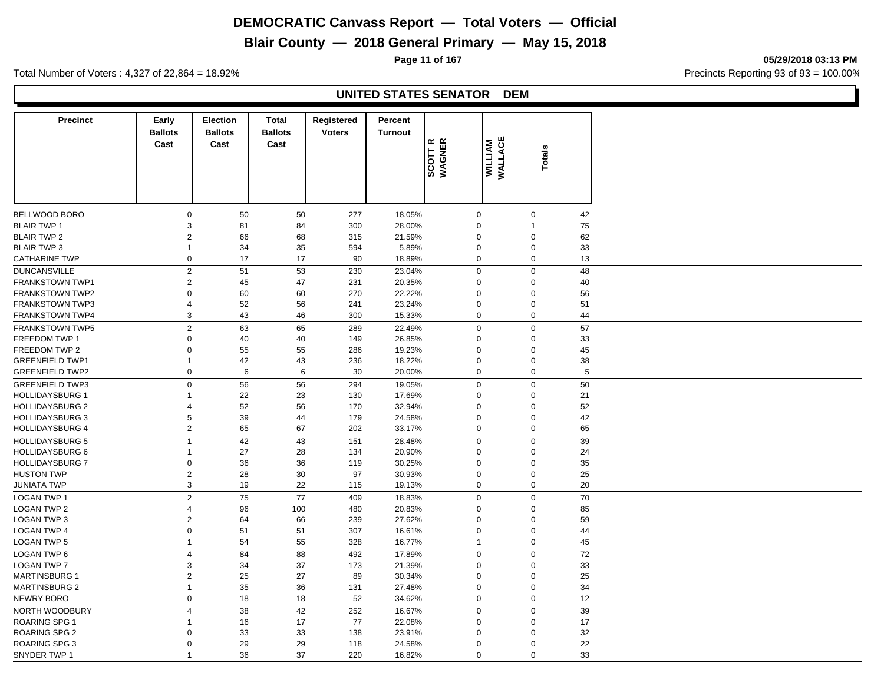# DEMOCRATIC Canvass Report — Total Voters — Official

## Blair County — 2018 General Primary — May 15, 2018

05/29/2018 03:13 PM

Total Number of Voters : 4,327 of 22,864 = 18.92%

Precincts Reporting 93 of 93 = 100.00%

### UNITED STATES SENATOR DEM

| Precinct | Early Ballots Cast | Election Ballots Cast | Total Ballots Cast | Registered Voters | Percent Turnout | SCOTT R WAGNER | WILLIAM WALLACE | Totals |
|---|---|---|---|---|---|---|---|---|
| BELLWOOD BORO | 0 | 50 | 50 | 277 | 18.05% | 0 | 0 | 42 |
| BLAIR TWP 1 | 3 | 81 | 84 | 300 | 28.00% | 0 | 1 | 75 |
| BLAIR TWP 2 | 2 | 66 | 68 | 315 | 21.59% | 0 | 0 | 62 |
| BLAIR TWP 3 | 1 | 34 | 35 | 594 | 5.89% | 0 | 0 | 33 |
| CATHARINE TWP | 0 | 17 | 17 | 90 | 18.89% | 0 | 0 | 13 |
| DUNCANSVILLE | 2 | 51 | 53 | 230 | 23.04% | 0 | 0 | 48 |
| FRANKSTOWN TWP1 | 2 | 45 | 47 | 231 | 20.35% | 0 | 0 | 40 |
| FRANKSTOWN TWP2 | 0 | 60 | 60 | 270 | 22.22% | 0 | 0 | 56 |
| FRANKSTOWN TWP3 | 4 | 52 | 56 | 241 | 23.24% | 0 | 0 | 51 |
| FRANKSTOWN TWP4 | 3 | 43 | 46 | 300 | 15.33% | 0 | 0 | 44 |
| FRANKSTOWN TWP5 | 2 | 63 | 65 | 289 | 22.49% | 0 | 0 | 57 |
| FREEDOM TWP 1 | 0 | 40 | 40 | 149 | 26.85% | 0 | 0 | 33 |
| FREEDOM TWP 2 | 0 | 55 | 55 | 286 | 19.23% | 0 | 0 | 45 |
| GREENFIELD TWP1 | 1 | 42 | 43 | 236 | 18.22% | 0 | 0 | 38 |
| GREENFIELD TWP2 | 0 | 6 | 6 | 30 | 20.00% | 0 | 0 | 5 |
| GREENFIELD TWP3 | 0 | 56 | 56 | 294 | 19.05% | 0 | 0 | 50 |
| HOLLIDAYSBURG 1 | 1 | 22 | 23 | 130 | 17.69% | 0 | 0 | 21 |
| HOLLIDAYSBURG 2 | 4 | 52 | 56 | 170 | 32.94% | 0 | 0 | 52 |
| HOLLIDAYSBURG 3 | 5 | 39 | 44 | 179 | 24.58% | 0 | 0 | 42 |
| HOLLIDAYSBURG 4 | 2 | 65 | 67 | 202 | 33.17% | 0 | 0 | 65 |
| HOLLIDAYSBURG 5 | 1 | 42 | 43 | 151 | 28.48% | 0 | 0 | 39 |
| HOLLIDAYSBURG 6 | 1 | 27 | 28 | 134 | 20.90% | 0 | 0 | 24 |
| HOLLIDAYSBURG 7 | 0 | 36 | 36 | 119 | 30.25% | 0 | 0 | 35 |
| HUSTON TWP | 2 | 28 | 30 | 97 | 30.93% | 0 | 0 | 25 |
| JUNIATA TWP | 3 | 19 | 22 | 115 | 19.13% | 0 | 0 | 20 |
| LOGAN TWP 1 | 2 | 75 | 77 | 409 | 18.83% | 0 | 0 | 70 |
| LOGAN TWP 2 | 4 | 96 | 100 | 480 | 20.83% | 0 | 0 | 85 |
| LOGAN TWP 3 | 2 | 64 | 66 | 239 | 27.62% | 0 | 0 | 59 |
| LOGAN TWP 4 | 0 | 51 | 51 | 307 | 16.61% | 0 | 0 | 44 |
| LOGAN TWP 5 | 1 | 54 | 55 | 328 | 16.77% | 1 | 0 | 45 |
| LOGAN TWP 6 | 4 | 84 | 88 | 492 | 17.89% | 0 | 0 | 72 |
| LOGAN TWP 7 | 3 | 34 | 37 | 173 | 21.39% | 0 | 0 | 33 |
| MARTINSBURG 1 | 2 | 25 | 27 | 89 | 30.34% | 0 | 0 | 25 |
| MARTINSBURG 2 | 1 | 35 | 36 | 131 | 27.48% | 0 | 0 | 34 |
| NEWRY BORO | 0 | 18 | 18 | 52 | 34.62% | 0 | 0 | 12 |
| NORTH WOODBURY | 4 | 38 | 42 | 252 | 16.67% | 0 | 0 | 39 |
| ROARING SPG 1 | 1 | 16 | 17 | 77 | 22.08% | 0 | 0 | 17 |
| ROARING SPG 2 | 0 | 33 | 33 | 138 | 23.91% | 0 | 0 | 32 |
| ROARING SPG 3 | 0 | 29 | 29 | 118 | 24.58% | 0 | 0 | 22 |
| SNYDER TWP 1 | 1 | 36 | 37 | 220 | 16.82% | 0 | 0 | 33 |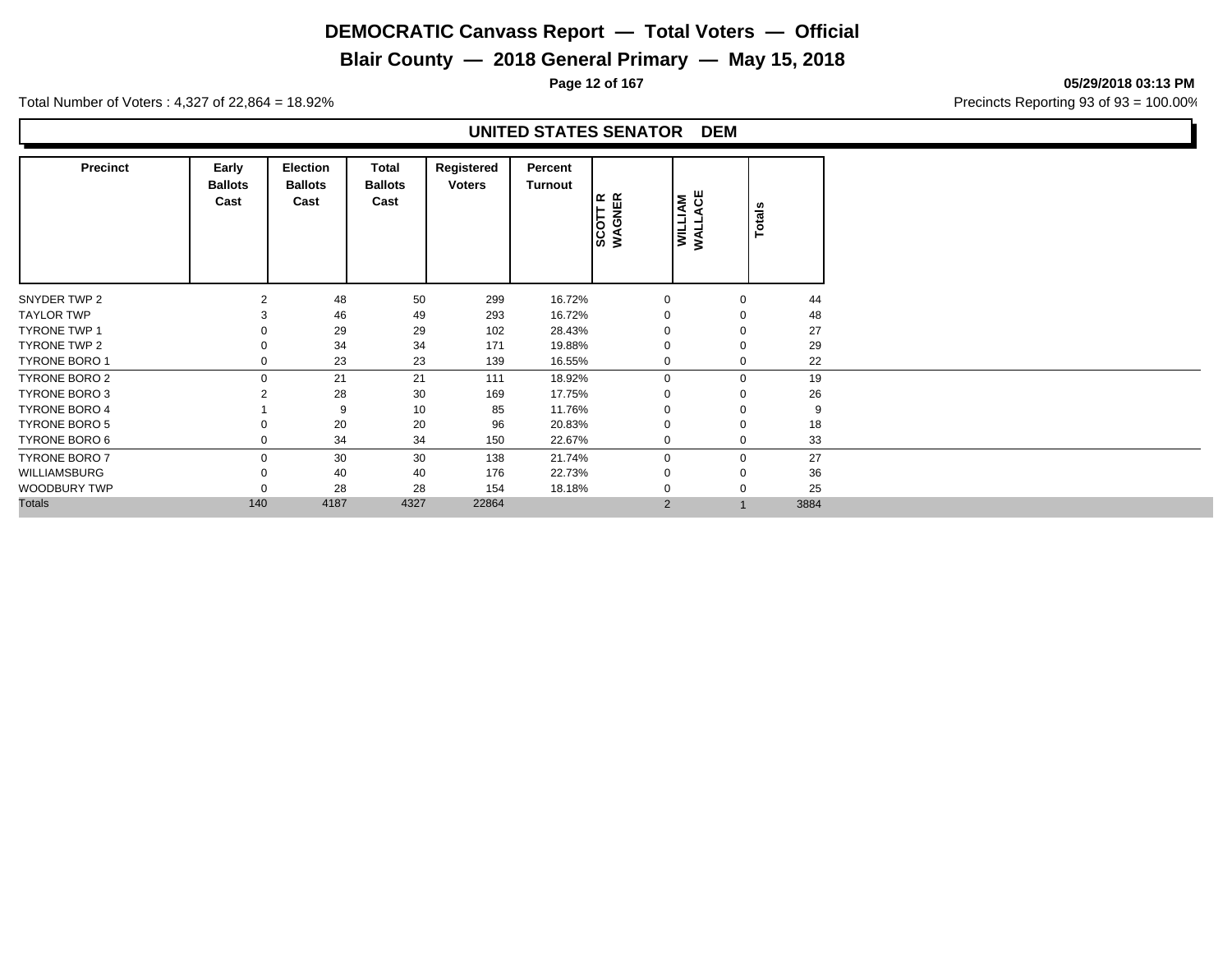# DEMOCRATIC Canvass Report — Total Voters — Official

## Blair County — 2018 General Primary — May 15, 2018

05/29/2018 03:13 PM

Total Number of Voters : 4,327 of 22,864 = 18.92%

Precincts Reporting 93 of 93 = 100.00%

### UNITED STATES SENATOR DEM

| Precinct | Early Ballots Cast | Election Ballots Cast | Total Ballots Cast | Registered Voters | Percent Turnout | SCOTT R WAGNER | WILLIAM WALLACE | Totals |
|---|---|---|---|---|---|---|---|---|
| SNYDER TWP 2 | 2 | 48 | 50 | 299 | 16.72% | 0 | 0 | 44 |
| TAYLOR TWP | 3 | 46 | 49 | 293 | 16.72% | 0 | 0 | 48 |
| TYRONE TWP 1 | 0 | 29 | 29 | 102 | 28.43% | 0 | 0 | 27 |
| TYRONE TWP 2 | 0 | 34 | 34 | 171 | 19.88% | 0 | 0 | 29 |
| TYRONE BORO 1 | 0 | 23 | 23 | 139 | 16.55% | 0 | 0 | 22 |
| TYRONE BORO 2 | 0 | 21 | 21 | 111 | 18.92% | 0 | 0 | 19 |
| TYRONE BORO 3 | 2 | 28 | 30 | 169 | 17.75% | 0 | 0 | 26 |
| TYRONE BORO 4 | 1 | 9 | 10 | 85 | 11.76% | 0 | 0 | 9 |
| TYRONE BORO 5 | 0 | 20 | 20 | 96 | 20.83% | 0 | 0 | 18 |
| TYRONE BORO 6 | 0 | 34 | 34 | 150 | 22.67% | 0 | 0 | 33 |
| TYRONE BORO 7 | 0 | 30 | 30 | 138 | 21.74% | 0 | 0 | 27 |
| WILLIAMSBURG | 0 | 40 | 40 | 176 | 22.73% | 0 | 0 | 36 |
| WOODBURY TWP | 0 | 28 | 28 | 154 | 18.18% | 0 | 0 | 25 |
| Totals | 140 | 4187 | 4327 | 22864 | | 2 | 1 | 3884 |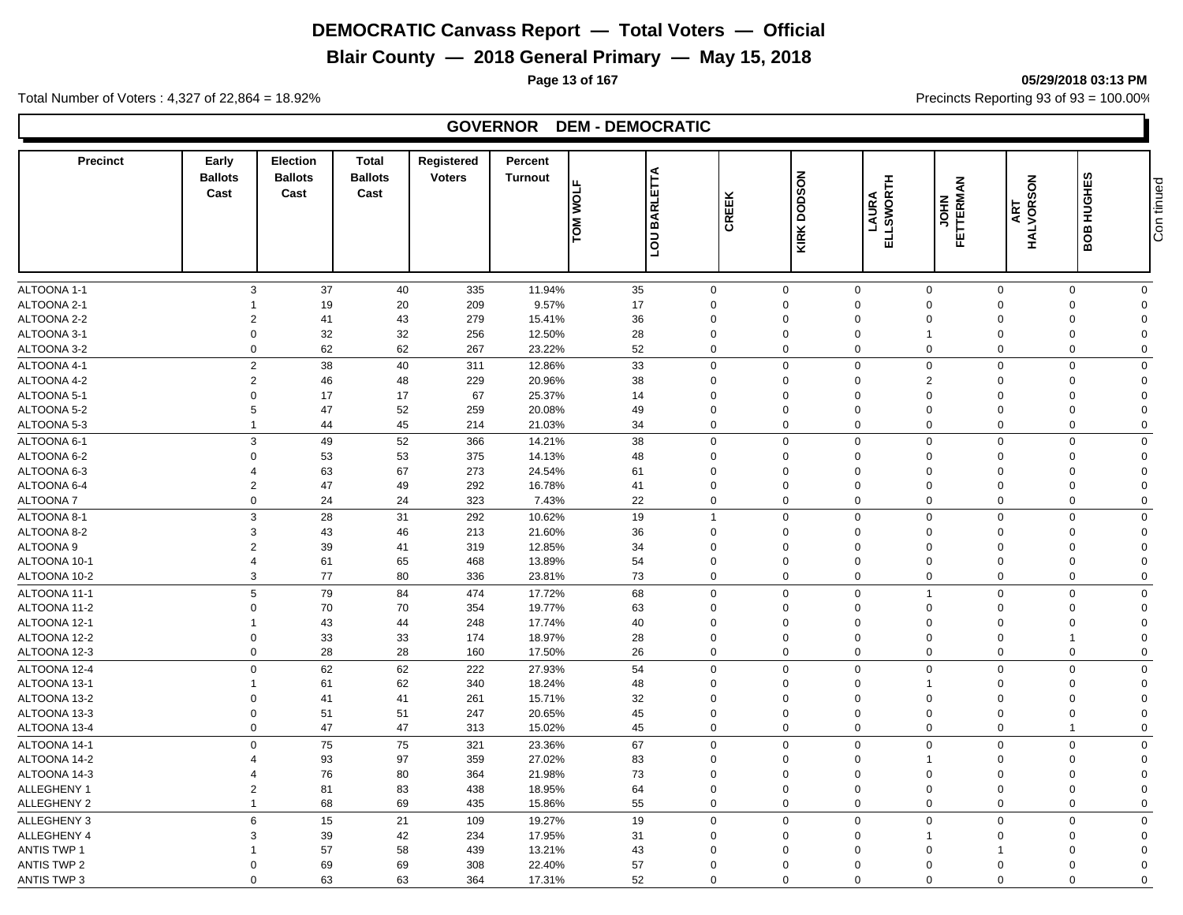# DEMOCRATIC Canvass Report — Total Voters — Official

## Blair County — 2018 General Primary — May 15, 2018

05/29/2018 03:13 PM

Total Number of Voters : 4,327 of 22,864 = 18.92%

Precincts Reporting 93 of 93 = 100.00%

### GOVERNOR DEM - DEMOCRATIC

| Precinct | Early Ballots Cast | Election Ballots Cast | Total Ballots Cast | Registered Voters | Percent Turnout | TOM WOLF | LOU BARLETTA | CREEK | KIRK DODSON | LAURA ELLSWORTH | JOHN FETTERMAN | ART HALVORSON | BOB HUGHES | Con tinued |
|---|---|---|---|---|---|---|---|---|---|---|---|---|---|---|
| ALTOONA 1-1 | 3 | 37 | 40 | 335 | 11.94% | 35 | 0 | 0 | 0 | 0 | 0 | 0 | 0 | |
| ALTOONA 2-1 | 1 | 19 | 20 | 209 | 9.57% | 17 | 0 | 0 | 0 | 0 | 0 | 0 | 0 | |
| ALTOONA 2-2 | 2 | 41 | 43 | 279 | 15.41% | 36 | 0 | 0 | 0 | 0 | 0 | 0 | 0 | |
| ALTOONA 3-1 | 0 | 32 | 32 | 256 | 12.50% | 28 | 0 | 0 | 0 | 1 | 0 | 0 | 0 | |
| ALTOONA 3-2 | 0 | 62 | 62 | 267 | 23.22% | 52 | 0 | 0 | 0 | 0 | 0 | 0 | 0 | |
| ALTOONA 4-1 | 2 | 38 | 40 | 311 | 12.86% | 33 | 0 | 0 | 0 | 0 | 0 | 0 | 0 | |
| ALTOONA 4-2 | 2 | 46 | 48 | 229 | 20.96% | 38 | 0 | 0 | 0 | 2 | 0 | 0 | 0 | |
| ALTOONA 5-1 | 0 | 17 | 17 | 67 | 25.37% | 14 | 0 | 0 | 0 | 0 | 0 | 0 | 0 | |
| ALTOONA 5-2 | 5 | 47 | 52 | 259 | 20.08% | 49 | 0 | 0 | 0 | 0 | 0 | 0 | 0 | |
| ALTOONA 5-3 | 1 | 44 | 45 | 214 | 21.03% | 34 | 0 | 0 | 0 | 0 | 0 | 0 | 0 | |
| ALTOONA 6-1 | 3 | 49 | 52 | 366 | 14.21% | 38 | 0 | 0 | 0 | 0 | 0 | 0 | 0 | |
| ALTOONA 6-2 | 0 | 53 | 53 | 375 | 14.13% | 48 | 0 | 0 | 0 | 0 | 0 | 0 | 0 | |
| ALTOONA 6-3 | 4 | 63 | 67 | 273 | 24.54% | 61 | 0 | 0 | 0 | 0 | 0 | 0 | 0 | |
| ALTOONA 6-4 | 2 | 47 | 49 | 292 | 16.78% | 41 | 0 | 0 | 0 | 0 | 0 | 0 | 0 | |
| ALTOONA 7 | 0 | 24 | 24 | 323 | 7.43% | 22 | 0 | 0 | 0 | 0 | 0 | 0 | 0 | |
| ALTOONA 8-1 | 3 | 28 | 31 | 292 | 10.62% | 19 | 1 | 0 | 0 | 0 | 0 | 0 | 0 | |
| ALTOONA 8-2 | 3 | 43 | 46 | 213 | 21.60% | 36 | 0 | 0 | 0 | 0 | 0 | 0 | 0 | |
| ALTOONA 9 | 2 | 39 | 41 | 319 | 12.85% | 34 | 0 | 0 | 0 | 0 | 0 | 0 | 0 | |
| ALTOONA 10-1 | 4 | 61 | 65 | 468 | 13.89% | 54 | 0 | 0 | 0 | 0 | 0 | 0 | 0 | |
| ALTOONA 10-2 | 3 | 77 | 80 | 336 | 23.81% | 73 | 0 | 0 | 0 | 0 | 0 | 0 | 0 | |
| ALTOONA 11-1 | 5 | 79 | 84 | 474 | 17.72% | 68 | 0 | 0 | 0 | 1 | 0 | 0 | 0 | |
| ALTOONA 11-2 | 0 | 70 | 70 | 354 | 19.77% | 63 | 0 | 0 | 0 | 0 | 0 | 0 | 0 | |
| ALTOONA 12-1 | 1 | 43 | 44 | 248 | 17.74% | 40 | 0 | 0 | 0 | 0 | 0 | 0 | 0 | |
| ALTOONA 12-2 | 0 | 33 | 33 | 174 | 18.97% | 28 | 0 | 0 | 0 | 0 | 0 | 1 | 0 | |
| ALTOONA 12-3 | 0 | 28 | 28 | 160 | 17.50% | 26 | 0 | 0 | 0 | 0 | 0 | 0 | 0 | |
| ALTOONA 12-4 | 0 | 62 | 62 | 222 | 27.93% | 54 | 0 | 0 | 0 | 0 | 0 | 0 | 0 | |
| ALTOONA 13-1 | 1 | 61 | 62 | 340 | 18.24% | 48 | 0 | 0 | 0 | 1 | 0 | 0 | 0 | |
| ALTOONA 13-2 | 0 | 41 | 41 | 261 | 15.71% | 32 | 0 | 0 | 0 | 0 | 0 | 0 | 0 | |
| ALTOONA 13-3 | 0 | 51 | 51 | 247 | 20.65% | 45 | 0 | 0 | 0 | 0 | 0 | 0 | 0 | |
| ALTOONA 13-4 | 0 | 47 | 47 | 313 | 15.02% | 45 | 0 | 0 | 0 | 0 | 0 | 1 | 0 | |
| ALTOONA 14-1 | 0 | 75 | 75 | 321 | 23.36% | 67 | 0 | 0 | 0 | 0 | 0 | 0 | 0 | |
| ALTOONA 14-2 | 4 | 93 | 97 | 359 | 27.02% | 83 | 0 | 0 | 0 | 1 | 0 | 0 | 0 | |
| ALTOONA 14-3 | 4 | 76 | 80 | 364 | 21.98% | 73 | 0 | 0 | 0 | 0 | 0 | 0 | 0 | |
| ALLEGHENY 1 | 2 | 81 | 83 | 438 | 18.95% | 64 | 0 | 0 | 0 | 0 | 0 | 0 | 0 | |
| ALLEGHENY 2 | 1 | 68 | 69 | 435 | 15.86% | 55 | 0 | 0 | 0 | 0 | 0 | 0 | 0 | |
| ALLEGHENY 3 | 6 | 15 | 21 | 109 | 19.27% | 19 | 0 | 0 | 0 | 0 | 0 | 0 | 0 | |
| ALLEGHENY 4 | 3 | 39 | 42 | 234 | 17.95% | 31 | 0 | 0 | 0 | 1 | 0 | 0 | 0 | |
| ANTIS TWP 1 | 1 | 57 | 58 | 439 | 13.21% | 43 | 0 | 0 | 0 | 0 | 1 | 0 | 0 | |
| ANTIS TWP 2 | 0 | 69 | 69 | 308 | 22.40% | 57 | 0 | 0 | 0 | 0 | 0 | 0 | 0 | |
| ANTIS TWP 3 | 0 | 63 | 63 | 364 | 17.31% | 52 | 0 | 0 | 0 | 0 | 0 | 0 | 0 | |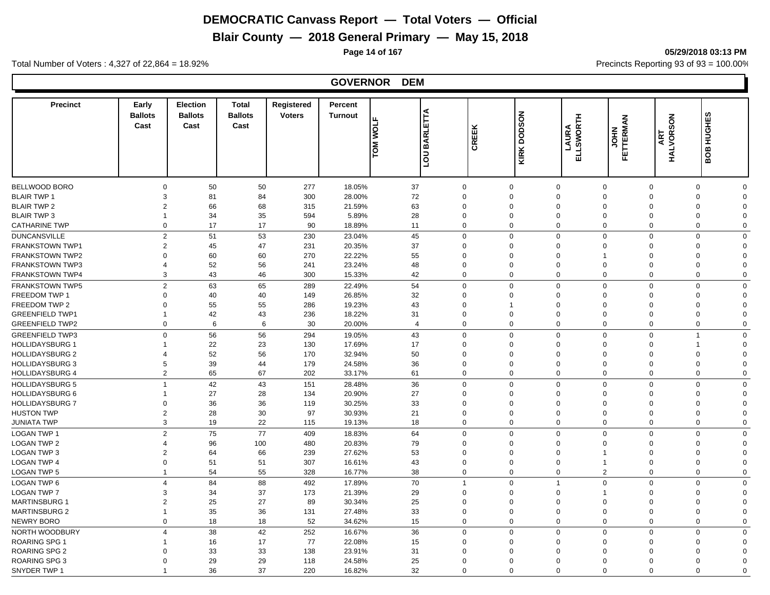# DEMOCRATIC Canvass Report — Total Voters — Official

## Blair County — 2018 General Primary — May 15, 2018

05/29/2018 03:13 PM

Total Number of Voters : 4,327 of 22,864 = 18.92%

Precincts Reporting 93 of 93 = 100.00%

### GOVERNOR DEM

| Precinct | Early Ballots Cast | Election Ballots Cast | Total Ballots Cast | Registered Voters | Percent Turnout | TOM WOLF | LOU BARLETTA | CREEK | KIRK DODSON | LAURA ELLSWORTH | JOHN FETTERMAN | ART HALVORSON | BOB HUGHES |
|---|---|---|---|---|---|---|---|---|---|---|---|---|---|
| BELLWOOD BORO | 0 | 50 | 50 | 277 | 18.05% | 37 | 0 | 0 | 0 | 0 | 0 | 0 | 0 |
| BLAIR TWP 1 | 3 | 81 | 84 | 300 | 28.00% | 72 | 0 | 0 | 0 | 0 | 0 | 0 | 0 |
| BLAIR TWP 2 | 2 | 66 | 68 | 315 | 21.59% | 63 | 0 | 0 | 0 | 0 | 0 | 0 | 0 |
| BLAIR TWP 3 | 1 | 34 | 35 | 594 | 5.89% | 28 | 0 | 0 | 0 | 0 | 0 | 0 | 0 |
| CATHARINE TWP | 0 | 17 | 17 | 90 | 18.89% | 11 | 0 | 0 | 0 | 0 | 0 | 0 | 0 |
| DUNCANSVILLE | 2 | 51 | 53 | 230 | 23.04% | 45 | 0 | 0 | 0 | 0 | 0 | 0 | 0 |
| FRANKSTOWN TWP1 | 2 | 45 | 47 | 231 | 20.35% | 37 | 0 | 0 | 0 | 0 | 0 | 0 | 0 |
| FRANKSTOWN TWP2 | 0 | 60 | 60 | 270 | 22.22% | 55 | 0 | 0 | 0 | 1 | 0 | 0 | 0 |
| FRANKSTOWN TWP3 | 4 | 52 | 56 | 241 | 23.24% | 48 | 0 | 0 | 0 | 0 | 0 | 0 | 0 |
| FRANKSTOWN TWP4 | 3 | 43 | 46 | 300 | 15.33% | 42 | 0 | 0 | 0 | 0 | 0 | 0 | 0 |
| FRANKSTOWN TWP5 | 2 | 63 | 65 | 289 | 22.49% | 54 | 0 | 0 | 0 | 0 | 0 | 0 | 0 |
| FREEDOM TWP 1 | 0 | 40 | 40 | 149 | 26.85% | 32 | 0 | 0 | 0 | 0 | 0 | 0 | 0 |
| FREEDOM TWP 2 | 0 | 55 | 55 | 286 | 19.23% | 43 | 0 | 1 | 0 | 0 | 0 | 0 | 0 |
| GREENFIELD TWP1 | 1 | 42 | 43 | 236 | 18.22% | 31 | 0 | 0 | 0 | 0 | 0 | 0 | 0 |
| GREENFIELD TWP2 | 0 | 6 | 6 | 30 | 20.00% | 4 | 0 | 0 | 0 | 0 | 0 | 0 | 0 |
| GREENFIELD TWP3 | 0 | 56 | 56 | 294 | 19.05% | 43 | 0 | 0 | 0 | 0 | 0 | 1 | 0 |
| HOLLIDAYSBURG 1 | 1 | 22 | 23 | 130 | 17.69% | 17 | 0 | 0 | 0 | 0 | 0 | 1 | 0 |
| HOLLIDAYSBURG 2 | 4 | 52 | 56 | 170 | 32.94% | 50 | 0 | 0 | 0 | 0 | 0 | 0 | 0 |
| HOLLIDAYSBURG 3 | 5 | 39 | 44 | 179 | 24.58% | 36 | 0 | 0 | 0 | 0 | 0 | 0 | 0 |
| HOLLIDAYSBURG 4 | 2 | 65 | 67 | 202 | 33.17% | 61 | 0 | 0 | 0 | 0 | 0 | 0 | 0 |
| HOLLIDAYSBURG 5 | 1 | 42 | 43 | 151 | 28.48% | 36 | 0 | 0 | 0 | 0 | 0 | 0 | 0 |
| HOLLIDAYSBURG 6 | 1 | 27 | 28 | 134 | 20.90% | 27 | 0 | 0 | 0 | 0 | 0 | 0 | 0 |
| HOLLIDAYSBURG 7 | 0 | 36 | 36 | 119 | 30.25% | 33 | 0 | 0 | 0 | 0 | 0 | 0 | 0 |
| HUSTON TWP | 2 | 28 | 30 | 97 | 30.93% | 21 | 0 | 0 | 0 | 0 | 0 | 0 | 0 |
| JUNIATA TWP | 3 | 19 | 22 | 115 | 19.13% | 18 | 0 | 0 | 0 | 0 | 0 | 0 | 0 |
| LOGAN TWP 1 | 2 | 75 | 77 | 409 | 18.83% | 64 | 0 | 0 | 0 | 0 | 0 | 0 | 0 |
| LOGAN TWP 2 | 4 | 96 | 100 | 480 | 20.83% | 79 | 0 | 0 | 0 | 0 | 0 | 0 | 0 |
| LOGAN TWP 3 | 2 | 64 | 66 | 239 | 27.62% | 53 | 0 | 0 | 0 | 1 | 0 | 0 | 0 |
| LOGAN TWP 4 | 0 | 51 | 51 | 307 | 16.61% | 43 | 0 | 0 | 0 | 1 | 0 | 0 | 0 |
| LOGAN TWP 5 | 1 | 54 | 55 | 328 | 16.77% | 38 | 0 | 0 | 0 | 2 | 0 | 0 | 0 |
| LOGAN TWP 6 | 4 | 84 | 88 | 492 | 17.89% | 70 | 1 | 0 | 1 | 0 | 0 | 0 | 0 |
| LOGAN TWP 7 | 3 | 34 | 37 | 173 | 21.39% | 29 | 0 | 0 | 0 | 1 | 0 | 0 | 0 |
| MARTINSBURG 1 | 2 | 25 | 27 | 89 | 30.34% | 25 | 0 | 0 | 0 | 0 | 0 | 0 | 0 |
| MARTINSBURG 2 | 1 | 35 | 36 | 131 | 27.48% | 33 | 0 | 0 | 0 | 0 | 0 | 0 | 0 |
| NEWRY BORO | 0 | 18 | 18 | 52 | 34.62% | 15 | 0 | 0 | 0 | 0 | 0 | 0 | 0 |
| NORTH WOODBURY | 4 | 38 | 42 | 252 | 16.67% | 36 | 0 | 0 | 0 | 0 | 0 | 0 | 0 |
| ROARING SPG 1 | 1 | 16 | 17 | 77 | 22.08% | 15 | 0 | 0 | 0 | 0 | 0 | 0 | 0 |
| ROARING SPG 2 | 0 | 33 | 33 | 138 | 23.91% | 31 | 0 | 0 | 0 | 0 | 0 | 0 | 0 |
| ROARING SPG 3 | 0 | 29 | 29 | 118 | 24.58% | 25 | 0 | 0 | 0 | 0 | 0 | 0 | 0 |
| SNYDER TWP 1 | 1 | 36 | 37 | 220 | 16.82% | 32 | 0 | 0 | 0 | 0 | 0 | 0 | 0 |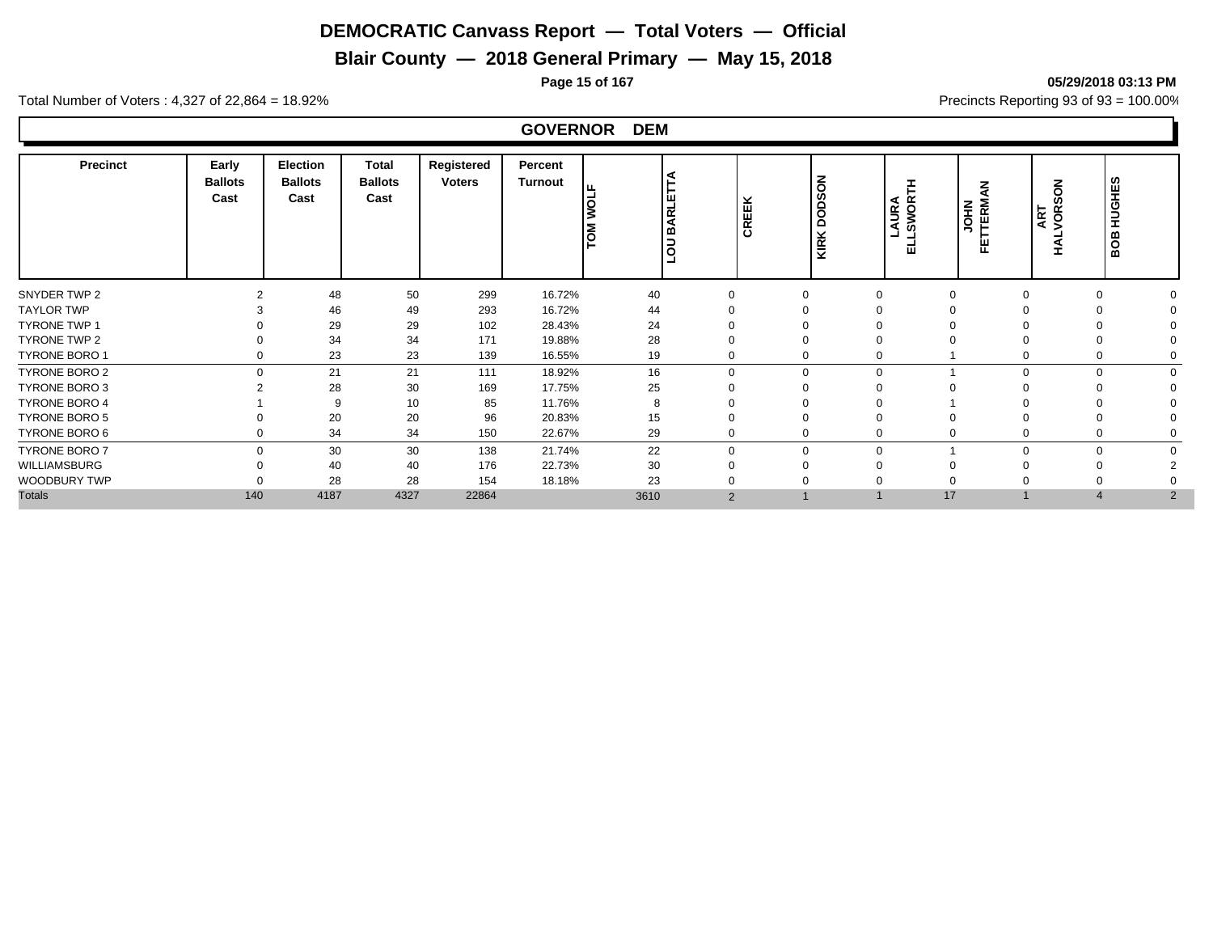# DEMOCRATIC Canvass Report — Total Voters — Official

## Blair County — 2018 General Primary — May 15, 2018

05/29/2018 03:13 PM

Total Number of Voters : 4,327 of 22,864 = 18.92%

Precincts Reporting 93 of 93 = 100.00%

### GOVERNOR DEM

| Precinct | Early Ballots Cast | Election Ballots Cast | Total Ballots Cast | Registered Voters | Percent Turnout | TOM WOLF | LOU BARLETTA | CREEK | KIRK DODSON | LAURA ELLSWORTH | JOHN FETTERMAN | ART HALVORSON | BOB HUGHES |
|---|---|---|---|---|---|---|---|---|---|---|---|---|---|
| SNYDER TWP 2 | 2 | 48 | 50 | 299 | 16.72% | 40 | 0 | 0 | 0 | 0 | 0 | 0 | 0 |
| TAYLOR TWP | 3 | 46 | 49 | 293 | 16.72% | 44 | 0 | 0 | 0 | 0 | 0 | 0 | 0 |
| TYRONE TWP 1 | 0 | 29 | 29 | 102 | 28.43% | 24 | 0 | 0 | 0 | 0 | 0 | 0 | 0 |
| TYRONE TWP 2 | 0 | 34 | 34 | 171 | 19.88% | 28 | 0 | 0 | 0 | 0 | 0 | 0 | 0 |
| TYRONE BORO 1 | 0 | 23 | 23 | 139 | 16.55% | 19 | 0 | 0 | 0 | 1 | 0 | 0 | 0 |
| TYRONE BORO 2 | 0 | 21 | 21 | 111 | 18.92% | 16 | 0 | 0 | 0 | 1 | 0 | 0 | 0 |
| TYRONE BORO 3 | 2 | 28 | 30 | 169 | 17.75% | 25 | 0 | 0 | 0 | 0 | 0 | 0 | 0 |
| TYRONE BORO 4 | 1 | 9 | 10 | 85 | 11.76% | 8 | 0 | 0 | 0 | 1 | 0 | 0 | 0 |
| TYRONE BORO 5 | 0 | 20 | 20 | 96 | 20.83% | 15 | 0 | 0 | 0 | 0 | 0 | 0 | 0 |
| TYRONE BORO 6 | 0 | 34 | 34 | 150 | 22.67% | 29 | 0 | 0 | 0 | 0 | 0 | 0 | 0 |
| TYRONE BORO 7 | 0 | 30 | 30 | 138 | 21.74% | 22 | 0 | 0 | 0 | 1 | 0 | 0 | 0 |
| WILLIAMSBURG | 0 | 40 | 40 | 176 | 22.73% | 30 | 0 | 0 | 0 | 0 | 0 | 0 | 2 |
| WOODBURY TWP | 0 | 28 | 28 | 154 | 18.18% | 23 | 0 | 0 | 0 | 0 | 0 | 0 | 0 |
| Totals | 140 | 4187 | 4327 | 22864 | | 3610 | 2 | 1 | 1 | 17 | 1 | 4 | 2 |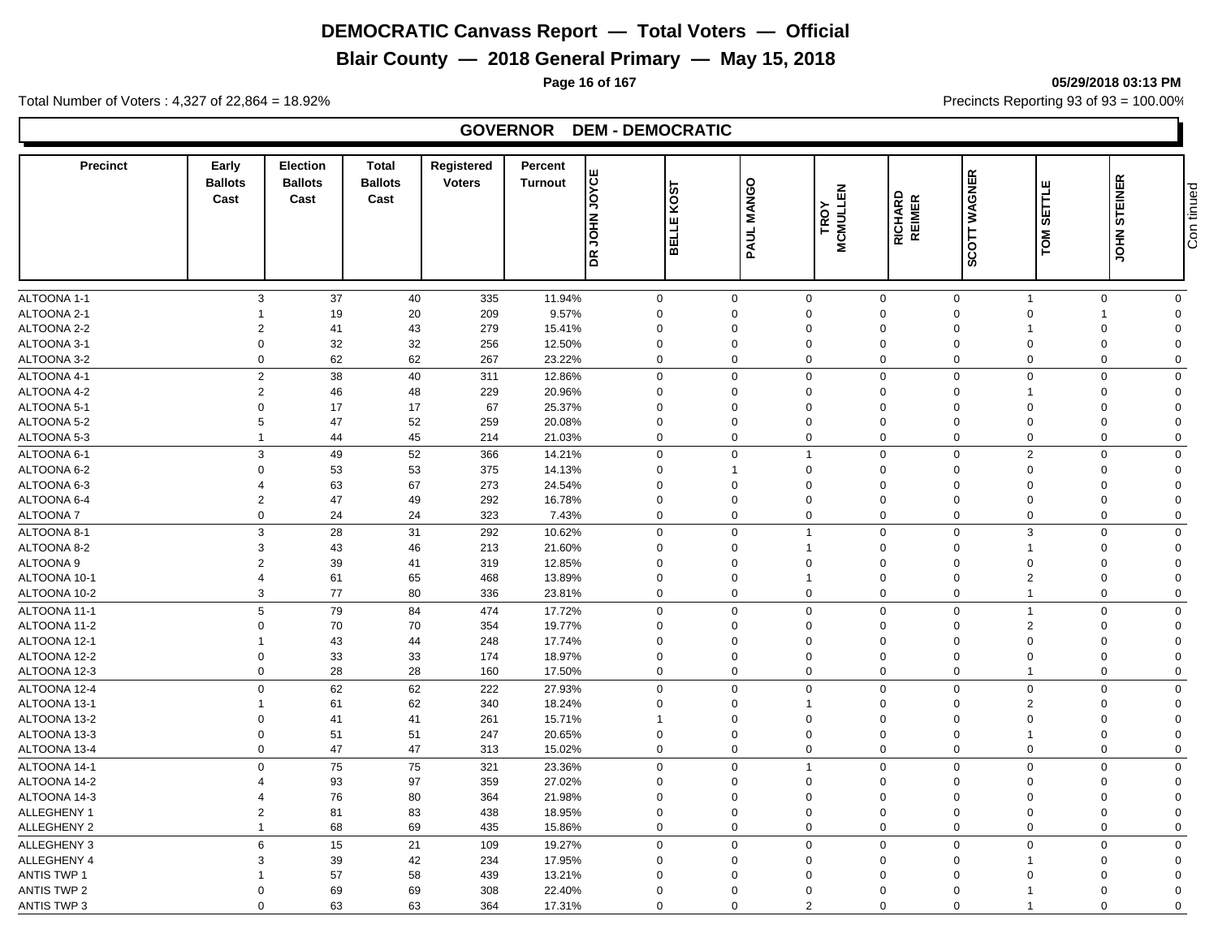# DEMOCRATIC Canvass Report — Total Voters — Official

# Blair County — 2018 General Primary — May 15, 2018

05/29/2018 03:13 PM

Total Number of Voters : 4,327 of 22,864 = 18.92%

Precincts Reporting 93 of 93 = 100.00%

## GOVERNOR DEM - DEMOCRATIC

| Precinct | Early Ballots Cast | Election Ballots Cast | Total Ballots Cast | Registered Voters | Percent Turnout | DR JOHN JOYCE | BELLE KOST | PAUL MANGO | TROY MCMULLEN | RICHARD REIMER | SCOTT WAGNER | TOM SETTLE | JOHN STEINER |
|---|---|---|---|---|---|---|---|---|---|---|---|---|---|
| ALTOONA 1-1 | 3 | 37 | 40 | 335 | 11.94% | 0 | 0 | 0 | 0 | 0 | 1 | 0 | 0 |
| ALTOONA 2-1 | 1 | 19 | 20 | 209 | 9.57% | 0 | 0 | 0 | 0 | 0 | 0 | 1 | 0 |
| ALTOONA 2-2 | 2 | 41 | 43 | 279 | 15.41% | 0 | 0 | 0 | 0 | 0 | 1 | 0 | 0 |
| ALTOONA 3-1 | 0 | 32 | 32 | 256 | 12.50% | 0 | 0 | 0 | 0 | 0 | 0 | 0 | 0 |
| ALTOONA 3-2 | 0 | 62 | 62 | 267 | 23.22% | 0 | 0 | 0 | 0 | 0 | 0 | 0 | 0 |
| ALTOONA 4-1 | 2 | 38 | 40 | 311 | 12.86% | 0 | 0 | 0 | 0 | 0 | 0 | 0 | 0 |
| ALTOONA 4-2 | 2 | 46 | 48 | 229 | 20.96% | 0 | 0 | 0 | 0 | 0 | 1 | 0 | 0 |
| ALTOONA 5-1 | 0 | 17 | 17 | 67 | 25.37% | 0 | 0 | 0 | 0 | 0 | 0 | 0 | 0 |
| ALTOONA 5-2 | 5 | 47 | 52 | 259 | 20.08% | 0 | 0 | 0 | 0 | 0 | 0 | 0 | 0 |
| ALTOONA 5-3 | 1 | 44 | 45 | 214 | 21.03% | 0 | 0 | 0 | 0 | 0 | 0 | 0 | 0 |
| ALTOONA 6-1 | 3 | 49 | 52 | 366 | 14.21% | 0 | 0 | 1 | 0 | 0 | 2 | 0 | 0 |
| ALTOONA 6-2 | 0 | 53 | 53 | 375 | 14.13% | 0 | 1 | 0 | 0 | 0 | 0 | 0 | 0 |
| ALTOONA 6-3 | 4 | 63 | 67 | 273 | 24.54% | 0 | 0 | 0 | 0 | 0 | 0 | 0 | 0 |
| ALTOONA 6-4 | 2 | 47 | 49 | 292 | 16.78% | 0 | 0 | 0 | 0 | 0 | 0 | 0 | 0 |
| ALTOONA 7 | 0 | 24 | 24 | 323 | 7.43% | 0 | 0 | 0 | 0 | 0 | 0 | 0 | 0 |
| ALTOONA 8-1 | 3 | 28 | 31 | 292 | 10.62% | 0 | 0 | 1 | 0 | 0 | 3 | 0 | 0 |
| ALTOONA 8-2 | 3 | 43 | 46 | 213 | 21.60% | 0 | 0 | 1 | 0 | 0 | 1 | 0 | 0 |
| ALTOONA 9 | 2 | 39 | 41 | 319 | 12.85% | 0 | 0 | 0 | 0 | 0 | 0 | 0 | 0 |
| ALTOONA 10-1 | 4 | 61 | 65 | 468 | 13.89% | 0 | 0 | 1 | 0 | 0 | 2 | 0 | 0 |
| ALTOONA 10-2 | 3 | 77 | 80 | 336 | 23.81% | 0 | 0 | 0 | 0 | 0 | 1 | 0 | 0 |
| ALTOONA 11-1 | 5 | 79 | 84 | 474 | 17.72% | 0 | 0 | 0 | 0 | 0 | 1 | 0 | 0 |
| ALTOONA 11-2 | 0 | 70 | 70 | 354 | 19.77% | 0 | 0 | 0 | 0 | 0 | 2 | 0 | 0 |
| ALTOONA 12-1 | 1 | 43 | 44 | 248 | 17.74% | 0 | 0 | 0 | 0 | 0 | 0 | 0 | 0 |
| ALTOONA 12-2 | 0 | 33 | 33 | 174 | 18.97% | 0 | 0 | 0 | 0 | 0 | 0 | 0 | 0 |
| ALTOONA 12-3 | 0 | 28 | 28 | 160 | 17.50% | 0 | 0 | 0 | 0 | 0 | 1 | 0 | 0 |
| ALTOONA 12-4 | 0 | 62 | 62 | 222 | 27.93% | 0 | 0 | 0 | 0 | 0 | 0 | 0 | 0 |
| ALTOONA 13-1 | 1 | 61 | 62 | 340 | 18.24% | 0 | 0 | 1 | 0 | 0 | 2 | 0 | 0 |
| ALTOONA 13-2 | 0 | 41 | 41 | 261 | 15.71% | 1 | 0 | 0 | 0 | 0 | 0 | 0 | 0 |
| ALTOONA 13-3 | 0 | 51 | 51 | 247 | 20.65% | 0 | 0 | 0 | 0 | 0 | 1 | 0 | 0 |
| ALTOONA 13-4 | 0 | 47 | 47 | 313 | 15.02% | 0 | 0 | 0 | 0 | 0 | 0 | 0 | 0 |
| ALTOONA 14-1 | 0 | 75 | 75 | 321 | 23.36% | 0 | 0 | 1 | 0 | 0 | 0 | 0 | 0 |
| ALTOONA 14-2 | 4 | 93 | 97 | 359 | 27.02% | 0 | 0 | 0 | 0 | 0 | 0 | 0 | 0 |
| ALTOONA 14-3 | 4 | 76 | 80 | 364 | 21.98% | 0 | 0 | 0 | 0 | 0 | 0 | 0 | 0 |
| ALLEGHENY 1 | 2 | 81 | 83 | 438 | 18.95% | 0 | 0 | 0 | 0 | 0 | 0 | 0 | 0 |
| ALLEGHENY 2 | 1 | 68 | 69 | 435 | 15.86% | 0 | 0 | 0 | 0 | 0 | 0 | 0 | 0 |
| ALLEGHENY 3 | 6 | 15 | 21 | 109 | 19.27% | 0 | 0 | 0 | 0 | 0 | 0 | 0 | 0 |
| ALLEGHENY 4 | 3 | 39 | 42 | 234 | 17.95% | 0 | 0 | 0 | 0 | 0 | 1 | 0 | 0 |
| ANTIS TWP 1 | 1 | 57 | 58 | 439 | 13.21% | 0 | 0 | 0 | 0 | 0 | 0 | 0 | 0 |
| ANTIS TWP 2 | 0 | 69 | 69 | 308 | 22.40% | 0 | 0 | 0 | 0 | 0 | 1 | 0 | 0 |
| ANTIS TWP 3 | 0 | 63 | 63 | 364 | 17.31% | 0 | 0 | 2 | 0 | 0 | 1 | 0 | 0 |

Continued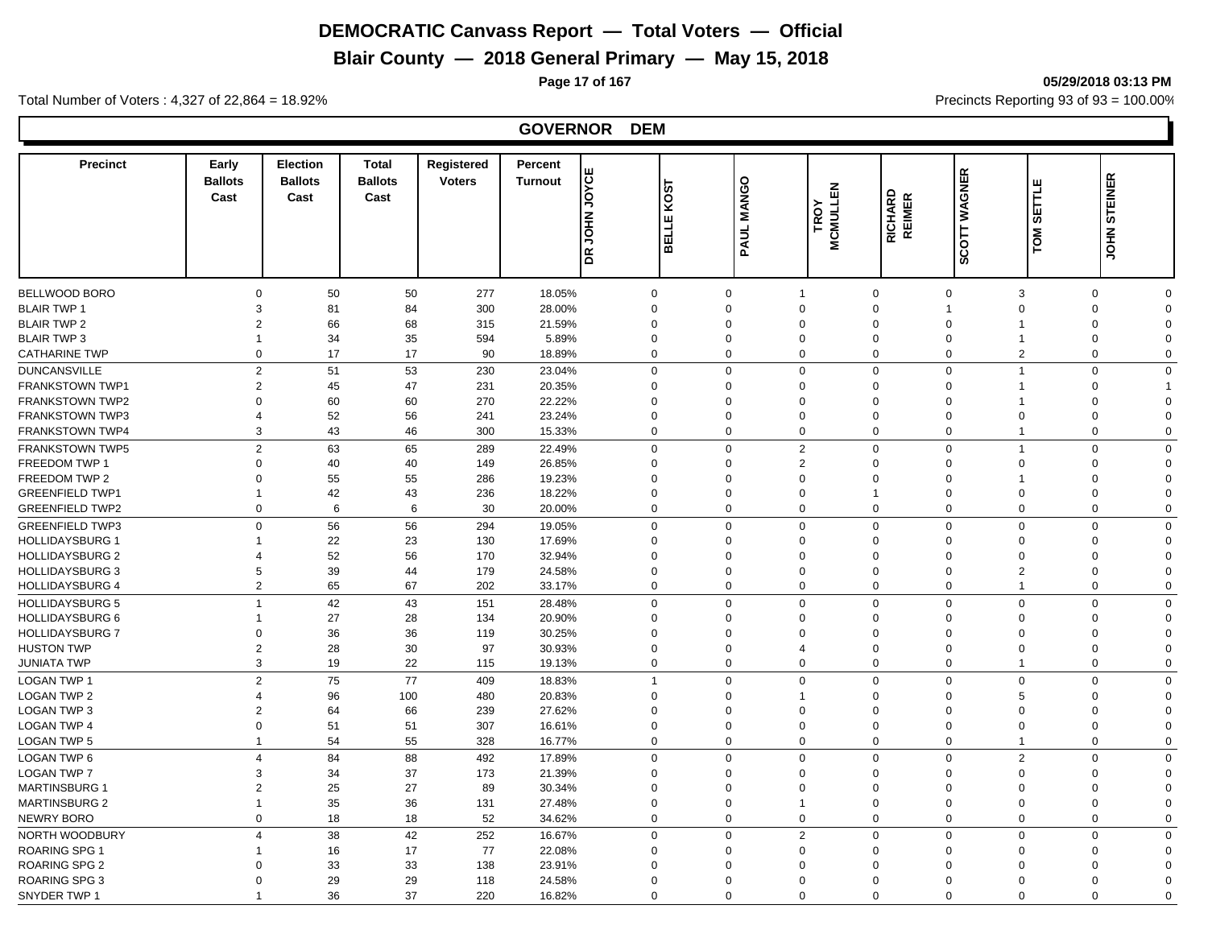# DEMOCRATIC Canvass Report — Total Voters — Official

## Blair County — 2018 General Primary — May 15, 2018

05/29/2018 03:13 PM

Total Number of Voters : 4,327 of 22,864 = 18.92%

Precincts Reporting 93 of 93 = 100.00%

### GOVERNOR DEM

| Precinct | Early Ballots Cast | Election Ballots Cast | Total Ballots Cast | Registered Voters | Percent Turnout | DR JOHN JOYCE | BELLE KOST | PAUL MANGO | TROY MCMULLEN | RICHARD REIMER | SCOTT WAGNER | TOM SETTLE | JOHN STEINER |
|---|---|---|---|---|---|---|---|---|---|---|---|---|---|
| BELLWOOD BORO | 0 | 50 | 50 | 277 | 18.05% | 0 | 0 | 1 | 0 | 0 | 3 | 0 | 0 |
| BLAIR TWP 1 | 3 | 81 | 84 | 300 | 28.00% | 0 | 0 | 0 | 0 | 1 | 0 | 0 | 0 |
| BLAIR TWP 2 | 2 | 66 | 68 | 315 | 21.59% | 0 | 0 | 0 | 0 | 0 | 1 | 0 | 0 |
| BLAIR TWP 3 | 1 | 34 | 35 | 594 | 5.89% | 0 | 0 | 0 | 0 | 0 | 1 | 0 | 0 |
| CATHARINE TWP | 0 | 17 | 17 | 90 | 18.89% | 0 | 0 | 0 | 0 | 0 | 2 | 0 | 0 |
| DUNCANSVILLE | 2 | 51 | 53 | 230 | 23.04% | 0 | 0 | 0 | 0 | 0 | 1 | 0 | 0 |
| FRANKSTOWN TWP1 | 2 | 45 | 47 | 231 | 20.35% | 0 | 0 | 0 | 0 | 0 | 1 | 0 | 1 |
| FRANKSTOWN TWP2 | 0 | 60 | 60 | 270 | 22.22% | 0 | 0 | 0 | 0 | 0 | 1 | 0 | 0 |
| FRANKSTOWN TWP3 | 4 | 52 | 56 | 241 | 23.24% | 0 | 0 | 0 | 0 | 0 | 0 | 0 | 0 |
| FRANKSTOWN TWP4 | 3 | 43 | 46 | 300 | 15.33% | 0 | 0 | 0 | 0 | 0 | 1 | 0 | 0 |
| FRANKSTOWN TWP5 | 2 | 63 | 65 | 289 | 22.49% | 0 | 0 | 2 | 0 | 0 | 1 | 0 | 0 |
| FREEDOM TWP 1 | 0 | 40 | 40 | 149 | 26.85% | 0 | 0 | 2 | 0 | 0 | 0 | 0 | 0 |
| FREEDOM TWP 2 | 0 | 55 | 55 | 286 | 19.23% | 0 | 0 | 0 | 0 | 0 | 1 | 0 | 0 |
| GREENFIELD TWP1 | 1 | 42 | 43 | 236 | 18.22% | 0 | 0 | 0 | 1 | 0 | 0 | 0 | 0 |
| GREENFIELD TWP2 | 0 | 6 | 6 | 30 | 20.00% | 0 | 0 | 0 | 0 | 0 | 0 | 0 | 0 |
| GREENFIELD TWP3 | 0 | 56 | 56 | 294 | 19.05% | 0 | 0 | 0 | 0 | 0 | 0 | 0 | 0 |
| HOLLIDAYSBURG 1 | 1 | 22 | 23 | 130 | 17.69% | 0 | 0 | 0 | 0 | 0 | 0 | 0 | 0 |
| HOLLIDAYSBURG 2 | 4 | 52 | 56 | 170 | 32.94% | 0 | 0 | 0 | 0 | 0 | 0 | 0 | 0 |
| HOLLIDAYSBURG 3 | 5 | 39 | 44 | 179 | 24.58% | 0 | 0 | 0 | 0 | 0 | 2 | 0 | 0 |
| HOLLIDAYSBURG 4 | 2 | 65 | 67 | 202 | 33.17% | 0 | 0 | 0 | 0 | 0 | 1 | 0 | 0 |
| HOLLIDAYSBURG 5 | 1 | 42 | 43 | 151 | 28.48% | 0 | 0 | 0 | 0 | 0 | 0 | 0 | 0 |
| HOLLIDAYSBURG 6 | 1 | 27 | 28 | 134 | 20.90% | 0 | 0 | 0 | 0 | 0 | 0 | 0 | 0 |
| HOLLIDAYSBURG 7 | 0 | 36 | 36 | 119 | 30.25% | 0 | 0 | 0 | 0 | 0 | 0 | 0 | 0 |
| HUSTON TWP | 2 | 28 | 30 | 97 | 30.93% | 0 | 0 | 4 | 0 | 0 | 0 | 0 | 0 |
| JUNIATA TWP | 3 | 19 | 22 | 115 | 19.13% | 0 | 0 | 0 | 0 | 0 | 1 | 0 | 0 |
| LOGAN TWP 1 | 2 | 75 | 77 | 409 | 18.83% | 1 | 0 | 0 | 0 | 0 | 0 | 0 | 0 |
| LOGAN TWP 2 | 4 | 96 | 100 | 480 | 20.83% | 0 | 0 | 1 | 0 | 0 | 5 | 0 | 0 |
| LOGAN TWP 3 | 2 | 64 | 66 | 239 | 27.62% | 0 | 0 | 0 | 0 | 0 | 0 | 0 | 0 |
| LOGAN TWP 4 | 0 | 51 | 51 | 307 | 16.61% | 0 | 0 | 0 | 0 | 0 | 0 | 0 | 0 |
| LOGAN TWP 5 | 1 | 54 | 55 | 328 | 16.77% | 0 | 0 | 0 | 0 | 0 | 1 | 0 | 0 |
| LOGAN TWP 6 | 4 | 84 | 88 | 492 | 17.89% | 0 | 0 | 0 | 0 | 0 | 2 | 0 | 0 |
| LOGAN TWP 7 | 3 | 34 | 37 | 173 | 21.39% | 0 | 0 | 0 | 0 | 0 | 0 | 0 | 0 |
| MARTINSBURG 1 | 2 | 25 | 27 | 89 | 30.34% | 0 | 0 | 0 | 0 | 0 | 0 | 0 | 0 |
| MARTINSBURG 2 | 1 | 35 | 36 | 131 | 27.48% | 0 | 0 | 1 | 0 | 0 | 0 | 0 | 0 |
| NEWRY BORO | 0 | 18 | 18 | 52 | 34.62% | 0 | 0 | 0 | 0 | 0 | 0 | 0 | 0 |
| NORTH WOODBURY | 4 | 38 | 42 | 252 | 16.67% | 0 | 0 | 2 | 0 | 0 | 0 | 0 | 0 |
| ROARING SPG 1 | 1 | 16 | 17 | 77 | 22.08% | 0 | 0 | 0 | 0 | 0 | 0 | 0 | 0 |
| ROARING SPG 2 | 0 | 33 | 33 | 138 | 23.91% | 0 | 0 | 0 | 0 | 0 | 0 | 0 | 0 |
| ROARING SPG 3 | 0 | 29 | 29 | 118 | 24.58% | 0 | 0 | 0 | 0 | 0 | 0 | 0 | 0 |
| SNYDER TWP 1 | 1 | 36 | 37 | 220 | 16.82% | 0 | 0 | 0 | 0 | 0 | 0 | 0 | 0 |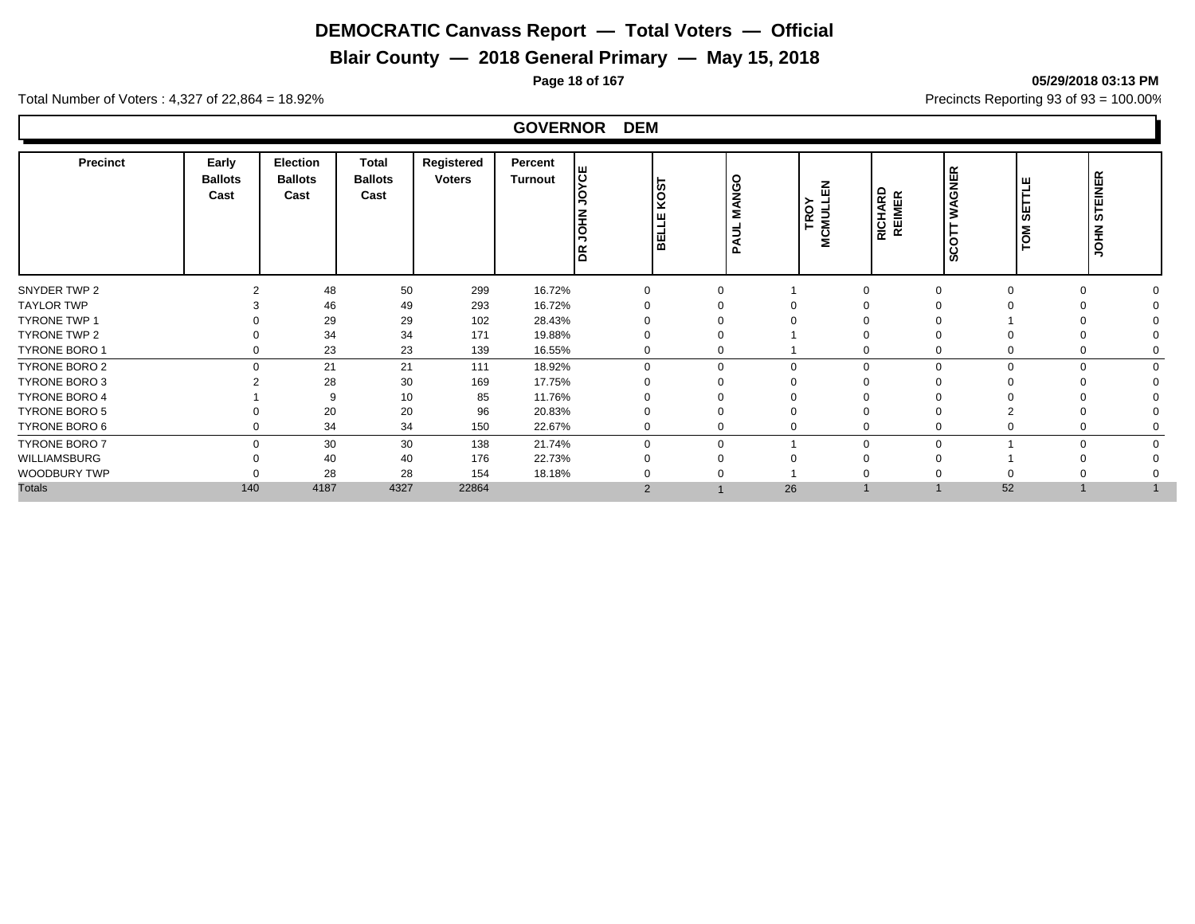# DEMOCRATIC Canvass Report — Total Voters — Official

## Blair County — 2018 General Primary — May 15, 2018

05/29/2018 03:13 PM

Total Number of Voters : 4,327 of 22,864 = 18.92%

Precincts Reporting 93 of 93 = 100.00%

### GOVERNOR DEM

| Precinct | Early Ballots Cast | Election Ballots Cast | Total Ballots Cast | Registered Voters | Percent Turnout | DR JOHN JOYCE | BELLE KOST | PAUL MANGO | TROY MCMULLEN | RICHARD REIMER | SCOTT WAGNER | TOM SETTLE | JOHN STEINER |
|---|---|---|---|---|---|---|---|---|---|---|---|---|---|
| SNYDER TWP 2 | 2 | 48 | 50 | 299 | 16.72% | 0 | 0 | 1 | 0 | 0 | 0 | 0 | 0 |
| TAYLOR TWP | 3 | 46 | 49 | 293 | 16.72% | 0 | 0 | 0 | 0 | 0 | 0 | 0 | 0 |
| TYRONE TWP 1 | 0 | 29 | 29 | 102 | 28.43% | 0 | 0 | 0 | 0 | 0 | 1 | 0 | 0 |
| TYRONE TWP 2 | 0 | 34 | 34 | 171 | 19.88% | 0 | 0 | 1 | 0 | 0 | 0 | 0 | 0 |
| TYRONE BORO 1 | 0 | 23 | 23 | 139 | 16.55% | 0 | 0 | 1 | 0 | 0 | 0 | 0 | 0 |
| TYRONE BORO 2 | 0 | 21 | 21 | 111 | 18.92% | 0 | 0 | 0 | 0 | 0 | 0 | 0 | 0 |
| TYRONE BORO 3 | 2 | 28 | 30 | 169 | 17.75% | 0 | 0 | 0 | 0 | 0 | 0 | 0 | 0 |
| TYRONE BORO 4 | 1 | 9 | 10 | 85 | 11.76% | 0 | 0 | 0 | 0 | 0 | 0 | 0 | 0 |
| TYRONE BORO 5 | 0 | 20 | 20 | 96 | 20.83% | 0 | 0 | 0 | 0 | 0 | 2 | 0 | 0 |
| TYRONE BORO 6 | 0 | 34 | 34 | 150 | 22.67% | 0 | 0 | 0 | 0 | 0 | 0 | 0 | 0 |
| TYRONE BORO 7 | 0 | 30 | 30 | 138 | 21.74% | 0 | 0 | 1 | 0 | 0 | 1 | 0 | 0 |
| WILLIAMSBURG | 0 | 40 | 40 | 176 | 22.73% | 0 | 0 | 0 | 0 | 0 | 1 | 0 | 0 |
| WOODBURY TWP | 0 | 28 | 28 | 154 | 18.18% | 0 | 0 | 1 | 0 | 0 | 0 | 0 | 0 |
| Totals | 140 | 4187 | 4327 | 22864 | | 2 | 1 | 26 | 1 | 1 | 52 | 1 | 1 |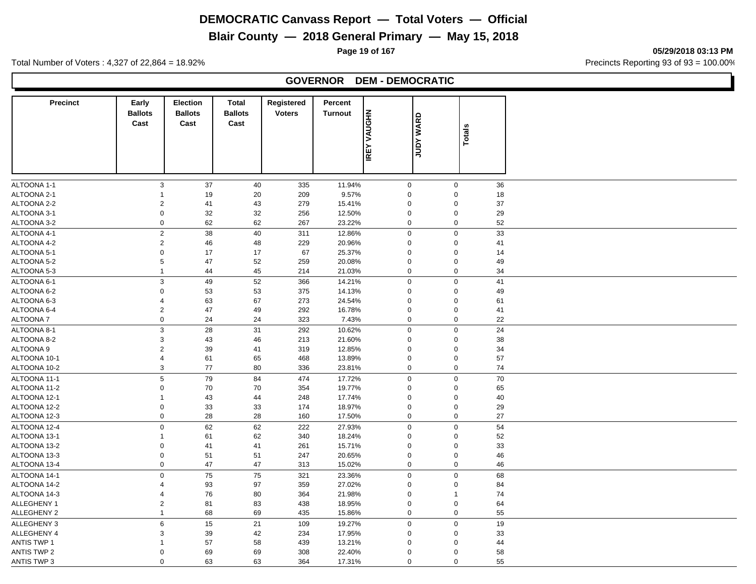# DEMOCRATIC Canvass Report — Total Voters — Official

## Blair County — 2018 General Primary — May 15, 2018

05/29/2018 03:13 PM

Total Number of Voters : 4,327 of 22,864 = 18.92%

Precincts Reporting 93 of 93 = 100.00%

### GOVERNOR DEM - DEMOCRATIC

| Precinct | Early Ballots Cast | Election Ballots Cast | Total Ballots Cast | Registered Voters | Percent Turnout | IREY VAUGHN | JUDY WARD | Totals |
|---|---|---|---|---|---|---|---|---|
| ALTOONA 1-1 | 3 | 37 | 40 | 335 | 11.94% | 0 | 0 | 36 |
| ALTOONA 2-1 | 1 | 19 | 20 | 209 | 9.57% | 0 | 0 | 18 |
| ALTOONA 2-2 | 2 | 41 | 43 | 279 | 15.41% | 0 | 0 | 37 |
| ALTOONA 3-1 | 0 | 32 | 32 | 256 | 12.50% | 0 | 0 | 29 |
| ALTOONA 3-2 | 0 | 62 | 62 | 267 | 23.22% | 0 | 0 | 52 |
| ALTOONA 4-1 | 2 | 38 | 40 | 311 | 12.86% | 0 | 0 | 33 |
| ALTOONA 4-2 | 2 | 46 | 48 | 229 | 20.96% | 0 | 0 | 41 |
| ALTOONA 5-1 | 0 | 17 | 17 | 67 | 25.37% | 0 | 0 | 14 |
| ALTOONA 5-2 | 5 | 47 | 52 | 259 | 20.08% | 0 | 0 | 49 |
| ALTOONA 5-3 | 1 | 44 | 45 | 214 | 21.03% | 0 | 0 | 34 |
| ALTOONA 6-1 | 3 | 49 | 52 | 366 | 14.21% | 0 | 0 | 41 |
| ALTOONA 6-2 | 0 | 53 | 53 | 375 | 14.13% | 0 | 0 | 49 |
| ALTOONA 6-3 | 4 | 63 | 67 | 273 | 24.54% | 0 | 0 | 61 |
| ALTOONA 6-4 | 2 | 47 | 49 | 292 | 16.78% | 0 | 0 | 41 |
| ALTOONA 7 | 0 | 24 | 24 | 323 | 7.43% | 0 | 0 | 22 |
| ALTOONA 8-1 | 3 | 28 | 31 | 292 | 10.62% | 0 | 0 | 24 |
| ALTOONA 8-2 | 3 | 43 | 46 | 213 | 21.60% | 0 | 0 | 38 |
| ALTOONA 9 | 2 | 39 | 41 | 319 | 12.85% | 0 | 0 | 34 |
| ALTOONA 10-1 | 4 | 61 | 65 | 468 | 13.89% | 0 | 0 | 57 |
| ALTOONA 10-2 | 3 | 77 | 80 | 336 | 23.81% | 0 | 0 | 74 |
| ALTOONA 11-1 | 5 | 79 | 84 | 474 | 17.72% | 0 | 0 | 70 |
| ALTOONA 11-2 | 0 | 70 | 70 | 354 | 19.77% | 0 | 0 | 65 |
| ALTOONA 12-1 | 1 | 43 | 44 | 248 | 17.74% | 0 | 0 | 40 |
| ALTOONA 12-2 | 0 | 33 | 33 | 174 | 18.97% | 0 | 0 | 29 |
| ALTOONA 12-3 | 0 | 28 | 28 | 160 | 17.50% | 0 | 0 | 27 |
| ALTOONA 12-4 | 0 | 62 | 62 | 222 | 27.93% | 0 | 0 | 54 |
| ALTOONA 13-1 | 1 | 61 | 62 | 340 | 18.24% | 0 | 0 | 52 |
| ALTOONA 13-2 | 0 | 41 | 41 | 261 | 15.71% | 0 | 0 | 33 |
| ALTOONA 13-3 | 0 | 51 | 51 | 247 | 20.65% | 0 | 0 | 46 |
| ALTOONA 13-4 | 0 | 47 | 47 | 313 | 15.02% | 0 | 0 | 46 |
| ALTOONA 14-1 | 0 | 75 | 75 | 321 | 23.36% | 0 | 0 | 68 |
| ALTOONA 14-2 | 4 | 93 | 97 | 359 | 27.02% | 0 | 0 | 84 |
| ALTOONA 14-3 | 4 | 76 | 80 | 364 | 21.98% | 0 | 1 | 74 |
| ALLEGHENY 1 | 2 | 81 | 83 | 438 | 18.95% | 0 | 0 | 64 |
| ALLEGHENY 2 | 1 | 68 | 69 | 435 | 15.86% | 0 | 0 | 55 |
| ALLEGHENY 3 | 6 | 15 | 21 | 109 | 19.27% | 0 | 0 | 19 |
| ALLEGHENY 4 | 3 | 39 | 42 | 234 | 17.95% | 0 | 0 | 33 |
| ANTIS TWP 1 | 1 | 57 | 58 | 439 | 13.21% | 0 | 0 | 44 |
| ANTIS TWP 2 | 0 | 69 | 69 | 308 | 22.40% | 0 | 0 | 58 |
| ANTIS TWP 3 | 0 | 63 | 63 | 364 | 17.31% | 0 | 0 | 55 |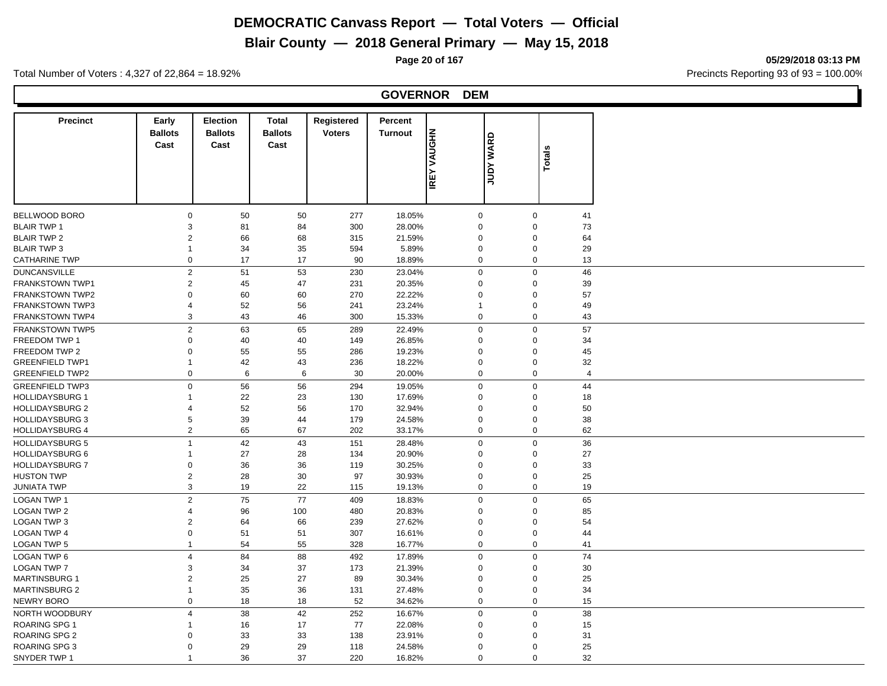# DEMOCRATIC Canvass Report — Total Voters — Official

## Blair County — 2018 General Primary — May 15, 2018

05/29/2018 03:13 PM

Total Number of Voters : 4,327 of 22,864 = 18.92%

Precincts Reporting 93 of 93 = 100.00%

### GOVERNOR DEM

| Precinct | Early Ballots Cast | Election Ballots Cast | Total Ballots Cast | Registered Voters | Percent Turnout | IREY VAUGHN | JUDY WARD | Totals |
|---|---|---|---|---|---|---|---|---|
| BELLWOOD BORO | 0 | 50 | 50 | 277 | 18.05% | 0 | 0 | 41 |
| BLAIR TWP 1 | 3 | 81 | 84 | 300 | 28.00% | 0 | 0 | 73 |
| BLAIR TWP 2 | 2 | 66 | 68 | 315 | 21.59% | 0 | 0 | 64 |
| BLAIR TWP 3 | 1 | 34 | 35 | 594 | 5.89% | 0 | 0 | 29 |
| CATHARINE TWP | 0 | 17 | 17 | 90 | 18.89% | 0 | 0 | 13 |
| DUNCANSVILLE | 2 | 51 | 53 | 230 | 23.04% | 0 | 0 | 46 |
| FRANKSTOWN TWP1 | 2 | 45 | 47 | 231 | 20.35% | 0 | 0 | 39 |
| FRANKSTOWN TWP2 | 0 | 60 | 60 | 270 | 22.22% | 0 | 0 | 57 |
| FRANKSTOWN TWP3 | 4 | 52 | 56 | 241 | 23.24% | 1 | 0 | 49 |
| FRANKSTOWN TWP4 | 3 | 43 | 46 | 300 | 15.33% | 0 | 0 | 43 |
| FRANKSTOWN TWP5 | 2 | 63 | 65 | 289 | 22.49% | 0 | 0 | 57 |
| FREEDOM TWP 1 | 0 | 40 | 40 | 149 | 26.85% | 0 | 0 | 34 |
| FREEDOM TWP 2 | 0 | 55 | 55 | 286 | 19.23% | 0 | 0 | 45 |
| GREENFIELD TWP1 | 1 | 42 | 43 | 236 | 18.22% | 0 | 0 | 32 |
| GREENFIELD TWP2 | 0 | 6 | 6 | 30 | 20.00% | 0 | 0 | 4 |
| GREENFIELD TWP3 | 0 | 56 | 56 | 294 | 19.05% | 0 | 0 | 44 |
| HOLLIDAYSBURG 1 | 1 | 22 | 23 | 130 | 17.69% | 0 | 0 | 18 |
| HOLLIDAYSBURG 2 | 4 | 52 | 56 | 170 | 32.94% | 0 | 0 | 50 |
| HOLLIDAYSBURG 3 | 5 | 39 | 44 | 179 | 24.58% | 0 | 0 | 38 |
| HOLLIDAYSBURG 4 | 2 | 65 | 67 | 202 | 33.17% | 0 | 0 | 62 |
| HOLLIDAYSBURG 5 | 1 | 42 | 43 | 151 | 28.48% | 0 | 0 | 36 |
| HOLLIDAYSBURG 6 | 1 | 27 | 28 | 134 | 20.90% | 0 | 0 | 27 |
| HOLLIDAYSBURG 7 | 0 | 36 | 36 | 119 | 30.25% | 0 | 0 | 33 |
| HUSTON TWP | 2 | 28 | 30 | 97 | 30.93% | 0 | 0 | 25 |
| JUNIATA TWP | 3 | 19 | 22 | 115 | 19.13% | 0 | 0 | 19 |
| LOGAN TWP 1 | 2 | 75 | 77 | 409 | 18.83% | 0 | 0 | 65 |
| LOGAN TWP 2 | 4 | 96 | 100 | 480 | 20.83% | 0 | 0 | 85 |
| LOGAN TWP 3 | 2 | 64 | 66 | 239 | 27.62% | 0 | 0 | 54 |
| LOGAN TWP 4 | 0 | 51 | 51 | 307 | 16.61% | 0 | 0 | 44 |
| LOGAN TWP 5 | 1 | 54 | 55 | 328 | 16.77% | 0 | 0 | 41 |
| LOGAN TWP 6 | 4 | 84 | 88 | 492 | 17.89% | 0 | 0 | 74 |
| LOGAN TWP 7 | 3 | 34 | 37 | 173 | 21.39% | 0 | 0 | 30 |
| MARTINSBURG 1 | 2 | 25 | 27 | 89 | 30.34% | 0 | 0 | 25 |
| MARTINSBURG 2 | 1 | 35 | 36 | 131 | 27.48% | 0 | 0 | 34 |
| NEWRY BORO | 0 | 18 | 18 | 52 | 34.62% | 0 | 0 | 15 |
| NORTH WOODBURY | 4 | 38 | 42 | 252 | 16.67% | 0 | 0 | 38 |
| ROARING SPG 1 | 1 | 16 | 17 | 77 | 22.08% | 0 | 0 | 15 |
| ROARING SPG 2 | 0 | 33 | 33 | 138 | 23.91% | 0 | 0 | 31 |
| ROARING SPG 3 | 0 | 29 | 29 | 118 | 24.58% | 0 | 0 | 25 |
| SNYDER TWP 1 | 1 | 36 | 37 | 220 | 16.82% | 0 | 0 | 32 |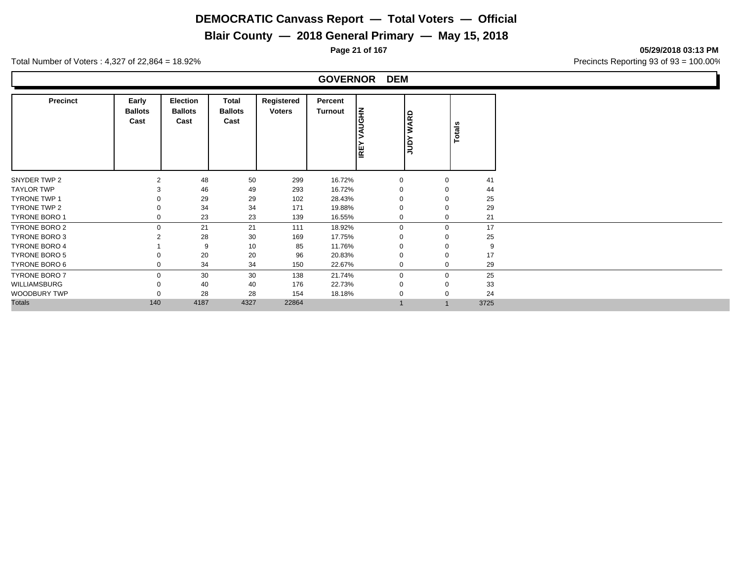# DEMOCRATIC Canvass Report — Total Voters — Official

## Blair County — 2018 General Primary — May 15, 2018

05/29/2018 03:13 PM

Total Number of Voters : 4,327 of 22,864 = 18.92%

Precincts Reporting 93 of 93 = 100.00%

### GOVERNOR DEM

| Precinct | Early Ballots Cast | Election Ballots Cast | Total Ballots Cast | Registered Voters | Percent Turnout | IREY VAUGHN | JUDY WARD | Totals |
|---|---|---|---|---|---|---|---|---|
| SNYDER TWP 2 | 2 | 48 | 50 | 299 | 16.72% | 0 | 0 | 41 |
| TAYLOR TWP | 3 | 46 | 49 | 293 | 16.72% | 0 | 0 | 44 |
| TYRONE TWP 1 | 0 | 29 | 29 | 102 | 28.43% | 0 | 0 | 25 |
| TYRONE TWP 2 | 0 | 34 | 34 | 171 | 19.88% | 0 | 0 | 29 |
| TYRONE BORO 1 | 0 | 23 | 23 | 139 | 16.55% | 0 | 0 | 21 |
| TYRONE BORO 2 | 0 | 21 | 21 | 111 | 18.92% | 0 | 0 | 17 |
| TYRONE BORO 3 | 2 | 28 | 30 | 169 | 17.75% | 0 | 0 | 25 |
| TYRONE BORO 4 | 1 | 9 | 10 | 85 | 11.76% | 0 | 0 | 9 |
| TYRONE BORO 5 | 0 | 20 | 20 | 96 | 20.83% | 0 | 0 | 17 |
| TYRONE BORO 6 | 0 | 34 | 34 | 150 | 22.67% | 0 | 0 | 29 |
| TYRONE BORO 7 | 0 | 30 | 30 | 138 | 21.74% | 0 | 0 | 25 |
| WILLIAMSBURG | 0 | 40 | 40 | 176 | 22.73% | 0 | 0 | 33 |
| WOODBURY TWP | 0 | 28 | 28 | 154 | 18.18% | 0 | 0 | 24 |
| Totals | 140 | 4187 | 4327 | 22864 | | 1 | 1 | 3725 |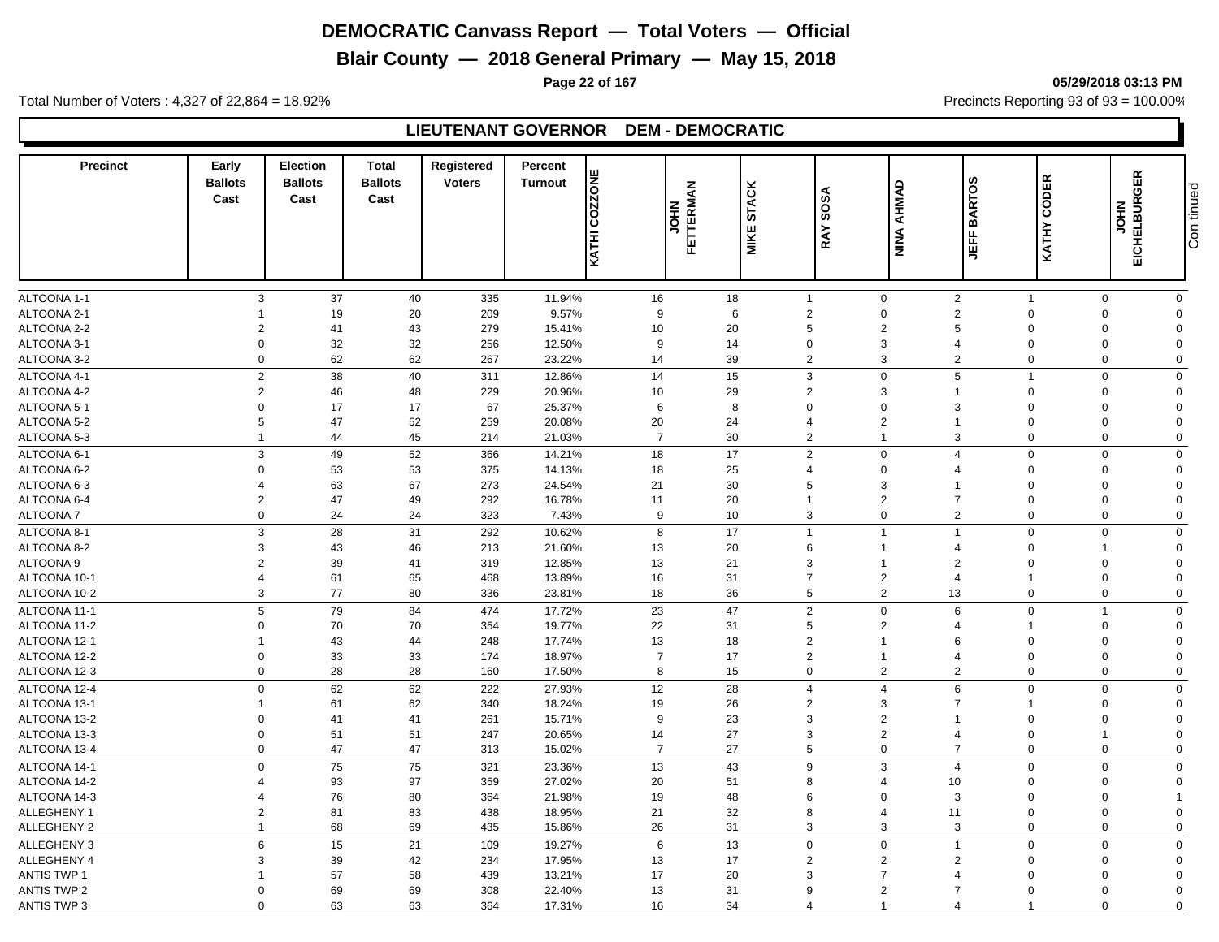# DEMOCRATIC Canvass Report — Total Voters — Official

## Blair County — 2018 General Primary — May 15, 2018

05/29/2018 03:13 PM

Total Number of Voters : 4,327 of 22,864 = 18.92%

Precincts Reporting 93 of 93 = 100.00%

### LIEUTENANT GOVERNOR DEM - DEMOCRATIC

| Precinct | Early Ballots Cast | Election Ballots Cast | Total Ballots Cast | Registered Voters | Percent Turnout | KATHI COZZONE | JOHN FETTERMAN | MIKE STACK | RAY SOSA | NINA AHMAD | JEFF BARTOS | KATHY CODER | JOHN EICHELBURGER |
|---|---|---|---|---|---|---|---|---|---|---|---|---|---|
| ALTOONA 1-1 | 3 | 37 | 40 | 335 | 11.94% | 16 | 18 | 1 | 0 | 2 | 1 | 0 | 0 |
| ALTOONA 2-1 | 1 | 19 | 20 | 209 | 9.57% | 9 | 6 | 2 | 0 | 2 | 0 | 0 | 0 |
| ALTOONA 2-2 | 2 | 41 | 43 | 279 | 15.41% | 10 | 20 | 5 | 2 | 5 | 0 | 0 | 0 |
| ALTOONA 3-1 | 0 | 32 | 32 | 256 | 12.50% | 9 | 14 | 0 | 3 | 4 | 0 | 0 | 0 |
| ALTOONA 3-2 | 0 | 62 | 62 | 267 | 23.22% | 14 | 39 | 2 | 3 | 2 | 0 | 0 | 0 |
| ALTOONA 4-1 | 2 | 38 | 40 | 311 | 12.86% | 14 | 15 | 3 | 0 | 5 | 1 | 0 | 0 |
| ALTOONA 4-2 | 2 | 46 | 48 | 229 | 20.96% | 10 | 29 | 2 | 3 | 1 | 0 | 0 | 0 |
| ALTOONA 5-1 | 0 | 17 | 17 | 67 | 25.37% | 6 | 8 | 0 | 0 | 3 | 0 | 0 | 0 |
| ALTOONA 5-2 | 5 | 47 | 52 | 259 | 20.08% | 20 | 24 | 4 | 2 | 1 | 0 | 0 | 0 |
| ALTOONA 5-3 | 1 | 44 | 45 | 214 | 21.03% | 7 | 30 | 2 | 1 | 3 | 0 | 0 | 0 |
| ALTOONA 6-1 | 3 | 49 | 52 | 366 | 14.21% | 18 | 17 | 2 | 0 | 4 | 0 | 0 | 0 |
| ALTOONA 6-2 | 0 | 53 | 53 | 375 | 14.13% | 18 | 25 | 4 | 0 | 4 | 0 | 0 | 0 |
| ALTOONA 6-3 | 4 | 63 | 67 | 273 | 24.54% | 21 | 30 | 5 | 3 | 1 | 0 | 0 | 0 |
| ALTOONA 6-4 | 2 | 47 | 49 | 292 | 16.78% | 11 | 20 | 1 | 2 | 7 | 0 | 0 | 0 |
| ALTOONA 7 | 0 | 24 | 24 | 323 | 7.43% | 9 | 10 | 3 | 0 | 2 | 0 | 0 | 0 |
| ALTOONA 8-1 | 3 | 28 | 31 | 292 | 10.62% | 8 | 17 | 1 | 1 | 1 | 0 | 0 | 0 |
| ALTOONA 8-2 | 3 | 43 | 46 | 213 | 21.60% | 13 | 20 | 6 | 1 | 4 | 0 | 1 | 0 |
| ALTOONA 9 | 2 | 39 | 41 | 319 | 12.85% | 13 | 21 | 3 | 1 | 2 | 0 | 0 | 0 |
| ALTOONA 10-1 | 4 | 61 | 65 | 468 | 13.89% | 16 | 31 | 7 | 2 | 4 | 1 | 0 | 0 |
| ALTOONA 10-2 | 3 | 77 | 80 | 336 | 23.81% | 18 | 36 | 5 | 2 | 13 | 0 | 0 | 0 |
| ALTOONA 11-1 | 5 | 79 | 84 | 474 | 17.72% | 23 | 47 | 2 | 0 | 6 | 0 | 1 | 0 |
| ALTOONA 11-2 | 0 | 70 | 70 | 354 | 19.77% | 22 | 31 | 5 | 2 | 4 | 1 | 0 | 0 |
| ALTOONA 12-1 | 1 | 43 | 44 | 248 | 17.74% | 13 | 18 | 2 | 1 | 6 | 0 | 0 | 0 |
| ALTOONA 12-2 | 0 | 33 | 33 | 174 | 18.97% | 7 | 17 | 2 | 1 | 4 | 0 | 0 | 0 |
| ALTOONA 12-3 | 0 | 28 | 28 | 160 | 17.50% | 8 | 15 | 0 | 2 | 2 | 0 | 0 | 0 |
| ALTOONA 12-4 | 0 | 62 | 62 | 222 | 27.93% | 12 | 28 | 4 | 4 | 6 | 0 | 0 | 0 |
| ALTOONA 13-1 | 1 | 61 | 62 | 340 | 18.24% | 19 | 26 | 2 | 3 | 7 | 1 | 0 | 0 |
| ALTOONA 13-2 | 0 | 41 | 41 | 261 | 15.71% | 9 | 23 | 3 | 2 | 1 | 0 | 0 | 0 |
| ALTOONA 13-3 | 0 | 51 | 51 | 247 | 20.65% | 14 | 27 | 3 | 2 | 4 | 0 | 1 | 0 |
| ALTOONA 13-4 | 0 | 47 | 47 | 313 | 15.02% | 7 | 27 | 5 | 0 | 7 | 0 | 0 | 0 |
| ALTOONA 14-1 | 0 | 75 | 75 | 321 | 23.36% | 13 | 43 | 9 | 3 | 4 | 0 | 0 | 0 |
| ALTOONA 14-2 | 4 | 93 | 97 | 359 | 27.02% | 20 | 51 | 8 | 4 | 10 | 0 | 0 | 0 |
| ALTOONA 14-3 | 4 | 76 | 80 | 364 | 21.98% | 19 | 48 | 6 | 0 | 3 | 0 | 0 | 1 |
| ALLEGHENY 1 | 2 | 81 | 83 | 438 | 18.95% | 21 | 32 | 8 | 4 | 11 | 0 | 0 | 0 |
| ALLEGHENY 2 | 1 | 68 | 69 | 435 | 15.86% | 26 | 31 | 3 | 3 | 3 | 0 | 0 | 0 |
| ALLEGHENY 3 | 6 | 15 | 21 | 109 | 19.27% | 6 | 13 | 0 | 0 | 1 | 0 | 0 | 0 |
| ALLEGHENY 4 | 3 | 39 | 42 | 234 | 17.95% | 13 | 17 | 2 | 2 | 2 | 0 | 0 | 0 |
| ANTIS TWP 1 | 1 | 57 | 58 | 439 | 13.21% | 17 | 20 | 3 | 7 | 4 | 0 | 0 | 0 |
| ANTIS TWP 2 | 0 | 69 | 69 | 308 | 22.40% | 13 | 31 | 9 | 2 | 7 | 0 | 0 | 0 |
| ANTIS TWP 3 | 0 | 63 | 63 | 364 | 17.31% | 16 | 34 | 4 | 1 | 4 | 1 | 0 | 0 |

Continued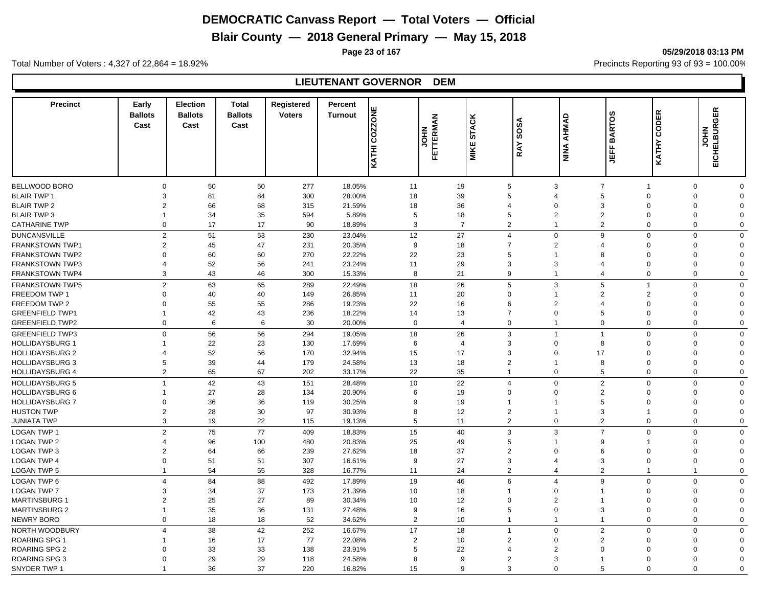# DEMOCRATIC Canvass Report — Total Voters — Official

## Blair County — 2018 General Primary — May 15, 2018

05/29/2018 03:13 PM

Total Number of Voters : 4,327 of 22,864 = 18.92%

Precincts Reporting 93 of 93 = 100.00%

## LIEUTENANT GOVERNOR DEM

| Precinct | Early Ballots Cast | Election Ballots Cast | Total Ballots Cast | Registered Voters | Percent Turnout | KATHI COZZONE | JOHN FETTERMAN | MIKE STACK | RAY SOSA | NINA AHMAD | JEFF BARTOS | KATHY CODER | JOHN EICHELBURGER |
|---|---|---|---|---|---|---|---|---|---|---|---|---|---|
| BELLWOOD BORO | 0 | 50 | 50 | 277 | 18.05% | 11 | 19 | 5 | 3 | 7 | 1 | 0 | 0 |
| BLAIR TWP 1 | 3 | 81 | 84 | 300 | 28.00% | 18 | 39 | 5 | 4 | 5 | 0 | 0 | 0 |
| BLAIR TWP 2 | 2 | 66 | 68 | 315 | 21.59% | 18 | 36 | 4 | 0 | 3 | 0 | 0 | 0 |
| BLAIR TWP 3 | 1 | 34 | 35 | 594 | 5.89% | 5 | 18 | 5 | 2 | 2 | 0 | 0 | 0 |
| CATHARINE TWP | 0 | 17 | 17 | 90 | 18.89% | 3 | 7 | 2 | 1 | 2 | 0 | 0 | 0 |
| DUNCANSVILLE | 2 | 51 | 53 | 230 | 23.04% | 12 | 27 | 4 | 0 | 9 | 0 | 0 | 0 |
| FRANKSTOWN TWP1 | 2 | 45 | 47 | 231 | 20.35% | 9 | 18 | 7 | 2 | 4 | 0 | 0 | 0 |
| FRANKSTOWN TWP2 | 0 | 60 | 60 | 270 | 22.22% | 22 | 23 | 5 | 1 | 8 | 0 | 0 | 0 |
| FRANKSTOWN TWP3 | 4 | 52 | 56 | 241 | 23.24% | 11 | 29 | 3 | 3 | 4 | 0 | 0 | 0 |
| FRANKSTOWN TWP4 | 3 | 43 | 46 | 300 | 15.33% | 8 | 21 | 9 | 1 | 4 | 0 | 0 | 0 |
| FRANKSTOWN TWP5 | 2 | 63 | 65 | 289 | 22.49% | 18 | 26 | 5 | 3 | 5 | 1 | 0 | 0 |
| FREEDOM TWP 1 | 0 | 40 | 40 | 149 | 26.85% | 11 | 20 | 0 | 1 | 2 | 2 | 0 | 0 |
| FREEDOM TWP 2 | 0 | 55 | 55 | 286 | 19.23% | 22 | 16 | 6 | 2 | 4 | 0 | 0 | 0 |
| GREENFIELD TWP1 | 1 | 42 | 43 | 236 | 18.22% | 14 | 13 | 7 | 0 | 5 | 0 | 0 | 0 |
| GREENFIELD TWP2 | 0 | 6 | 6 | 30 | 20.00% | 0 | 4 | 0 | 1 | 0 | 0 | 0 | 0 |
| GREENFIELD TWP3 | 0 | 56 | 56 | 294 | 19.05% | 18 | 26 | 3 | 1 | 1 | 0 | 0 | 0 |
| HOLLIDAYSBURG 1 | 1 | 22 | 23 | 130 | 17.69% | 6 | 4 | 3 | 0 | 8 | 0 | 0 | 0 |
| HOLLIDAYSBURG 2 | 4 | 52 | 56 | 170 | 32.94% | 15 | 17 | 3 | 0 | 17 | 0 | 0 | 0 |
| HOLLIDAYSBURG 3 | 5 | 39 | 44 | 179 | 24.58% | 13 | 18 | 2 | 1 | 8 | 0 | 0 | 0 |
| HOLLIDAYSBURG 4 | 2 | 65 | 67 | 202 | 33.17% | 22 | 35 | 1 | 0 | 5 | 0 | 0 | 0 |
| HOLLIDAYSBURG 5 | 1 | 42 | 43 | 151 | 28.48% | 10 | 22 | 4 | 0 | 2 | 0 | 0 | 0 |
| HOLLIDAYSBURG 6 | 1 | 27 | 28 | 134 | 20.90% | 6 | 19 | 0 | 0 | 2 | 0 | 0 | 0 |
| HOLLIDAYSBURG 7 | 0 | 36 | 36 | 119 | 30.25% | 9 | 19 | 1 | 1 | 5 | 0 | 0 | 0 |
| HUSTON TWP | 2 | 28 | 30 | 97 | 30.93% | 8 | 12 | 2 | 1 | 3 | 1 | 0 | 0 |
| JUNIATA TWP | 3 | 19 | 22 | 115 | 19.13% | 5 | 11 | 2 | 0 | 2 | 0 | 0 | 0 |
| LOGAN TWP 1 | 2 | 75 | 77 | 409 | 18.83% | 15 | 40 | 3 | 3 | 7 | 0 | 0 | 0 |
| LOGAN TWP 2 | 4 | 96 | 100 | 480 | 20.83% | 25 | 49 | 5 | 1 | 9 | 1 | 0 | 0 |
| LOGAN TWP 3 | 2 | 64 | 66 | 239 | 27.62% | 18 | 37 | 2 | 0 | 6 | 0 | 0 | 0 |
| LOGAN TWP 4 | 0 | 51 | 51 | 307 | 16.61% | 9 | 27 | 3 | 4 | 3 | 0 | 0 | 0 |
| LOGAN TWP 5 | 1 | 54 | 55 | 328 | 16.77% | 11 | 24 | 2 | 4 | 2 | 1 | 1 | 0 |
| LOGAN TWP 6 | 4 | 84 | 88 | 492 | 17.89% | 19 | 46 | 6 | 4 | 9 | 0 | 0 | 0 |
| LOGAN TWP 7 | 3 | 34 | 37 | 173 | 21.39% | 10 | 18 | 1 | 0 | 1 | 0 | 0 | 0 |
| MARTINSBURG 1 | 2 | 25 | 27 | 89 | 30.34% | 10 | 12 | 0 | 2 | 1 | 0 | 0 | 0 |
| MARTINSBURG 2 | 1 | 35 | 36 | 131 | 27.48% | 9 | 16 | 5 | 0 | 3 | 0 | 0 | 0 |
| NEWRY BORO | 0 | 18 | 18 | 52 | 34.62% | 2 | 10 | 1 | 1 | 1 | 0 | 0 | 0 |
| NORTH WOODBURY | 4 | 38 | 42 | 252 | 16.67% | 17 | 18 | 1 | 0 | 2 | 0 | 0 | 0 |
| ROARING SPG 1 | 1 | 16 | 17 | 77 | 22.08% | 2 | 10 | 2 | 0 | 2 | 0 | 0 | 0 |
| ROARING SPG 2 | 0 | 33 | 33 | 138 | 23.91% | 5 | 22 | 4 | 2 | 0 | 0 | 0 | 0 |
| ROARING SPG 3 | 0 | 29 | 29 | 118 | 24.58% | 8 | 9 | 2 | 3 | 1 | 0 | 0 | 0 |
| SNYDER TWP 1 | 1 | 36 | 37 | 220 | 16.82% | 15 | 9 | 3 | 0 | 5 | 0 | 0 | 0 |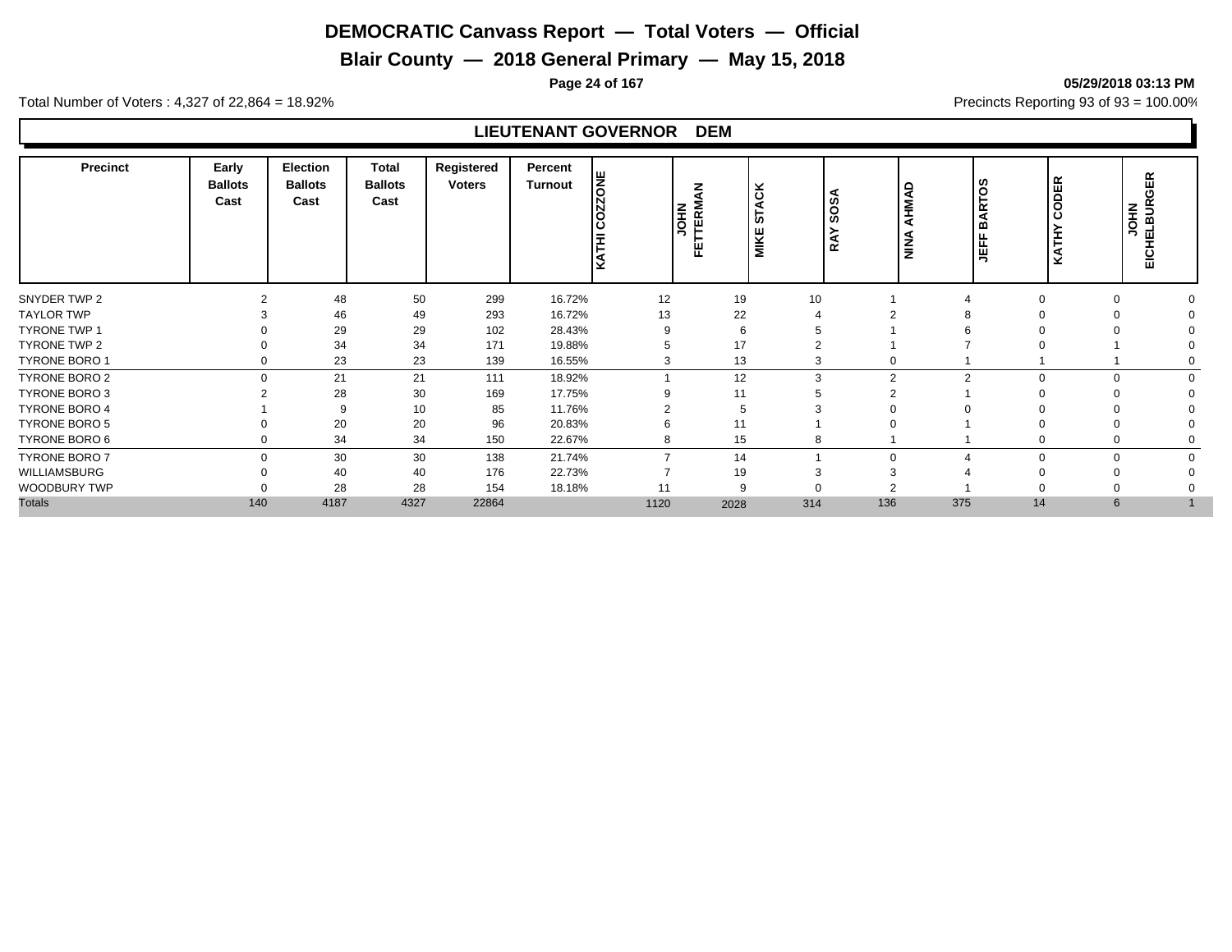# DEMOCRATIC Canvass Report — Total Voters — Official

## Blair County — 2018 General Primary — May 15, 2018

05/29/2018 03:13 PM

Total Number of Voters : 4,327 of 22,864 = 18.92%

Precincts Reporting 93 of 93 = 100.00%

### LIEUTENANT GOVERNOR DEM

| Precinct | Early Ballots Cast | Election Ballots Cast | Total Ballots Cast | Registered Voters | Percent Turnout | KATHI COZZONE | JOHN FETTERMAN | MIKE STACK | RAY SOSA | NINA AHMAD | JEFF BARTOS | KATHY CODER | JOHN EICHELBURGER |
|---|---|---|---|---|---|---|---|---|---|---|---|---|---|
| SNYDER TWP 2 | 2 | 48 | 50 | 299 | 16.72% | 12 | 19 | 10 | 1 | 4 | 0 | 0 | 0 |
| TAYLOR TWP | 3 | 46 | 49 | 293 | 16.72% | 13 | 22 | 4 | 2 | 8 | 0 | 0 | 0 |
| TYRONE TWP 1 | 0 | 29 | 29 | 102 | 28.43% | 9 | 6 | 5 | 1 | 6 | 0 | 0 | 0 |
| TYRONE TWP 2 | 0 | 34 | 34 | 171 | 19.88% | 5 | 17 | 2 | 1 | 7 | 0 | 1 | 0 |
| TYRONE BORO 1 | 0 | 23 | 23 | 139 | 16.55% | 3 | 13 | 3 | 0 | 1 | 1 | 1 | 0 |
| TYRONE BORO 2 | 0 | 21 | 21 | 111 | 18.92% | 1 | 12 | 3 | 2 | 2 | 0 | 0 | 0 |
| TYRONE BORO 3 | 2 | 28 | 30 | 169 | 17.75% | 9 | 11 | 5 | 2 | 1 | 0 | 0 | 0 |
| TYRONE BORO 4 | 1 | 9 | 10 | 85 | 11.76% | 2 | 5 | 3 | 0 | 0 | 0 | 0 | 0 |
| TYRONE BORO 5 | 0 | 20 | 20 | 96 | 20.83% | 6 | 11 | 1 | 0 | 1 | 0 | 0 | 0 |
| TYRONE BORO 6 | 0 | 34 | 34 | 150 | 22.67% | 8 | 15 | 8 | 1 | 1 | 0 | 0 | 0 |
| TYRONE BORO 7 | 0 | 30 | 30 | 138 | 21.74% | 7 | 14 | 1 | 0 | 4 | 0 | 0 | 0 |
| WILLIAMSBURG | 0 | 40 | 40 | 176 | 22.73% | 7 | 19 | 3 | 3 | 4 | 0 | 0 | 0 |
| WOODBURY TWP | 0 | 28 | 28 | 154 | 18.18% | 11 | 9 | 0 | 2 | 1 | 0 | 0 | 0 |
| Totals | 140 | 4187 | 4327 | 22864 | | 1120 | 2028 | 314 | 136 | 375 | 14 | 6 | 1 |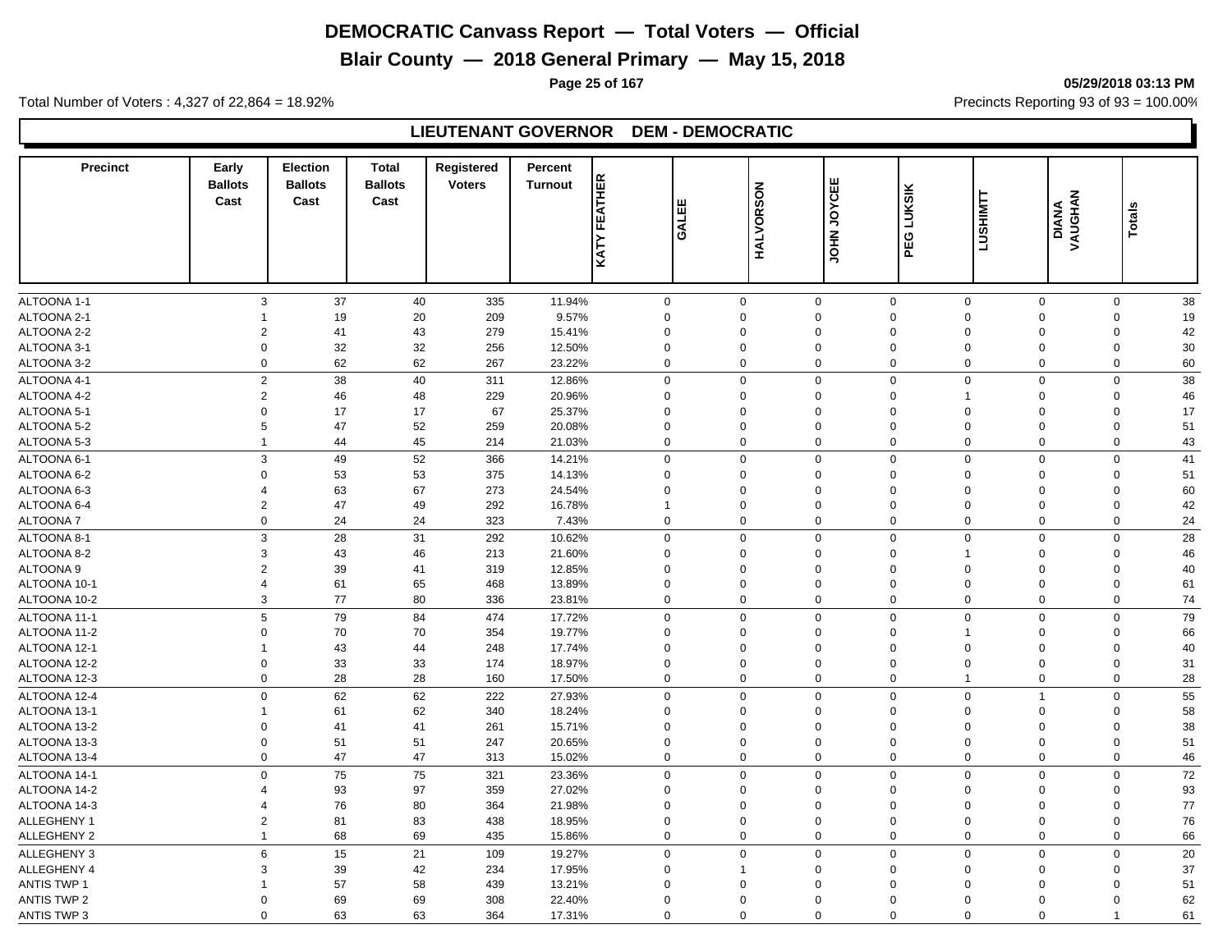# DEMOCRATIC Canvass Report — Total Voters — Official

## Blair County — 2018 General Primary — May 15, 2018

05/29/2018 03:13 PM

Total Number of Voters : 4,327 of 22,864 = 18.92%

Precincts Reporting 93 of 93 = 100.00%

### LIEUTENANT GOVERNOR DEM - DEMOCRATIC

| Precinct | Early Ballots Cast | Election Ballots Cast | Total Ballots Cast | Registered Voters | Percent Turnout | KATY FEATHER | GALEE | HALVORSON | JOHN JOYCEE | PEG LUKSIK | LUSHIMTT | DIANA VAUGHAN | Totals |
|---|---|---|---|---|---|---|---|---|---|---|---|---|---|
| ALTOONA 1-1 | 3 | 37 | 40 | 335 | 11.94% | 0 | 0 | 0 | 0 | 0 | 0 | 0 | 38 |
| ALTOONA 2-1 | 1 | 19 | 20 | 209 | 9.57% | 0 | 0 | 0 | 0 | 0 | 0 | 0 | 19 |
| ALTOONA 2-2 | 2 | 41 | 43 | 279 | 15.41% | 0 | 0 | 0 | 0 | 0 | 0 | 0 | 42 |
| ALTOONA 3-1 | 0 | 32 | 32 | 256 | 12.50% | 0 | 0 | 0 | 0 | 0 | 0 | 0 | 30 |
| ALTOONA 3-2 | 0 | 62 | 62 | 267 | 23.22% | 0 | 0 | 0 | 0 | 0 | 0 | 0 | 60 |
| ALTOONA 4-1 | 2 | 38 | 40 | 311 | 12.86% | 0 | 0 | 0 | 0 | 0 | 0 | 0 | 38 |
| ALTOONA 4-2 | 2 | 46 | 48 | 229 | 20.96% | 0 | 0 | 0 | 0 | 1 | 0 | 0 | 46 |
| ALTOONA 5-1 | 0 | 17 | 17 | 67 | 25.37% | 0 | 0 | 0 | 0 | 0 | 0 | 0 | 17 |
| ALTOONA 5-2 | 5 | 47 | 52 | 259 | 20.08% | 0 | 0 | 0 | 0 | 0 | 0 | 0 | 51 |
| ALTOONA 5-3 | 1 | 44 | 45 | 214 | 21.03% | 0 | 0 | 0 | 0 | 0 | 0 | 0 | 43 |
| ALTOONA 6-1 | 3 | 49 | 52 | 366 | 14.21% | 0 | 0 | 0 | 0 | 0 | 0 | 0 | 41 |
| ALTOONA 6-2 | 0 | 53 | 53 | 375 | 14.13% | 0 | 0 | 0 | 0 | 0 | 0 | 0 | 51 |
| ALTOONA 6-3 | 4 | 63 | 67 | 273 | 24.54% | 0 | 0 | 0 | 0 | 0 | 0 | 0 | 60 |
| ALTOONA 6-4 | 2 | 47 | 49 | 292 | 16.78% | 1 | 0 | 0 | 0 | 0 | 0 | 0 | 42 |
| ALTOONA 7 | 0 | 24 | 24 | 323 | 7.43% | 0 | 0 | 0 | 0 | 0 | 0 | 0 | 24 |
| ALTOONA 8-1 | 3 | 28 | 31 | 292 | 10.62% | 0 | 0 | 0 | 0 | 0 | 0 | 0 | 28 |
| ALTOONA 8-2 | 3 | 43 | 46 | 213 | 21.60% | 0 | 0 | 0 | 0 | 1 | 0 | 0 | 46 |
| ALTOONA 9 | 2 | 39 | 41 | 319 | 12.85% | 0 | 0 | 0 | 0 | 0 | 0 | 0 | 40 |
| ALTOONA 10-1 | 4 | 61 | 65 | 468 | 13.89% | 0 | 0 | 0 | 0 | 0 | 0 | 0 | 61 |
| ALTOONA 10-2 | 3 | 77 | 80 | 336 | 23.81% | 0 | 0 | 0 | 0 | 0 | 0 | 0 | 74 |
| ALTOONA 11-1 | 5 | 79 | 84 | 474 | 17.72% | 0 | 0 | 0 | 0 | 0 | 0 | 0 | 79 |
| ALTOONA 11-2 | 0 | 70 | 70 | 354 | 19.77% | 0 | 0 | 0 | 0 | 1 | 0 | 0 | 66 |
| ALTOONA 12-1 | 1 | 43 | 44 | 248 | 17.74% | 0 | 0 | 0 | 0 | 0 | 0 | 0 | 40 |
| ALTOONA 12-2 | 0 | 33 | 33 | 174 | 18.97% | 0 | 0 | 0 | 0 | 0 | 0 | 0 | 31 |
| ALTOONA 12-3 | 0 | 28 | 28 | 160 | 17.50% | 0 | 0 | 0 | 0 | 1 | 0 | 0 | 28 |
| ALTOONA 12-4 | 0 | 62 | 62 | 222 | 27.93% | 0 | 0 | 0 | 0 | 0 | 1 | 0 | 55 |
| ALTOONA 13-1 | 1 | 61 | 62 | 340 | 18.24% | 0 | 0 | 0 | 0 | 0 | 0 | 0 | 58 |
| ALTOONA 13-2 | 0 | 41 | 41 | 261 | 15.71% | 0 | 0 | 0 | 0 | 0 | 0 | 0 | 38 |
| ALTOONA 13-3 | 0 | 51 | 51 | 247 | 20.65% | 0 | 0 | 0 | 0 | 0 | 0 | 0 | 51 |
| ALTOONA 13-4 | 0 | 47 | 47 | 313 | 15.02% | 0 | 0 | 0 | 0 | 0 | 0 | 0 | 46 |
| ALTOONA 14-1 | 0 | 75 | 75 | 321 | 23.36% | 0 | 0 | 0 | 0 | 0 | 0 | 0 | 72 |
| ALTOONA 14-2 | 4 | 93 | 97 | 359 | 27.02% | 0 | 0 | 0 | 0 | 0 | 0 | 0 | 93 |
| ALTOONA 14-3 | 4 | 76 | 80 | 364 | 21.98% | 0 | 0 | 0 | 0 | 0 | 0 | 0 | 77 |
| ALLEGHENY 1 | 2 | 81 | 83 | 438 | 18.95% | 0 | 0 | 0 | 0 | 0 | 0 | 0 | 76 |
| ALLEGHENY 2 | 1 | 68 | 69 | 435 | 15.86% | 0 | 0 | 0 | 0 | 0 | 0 | 0 | 66 |
| ALLEGHENY 3 | 6 | 15 | 21 | 109 | 19.27% | 0 | 0 | 0 | 0 | 0 | 0 | 0 | 20 |
| ALLEGHENY 4 | 3 | 39 | 42 | 234 | 17.95% | 0 | 1 | 0 | 0 | 0 | 0 | 0 | 37 |
| ANTIS TWP 1 | 1 | 57 | 58 | 439 | 13.21% | 0 | 0 | 0 | 0 | 0 | 0 | 0 | 51 |
| ANTIS TWP 2 | 0 | 69 | 69 | 308 | 22.40% | 0 | 0 | 0 | 0 | 0 | 0 | 0 | 62 |
| ANTIS TWP 3 | 0 | 63 | 63 | 364 | 17.31% | 0 | 0 | 0 | 0 | 0 | 0 | 1 | 61 |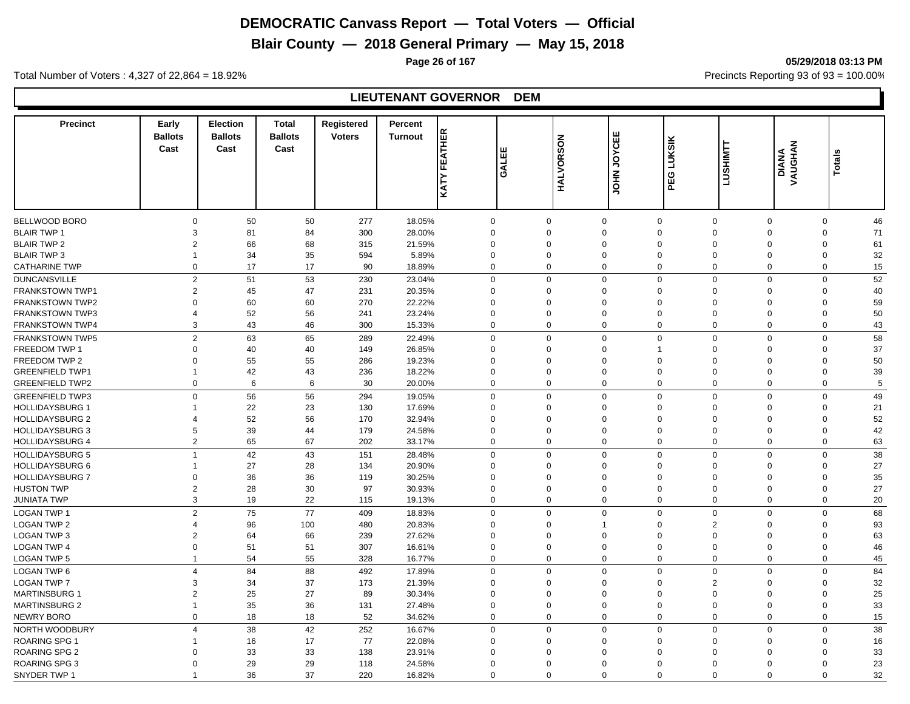# DEMOCRATIC Canvass Report — Total Voters — Official

## Blair County — 2018 General Primary — May 15, 2018

05/29/2018 03:13 PM

Total Number of Voters : 4,327 of 22,864 = 18.92%

Precincts Reporting 93 of 93 = 100.00%

### LIEUTENANT GOVERNOR DEM

| Precinct | Early Ballots Cast | Election Ballots Cast | Total Ballots Cast | Registered Voters | Percent Turnout | KATY FEATHER | GALEE | HALVORSON | JOHN JOYCEE | PEG LUKSIK | LUSHIMTT | DIANA VAUGHAN | Totals |
|---|---|---|---|---|---|---|---|---|---|---|---|---|---|
| BELLWOOD BORO | 0 | 50 | 50 | 277 | 18.05% | 0 | 0 | 0 | 0 | 0 | 0 | 0 | 46 |
| BLAIR TWP 1 | 3 | 81 | 84 | 300 | 28.00% | 0 | 0 | 0 | 0 | 0 | 0 | 0 | 71 |
| BLAIR TWP 2 | 2 | 66 | 68 | 315 | 21.59% | 0 | 0 | 0 | 0 | 0 | 0 | 0 | 61 |
| BLAIR TWP 3 | 1 | 34 | 35 | 594 | 5.89% | 0 | 0 | 0 | 0 | 0 | 0 | 0 | 32 |
| CATHARINE TWP | 0 | 17 | 17 | 90 | 18.89% | 0 | 0 | 0 | 0 | 0 | 0 | 0 | 15 |
| DUNCANSVILLE | 2 | 51 | 53 | 230 | 23.04% | 0 | 0 | 0 | 0 | 0 | 0 | 0 | 52 |
| FRANKSTOWN TWP1 | 2 | 45 | 47 | 231 | 20.35% | 0 | 0 | 0 | 0 | 0 | 0 | 0 | 40 |
| FRANKSTOWN TWP2 | 0 | 60 | 60 | 270 | 22.22% | 0 | 0 | 0 | 0 | 0 | 0 | 0 | 59 |
| FRANKSTOWN TWP3 | 4 | 52 | 56 | 241 | 23.24% | 0 | 0 | 0 | 0 | 0 | 0 | 0 | 50 |
| FRANKSTOWN TWP4 | 3 | 43 | 46 | 300 | 15.33% | 0 | 0 | 0 | 0 | 0 | 0 | 0 | 43 |
| FRANKSTOWN TWP5 | 2 | 63 | 65 | 289 | 22.49% | 0 | 0 | 0 | 0 | 0 | 0 | 0 | 58 |
| FREEDOM TWP 1 | 0 | 40 | 40 | 149 | 26.85% | 0 | 0 | 0 | 1 | 0 | 0 | 0 | 37 |
| FREEDOM TWP 2 | 0 | 55 | 55 | 286 | 19.23% | 0 | 0 | 0 | 0 | 0 | 0 | 0 | 50 |
| GREENFIELD TWP1 | 1 | 42 | 43 | 236 | 18.22% | 0 | 0 | 0 | 0 | 0 | 0 | 0 | 39 |
| GREENFIELD TWP2 | 0 | 6 | 6 | 30 | 20.00% | 0 | 0 | 0 | 0 | 0 | 0 | 0 | 5 |
| GREENFIELD TWP3 | 0 | 56 | 56 | 294 | 19.05% | 0 | 0 | 0 | 0 | 0 | 0 | 0 | 49 |
| HOLLIDAYSBURG 1 | 1 | 22 | 23 | 130 | 17.69% | 0 | 0 | 0 | 0 | 0 | 0 | 0 | 21 |
| HOLLIDAYSBURG 2 | 4 | 52 | 56 | 170 | 32.94% | 0 | 0 | 0 | 0 | 0 | 0 | 0 | 52 |
| HOLLIDAYSBURG 3 | 5 | 39 | 44 | 179 | 24.58% | 0 | 0 | 0 | 0 | 0 | 0 | 0 | 42 |
| HOLLIDAYSBURG 4 | 2 | 65 | 67 | 202 | 33.17% | 0 | 0 | 0 | 0 | 0 | 0 | 0 | 63 |
| HOLLIDAYSBURG 5 | 1 | 42 | 43 | 151 | 28.48% | 0 | 0 | 0 | 0 | 0 | 0 | 0 | 38 |
| HOLLIDAYSBURG 6 | 1 | 27 | 28 | 134 | 20.90% | 0 | 0 | 0 | 0 | 0 | 0 | 0 | 27 |
| HOLLIDAYSBURG 7 | 0 | 36 | 36 | 119 | 30.25% | 0 | 0 | 0 | 0 | 0 | 0 | 0 | 35 |
| HUSTON TWP | 2 | 28 | 30 | 97 | 30.93% | 0 | 0 | 0 | 0 | 0 | 0 | 0 | 27 |
| JUNIATA TWP | 3 | 19 | 22 | 115 | 19.13% | 0 | 0 | 0 | 0 | 0 | 0 | 0 | 20 |
| LOGAN TWP 1 | 2 | 75 | 77 | 409 | 18.83% | 0 | 0 | 0 | 0 | 0 | 0 | 0 | 68 |
| LOGAN TWP 2 | 4 | 96 | 100 | 480 | 20.83% | 0 | 0 | 1 | 0 | 2 | 0 | 0 | 93 |
| LOGAN TWP 3 | 2 | 64 | 66 | 239 | 27.62% | 0 | 0 | 0 | 0 | 0 | 0 | 0 | 63 |
| LOGAN TWP 4 | 0 | 51 | 51 | 307 | 16.61% | 0 | 0 | 0 | 0 | 0 | 0 | 0 | 46 |
| LOGAN TWP 5 | 1 | 54 | 55 | 328 | 16.77% | 0 | 0 | 0 | 0 | 0 | 0 | 0 | 45 |
| LOGAN TWP 6 | 4 | 84 | 88 | 492 | 17.89% | 0 | 0 | 0 | 0 | 0 | 0 | 0 | 84 |
| LOGAN TWP 7 | 3 | 34 | 37 | 173 | 21.39% | 0 | 0 | 0 | 0 | 2 | 0 | 0 | 32 |
| MARTINSBURG 1 | 2 | 25 | 27 | 89 | 30.34% | 0 | 0 | 0 | 0 | 0 | 0 | 0 | 25 |
| MARTINSBURG 2 | 1 | 35 | 36 | 131 | 27.48% | 0 | 0 | 0 | 0 | 0 | 0 | 0 | 33 |
| NEWRY BORO | 0 | 18 | 18 | 52 | 34.62% | 0 | 0 | 0 | 0 | 0 | 0 | 0 | 15 |
| NORTH WOODBURY | 4 | 38 | 42 | 252 | 16.67% | 0 | 0 | 0 | 0 | 0 | 0 | 0 | 38 |
| ROARING SPG 1 | 1 | 16 | 17 | 77 | 22.08% | 0 | 0 | 0 | 0 | 0 | 0 | 0 | 16 |
| ROARING SPG 2 | 0 | 33 | 33 | 138 | 23.91% | 0 | 0 | 0 | 0 | 0 | 0 | 0 | 33 |
| ROARING SPG 3 | 0 | 29 | 29 | 118 | 24.58% | 0 | 0 | 0 | 0 | 0 | 0 | 0 | 23 |
| SNYDER TWP 1 | 1 | 36 | 37 | 220 | 16.82% | 0 | 0 | 0 | 0 | 0 | 0 | 0 | 32 |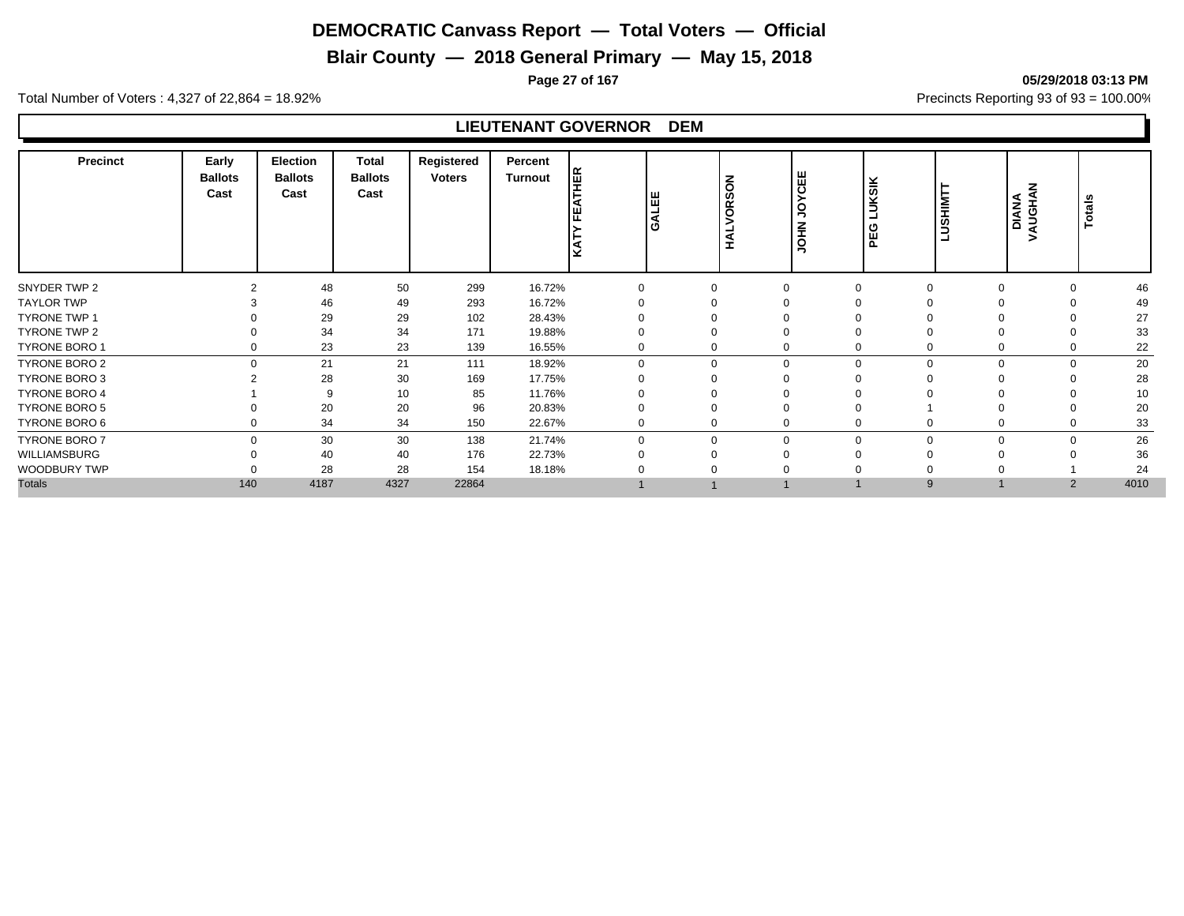# DEMOCRATIC Canvass Report — Total Voters — Official

## Blair County — 2018 General Primary — May 15, 2018

05/29/2018 03:13 PM

Total Number of Voters : 4,327 of 22,864 = 18.92%

Precincts Reporting 93 of 93 = 100.00%

### LIEUTENANT GOVERNOR DEM

| Precinct | Early Ballots Cast | Election Ballots Cast | Total Ballots Cast | Registered Voters | Percent Turnout | KATY FEATHER | GALEE | HALVORSON | JOHN JOYCEE | PEG LUKSIK | LUSHIMTT | DIANA VAUGHAN | Totals |
|---|---|---|---|---|---|---|---|---|---|---|---|---|---|
| SNYDER TWP 2 | 2 | 48 | 50 | 299 | 16.72% | 0 | 0 | 0 | 0 | 0 | 0 | 0 | 46 |
| TAYLOR TWP | 3 | 46 | 49 | 293 | 16.72% | 0 | 0 | 0 | 0 | 0 | 0 | 0 | 49 |
| TYRONE TWP 1 | 0 | 29 | 29 | 102 | 28.43% | 0 | 0 | 0 | 0 | 0 | 0 | 0 | 27 |
| TYRONE TWP 2 | 0 | 34 | 34 | 171 | 19.88% | 0 | 0 | 0 | 0 | 0 | 0 | 0 | 33 |
| TYRONE BORO 1 | 0 | 23 | 23 | 139 | 16.55% | 0 | 0 | 0 | 0 | 0 | 0 | 0 | 22 |
| TYRONE BORO 2 | 0 | 21 | 21 | 111 | 18.92% | 0 | 0 | 0 | 0 | 0 | 0 | 0 | 20 |
| TYRONE BORO 3 | 2 | 28 | 30 | 169 | 17.75% | 0 | 0 | 0 | 0 | 0 | 0 | 0 | 28 |
| TYRONE BORO 4 | 1 | 9 | 10 | 85 | 11.76% | 0 | 0 | 0 | 0 | 0 | 0 | 0 | 10 |
| TYRONE BORO 5 | 0 | 20 | 20 | 96 | 20.83% | 0 | 0 | 0 | 0 | 1 | 0 | 0 | 20 |
| TYRONE BORO 6 | 0 | 34 | 34 | 150 | 22.67% | 0 | 0 | 0 | 0 | 0 | 0 | 0 | 33 |
| TYRONE BORO 7 | 0 | 30 | 30 | 138 | 21.74% | 0 | 0 | 0 | 0 | 0 | 0 | 0 | 26 |
| WILLIAMSBURG | 0 | 40 | 40 | 176 | 22.73% | 0 | 0 | 0 | 0 | 0 | 0 | 0 | 36 |
| WOODBURY TWP | 0 | 28 | 28 | 154 | 18.18% | 0 | 0 | 0 | 0 | 0 | 0 | 1 | 24 |
| Totals | 140 | 4187 | 4327 | 22864 | | 1 | 1 | 1 | 1 | 9 | 1 | 2 | 4010 |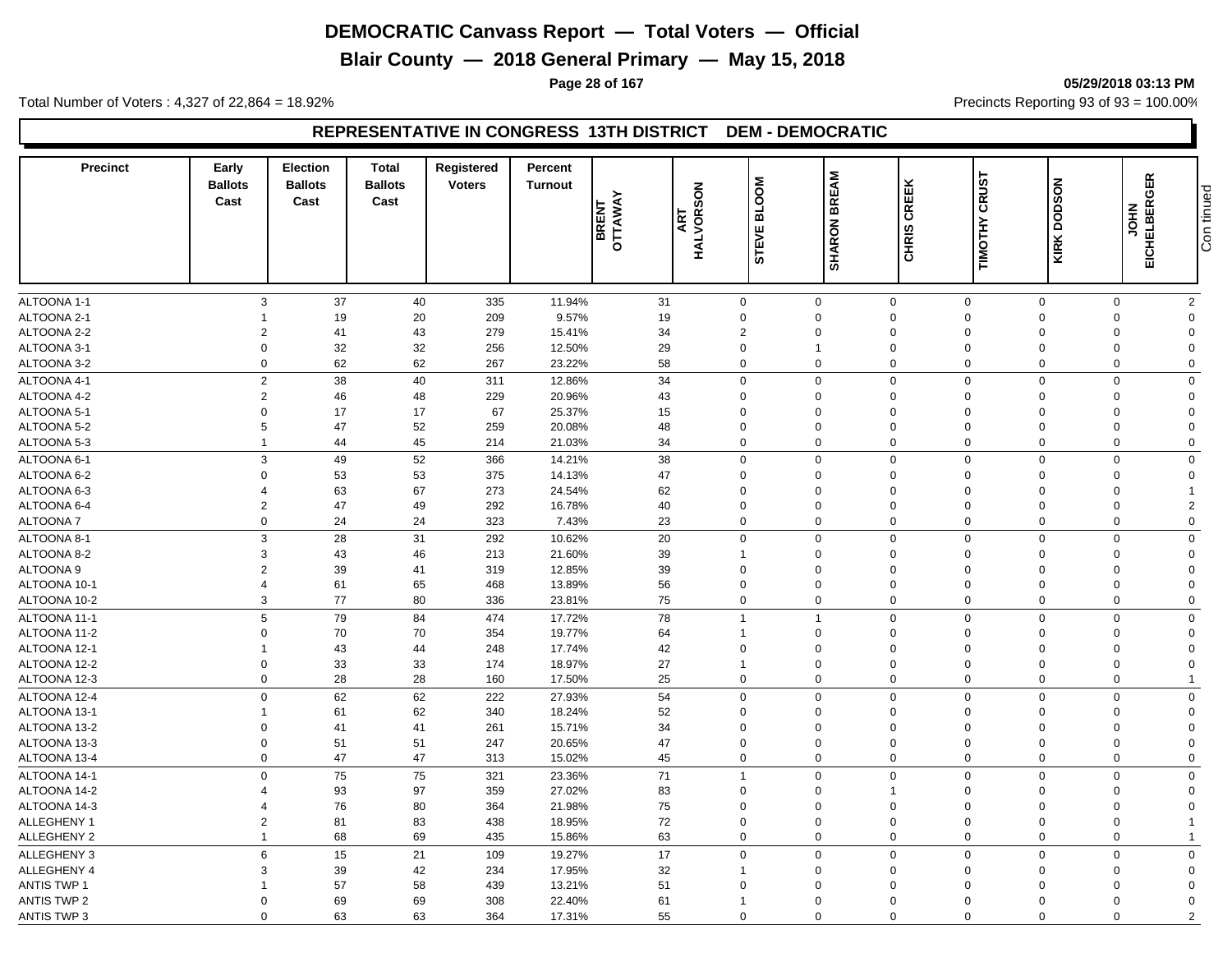# DEMOCRATIC Canvass Report — Total Voters — Official

## Blair County — 2018 General Primary — May 15, 2018

05/29/2018 03:13 PM

Total Number of Voters : 4,327 of 22,864 = 18.92%

Precincts Reporting 93 of 93 = 100.00%

### REPRESENTATIVE IN CONGRESS 13TH DISTRICT DEM - DEMOCRATIC

| Precinct | Early Ballots Cast | Election Ballots Cast | Total Ballots Cast | Registered Voters | Percent Turnout | BRENT OTTAWAY | ART HALVORSON | STEVE BLOOM | SHARON BREAM | CHRIS CREEK | TIMOTHY CRUST | KIRK DODSON | JOHN EICHELBERGER | Continued |
|---|---|---|---|---|---|---|---|---|---|---|---|---|---|---|
| ALTOONA 1-1 | 3 | 37 | 40 | 335 | 11.94% | 31 | 0 | 0 | 0 | 0 | 0 | 0 | 2 | |
| ALTOONA 2-1 | 1 | 19 | 20 | 209 | 9.57% | 19 | 0 | 0 | 0 | 0 | 0 | 0 | 0 | |
| ALTOONA 2-2 | 2 | 41 | 43 | 279 | 15.41% | 34 | 2 | 0 | 0 | 0 | 0 | 0 | 0 | |
| ALTOONA 3-1 | 0 | 32 | 32 | 256 | 12.50% | 29 | 0 | 1 | 0 | 0 | 0 | 0 | 0 | |
| ALTOONA 3-2 | 0 | 62 | 62 | 267 | 23.22% | 58 | 0 | 0 | 0 | 0 | 0 | 0 | 0 | |
| ALTOONA 4-1 | 2 | 38 | 40 | 311 | 12.86% | 34 | 0 | 0 | 0 | 0 | 0 | 0 | 0 | |
| ALTOONA 4-2 | 2 | 46 | 48 | 229 | 20.96% | 43 | 0 | 0 | 0 | 0 | 0 | 0 | 0 | |
| ALTOONA 5-1 | 0 | 17 | 17 | 67 | 25.37% | 15 | 0 | 0 | 0 | 0 | 0 | 0 | 0 | |
| ALTOONA 5-2 | 5 | 47 | 52 | 259 | 20.08% | 48 | 0 | 0 | 0 | 0 | 0 | 0 | 0 | |
| ALTOONA 5-3 | 1 | 44 | 45 | 214 | 21.03% | 34 | 0 | 0 | 0 | 0 | 0 | 0 | 0 | |
| ALTOONA 6-1 | 3 | 49 | 52 | 366 | 14.21% | 38 | 0 | 0 | 0 | 0 | 0 | 0 | 0 | |
| ALTOONA 6-2 | 0 | 53 | 53 | 375 | 14.13% | 47 | 0 | 0 | 0 | 0 | 0 | 0 | 0 | |
| ALTOONA 6-3 | 4 | 63 | 67 | 273 | 24.54% | 62 | 0 | 0 | 0 | 0 | 0 | 0 | 1 | |
| ALTOONA 6-4 | 2 | 47 | 49 | 292 | 16.78% | 40 | 0 | 0 | 0 | 0 | 0 | 0 | 2 | |
| ALTOONA 7 | 0 | 24 | 24 | 323 | 7.43% | 23 | 0 | 0 | 0 | 0 | 0 | 0 | 0 | |
| ALTOONA 8-1 | 3 | 28 | 31 | 292 | 10.62% | 20 | 0 | 0 | 0 | 0 | 0 | 0 | 0 | |
| ALTOONA 8-2 | 3 | 43 | 46 | 213 | 21.60% | 39 | 1 | 0 | 0 | 0 | 0 | 0 | 0 | |
| ALTOONA 9 | 2 | 39 | 41 | 319 | 12.85% | 39 | 0 | 0 | 0 | 0 | 0 | 0 | 0 | |
| ALTOONA 10-1 | 4 | 61 | 65 | 468 | 13.89% | 56 | 0 | 0 | 0 | 0 | 0 | 0 | 0 | |
| ALTOONA 10-2 | 3 | 77 | 80 | 336 | 23.81% | 75 | 0 | 0 | 0 | 0 | 0 | 0 | 0 | |
| ALTOONA 11-1 | 5 | 79 | 84 | 474 | 17.72% | 78 | 1 | 1 | 0 | 0 | 0 | 0 | 0 | |
| ALTOONA 11-2 | 0 | 70 | 70 | 354 | 19.77% | 64 | 1 | 0 | 0 | 0 | 0 | 0 | 0 | |
| ALTOONA 12-1 | 1 | 43 | 44 | 248 | 17.74% | 42 | 0 | 0 | 0 | 0 | 0 | 0 | 0 | |
| ALTOONA 12-2 | 0 | 33 | 33 | 174 | 18.97% | 27 | 1 | 0 | 0 | 0 | 0 | 0 | 0 | |
| ALTOONA 12-3 | 0 | 28 | 28 | 160 | 17.50% | 25 | 0 | 0 | 0 | 0 | 0 | 0 | 1 | |
| ALTOONA 12-4 | 0 | 62 | 62 | 222 | 27.93% | 54 | 0 | 0 | 0 | 0 | 0 | 0 | 0 | |
| ALTOONA 13-1 | 1 | 61 | 62 | 340 | 18.24% | 52 | 0 | 0 | 0 | 0 | 0 | 0 | 0 | |
| ALTOONA 13-2 | 0 | 41 | 41 | 261 | 15.71% | 34 | 0 | 0 | 0 | 0 | 0 | 0 | 0 | |
| ALTOONA 13-3 | 0 | 51 | 51 | 247 | 20.65% | 47 | 0 | 0 | 0 | 0 | 0 | 0 | 0 | |
| ALTOONA 13-4 | 0 | 47 | 47 | 313 | 15.02% | 45 | 0 | 0 | 0 | 0 | 0 | 0 | 0 | |
| ALTOONA 14-1 | 0 | 75 | 75 | 321 | 23.36% | 71 | 1 | 0 | 0 | 0 | 0 | 0 | 0 | |
| ALTOONA 14-2 | 4 | 93 | 97 | 359 | 27.02% | 83 | 0 | 0 | 1 | 0 | 0 | 0 | 0 | |
| ALTOONA 14-3 | 4 | 76 | 80 | 364 | 21.98% | 75 | 0 | 0 | 0 | 0 | 0 | 0 | 0 | |
| ALLEGHENY 1 | 2 | 81 | 83 | 438 | 18.95% | 72 | 0 | 0 | 0 | 0 | 0 | 0 | 1 | |
| ALLEGHENY 2 | 1 | 68 | 69 | 435 | 15.86% | 63 | 0 | 0 | 0 | 0 | 0 | 0 | 1 | |
| ALLEGHENY 3 | 6 | 15 | 21 | 109 | 19.27% | 17 | 0 | 0 | 0 | 0 | 0 | 0 | 0 | |
| ALLEGHENY 4 | 3 | 39 | 42 | 234 | 17.95% | 32 | 1 | 0 | 0 | 0 | 0 | 0 | 0 | |
| ANTIS TWP 1 | 1 | 57 | 58 | 439 | 13.21% | 51 | 0 | 0 | 0 | 0 | 0 | 0 | 0 | |
| ANTIS TWP 2 | 0 | 69 | 69 | 308 | 22.40% | 61 | 1 | 0 | 0 | 0 | 0 | 0 | 0 | |
| ANTIS TWP 3 | 0 | 63 | 63 | 364 | 17.31% | 55 | 0 | 0 | 0 | 0 | 0 | 0 | 2 | |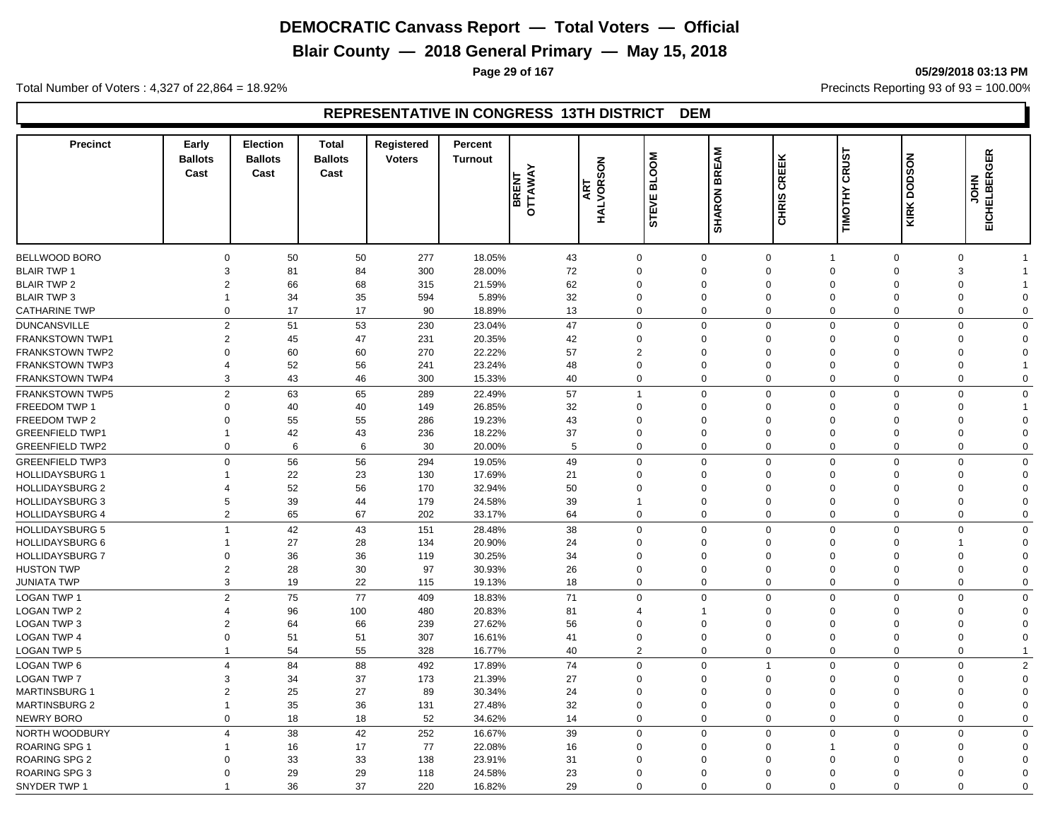# DEMOCRATIC Canvass Report — Total Voters — Official

## Blair County — 2018 General Primary — May 15, 2018

**05/29/2018 03:13 PM**

Total Number of Voters : 4,327 of 22,864 = 18.92%

Precincts Reporting 93 of 93 = 100.00%

### REPRESENTATIVE IN CONGRESS 13TH DISTRICT DEM

| Precinct | Early Ballots Cast | Election Ballots Cast | Total Ballots Cast | Registered Voters | Percent Turnout | BRENT OTTAWAY | ART HALVORSON | STEVE BLOOM | SHARON BREAM | CHRIS CREEK | TIMOTHY CRUST | KIRK DODSON | JOHN EICHELBERGER |
|---|---|---|---|---|---|---|---|---|---|---|---|---|---|
| BELLWOOD BORO | 0 | 50 | 50 | 277 | 18.05% | 43 | 0 | 0 | 0 | 1 | 0 | 0 | 1 |
| BLAIR TWP 1 | 3 | 81 | 84 | 300 | 28.00% | 72 | 0 | 0 | 0 | 0 | 0 | 3 | 1 |
| BLAIR TWP 2 | 2 | 66 | 68 | 315 | 21.59% | 62 | 0 | 0 | 0 | 0 | 0 | 0 | 1 |
| BLAIR TWP 3 | 1 | 34 | 35 | 594 | 5.89% | 32 | 0 | 0 | 0 | 0 | 0 | 0 | 0 |
| CATHARINE TWP | 0 | 17 | 17 | 90 | 18.89% | 13 | 0 | 0 | 0 | 0 | 0 | 0 | 0 |
| DUNCANSVILLE | 2 | 51 | 53 | 230 | 23.04% | 47 | 0 | 0 | 0 | 0 | 0 | 0 | 0 |
| FRANKSTOWN TWP1 | 2 | 45 | 47 | 231 | 20.35% | 42 | 0 | 0 | 0 | 0 | 0 | 0 | 0 |
| FRANKSTOWN TWP2 | 0 | 60 | 60 | 270 | 22.22% | 57 | 2 | 0 | 0 | 0 | 0 | 0 | 0 |
| FRANKSTOWN TWP3 | 4 | 52 | 56 | 241 | 23.24% | 48 | 0 | 0 | 0 | 0 | 0 | 0 | 1 |
| FRANKSTOWN TWP4 | 3 | 43 | 46 | 300 | 15.33% | 40 | 0 | 0 | 0 | 0 | 0 | 0 | 0 |
| FRANKSTOWN TWP5 | 2 | 63 | 65 | 289 | 22.49% | 57 | 1 | 0 | 0 | 0 | 0 | 0 | 0 |
| FREEDOM TWP 1 | 0 | 40 | 40 | 149 | 26.85% | 32 | 0 | 0 | 0 | 0 | 0 | 0 | 1 |
| FREEDOM TWP 2 | 0 | 55 | 55 | 286 | 19.23% | 43 | 0 | 0 | 0 | 0 | 0 | 0 | 0 |
| GREENFIELD TWP1 | 1 | 42 | 43 | 236 | 18.22% | 37 | 0 | 0 | 0 | 0 | 0 | 0 | 0 |
| GREENFIELD TWP2 | 0 | 6 | 6 | 30 | 20.00% | 5 | 0 | 0 | 0 | 0 | 0 | 0 | 0 |
| GREENFIELD TWP3 | 0 | 56 | 56 | 294 | 19.05% | 49 | 0 | 0 | 0 | 0 | 0 | 0 | 0 |
| HOLLIDAYSBURG 1 | 1 | 22 | 23 | 130 | 17.69% | 21 | 0 | 0 | 0 | 0 | 0 | 0 | 0 |
| HOLLIDAYSBURG 2 | 4 | 52 | 56 | 170 | 32.94% | 50 | 0 | 0 | 0 | 0 | 0 | 0 | 0 |
| HOLLIDAYSBURG 3 | 5 | 39 | 44 | 179 | 24.58% | 39 | 1 | 0 | 0 | 0 | 0 | 0 | 0 |
| HOLLIDAYSBURG 4 | 2 | 65 | 67 | 202 | 33.17% | 64 | 0 | 0 | 0 | 0 | 0 | 0 | 0 |
| HOLLIDAYSBURG 5 | 1 | 42 | 43 | 151 | 28.48% | 38 | 0 | 0 | 0 | 0 | 0 | 0 | 0 |
| HOLLIDAYSBURG 6 | 1 | 27 | 28 | 134 | 20.90% | 24 | 0 | 0 | 0 | 0 | 0 | 1 | 0 |
| HOLLIDAYSBURG 7 | 0 | 36 | 36 | 119 | 30.25% | 34 | 0 | 0 | 0 | 0 | 0 | 0 | 0 |
| HUSTON TWP | 2 | 28 | 30 | 97 | 30.93% | 26 | 0 | 0 | 0 | 0 | 0 | 0 | 0 |
| JUNIATA TWP | 3 | 19 | 22 | 115 | 19.13% | 18 | 0 | 0 | 0 | 0 | 0 | 0 | 0 |
| LOGAN TWP 1 | 2 | 75 | 77 | 409 | 18.83% | 71 | 0 | 0 | 0 | 0 | 0 | 0 | 0 |
| LOGAN TWP 2 | 4 | 96 | 100 | 480 | 20.83% | 81 | 4 | 1 | 0 | 0 | 0 | 0 | 0 |
| LOGAN TWP 3 | 2 | 64 | 66 | 239 | 27.62% | 56 | 0 | 0 | 0 | 0 | 0 | 0 | 0 |
| LOGAN TWP 4 | 0 | 51 | 51 | 307 | 16.61% | 41 | 0 | 0 | 0 | 0 | 0 | 0 | 0 |
| LOGAN TWP 5 | 1 | 54 | 55 | 328 | 16.77% | 40 | 2 | 0 | 0 | 0 | 0 | 0 | 1 |
| LOGAN TWP 6 | 4 | 84 | 88 | 492 | 17.89% | 74 | 0 | 0 | 1 | 0 | 0 | 0 | 2 |
| LOGAN TWP 7 | 3 | 34 | 37 | 173 | 21.39% | 27 | 0 | 0 | 0 | 0 | 0 | 0 | 0 |
| MARTINSBURG 1 | 2 | 25 | 27 | 89 | 30.34% | 24 | 0 | 0 | 0 | 0 | 0 | 0 | 0 |
| MARTINSBURG 2 | 1 | 35 | 36 | 131 | 27.48% | 32 | 0 | 0 | 0 | 0 | 0 | 0 | 0 |
| NEWRY BORO | 0 | 18 | 18 | 52 | 34.62% | 14 | 0 | 0 | 0 | 0 | 0 | 0 | 0 |
| NORTH WOODBURY | 4 | 38 | 42 | 252 | 16.67% | 39 | 0 | 0 | 0 | 0 | 0 | 0 | 0 |
| ROARING SPG 1 | 1 | 16 | 17 | 77 | 22.08% | 16 | 0 | 0 | 0 | 1 | 0 | 0 | 0 |
| ROARING SPG 2 | 0 | 33 | 33 | 138 | 23.91% | 31 | 0 | 0 | 0 | 0 | 0 | 0 | 0 |
| ROARING SPG 3 | 0 | 29 | 29 | 118 | 24.58% | 23 | 0 | 0 | 0 | 0 | 0 | 0 | 0 |
| SNYDER TWP 1 | 1 | 36 | 37 | 220 | 16.82% | 29 | 0 | 0 | 0 | 0 | 0 | 0 | 0 |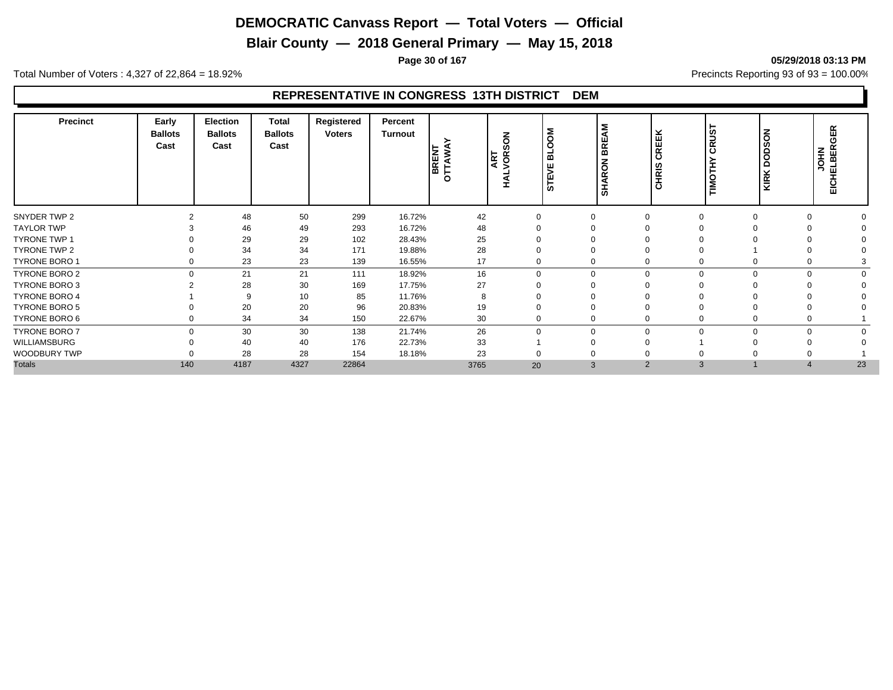# DEMOCRATIC Canvass Report — Total Voters — Official

## Blair County — 2018 General Primary — May 15, 2018

05/29/2018 03:13 PM

Total Number of Voters : 4,327 of 22,864 = 18.92%

Precincts Reporting 93 of 93 = 100.00%

### REPRESENTATIVE IN CONGRESS 13TH DISTRICT DEM

| Precinct | Early Ballots Cast | Election Ballots Cast | Total Ballots Cast | Registered Voters | Percent Turnout | BRENT OTTAWAY | ART HALVORSON | STEVE BLOOM | SHARON BREAM | CHRIS CREEK | TIMOTHY CRUST | KIRK DODSON | JOHN EICHELBERGER |
|---|---|---|---|---|---|---|---|---|---|---|---|---|---|
| SNYDER TWP 2 | 2 | 48 | 50 | 299 | 16.72% | 42 | 0 | 0 | 0 | 0 | 0 | 0 | 0 |
| TAYLOR TWP | 3 | 46 | 49 | 293 | 16.72% | 48 | 0 | 0 | 0 | 0 | 0 | 0 | 0 |
| TYRONE TWP 1 | 0 | 29 | 29 | 102 | 28.43% | 25 | 0 | 0 | 0 | 0 | 0 | 0 | 0 |
| TYRONE TWP 2 | 0 | 34 | 34 | 171 | 19.88% | 28 | 0 | 0 | 0 | 0 | 1 | 0 | 0 |
| TYRONE BORO 1 | 0 | 23 | 23 | 139 | 16.55% | 17 | 0 | 0 | 0 | 0 | 0 | 0 | 3 |
| TYRONE BORO 2 | 0 | 21 | 21 | 111 | 18.92% | 16 | 0 | 0 | 0 | 0 | 0 | 0 | 0 |
| TYRONE BORO 3 | 2 | 28 | 30 | 169 | 17.75% | 27 | 0 | 0 | 0 | 0 | 0 | 0 | 0 |
| TYRONE BORO 4 | 1 | 9 | 10 | 85 | 11.76% | 8 | 0 | 0 | 0 | 0 | 0 | 0 | 0 |
| TYRONE BORO 5 | 0 | 20 | 20 | 96 | 20.83% | 19 | 0 | 0 | 0 | 0 | 0 | 0 | 0 |
| TYRONE BORO 6 | 0 | 34 | 34 | 150 | 22.67% | 30 | 0 | 0 | 0 | 0 | 0 | 0 | 1 |
| TYRONE BORO 7 | 0 | 30 | 30 | 138 | 21.74% | 26 | 0 | 0 | 0 | 0 | 0 | 0 | 0 |
| WILLIAMSBURG | 0 | 40 | 40 | 176 | 22.73% | 33 | 1 | 0 | 0 | 1 | 0 | 0 | 0 |
| WOODBURY TWP | 0 | 28 | 28 | 154 | 18.18% | 23 | 0 | 0 | 0 | 0 | 0 | 0 | 1 |
| Totals | 140 | 4187 | 4327 | 22864 | | 3765 | 20 | 3 | 2 | 3 | 1 | 4 | 23 |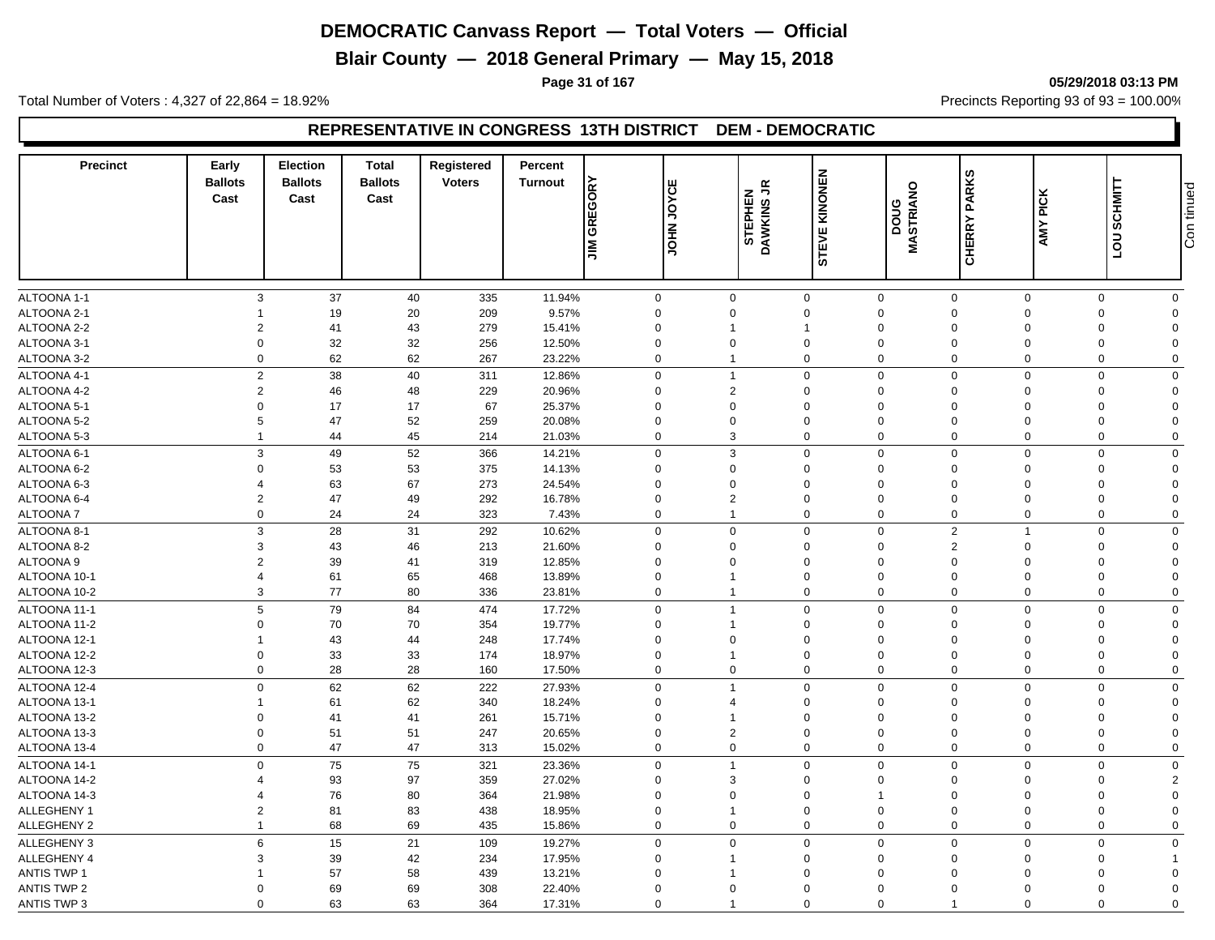# DEMOCRATIC Canvass Report — Total Voters — Official

## Blair County — 2018 General Primary — May 15, 2018

05/29/2018 03:13 PM

Total Number of Voters : 4,327 of 22,864 = 18.92%

Precincts Reporting 93 of 93 = 100.00%

### REPRESENTATIVE IN CONGRESS 13TH DISTRICT DEM - DEMOCRATIC

| Precinct | Early Ballots Cast | Election Ballots Cast | Total Ballots Cast | Registered Voters | Percent Turnout | JIM GREGORY | JOHN JOYCE | STEPHEN DAWKINS JR | STEVE KINONEN | DOUG MASTRIANO | CHERRY PARKS | AMY PICK | LOU SCHMITT |
|---|---|---|---|---|---|---|---|---|---|---|---|---|---|
| ALTOONA 1-1 | 3 | 37 | 40 | 335 | 11.94% | 0 | 0 | 0 | 0 | 0 | 0 | 0 | 0 |
| ALTOONA 2-1 | 1 | 19 | 20 | 209 | 9.57% | 0 | 0 | 0 | 0 | 0 | 0 | 0 | 0 |
| ALTOONA 2-2 | 2 | 41 | 43 | 279 | 15.41% | 0 | 1 | 1 | 0 | 0 | 0 | 0 | 0 |
| ALTOONA 3-1 | 0 | 32 | 32 | 256 | 12.50% | 0 | 0 | 0 | 0 | 0 | 0 | 0 | 0 |
| ALTOONA 3-2 | 0 | 62 | 62 | 267 | 23.22% | 0 | 1 | 0 | 0 | 0 | 0 | 0 | 0 |
| ALTOONA 4-1 | 2 | 38 | 40 | 311 | 12.86% | 0 | 1 | 0 | 0 | 0 | 0 | 0 | 0 |
| ALTOONA 4-2 | 2 | 46 | 48 | 229 | 20.96% | 0 | 2 | 0 | 0 | 0 | 0 | 0 | 0 |
| ALTOONA 5-1 | 0 | 17 | 17 | 67 | 25.37% | 0 | 0 | 0 | 0 | 0 | 0 | 0 | 0 |
| ALTOONA 5-2 | 5 | 47 | 52 | 259 | 20.08% | 0 | 0 | 0 | 0 | 0 | 0 | 0 | 0 |
| ALTOONA 5-3 | 1 | 44 | 45 | 214 | 21.03% | 0 | 3 | 0 | 0 | 0 | 0 | 0 | 0 |
| ALTOONA 6-1 | 3 | 49 | 52 | 366 | 14.21% | 0 | 3 | 0 | 0 | 0 | 0 | 0 | 0 |
| ALTOONA 6-2 | 0 | 53 | 53 | 375 | 14.13% | 0 | 0 | 0 | 0 | 0 | 0 | 0 | 0 |
| ALTOONA 6-3 | 4 | 63 | 67 | 273 | 24.54% | 0 | 0 | 0 | 0 | 0 | 0 | 0 | 0 |
| ALTOONA 6-4 | 2 | 47 | 49 | 292 | 16.78% | 0 | 2 | 0 | 0 | 0 | 0 | 0 | 0 |
| ALTOONA 7 | 0 | 24 | 24 | 323 | 7.43% | 0 | 1 | 0 | 0 | 0 | 0 | 0 | 0 |
| ALTOONA 8-1 | 3 | 28 | 31 | 292 | 10.62% | 0 | 0 | 0 | 0 | 2 | 1 | 0 | 0 |
| ALTOONA 8-2 | 3 | 43 | 46 | 213 | 21.60% | 0 | 0 | 0 | 0 | 2 | 0 | 0 | 0 |
| ALTOONA 9 | 2 | 39 | 41 | 319 | 12.85% | 0 | 0 | 0 | 0 | 0 | 0 | 0 | 0 |
| ALTOONA 10-1 | 4 | 61 | 65 | 468 | 13.89% | 0 | 1 | 0 | 0 | 0 | 0 | 0 | 0 |
| ALTOONA 10-2 | 3 | 77 | 80 | 336 | 23.81% | 0 | 1 | 0 | 0 | 0 | 0 | 0 | 0 |
| ALTOONA 11-1 | 5 | 79 | 84 | 474 | 17.72% | 0 | 1 | 0 | 0 | 0 | 0 | 0 | 0 |
| ALTOONA 11-2 | 0 | 70 | 70 | 354 | 19.77% | 0 | 1 | 0 | 0 | 0 | 0 | 0 | 0 |
| ALTOONA 12-1 | 1 | 43 | 44 | 248 | 17.74% | 0 | 0 | 0 | 0 | 0 | 0 | 0 | 0 |
| ALTOONA 12-2 | 0 | 33 | 33 | 174 | 18.97% | 0 | 1 | 0 | 0 | 0 | 0 | 0 | 0 |
| ALTOONA 12-3 | 0 | 28 | 28 | 160 | 17.50% | 0 | 0 | 0 | 0 | 0 | 0 | 0 | 0 |
| ALTOONA 12-4 | 0 | 62 | 62 | 222 | 27.93% | 0 | 1 | 0 | 0 | 0 | 0 | 0 | 0 |
| ALTOONA 13-1 | 1 | 61 | 62 | 340 | 18.24% | 0 | 4 | 0 | 0 | 0 | 0 | 0 | 0 |
| ALTOONA 13-2 | 0 | 41 | 41 | 261 | 15.71% | 0 | 1 | 0 | 0 | 0 | 0 | 0 | 0 |
| ALTOONA 13-3 | 0 | 51 | 51 | 247 | 20.65% | 0 | 2 | 0 | 0 | 0 | 0 | 0 | 0 |
| ALTOONA 13-4 | 0 | 47 | 47 | 313 | 15.02% | 0 | 0 | 0 | 0 | 0 | 0 | 0 | 0 |
| ALTOONA 14-1 | 0 | 75 | 75 | 321 | 23.36% | 0 | 1 | 0 | 0 | 0 | 0 | 0 | 0 |
| ALTOONA 14-2 | 4 | 93 | 97 | 359 | 27.02% | 0 | 3 | 0 | 0 | 0 | 0 | 0 | 2 |
| ALTOONA 14-3 | 4 | 76 | 80 | 364 | 21.98% | 0 | 0 | 0 | 1 | 0 | 0 | 0 | 0 |
| ALLEGHENY 1 | 2 | 81 | 83 | 438 | 18.95% | 0 | 1 | 0 | 0 | 0 | 0 | 0 | 0 |
| ALLEGHENY 2 | 1 | 68 | 69 | 435 | 15.86% | 0 | 0 | 0 | 0 | 0 | 0 | 0 | 0 |
| ALLEGHENY 3 | 6 | 15 | 21 | 109 | 19.27% | 0 | 0 | 0 | 0 | 0 | 0 | 0 | 0 |
| ALLEGHENY 4 | 3 | 39 | 42 | 234 | 17.95% | 0 | 1 | 0 | 0 | 0 | 0 | 0 | 1 |
| ANTIS TWP 1 | 1 | 57 | 58 | 439 | 13.21% | 0 | 1 | 0 | 0 | 0 | 0 | 0 | 0 |
| ANTIS TWP 2 | 0 | 69 | 69 | 308 | 22.40% | 0 | 0 | 0 | 0 | 0 | 0 | 0 | 0 |
| ANTIS TWP 3 | 0 | 63 | 63 | 364 | 17.31% | 0 | 1 | 0 | 0 | 1 | 0 | 0 | 0 |

Continued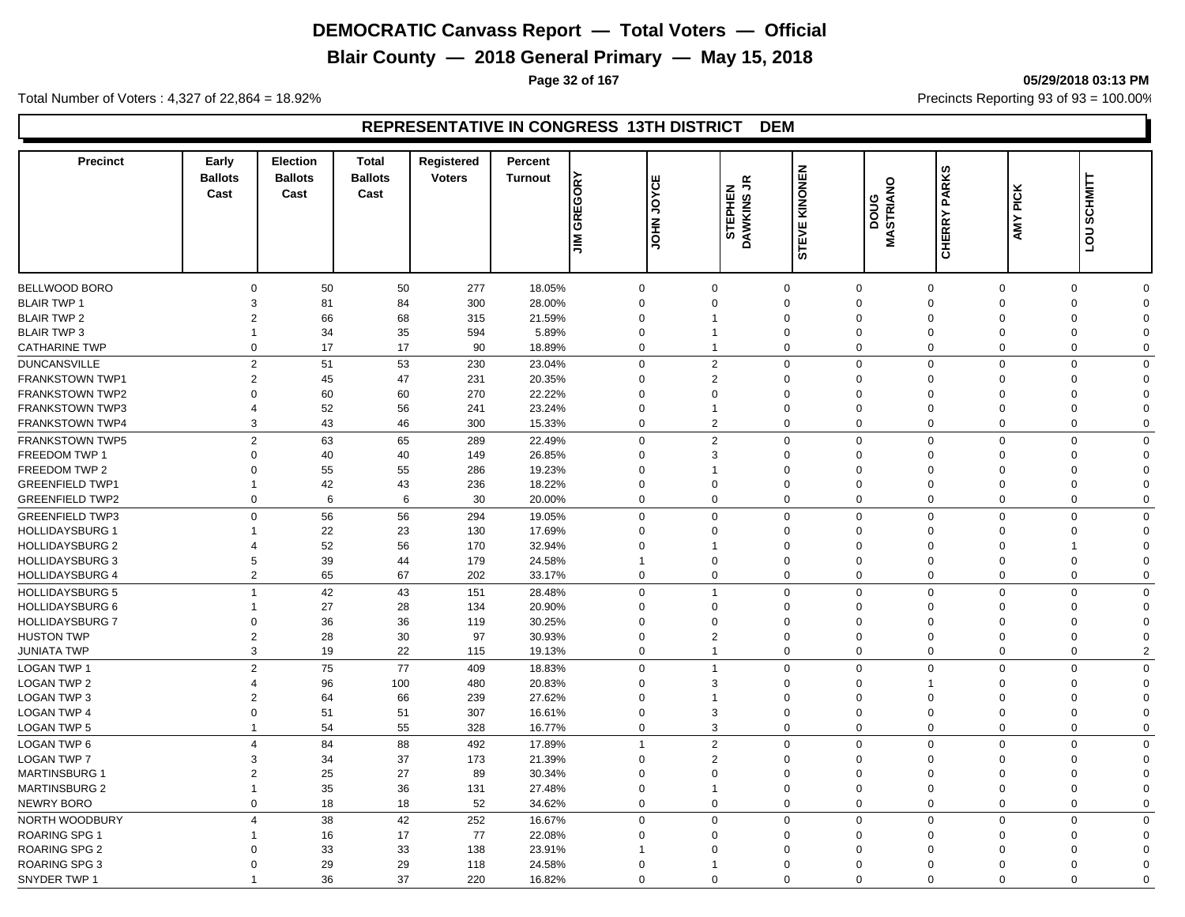# DEMOCRATIC Canvass Report — Total Voters — Official

## Blair County — 2018 General Primary — May 15, 2018

05/29/2018 03:13 PM

Total Number of Voters : 4,327 of 22,864 = 18.92%

Precincts Reporting 93 of 93 = 100.00%

### REPRESENTATIVE IN CONGRESS 13TH DISTRICT DEM

| Precinct | Early Ballots Cast | Election Ballots Cast | Total Ballots Cast | Registered Voters | Percent Turnout | JIM GREGORY | JOHN JOYCE | STEPHEN DAWKINS JR | STEVE KINONEN | DOUG MASTRIANO | CHERRY PARKS | AMY PICK | LOU SCHMITT |
|---|---|---|---|---|---|---|---|---|---|---|---|---|---|
| BELLWOOD BORO | 0 | 50 | 50 | 277 | 18.05% | 0 | 0 | 0 | 0 | 0 | 0 | 0 | 0 |
| BLAIR TWP 1 | 3 | 81 | 84 | 300 | 28.00% | 0 | 0 | 0 | 0 | 0 | 0 | 0 | 0 |
| BLAIR TWP 2 | 2 | 66 | 68 | 315 | 21.59% | 0 | 1 | 0 | 0 | 0 | 0 | 0 | 0 |
| BLAIR TWP 3 | 1 | 34 | 35 | 594 | 5.89% | 0 | 1 | 0 | 0 | 0 | 0 | 0 | 0 |
| CATHARINE TWP | 0 | 17 | 17 | 90 | 18.89% | 0 | 1 | 0 | 0 | 0 | 0 | 0 | 0 |
| DUNCANSVILLE | 2 | 51 | 53 | 230 | 23.04% | 0 | 2 | 0 | 0 | 0 | 0 | 0 | 0 |
| FRANKSTOWN TWP1 | 2 | 45 | 47 | 231 | 20.35% | 0 | 2 | 0 | 0 | 0 | 0 | 0 | 0 |
| FRANKSTOWN TWP2 | 0 | 60 | 60 | 270 | 22.22% | 0 | 0 | 0 | 0 | 0 | 0 | 0 | 0 |
| FRANKSTOWN TWP3 | 4 | 52 | 56 | 241 | 23.24% | 0 | 1 | 0 | 0 | 0 | 0 | 0 | 0 |
| FRANKSTOWN TWP4 | 3 | 43 | 46 | 300 | 15.33% | 0 | 2 | 0 | 0 | 0 | 0 | 0 | 0 |
| FRANKSTOWN TWP5 | 2 | 63 | 65 | 289 | 22.49% | 0 | 2 | 0 | 0 | 0 | 0 | 0 | 0 |
| FREEDOM TWP 1 | 0 | 40 | 40 | 149 | 26.85% | 0 | 3 | 0 | 0 | 0 | 0 | 0 | 0 |
| FREEDOM TWP 2 | 0 | 55 | 55 | 286 | 19.23% | 0 | 1 | 0 | 0 | 0 | 0 | 0 | 0 |
| GREENFIELD TWP1 | 1 | 42 | 43 | 236 | 18.22% | 0 | 0 | 0 | 0 | 0 | 0 | 0 | 0 |
| GREENFIELD TWP2 | 0 | 6 | 6 | 30 | 20.00% | 0 | 0 | 0 | 0 | 0 | 0 | 0 | 0 |
| GREENFIELD TWP3 | 0 | 56 | 56 | 294 | 19.05% | 0 | 0 | 0 | 0 | 0 | 0 | 0 | 0 |
| HOLLIDAYSBURG 1 | 1 | 22 | 23 | 130 | 17.69% | 0 | 0 | 0 | 0 | 0 | 0 | 0 | 0 |
| HOLLIDAYSBURG 2 | 4 | 52 | 56 | 170 | 32.94% | 0 | 1 | 0 | 0 | 0 | 0 | 1 | 0 |
| HOLLIDAYSBURG 3 | 5 | 39 | 44 | 179 | 24.58% | 1 | 0 | 0 | 0 | 0 | 0 | 0 | 0 |
| HOLLIDAYSBURG 4 | 2 | 65 | 67 | 202 | 33.17% | 0 | 0 | 0 | 0 | 0 | 0 | 0 | 0 |
| HOLLIDAYSBURG 5 | 1 | 42 | 43 | 151 | 28.48% | 0 | 1 | 0 | 0 | 0 | 0 | 0 | 0 |
| HOLLIDAYSBURG 6 | 1 | 27 | 28 | 134 | 20.90% | 0 | 0 | 0 | 0 | 0 | 0 | 0 | 0 |
| HOLLIDAYSBURG 7 | 0 | 36 | 36 | 119 | 30.25% | 0 | 0 | 0 | 0 | 0 | 0 | 0 | 0 |
| HUSTON TWP | 2 | 28 | 30 | 97 | 30.93% | 0 | 2 | 0 | 0 | 0 | 0 | 0 | 0 |
| JUNIATA TWP | 3 | 19 | 22 | 115 | 19.13% | 0 | 1 | 0 | 0 | 0 | 0 | 0 | 2 |
| LOGAN TWP 1 | 2 | 75 | 77 | 409 | 18.83% | 0 | 1 | 0 | 0 | 0 | 0 | 0 | 0 |
| LOGAN TWP 2 | 4 | 96 | 100 | 480 | 20.83% | 0 | 3 | 0 | 0 | 1 | 0 | 0 | 0 |
| LOGAN TWP 3 | 2 | 64 | 66 | 239 | 27.62% | 0 | 1 | 0 | 0 | 0 | 0 | 0 | 0 |
| LOGAN TWP 4 | 0 | 51 | 51 | 307 | 16.61% | 0 | 3 | 0 | 0 | 0 | 0 | 0 | 0 |
| LOGAN TWP 5 | 1 | 54 | 55 | 328 | 16.77% | 0 | 3 | 0 | 0 | 0 | 0 | 0 | 0 |
| LOGAN TWP 6 | 4 | 84 | 88 | 492 | 17.89% | 1 | 2 | 0 | 0 | 0 | 0 | 0 | 0 |
| LOGAN TWP 7 | 3 | 34 | 37 | 173 | 21.39% | 0 | 2 | 0 | 0 | 0 | 0 | 0 | 0 |
| MARTINSBURG 1 | 2 | 25 | 27 | 89 | 30.34% | 0 | 0 | 0 | 0 | 0 | 0 | 0 | 0 |
| MARTINSBURG 2 | 1 | 35 | 36 | 131 | 27.48% | 0 | 1 | 0 | 0 | 0 | 0 | 0 | 0 |
| NEWRY BORO | 0 | 18 | 18 | 52 | 34.62% | 0 | 0 | 0 | 0 | 0 | 0 | 0 | 0 |
| NORTH WOODBURY | 4 | 38 | 42 | 252 | 16.67% | 0 | 0 | 0 | 0 | 0 | 0 | 0 | 0 |
| ROARING SPG 1 | 1 | 16 | 17 | 77 | 22.08% | 0 | 0 | 0 | 0 | 0 | 0 | 0 | 0 |
| ROARING SPG 2 | 0 | 33 | 33 | 138 | 23.91% | 1 | 0 | 0 | 0 | 0 | 0 | 0 | 0 |
| ROARING SPG 3 | 0 | 29 | 29 | 118 | 24.58% | 0 | 1 | 0 | 0 | 0 | 0 | 0 | 0 |
| SNYDER TWP 1 | 1 | 36 | 37 | 220 | 16.82% | 0 | 0 | 0 | 0 | 0 | 0 | 0 | 0 |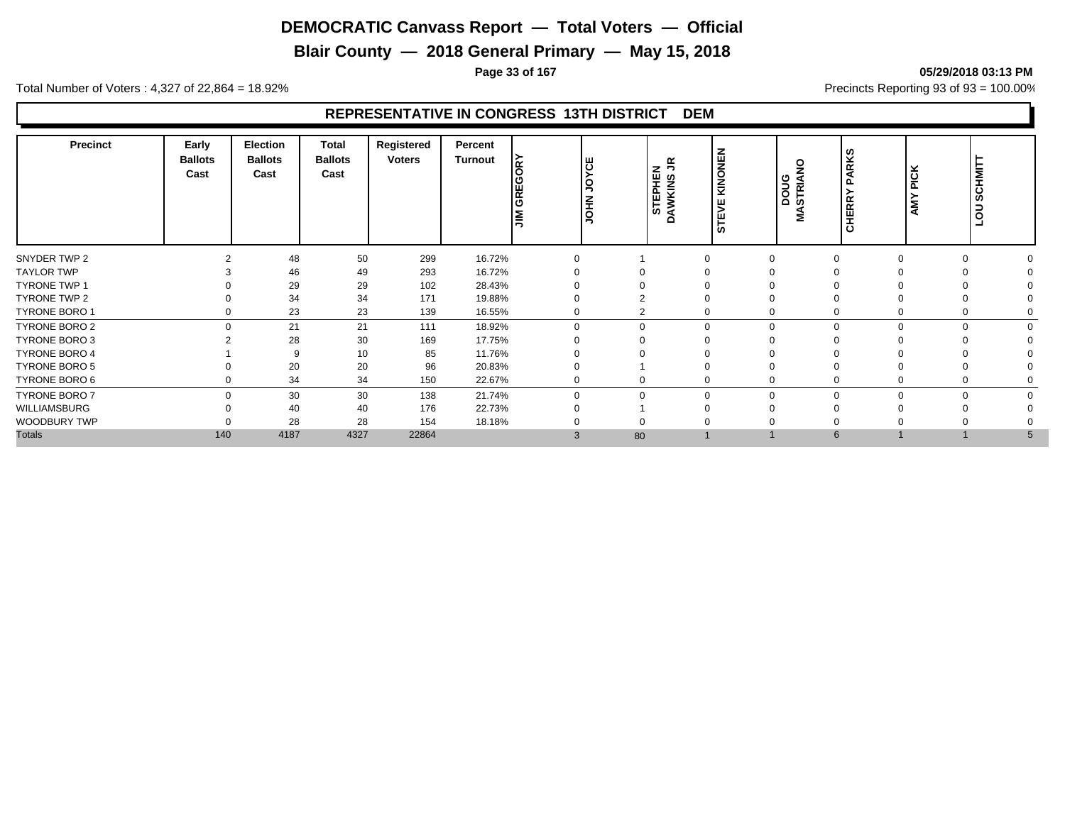# DEMOCRATIC Canvass Report — Total Voters — Official

## Blair County — 2018 General Primary — May 15, 2018

05/29/2018 03:13 PM

Total Number of Voters : 4,327 of 22,864 = 18.92%

Precincts Reporting 93 of 93 = 100.00%

### REPRESENTATIVE IN CONGRESS 13TH DISTRICT DEM

| Precinct | Early Ballots Cast | Election Ballots Cast | Total Ballots Cast | Registered Voters | Percent Turnout | JIM GREGORY | JOHN JOYCE | STEPHEN DAWKINS JR | STEVE KINONEN | DOUG MASTRIANO | CHERRY PARKS | AMY PICK | LOU SCHMITT |
|---|---|---|---|---|---|---|---|---|---|---|---|---|---|
| SNYDER TWP 2 | 2 | 48 | 50 | 299 | 16.72% | 0 | 1 | 0 | 0 | 0 | 0 | 0 | 0 |
| TAYLOR TWP | 3 | 46 | 49 | 293 | 16.72% | 0 | 0 | 0 | 0 | 0 | 0 | 0 | 0 |
| TYRONE TWP 1 | 0 | 29 | 29 | 102 | 28.43% | 0 | 0 | 0 | 0 | 0 | 0 | 0 | 0 |
| TYRONE TWP 2 | 0 | 34 | 34 | 171 | 19.88% | 0 | 2 | 0 | 0 | 0 | 0 | 0 | 0 |
| TYRONE BORO 1 | 0 | 23 | 23 | 139 | 16.55% | 0 | 2 | 0 | 0 | 0 | 0 | 0 | 0 |
| TYRONE BORO 2 | 0 | 21 | 21 | 111 | 18.92% | 0 | 0 | 0 | 0 | 0 | 0 | 0 | 0 |
| TYRONE BORO 3 | 2 | 28 | 30 | 169 | 17.75% | 0 | 0 | 0 | 0 | 0 | 0 | 0 | 0 |
| TYRONE BORO 4 | 1 | 9 | 10 | 85 | 11.76% | 0 | 0 | 0 | 0 | 0 | 0 | 0 | 0 |
| TYRONE BORO 5 | 0 | 20 | 20 | 96 | 20.83% | 0 | 1 | 0 | 0 | 0 | 0 | 0 | 0 |
| TYRONE BORO 6 | 0 | 34 | 34 | 150 | 22.67% | 0 | 0 | 0 | 0 | 0 | 0 | 0 | 0 |
| TYRONE BORO 7 | 0 | 30 | 30 | 138 | 21.74% | 0 | 0 | 0 | 0 | 0 | 0 | 0 | 0 |
| WILLIAMSBURG | 0 | 40 | 40 | 176 | 22.73% | 0 | 1 | 0 | 0 | 0 | 0 | 0 | 0 |
| WOODBURY TWP | 0 | 28 | 28 | 154 | 18.18% | 0 | 0 | 0 | 0 | 0 | 0 | 0 | 0 |
| Totals | 140 | 4187 | 4327 | 22864 | | 3 | 80 | 1 | 1 | 6 | 1 | 1 | 5 |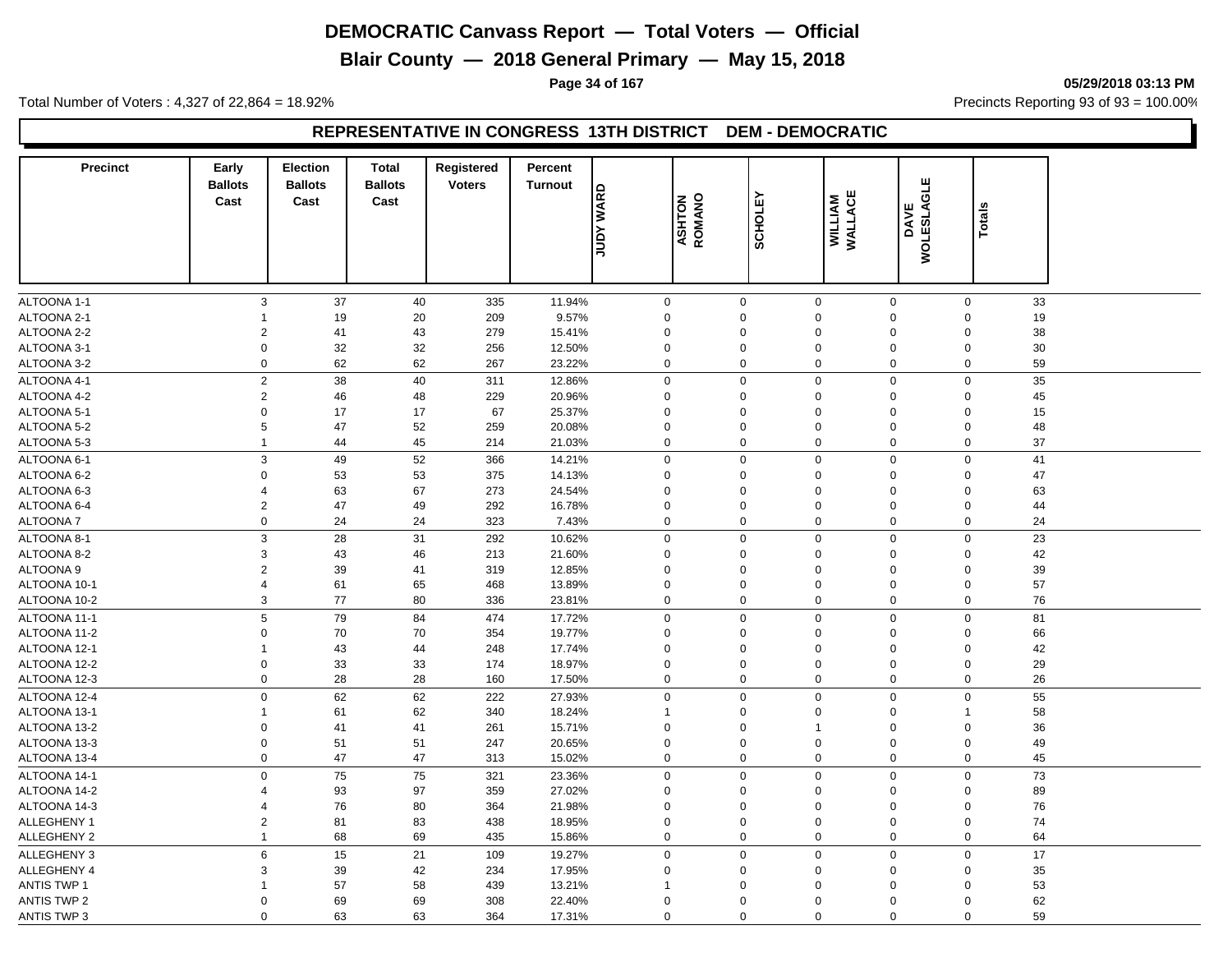# DEMOCRATIC Canvass Report — Total Voters — Official

## Blair County — 2018 General Primary — May 15, 2018

05/29/2018 03:13 PM

Total Number of Voters : 4,327 of 22,864 = 18.92%

Precincts Reporting 93 of 93 = 100.00%

### REPRESENTATIVE IN CONGRESS 13TH DISTRICT DEM - DEMOCRATIC

| Precinct | Early Ballots Cast | Election Ballots Cast | Total Ballots Cast | Registered Voters | Percent Turnout | JUDY WARD | ASHTON ROMANO | SCHOLEY | WILLIAM WALLACE | DAVE WOLESLAGLE | Totals |
|---|---|---|---|---|---|---|---|---|---|---|---|
| ALTOONA 1-1 | 3 | 37 | 40 | 335 | 11.94% | 0 | 0 | 0 | 0 | 0 | 33 |
| ALTOONA 2-1 | 1 | 19 | 20 | 209 | 9.57% | 0 | 0 | 0 | 0 | 0 | 19 |
| ALTOONA 2-2 | 2 | 41 | 43 | 279 | 15.41% | 0 | 0 | 0 | 0 | 0 | 38 |
| ALTOONA 3-1 | 0 | 32 | 32 | 256 | 12.50% | 0 | 0 | 0 | 0 | 0 | 30 |
| ALTOONA 3-2 | 0 | 62 | 62 | 267 | 23.22% | 0 | 0 | 0 | 0 | 0 | 59 |
| ALTOONA 4-1 | 2 | 38 | 40 | 311 | 12.86% | 0 | 0 | 0 | 0 | 0 | 35 |
| ALTOONA 4-2 | 2 | 46 | 48 | 229 | 20.96% | 0 | 0 | 0 | 0 | 0 | 45 |
| ALTOONA 5-1 | 0 | 17 | 17 | 67 | 25.37% | 0 | 0 | 0 | 0 | 0 | 15 |
| ALTOONA 5-2 | 5 | 47 | 52 | 259 | 20.08% | 0 | 0 | 0 | 0 | 0 | 48 |
| ALTOONA 5-3 | 1 | 44 | 45 | 214 | 21.03% | 0 | 0 | 0 | 0 | 0 | 37 |
| ALTOONA 6-1 | 3 | 49 | 52 | 366 | 14.21% | 0 | 0 | 0 | 0 | 0 | 41 |
| ALTOONA 6-2 | 0 | 53 | 53 | 375 | 14.13% | 0 | 0 | 0 | 0 | 0 | 47 |
| ALTOONA 6-3 | 4 | 63 | 67 | 273 | 24.54% | 0 | 0 | 0 | 0 | 0 | 63 |
| ALTOONA 6-4 | 2 | 47 | 49 | 292 | 16.78% | 0 | 0 | 0 | 0 | 0 | 44 |
| ALTOONA 7 | 0 | 24 | 24 | 323 | 7.43% | 0 | 0 | 0 | 0 | 0 | 24 |
| ALTOONA 8-1 | 3 | 28 | 31 | 292 | 10.62% | 0 | 0 | 0 | 0 | 0 | 23 |
| ALTOONA 8-2 | 3 | 43 | 46 | 213 | 21.60% | 0 | 0 | 0 | 0 | 0 | 42 |
| ALTOONA 9 | 2 | 39 | 41 | 319 | 12.85% | 0 | 0 | 0 | 0 | 0 | 39 |
| ALTOONA 10-1 | 4 | 61 | 65 | 468 | 13.89% | 0 | 0 | 0 | 0 | 0 | 57 |
| ALTOONA 10-2 | 3 | 77 | 80 | 336 | 23.81% | 0 | 0 | 0 | 0 | 0 | 76 |
| ALTOONA 11-1 | 5 | 79 | 84 | 474 | 17.72% | 0 | 0 | 0 | 0 | 0 | 81 |
| ALTOONA 11-2 | 0 | 70 | 70 | 354 | 19.77% | 0 | 0 | 0 | 0 | 0 | 66 |
| ALTOONA 12-1 | 1 | 43 | 44 | 248 | 17.74% | 0 | 0 | 0 | 0 | 0 | 42 |
| ALTOONA 12-2 | 0 | 33 | 33 | 174 | 18.97% | 0 | 0 | 0 | 0 | 0 | 29 |
| ALTOONA 12-3 | 0 | 28 | 28 | 160 | 17.50% | 0 | 0 | 0 | 0 | 0 | 26 |
| ALTOONA 12-4 | 0 | 62 | 62 | 222 | 27.93% | 0 | 0 | 0 | 0 | 0 | 55 |
| ALTOONA 13-1 | 1 | 61 | 62 | 340 | 18.24% | 1 | 0 | 0 | 0 | 1 | 58 |
| ALTOONA 13-2 | 0 | 41 | 41 | 261 | 15.71% | 0 | 0 | 1 | 0 | 0 | 36 |
| ALTOONA 13-3 | 0 | 51 | 51 | 247 | 20.65% | 0 | 0 | 0 | 0 | 0 | 49 |
| ALTOONA 13-4 | 0 | 47 | 47 | 313 | 15.02% | 0 | 0 | 0 | 0 | 0 | 45 |
| ALTOONA 14-1 | 0 | 75 | 75 | 321 | 23.36% | 0 | 0 | 0 | 0 | 0 | 73 |
| ALTOONA 14-2 | 4 | 93 | 97 | 359 | 27.02% | 0 | 0 | 0 | 0 | 0 | 89 |
| ALTOONA 14-3 | 4 | 76 | 80 | 364 | 21.98% | 0 | 0 | 0 | 0 | 0 | 76 |
| ALLEGHENY 1 | 2 | 81 | 83 | 438 | 18.95% | 0 | 0 | 0 | 0 | 0 | 74 |
| ALLEGHENY 2 | 1 | 68 | 69 | 435 | 15.86% | 0 | 0 | 0 | 0 | 0 | 64 |
| ALLEGHENY 3 | 6 | 15 | 21 | 109 | 19.27% | 0 | 0 | 0 | 0 | 0 | 17 |
| ALLEGHENY 4 | 3 | 39 | 42 | 234 | 17.95% | 0 | 0 | 0 | 0 | 0 | 35 |
| ANTIS TWP 1 | 1 | 57 | 58 | 439 | 13.21% | 1 | 0 | 0 | 0 | 0 | 53 |
| ANTIS TWP 2 | 0 | 69 | 69 | 308 | 22.40% | 0 | 0 | 0 | 0 | 0 | 62 |
| ANTIS TWP 3 | 0 | 63 | 63 | 364 | 17.31% | 0 | 0 | 0 | 0 | 0 | 59 |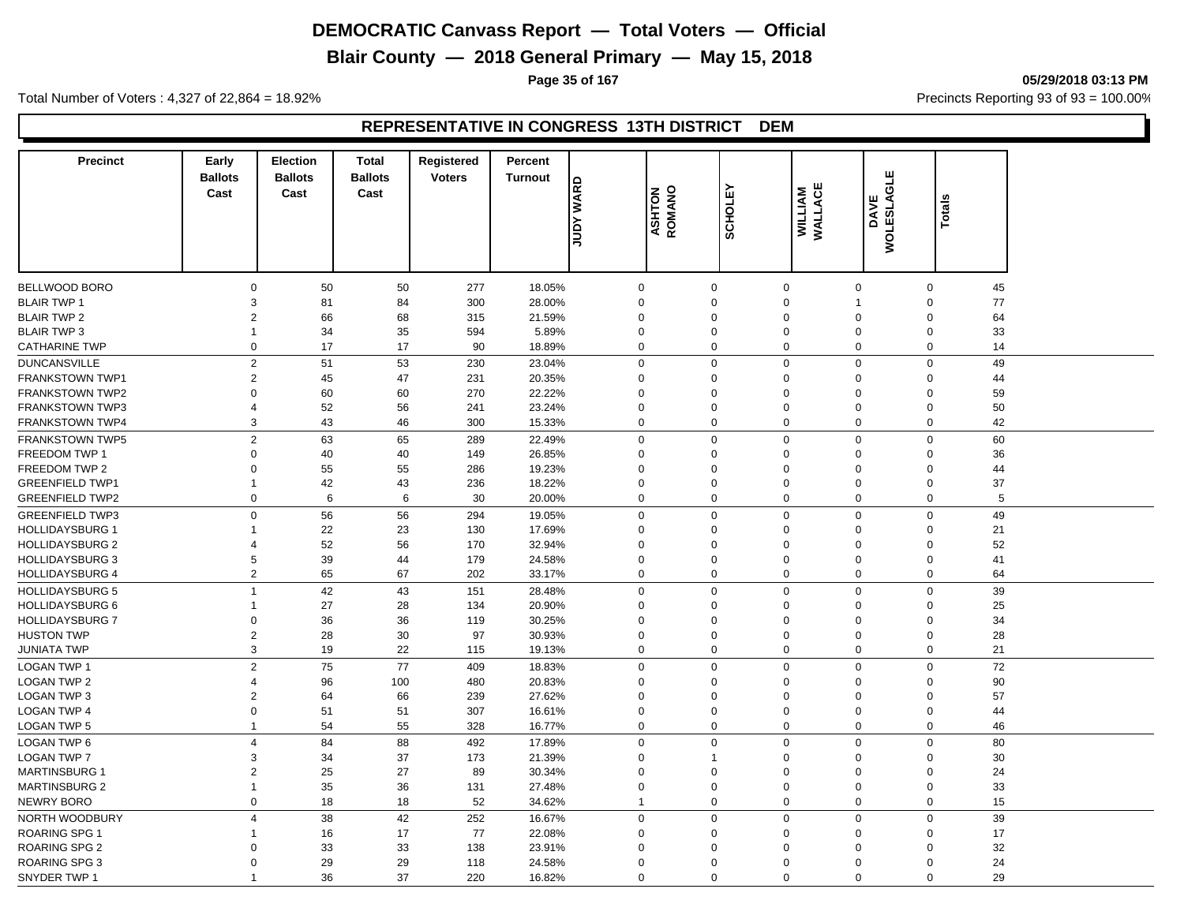# DEMOCRATIC Canvass Report — Total Voters — Official

## Blair County — 2018 General Primary — May 15, 2018

05/29/2018 03:13 PM

Total Number of Voters : 4,327 of 22,864 = 18.92%

Precincts Reporting 93 of 93 = 100.00%

### REPRESENTATIVE IN CONGRESS 13TH DISTRICT DEM

| Precinct | Early Ballots Cast | Election Ballots Cast | Total Ballots Cast | Registered Voters | Percent Turnout | JUDY WARD | ASHTON ROMANO | SCHOLEY | WILLIAM WALLACE | DAVE WOLESLAGLE | Totals |
|---|---|---|---|---|---|---|---|---|---|---|---|
| BELLWOOD BORO | 0 | 50 | 50 | 277 | 18.05% | 0 | 0 | 0 | 0 | 0 | 45 |
| BLAIR TWP 1 | 3 | 81 | 84 | 300 | 28.00% | 0 | 0 | 0 | 1 | 0 | 77 |
| BLAIR TWP 2 | 2 | 66 | 68 | 315 | 21.59% | 0 | 0 | 0 | 0 | 0 | 64 |
| BLAIR TWP 3 | 1 | 34 | 35 | 594 | 5.89% | 0 | 0 | 0 | 0 | 0 | 33 |
| CATHARINE TWP | 0 | 17 | 17 | 90 | 18.89% | 0 | 0 | 0 | 0 | 0 | 14 |
| DUNCANSVILLE | 2 | 51 | 53 | 230 | 23.04% | 0 | 0 | 0 | 0 | 0 | 49 |
| FRANKSTOWN TWP1 | 2 | 45 | 47 | 231 | 20.35% | 0 | 0 | 0 | 0 | 0 | 44 |
| FRANKSTOWN TWP2 | 0 | 60 | 60 | 270 | 22.22% | 0 | 0 | 0 | 0 | 0 | 59 |
| FRANKSTOWN TWP3 | 4 | 52 | 56 | 241 | 23.24% | 0 | 0 | 0 | 0 | 0 | 50 |
| FRANKSTOWN TWP4 | 3 | 43 | 46 | 300 | 15.33% | 0 | 0 | 0 | 0 | 0 | 42 |
| FRANKSTOWN TWP5 | 2 | 63 | 65 | 289 | 22.49% | 0 | 0 | 0 | 0 | 0 | 60 |
| FREEDOM TWP 1 | 0 | 40 | 40 | 149 | 26.85% | 0 | 0 | 0 | 0 | 0 | 36 |
| FREEDOM TWP 2 | 0 | 55 | 55 | 286 | 19.23% | 0 | 0 | 0 | 0 | 0 | 44 |
| GREENFIELD TWP1 | 1 | 42 | 43 | 236 | 18.22% | 0 | 0 | 0 | 0 | 0 | 37 |
| GREENFIELD TWP2 | 0 | 6 | 6 | 30 | 20.00% | 0 | 0 | 0 | 0 | 0 | 5 |
| GREENFIELD TWP3 | 0 | 56 | 56 | 294 | 19.05% | 0 | 0 | 0 | 0 | 0 | 49 |
| HOLLIDAYSBURG 1 | 1 | 22 | 23 | 130 | 17.69% | 0 | 0 | 0 | 0 | 0 | 21 |
| HOLLIDAYSBURG 2 | 4 | 52 | 56 | 170 | 32.94% | 0 | 0 | 0 | 0 | 0 | 52 |
| HOLLIDAYSBURG 3 | 5 | 39 | 44 | 179 | 24.58% | 0 | 0 | 0 | 0 | 0 | 41 |
| HOLLIDAYSBURG 4 | 2 | 65 | 67 | 202 | 33.17% | 0 | 0 | 0 | 0 | 0 | 64 |
| HOLLIDAYSBURG 5 | 1 | 42 | 43 | 151 | 28.48% | 0 | 0 | 0 | 0 | 0 | 39 |
| HOLLIDAYSBURG 6 | 1 | 27 | 28 | 134 | 20.90% | 0 | 0 | 0 | 0 | 0 | 25 |
| HOLLIDAYSBURG 7 | 0 | 36 | 36 | 119 | 30.25% | 0 | 0 | 0 | 0 | 0 | 34 |
| HUSTON TWP | 2 | 28 | 30 | 97 | 30.93% | 0 | 0 | 0 | 0 | 0 | 28 |
| JUNIATA TWP | 3 | 19 | 22 | 115 | 19.13% | 0 | 0 | 0 | 0 | 0 | 21 |
| LOGAN TWP 1 | 2 | 75 | 77 | 409 | 18.83% | 0 | 0 | 0 | 0 | 0 | 72 |
| LOGAN TWP 2 | 4 | 96 | 100 | 480 | 20.83% | 0 | 0 | 0 | 0 | 0 | 90 |
| LOGAN TWP 3 | 2 | 64 | 66 | 239 | 27.62% | 0 | 0 | 0 | 0 | 0 | 57 |
| LOGAN TWP 4 | 0 | 51 | 51 | 307 | 16.61% | 0 | 0 | 0 | 0 | 0 | 44 |
| LOGAN TWP 5 | 1 | 54 | 55 | 328 | 16.77% | 0 | 0 | 0 | 0 | 0 | 46 |
| LOGAN TWP 6 | 4 | 84 | 88 | 492 | 17.89% | 0 | 0 | 0 | 0 | 0 | 80 |
| LOGAN TWP 7 | 3 | 34 | 37 | 173 | 21.39% | 0 | 1 | 0 | 0 | 0 | 30 |
| MARTINSBURG 1 | 2 | 25 | 27 | 89 | 30.34% | 0 | 0 | 0 | 0 | 0 | 24 |
| MARTINSBURG 2 | 1 | 35 | 36 | 131 | 27.48% | 0 | 0 | 0 | 0 | 0 | 33 |
| NEWRY BORO | 0 | 18 | 18 | 52 | 34.62% | 1 | 0 | 0 | 0 | 0 | 15 |
| NORTH WOODBURY | 4 | 38 | 42 | 252 | 16.67% | 0 | 0 | 0 | 0 | 0 | 39 |
| ROARING SPG 1 | 1 | 16 | 17 | 77 | 22.08% | 0 | 0 | 0 | 0 | 0 | 17 |
| ROARING SPG 2 | 0 | 33 | 33 | 138 | 23.91% | 0 | 0 | 0 | 0 | 0 | 32 |
| ROARING SPG 3 | 0 | 29 | 29 | 118 | 24.58% | 0 | 0 | 0 | 0 | 0 | 24 |
| SNYDER TWP 1 | 1 | 36 | 37 | 220 | 16.82% | 0 | 0 | 0 | 0 | 0 | 29 |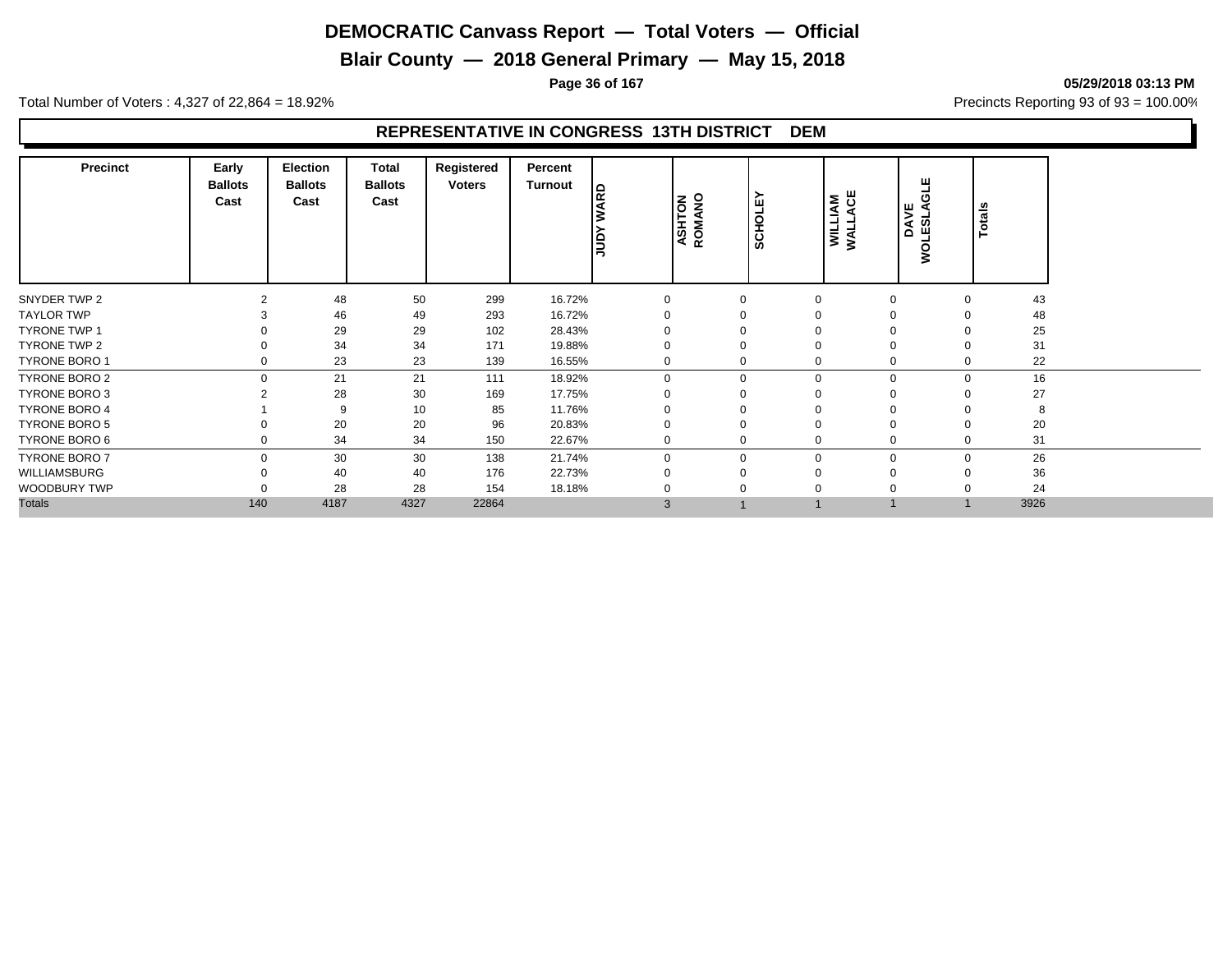# DEMOCRATIC Canvass Report — Total Voters — Official

## Blair County — 2018 General Primary — May 15, 2018

05/29/2018 03:13 PM

Total Number of Voters : 4,327 of 22,864 = 18.92%

Precincts Reporting 93 of 93 = 100.00%

### REPRESENTATIVE IN CONGRESS 13TH DISTRICT DEM

| Precinct | Early Ballots Cast | Election Ballots Cast | Total Ballots Cast | Registered Voters | Percent Turnout | JUDY WARD | ASHTON ROMANO | SCHOLEY | WILLIAM WALLACE | DAVE WOLESLAGLE | Totals |
|---|---|---|---|---|---|---|---|---|---|---|---|
| SNYDER TWP 2 | 2 | 48 | 50 | 299 | 16.72% | 0 | 0 | 0 | 0 | 0 | 43 |
| TAYLOR TWP | 3 | 46 | 49 | 293 | 16.72% | 0 | 0 | 0 | 0 | 0 | 48 |
| TYRONE TWP 1 | 0 | 29 | 29 | 102 | 28.43% | 0 | 0 | 0 | 0 | 0 | 25 |
| TYRONE TWP 2 | 0 | 34 | 34 | 171 | 19.88% | 0 | 0 | 0 | 0 | 0 | 31 |
| TYRONE BORO 1 | 0 | 23 | 23 | 139 | 16.55% | 0 | 0 | 0 | 0 | 0 | 22 |
| TYRONE BORO 2 | 0 | 21 | 21 | 111 | 18.92% | 0 | 0 | 0 | 0 | 0 | 16 |
| TYRONE BORO 3 | 2 | 28 | 30 | 169 | 17.75% | 0 | 0 | 0 | 0 | 0 | 27 |
| TYRONE BORO 4 | 1 | 9 | 10 | 85 | 11.76% | 0 | 0 | 0 | 0 | 0 | 8 |
| TYRONE BORO 5 | 0 | 20 | 20 | 96 | 20.83% | 0 | 0 | 0 | 0 | 0 | 20 |
| TYRONE BORO 6 | 0 | 34 | 34 | 150 | 22.67% | 0 | 0 | 0 | 0 | 0 | 31 |
| TYRONE BORO 7 | 0 | 30 | 30 | 138 | 21.74% | 0 | 0 | 0 | 0 | 0 | 26 |
| WILLIAMSBURG | 0 | 40 | 40 | 176 | 22.73% | 0 | 0 | 0 | 0 | 0 | 36 |
| WOODBURY TWP | 0 | 28 | 28 | 154 | 18.18% | 0 | 0 | 0 | 0 | 0 | 24 |
| Totals | 140 | 4187 | 4327 | 22864 | | 3 | 1 | 1 | 1 | 1 | 3926 |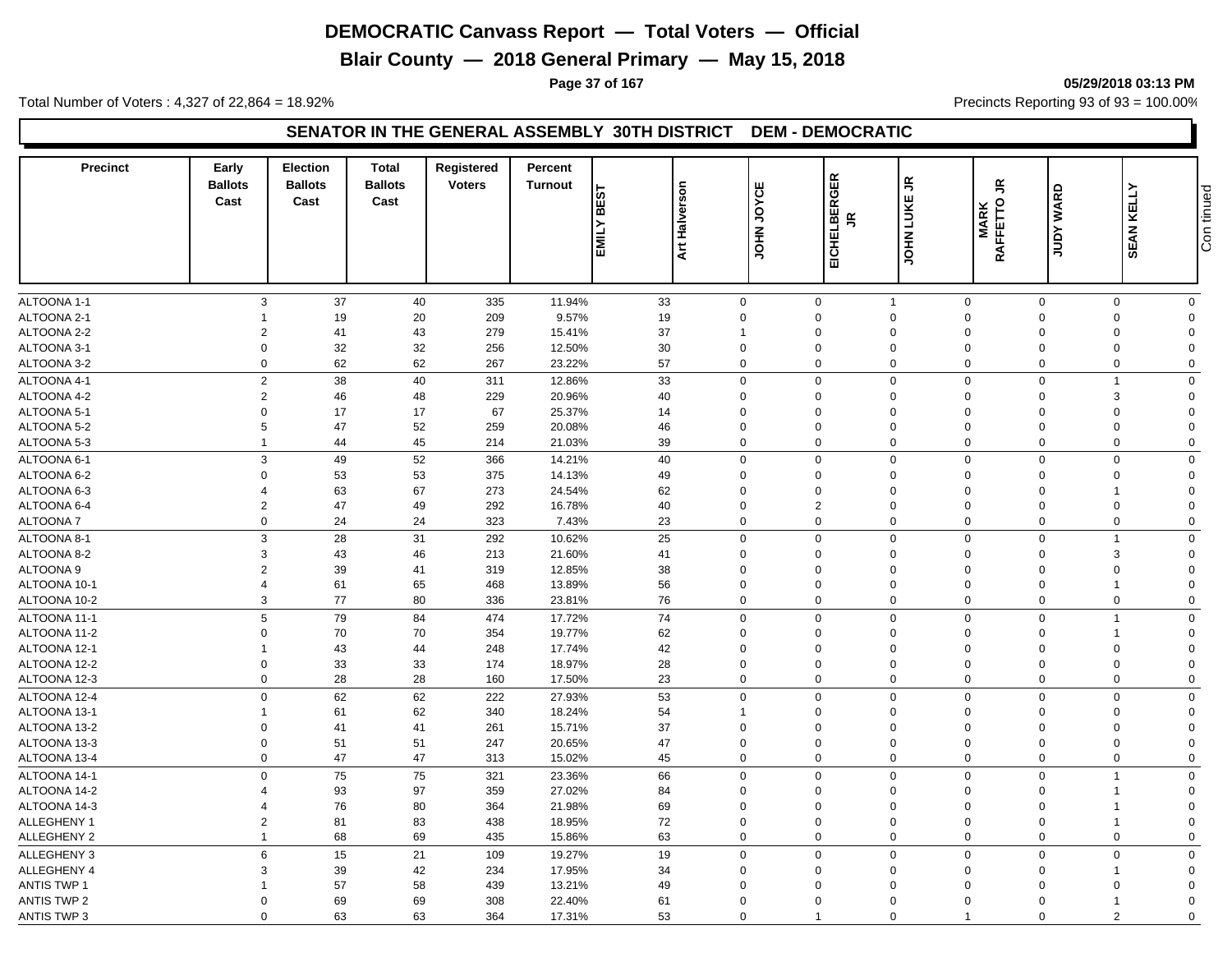# DEMOCRATIC Canvass Report — Total Voters — Official

## Blair County — 2018 General Primary — May 15, 2018

05/29/2018 03:13 PM

Total Number of Voters : 4,327 of 22,864 = 18.92%

Precincts Reporting 93 of 93 = 100.00%

### SENATOR IN THE GENERAL ASSEMBLY 30TH DISTRICT DEM - DEMOCRATIC

| Precinct | Early Ballots Cast | Election Ballots Cast | Total Ballots Cast | Registered Voters | Percent Turnout | EMILY BEST | Art Halverson | JOHN JOYCE | EICHELBERGER JR | JOHN LUKE JR | MARK RAFFETTO JR | JUDY WARD | SEAN KELLY | Continued |
|---|---|---|---|---|---|---|---|---|---|---|---|---|---|---|
| ALTOONA 1-1 | 3 | 37 | 40 | 335 | 11.94% | 33 | 0 | 0 | 1 | 0 | 0 | 0 | 0 | |
| ALTOONA 2-1 | 1 | 19 | 20 | 209 | 9.57% | 19 | 0 | 0 | 0 | 0 | 0 | 0 | 0 | |
| ALTOONA 2-2 | 2 | 41 | 43 | 279 | 15.41% | 37 | 1 | 0 | 0 | 0 | 0 | 0 | 0 | |
| ALTOONA 3-1 | 0 | 32 | 32 | 256 | 12.50% | 30 | 0 | 0 | 0 | 0 | 0 | 0 | 0 | |
| ALTOONA 3-2 | 0 | 62 | 62 | 267 | 23.22% | 57 | 0 | 0 | 0 | 0 | 0 | 0 | 0 | |
| ALTOONA 4-1 | 2 | 38 | 40 | 311 | 12.86% | 33 | 0 | 0 | 0 | 0 | 0 | 1 | 0 | |
| ALTOONA 4-2 | 2 | 46 | 48 | 229 | 20.96% | 40 | 0 | 0 | 0 | 0 | 0 | 3 | 0 | |
| ALTOONA 5-1 | 0 | 17 | 17 | 67 | 25.37% | 14 | 0 | 0 | 0 | 0 | 0 | 0 | 0 | |
| ALTOONA 5-2 | 5 | 47 | 52 | 259 | 20.08% | 46 | 0 | 0 | 0 | 0 | 0 | 0 | 0 | |
| ALTOONA 5-3 | 1 | 44 | 45 | 214 | 21.03% | 39 | 0 | 0 | 0 | 0 | 0 | 0 | 0 | |
| ALTOONA 6-1 | 3 | 49 | 52 | 366 | 14.21% | 40 | 0 | 0 | 0 | 0 | 0 | 0 | 0 | |
| ALTOONA 6-2 | 0 | 53 | 53 | 375 | 14.13% | 49 | 0 | 0 | 0 | 0 | 0 | 0 | 0 | |
| ALTOONA 6-3 | 4 | 63 | 67 | 273 | 24.54% | 62 | 0 | 0 | 0 | 0 | 0 | 1 | 0 | |
| ALTOONA 6-4 | 2 | 47 | 49 | 292 | 16.78% | 40 | 0 | 2 | 0 | 0 | 0 | 0 | 0 | |
| ALTOONA 7 | 0 | 24 | 24 | 323 | 7.43% | 23 | 0 | 0 | 0 | 0 | 0 | 0 | 0 | |
| ALTOONA 8-1 | 3 | 28 | 31 | 292 | 10.62% | 25 | 0 | 0 | 0 | 0 | 0 | 1 | 0 | |
| ALTOONA 8-2 | 3 | 43 | 46 | 213 | 21.60% | 41 | 0 | 0 | 0 | 0 | 0 | 3 | 0 | |
| ALTOONA 9 | 2 | 39 | 41 | 319 | 12.85% | 38 | 0 | 0 | 0 | 0 | 0 | 0 | 0 | |
| ALTOONA 10-1 | 4 | 61 | 65 | 468 | 13.89% | 56 | 0 | 0 | 0 | 0 | 0 | 1 | 0 | |
| ALTOONA 10-2 | 3 | 77 | 80 | 336 | 23.81% | 76 | 0 | 0 | 0 | 0 | 0 | 0 | 0 | |
| ALTOONA 11-1 | 5 | 79 | 84 | 474 | 17.72% | 74 | 0 | 0 | 0 | 0 | 0 | 1 | 0 | |
| ALTOONA 11-2 | 0 | 70 | 70 | 354 | 19.77% | 62 | 0 | 0 | 0 | 0 | 0 | 1 | 0 | |
| ALTOONA 12-1 | 1 | 43 | 44 | 248 | 17.74% | 42 | 0 | 0 | 0 | 0 | 0 | 0 | 0 | |
| ALTOONA 12-2 | 0 | 33 | 33 | 174 | 18.97% | 28 | 0 | 0 | 0 | 0 | 0 | 0 | 0 | |
| ALTOONA 12-3 | 0 | 28 | 28 | 160 | 17.50% | 23 | 0 | 0 | 0 | 0 | 0 | 0 | 0 | |
| ALTOONA 12-4 | 0 | 62 | 62 | 222 | 27.93% | 53 | 0 | 0 | 0 | 0 | 0 | 0 | 0 | |
| ALTOONA 13-1 | 1 | 61 | 62 | 340 | 18.24% | 54 | 1 | 0 | 0 | 0 | 0 | 0 | 0 | |
| ALTOONA 13-2 | 0 | 41 | 41 | 261 | 15.71% | 37 | 0 | 0 | 0 | 0 | 0 | 0 | 0 | |
| ALTOONA 13-3 | 0 | 51 | 51 | 247 | 20.65% | 47 | 0 | 0 | 0 | 0 | 0 | 0 | 0 | |
| ALTOONA 13-4 | 0 | 47 | 47 | 313 | 15.02% | 45 | 0 | 0 | 0 | 0 | 0 | 0 | 0 | |
| ALTOONA 14-1 | 0 | 75 | 75 | 321 | 23.36% | 66 | 0 | 0 | 0 | 0 | 0 | 1 | 0 | |
| ALTOONA 14-2 | 4 | 93 | 97 | 359 | 27.02% | 84 | 0 | 0 | 0 | 0 | 0 | 1 | 0 | |
| ALTOONA 14-3 | 4 | 76 | 80 | 364 | 21.98% | 69 | 0 | 0 | 0 | 0 | 0 | 1 | 0 | |
| ALLEGHENY 1 | 2 | 81 | 83 | 438 | 18.95% | 72 | 0 | 0 | 0 | 0 | 0 | 1 | 0 | |
| ALLEGHENY 2 | 1 | 68 | 69 | 435 | 15.86% | 63 | 0 | 0 | 0 | 0 | 0 | 0 | 0 | |
| ALLEGHENY 3 | 6 | 15 | 21 | 109 | 19.27% | 19 | 0 | 0 | 0 | 0 | 0 | 0 | 0 | |
| ALLEGHENY 4 | 3 | 39 | 42 | 234 | 17.95% | 34 | 0 | 0 | 0 | 0 | 0 | 1 | 0 | |
| ANTIS TWP 1 | 1 | 57 | 58 | 439 | 13.21% | 49 | 0 | 0 | 0 | 0 | 0 | 0 | 0 | |
| ANTIS TWP 2 | 0 | 69 | 69 | 308 | 22.40% | 61 | 0 | 0 | 0 | 0 | 0 | 1 | 0 | |
| ANTIS TWP 3 | 0 | 63 | 63 | 364 | 17.31% | 53 | 0 | 1 | 0 | 1 | 0 | 2 | 0 | |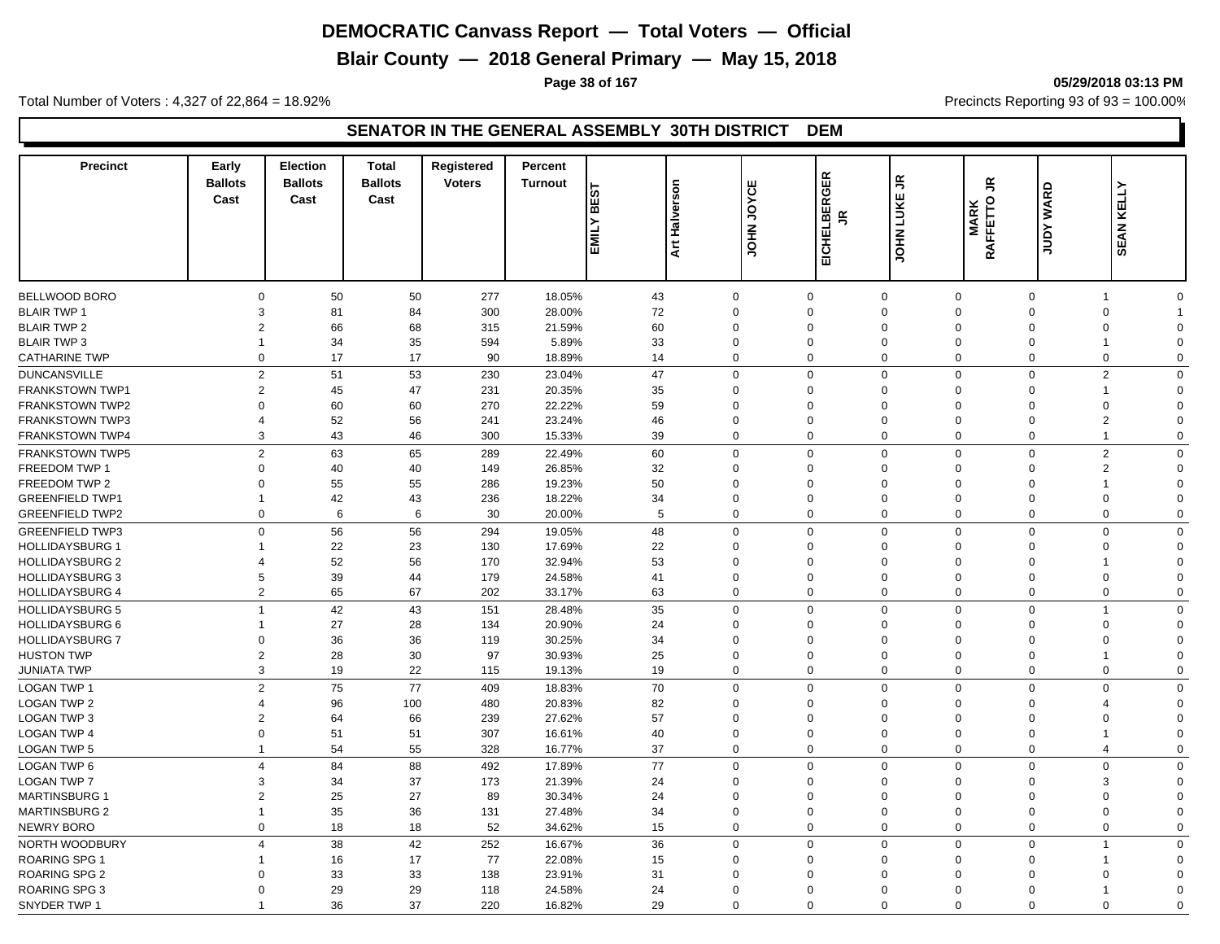# DEMOCRATIC Canvass Report — Total Voters — Official

## Blair County — 2018 General Primary — May 15, 2018

05/29/2018 03:13 PM

Total Number of Voters : 4,327 of 22,864 = 18.92%

Precincts Reporting 93 of 93 = 100.00%

### SENATOR IN THE GENERAL ASSEMBLY 30TH DISTRICT DEM

| Precinct | Early Ballots Cast | Election Ballots Cast | Total Ballots Cast | Registered Voters | Percent Turnout | EMILY BEST | Art Halverson | JOHN JOYCE | EICHELBERGER JR | JOHN LUKE JR | MARK RAFFETTO JR | JUDY WARD | SEAN KELLY |
|---|---|---|---|---|---|---|---|---|---|---|---|---|---|
| BELLWOOD BORO | 0 | 50 | 50 | 277 | 18.05% | 43 | 0 | 0 | 0 | 0 | 0 | 1 | 0 |
| BLAIR TWP 1 | 3 | 81 | 84 | 300 | 28.00% | 72 | 0 | 0 | 0 | 0 | 0 | 0 | 1 |
| BLAIR TWP 2 | 2 | 66 | 68 | 315 | 21.59% | 60 | 0 | 0 | 0 | 0 | 0 | 0 | 0 |
| BLAIR TWP 3 | 1 | 34 | 35 | 594 | 5.89% | 33 | 0 | 0 | 0 | 0 | 0 | 1 | 0 |
| CATHARINE TWP | 0 | 17 | 17 | 90 | 18.89% | 14 | 0 | 0 | 0 | 0 | 0 | 0 | 0 |
| DUNCANSVILLE | 2 | 51 | 53 | 230 | 23.04% | 47 | 0 | 0 | 0 | 0 | 0 | 2 | 0 |
| FRANKSTOWN TWP1 | 2 | 45 | 47 | 231 | 20.35% | 35 | 0 | 0 | 0 | 0 | 0 | 1 | 0 |
| FRANKSTOWN TWP2 | 0 | 60 | 60 | 270 | 22.22% | 59 | 0 | 0 | 0 | 0 | 0 | 0 | 0 |
| FRANKSTOWN TWP3 | 4 | 52 | 56 | 241 | 23.24% | 46 | 0 | 0 | 0 | 0 | 0 | 2 | 0 |
| FRANKSTOWN TWP4 | 3 | 43 | 46 | 300 | 15.33% | 39 | 0 | 0 | 0 | 0 | 0 | 1 | 0 |
| FRANKSTOWN TWP5 | 2 | 63 | 65 | 289 | 22.49% | 60 | 0 | 0 | 0 | 0 | 0 | 2 | 0 |
| FREEDOM TWP 1 | 0 | 40 | 40 | 149 | 26.85% | 32 | 0 | 0 | 0 | 0 | 0 | 2 | 0 |
| FREEDOM TWP 2 | 0 | 55 | 55 | 286 | 19.23% | 50 | 0 | 0 | 0 | 0 | 0 | 1 | 0 |
| GREENFIELD TWP1 | 1 | 42 | 43 | 236 | 18.22% | 34 | 0 | 0 | 0 | 0 | 0 | 0 | 0 |
| GREENFIELD TWP2 | 0 | 6 | 6 | 30 | 20.00% | 5 | 0 | 0 | 0 | 0 | 0 | 0 | 0 |
| GREENFIELD TWP3 | 0 | 56 | 56 | 294 | 19.05% | 48 | 0 | 0 | 0 | 0 | 0 | 0 | 0 |
| HOLLIDAYSBURG 1 | 1 | 22 | 23 | 130 | 17.69% | 22 | 0 | 0 | 0 | 0 | 0 | 0 | 0 |
| HOLLIDAYSBURG 2 | 4 | 52 | 56 | 170 | 32.94% | 53 | 0 | 0 | 0 | 0 | 0 | 1 | 0 |
| HOLLIDAYSBURG 3 | 5 | 39 | 44 | 179 | 24.58% | 41 | 0 | 0 | 0 | 0 | 0 | 0 | 0 |
| HOLLIDAYSBURG 4 | 2 | 65 | 67 | 202 | 33.17% | 63 | 0 | 0 | 0 | 0 | 0 | 0 | 0 |
| HOLLIDAYSBURG 5 | 1 | 42 | 43 | 151 | 28.48% | 35 | 0 | 0 | 0 | 0 | 0 | 1 | 0 |
| HOLLIDAYSBURG 6 | 1 | 27 | 28 | 134 | 20.90% | 24 | 0 | 0 | 0 | 0 | 0 | 0 | 0 |
| HOLLIDAYSBURG 7 | 0 | 36 | 36 | 119 | 30.25% | 34 | 0 | 0 | 0 | 0 | 0 | 0 | 0 |
| HUSTON TWP | 2 | 28 | 30 | 97 | 30.93% | 25 | 0 | 0 | 0 | 0 | 0 | 1 | 0 |
| JUNIATA TWP | 3 | 19 | 22 | 115 | 19.13% | 19 | 0 | 0 | 0 | 0 | 0 | 0 | 0 |
| LOGAN TWP 1 | 2 | 75 | 77 | 409 | 18.83% | 70 | 0 | 0 | 0 | 0 | 0 | 0 | 0 |
| LOGAN TWP 2 | 4 | 96 | 100 | 480 | 20.83% | 82 | 0 | 0 | 0 | 0 | 0 | 4 | 0 |
| LOGAN TWP 3 | 2 | 64 | 66 | 239 | 27.62% | 57 | 0 | 0 | 0 | 0 | 0 | 0 | 0 |
| LOGAN TWP 4 | 0 | 51 | 51 | 307 | 16.61% | 40 | 0 | 0 | 0 | 0 | 0 | 1 | 0 |
| LOGAN TWP 5 | 1 | 54 | 55 | 328 | 16.77% | 37 | 0 | 0 | 0 | 0 | 0 | 4 | 0 |
| LOGAN TWP 6 | 4 | 84 | 88 | 492 | 17.89% | 77 | 0 | 0 | 0 | 0 | 0 | 0 | 0 |
| LOGAN TWP 7 | 3 | 34 | 37 | 173 | 21.39% | 24 | 0 | 0 | 0 | 0 | 0 | 3 | 0 |
| MARTINSBURG 1 | 2 | 25 | 27 | 89 | 30.34% | 24 | 0 | 0 | 0 | 0 | 0 | 0 | 0 |
| MARTINSBURG 2 | 1 | 35 | 36 | 131 | 27.48% | 34 | 0 | 0 | 0 | 0 | 0 | 0 | 0 |
| NEWRY BORO | 0 | 18 | 18 | 52 | 34.62% | 15 | 0 | 0 | 0 | 0 | 0 | 0 | 0 |
| NORTH WOODBURY | 4 | 38 | 42 | 252 | 16.67% | 36 | 0 | 0 | 0 | 0 | 0 | 1 | 0 |
| ROARING SPG 1 | 1 | 16 | 17 | 77 | 22.08% | 15 | 0 | 0 | 0 | 0 | 0 | 1 | 0 |
| ROARING SPG 2 | 0 | 33 | 33 | 138 | 23.91% | 31 | 0 | 0 | 0 | 0 | 0 | 0 | 0 |
| ROARING SPG 3 | 0 | 29 | 29 | 118 | 24.58% | 24 | 0 | 0 | 0 | 0 | 0 | 1 | 0 |
| SNYDER TWP 1 | 1 | 36 | 37 | 220 | 16.82% | 29 | 0 | 0 | 0 | 0 | 0 | 0 | 0 |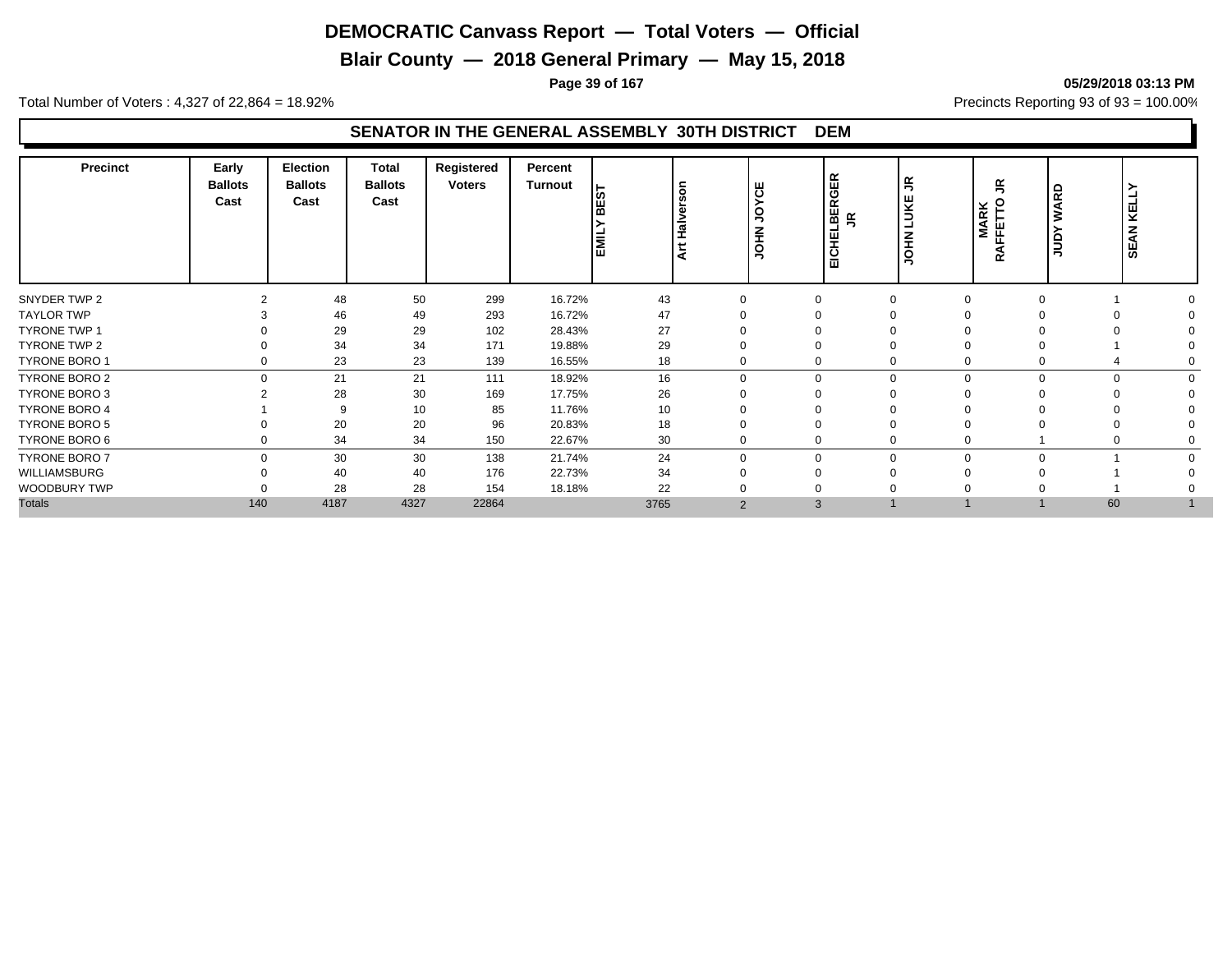# DEMOCRATIC Canvass Report — Total Voters — Official

## Blair County — 2018 General Primary — May 15, 2018

05/29/2018 03:13 PM

Total Number of Voters : 4,327 of 22,864 = 18.92%

Precincts Reporting 93 of 93 = 100.00%

### SENATOR IN THE GENERAL ASSEMBLY 30TH DISTRICT DEM

| Precinct | Early Ballots Cast | Election Ballots Cast | Total Ballots Cast | Registered Voters | Percent Turnout | EMILY BEST | Art Halverson | JOHN JOYCE | EICHELBERGER JR | JOHN LUKE JR | MARK RAFFETTO JR | JUDY WARD | SEAN KELLY |
|---|---|---|---|---|---|---|---|---|---|---|---|---|---|
| SNYDER TWP 2 | 2 | 48 | 50 | 299 | 16.72% | 43 | 0 | 0 | 0 | 0 | 0 | 1 | 0 |
| TAYLOR TWP | 3 | 46 | 49 | 293 | 16.72% | 47 | 0 | 0 | 0 | 0 | 0 | 0 | 0 |
| TYRONE TWP 1 | 0 | 29 | 29 | 102 | 28.43% | 27 | 0 | 0 | 0 | 0 | 0 | 0 | 0 |
| TYRONE TWP 2 | 0 | 34 | 34 | 171 | 19.88% | 29 | 0 | 0 | 0 | 0 | 0 | 1 | 0 |
| TYRONE BORO 1 | 0 | 23 | 23 | 139 | 16.55% | 18 | 0 | 0 | 0 | 0 | 0 | 4 | 0 |
| TYRONE BORO 2 | 0 | 21 | 21 | 111 | 18.92% | 16 | 0 | 0 | 0 | 0 | 0 | 0 | 0 |
| TYRONE BORO 3 | 2 | 28 | 30 | 169 | 17.75% | 26 | 0 | 0 | 0 | 0 | 0 | 0 | 0 |
| TYRONE BORO 4 | 1 | 9 | 10 | 85 | 11.76% | 10 | 0 | 0 | 0 | 0 | 0 | 0 | 0 |
| TYRONE BORO 5 | 0 | 20 | 20 | 96 | 20.83% | 18 | 0 | 0 | 0 | 0 | 0 | 0 | 0 |
| TYRONE BORO 6 | 0 | 34 | 34 | 150 | 22.67% | 30 | 0 | 0 | 0 | 0 | 1 | 0 | 0 |
| TYRONE BORO 7 | 0 | 30 | 30 | 138 | 21.74% | 24 | 0 | 0 | 0 | 0 | 0 | 1 | 0 |
| WILLIAMSBURG | 0 | 40 | 40 | 176 | 22.73% | 34 | 0 | 0 | 0 | 0 | 0 | 1 | 0 |
| WOODBURY TWP | 0 | 28 | 28 | 154 | 18.18% | 22 | 0 | 0 | 0 | 0 | 0 | 1 | 0 |
| Totals | 140 | 4187 | 4327 | 22864 | | 3765 | 2 | 3 | 1 | 1 | 1 | 60 | 1 |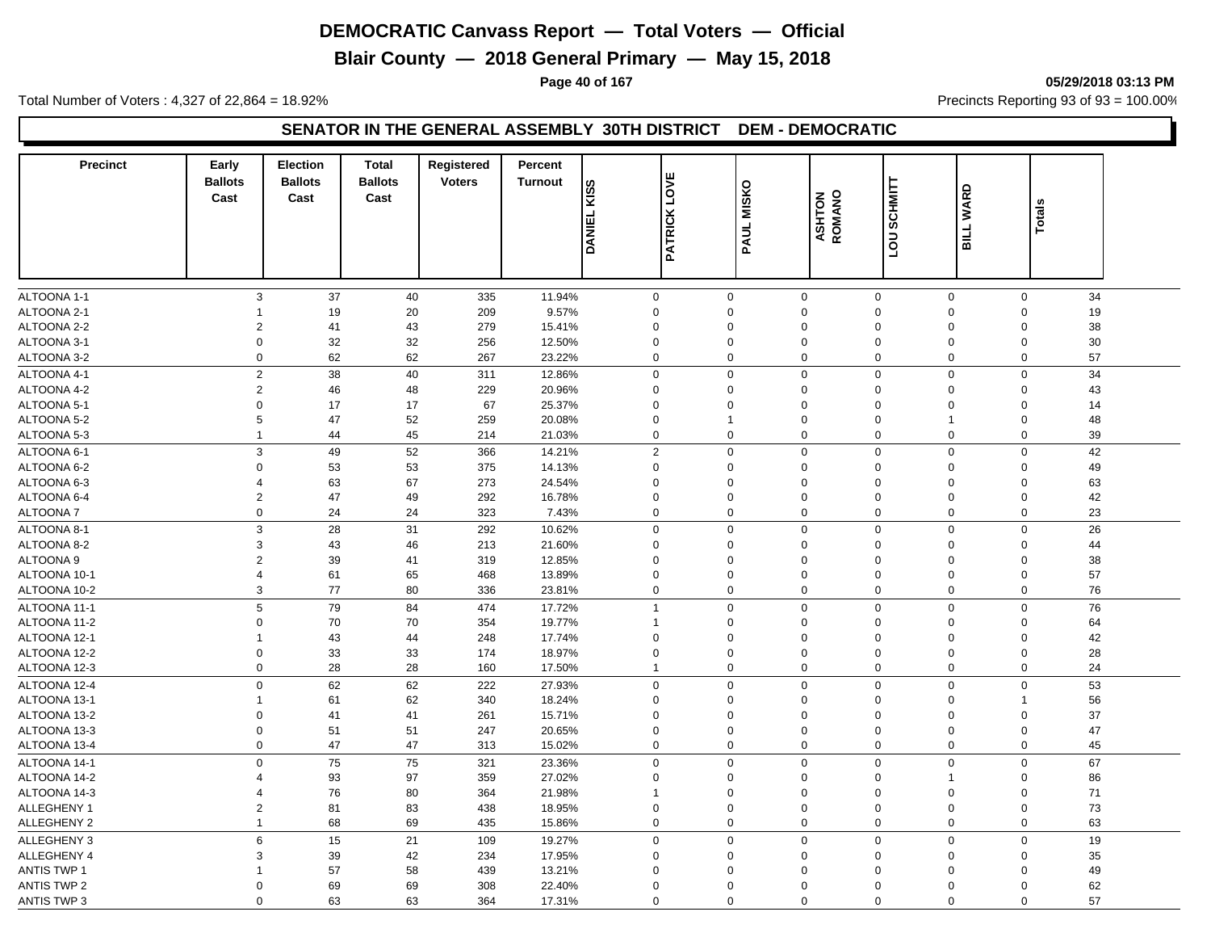# DEMOCRATIC Canvass Report — Total Voters — Official

## Blair County — 2018 General Primary — May 15, 2018

05/29/2018 03:13 PM

Total Number of Voters : 4,327 of 22,864 = 18.92%

Precincts Reporting 93 of 93 = 100.00%

### SENATOR IN THE GENERAL ASSEMBLY 30TH DISTRICT DEM - DEMOCRATIC

| Precinct | Early Ballots Cast | Election Ballots Cast | Total Ballots Cast | Registered Voters | Percent Turnout | DANIEL KISS | PATRICK LOVE | PAUL MISKO | ASHTON ROMANO | LOU SCHMITT | BILL WARD | Totals |
|---|---|---|---|---|---|---|---|---|---|---|---|---|
| ALTOONA 1-1 | 3 | 37 | 40 | 335 | 11.94% | 0 | 0 | 0 | 0 | 0 | 0 | 34 |
| ALTOONA 2-1 | 1 | 19 | 20 | 209 | 9.57% | 0 | 0 | 0 | 0 | 0 | 0 | 19 |
| ALTOONA 2-2 | 2 | 41 | 43 | 279 | 15.41% | 0 | 0 | 0 | 0 | 0 | 0 | 38 |
| ALTOONA 3-1 | 0 | 32 | 32 | 256 | 12.50% | 0 | 0 | 0 | 0 | 0 | 0 | 30 |
| ALTOONA 3-2 | 0 | 62 | 62 | 267 | 23.22% | 0 | 0 | 0 | 0 | 0 | 0 | 57 |
| ALTOONA 4-1 | 2 | 38 | 40 | 311 | 12.86% | 0 | 0 | 0 | 0 | 0 | 0 | 34 |
| ALTOONA 4-2 | 2 | 46 | 48 | 229 | 20.96% | 0 | 0 | 0 | 0 | 0 | 0 | 43 |
| ALTOONA 5-1 | 0 | 17 | 17 | 67 | 25.37% | 0 | 0 | 0 | 0 | 0 | 0 | 14 |
| ALTOONA 5-2 | 5 | 47 | 52 | 259 | 20.08% | 0 | 1 | 0 | 0 | 1 | 0 | 48 |
| ALTOONA 5-3 | 1 | 44 | 45 | 214 | 21.03% | 0 | 0 | 0 | 0 | 0 | 0 | 39 |
| ALTOONA 6-1 | 3 | 49 | 52 | 366 | 14.21% | 2 | 0 | 0 | 0 | 0 | 0 | 42 |
| ALTOONA 6-2 | 0 | 53 | 53 | 375 | 14.13% | 0 | 0 | 0 | 0 | 0 | 0 | 49 |
| ALTOONA 6-3 | 4 | 63 | 67 | 273 | 24.54% | 0 | 0 | 0 | 0 | 0 | 0 | 63 |
| ALTOONA 6-4 | 2 | 47 | 49 | 292 | 16.78% | 0 | 0 | 0 | 0 | 0 | 0 | 42 |
| ALTOONA 7 | 0 | 24 | 24 | 323 | 7.43% | 0 | 0 | 0 | 0 | 0 | 0 | 23 |
| ALTOONA 8-1 | 3 | 28 | 31 | 292 | 10.62% | 0 | 0 | 0 | 0 | 0 | 0 | 26 |
| ALTOONA 8-2 | 3 | 43 | 46 | 213 | 21.60% | 0 | 0 | 0 | 0 | 0 | 0 | 44 |
| ALTOONA 9 | 2 | 39 | 41 | 319 | 12.85% | 0 | 0 | 0 | 0 | 0 | 0 | 38 |
| ALTOONA 10-1 | 4 | 61 | 65 | 468 | 13.89% | 0 | 0 | 0 | 0 | 0 | 0 | 57 |
| ALTOONA 10-2 | 3 | 77 | 80 | 336 | 23.81% | 0 | 0 | 0 | 0 | 0 | 0 | 76 |
| ALTOONA 11-1 | 5 | 79 | 84 | 474 | 17.72% | 1 | 0 | 0 | 0 | 0 | 0 | 76 |
| ALTOONA 11-2 | 0 | 70 | 70 | 354 | 19.77% | 1 | 0 | 0 | 0 | 0 | 0 | 64 |
| ALTOONA 12-1 | 1 | 43 | 44 | 248 | 17.74% | 0 | 0 | 0 | 0 | 0 | 0 | 42 |
| ALTOONA 12-2 | 0 | 33 | 33 | 174 | 18.97% | 0 | 0 | 0 | 0 | 0 | 0 | 28 |
| ALTOONA 12-3 | 0 | 28 | 28 | 160 | 17.50% | 1 | 0 | 0 | 0 | 0 | 0 | 24 |
| ALTOONA 12-4 | 0 | 62 | 62 | 222 | 27.93% | 0 | 0 | 0 | 0 | 0 | 0 | 53 |
| ALTOONA 13-1 | 1 | 61 | 62 | 340 | 18.24% | 0 | 0 | 0 | 0 | 0 | 1 | 56 |
| ALTOONA 13-2 | 0 | 41 | 41 | 261 | 15.71% | 0 | 0 | 0 | 0 | 0 | 0 | 37 |
| ALTOONA 13-3 | 0 | 51 | 51 | 247 | 20.65% | 0 | 0 | 0 | 0 | 0 | 0 | 47 |
| ALTOONA 13-4 | 0 | 47 | 47 | 313 | 15.02% | 0 | 0 | 0 | 0 | 0 | 0 | 45 |
| ALTOONA 14-1 | 0 | 75 | 75 | 321 | 23.36% | 0 | 0 | 0 | 0 | 0 | 0 | 67 |
| ALTOONA 14-2 | 4 | 93 | 97 | 359 | 27.02% | 0 | 0 | 0 | 0 | 1 | 0 | 86 |
| ALTOONA 14-3 | 4 | 76 | 80 | 364 | 21.98% | 1 | 0 | 0 | 0 | 0 | 0 | 71 |
| ALLEGHENY 1 | 2 | 81 | 83 | 438 | 18.95% | 0 | 0 | 0 | 0 | 0 | 0 | 73 |
| ALLEGHENY 2 | 1 | 68 | 69 | 435 | 15.86% | 0 | 0 | 0 | 0 | 0 | 0 | 63 |
| ALLEGHENY 3 | 6 | 15 | 21 | 109 | 19.27% | 0 | 0 | 0 | 0 | 0 | 0 | 19 |
| ALLEGHENY 4 | 3 | 39 | 42 | 234 | 17.95% | 0 | 0 | 0 | 0 | 0 | 0 | 35 |
| ANTIS TWP 1 | 1 | 57 | 58 | 439 | 13.21% | 0 | 0 | 0 | 0 | 0 | 0 | 49 |
| ANTIS TWP 2 | 0 | 69 | 69 | 308 | 22.40% | 0 | 0 | 0 | 0 | 0 | 0 | 62 |
| ANTIS TWP 3 | 0 | 63 | 63 | 364 | 17.31% | 0 | 0 | 0 | 0 | 0 | 0 | 57 |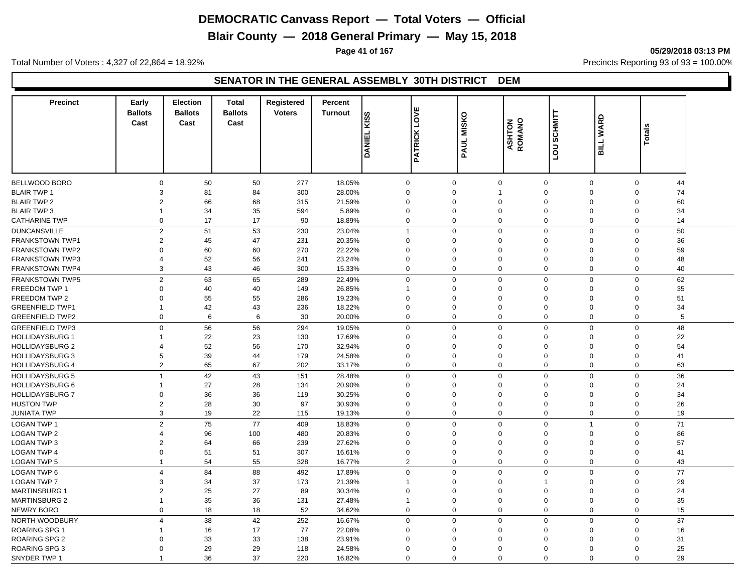# DEMOCRATIC Canvass Report — Total Voters — Official

## Blair County — 2018 General Primary — May 15, 2018

05/29/2018 03:13 PM

Total Number of Voters : 4,327 of 22,864 = 18.92%

Precincts Reporting 93 of 93 = 100.00%

### SENATOR IN THE GENERAL ASSEMBLY 30TH DISTRICT DEM

| Precinct | Early Ballots Cast | Election Ballots Cast | Total Ballots Cast | Registered Voters | Percent Turnout | DANIEL KISS | PATRICK LOVE | PAUL MISKO | ASHTON ROMANO | LOU SCHMITT | BILL WARD | Totals |
|---|---|---|---|---|---|---|---|---|---|---|---|---|
| BELLWOOD BORO | 0 | 50 | 50 | 277 | 18.05% | 0 | 0 | 0 | 0 | 0 | 0 | 44 |
| BLAIR TWP 1 | 3 | 81 | 84 | 300 | 28.00% | 0 | 0 | 1 | 0 | 0 | 0 | 74 |
| BLAIR TWP 2 | 2 | 66 | 68 | 315 | 21.59% | 0 | 0 | 0 | 0 | 0 | 0 | 60 |
| BLAIR TWP 3 | 1 | 34 | 35 | 594 | 5.89% | 0 | 0 | 0 | 0 | 0 | 0 | 34 |
| CATHARINE TWP | 0 | 17 | 17 | 90 | 18.89% | 0 | 0 | 0 | 0 | 0 | 0 | 14 |
| DUNCANSVILLE | 2 | 51 | 53 | 230 | 23.04% | 1 | 0 | 0 | 0 | 0 | 0 | 50 |
| FRANKSTOWN TWP1 | 2 | 45 | 47 | 231 | 20.35% | 0 | 0 | 0 | 0 | 0 | 0 | 36 |
| FRANKSTOWN TWP2 | 0 | 60 | 60 | 270 | 22.22% | 0 | 0 | 0 | 0 | 0 | 0 | 59 |
| FRANKSTOWN TWP3 | 4 | 52 | 56 | 241 | 23.24% | 0 | 0 | 0 | 0 | 0 | 0 | 48 |
| FRANKSTOWN TWP4 | 3 | 43 | 46 | 300 | 15.33% | 0 | 0 | 0 | 0 | 0 | 0 | 40 |
| FRANKSTOWN TWP5 | 2 | 63 | 65 | 289 | 22.49% | 0 | 0 | 0 | 0 | 0 | 0 | 62 |
| FREEDOM TWP 1 | 0 | 40 | 40 | 149 | 26.85% | 1 | 0 | 0 | 0 | 0 | 0 | 35 |
| FREEDOM TWP 2 | 0 | 55 | 55 | 286 | 19.23% | 0 | 0 | 0 | 0 | 0 | 0 | 51 |
| GREENFIELD TWP1 | 1 | 42 | 43 | 236 | 18.22% | 0 | 0 | 0 | 0 | 0 | 0 | 34 |
| GREENFIELD TWP2 | 0 | 6 | 6 | 30 | 20.00% | 0 | 0 | 0 | 0 | 0 | 0 | 5 |
| GREENFIELD TWP3 | 0 | 56 | 56 | 294 | 19.05% | 0 | 0 | 0 | 0 | 0 | 0 | 48 |
| HOLLIDAYSBURG 1 | 1 | 22 | 23 | 130 | 17.69% | 0 | 0 | 0 | 0 | 0 | 0 | 22 |
| HOLLIDAYSBURG 2 | 4 | 52 | 56 | 170 | 32.94% | 0 | 0 | 0 | 0 | 0 | 0 | 54 |
| HOLLIDAYSBURG 3 | 5 | 39 | 44 | 179 | 24.58% | 0 | 0 | 0 | 0 | 0 | 0 | 41 |
| HOLLIDAYSBURG 4 | 2 | 65 | 67 | 202 | 33.17% | 0 | 0 | 0 | 0 | 0 | 0 | 63 |
| HOLLIDAYSBURG 5 | 1 | 42 | 43 | 151 | 28.48% | 0 | 0 | 0 | 0 | 0 | 0 | 36 |
| HOLLIDAYSBURG 6 | 1 | 27 | 28 | 134 | 20.90% | 0 | 0 | 0 | 0 | 0 | 0 | 24 |
| HOLLIDAYSBURG 7 | 0 | 36 | 36 | 119 | 30.25% | 0 | 0 | 0 | 0 | 0 | 0 | 34 |
| HUSTON TWP | 2 | 28 | 30 | 97 | 30.93% | 0 | 0 | 0 | 0 | 0 | 0 | 26 |
| JUNIATA TWP | 3 | 19 | 22 | 115 | 19.13% | 0 | 0 | 0 | 0 | 0 | 0 | 19 |
| LOGAN TWP 1 | 2 | 75 | 77 | 409 | 18.83% | 0 | 0 | 0 | 0 | 1 | 0 | 71 |
| LOGAN TWP 2 | 4 | 96 | 100 | 480 | 20.83% | 0 | 0 | 0 | 0 | 0 | 0 | 86 |
| LOGAN TWP 3 | 2 | 64 | 66 | 239 | 27.62% | 0 | 0 | 0 | 0 | 0 | 0 | 57 |
| LOGAN TWP 4 | 0 | 51 | 51 | 307 | 16.61% | 0 | 0 | 0 | 0 | 0 | 0 | 41 |
| LOGAN TWP 5 | 1 | 54 | 55 | 328 | 16.77% | 2 | 0 | 0 | 0 | 0 | 0 | 43 |
| LOGAN TWP 6 | 4 | 84 | 88 | 492 | 17.89% | 0 | 0 | 0 | 0 | 0 | 0 | 77 |
| LOGAN TWP 7 | 3 | 34 | 37 | 173 | 21.39% | 1 | 0 | 0 | 1 | 0 | 0 | 29 |
| MARTINSBURG 1 | 2 | 25 | 27 | 89 | 30.34% | 0 | 0 | 0 | 0 | 0 | 0 | 24 |
| MARTINSBURG 2 | 1 | 35 | 36 | 131 | 27.48% | 1 | 0 | 0 | 0 | 0 | 0 | 35 |
| NEWRY BORO | 0 | 18 | 18 | 52 | 34.62% | 0 | 0 | 0 | 0 | 0 | 0 | 15 |
| NORTH WOODBURY | 4 | 38 | 42 | 252 | 16.67% | 0 | 0 | 0 | 0 | 0 | 0 | 37 |
| ROARING SPG 1 | 1 | 16 | 17 | 77 | 22.08% | 0 | 0 | 0 | 0 | 0 | 0 | 16 |
| ROARING SPG 2 | 0 | 33 | 33 | 138 | 23.91% | 0 | 0 | 0 | 0 | 0 | 0 | 31 |
| ROARING SPG 3 | 0 | 29 | 29 | 118 | 24.58% | 0 | 0 | 0 | 0 | 0 | 0 | 25 |
| SNYDER TWP 1 | 1 | 36 | 37 | 220 | 16.82% | 0 | 0 | 0 | 0 | 0 | 0 | 29 |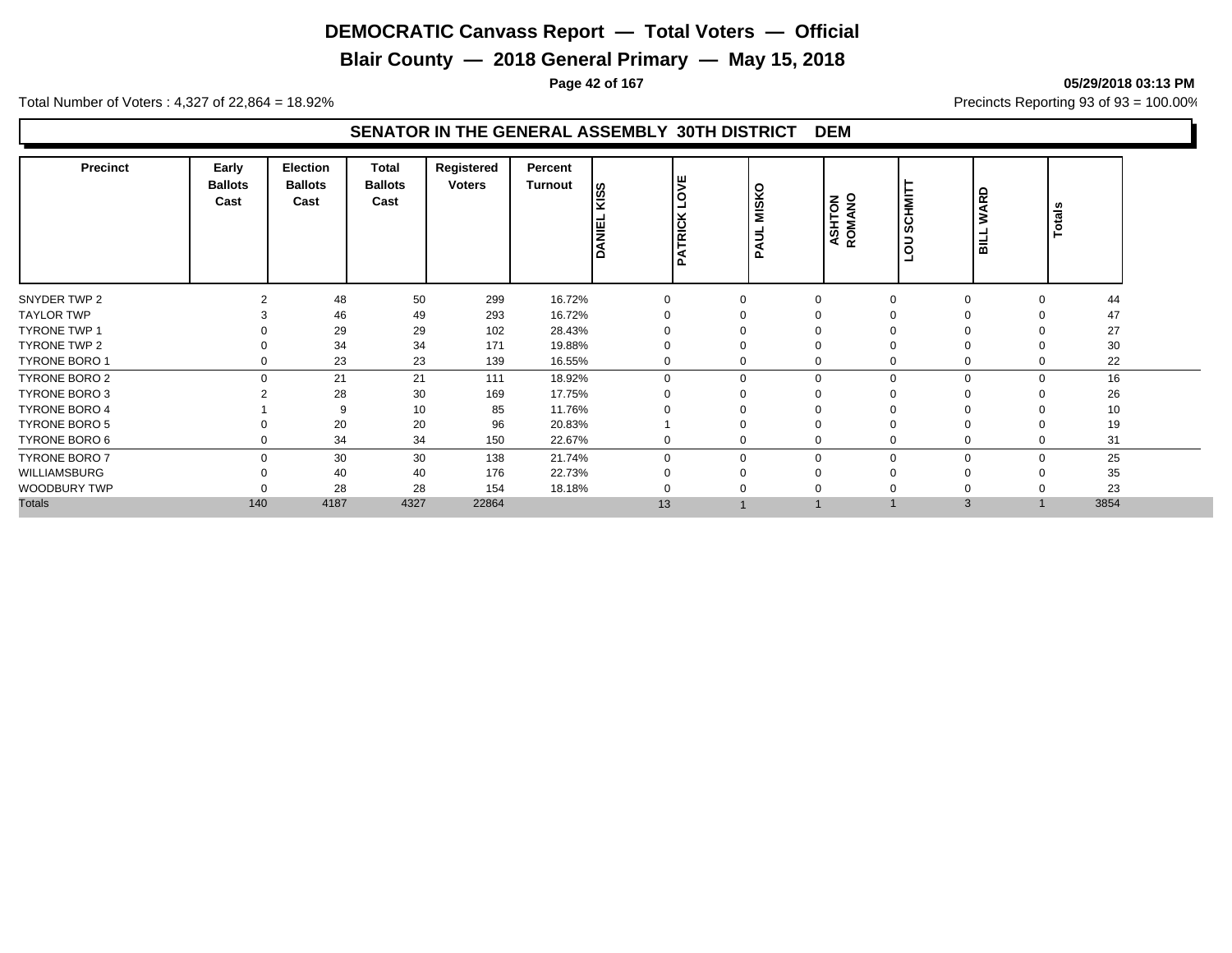# DEMOCRATIC Canvass Report — Total Voters — Official

## Blair County — 2018 General Primary — May 15, 2018

05/29/2018 03:13 PM

Total Number of Voters : 4,327 of 22,864 = 18.92%

Precincts Reporting 93 of 93 = 100.00%

### SENATOR IN THE GENERAL ASSEMBLY 30TH DISTRICT DEM

| Precinct | Early Ballots Cast | Election Ballots Cast | Total Ballots Cast | Registered Voters | Percent Turnout | DANIEL KISS | PATRICK LOVE | PAUL MISKO | ASHTON ROMANO | LOU SCHMITT | BILL WARD | Totals |
|---|---|---|---|---|---|---|---|---|---|---|---|---|
| SNYDER TWP 2 | 2 | 48 | 50 | 299 | 16.72% | 0 | 0 | 0 | 0 | 0 | 0 | 44 |
| TAYLOR TWP | 3 | 46 | 49 | 293 | 16.72% | 0 | 0 | 0 | 0 | 0 | 0 | 47 |
| TYRONE TWP 1 | 0 | 29 | 29 | 102 | 28.43% | 0 | 0 | 0 | 0 | 0 | 0 | 27 |
| TYRONE TWP 2 | 0 | 34 | 34 | 171 | 19.88% | 0 | 0 | 0 | 0 | 0 | 0 | 30 |
| TYRONE BORO 1 | 0 | 23 | 23 | 139 | 16.55% | 0 | 0 | 0 | 0 | 0 | 0 | 22 |
| TYRONE BORO 2 | 0 | 21 | 21 | 111 | 18.92% | 0 | 0 | 0 | 0 | 0 | 0 | 16 |
| TYRONE BORO 3 | 2 | 28 | 30 | 169 | 17.75% | 0 | 0 | 0 | 0 | 0 | 0 | 26 |
| TYRONE BORO 4 | 1 | 9 | 10 | 85 | 11.76% | 0 | 0 | 0 | 0 | 0 | 0 | 10 |
| TYRONE BORO 5 | 0 | 20 | 20 | 96 | 20.83% | 1 | 0 | 0 | 0 | 0 | 0 | 19 |
| TYRONE BORO 6 | 0 | 34 | 34 | 150 | 22.67% | 0 | 0 | 0 | 0 | 0 | 0 | 31 |
| TYRONE BORO 7 | 0 | 30 | 30 | 138 | 21.74% | 0 | 0 | 0 | 0 | 0 | 0 | 25 |
| WILLIAMSBURG | 0 | 40 | 40 | 176 | 22.73% | 0 | 0 | 0 | 0 | 0 | 0 | 35 |
| WOODBURY TWP | 0 | 28 | 28 | 154 | 18.18% | 0 | 0 | 0 | 0 | 0 | 0 | 23 |
| Totals | 140 | 4187 | 4327 | 22864 | | 13 | 1 | 1 | 1 | 3 | 1 | 3854 |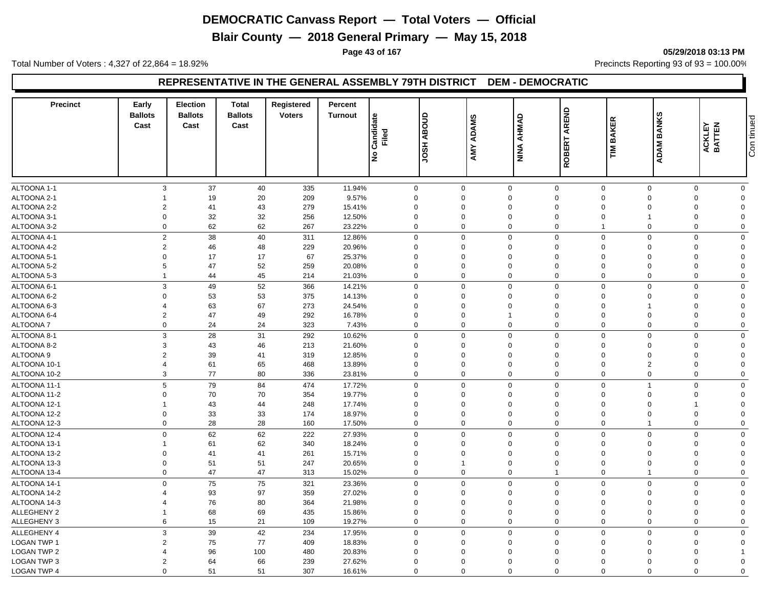# DEMOCRATIC Canvass Report — Total Voters — Official

## Blair County — 2018 General Primary — May 15, 2018

05/29/2018 03:13 PM

Total Number of Voters : 4,327 of 22,864 = 18.92%

Precincts Reporting 93 of 93 = 100.00%

### REPRESENTATIVE IN THE GENERAL ASSEMBLY 79TH DISTRICT DEM - DEMOCRATIC

| Precinct | Early Ballots Cast | Election Ballots Cast | Total Ballots Cast | Registered Voters | Percent Turnout | No Candidate Filed | JOSH ABOUD | AMY ADAMS | NINA AHMAD | ROBERT AREND | TIM BAKER | ADAM BANKS | ACKLEY BATTEN |
|---|---|---|---|---|---|---|---|---|---|---|---|---|---|
| ALTOONA 1-1 | 3 | 37 | 40 | 335 | 11.94% | 0 | 0 | 0 | 0 | 0 | 0 | 0 | 0 |
| ALTOONA 2-1 | 1 | 19 | 20 | 209 | 9.57% | 0 | 0 | 0 | 0 | 0 | 0 | 0 | 0 |
| ALTOONA 2-2 | 2 | 41 | 43 | 279 | 15.41% | 0 | 0 | 0 | 0 | 0 | 0 | 0 | 0 |
| ALTOONA 3-1 | 0 | 32 | 32 | 256 | 12.50% | 0 | 0 | 0 | 0 | 0 | 1 | 0 | 0 |
| ALTOONA 3-2 | 0 | 62 | 62 | 267 | 23.22% | 0 | 0 | 0 | 0 | 1 | 0 | 0 | 0 |
| ALTOONA 4-1 | 2 | 38 | 40 | 311 | 12.86% | 0 | 0 | 0 | 0 | 0 | 0 | 0 | 0 |
| ALTOONA 4-2 | 2 | 46 | 48 | 229 | 20.96% | 0 | 0 | 0 | 0 | 0 | 0 | 0 | 0 |
| ALTOONA 5-1 | 0 | 17 | 17 | 67 | 25.37% | 0 | 0 | 0 | 0 | 0 | 0 | 0 | 0 |
| ALTOONA 5-2 | 5 | 47 | 52 | 259 | 20.08% | 0 | 0 | 0 | 0 | 0 | 0 | 0 | 0 |
| ALTOONA 5-3 | 1 | 44 | 45 | 214 | 21.03% | 0 | 0 | 0 | 0 | 0 | 0 | 0 | 0 |
| ALTOONA 6-1 | 3 | 49 | 52 | 366 | 14.21% | 0 | 0 | 0 | 0 | 0 | 0 | 0 | 0 |
| ALTOONA 6-2 | 0 | 53 | 53 | 375 | 14.13% | 0 | 0 | 0 | 0 | 0 | 0 | 0 | 0 |
| ALTOONA 6-3 | 4 | 63 | 67 | 273 | 24.54% | 0 | 0 | 0 | 0 | 0 | 1 | 0 | 0 |
| ALTOONA 6-4 | 2 | 47 | 49 | 292 | 16.78% | 0 | 0 | 1 | 0 | 0 | 0 | 0 | 0 |
| ALTOONA 7 | 0 | 24 | 24 | 323 | 7.43% | 0 | 0 | 0 | 0 | 0 | 0 | 0 | 0 |
| ALTOONA 8-1 | 3 | 28 | 31 | 292 | 10.62% | 0 | 0 | 0 | 0 | 0 | 0 | 0 | 0 |
| ALTOONA 8-2 | 3 | 43 | 46 | 213 | 21.60% | 0 | 0 | 0 | 0 | 0 | 0 | 0 | 0 |
| ALTOONA 9 | 2 | 39 | 41 | 319 | 12.85% | 0 | 0 | 0 | 0 | 0 | 0 | 0 | 0 |
| ALTOONA 10-1 | 4 | 61 | 65 | 468 | 13.89% | 0 | 0 | 0 | 0 | 0 | 2 | 0 | 0 |
| ALTOONA 10-2 | 3 | 77 | 80 | 336 | 23.81% | 0 | 0 | 0 | 0 | 0 | 0 | 0 | 0 |
| ALTOONA 11-1 | 5 | 79 | 84 | 474 | 17.72% | 0 | 0 | 0 | 0 | 0 | 1 | 0 | 0 |
| ALTOONA 11-2 | 0 | 70 | 70 | 354 | 19.77% | 0 | 0 | 0 | 0 | 0 | 0 | 0 | 0 |
| ALTOONA 12-1 | 1 | 43 | 44 | 248 | 17.74% | 0 | 0 | 0 | 0 | 0 | 0 | 1 | 0 |
| ALTOONA 12-2 | 0 | 33 | 33 | 174 | 18.97% | 0 | 0 | 0 | 0 | 0 | 0 | 0 | 0 |
| ALTOONA 12-3 | 0 | 28 | 28 | 160 | 17.50% | 0 | 0 | 0 | 0 | 0 | 1 | 0 | 0 |
| ALTOONA 12-4 | 0 | 62 | 62 | 222 | 27.93% | 0 | 0 | 0 | 0 | 0 | 0 | 0 | 0 |
| ALTOONA 13-1 | 1 | 61 | 62 | 340 | 18.24% | 0 | 0 | 0 | 0 | 0 | 0 | 0 | 0 |
| ALTOONA 13-2 | 0 | 41 | 41 | 261 | 15.71% | 0 | 0 | 0 | 0 | 0 | 0 | 0 | 0 |
| ALTOONA 13-3 | 0 | 51 | 51 | 247 | 20.65% | 0 | 1 | 0 | 0 | 0 | 0 | 0 | 0 |
| ALTOONA 13-4 | 0 | 47 | 47 | 313 | 15.02% | 0 | 0 | 0 | 1 | 0 | 1 | 0 | 0 |
| ALTOONA 14-1 | 0 | 75 | 75 | 321 | 23.36% | 0 | 0 | 0 | 0 | 0 | 0 | 0 | 0 |
| ALTOONA 14-2 | 4 | 93 | 97 | 359 | 27.02% | 0 | 0 | 0 | 0 | 0 | 0 | 0 | 0 |
| ALTOONA 14-3 | 4 | 76 | 80 | 364 | 21.98% | 0 | 0 | 0 | 0 | 0 | 0 | 0 | 0 |
| ALLEGHENY 2 | 1 | 68 | 69 | 435 | 15.86% | 0 | 0 | 0 | 0 | 0 | 0 | 0 | 0 |
| ALLEGHENY 3 | 6 | 15 | 21 | 109 | 19.27% | 0 | 0 | 0 | 0 | 0 | 0 | 0 | 0 |
| ALLEGHENY 4 | 3 | 39 | 42 | 234 | 17.95% | 0 | 0 | 0 | 0 | 0 | 0 | 0 | 0 |
| LOGAN TWP 1 | 2 | 75 | 77 | 409 | 18.83% | 0 | 0 | 0 | 0 | 0 | 0 | 0 | 0 |
| LOGAN TWP 2 | 4 | 96 | 100 | 480 | 20.83% | 0 | 0 | 0 | 0 | 0 | 0 | 0 | 1 |
| LOGAN TWP 3 | 2 | 64 | 66 | 239 | 27.62% | 0 | 0 | 0 | 0 | 0 | 0 | 0 | 0 |
| LOGAN TWP 4 | 0 | 51 | 51 | 307 | 16.61% | 0 | 0 | 0 | 0 | 0 | 0 | 0 | 0 |

Continued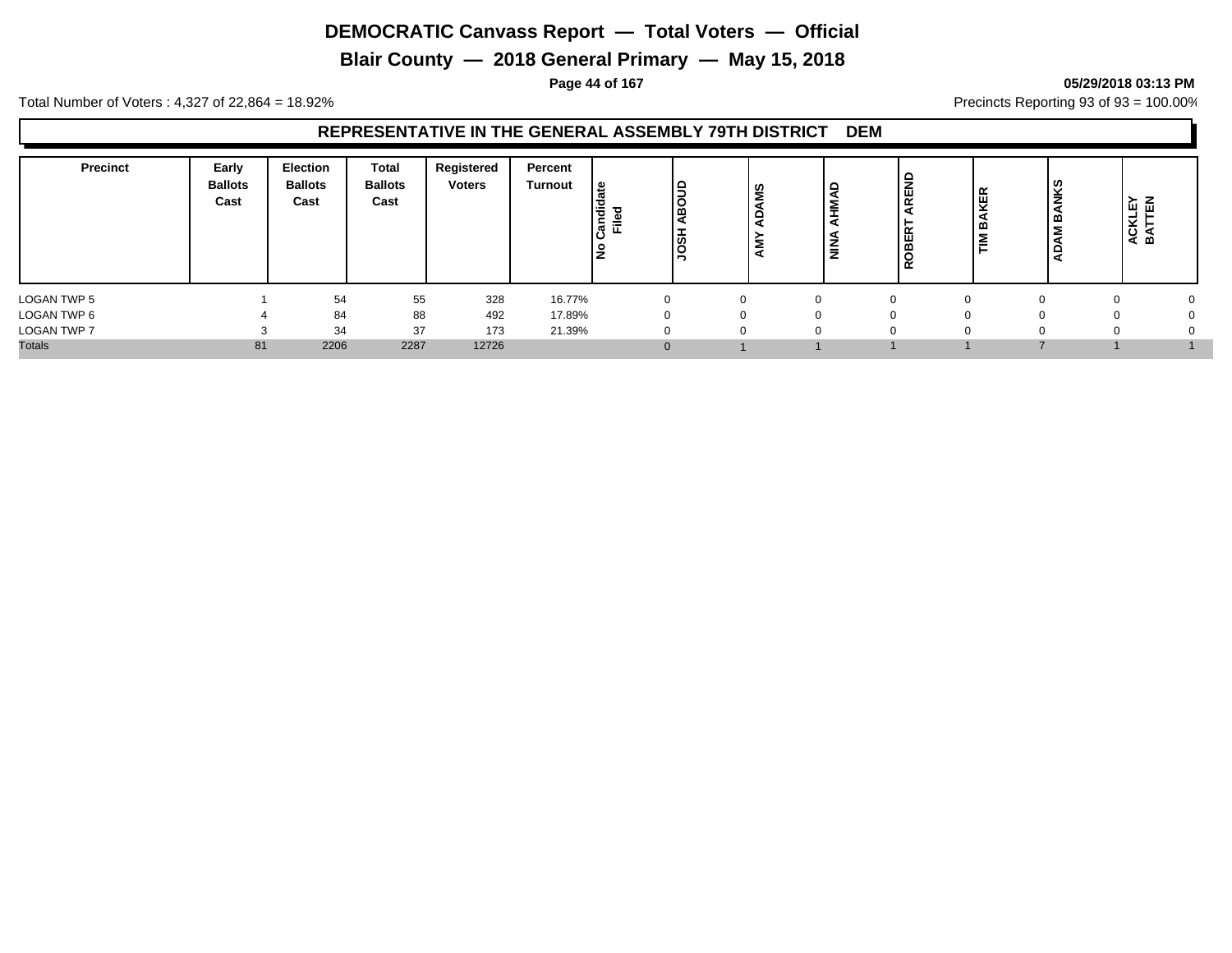# DEMOCRATIC Canvass Report — Total Voters — Official

## Blair County — 2018 General Primary — May 15, 2018

05/29/2018 03:13 PM

Total Number of Voters : 4,327 of 22,864 = 18.92%

Precincts Reporting 93 of 93 = 100.00%

### REPRESENTATIVE IN THE GENERAL ASSEMBLY 79TH DISTRICT DEM

| Precinct | Early Ballots Cast | Election Ballots Cast | Total Ballots Cast | Registered Voters | Percent Turnout | No Candidate Filed | JOSH ABOUD | AMY ADAMS | NINA AHMAD | ROBERT AREND | TIM BAKER | ADAM BANKS | ACKLEY BATTEN |
|---|---|---|---|---|---|---|---|---|---|---|---|---|---|
| LOGAN TWP 5 | 1 | 54 | 55 | 328 | 16.77% | 0 | 0 | 0 | 0 | 0 | 0 | 0 | 0 |
| LOGAN TWP 6 | 4 | 84 | 88 | 492 | 17.89% | 0 | 0 | 0 | 0 | 0 | 0 | 0 | 0 |
| LOGAN TWP 7 | 3 | 34 | 37 | 173 | 21.39% | 0 | 0 | 0 | 0 | 0 | 0 | 0 | 0 |
| Totals | 81 | 2206 | 2287 | 12726 | | 0 | 1 | 1 | 1 | 1 | 7 | 1 | 1 |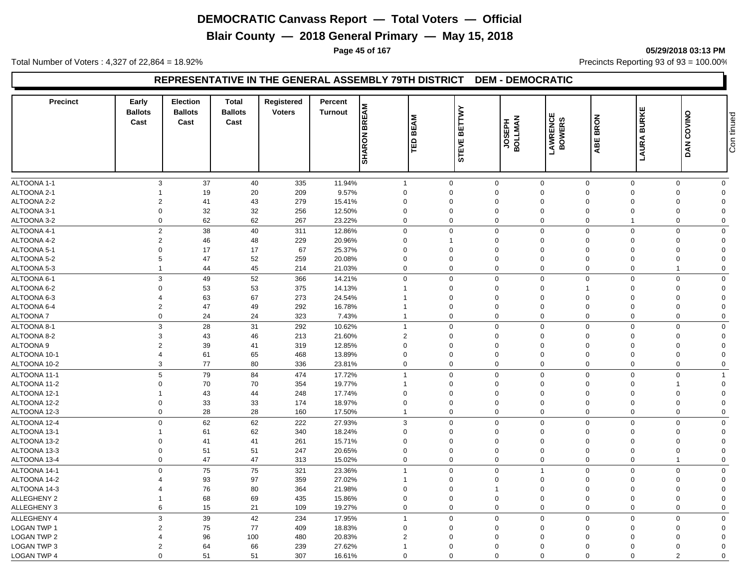# DEMOCRATIC Canvass Report — Total Voters — Official

## Blair County — 2018 General Primary — May 15, 2018

05/29/2018 03:13 PM

Total Number of Voters : 4,327 of 22,864 = 18.92%

Precincts Reporting 93 of 93 = 100.00%

### REPRESENTATIVE IN THE GENERAL ASSEMBLY 79TH DISTRICT DEM - DEMOCRATIC

| Precinct | Early Ballots Cast | Election Ballots Cast | Total Ballots Cast | Registered Voters | Percent Turnout | SHARON BREAM | TED BEAM | STEVE BETTWY | JOSEPH BOLLMAN | LAWRENCE BOWERS | ABE BRON | LAURA BURKE | DAN COVINO | Continued |
|---|---|---|---|---|---|---|---|---|---|---|---|---|---|---|
| ALTOONA 1-1 | 3 | 37 | 40 | 335 | 11.94% | 1 | 0 | 0 | 0 | 0 | 0 | 0 | 0 | |
| ALTOONA 2-1 | 1 | 19 | 20 | 209 | 9.57% | 0 | 0 | 0 | 0 | 0 | 0 | 0 | 0 | |
| ALTOONA 2-2 | 2 | 41 | 43 | 279 | 15.41% | 0 | 0 | 0 | 0 | 0 | 0 | 0 | 0 | |
| ALTOONA 3-1 | 0 | 32 | 32 | 256 | 12.50% | 0 | 0 | 0 | 0 | 0 | 0 | 0 | 0 | |
| ALTOONA 3-2 | 0 | 62 | 62 | 267 | 23.22% | 0 | 0 | 0 | 0 | 0 | 1 | 0 | 0 | |
| ALTOONA 4-1 | 2 | 38 | 40 | 311 | 12.86% | 0 | 0 | 0 | 0 | 0 | 0 | 0 | 0 | |
| ALTOONA 4-2 | 2 | 46 | 48 | 229 | 20.96% | 0 | 1 | 0 | 0 | 0 | 0 | 0 | 0 | |
| ALTOONA 5-1 | 0 | 17 | 17 | 67 | 25.37% | 0 | 0 | 0 | 0 | 0 | 0 | 0 | 0 | |
| ALTOONA 5-2 | 5 | 47 | 52 | 259 | 20.08% | 0 | 0 | 0 | 0 | 0 | 0 | 0 | 0 | |
| ALTOONA 5-3 | 1 | 44 | 45 | 214 | 21.03% | 0 | 0 | 0 | 0 | 0 | 0 | 1 | 0 | |
| ALTOONA 6-1 | 3 | 49 | 52 | 366 | 14.21% | 0 | 0 | 0 | 0 | 0 | 0 | 0 | 0 | |
| ALTOONA 6-2 | 0 | 53 | 53 | 375 | 14.13% | 1 | 0 | 0 | 0 | 1 | 0 | 0 | 0 | |
| ALTOONA 6-3 | 4 | 63 | 67 | 273 | 24.54% | 1 | 0 | 0 | 0 | 0 | 0 | 0 | 0 | |
| ALTOONA 6-4 | 2 | 47 | 49 | 292 | 16.78% | 1 | 0 | 0 | 0 | 0 | 0 | 0 | 0 | |
| ALTOONA 7 | 0 | 24 | 24 | 323 | 7.43% | 1 | 0 | 0 | 0 | 0 | 0 | 0 | 0 | |
| ALTOONA 8-1 | 3 | 28 | 31 | 292 | 10.62% | 1 | 0 | 0 | 0 | 0 | 0 | 0 | 0 | |
| ALTOONA 8-2 | 3 | 43 | 46 | 213 | 21.60% | 2 | 0 | 0 | 0 | 0 | 0 | 0 | 0 | |
| ALTOONA 9 | 2 | 39 | 41 | 319 | 12.85% | 0 | 0 | 0 | 0 | 0 | 0 | 0 | 0 | |
| ALTOONA 10-1 | 4 | 61 | 65 | 468 | 13.89% | 0 | 0 | 0 | 0 | 0 | 0 | 0 | 0 | |
| ALTOONA 10-2 | 3 | 77 | 80 | 336 | 23.81% | 0 | 0 | 0 | 0 | 0 | 0 | 0 | 0 | |
| ALTOONA 11-1 | 5 | 79 | 84 | 474 | 17.72% | 1 | 0 | 0 | 0 | 0 | 0 | 0 | 1 | |
| ALTOONA 11-2 | 0 | 70 | 70 | 354 | 19.77% | 1 | 0 | 0 | 0 | 0 | 0 | 1 | 0 | |
| ALTOONA 12-1 | 1 | 43 | 44 | 248 | 17.74% | 0 | 0 | 0 | 0 | 0 | 0 | 0 | 0 | |
| ALTOONA 12-2 | 0 | 33 | 33 | 174 | 18.97% | 0 | 0 | 0 | 0 | 0 | 0 | 0 | 0 | |
| ALTOONA 12-3 | 0 | 28 | 28 | 160 | 17.50% | 1 | 0 | 0 | 0 | 0 | 0 | 0 | 0 | |
| ALTOONA 12-4 | 0 | 62 | 62 | 222 | 27.93% | 3 | 0 | 0 | 0 | 0 | 0 | 0 | 0 | |
| ALTOONA 13-1 | 1 | 61 | 62 | 340 | 18.24% | 0 | 0 | 0 | 0 | 0 | 0 | 0 | 0 | |
| ALTOONA 13-2 | 0 | 41 | 41 | 261 | 15.71% | 0 | 0 | 0 | 0 | 0 | 0 | 0 | 0 | |
| ALTOONA 13-3 | 0 | 51 | 51 | 247 | 20.65% | 0 | 0 | 0 | 0 | 0 | 0 | 0 | 0 | |
| ALTOONA 13-4 | 0 | 47 | 47 | 313 | 15.02% | 0 | 0 | 0 | 0 | 0 | 0 | 1 | 0 | |
| ALTOONA 14-1 | 0 | 75 | 75 | 321 | 23.36% | 1 | 0 | 0 | 1 | 0 | 0 | 0 | 0 | |
| ALTOONA 14-2 | 4 | 93 | 97 | 359 | 27.02% | 1 | 0 | 0 | 0 | 0 | 0 | 0 | 0 | |
| ALTOONA 14-3 | 4 | 76 | 80 | 364 | 21.98% | 0 | 0 | 1 | 0 | 0 | 0 | 0 | 0 | |
| ALLEGHENY 2 | 1 | 68 | 69 | 435 | 15.86% | 0 | 0 | 0 | 0 | 0 | 0 | 0 | 0 | |
| ALLEGHENY 3 | 6 | 15 | 21 | 109 | 19.27% | 0 | 0 | 0 | 0 | 0 | 0 | 0 | 0 | |
| ALLEGHENY 4 | 3 | 39 | 42 | 234 | 17.95% | 1 | 0 | 0 | 0 | 0 | 0 | 0 | 0 | |
| LOGAN TWP 1 | 2 | 75 | 77 | 409 | 18.83% | 0 | 0 | 0 | 0 | 0 | 0 | 0 | 0 | |
| LOGAN TWP 2 | 4 | 96 | 100 | 480 | 20.83% | 2 | 0 | 0 | 0 | 0 | 0 | 0 | 0 | |
| LOGAN TWP 3 | 2 | 64 | 66 | 239 | 27.62% | 1 | 0 | 0 | 0 | 0 | 0 | 0 | 0 | |
| LOGAN TWP 4 | 0 | 51 | 51 | 307 | 16.61% | 0 | 0 | 0 | 0 | 0 | 0 | 2 | 0 | |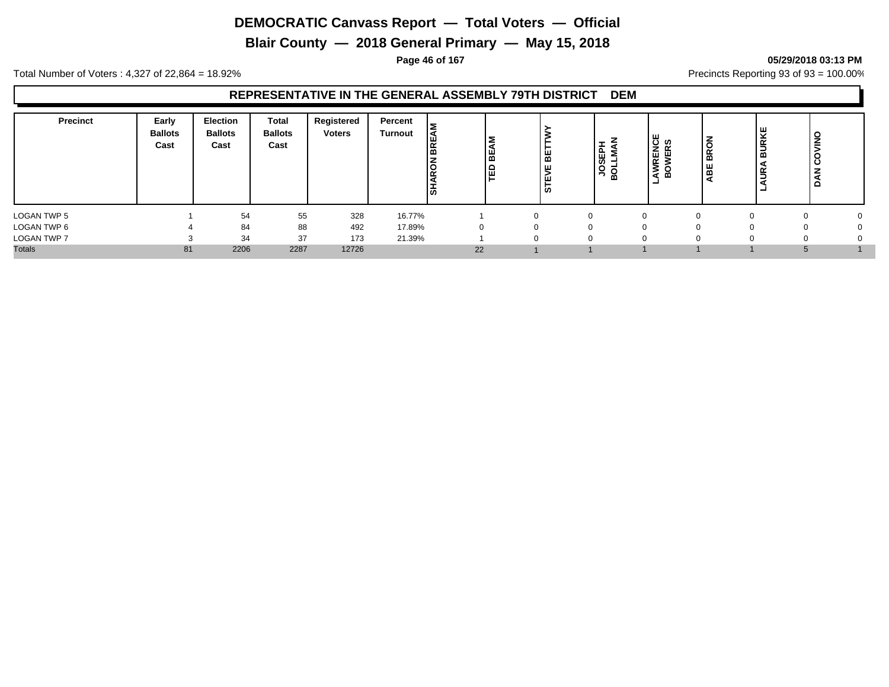# DEMOCRATIC Canvass Report — Total Voters — Official

## Blair County — 2018 General Primary — May 15, 2018

05/29/2018 03:13 PM

Total Number of Voters : 4,327 of 22,864 = 18.92%

Precincts Reporting 93 of 93 = 100.00%

### REPRESENTATIVE IN THE GENERAL ASSEMBLY 79TH DISTRICT DEM

| Precinct | Early Ballots Cast | Election Ballots Cast | Total Ballots Cast | Registered Voters | Percent Turnout | SHARON BREAM | TED BEAM | STEVE BETTWY | JOSEPH BOLLMAN | LAWRENCE BOWERS | ABE BRON | LAURA BURKE | DAN COVINO |
|---|---|---|---|---|---|---|---|---|---|---|---|---|---|
| LOGAN TWP 5 | 1 | 54 | 55 | 328 | 16.77% | 1 | 0 | 0 | 0 | 0 | 0 | 0 | 0 |
| LOGAN TWP 6 | 4 | 84 | 88 | 492 | 17.89% | 0 | 0 | 0 | 0 | 0 | 0 | 0 | 0 |
| LOGAN TWP 7 | 3 | 34 | 37 | 173 | 21.39% | 1 | 0 | 0 | 0 | 0 | 0 | 0 | 0 |
| Totals | 81 | 2206 | 2287 | 12726 | | 22 | 1 | 1 | 1 | 1 | 1 | 5 | 1 |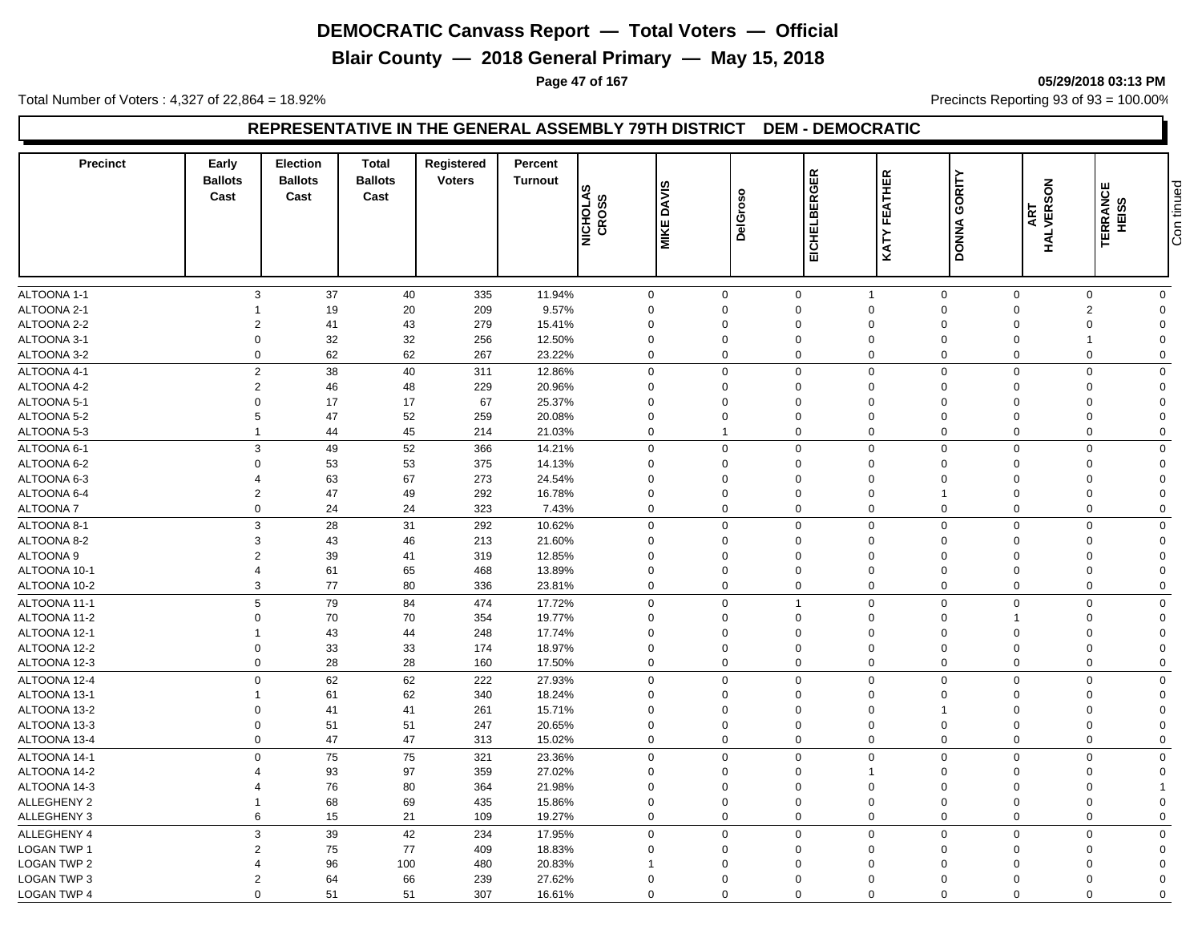# DEMOCRATIC Canvass Report — Total Voters — Official

## Blair County — 2018 General Primary — May 15, 2018

05/29/2018 03:13 PM

Total Number of Voters : 4,327 of 22,864 = 18.92%

Precincts Reporting 93 of 93 = 100.00%

### REPRESENTATIVE IN THE GENERAL ASSEMBLY 79TH DISTRICT DEM - DEMOCRATIC

| Precinct | Early Ballots Cast | Election Ballots Cast | Total Ballots Cast | Registered Voters | Percent Turnout | NICHOLAS CROSS | MIKE DAVIS | DelGroso | EICHELBERGER | KATY FEATHER | DONNA GORITY | ART HALVERSON | TERRANCE HEISS | Continued |
|---|---|---|---|---|---|---|---|---|---|---|---|---|---|---|
| ALTOONA 1-1 | 3 | 37 | 40 | 335 | 11.94% | 0 | 0 | 0 | 1 | 0 | 0 | 0 | 0 | |
| ALTOONA 2-1 | 1 | 19 | 20 | 209 | 9.57% | 0 | 0 | 0 | 0 | 0 | 0 | 2 | 0 | |
| ALTOONA 2-2 | 2 | 41 | 43 | 279 | 15.41% | 0 | 0 | 0 | 0 | 0 | 0 | 0 | 0 | |
| ALTOONA 3-1 | 0 | 32 | 32 | 256 | 12.50% | 0 | 0 | 0 | 0 | 0 | 0 | 1 | 0 | |
| ALTOONA 3-2 | 0 | 62 | 62 | 267 | 23.22% | 0 | 0 | 0 | 0 | 0 | 0 | 0 | 0 | |
| ALTOONA 4-1 | 2 | 38 | 40 | 311 | 12.86% | 0 | 0 | 0 | 0 | 0 | 0 | 0 | 0 | |
| ALTOONA 4-2 | 2 | 46 | 48 | 229 | 20.96% | 0 | 0 | 0 | 0 | 0 | 0 | 0 | 0 | |
| ALTOONA 5-1 | 0 | 17 | 17 | 67 | 25.37% | 0 | 0 | 0 | 0 | 0 | 0 | 0 | 0 | |
| ALTOONA 5-2 | 5 | 47 | 52 | 259 | 20.08% | 0 | 0 | 0 | 0 | 0 | 0 | 0 | 0 | |
| ALTOONA 5-3 | 1 | 44 | 45 | 214 | 21.03% | 0 | 1 | 0 | 0 | 0 | 0 | 0 | 0 | |
| ALTOONA 6-1 | 3 | 49 | 52 | 366 | 14.21% | 0 | 0 | 0 | 0 | 0 | 0 | 0 | 0 | |
| ALTOONA 6-2 | 0 | 53 | 53 | 375 | 14.13% | 0 | 0 | 0 | 0 | 0 | 0 | 0 | 0 | |
| ALTOONA 6-3 | 4 | 63 | 67 | 273 | 24.54% | 0 | 0 | 0 | 0 | 0 | 0 | 0 | 0 | |
| ALTOONA 6-4 | 2 | 47 | 49 | 292 | 16.78% | 0 | 0 | 0 | 0 | 1 | 0 | 0 | 0 | |
| ALTOONA 7 | 0 | 24 | 24 | 323 | 7.43% | 0 | 0 | 0 | 0 | 0 | 0 | 0 | 0 | |
| ALTOONA 8-1 | 3 | 28 | 31 | 292 | 10.62% | 0 | 0 | 0 | 0 | 0 | 0 | 0 | 0 | |
| ALTOONA 8-2 | 3 | 43 | 46 | 213 | 21.60% | 0 | 0 | 0 | 0 | 0 | 0 | 0 | 0 | |
| ALTOONA 9 | 2 | 39 | 41 | 319 | 12.85% | 0 | 0 | 0 | 0 | 0 | 0 | 0 | 0 | |
| ALTOONA 10-1 | 4 | 61 | 65 | 468 | 13.89% | 0 | 0 | 0 | 0 | 0 | 0 | 0 | 0 | |
| ALTOONA 10-2 | 3 | 77 | 80 | 336 | 23.81% | 0 | 0 | 0 | 0 | 0 | 0 | 0 | 0 | |
| ALTOONA 11-1 | 5 | 79 | 84 | 474 | 17.72% | 0 | 0 | 1 | 0 | 0 | 0 | 0 | 0 | |
| ALTOONA 11-2 | 0 | 70 | 70 | 354 | 19.77% | 0 | 0 | 0 | 0 | 0 | 1 | 0 | 0 | |
| ALTOONA 12-1 | 1 | 43 | 44 | 248 | 17.74% | 0 | 0 | 0 | 0 | 0 | 0 | 0 | 0 | |
| ALTOONA 12-2 | 0 | 33 | 33 | 174 | 18.97% | 0 | 0 | 0 | 0 | 0 | 0 | 0 | 0 | |
| ALTOONA 12-3 | 0 | 28 | 28 | 160 | 17.50% | 0 | 0 | 0 | 0 | 0 | 0 | 0 | 0 | |
| ALTOONA 12-4 | 0 | 62 | 62 | 222 | 27.93% | 0 | 0 | 0 | 0 | 0 | 0 | 0 | 0 | |
| ALTOONA 13-1 | 1 | 61 | 62 | 340 | 18.24% | 0 | 0 | 0 | 0 | 0 | 0 | 0 | 0 | |
| ALTOONA 13-2 | 0 | 41 | 41 | 261 | 15.71% | 0 | 0 | 0 | 0 | 1 | 0 | 0 | 0 | |
| ALTOONA 13-3 | 0 | 51 | 51 | 247 | 20.65% | 0 | 0 | 0 | 0 | 0 | 0 | 0 | 0 | |
| ALTOONA 13-4 | 0 | 47 | 47 | 313 | 15.02% | 0 | 0 | 0 | 0 | 0 | 0 | 0 | 0 | |
| ALTOONA 14-1 | 0 | 75 | 75 | 321 | 23.36% | 0 | 0 | 0 | 0 | 0 | 0 | 0 | 0 | |
| ALTOONA 14-2 | 4 | 93 | 97 | 359 | 27.02% | 0 | 0 | 0 | 1 | 0 | 0 | 0 | 0 | |
| ALTOONA 14-3 | 4 | 76 | 80 | 364 | 21.98% | 0 | 0 | 0 | 0 | 0 | 0 | 0 | 1 | |
| ALLEGHENY 2 | 1 | 68 | 69 | 435 | 15.86% | 0 | 0 | 0 | 0 | 0 | 0 | 0 | 0 | |
| ALLEGHENY 3 | 6 | 15 | 21 | 109 | 19.27% | 0 | 0 | 0 | 0 | 0 | 0 | 0 | 0 | |
| ALLEGHENY 4 | 3 | 39 | 42 | 234 | 17.95% | 0 | 0 | 0 | 0 | 0 | 0 | 0 | 0 | |
| LOGAN TWP 1 | 2 | 75 | 77 | 409 | 18.83% | 0 | 0 | 0 | 0 | 0 | 0 | 0 | 0 | |
| LOGAN TWP 2 | 4 | 96 | 100 | 480 | 20.83% | 1 | 0 | 0 | 0 | 0 | 0 | 0 | 0 | |
| LOGAN TWP 3 | 2 | 64 | 66 | 239 | 27.62% | 0 | 0 | 0 | 0 | 0 | 0 | 0 | 0 | |
| LOGAN TWP 4 | 0 | 51 | 51 | 307 | 16.61% | 0 | 0 | 0 | 0 | 0 | 0 | 0 | 0 | |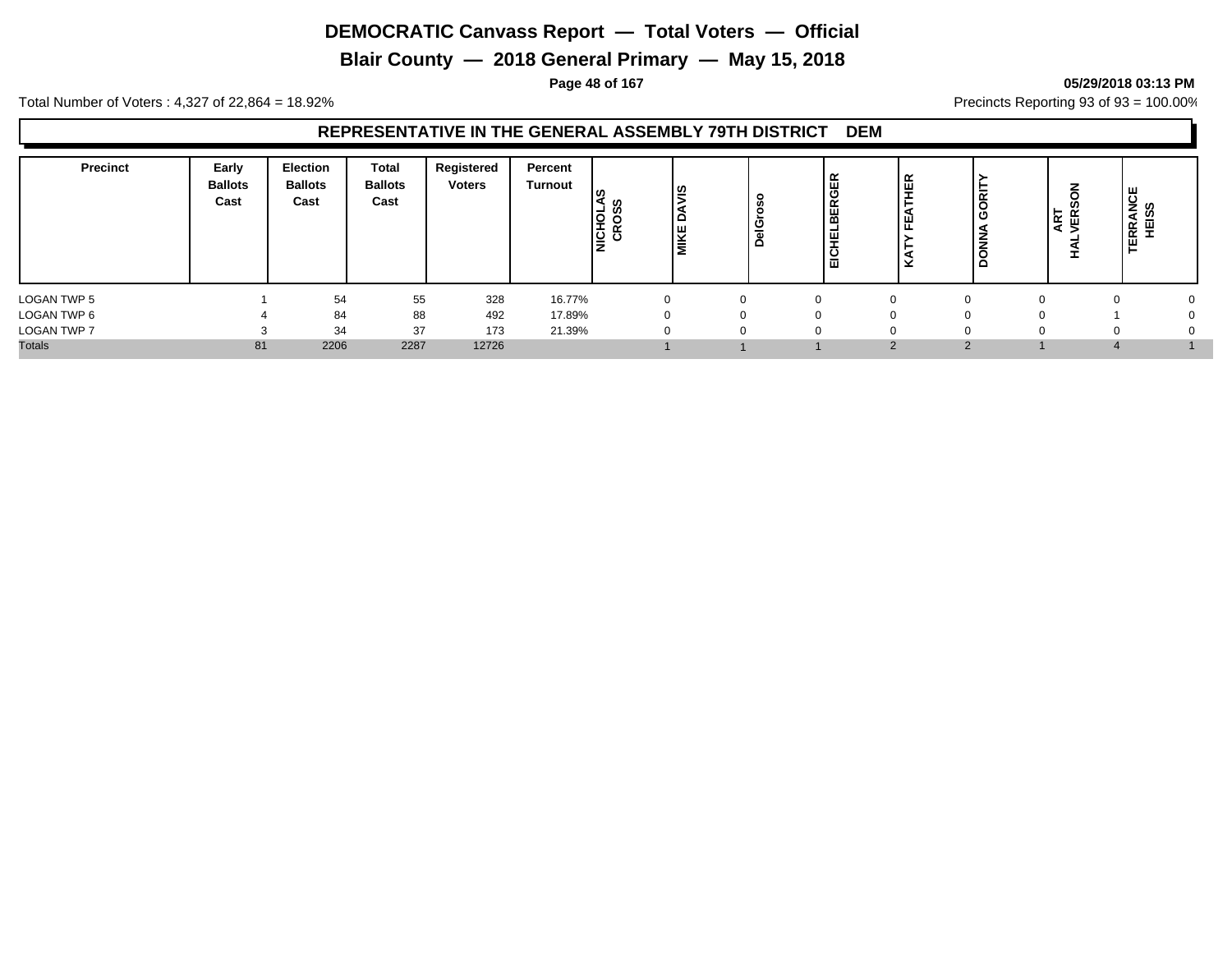# DEMOCRATIC Canvass Report — Total Voters — Official

## Blair County — 2018 General Primary — May 15, 2018

**05/29/2018 03:13 PM**

Total Number of Voters : 4,327 of 22,864 = 18.92%

Precincts Reporting 93 of 93 = 100.00%

### REPRESENTATIVE IN THE GENERAL ASSEMBLY 79TH DISTRICT DEM

| Precinct | Early Ballots Cast | Election Ballots Cast | Total Ballots Cast | Registered Voters | Percent Turnout | NICHOLAS CROSS | MIKE DAVIS | DelGroso | EICHELBERGER | KATY FEATHER | DONNA GORITY | ART HALVERSON | TERRANCE HEISS |
|---|---|---|---|---|---|---|---|---|---|---|---|---|---|
| LOGAN TWP 5 | 1 | 54 | 55 | 328 | 16.77% | 0 | 0 | 0 | 0 | 0 | 0 | 0 | 0 |
| LOGAN TWP 6 | 4 | 84 | 88 | 492 | 17.89% | 0 | 0 | 0 | 0 | 0 | 0 | 1 | 0 |
| LOGAN TWP 7 | 3 | 34 | 37 | 173 | 21.39% | 0 | 0 | 0 | 0 | 0 | 0 | 0 | 0 |
| Totals | 81 | 2206 | 2287 | 12726 | | 1 | 1 | 1 | 2 | 2 | 1 | 4 | 1 |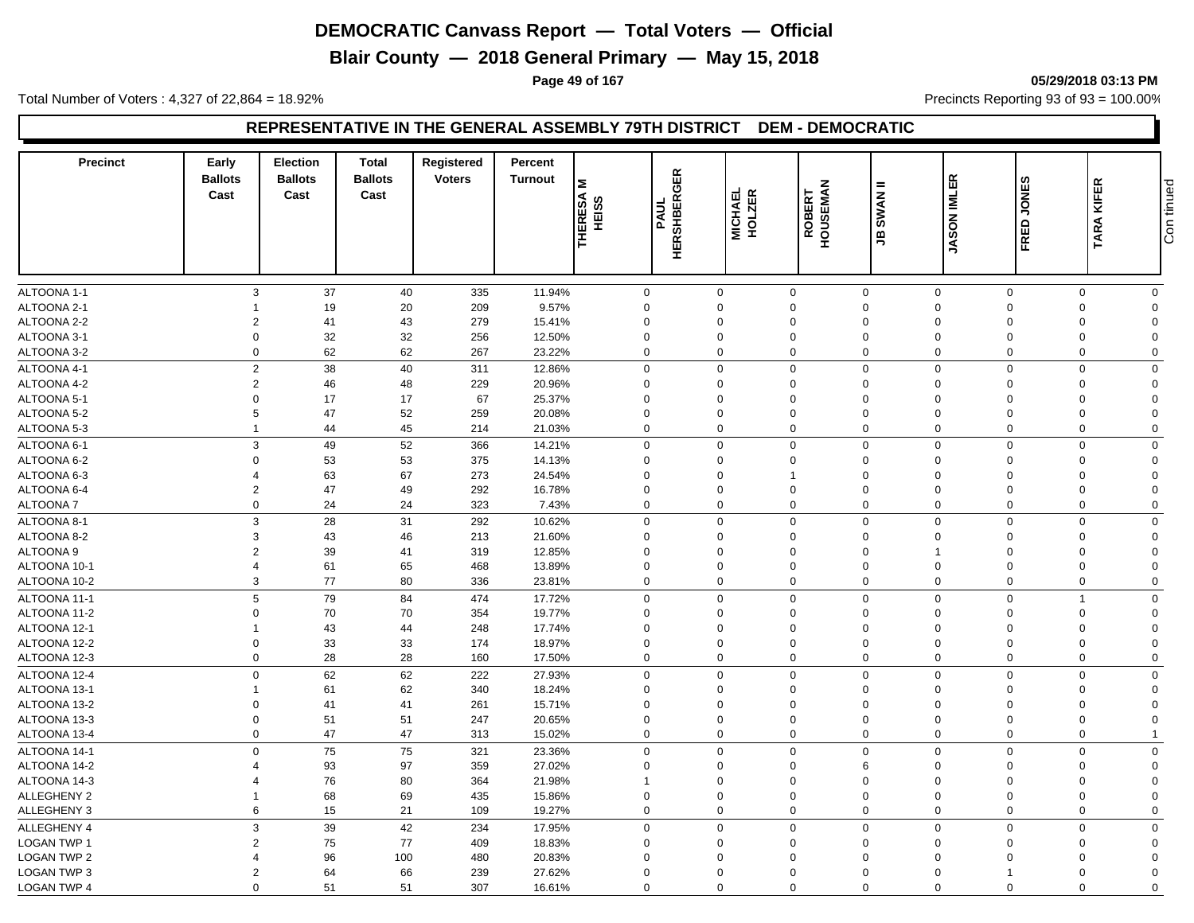# DEMOCRATIC Canvass Report — Total Voters — Official

## Blair County — 2018 General Primary — May 15, 2018

05/29/2018 03:13 PM

Total Number of Voters : 4,327 of 22,864 = 18.92%

Precincts Reporting 93 of 93 = 100.00%

### REPRESENTATIVE IN THE GENERAL ASSEMBLY 79TH DISTRICT DEM - DEMOCRATIC

| Precinct | Early Ballots Cast | Election Ballots Cast | Total Ballots Cast | Registered Voters | Percent Turnout | THERESA M HEISS | PAUL HERSHBERGER | MICHAEL HOLZER | ROBERT HOUSEMAN | JB SWAN II | JASON IMLER | FRED JONES | TARA KIFER | Continued |
|---|---|---|---|---|---|---|---|---|---|---|---|---|---|---|
| ALTOONA 1-1 | 3 | 37 | 40 | 335 | 11.94% | 0 | 0 | 0 | 0 | 0 | 0 | 0 | 0 | |
| ALTOONA 2-1 | 1 | 19 | 20 | 209 | 9.57% | 0 | 0 | 0 | 0 | 0 | 0 | 0 | 0 | |
| ALTOONA 2-2 | 2 | 41 | 43 | 279 | 15.41% | 0 | 0 | 0 | 0 | 0 | 0 | 0 | 0 | |
| ALTOONA 3-1 | 0 | 32 | 32 | 256 | 12.50% | 0 | 0 | 0 | 0 | 0 | 0 | 0 | 0 | |
| ALTOONA 3-2 | 0 | 62 | 62 | 267 | 23.22% | 0 | 0 | 0 | 0 | 0 | 0 | 0 | 0 | |
| ALTOONA 4-1 | 2 | 38 | 40 | 311 | 12.86% | 0 | 0 | 0 | 0 | 0 | 0 | 0 | 0 | |
| ALTOONA 4-2 | 2 | 46 | 48 | 229 | 20.96% | 0 | 0 | 0 | 0 | 0 | 0 | 0 | 0 | |
| ALTOONA 5-1 | 0 | 17 | 17 | 67 | 25.37% | 0 | 0 | 0 | 0 | 0 | 0 | 0 | 0 | |
| ALTOONA 5-2 | 5 | 47 | 52 | 259 | 20.08% | 0 | 0 | 0 | 0 | 0 | 0 | 0 | 0 | |
| ALTOONA 5-3 | 1 | 44 | 45 | 214 | 21.03% | 0 | 0 | 0 | 0 | 0 | 0 | 0 | 0 | |
| ALTOONA 6-1 | 3 | 49 | 52 | 366 | 14.21% | 0 | 0 | 0 | 0 | 0 | 0 | 0 | 0 | |
| ALTOONA 6-2 | 0 | 53 | 53 | 375 | 14.13% | 0 | 0 | 0 | 0 | 0 | 0 | 0 | 0 | |
| ALTOONA 6-3 | 4 | 63 | 67 | 273 | 24.54% | 0 | 0 | 1 | 0 | 0 | 0 | 0 | 0 | |
| ALTOONA 6-4 | 2 | 47 | 49 | 292 | 16.78% | 0 | 0 | 0 | 0 | 0 | 0 | 0 | 0 | |
| ALTOONA 7 | 0 | 24 | 24 | 323 | 7.43% | 0 | 0 | 0 | 0 | 0 | 0 | 0 | 0 | |
| ALTOONA 8-1 | 3 | 28 | 31 | 292 | 10.62% | 0 | 0 | 0 | 0 | 0 | 0 | 0 | 0 | |
| ALTOONA 8-2 | 3 | 43 | 46 | 213 | 21.60% | 0 | 0 | 0 | 0 | 0 | 0 | 0 | 0 | |
| ALTOONA 9 | 2 | 39 | 41 | 319 | 12.85% | 0 | 0 | 0 | 0 | 1 | 0 | 0 | 0 | |
| ALTOONA 10-1 | 4 | 61 | 65 | 468 | 13.89% | 0 | 0 | 0 | 0 | 0 | 0 | 0 | 0 | |
| ALTOONA 10-2 | 3 | 77 | 80 | 336 | 23.81% | 0 | 0 | 0 | 0 | 0 | 0 | 0 | 0 | |
| ALTOONA 11-1 | 5 | 79 | 84 | 474 | 17.72% | 0 | 0 | 0 | 0 | 0 | 0 | 1 | 0 | |
| ALTOONA 11-2 | 0 | 70 | 70 | 354 | 19.77% | 0 | 0 | 0 | 0 | 0 | 0 | 0 | 0 | |
| ALTOONA 12-1 | 1 | 43 | 44 | 248 | 17.74% | 0 | 0 | 0 | 0 | 0 | 0 | 0 | 0 | |
| ALTOONA 12-2 | 0 | 33 | 33 | 174 | 18.97% | 0 | 0 | 0 | 0 | 0 | 0 | 0 | 0 | |
| ALTOONA 12-3 | 0 | 28 | 28 | 160 | 17.50% | 0 | 0 | 0 | 0 | 0 | 0 | 0 | 0 | |
| ALTOONA 12-4 | 0 | 62 | 62 | 222 | 27.93% | 0 | 0 | 0 | 0 | 0 | 0 | 0 | 0 | |
| ALTOONA 13-1 | 1 | 61 | 62 | 340 | 18.24% | 0 | 0 | 0 | 0 | 0 | 0 | 0 | 0 | |
| ALTOONA 13-2 | 0 | 41 | 41 | 261 | 15.71% | 0 | 0 | 0 | 0 | 0 | 0 | 0 | 0 | |
| ALTOONA 13-3 | 0 | 51 | 51 | 247 | 20.65% | 0 | 0 | 0 | 0 | 0 | 0 | 0 | 0 | |
| ALTOONA 13-4 | 0 | 47 | 47 | 313 | 15.02% | 0 | 0 | 0 | 0 | 0 | 0 | 0 | 1 | |
| ALTOONA 14-1 | 0 | 75 | 75 | 321 | 23.36% | 0 | 0 | 0 | 0 | 0 | 0 | 0 | 0 | |
| ALTOONA 14-2 | 4 | 93 | 97 | 359 | 27.02% | 0 | 0 | 0 | 6 | 0 | 0 | 0 | 0 | |
| ALTOONA 14-3 | 4 | 76 | 80 | 364 | 21.98% | 1 | 0 | 0 | 0 | 0 | 0 | 0 | 0 | |
| ALLEGHENY 2 | 1 | 68 | 69 | 435 | 15.86% | 0 | 0 | 0 | 0 | 0 | 0 | 0 | 0 | |
| ALLEGHENY 3 | 6 | 15 | 21 | 109 | 19.27% | 0 | 0 | 0 | 0 | 0 | 0 | 0 | 0 | |
| ALLEGHENY 4 | 3 | 39 | 42 | 234 | 17.95% | 0 | 0 | 0 | 0 | 0 | 0 | 0 | 0 | |
| LOGAN TWP 1 | 2 | 75 | 77 | 409 | 18.83% | 0 | 0 | 0 | 0 | 0 | 0 | 0 | 0 | |
| LOGAN TWP 2 | 4 | 96 | 100 | 480 | 20.83% | 0 | 0 | 0 | 0 | 0 | 0 | 0 | 0 | |
| LOGAN TWP 3 | 2 | 64 | 66 | 239 | 27.62% | 0 | 0 | 0 | 0 | 0 | 1 | 0 | 0 | |
| LOGAN TWP 4 | 0 | 51 | 51 | 307 | 16.61% | 0 | 0 | 0 | 0 | 0 | 0 | 0 | 0 | |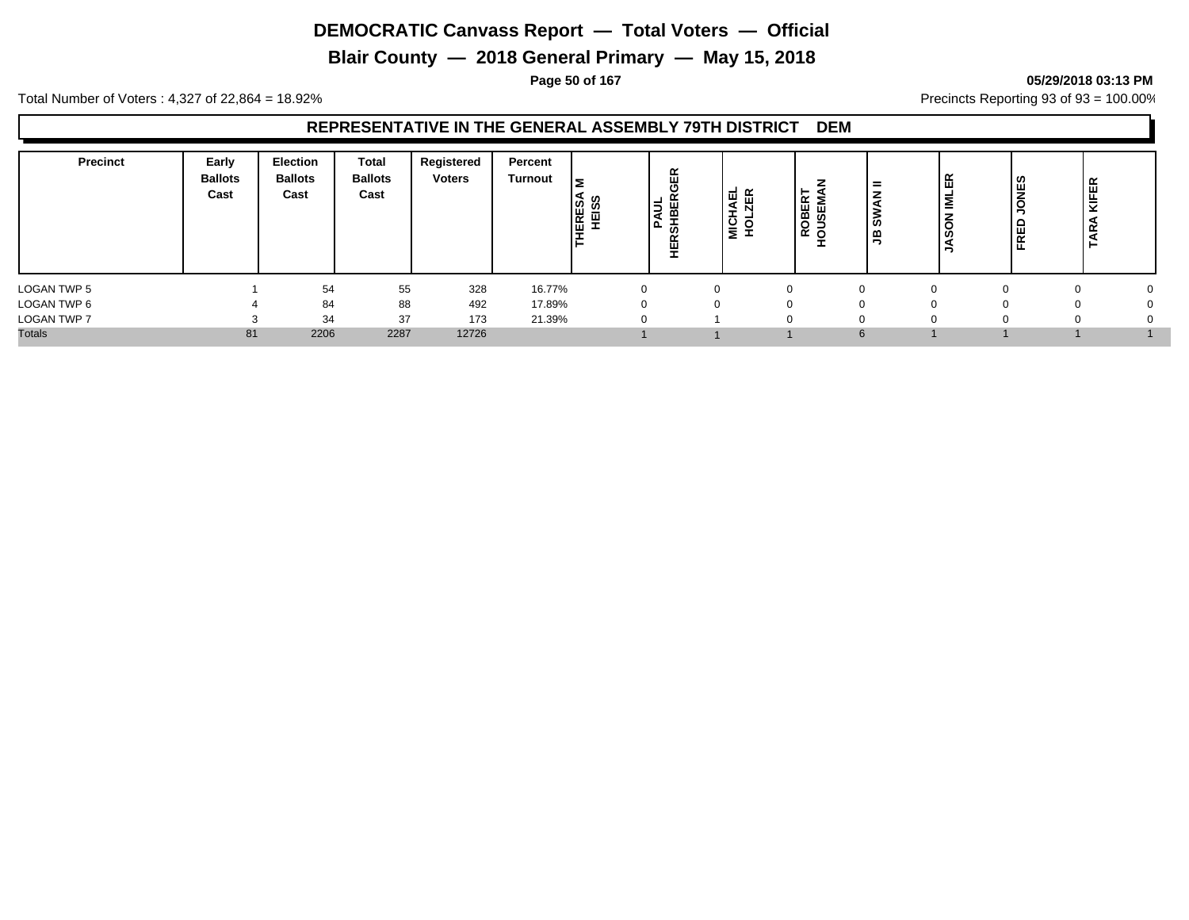# DEMOCRATIC Canvass Report — Total Voters — Official

## Blair County — 2018 General Primary — May 15, 2018

05/29/2018 03:13 PM

Total Number of Voters : 4,327 of 22,864 = 18.92%

Precincts Reporting 93 of 93 = 100.00%

### REPRESENTATIVE IN THE GENERAL ASSEMBLY 79TH DISTRICT DEM

| Precinct | Early Ballots Cast | Election Ballots Cast | Total Ballots Cast | Registered Voters | Percent Turnout | THERESA M HEISS | PAUL HERSHBERGER | MICHAEL HOLZER | ROBERT HOUSEMAN | JB SWAN II | JASON IMLER | FRED JONES | TARA KIFER |
|---|---|---|---|---|---|---|---|---|---|---|---|---|---|
| LOGAN TWP 5 | 1 | 54 | 55 | 328 | 16.77% | 0 | 0 | 0 | 0 | 0 | 0 | 0 | 0 |
| LOGAN TWP 6 | 4 | 84 | 88 | 492 | 17.89% | 0 | 0 | 0 | 0 | 0 | 0 | 0 | 0 |
| LOGAN TWP 7 | 3 | 34 | 37 | 173 | 21.39% | 0 | 1 | 0 | 0 | 0 | 0 | 0 | 0 |
| Totals | 81 | 2206 | 2287 | 12726 | | 1 | 1 | 1 | 6 | 1 | 1 | 1 | 1 |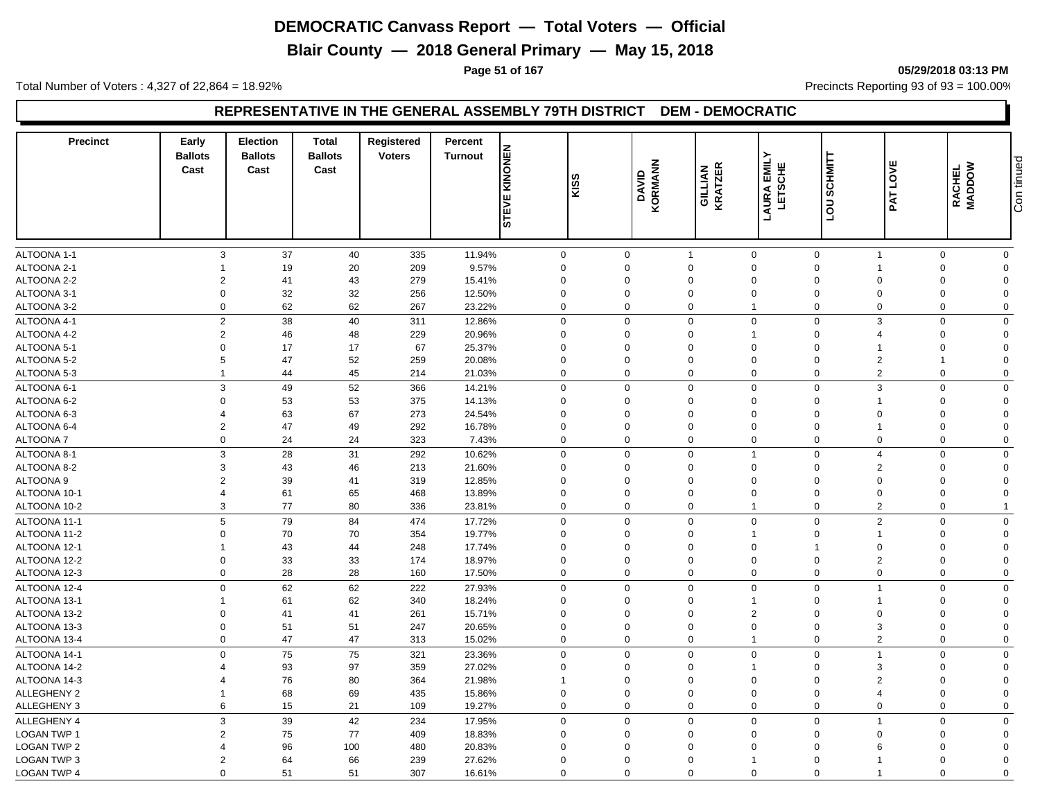# DEMOCRATIC Canvass Report — Total Voters — Official

## Blair County — 2018 General Primary — May 15, 2018

05/29/2018 03:13 PM

Total Number of Voters : 4,327 of 22,864 = 18.92%

Precincts Reporting 93 of 93 = 100.00%

### REPRESENTATIVE IN THE GENERAL ASSEMBLY 79TH DISTRICT DEM - DEMOCRATIC

| Precinct | Early Ballots Cast | Election Ballots Cast | Total Ballots Cast | Registered Voters | Percent Turnout | STEVE KINONEN | KISS | DAVID KORMANN | GILLIAN KRATZER | LAURA EMILY LETSCHE | LOU SCHMITT | PAT LOVE | RACHEL MADDOW | Continued |
|---|---|---|---|---|---|---|---|---|---|---|---|---|---|---|
| ALTOONA 1-1 | 3 | 37 | 40 | 335 | 11.94% | 0 | 0 | 1 | 0 | 0 | 1 | 0 | 0 | |
| ALTOONA 2-1 | 1 | 19 | 20 | 209 | 9.57% | 0 | 0 | 0 | 0 | 0 | 1 | 0 | 0 | |
| ALTOONA 2-2 | 2 | 41 | 43 | 279 | 15.41% | 0 | 0 | 0 | 0 | 0 | 0 | 0 | 0 | |
| ALTOONA 3-1 | 0 | 32 | 32 | 256 | 12.50% | 0 | 0 | 0 | 0 | 0 | 0 | 0 | 0 | |
| ALTOONA 3-2 | 0 | 62 | 62 | 267 | 23.22% | 0 | 0 | 0 | 1 | 0 | 0 | 0 | 0 | |
| ALTOONA 4-1 | 2 | 38 | 40 | 311 | 12.86% | 0 | 0 | 0 | 0 | 0 | 3 | 0 | 0 | |
| ALTOONA 4-2 | 2 | 46 | 48 | 229 | 20.96% | 0 | 0 | 0 | 1 | 0 | 4 | 0 | 0 | |
| ALTOONA 5-1 | 0 | 17 | 17 | 67 | 25.37% | 0 | 0 | 0 | 0 | 0 | 1 | 0 | 0 | |
| ALTOONA 5-2 | 5 | 47 | 52 | 259 | 20.08% | 0 | 0 | 0 | 0 | 0 | 2 | 1 | 0 | |
| ALTOONA 5-3 | 1 | 44 | 45 | 214 | 21.03% | 0 | 0 | 0 | 0 | 0 | 2 | 0 | 0 | |
| ALTOONA 6-1 | 3 | 49 | 52 | 366 | 14.21% | 0 | 0 | 0 | 0 | 0 | 3 | 0 | 0 | |
| ALTOONA 6-2 | 0 | 53 | 53 | 375 | 14.13% | 0 | 0 | 0 | 0 | 0 | 1 | 0 | 0 | |
| ALTOONA 6-3 | 4 | 63 | 67 | 273 | 24.54% | 0 | 0 | 0 | 0 | 0 | 0 | 0 | 0 | |
| ALTOONA 6-4 | 2 | 47 | 49 | 292 | 16.78% | 0 | 0 | 0 | 0 | 0 | 1 | 0 | 0 | |
| ALTOONA 7 | 0 | 24 | 24 | 323 | 7.43% | 0 | 0 | 0 | 0 | 0 | 0 | 0 | 0 | |
| ALTOONA 8-1 | 3 | 28 | 31 | 292 | 10.62% | 0 | 0 | 0 | 1 | 0 | 4 | 0 | 0 | |
| ALTOONA 8-2 | 3 | 43 | 46 | 213 | 21.60% | 0 | 0 | 0 | 0 | 0 | 2 | 0 | 0 | |
| ALTOONA 9 | 2 | 39 | 41 | 319 | 12.85% | 0 | 0 | 0 | 0 | 0 | 0 | 0 | 0 | |
| ALTOONA 10-1 | 4 | 61 | 65 | 468 | 13.89% | 0 | 0 | 0 | 0 | 0 | 0 | 0 | 0 | |
| ALTOONA 10-2 | 3 | 77 | 80 | 336 | 23.81% | 0 | 0 | 0 | 1 | 0 | 2 | 0 | 1 | |
| ALTOONA 11-1 | 5 | 79 | 84 | 474 | 17.72% | 0 | 0 | 0 | 0 | 0 | 2 | 0 | 0 | |
| ALTOONA 11-2 | 0 | 70 | 70 | 354 | 19.77% | 0 | 0 | 0 | 1 | 0 | 1 | 0 | 0 | |
| ALTOONA 12-1 | 1 | 43 | 44 | 248 | 17.74% | 0 | 0 | 0 | 0 | 1 | 0 | 0 | 0 | |
| ALTOONA 12-2 | 0 | 33 | 33 | 174 | 18.97% | 0 | 0 | 0 | 0 | 0 | 2 | 0 | 0 | |
| ALTOONA 12-3 | 0 | 28 | 28 | 160 | 17.50% | 0 | 0 | 0 | 0 | 0 | 0 | 0 | 0 | |
| ALTOONA 12-4 | 0 | 62 | 62 | 222 | 27.93% | 0 | 0 | 0 | 0 | 0 | 1 | 0 | 0 | |
| ALTOONA 13-1 | 1 | 61 | 62 | 340 | 18.24% | 0 | 0 | 0 | 1 | 0 | 1 | 0 | 0 | |
| ALTOONA 13-2 | 0 | 41 | 41 | 261 | 15.71% | 0 | 0 | 0 | 2 | 0 | 0 | 0 | 0 | |
| ALTOONA 13-3 | 0 | 51 | 51 | 247 | 20.65% | 0 | 0 | 0 | 0 | 0 | 3 | 0 | 0 | |
| ALTOONA 13-4 | 0 | 47 | 47 | 313 | 15.02% | 0 | 0 | 0 | 1 | 0 | 2 | 0 | 0 | |
| ALTOONA 14-1 | 0 | 75 | 75 | 321 | 23.36% | 0 | 0 | 0 | 0 | 0 | 1 | 0 | 0 | |
| ALTOONA 14-2 | 4 | 93 | 97 | 359 | 27.02% | 0 | 0 | 0 | 1 | 0 | 3 | 0 | 0 | |
| ALTOONA 14-3 | 4 | 76 | 80 | 364 | 21.98% | 1 | 0 | 0 | 0 | 0 | 2 | 0 | 0 | |
| ALLEGHENY 2 | 1 | 68 | 69 | 435 | 15.86% | 0 | 0 | 0 | 0 | 0 | 4 | 0 | 0 | |
| ALLEGHENY 3 | 6 | 15 | 21 | 109 | 19.27% | 0 | 0 | 0 | 0 | 0 | 0 | 0 | 0 | |
| ALLEGHENY 4 | 3 | 39 | 42 | 234 | 17.95% | 0 | 0 | 0 | 0 | 0 | 1 | 0 | 0 | |
| LOGAN TWP 1 | 2 | 75 | 77 | 409 | 18.83% | 0 | 0 | 0 | 0 | 0 | 0 | 0 | 0 | |
| LOGAN TWP 2 | 4 | 96 | 100 | 480 | 20.83% | 0 | 0 | 0 | 0 | 0 | 6 | 0 | 0 | |
| LOGAN TWP 3 | 2 | 64 | 66 | 239 | 27.62% | 0 | 0 | 0 | 1 | 0 | 1 | 0 | 0 | |
| LOGAN TWP 4 | 0 | 51 | 51 | 307 | 16.61% | 0 | 0 | 0 | 0 | 0 | 1 | 0 | 0 | |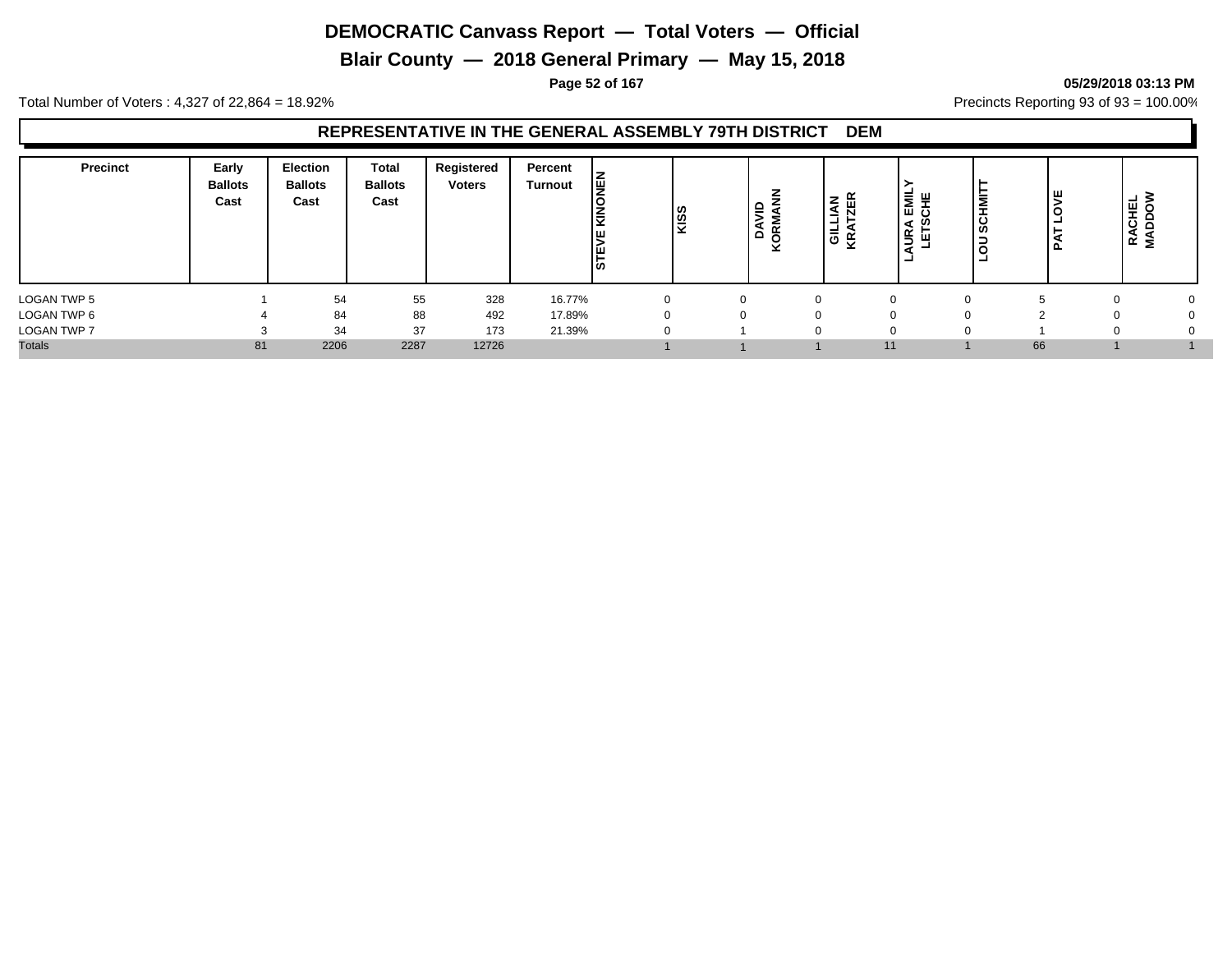# DEMOCRATIC Canvass Report — Total Voters — Official

## Blair County — 2018 General Primary — May 15, 2018

**05/29/2018 03:13 PM**

Total Number of Voters : 4,327 of 22,864 = 18.92%

Precincts Reporting 93 of 93 = 100.00%

### REPRESENTATIVE IN THE GENERAL ASSEMBLY 79TH DISTRICT DEM

| Precinct | Early Ballots Cast | Election Ballots Cast | Total Ballots Cast | Registered Voters | Percent Turnout | STEVE KINONEN | KISS | DAVID KORMANN | GILLIAN KRATZER | LAURA EMILY LETSCHE | LOU SCHMITT | PAT LOVE | RACHEL MADDOW |
|---|---|---|---|---|---|---|---|---|---|---|---|---|---|
| LOGAN TWP 5 | 1 | 54 | 55 | 328 | 16.77% | 0 | 0 | 0 | 0 | 0 | 5 | 0 | 0 |
| LOGAN TWP 6 | 4 | 84 | 88 | 492 | 17.89% | 0 | 0 | 0 | 0 | 0 | 2 | 0 | 0 |
| LOGAN TWP 7 | 3 | 34 | 37 | 173 | 21.39% | 0 | 1 | 0 | 0 | 0 | 1 | 0 | 0 |
| Totals | 81 | 2206 | 2287 | 12726 | | 1 | 1 | 1 | 11 | 1 | 66 | 1 | 1 |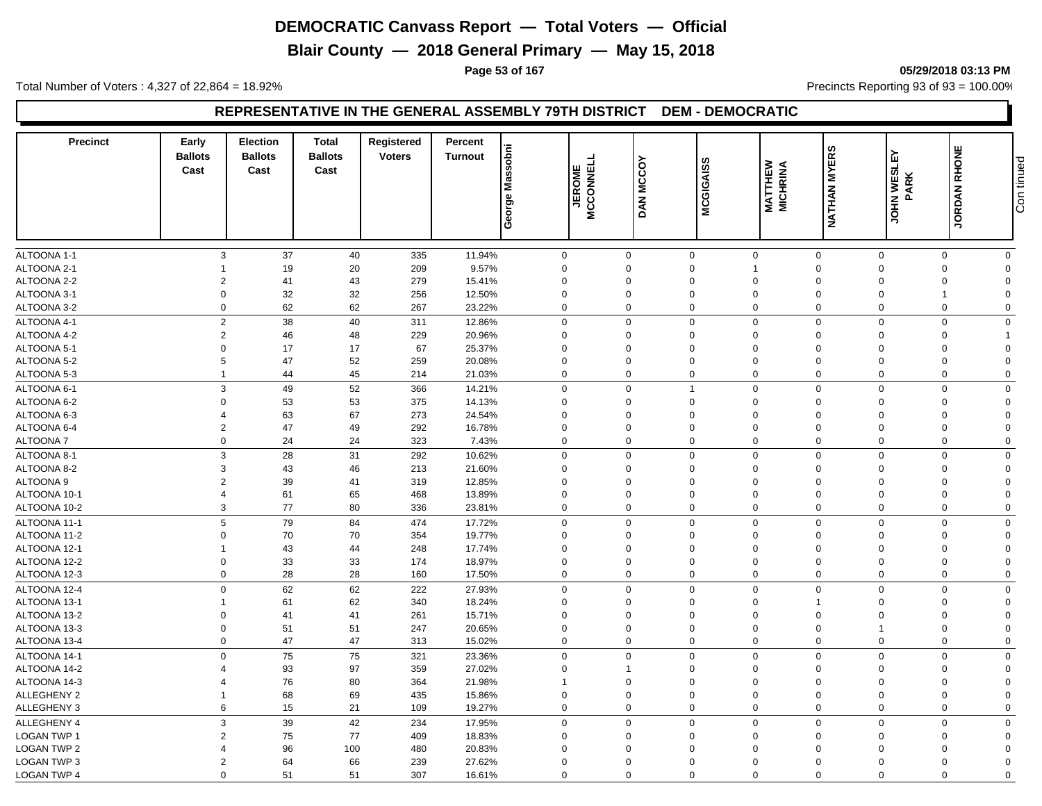# DEMOCRATIC Canvass Report — Total Voters — Official

## Blair County — 2018 General Primary — May 15, 2018

05/29/2018 03:13 PM

Total Number of Voters : 4,327 of 22,864 = 18.92%

Precincts Reporting 93 of 93 = 100.00%

### REPRESENTATIVE IN THE GENERAL ASSEMBLY 79TH DISTRICT DEM - DEMOCRATIC

| Precinct | Early Ballots Cast | Election Ballots Cast | Total Ballots Cast | Registered Voters | Percent Turnout | George Massobni | JEROME MCCONNELL | DAN MCCOY | MCGIGAISS | MATTHEW MICHRINA | NATHAN MYERS | JOHN WESLEY PARK | JORDAN RHONE |
|---|---|---|---|---|---|---|---|---|---|---|---|---|---|
| ALTOONA 1-1 | 3 | 37 | 40 | 335 | 11.94% | 0 | 0 | 0 | 0 | 0 | 0 | 0 | 0 |
| ALTOONA 2-1 | 1 | 19 | 20 | 209 | 9.57% | 0 | 0 | 0 | 1 | 0 | 0 | 0 | 0 |
| ALTOONA 2-2 | 2 | 41 | 43 | 279 | 15.41% | 0 | 0 | 0 | 0 | 0 | 0 | 0 | 0 |
| ALTOONA 3-1 | 0 | 32 | 32 | 256 | 12.50% | 0 | 0 | 0 | 0 | 0 | 0 | 1 | 0 |
| ALTOONA 3-2 | 0 | 62 | 62 | 267 | 23.22% | 0 | 0 | 0 | 0 | 0 | 0 | 0 | 0 |
| ALTOONA 4-1 | 2 | 38 | 40 | 311 | 12.86% | 0 | 0 | 0 | 0 | 0 | 0 | 0 | 0 |
| ALTOONA 4-2 | 2 | 46 | 48 | 229 | 20.96% | 0 | 0 | 0 | 0 | 0 | 0 | 0 | 1 |
| ALTOONA 5-1 | 0 | 17 | 17 | 67 | 25.37% | 0 | 0 | 0 | 0 | 0 | 0 | 0 | 0 |
| ALTOONA 5-2 | 5 | 47 | 52 | 259 | 20.08% | 0 | 0 | 0 | 0 | 0 | 0 | 0 | 0 |
| ALTOONA 5-3 | 1 | 44 | 45 | 214 | 21.03% | 0 | 0 | 0 | 0 | 0 | 0 | 0 | 0 |
| ALTOONA 6-1 | 3 | 49 | 52 | 366 | 14.21% | 0 | 0 | 1 | 0 | 0 | 0 | 0 | 0 |
| ALTOONA 6-2 | 0 | 53 | 53 | 375 | 14.13% | 0 | 0 | 0 | 0 | 0 | 0 | 0 | 0 |
| ALTOONA 6-3 | 4 | 63 | 67 | 273 | 24.54% | 0 | 0 | 0 | 0 | 0 | 0 | 0 | 0 |
| ALTOONA 6-4 | 2 | 47 | 49 | 292 | 16.78% | 0 | 0 | 0 | 0 | 0 | 0 | 0 | 0 |
| ALTOONA 7 | 0 | 24 | 24 | 323 | 7.43% | 0 | 0 | 0 | 0 | 0 | 0 | 0 | 0 |
| ALTOONA 8-1 | 3 | 28 | 31 | 292 | 10.62% | 0 | 0 | 0 | 0 | 0 | 0 | 0 | 0 |
| ALTOONA 8-2 | 3 | 43 | 46 | 213 | 21.60% | 0 | 0 | 0 | 0 | 0 | 0 | 0 | 0 |
| ALTOONA 9 | 2 | 39 | 41 | 319 | 12.85% | 0 | 0 | 0 | 0 | 0 | 0 | 0 | 0 |
| ALTOONA 10-1 | 4 | 61 | 65 | 468 | 13.89% | 0 | 0 | 0 | 0 | 0 | 0 | 0 | 0 |
| ALTOONA 10-2 | 3 | 77 | 80 | 336 | 23.81% | 0 | 0 | 0 | 0 | 0 | 0 | 0 | 0 |
| ALTOONA 11-1 | 5 | 79 | 84 | 474 | 17.72% | 0 | 0 | 0 | 0 | 0 | 0 | 0 | 0 |
| ALTOONA 11-2 | 0 | 70 | 70 | 354 | 19.77% | 0 | 0 | 0 | 0 | 0 | 0 | 0 | 0 |
| ALTOONA 12-1 | 1 | 43 | 44 | 248 | 17.74% | 0 | 0 | 0 | 0 | 0 | 0 | 0 | 0 |
| ALTOONA 12-2 | 0 | 33 | 33 | 174 | 18.97% | 0 | 0 | 0 | 0 | 0 | 0 | 0 | 0 |
| ALTOONA 12-3 | 0 | 28 | 28 | 160 | 17.50% | 0 | 0 | 0 | 0 | 0 | 0 | 0 | 0 |
| ALTOONA 12-4 | 0 | 62 | 62 | 222 | 27.93% | 0 | 0 | 0 | 0 | 0 | 0 | 0 | 0 |
| ALTOONA 13-1 | 1 | 61 | 62 | 340 | 18.24% | 0 | 0 | 0 | 0 | 1 | 0 | 0 | 0 |
| ALTOONA 13-2 | 0 | 41 | 41 | 261 | 15.71% | 0 | 0 | 0 | 0 | 0 | 0 | 0 | 0 |
| ALTOONA 13-3 | 0 | 51 | 51 | 247 | 20.65% | 0 | 0 | 0 | 0 | 0 | 1 | 0 | 0 |
| ALTOONA 13-4 | 0 | 47 | 47 | 313 | 15.02% | 0 | 0 | 0 | 0 | 0 | 0 | 0 | 0 |
| ALTOONA 14-1 | 0 | 75 | 75 | 321 | 23.36% | 0 | 0 | 0 | 0 | 0 | 0 | 0 | 0 |
| ALTOONA 14-2 | 4 | 93 | 97 | 359 | 27.02% | 0 | 1 | 0 | 0 | 0 | 0 | 0 | 0 |
| ALTOONA 14-3 | 4 | 76 | 80 | 364 | 21.98% | 1 | 0 | 0 | 0 | 0 | 0 | 0 | 0 |
| ALLEGHENY 2 | 1 | 68 | 69 | 435 | 15.86% | 0 | 0 | 0 | 0 | 0 | 0 | 0 | 0 |
| ALLEGHENY 3 | 6 | 15 | 21 | 109 | 19.27% | 0 | 0 | 0 | 0 | 0 | 0 | 0 | 0 |
| ALLEGHENY 4 | 3 | 39 | 42 | 234 | 17.95% | 0 | 0 | 0 | 0 | 0 | 0 | 0 | 0 |
| LOGAN TWP 1 | 2 | 75 | 77 | 409 | 18.83% | 0 | 0 | 0 | 0 | 0 | 0 | 0 | 0 |
| LOGAN TWP 2 | 4 | 96 | 100 | 480 | 20.83% | 0 | 0 | 0 | 0 | 0 | 0 | 0 | 0 |
| LOGAN TWP 3 | 2 | 64 | 66 | 239 | 27.62% | 0 | 0 | 0 | 0 | 0 | 0 | 0 | 0 |
| LOGAN TWP 4 | 0 | 51 | 51 | 307 | 16.61% | 0 | 0 | 0 | 0 | 0 | 0 | 0 | 0 |

Continued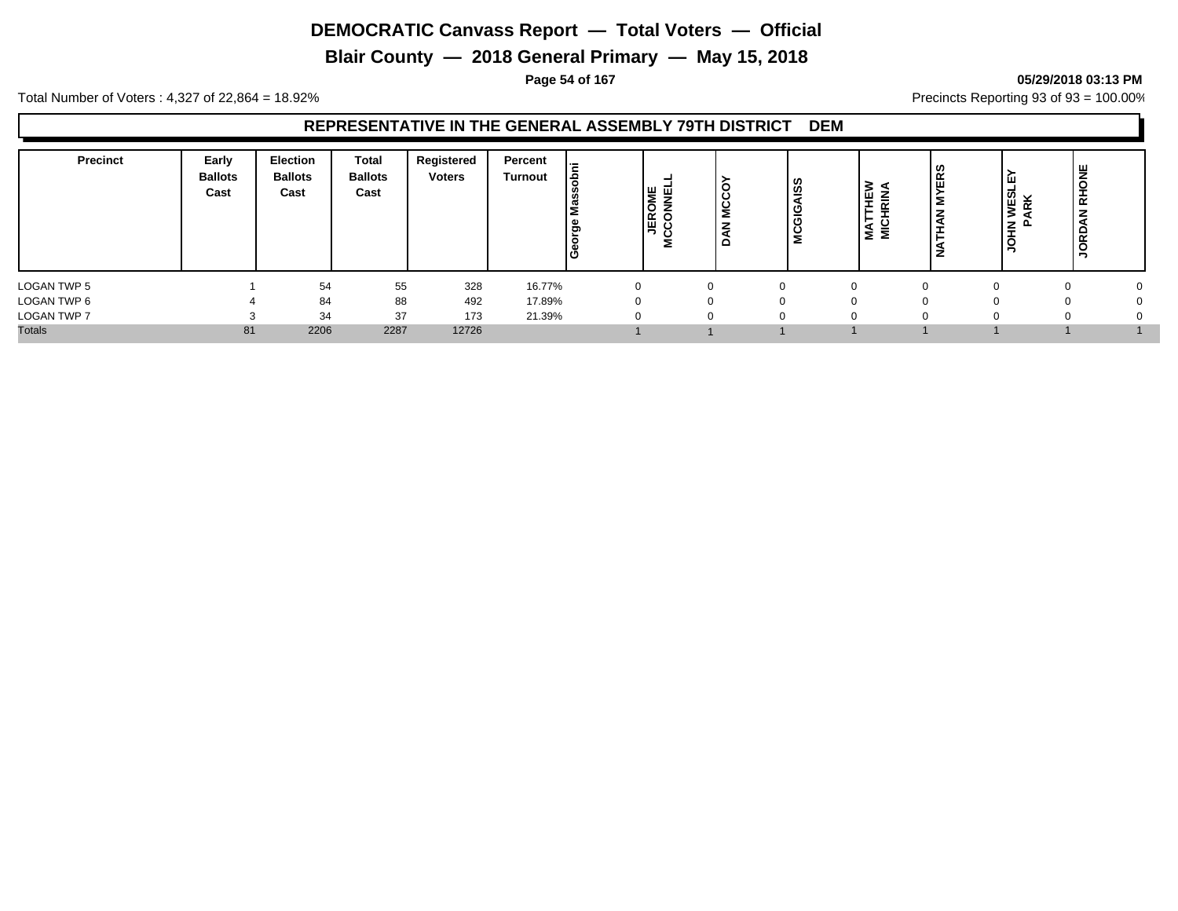# DEMOCRATIC Canvass Report — Total Voters — Official

## Blair County — 2018 General Primary — May 15, 2018

05/29/2018 03:13 PM

Total Number of Voters : 4,327 of 22,864 = 18.92%

Precincts Reporting 93 of 93 = 100.00%

### REPRESENTATIVE IN THE GENERAL ASSEMBLY 79TH DISTRICT DEM

| Precinct | Early Ballots Cast | Election Ballots Cast | Total Ballots Cast | Registered Voters | Percent Turnout | George Massobni | JEROME MCCONNELL | DAN MCCOY | MCGIGAISS | MATTHEW MICHRINA | NATHAN MYERS | JOHN WESLEY PARK | JORDAN RHONE |
|---|---|---|---|---|---|---|---|---|---|---|---|---|---|
| LOGAN TWP 5 | 1 | 54 | 55 | 328 | 16.77% | 0 | 0 | 0 | 0 | 0 | 0 | 0 | 0 |
| LOGAN TWP 6 | 4 | 84 | 88 | 492 | 17.89% | 0 | 0 | 0 | 0 | 0 | 0 | 0 | 0 |
| LOGAN TWP 7 | 3 | 34 | 37 | 173 | 21.39% | 0 | 0 | 0 | 0 | 0 | 0 | 0 | 0 |
| Totals | 81 | 2206 | 2287 | 12726 | | 1 | 1 | 1 | 1 | 1 | 1 | 1 | 1 |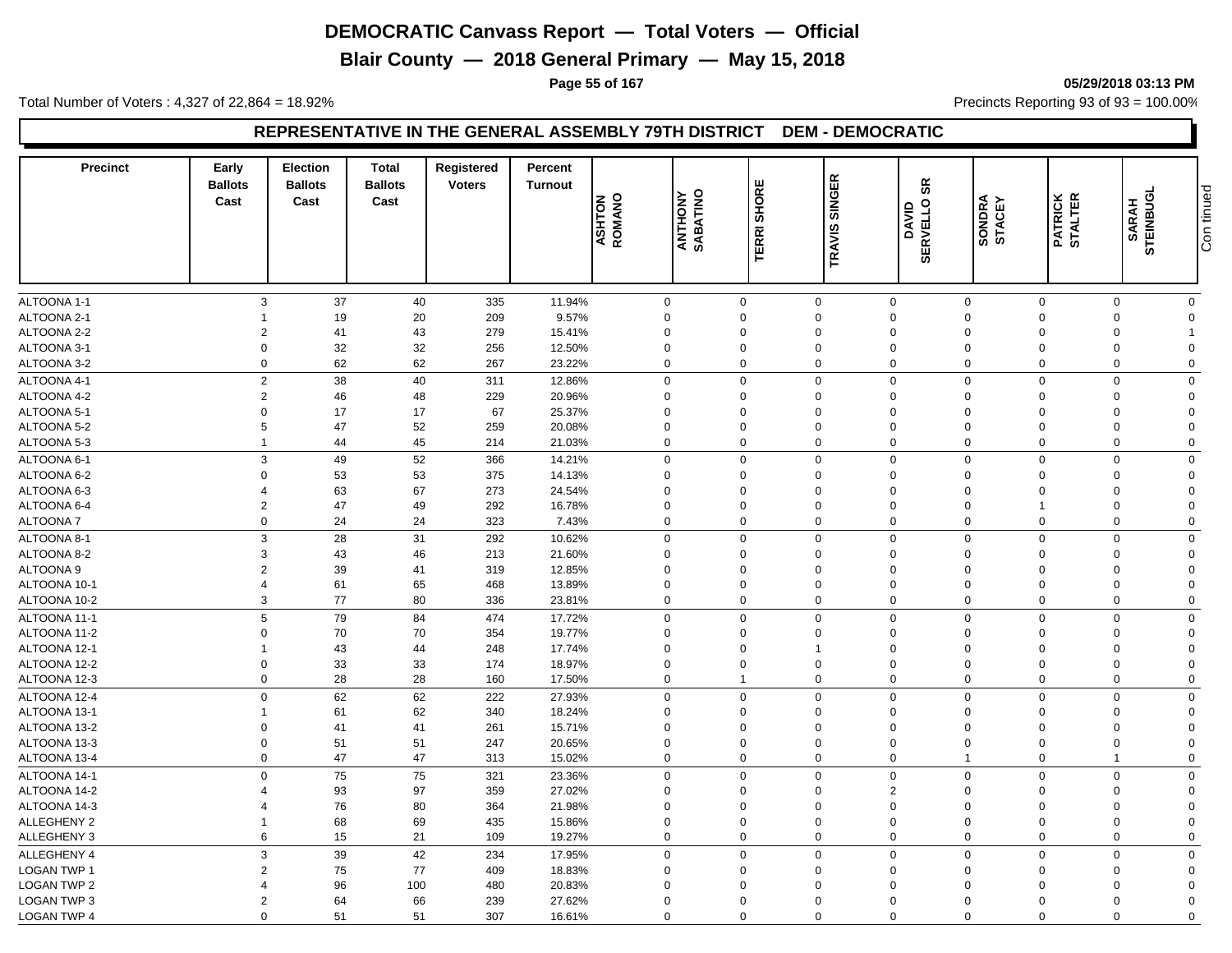# DEMOCRATIC Canvass Report — Total Voters — Official

## Blair County — 2018 General Primary — May 15, 2018

05/29/2018 03:13 PM

Total Number of Voters : 4,327 of 22,864 = 18.92%

Precincts Reporting 93 of 93 = 100.00%

### REPRESENTATIVE IN THE GENERAL ASSEMBLY 79TH DISTRICT DEM - DEMOCRATIC

| Precinct | Early Ballots Cast | Election Ballots Cast | Total Ballots Cast | Registered Voters | Percent Turnout | ASHTON ROMANO | ANTHONY SABATINO | TERRI SHORE | TRAVIS SINGER | DAVID SERVELLO SR | SONDRA STACEY | PATRICK STALTER | SARAH STEINBUGL |
|---|---|---|---|---|---|---|---|---|---|---|---|---|---|
| ALTOONA 1-1 | 3 | 37 | 40 | 335 | 11.94% | 0 | 0 | 0 | 0 | 0 | 0 | 0 | 0 |
| ALTOONA 2-1 | 1 | 19 | 20 | 209 | 9.57% | 0 | 0 | 0 | 0 | 0 | 0 | 0 | 0 |
| ALTOONA 2-2 | 2 | 41 | 43 | 279 | 15.41% | 0 | 0 | 0 | 0 | 0 | 0 | 0 | 1 |
| ALTOONA 3-1 | 0 | 32 | 32 | 256 | 12.50% | 0 | 0 | 0 | 0 | 0 | 0 | 0 | 0 |
| ALTOONA 3-2 | 0 | 62 | 62 | 267 | 23.22% | 0 | 0 | 0 | 0 | 0 | 0 | 0 | 0 |
| ALTOONA 4-1 | 2 | 38 | 40 | 311 | 12.86% | 0 | 0 | 0 | 0 | 0 | 0 | 0 | 0 |
| ALTOONA 4-2 | 2 | 46 | 48 | 229 | 20.96% | 0 | 0 | 0 | 0 | 0 | 0 | 0 | 0 |
| ALTOONA 5-1 | 0 | 17 | 17 | 67 | 25.37% | 0 | 0 | 0 | 0 | 0 | 0 | 0 | 0 |
| ALTOONA 5-2 | 5 | 47 | 52 | 259 | 20.08% | 0 | 0 | 0 | 0 | 0 | 0 | 0 | 0 |
| ALTOONA 5-3 | 1 | 44 | 45 | 214 | 21.03% | 0 | 0 | 0 | 0 | 0 | 0 | 0 | 0 |
| ALTOONA 6-1 | 3 | 49 | 52 | 366 | 14.21% | 0 | 0 | 0 | 0 | 0 | 0 | 0 | 0 |
| ALTOONA 6-2 | 0 | 53 | 53 | 375 | 14.13% | 0 | 0 | 0 | 0 | 0 | 0 | 0 | 0 |
| ALTOONA 6-3 | 4 | 63 | 67 | 273 | 24.54% | 0 | 0 | 0 | 0 | 0 | 0 | 0 | 0 |
| ALTOONA 6-4 | 2 | 47 | 49 | 292 | 16.78% | 0 | 0 | 0 | 0 | 0 | 1 | 0 | 0 |
| ALTOONA 7 | 0 | 24 | 24 | 323 | 7.43% | 0 | 0 | 0 | 0 | 0 | 0 | 0 | 0 |
| ALTOONA 8-1 | 3 | 28 | 31 | 292 | 10.62% | 0 | 0 | 0 | 0 | 0 | 0 | 0 | 0 |
| ALTOONA 8-2 | 3 | 43 | 46 | 213 | 21.60% | 0 | 0 | 0 | 0 | 0 | 0 | 0 | 0 |
| ALTOONA 9 | 2 | 39 | 41 | 319 | 12.85% | 0 | 0 | 0 | 0 | 0 | 0 | 0 | 0 |
| ALTOONA 10-1 | 4 | 61 | 65 | 468 | 13.89% | 0 | 0 | 0 | 0 | 0 | 0 | 0 | 0 |
| ALTOONA 10-2 | 3 | 77 | 80 | 336 | 23.81% | 0 | 0 | 0 | 0 | 0 | 0 | 0 | 0 |
| ALTOONA 11-1 | 5 | 79 | 84 | 474 | 17.72% | 0 | 0 | 0 | 0 | 0 | 0 | 0 | 0 |
| ALTOONA 11-2 | 0 | 70 | 70 | 354 | 19.77% | 0 | 0 | 0 | 0 | 0 | 0 | 0 | 0 |
| ALTOONA 12-1 | 1 | 43 | 44 | 248 | 17.74% | 0 | 0 | 1 | 0 | 0 | 0 | 0 | 0 |
| ALTOONA 12-2 | 0 | 33 | 33 | 174 | 18.97% | 0 | 0 | 0 | 0 | 0 | 0 | 0 | 0 |
| ALTOONA 12-3 | 0 | 28 | 28 | 160 | 17.50% | 0 | 1 | 0 | 0 | 0 | 0 | 0 | 0 |
| ALTOONA 12-4 | 0 | 62 | 62 | 222 | 27.93% | 0 | 0 | 0 | 0 | 0 | 0 | 0 | 0 |
| ALTOONA 13-1 | 1 | 61 | 62 | 340 | 18.24% | 0 | 0 | 0 | 0 | 0 | 0 | 0 | 0 |
| ALTOONA 13-2 | 0 | 41 | 41 | 261 | 15.71% | 0 | 0 | 0 | 0 | 0 | 0 | 0 | 0 |
| ALTOONA 13-3 | 0 | 51 | 51 | 247 | 20.65% | 0 | 0 | 0 | 0 | 0 | 0 | 0 | 0 |
| ALTOONA 13-4 | 0 | 47 | 47 | 313 | 15.02% | 0 | 0 | 0 | 0 | 1 | 0 | 1 | 0 |
| ALTOONA 14-1 | 0 | 75 | 75 | 321 | 23.36% | 0 | 0 | 0 | 0 | 0 | 0 | 0 | 0 |
| ALTOONA 14-2 | 4 | 93 | 97 | 359 | 27.02% | 0 | 0 | 0 | 2 | 0 | 0 | 0 | 0 |
| ALTOONA 14-3 | 4 | 76 | 80 | 364 | 21.98% | 0 | 0 | 0 | 0 | 0 | 0 | 0 | 0 |
| ALLEGHENY 2 | 1 | 68 | 69 | 435 | 15.86% | 0 | 0 | 0 | 0 | 0 | 0 | 0 | 0 |
| ALLEGHENY 3 | 6 | 15 | 21 | 109 | 19.27% | 0 | 0 | 0 | 0 | 0 | 0 | 0 | 0 |
| ALLEGHENY 4 | 3 | 39 | 42 | 234 | 17.95% | 0 | 0 | 0 | 0 | 0 | 0 | 0 | 0 |
| LOGAN TWP 1 | 2 | 75 | 77 | 409 | 18.83% | 0 | 0 | 0 | 0 | 0 | 0 | 0 | 0 |
| LOGAN TWP 2 | 4 | 96 | 100 | 480 | 20.83% | 0 | 0 | 0 | 0 | 0 | 0 | 0 | 0 |
| LOGAN TWP 3 | 2 | 64 | 66 | 239 | 27.62% | 0 | 0 | 0 | 0 | 0 | 0 | 0 | 0 |
| LOGAN TWP 4 | 0 | 51 | 51 | 307 | 16.61% | 0 | 0 | 0 | 0 | 0 | 0 | 0 | 0 |

Continued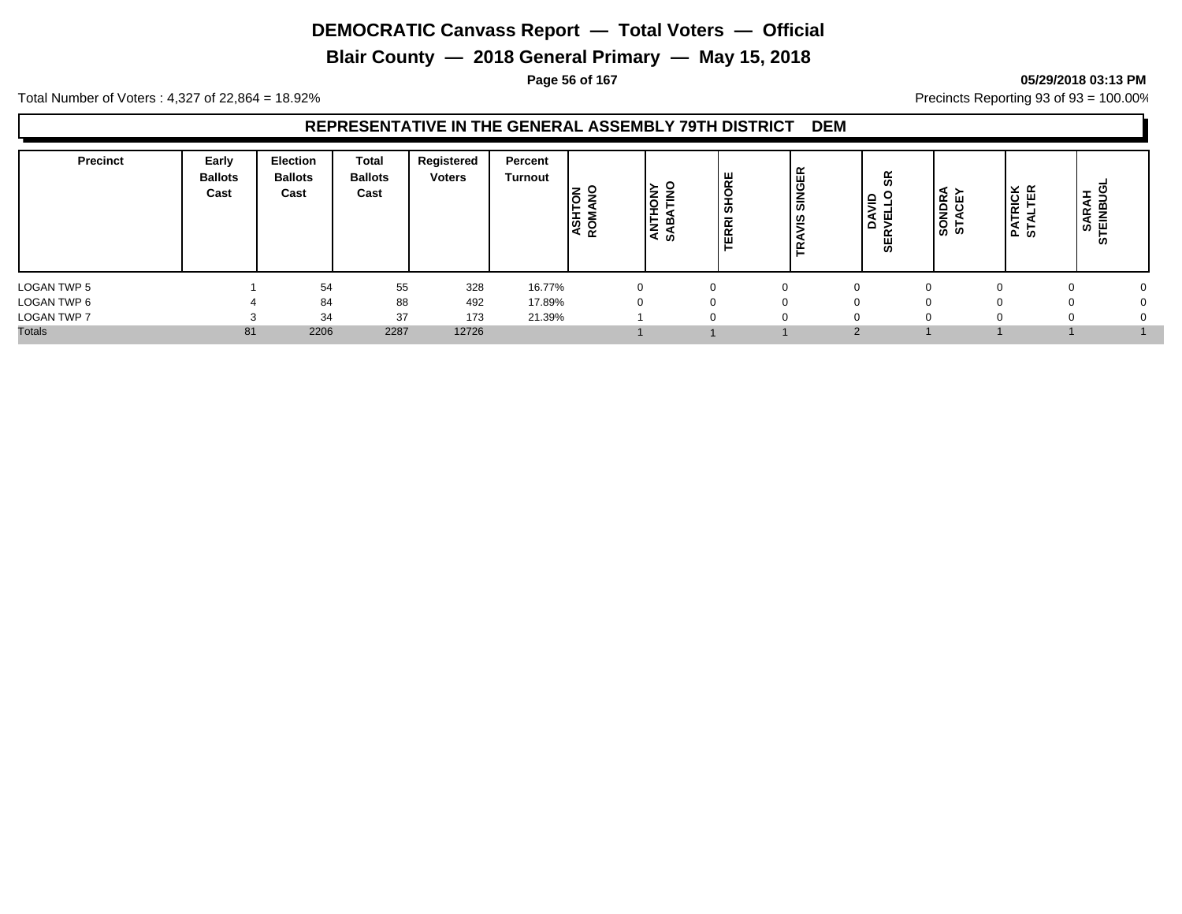# DEMOCRATIC Canvass Report — Total Voters — Official

## Blair County — 2018 General Primary — May 15, 2018

05/29/2018 03:13 PM

Total Number of Voters : 4,327 of 22,864 = 18.92%

Precincts Reporting 93 of 93 = 100.00%

### REPRESENTATIVE IN THE GENERAL ASSEMBLY 79TH DISTRICT DEM

| Precinct | Early Ballots Cast | Election Ballots Cast | Total Ballots Cast | Registered Voters | Percent Turnout | ASHTON ROMANO | ANTHONY SABATINO | TERRI SHORE | TRAVIS SINGER | DAVID SERVELLO SR | SONDRA STACEY | PATRICK STALTER | SARAH STEINBUGL |
|---|---|---|---|---|---|---|---|---|---|---|---|---|---|
| LOGAN TWP 5 | 1 | 54 | 55 | 328 | 16.77% | 0 | 0 | 0 | 0 | 0 | 0 | 0 | 0 |
| LOGAN TWP 6 | 4 | 84 | 88 | 492 | 17.89% | 0 | 0 | 0 | 0 | 0 | 0 | 0 | 0 |
| LOGAN TWP 7 | 3 | 34 | 37 | 173 | 21.39% | 1 | 0 | 0 | 0 | 0 | 0 | 0 | 0 |
| Totals | 81 | 2206 | 2287 | 12726 | | 1 | 1 | 1 | 2 | 1 | 1 | 1 | 1 |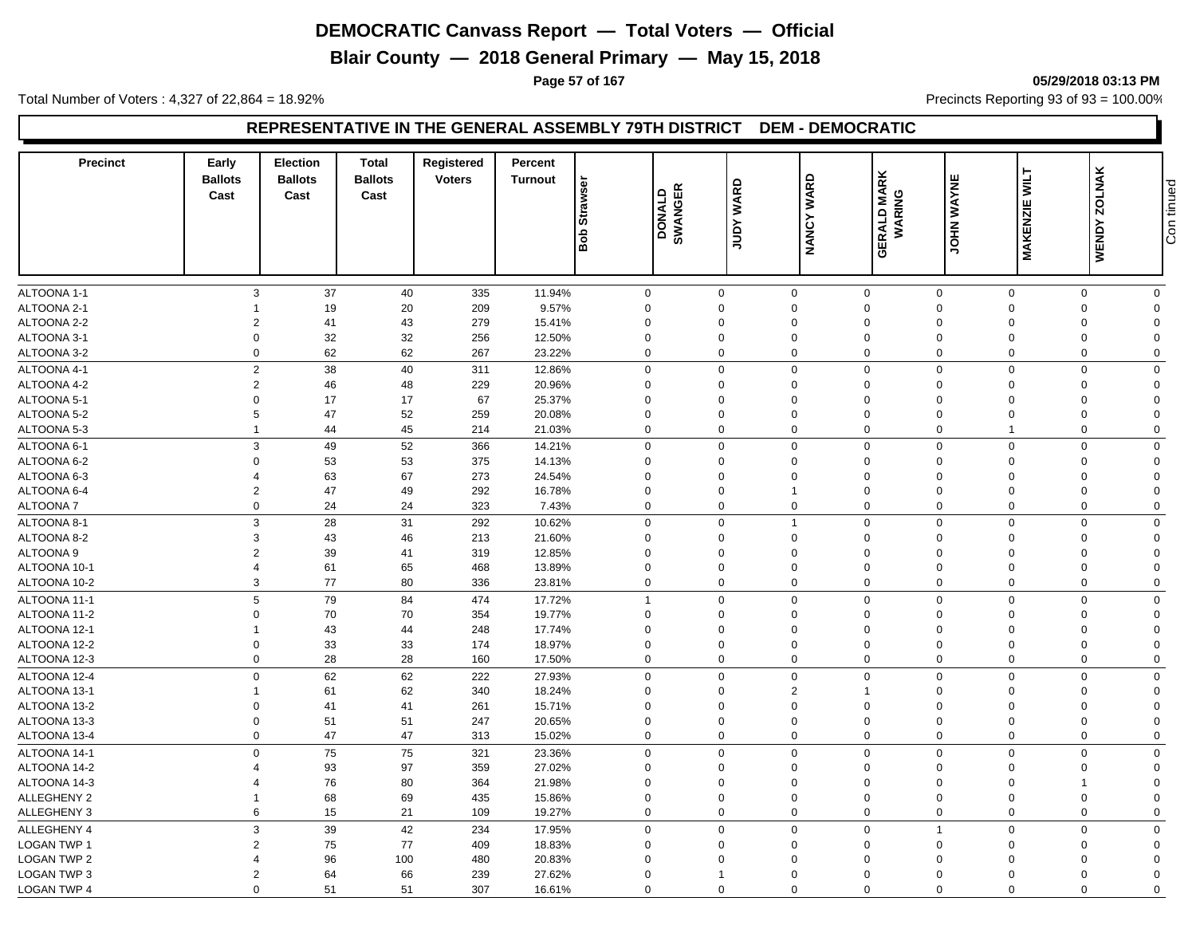# DEMOCRATIC Canvass Report — Total Voters — Official

## Blair County — 2018 General Primary — May 15, 2018

05/29/2018 03:13 PM

Total Number of Voters : 4,327 of 22,864 = 18.92%

Precincts Reporting 93 of 93 = 100.00%

### REPRESENTATIVE IN THE GENERAL ASSEMBLY 79TH DISTRICT DEM - DEMOCRATIC

| Precinct | Early Ballots Cast | Election Ballots Cast | Total Ballots Cast | Registered Voters | Percent Turnout | Bob Strawser | DONALD SWANGER | JUDY WARD | NANCY WARD | GERALD MARK WARING | JOHN WAYNE | MAKENZIE WILT | WENDY ZOLNAK | Continued |
|---|---|---|---|---|---|---|---|---|---|---|---|---|---|---|
| ALTOONA 1-1 | 3 | 37 | 40 | 335 | 11.94% | 0 | 0 | 0 | 0 | 0 | 0 | 0 | 0 | |
| ALTOONA 2-1 | 1 | 19 | 20 | 209 | 9.57% | 0 | 0 | 0 | 0 | 0 | 0 | 0 | 0 | |
| ALTOONA 2-2 | 2 | 41 | 43 | 279 | 15.41% | 0 | 0 | 0 | 0 | 0 | 0 | 0 | 0 | |
| ALTOONA 3-1 | 0 | 32 | 32 | 256 | 12.50% | 0 | 0 | 0 | 0 | 0 | 0 | 0 | 0 | |
| ALTOONA 3-2 | 0 | 62 | 62 | 267 | 23.22% | 0 | 0 | 0 | 0 | 0 | 0 | 0 | 0 | |
| ALTOONA 4-1 | 2 | 38 | 40 | 311 | 12.86% | 0 | 0 | 0 | 0 | 0 | 0 | 0 | 0 | |
| ALTOONA 4-2 | 2 | 46 | 48 | 229 | 20.96% | 0 | 0 | 0 | 0 | 0 | 0 | 0 | 0 | |
| ALTOONA 5-1 | 0 | 17 | 17 | 67 | 25.37% | 0 | 0 | 0 | 0 | 0 | 0 | 0 | 0 | |
| ALTOONA 5-2 | 5 | 47 | 52 | 259 | 20.08% | 0 | 0 | 0 | 0 | 0 | 0 | 0 | 0 | |
| ALTOONA 5-3 | 1 | 44 | 45 | 214 | 21.03% | 0 | 0 | 0 | 0 | 0 | 1 | 0 | 0 | |
| ALTOONA 6-1 | 3 | 49 | 52 | 366 | 14.21% | 0 | 0 | 0 | 0 | 0 | 0 | 0 | 0 | |
| ALTOONA 6-2 | 0 | 53 | 53 | 375 | 14.13% | 0 | 0 | 0 | 0 | 0 | 0 | 0 | 0 | |
| ALTOONA 6-3 | 4 | 63 | 67 | 273 | 24.54% | 0 | 0 | 0 | 0 | 0 | 0 | 0 | 0 | |
| ALTOONA 6-4 | 2 | 47 | 49 | 292 | 16.78% | 0 | 0 | 1 | 0 | 0 | 0 | 0 | 0 | |
| ALTOONA 7 | 0 | 24 | 24 | 323 | 7.43% | 0 | 0 | 0 | 0 | 0 | 0 | 0 | 0 | |
| ALTOONA 8-1 | 3 | 28 | 31 | 292 | 10.62% | 0 | 0 | 1 | 0 | 0 | 0 | 0 | 0 | |
| ALTOONA 8-2 | 3 | 43 | 46 | 213 | 21.60% | 0 | 0 | 0 | 0 | 0 | 0 | 0 | 0 | |
| ALTOONA 9 | 2 | 39 | 41 | 319 | 12.85% | 0 | 0 | 0 | 0 | 0 | 0 | 0 | 0 | |
| ALTOONA 10-1 | 4 | 61 | 65 | 468 | 13.89% | 0 | 0 | 0 | 0 | 0 | 0 | 0 | 0 | |
| ALTOONA 10-2 | 3 | 77 | 80 | 336 | 23.81% | 0 | 0 | 0 | 0 | 0 | 0 | 0 | 0 | |
| ALTOONA 11-1 | 5 | 79 | 84 | 474 | 17.72% | 1 | 0 | 0 | 0 | 0 | 0 | 0 | 0 | |
| ALTOONA 11-2 | 0 | 70 | 70 | 354 | 19.77% | 0 | 0 | 0 | 0 | 0 | 0 | 0 | 0 | |
| ALTOONA 12-1 | 1 | 43 | 44 | 248 | 17.74% | 0 | 0 | 0 | 0 | 0 | 0 | 0 | 0 | |
| ALTOONA 12-2 | 0 | 33 | 33 | 174 | 18.97% | 0 | 0 | 0 | 0 | 0 | 0 | 0 | 0 | |
| ALTOONA 12-3 | 0 | 28 | 28 | 160 | 17.50% | 0 | 0 | 0 | 0 | 0 | 0 | 0 | 0 | |
| ALTOONA 12-4 | 0 | 62 | 62 | 222 | 27.93% | 0 | 0 | 0 | 0 | 0 | 0 | 0 | 0 | |
| ALTOONA 13-1 | 1 | 61 | 62 | 340 | 18.24% | 0 | 0 | 2 | 1 | 0 | 0 | 0 | 0 | |
| ALTOONA 13-2 | 0 | 41 | 41 | 261 | 15.71% | 0 | 0 | 0 | 0 | 0 | 0 | 0 | 0 | |
| ALTOONA 13-3 | 0 | 51 | 51 | 247 | 20.65% | 0 | 0 | 0 | 0 | 0 | 0 | 0 | 0 | |
| ALTOONA 13-4 | 0 | 47 | 47 | 313 | 15.02% | 0 | 0 | 0 | 0 | 0 | 0 | 0 | 0 | |
| ALTOONA 14-1 | 0 | 75 | 75 | 321 | 23.36% | 0 | 0 | 0 | 0 | 0 | 0 | 0 | 0 | |
| ALTOONA 14-2 | 4 | 93 | 97 | 359 | 27.02% | 0 | 0 | 0 | 0 | 0 | 0 | 0 | 0 | |
| ALTOONA 14-3 | 4 | 76 | 80 | 364 | 21.98% | 0 | 0 | 0 | 0 | 0 | 0 | 1 | 0 | |
| ALLEGHENY 2 | 1 | 68 | 69 | 435 | 15.86% | 0 | 0 | 0 | 0 | 0 | 0 | 0 | 0 | |
| ALLEGHENY 3 | 6 | 15 | 21 | 109 | 19.27% | 0 | 0 | 0 | 0 | 0 | 0 | 0 | 0 | |
| ALLEGHENY 4 | 3 | 39 | 42 | 234 | 17.95% | 0 | 0 | 0 | 0 | 1 | 0 | 0 | 0 | |
| LOGAN TWP 1 | 2 | 75 | 77 | 409 | 18.83% | 0 | 0 | 0 | 0 | 0 | 0 | 0 | 0 | |
| LOGAN TWP 2 | 4 | 96 | 100 | 480 | 20.83% | 0 | 0 | 0 | 0 | 0 | 0 | 0 | 0 | |
| LOGAN TWP 3 | 2 | 64 | 66 | 239 | 27.62% | 0 | 1 | 0 | 0 | 0 | 0 | 0 | 0 | |
| LOGAN TWP 4 | 0 | 51 | 51 | 307 | 16.61% | 0 | 0 | 0 | 0 | 0 | 0 | 0 | 0 | |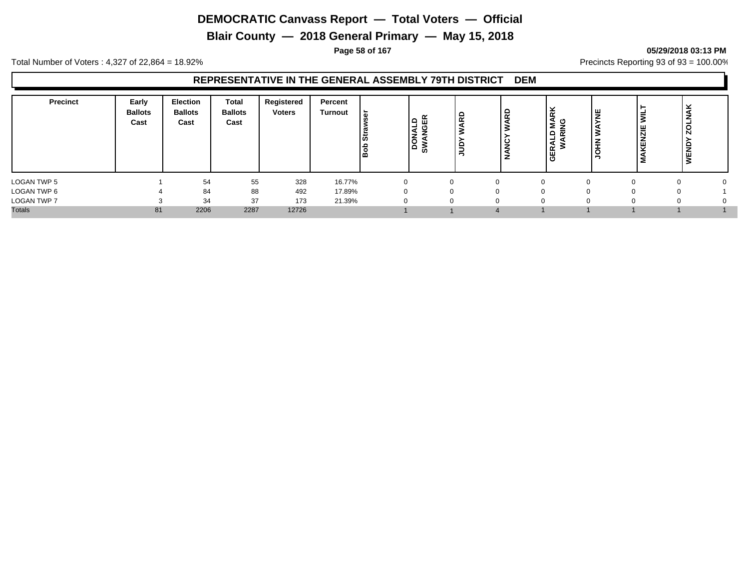# DEMOCRATIC Canvass Report — Total Voters — Official

## Blair County — 2018 General Primary — May 15, 2018

05/29/2018 03:13 PM

Total Number of Voters : 4,327 of 22,864 = 18.92%

Precincts Reporting 93 of 93 = 100.00%

### REPRESENTATIVE IN THE GENERAL ASSEMBLY 79TH DISTRICT DEM

| Precinct | Early Ballots Cast | Election Ballots Cast | Total Ballots Cast | Registered Voters | Percent Turnout | Bob Strawser | DONALD SWANGER | JUDY WARD | NANCY WARD | GERALD MARK WARING | JOHN WAYNE | MAKENZIE WILT | WENDY ZOLNAK |
|---|---|---|---|---|---|---|---|---|---|---|---|---|---|
| LOGAN TWP 5 | 1 | 54 | 55 | 328 | 16.77% | 0 | 0 | 0 | 0 | 0 | 0 | 0 | 0 |
| LOGAN TWP 6 | 4 | 84 | 88 | 492 | 17.89% | 0 | 0 | 0 | 0 | 0 | 0 | 0 | 1 |
| LOGAN TWP 7 | 3 | 34 | 37 | 173 | 21.39% | 0 | 0 | 0 | 0 | 0 | 0 | 0 | 0 |
| Totals | 81 | 2206 | 2287 | 12726 | | 1 | 1 | 4 | 1 | 1 | 1 | 1 | 1 |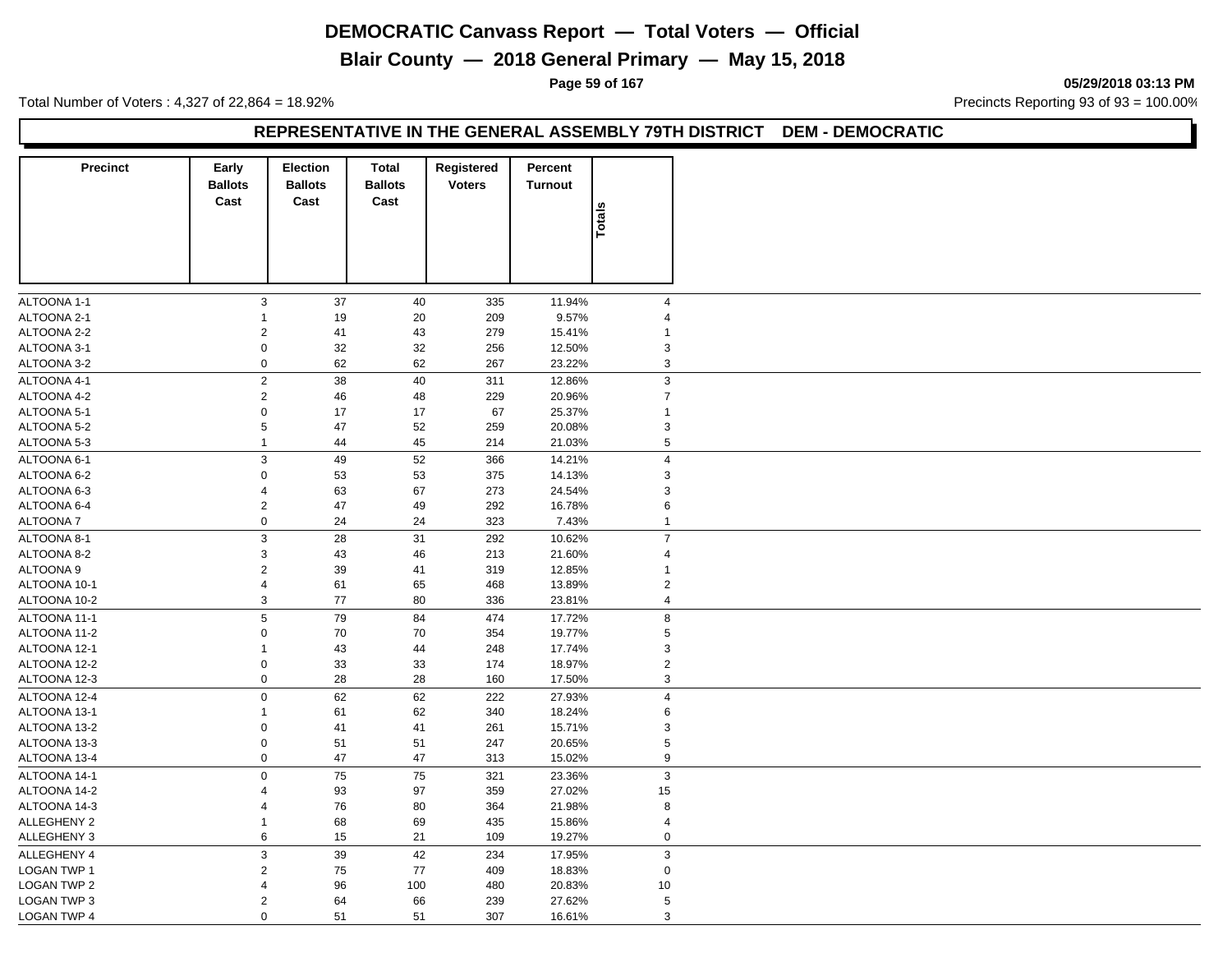# DEMOCRATIC Canvass Report — Total Voters — Official

## Blair County — 2018 General Primary — May 15, 2018

05/29/2018 03:13 PM

Total Number of Voters : 4,327 of 22,864 = 18.92%

Precincts Reporting 93 of 93 = 100.00%

### REPRESENTATIVE IN THE GENERAL ASSEMBLY 79TH DISTRICT DEM - DEMOCRATIC

| Precinct | Early Ballots Cast | Election Ballots Cast | Total Ballots Cast | Registered Voters | Percent Turnout | Totals |
|---|---|---|---|---|---|---|
| ALTOONA 1-1 | 3 | 37 | 40 | 335 | 11.94% | 4 |
| ALTOONA 2-1 | 1 | 19 | 20 | 209 | 9.57% | 4 |
| ALTOONA 2-2 | 2 | 41 | 43 | 279 | 15.41% | 1 |
| ALTOONA 3-1 | 0 | 32 | 32 | 256 | 12.50% | 3 |
| ALTOONA 3-2 | 0 | 62 | 62 | 267 | 23.22% | 3 |
| ALTOONA 4-1 | 2 | 38 | 40 | 311 | 12.86% | 3 |
| ALTOONA 4-2 | 2 | 46 | 48 | 229 | 20.96% | 7 |
| ALTOONA 5-1 | 0 | 17 | 17 | 67 | 25.37% | 1 |
| ALTOONA 5-2 | 5 | 47 | 52 | 259 | 20.08% | 3 |
| ALTOONA 5-3 | 1 | 44 | 45 | 214 | 21.03% | 5 |
| ALTOONA 6-1 | 3 | 49 | 52 | 366 | 14.21% | 4 |
| ALTOONA 6-2 | 0 | 53 | 53 | 375 | 14.13% | 3 |
| ALTOONA 6-3 | 4 | 63 | 67 | 273 | 24.54% | 3 |
| ALTOONA 6-4 | 2 | 47 | 49 | 292 | 16.78% | 6 |
| ALTOONA 7 | 0 | 24 | 24 | 323 | 7.43% | 1 |
| ALTOONA 8-1 | 3 | 28 | 31 | 292 | 10.62% | 7 |
| ALTOONA 8-2 | 3 | 43 | 46 | 213 | 21.60% | 4 |
| ALTOONA 9 | 2 | 39 | 41 | 319 | 12.85% | 1 |
| ALTOONA 10-1 | 4 | 61 | 65 | 468 | 13.89% | 2 |
| ALTOONA 10-2 | 3 | 77 | 80 | 336 | 23.81% | 4 |
| ALTOONA 11-1 | 5 | 79 | 84 | 474 | 17.72% | 8 |
| ALTOONA 11-2 | 0 | 70 | 70 | 354 | 19.77% | 5 |
| ALTOONA 12-1 | 1 | 43 | 44 | 248 | 17.74% | 3 |
| ALTOONA 12-2 | 0 | 33 | 33 | 174 | 18.97% | 2 |
| ALTOONA 12-3 | 0 | 28 | 28 | 160 | 17.50% | 3 |
| ALTOONA 12-4 | 0 | 62 | 62 | 222 | 27.93% | 4 |
| ALTOONA 13-1 | 1 | 61 | 62 | 340 | 18.24% | 6 |
| ALTOONA 13-2 | 0 | 41 | 41 | 261 | 15.71% | 3 |
| ALTOONA 13-3 | 0 | 51 | 51 | 247 | 20.65% | 5 |
| ALTOONA 13-4 | 0 | 47 | 47 | 313 | 15.02% | 9 |
| ALTOONA 14-1 | 0 | 75 | 75 | 321 | 23.36% | 3 |
| ALTOONA 14-2 | 4 | 93 | 97 | 359 | 27.02% | 15 |
| ALTOONA 14-3 | 4 | 76 | 80 | 364 | 21.98% | 8 |
| ALLEGHENY 2 | 1 | 68 | 69 | 435 | 15.86% | 4 |
| ALLEGHENY 3 | 6 | 15 | 21 | 109 | 19.27% | 0 |
| ALLEGHENY 4 | 3 | 39 | 42 | 234 | 17.95% | 3 |
| LOGAN TWP 1 | 2 | 75 | 77 | 409 | 18.83% | 0 |
| LOGAN TWP 2 | 4 | 96 | 100 | 480 | 20.83% | 10 |
| LOGAN TWP 3 | 2 | 64 | 66 | 239 | 27.62% | 5 |
| LOGAN TWP 4 | 0 | 51 | 51 | 307 | 16.61% | 3 |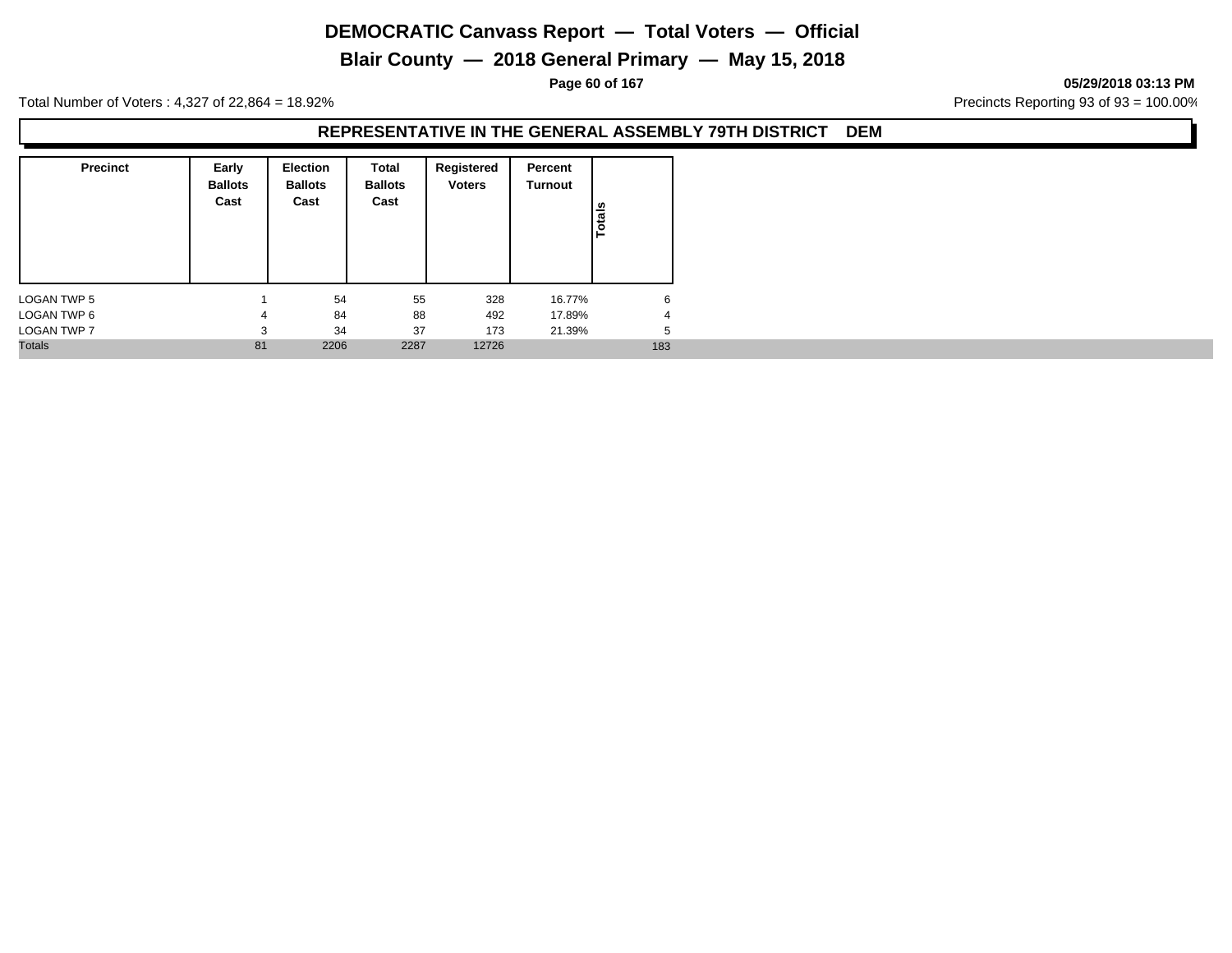# DEMOCRATIC Canvass Report — Total Voters — Official

## Blair County — 2018 General Primary — May 15, 2018

05/29/2018 03:13 PM

Total Number of Voters : 4,327 of 22,864 = 18.92%

Precincts Reporting 93 of 93 = 100.00%

### REPRESENTATIVE IN THE GENERAL ASSEMBLY 79TH DISTRICT DEM

| Precinct | Early Ballots Cast | Election Ballots Cast | Total Ballots Cast | Registered Voters | Percent Turnout | Totals |
|---|---|---|---|---|---|---|
| LOGAN TWP 5 | 1 | 54 | 55 | 328 | 16.77% | 6 |
| LOGAN TWP 6 | 4 | 84 | 88 | 492 | 17.89% | 4 |
| LOGAN TWP 7 | 3 | 34 | 37 | 173 | 21.39% | 5 |
| Totals | 81 | 2206 | 2287 | 12726 | | 183 |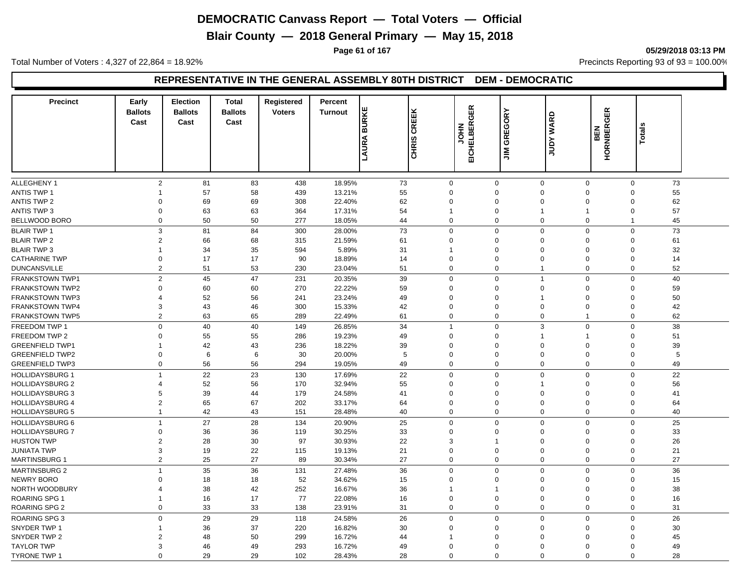# DEMOCRATIC Canvass Report — Total Voters — Official

## Blair County — 2018 General Primary — May 15, 2018

Total Number of Voters : 4,327 of 22,864 = 18.92%

05/29/2018 03:13 PM

Precincts Reporting 93 of 93 = 100.00%

### REPRESENTATIVE IN THE GENERAL ASSEMBLY 80TH DISTRICT DEM - DEMOCRATIC

| Precinct | Early Ballots Cast | Election Ballots Cast | Total Ballots Cast | Registered Voters | Percent Turnout | LAURA BURKE | CHRIS CREEK | JOHN EICHELBERGER | JIM GREGORY | JUDY WARD | BEN HORNBERGER | Totals |
|---|---|---|---|---|---|---|---|---|---|---|---|---|
| ALLEGHENY 1 | 2 | 81 | 83 | 438 | 18.95% | 73 | 0 | 0 | 0 | 0 | 0 | 73 |
| ANTIS TWP 1 | 1 | 57 | 58 | 439 | 13.21% | 55 | 0 | 0 | 0 | 0 | 0 | 55 |
| ANTIS TWP 2 | 0 | 69 | 69 | 308 | 22.40% | 62 | 0 | 0 | 0 | 0 | 0 | 62 |
| ANTIS TWP 3 | 0 | 63 | 63 | 364 | 17.31% | 54 | 1 | 0 | 1 | 1 | 0 | 57 |
| BELLWOOD BORO | 0 | 50 | 50 | 277 | 18.05% | 44 | 0 | 0 | 0 | 0 | 1 | 45 |
| BLAIR TWP 1 | 3 | 81 | 84 | 300 | 28.00% | 73 | 0 | 0 | 0 | 0 | 0 | 73 |
| BLAIR TWP 2 | 2 | 66 | 68 | 315 | 21.59% | 61 | 0 | 0 | 0 | 0 | 0 | 61 |
| BLAIR TWP 3 | 1 | 34 | 35 | 594 | 5.89% | 31 | 1 | 0 | 0 | 0 | 0 | 32 |
| CATHARINE TWP | 0 | 17 | 17 | 90 | 18.89% | 14 | 0 | 0 | 0 | 0 | 0 | 14 |
| DUNCANSVILLE | 2 | 51 | 53 | 230 | 23.04% | 51 | 0 | 0 | 1 | 0 | 0 | 52 |
| FRANKSTOWN TWP1 | 2 | 45 | 47 | 231 | 20.35% | 39 | 0 | 0 | 1 | 0 | 0 | 40 |
| FRANKSTOWN TWP2 | 0 | 60 | 60 | 270 | 22.22% | 59 | 0 | 0 | 0 | 0 | 0 | 59 |
| FRANKSTOWN TWP3 | 4 | 52 | 56 | 241 | 23.24% | 49 | 0 | 0 | 1 | 0 | 0 | 50 |
| FRANKSTOWN TWP4 | 3 | 43 | 46 | 300 | 15.33% | 42 | 0 | 0 | 0 | 0 | 0 | 42 |
| FRANKSTOWN TWP5 | 2 | 63 | 65 | 289 | 22.49% | 61 | 0 | 0 | 0 | 1 | 0 | 62 |
| FREEDOM TWP 1 | 0 | 40 | 40 | 149 | 26.85% | 34 | 1 | 0 | 3 | 0 | 0 | 38 |
| FREEDOM TWP 2 | 0 | 55 | 55 | 286 | 19.23% | 49 | 0 | 0 | 1 | 1 | 0 | 51 |
| GREENFIELD TWP1 | 1 | 42 | 43 | 236 | 18.22% | 39 | 0 | 0 | 0 | 0 | 0 | 39 |
| GREENFIELD TWP2 | 0 | 6 | 6 | 30 | 20.00% | 5 | 0 | 0 | 0 | 0 | 0 | 5 |
| GREENFIELD TWP3 | 0 | 56 | 56 | 294 | 19.05% | 49 | 0 | 0 | 0 | 0 | 0 | 49 |
| HOLLIDAYSBURG 1 | 1 | 22 | 23 | 130 | 17.69% | 22 | 0 | 0 | 0 | 0 | 0 | 22 |
| HOLLIDAYSBURG 2 | 4 | 52 | 56 | 170 | 32.94% | 55 | 0 | 0 | 1 | 0 | 0 | 56 |
| HOLLIDAYSBURG 3 | 5 | 39 | 44 | 179 | 24.58% | 41 | 0 | 0 | 0 | 0 | 0 | 41 |
| HOLLIDAYSBURG 4 | 2 | 65 | 67 | 202 | 33.17% | 64 | 0 | 0 | 0 | 0 | 0 | 64 |
| HOLLIDAYSBURG 5 | 1 | 42 | 43 | 151 | 28.48% | 40 | 0 | 0 | 0 | 0 | 0 | 40 |
| HOLLIDAYSBURG 6 | 1 | 27 | 28 | 134 | 20.90% | 25 | 0 | 0 | 0 | 0 | 0 | 25 |
| HOLLIDAYSBURG 7 | 0 | 36 | 36 | 119 | 30.25% | 33 | 0 | 0 | 0 | 0 | 0 | 33 |
| HUSTON TWP | 2 | 28 | 30 | 97 | 30.93% | 22 | 3 | 1 | 0 | 0 | 0 | 26 |
| JUNIATA TWP | 3 | 19 | 22 | 115 | 19.13% | 21 | 0 | 0 | 0 | 0 | 0 | 21 |
| MARTINSBURG 1 | 2 | 25 | 27 | 89 | 30.34% | 27 | 0 | 0 | 0 | 0 | 0 | 27 |
| MARTINSBURG 2 | 1 | 35 | 36 | 131 | 27.48% | 36 | 0 | 0 | 0 | 0 | 0 | 36 |
| NEWRY BORO | 0 | 18 | 18 | 52 | 34.62% | 15 | 0 | 0 | 0 | 0 | 0 | 15 |
| NORTH WOODBURY | 4 | 38 | 42 | 252 | 16.67% | 36 | 1 | 1 | 0 | 0 | 0 | 38 |
| ROARING SPG 1 | 1 | 16 | 17 | 77 | 22.08% | 16 | 0 | 0 | 0 | 0 | 0 | 16 |
| ROARING SPG 2 | 0 | 33 | 33 | 138 | 23.91% | 31 | 0 | 0 | 0 | 0 | 0 | 31 |
| ROARING SPG 3 | 0 | 29 | 29 | 118 | 24.58% | 26 | 0 | 0 | 0 | 0 | 0 | 26 |
| SNYDER TWP 1 | 1 | 36 | 37 | 220 | 16.82% | 30 | 0 | 0 | 0 | 0 | 0 | 30 |
| SNYDER TWP 2 | 2 | 48 | 50 | 299 | 16.72% | 44 | 1 | 0 | 0 | 0 | 0 | 45 |
| TAYLOR TWP | 3 | 46 | 49 | 293 | 16.72% | 49 | 0 | 0 | 0 | 0 | 0 | 49 |
| TYRONE TWP 1 | 0 | 29 | 29 | 102 | 28.43% | 28 | 0 | 0 | 0 | 0 | 0 | 28 |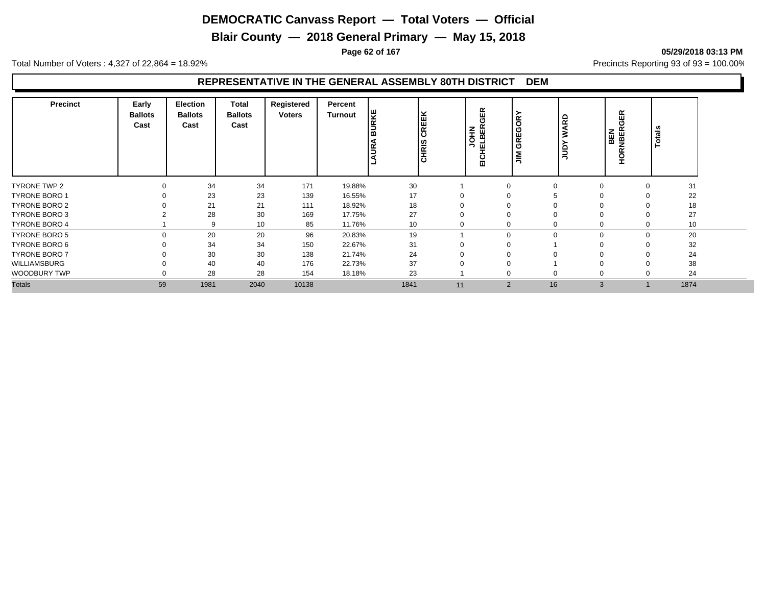# DEMOCRATIC Canvass Report — Total Voters — Official

## Blair County — 2018 General Primary — May 15, 2018

05/29/2018 03:13 PM

Total Number of Voters : 4,327 of 22,864 = 18.92%

Precincts Reporting 93 of 93 = 100.00%

### REPRESENTATIVE IN THE GENERAL ASSEMBLY 80TH DISTRICT DEM

| Precinct | Early Ballots Cast | Election Ballots Cast | Total Ballots Cast | Registered Voters | Percent Turnout | LAURA BURKE | CHRIS CREEK | JOHN EICHELBERGER | JIM GREGORY | JUDY WARD | BEN HORNBERGER | Totals |
|---|---|---|---|---|---|---|---|---|---|---|---|---|
| TYRONE TWP 2 | 0 | 34 | 34 | 171 | 19.88% | 30 | 1 | 0 | 0 | 0 | 0 | 31 |
| TYRONE BORO 1 | 0 | 23 | 23 | 139 | 16.55% | 17 | 0 | 0 | 5 | 0 | 0 | 22 |
| TYRONE BORO 2 | 0 | 21 | 21 | 111 | 18.92% | 18 | 0 | 0 | 0 | 0 | 0 | 18 |
| TYRONE BORO 3 | 2 | 28 | 30 | 169 | 17.75% | 27 | 0 | 0 | 0 | 0 | 0 | 27 |
| TYRONE BORO 4 | 1 | 9 | 10 | 85 | 11.76% | 10 | 0 | 0 | 0 | 0 | 0 | 10 |
| TYRONE BORO 5 | 0 | 20 | 20 | 96 | 20.83% | 19 | 1 | 0 | 0 | 0 | 0 | 20 |
| TYRONE BORO 6 | 0 | 34 | 34 | 150 | 22.67% | 31 | 0 | 0 | 1 | 0 | 0 | 32 |
| TYRONE BORO 7 | 0 | 30 | 30 | 138 | 21.74% | 24 | 0 | 0 | 0 | 0 | 0 | 24 |
| WILLIAMSBURG | 0 | 40 | 40 | 176 | 22.73% | 37 | 0 | 0 | 1 | 0 | 0 | 38 |
| WOODBURY TWP | 0 | 28 | 28 | 154 | 18.18% | 23 | 1 | 0 | 0 | 0 | 0 | 24 |
| Totals | 59 | 1981 | 2040 | 10138 | | 1841 | 11 | 2 | 16 | 3 | 1 | 1874 |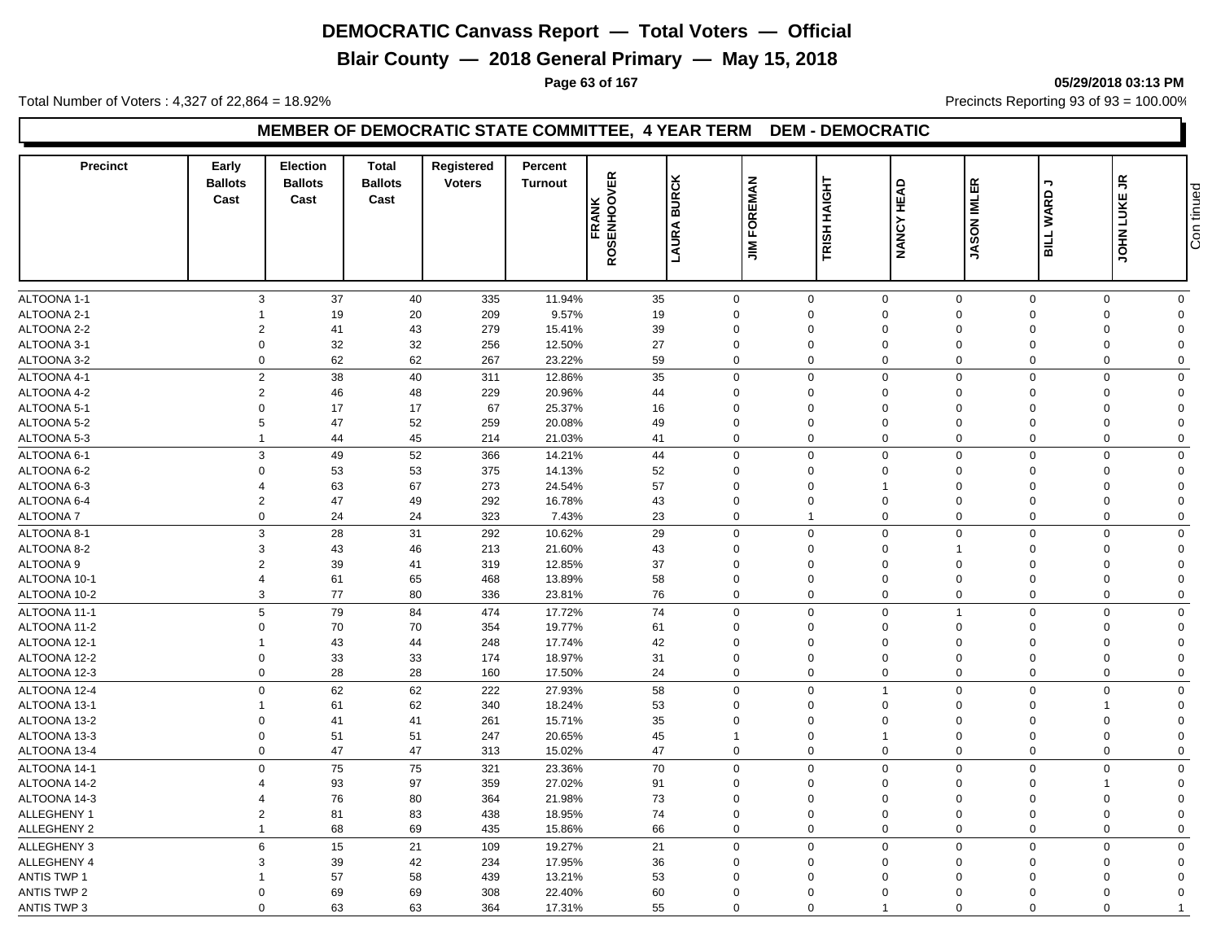# DEMOCRATIC Canvass Report — Total Voters — Official

## Blair County — 2018 General Primary — May 15, 2018

Total Number of Voters : 4,327 of 22,864 = 18.92%

05/29/2018 03:13 PM

Precincts Reporting 93 of 93 = 100.00%

### MEMBER OF DEMOCRATIC STATE COMMITTEE, 4 YEAR TERM DEM - DEMOCRATIC

| Precinct | Early Ballots Cast | Election Ballots Cast | Total Ballots Cast | Registered Voters | Percent Turnout | FRANK ROSENHOOVER | LAURA BURCK | JIM FOREMAN | TRISH HAIGHT | NANCY HEAD | JASON IMLER | BILL WARD J | JOHN LUKE JR |
|---|---|---|---|---|---|---|---|---|---|---|---|---|---|
| ALTOONA 1-1 | 3 | 37 | 40 | 335 | 11.94% | 35 | 0 | 0 | 0 | 0 | 0 | 0 | 0 |
| ALTOONA 2-1 | 1 | 19 | 20 | 209 | 9.57% | 19 | 0 | 0 | 0 | 0 | 0 | 0 | 0 |
| ALTOONA 2-2 | 2 | 41 | 43 | 279 | 15.41% | 39 | 0 | 0 | 0 | 0 | 0 | 0 | 0 |
| ALTOONA 3-1 | 0 | 32 | 32 | 256 | 12.50% | 27 | 0 | 0 | 0 | 0 | 0 | 0 | 0 |
| ALTOONA 3-2 | 0 | 62 | 62 | 267 | 23.22% | 59 | 0 | 0 | 0 | 0 | 0 | 0 | 0 |
| ALTOONA 4-1 | 2 | 38 | 40 | 311 | 12.86% | 35 | 0 | 0 | 0 | 0 | 0 | 0 | 0 |
| ALTOONA 4-2 | 2 | 46 | 48 | 229 | 20.96% | 44 | 0 | 0 | 0 | 0 | 0 | 0 | 0 |
| ALTOONA 5-1 | 0 | 17 | 17 | 67 | 25.37% | 16 | 0 | 0 | 0 | 0 | 0 | 0 | 0 |
| ALTOONA 5-2 | 5 | 47 | 52 | 259 | 20.08% | 49 | 0 | 0 | 0 | 0 | 0 | 0 | 0 |
| ALTOONA 5-3 | 1 | 44 | 45 | 214 | 21.03% | 41 | 0 | 0 | 0 | 0 | 0 | 0 | 0 |
| ALTOONA 6-1 | 3 | 49 | 52 | 366 | 14.21% | 44 | 0 | 0 | 0 | 0 | 0 | 0 | 0 |
| ALTOONA 6-2 | 0 | 53 | 53 | 375 | 14.13% | 52 | 0 | 0 | 0 | 0 | 0 | 0 | 0 |
| ALTOONA 6-3 | 4 | 63 | 67 | 273 | 24.54% | 57 | 0 | 0 | 1 | 0 | 0 | 0 | 0 |
| ALTOONA 6-4 | 2 | 47 | 49 | 292 | 16.78% | 43 | 0 | 0 | 0 | 0 | 0 | 0 | 0 |
| ALTOONA 7 | 0 | 24 | 24 | 323 | 7.43% | 23 | 0 | 1 | 0 | 0 | 0 | 0 | 0 |
| ALTOONA 8-1 | 3 | 28 | 31 | 292 | 10.62% | 29 | 0 | 0 | 0 | 0 | 0 | 0 | 0 |
| ALTOONA 8-2 | 3 | 43 | 46 | 213 | 21.60% | 43 | 0 | 0 | 0 | 1 | 0 | 0 | 0 |
| ALTOONA 9 | 2 | 39 | 41 | 319 | 12.85% | 37 | 0 | 0 | 0 | 0 | 0 | 0 | 0 |
| ALTOONA 10-1 | 4 | 61 | 65 | 468 | 13.89% | 58 | 0 | 0 | 0 | 0 | 0 | 0 | 0 |
| ALTOONA 10-2 | 3 | 77 | 80 | 336 | 23.81% | 76 | 0 | 0 | 0 | 0 | 0 | 0 | 0 |
| ALTOONA 11-1 | 5 | 79 | 84 | 474 | 17.72% | 74 | 0 | 0 | 0 | 1 | 0 | 0 | 0 |
| ALTOONA 11-2 | 0 | 70 | 70 | 354 | 19.77% | 61 | 0 | 0 | 0 | 0 | 0 | 0 | 0 |
| ALTOONA 12-1 | 1 | 43 | 44 | 248 | 17.74% | 42 | 0 | 0 | 0 | 0 | 0 | 0 | 0 |
| ALTOONA 12-2 | 0 | 33 | 33 | 174 | 18.97% | 31 | 0 | 0 | 0 | 0 | 0 | 0 | 0 |
| ALTOONA 12-3 | 0 | 28 | 28 | 160 | 17.50% | 24 | 0 | 0 | 0 | 0 | 0 | 0 | 0 |
| ALTOONA 12-4 | 0 | 62 | 62 | 222 | 27.93% | 58 | 0 | 0 | 1 | 0 | 0 | 0 | 0 |
| ALTOONA 13-1 | 1 | 61 | 62 | 340 | 18.24% | 53 | 0 | 0 | 0 | 0 | 0 | 1 | 0 |
| ALTOONA 13-2 | 0 | 41 | 41 | 261 | 15.71% | 35 | 0 | 0 | 0 | 0 | 0 | 0 | 0 |
| ALTOONA 13-3 | 0 | 51 | 51 | 247 | 20.65% | 45 | 1 | 0 | 1 | 0 | 0 | 0 | 0 |
| ALTOONA 13-4 | 0 | 47 | 47 | 313 | 15.02% | 47 | 0 | 0 | 0 | 0 | 0 | 0 | 0 |
| ALTOONA 14-1 | 0 | 75 | 75 | 321 | 23.36% | 70 | 0 | 0 | 0 | 0 | 0 | 0 | 0 |
| ALTOONA 14-2 | 4 | 93 | 97 | 359 | 27.02% | 91 | 0 | 0 | 0 | 0 | 0 | 1 | 0 |
| ALTOONA 14-3 | 4 | 76 | 80 | 364 | 21.98% | 73 | 0 | 0 | 0 | 0 | 0 | 0 | 0 |
| ALLEGHENY 1 | 2 | 81 | 83 | 438 | 18.95% | 74 | 0 | 0 | 0 | 0 | 0 | 0 | 0 |
| ALLEGHENY 2 | 1 | 68 | 69 | 435 | 15.86% | 66 | 0 | 0 | 0 | 0 | 0 | 0 | 0 |
| ALLEGHENY 3 | 6 | 15 | 21 | 109 | 19.27% | 21 | 0 | 0 | 0 | 0 | 0 | 0 | 0 |
| ALLEGHENY 4 | 3 | 39 | 42 | 234 | 17.95% | 36 | 0 | 0 | 0 | 0 | 0 | 0 | 0 |
| ANTIS TWP 1 | 1 | 57 | 58 | 439 | 13.21% | 53 | 0 | 0 | 0 | 0 | 0 | 0 | 0 |
| ANTIS TWP 2 | 0 | 69 | 69 | 308 | 22.40% | 60 | 0 | 0 | 0 | 0 | 0 | 0 | 0 |
| ANTIS TWP 3 | 0 | 63 | 63 | 364 | 17.31% | 55 | 0 | 0 | 1 | 0 | 0 | 0 | 1 |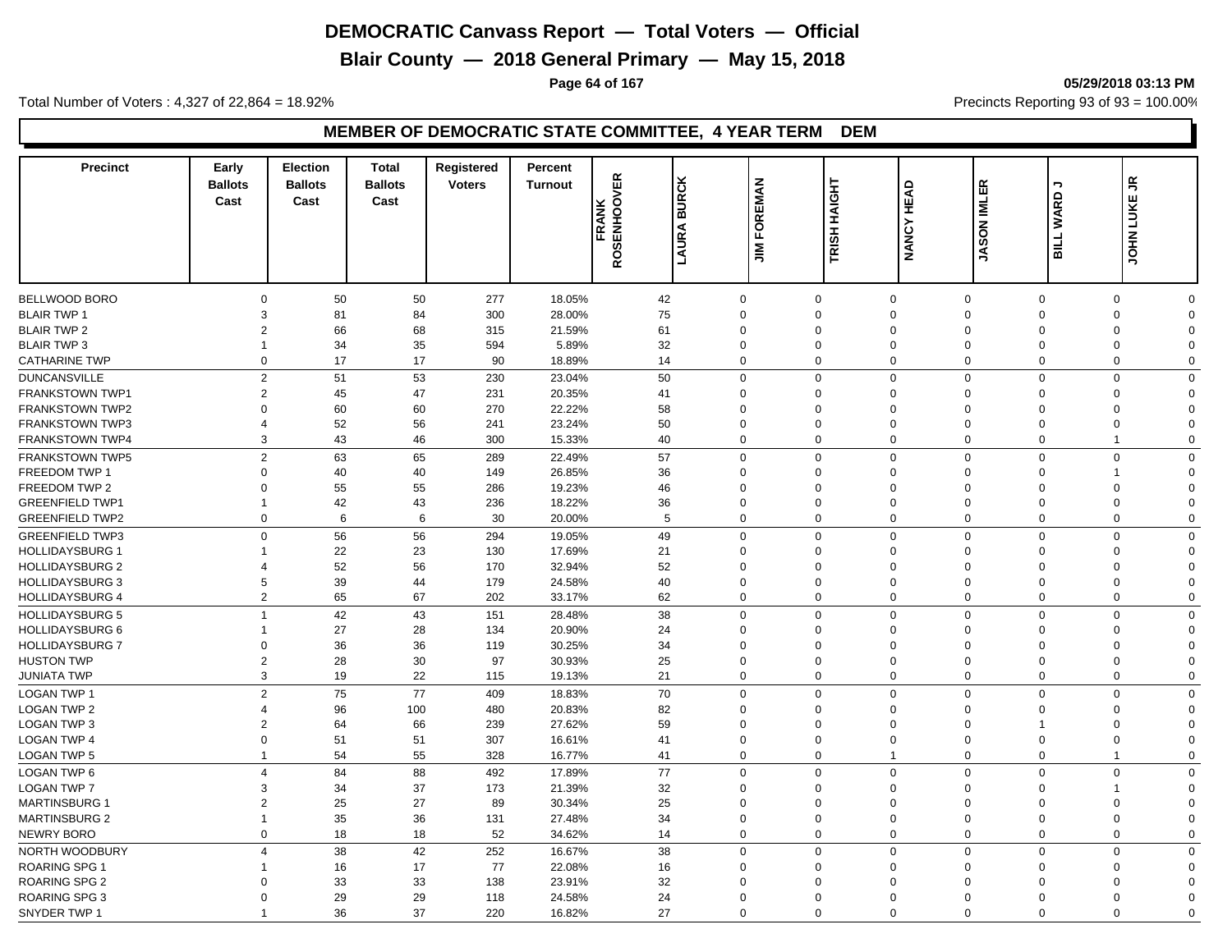## MEMBER OF DEMOCRATIC STATE COMMITTEE, 4 YEAR TERM DEM

| Precinct | Early Ballots Cast | Election Ballots Cast | Total Ballots Cast | Registered Voters | Percent Turnout | FRANK ROSENHOOVER | LAURA BURCK | JIM FOREMAN | TRISH HAIGHT | NANCY HEAD | JASON IMLER | BILL WARD J | JOHN LUKE JR |
|---|---|---|---|---|---|---|---|---|---|---|---|---|---|
| BELLWOOD BORO | 0 | 50 | 50 | 277 | 18.05% | 42 | 0 | 0 | 0 | 0 | 0 | 0 | 0 |
| BLAIR TWP 1 | 3 | 81 | 84 | 300 | 28.00% | 75 | 0 | 0 | 0 | 0 | 0 | 0 | 0 |
| BLAIR TWP 2 | 2 | 66 | 68 | 315 | 21.59% | 61 | 0 | 0 | 0 | 0 | 0 | 0 | 0 |
| BLAIR TWP 3 | 1 | 34 | 35 | 594 | 5.89% | 32 | 0 | 0 | 0 | 0 | 0 | 0 | 0 |
| CATHARINE TWP | 0 | 17 | 17 | 90 | 18.89% | 14 | 0 | 0 | 0 | 0 | 0 | 0 | 0 |
| DUNCANSVILLE | 2 | 51 | 53 | 230 | 23.04% | 50 | 0 | 0 | 0 | 0 | 0 | 0 | 0 |
| FRANKSTOWN TWP1 | 2 | 45 | 47 | 231 | 20.35% | 41 | 0 | 0 | 0 | 0 | 0 | 0 | 0 |
| FRANKSTOWN TWP2 | 0 | 60 | 60 | 270 | 22.22% | 58 | 0 | 0 | 0 | 0 | 0 | 0 | 0 |
| FRANKSTOWN TWP3 | 4 | 52 | 56 | 241 | 23.24% | 50 | 0 | 0 | 0 | 0 | 0 | 0 | 0 |
| FRANKSTOWN TWP4 | 3 | 43 | 46 | 300 | 15.33% | 40 | 0 | 0 | 0 | 0 | 0 | 1 | 0 |
| FRANKSTOWN TWP5 | 2 | 63 | 65 | 289 | 22.49% | 57 | 0 | 0 | 0 | 0 | 0 | 0 | 0 |
| FREEDOM TWP 1 | 0 | 40 | 40 | 149 | 26.85% | 36 | 0 | 0 | 0 | 0 | 0 | 1 | 0 |
| FREEDOM TWP 2 | 0 | 55 | 55 | 286 | 19.23% | 46 | 0 | 0 | 0 | 0 | 0 | 0 | 0 |
| GREENFIELD TWP1 | 1 | 42 | 43 | 236 | 18.22% | 36 | 0 | 0 | 0 | 0 | 0 | 0 | 0 |
| GREENFIELD TWP2 | 0 | 6 | 6 | 30 | 20.00% | 5 | 0 | 0 | 0 | 0 | 0 | 0 | 0 |
| GREENFIELD TWP3 | 0 | 56 | 56 | 294 | 19.05% | 49 | 0 | 0 | 0 | 0 | 0 | 0 | 0 |
| HOLLIDAYSBURG 1 | 1 | 22 | 23 | 130 | 17.69% | 21 | 0 | 0 | 0 | 0 | 0 | 0 | 0 |
| HOLLIDAYSBURG 2 | 4 | 52 | 56 | 170 | 32.94% | 52 | 0 | 0 | 0 | 0 | 0 | 0 | 0 |
| HOLLIDAYSBURG 3 | 5 | 39 | 44 | 179 | 24.58% | 40 | 0 | 0 | 0 | 0 | 0 | 0 | 0 |
| HOLLIDAYSBURG 4 | 2 | 65 | 67 | 202 | 33.17% | 62 | 0 | 0 | 0 | 0 | 0 | 0 | 0 |
| HOLLIDAYSBURG 5 | 1 | 42 | 43 | 151 | 28.48% | 38 | 0 | 0 | 0 | 0 | 0 | 0 | 0 |
| HOLLIDAYSBURG 6 | 1 | 27 | 28 | 134 | 20.90% | 24 | 0 | 0 | 0 | 0 | 0 | 0 | 0 |
| HOLLIDAYSBURG 7 | 0 | 36 | 36 | 119 | 30.25% | 34 | 0 | 0 | 0 | 0 | 0 | 0 | 0 |
| HUSTON TWP | 2 | 28 | 30 | 97 | 30.93% | 25 | 0 | 0 | 0 | 0 | 0 | 0 | 0 |
| JUNIATA TWP | 3 | 19 | 22 | 115 | 19.13% | 21 | 0 | 0 | 0 | 0 | 0 | 0 | 0 |
| LOGAN TWP 1 | 2 | 75 | 77 | 409 | 18.83% | 70 | 0 | 0 | 0 | 0 | 0 | 0 | 0 |
| LOGAN TWP 2 | 4 | 96 | 100 | 480 | 20.83% | 82 | 0 | 0 | 0 | 0 | 0 | 0 | 0 |
| LOGAN TWP 3 | 2 | 64 | 66 | 239 | 27.62% | 59 | 0 | 0 | 0 | 0 | 1 | 0 | 0 |
| LOGAN TWP 4 | 0 | 51 | 51 | 307 | 16.61% | 41 | 0 | 0 | 0 | 0 | 0 | 0 | 0 |
| LOGAN TWP 5 | 1 | 54 | 55 | 328 | 16.77% | 41 | 0 | 0 | 1 | 0 | 0 | 1 | 0 |
| LOGAN TWP 6 | 4 | 84 | 88 | 492 | 17.89% | 77 | 0 | 0 | 0 | 0 | 0 | 0 | 0 |
| LOGAN TWP 7 | 3 | 34 | 37 | 173 | 21.39% | 32 | 0 | 0 | 0 | 0 | 0 | 1 | 0 |
| MARTINSBURG 1 | 2 | 25 | 27 | 89 | 30.34% | 25 | 0 | 0 | 0 | 0 | 0 | 0 | 0 |
| MARTINSBURG 2 | 1 | 35 | 36 | 131 | 27.48% | 34 | 0 | 0 | 0 | 0 | 0 | 0 | 0 |
| NEWRY BORO | 0 | 18 | 18 | 52 | 34.62% | 14 | 0 | 0 | 0 | 0 | 0 | 0 | 0 |
| NORTH WOODBURY | 4 | 38 | 42 | 252 | 16.67% | 38 | 0 | 0 | 0 | 0 | 0 | 0 | 0 |
| ROARING SPG 1 | 1 | 16 | 17 | 77 | 22.08% | 16 | 0 | 0 | 0 | 0 | 0 | 0 | 0 |
| ROARING SPG 2 | 0 | 33 | 33 | 138 | 23.91% | 32 | 0 | 0 | 0 | 0 | 0 | 0 | 0 |
| ROARING SPG 3 | 0 | 29 | 29 | 118 | 24.58% | 24 | 0 | 0 | 0 | 0 | 0 | 0 | 0 |
| SNYDER TWP 1 | 1 | 36 | 37 | 220 | 16.82% | 27 | 0 | 0 | 0 | 0 | 0 | 0 | 0 |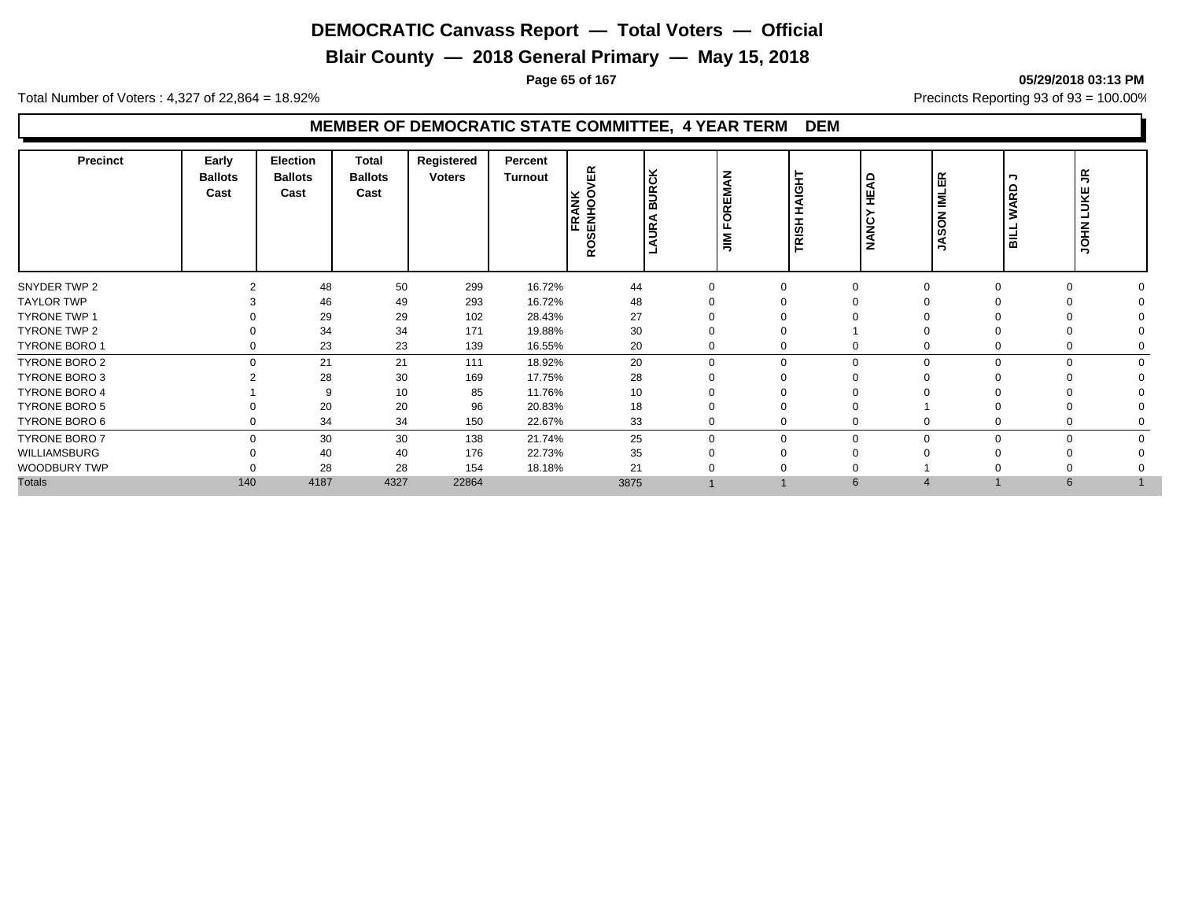# DEMOCRATIC Canvass Report — Total Voters — Official

## Blair County — 2018 General Primary — May 15, 2018

05/29/2018 03:13 PM

Total Number of Voters : 4,327 of 22,864 = 18.92%

Precincts Reporting 93 of 93 = 100.00%

### MEMBER OF DEMOCRATIC STATE COMMITTEE, 4 YEAR TERM DEM

| Precinct | Early Ballots Cast | Election Ballots Cast | Total Ballots Cast | Registered Voters | Percent Turnout | FRANK ROSENHOOVER | LAURA BURCK | JIM FOREMAN | TRISH HAIGHT | NANCY HEAD | JASON IMLER | BILL WARD J | JOHN LUKE JR |
|---|---|---|---|---|---|---|---|---|---|---|---|---|---|
| SNYDER TWP 2 | 2 | 48 | 50 | 299 | 16.72% | 44 | 0 | 0 | 0 | 0 | 0 | 0 | 0 |
| TAYLOR TWP | 3 | 46 | 49 | 293 | 16.72% | 48 | 0 | 0 | 0 | 0 | 0 | 0 | 0 |
| TYRONE TWP 1 | 0 | 29 | 29 | 102 | 28.43% | 27 | 0 | 0 | 0 | 0 | 0 | 0 | 0 |
| TYRONE TWP 2 | 0 | 34 | 34 | 171 | 19.88% | 30 | 0 | 0 | 1 | 0 | 0 | 0 | 0 |
| TYRONE BORO 1 | 0 | 23 | 23 | 139 | 16.55% | 20 | 0 | 0 | 0 | 0 | 0 | 0 | 0 |
| TYRONE BORO 2 | 0 | 21 | 21 | 111 | 18.92% | 20 | 0 | 0 | 0 | 0 | 0 | 0 | 0 |
| TYRONE BORO 3 | 2 | 28 | 30 | 169 | 17.75% | 28 | 0 | 0 | 0 | 0 | 0 | 0 | 0 |
| TYRONE BORO 4 | 1 | 9 | 10 | 85 | 11.76% | 10 | 0 | 0 | 0 | 0 | 0 | 0 | 0 |
| TYRONE BORO 5 | 0 | 20 | 20 | 96 | 20.83% | 18 | 0 | 0 | 0 | 1 | 0 | 0 | 0 |
| TYRONE BORO 6 | 0 | 34 | 34 | 150 | 22.67% | 33 | 0 | 0 | 0 | 0 | 0 | 0 | 0 |
| TYRONE BORO 7 | 0 | 30 | 30 | 138 | 21.74% | 25 | 0 | 0 | 0 | 0 | 0 | 0 | 0 |
| WILLIAMSBURG | 0 | 40 | 40 | 176 | 22.73% | 35 | 0 | 0 | 0 | 0 | 0 | 0 | 0 |
| WOODBURY TWP | 0 | 28 | 28 | 154 | 18.18% | 21 | 0 | 0 | 0 | 1 | 0 | 0 | 0 |
| Totals | 140 | 4187 | 4327 | 22864 | | 3875 | 1 | 1 | 6 | 4 | 1 | 6 | 1 |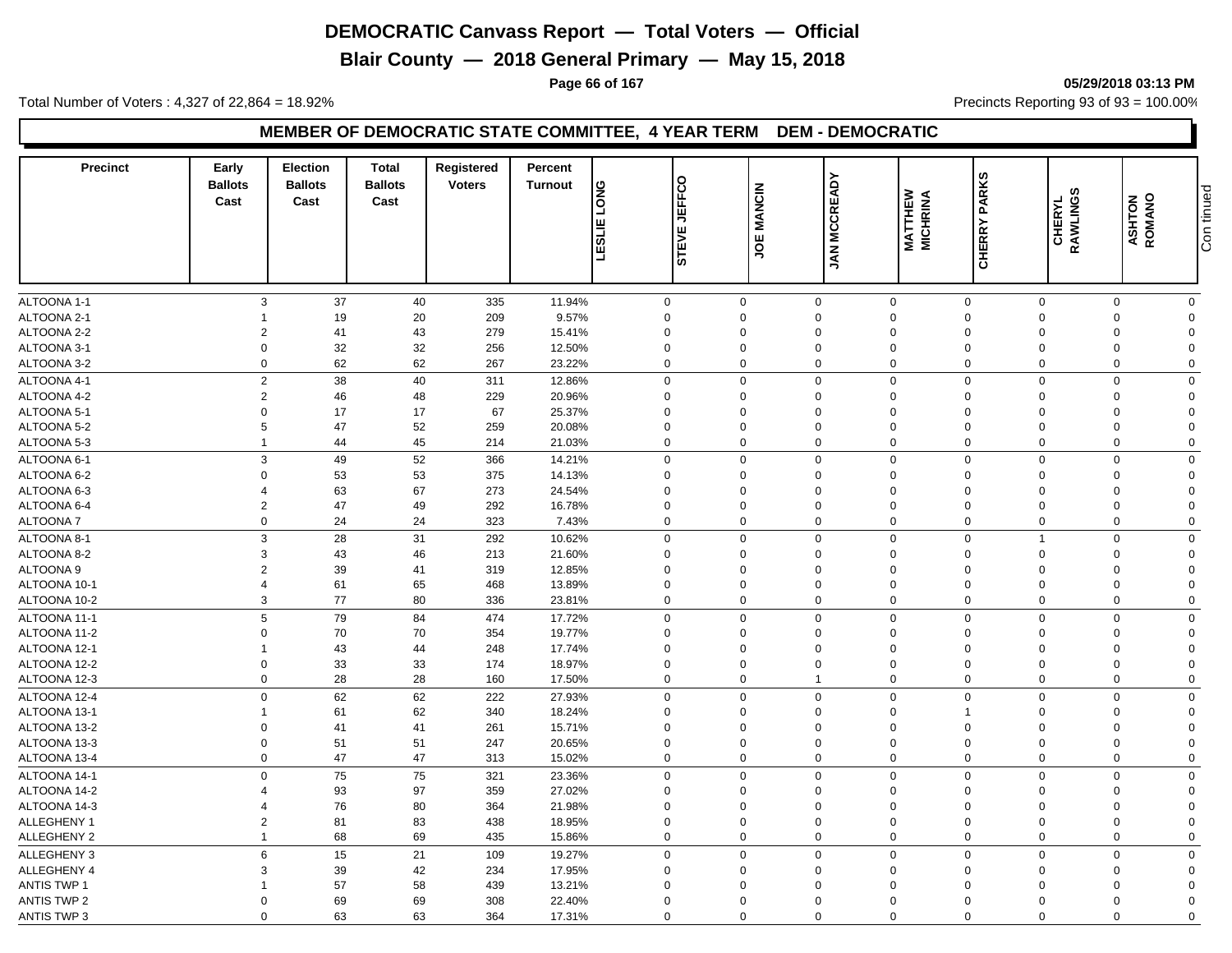# DEMOCRATIC Canvass Report — Total Voters — Official

## Blair County — 2018 General Primary — May 15, 2018

05/29/2018 03:13 PM

Total Number of Voters : 4,327 of 22,864 = 18.92%

Precincts Reporting 93 of 93 = 100.00%

### MEMBER OF DEMOCRATIC STATE COMMITTEE, 4 YEAR TERM DEM - DEMOCRATIC

| Precinct | Early Ballots Cast | Election Ballots Cast | Total Ballots Cast | Registered Voters | Percent Turnout | LESLIE LONG | STEVE JEFFCO | JOE MANCIN | JAN MCCREADY | MATTHEW MICHRINA | CHERRY PARKS | CHERYL RAWLINGS | ASHTON ROMANO |
|---|---|---|---|---|---|---|---|---|---|---|---|---|---|
| ALTOONA 1-1 | 3 | 37 | 40 | 335 | 11.94% | 0 | 0 | 0 | 0 | 0 | 0 | 0 | 0 |
| ALTOONA 2-1 | 1 | 19 | 20 | 209 | 9.57% | 0 | 0 | 0 | 0 | 0 | 0 | 0 | 0 |
| ALTOONA 2-2 | 2 | 41 | 43 | 279 | 15.41% | 0 | 0 | 0 | 0 | 0 | 0 | 0 | 0 |
| ALTOONA 3-1 | 0 | 32 | 32 | 256 | 12.50% | 0 | 0 | 0 | 0 | 0 | 0 | 0 | 0 |
| ALTOONA 3-2 | 0 | 62 | 62 | 267 | 23.22% | 0 | 0 | 0 | 0 | 0 | 0 | 0 | 0 |
| ALTOONA 4-1 | 2 | 38 | 40 | 311 | 12.86% | 0 | 0 | 0 | 0 | 0 | 0 | 0 | 0 |
| ALTOONA 4-2 | 2 | 46 | 48 | 229 | 20.96% | 0 | 0 | 0 | 0 | 0 | 0 | 0 | 0 |
| ALTOONA 5-1 | 0 | 17 | 17 | 67 | 25.37% | 0 | 0 | 0 | 0 | 0 | 0 | 0 | 0 |
| ALTOONA 5-2 | 5 | 47 | 52 | 259 | 20.08% | 0 | 0 | 0 | 0 | 0 | 0 | 0 | 0 |
| ALTOONA 5-3 | 1 | 44 | 45 | 214 | 21.03% | 0 | 0 | 0 | 0 | 0 | 0 | 0 | 0 |
| ALTOONA 6-1 | 3 | 49 | 52 | 366 | 14.21% | 0 | 0 | 0 | 0 | 0 | 0 | 0 | 0 |
| ALTOONA 6-2 | 0 | 53 | 53 | 375 | 14.13% | 0 | 0 | 0 | 0 | 0 | 0 | 0 | 0 |
| ALTOONA 6-3 | 4 | 63 | 67 | 273 | 24.54% | 0 | 0 | 0 | 0 | 0 | 0 | 0 | 0 |
| ALTOONA 6-4 | 2 | 47 | 49 | 292 | 16.78% | 0 | 0 | 0 | 0 | 0 | 0 | 0 | 0 |
| ALTOONA 7 | 0 | 24 | 24 | 323 | 7.43% | 0 | 0 | 0 | 0 | 0 | 0 | 0 | 0 |
| ALTOONA 8-1 | 3 | 28 | 31 | 292 | 10.62% | 0 | 0 | 0 | 0 | 0 | 1 | 0 | 0 |
| ALTOONA 8-2 | 3 | 43 | 46 | 213 | 21.60% | 0 | 0 | 0 | 0 | 0 | 0 | 0 | 0 |
| ALTOONA 9 | 2 | 39 | 41 | 319 | 12.85% | 0 | 0 | 0 | 0 | 0 | 0 | 0 | 0 |
| ALTOONA 10-1 | 4 | 61 | 65 | 468 | 13.89% | 0 | 0 | 0 | 0 | 0 | 0 | 0 | 0 |
| ALTOONA 10-2 | 3 | 77 | 80 | 336 | 23.81% | 0 | 0 | 0 | 0 | 0 | 0 | 0 | 0 |
| ALTOONA 11-1 | 5 | 79 | 84 | 474 | 17.72% | 0 | 0 | 0 | 0 | 0 | 0 | 0 | 0 |
| ALTOONA 11-2 | 0 | 70 | 70 | 354 | 19.77% | 0 | 0 | 0 | 0 | 0 | 0 | 0 | 0 |
| ALTOONA 12-1 | 1 | 43 | 44 | 248 | 17.74% | 0 | 0 | 0 | 0 | 0 | 0 | 0 | 0 |
| ALTOONA 12-2 | 0 | 33 | 33 | 174 | 18.97% | 0 | 0 | 0 | 0 | 0 | 0 | 0 | 0 |
| ALTOONA 12-3 | 0 | 28 | 28 | 160 | 17.50% | 0 | 0 | 1 | 0 | 0 | 0 | 0 | 0 |
| ALTOONA 12-4 | 0 | 62 | 62 | 222 | 27.93% | 0 | 0 | 0 | 0 | 0 | 0 | 0 | 0 |
| ALTOONA 13-1 | 1 | 61 | 62 | 340 | 18.24% | 0 | 0 | 0 | 0 | 1 | 0 | 0 | 0 |
| ALTOONA 13-2 | 0 | 41 | 41 | 261 | 15.71% | 0 | 0 | 0 | 0 | 0 | 0 | 0 | 0 |
| ALTOONA 13-3 | 0 | 51 | 51 | 247 | 20.65% | 0 | 0 | 0 | 0 | 0 | 0 | 0 | 0 |
| ALTOONA 13-4 | 0 | 47 | 47 | 313 | 15.02% | 0 | 0 | 0 | 0 | 0 | 0 | 0 | 0 |
| ALTOONA 14-1 | 0 | 75 | 75 | 321 | 23.36% | 0 | 0 | 0 | 0 | 0 | 0 | 0 | 0 |
| ALTOONA 14-2 | 4 | 93 | 97 | 359 | 27.02% | 0 | 0 | 0 | 0 | 0 | 0 | 0 | 0 |
| ALTOONA 14-3 | 4 | 76 | 80 | 364 | 21.98% | 0 | 0 | 0 | 0 | 0 | 0 | 0 | 0 |
| ALLEGHENY 1 | 2 | 81 | 83 | 438 | 18.95% | 0 | 0 | 0 | 0 | 0 | 0 | 0 | 0 |
| ALLEGHENY 2 | 1 | 68 | 69 | 435 | 15.86% | 0 | 0 | 0 | 0 | 0 | 0 | 0 | 0 |
| ALLEGHENY 3 | 6 | 15 | 21 | 109 | 19.27% | 0 | 0 | 0 | 0 | 0 | 0 | 0 | 0 |
| ALLEGHENY 4 | 3 | 39 | 42 | 234 | 17.95% | 0 | 0 | 0 | 0 | 0 | 0 | 0 | 0 |
| ANTIS TWP 1 | 1 | 57 | 58 | 439 | 13.21% | 0 | 0 | 0 | 0 | 0 | 0 | 0 | 0 |
| ANTIS TWP 2 | 0 | 69 | 69 | 308 | 22.40% | 0 | 0 | 0 | 0 | 0 | 0 | 0 | 0 |
| ANTIS TWP 3 | 0 | 63 | 63 | 364 | 17.31% | 0 | 0 | 0 | 0 | 0 | 0 | 0 | 0 |

Continued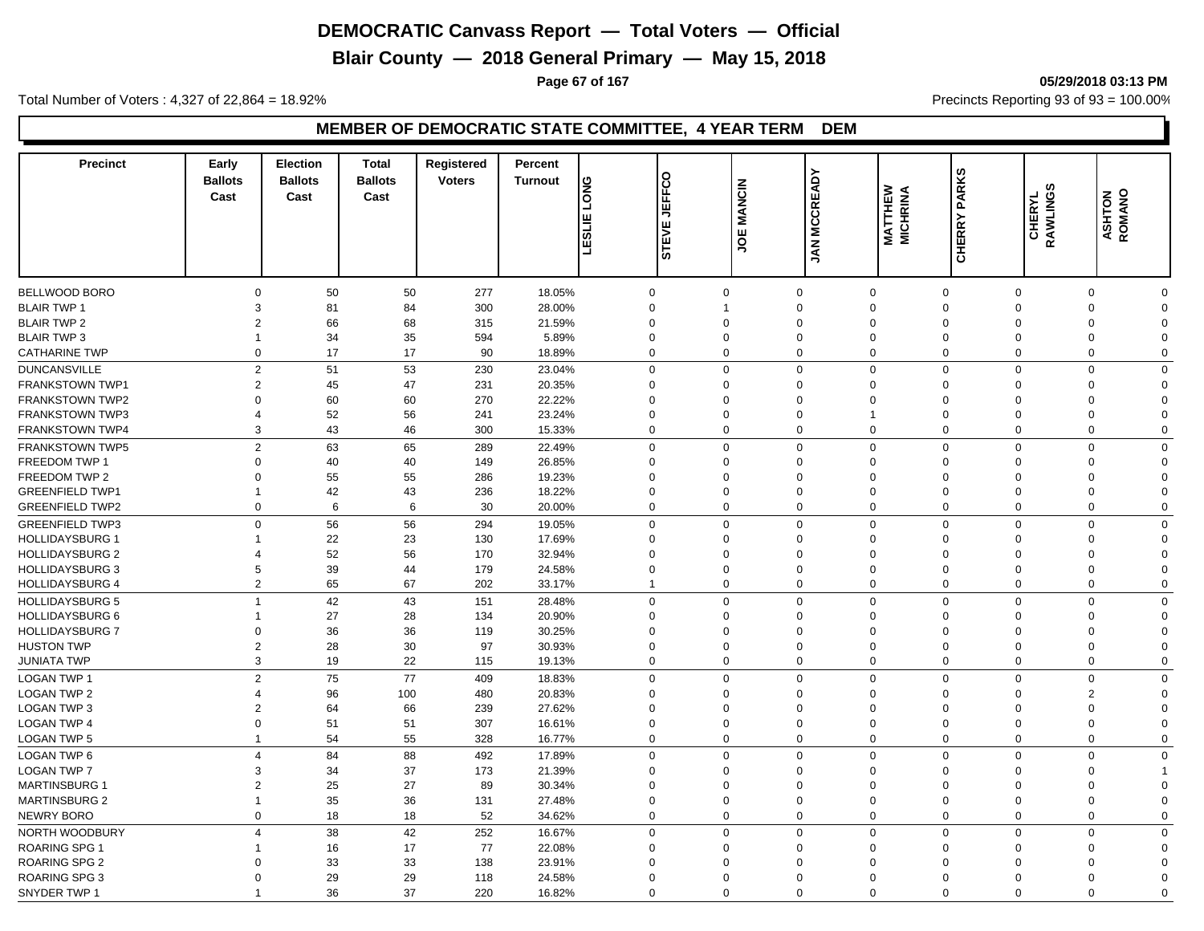# DEMOCRATIC Canvass Report — Total Voters — Official

## Blair County — 2018 General Primary — May 15, 2018

05/29/2018 03:13 PM

Total Number of Voters : 4,327 of 22,864 = 18.92%

Precincts Reporting 93 of 93 = 100.00%

### MEMBER OF DEMOCRATIC STATE COMMITTEE, 4 YEAR TERM DEM

| Precinct | Early Ballots Cast | Election Ballots Cast | Total Ballots Cast | Registered Voters | Percent Turnout | LESLIE LONG | STEVE JEFFCO | JOE MANCIN | JAN MCCREADY | MATTHEW MICHRINA | CHERRY PARKS | CHERYL RAWLINGS | ASHTON ROMANO |
|---|---|---|---|---|---|---|---|---|---|---|---|---|---|
| BELLWOOD BORO | 0 | 50 | 50 | 277 | 18.05% | 0 | 0 | 0 | 0 | 0 | 0 | 0 | 0 |
| BLAIR TWP 1 | 3 | 81 | 84 | 300 | 28.00% | 0 | 1 | 0 | 0 | 0 | 0 | 0 | 0 |
| BLAIR TWP 2 | 2 | 66 | 68 | 315 | 21.59% | 0 | 0 | 0 | 0 | 0 | 0 | 0 | 0 |
| BLAIR TWP 3 | 1 | 34 | 35 | 594 | 5.89% | 0 | 0 | 0 | 0 | 0 | 0 | 0 | 0 |
| CATHARINE TWP | 0 | 17 | 17 | 90 | 18.89% | 0 | 0 | 0 | 0 | 0 | 0 | 0 | 0 |
| DUNCANSVILLE | 2 | 51 | 53 | 230 | 23.04% | 0 | 0 | 0 | 0 | 0 | 0 | 0 | 0 |
| FRANKSTOWN TWP1 | 2 | 45 | 47 | 231 | 20.35% | 0 | 0 | 0 | 0 | 0 | 0 | 0 | 0 |
| FRANKSTOWN TWP2 | 0 | 60 | 60 | 270 | 22.22% | 0 | 0 | 0 | 0 | 0 | 0 | 0 | 0 |
| FRANKSTOWN TWP3 | 4 | 52 | 56 | 241 | 23.24% | 0 | 0 | 0 | 1 | 0 | 0 | 0 | 0 |
| FRANKSTOWN TWP4 | 3 | 43 | 46 | 300 | 15.33% | 0 | 0 | 0 | 0 | 0 | 0 | 0 | 0 |
| FRANKSTOWN TWP5 | 2 | 63 | 65 | 289 | 22.49% | 0 | 0 | 0 | 0 | 0 | 0 | 0 | 0 |
| FREEDOM TWP 1 | 0 | 40 | 40 | 149 | 26.85% | 0 | 0 | 0 | 0 | 0 | 0 | 0 | 0 |
| FREEDOM TWP 2 | 0 | 55 | 55 | 286 | 19.23% | 0 | 0 | 0 | 0 | 0 | 0 | 0 | 0 |
| GREENFIELD TWP1 | 1 | 42 | 43 | 236 | 18.22% | 0 | 0 | 0 | 0 | 0 | 0 | 0 | 0 |
| GREENFIELD TWP2 | 0 | 6 | 6 | 30 | 20.00% | 0 | 0 | 0 | 0 | 0 | 0 | 0 | 0 |
| GREENFIELD TWP3 | 0 | 56 | 56 | 294 | 19.05% | 0 | 0 | 0 | 0 | 0 | 0 | 0 | 0 |
| HOLLIDAYSBURG 1 | 1 | 22 | 23 | 130 | 17.69% | 0 | 0 | 0 | 0 | 0 | 0 | 0 | 0 |
| HOLLIDAYSBURG 2 | 4 | 52 | 56 | 170 | 32.94% | 0 | 0 | 0 | 0 | 0 | 0 | 0 | 0 |
| HOLLIDAYSBURG 3 | 5 | 39 | 44 | 179 | 24.58% | 0 | 0 | 0 | 0 | 0 | 0 | 0 | 0 |
| HOLLIDAYSBURG 4 | 2 | 65 | 67 | 202 | 33.17% | 1 | 0 | 0 | 0 | 0 | 0 | 0 | 0 |
| HOLLIDAYSBURG 5 | 1 | 42 | 43 | 151 | 28.48% | 0 | 0 | 0 | 0 | 0 | 0 | 0 | 0 |
| HOLLIDAYSBURG 6 | 1 | 27 | 28 | 134 | 20.90% | 0 | 0 | 0 | 0 | 0 | 0 | 0 | 0 |
| HOLLIDAYSBURG 7 | 0 | 36 | 36 | 119 | 30.25% | 0 | 0 | 0 | 0 | 0 | 0 | 0 | 0 |
| HUSTON TWP | 2 | 28 | 30 | 97 | 30.93% | 0 | 0 | 0 | 0 | 0 | 0 | 0 | 0 |
| JUNIATA TWP | 3 | 19 | 22 | 115 | 19.13% | 0 | 0 | 0 | 0 | 0 | 0 | 0 | 0 |
| LOGAN TWP 1 | 2 | 75 | 77 | 409 | 18.83% | 0 | 0 | 0 | 0 | 0 | 0 | 0 | 0 |
| LOGAN TWP 2 | 4 | 96 | 100 | 480 | 20.83% | 0 | 0 | 0 | 0 | 0 | 0 | 2 | 0 |
| LOGAN TWP 3 | 2 | 64 | 66 | 239 | 27.62% | 0 | 0 | 0 | 0 | 0 | 0 | 0 | 0 |
| LOGAN TWP 4 | 0 | 51 | 51 | 307 | 16.61% | 0 | 0 | 0 | 0 | 0 | 0 | 0 | 0 |
| LOGAN TWP 5 | 1 | 54 | 55 | 328 | 16.77% | 0 | 0 | 0 | 0 | 0 | 0 | 0 | 0 |
| LOGAN TWP 6 | 4 | 84 | 88 | 492 | 17.89% | 0 | 0 | 0 | 0 | 0 | 0 | 0 | 0 |
| LOGAN TWP 7 | 3 | 34 | 37 | 173 | 21.39% | 0 | 0 | 0 | 0 | 0 | 0 | 0 | 1 |
| MARTINSBURG 1 | 2 | 25 | 27 | 89 | 30.34% | 0 | 0 | 0 | 0 | 0 | 0 | 0 | 0 |
| MARTINSBURG 2 | 1 | 35 | 36 | 131 | 27.48% | 0 | 0 | 0 | 0 | 0 | 0 | 0 | 0 |
| NEWRY BORO | 0 | 18 | 18 | 52 | 34.62% | 0 | 0 | 0 | 0 | 0 | 0 | 0 | 0 |
| NORTH WOODBURY | 4 | 38 | 42 | 252 | 16.67% | 0 | 0 | 0 | 0 | 0 | 0 | 0 | 0 |
| ROARING SPG 1 | 1 | 16 | 17 | 77 | 22.08% | 0 | 0 | 0 | 0 | 0 | 0 | 0 | 0 |
| ROARING SPG 2 | 0 | 33 | 33 | 138 | 23.91% | 0 | 0 | 0 | 0 | 0 | 0 | 0 | 0 |
| ROARING SPG 3 | 0 | 29 | 29 | 118 | 24.58% | 0 | 0 | 0 | 0 | 0 | 0 | 0 | 0 |
| SNYDER TWP 1 | 1 | 36 | 37 | 220 | 16.82% | 0 | 0 | 0 | 0 | 0 | 0 | 0 | 0 |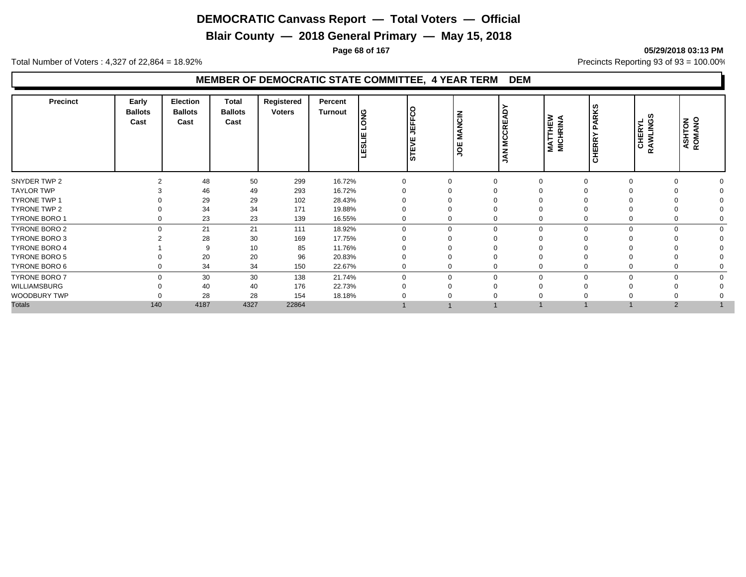# DEMOCRATIC Canvass Report — Total Voters — Official

## Blair County — 2018 General Primary — May 15, 2018

**05/29/2018 03:13 PM**

Total Number of Voters : 4,327 of 22,864 = 18.92%

Precincts Reporting 93 of 93 = 100.00%

### MEMBER OF DEMOCRATIC STATE COMMITTEE, 4 YEAR TERM DEM

| Precinct | Early Ballots Cast | Election Ballots Cast | Total Ballots Cast | Registered Voters | Percent Turnout | LESLIE LONG | STEVE JEFFCO | JOE MANCIN | JAN MCCREADY | MATTHEW MICHRINA | CHERRY PARKS | CHERYL RAWLINGS | ASHTON ROMANO |
|---|---|---|---|---|---|---|---|---|---|---|---|---|---|
| SNYDER TWP 2 | 2 | 48 | 50 | 299 | 16.72% | 0 | 0 | 0 | 0 | 0 | 0 | 0 | 0 |
| TAYLOR TWP | 3 | 46 | 49 | 293 | 16.72% | 0 | 0 | 0 | 0 | 0 | 0 | 0 | 0 |
| TYRONE TWP 1 | 0 | 29 | 29 | 102 | 28.43% | 0 | 0 | 0 | 0 | 0 | 0 | 0 | 0 |
| TYRONE TWP 2 | 0 | 34 | 34 | 171 | 19.88% | 0 | 0 | 0 | 0 | 0 | 0 | 0 | 0 |
| TYRONE BORO 1 | 0 | 23 | 23 | 139 | 16.55% | 0 | 0 | 0 | 0 | 0 | 0 | 0 | 0 |
| TYRONE BORO 2 | 0 | 21 | 21 | 111 | 18.92% | 0 | 0 | 0 | 0 | 0 | 0 | 0 | 0 |
| TYRONE BORO 3 | 2 | 28 | 30 | 169 | 17.75% | 0 | 0 | 0 | 0 | 0 | 0 | 0 | 0 |
| TYRONE BORO 4 | 1 | 9 | 10 | 85 | 11.76% | 0 | 0 | 0 | 0 | 0 | 0 | 0 | 0 |
| TYRONE BORO 5 | 0 | 20 | 20 | 96 | 20.83% | 0 | 0 | 0 | 0 | 0 | 0 | 0 | 0 |
| TYRONE BORO 6 | 0 | 34 | 34 | 150 | 22.67% | 0 | 0 | 0 | 0 | 0 | 0 | 0 | 0 |
| TYRONE BORO 7 | 0 | 30 | 30 | 138 | 21.74% | 0 | 0 | 0 | 0 | 0 | 0 | 0 | 0 |
| WILLIAMSBURG | 0 | 40 | 40 | 176 | 22.73% | 0 | 0 | 0 | 0 | 0 | 0 | 0 | 0 |
| WOODBURY TWP | 0 | 28 | 28 | 154 | 18.18% | 0 | 0 | 0 | 0 | 0 | 0 | 0 | 0 |
| Totals | 140 | 4187 | 4327 | 22864 | | 1 | 1 | 1 | 1 | 1 | 1 | 2 | 1 |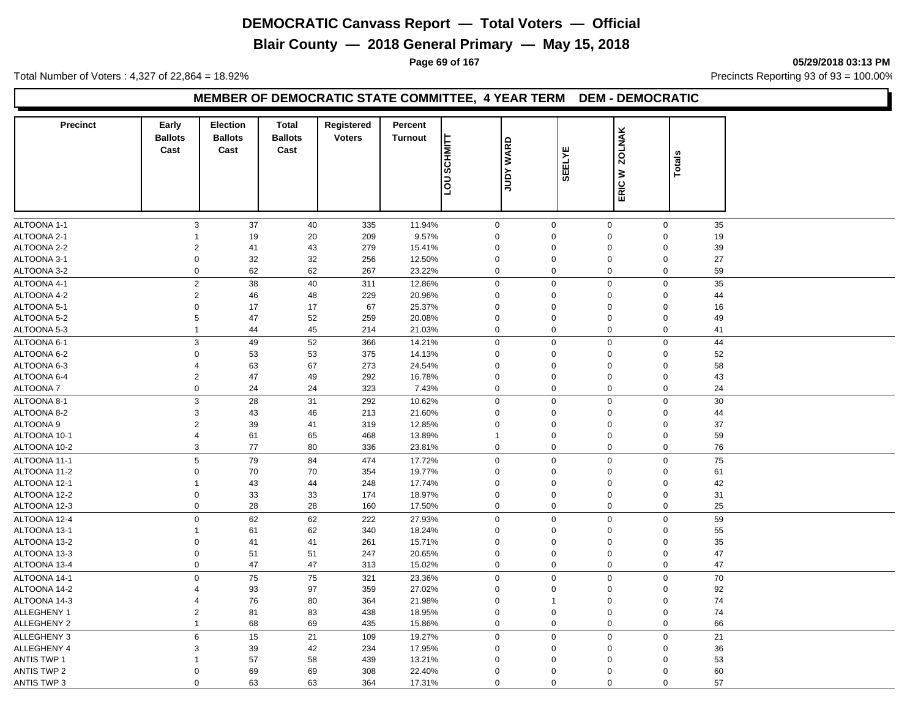# DEMOCRATIC Canvass Report — Total Voters — Official

## Blair County — 2018 General Primary — May 15, 2018

05/29/2018 03:13 PM

Total Number of Voters : 4,327 of 22,864 = 18.92%

Precincts Reporting 93 of 93 = 100.00%

### MEMBER OF DEMOCRATIC STATE COMMITTEE, 4 YEAR TERM DEM - DEMOCRATIC

| Precinct | Early Ballots Cast | Election Ballots Cast | Total Ballots Cast | Registered Voters | Percent Turnout | LOU SCHMITT | JUDY WARD | SEELYE | ERIC W ZOLNAK | Totals |
|---|---|---|---|---|---|---|---|---|---|---|
| ALTOONA 1-1 | 3 | 37 | 40 | 335 | 11.94% | 0 | 0 | 0 | 0 | 35 |
| ALTOONA 2-1 | 1 | 19 | 20 | 209 | 9.57% | 0 | 0 | 0 | 0 | 19 |
| ALTOONA 2-2 | 2 | 41 | 43 | 279 | 15.41% | 0 | 0 | 0 | 0 | 39 |
| ALTOONA 3-1 | 0 | 32 | 32 | 256 | 12.50% | 0 | 0 | 0 | 0 | 27 |
| ALTOONA 3-2 | 0 | 62 | 62 | 267 | 23.22% | 0 | 0 | 0 | 0 | 59 |
| ALTOONA 4-1 | 2 | 38 | 40 | 311 | 12.86% | 0 | 0 | 0 | 0 | 35 |
| ALTOONA 4-2 | 2 | 46 | 48 | 229 | 20.96% | 0 | 0 | 0 | 0 | 44 |
| ALTOONA 5-1 | 0 | 17 | 17 | 67 | 25.37% | 0 | 0 | 0 | 0 | 16 |
| ALTOONA 5-2 | 5 | 47 | 52 | 259 | 20.08% | 0 | 0 | 0 | 0 | 49 |
| ALTOONA 5-3 | 1 | 44 | 45 | 214 | 21.03% | 0 | 0 | 0 | 0 | 41 |
| ALTOONA 6-1 | 3 | 49 | 52 | 366 | 14.21% | 0 | 0 | 0 | 0 | 44 |
| ALTOONA 6-2 | 0 | 53 | 53 | 375 | 14.13% | 0 | 0 | 0 | 0 | 52 |
| ALTOONA 6-3 | 4 | 63 | 67 | 273 | 24.54% | 0 | 0 | 0 | 0 | 58 |
| ALTOONA 6-4 | 2 | 47 | 49 | 292 | 16.78% | 0 | 0 | 0 | 0 | 43 |
| ALTOONA 7 | 0 | 24 | 24 | 323 | 7.43% | 0 | 0 | 0 | 0 | 24 |
| ALTOONA 8-1 | 3 | 28 | 31 | 292 | 10.62% | 0 | 0 | 0 | 0 | 30 |
| ALTOONA 8-2 | 3 | 43 | 46 | 213 | 21.60% | 0 | 0 | 0 | 0 | 44 |
| ALTOONA 9 | 2 | 39 | 41 | 319 | 12.85% | 0 | 0 | 0 | 0 | 37 |
| ALTOONA 10-1 | 4 | 61 | 65 | 468 | 13.89% | 1 | 0 | 0 | 0 | 59 |
| ALTOONA 10-2 | 3 | 77 | 80 | 336 | 23.81% | 0 | 0 | 0 | 0 | 76 |
| ALTOONA 11-1 | 5 | 79 | 84 | 474 | 17.72% | 0 | 0 | 0 | 0 | 75 |
| ALTOONA 11-2 | 0 | 70 | 70 | 354 | 19.77% | 0 | 0 | 0 | 0 | 61 |
| ALTOONA 12-1 | 1 | 43 | 44 | 248 | 17.74% | 0 | 0 | 0 | 0 | 42 |
| ALTOONA 12-2 | 0 | 33 | 33 | 174 | 18.97% | 0 | 0 | 0 | 0 | 31 |
| ALTOONA 12-3 | 0 | 28 | 28 | 160 | 17.50% | 0 | 0 | 0 | 0 | 25 |
| ALTOONA 12-4 | 0 | 62 | 62 | 222 | 27.93% | 0 | 0 | 0 | 0 | 59 |
| ALTOONA 13-1 | 1 | 61 | 62 | 340 | 18.24% | 0 | 0 | 0 | 0 | 55 |
| ALTOONA 13-2 | 0 | 41 | 41 | 261 | 15.71% | 0 | 0 | 0 | 0 | 35 |
| ALTOONA 13-3 | 0 | 51 | 51 | 247 | 20.65% | 0 | 0 | 0 | 0 | 47 |
| ALTOONA 13-4 | 0 | 47 | 47 | 313 | 15.02% | 0 | 0 | 0 | 0 | 47 |
| ALTOONA 14-1 | 0 | 75 | 75 | 321 | 23.36% | 0 | 0 | 0 | 0 | 70 |
| ALTOONA 14-2 | 4 | 93 | 97 | 359 | 27.02% | 0 | 0 | 0 | 0 | 92 |
| ALTOONA 14-3 | 4 | 76 | 80 | 364 | 21.98% | 0 | 1 | 0 | 0 | 74 |
| ALLEGHENY 1 | 2 | 81 | 83 | 438 | 18.95% | 0 | 0 | 0 | 0 | 74 |
| ALLEGHENY 2 | 1 | 68 | 69 | 435 | 15.86% | 0 | 0 | 0 | 0 | 66 |
| ALLEGHENY 3 | 6 | 15 | 21 | 109 | 19.27% | 0 | 0 | 0 | 0 | 21 |
| ALLEGHENY 4 | 3 | 39 | 42 | 234 | 17.95% | 0 | 0 | 0 | 0 | 36 |
| ANTIS TWP 1 | 1 | 57 | 58 | 439 | 13.21% | 0 | 0 | 0 | 0 | 53 |
| ANTIS TWP 2 | 0 | 69 | 69 | 308 | 22.40% | 0 | 0 | 0 | 0 | 60 |
| ANTIS TWP 3 | 0 | 63 | 63 | 364 | 17.31% | 0 | 0 | 0 | 0 | 57 |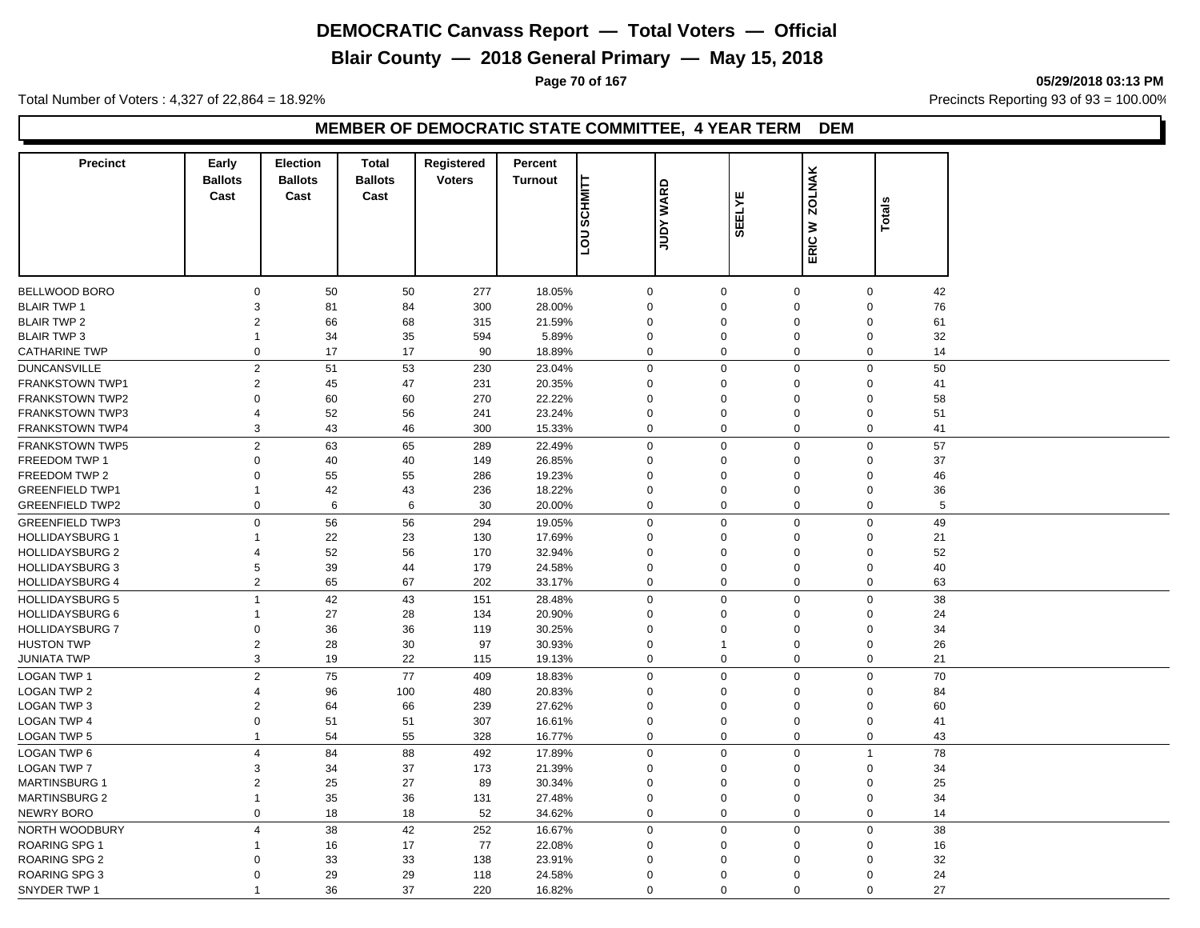# DEMOCRATIC Canvass Report — Total Voters — Official

## Blair County — 2018 General Primary — May 15, 2018

05/29/2018 03:13 PM

Total Number of Voters : 4,327 of 22,864 = 18.92%

Precincts Reporting 93 of 93 = 100.00%

### MEMBER OF DEMOCRATIC STATE COMMITTEE, 4 YEAR TERM DEM

| Precinct | Early Ballots Cast | Election Ballots Cast | Total Ballots Cast | Registered Voters | Percent Turnout | LOU SCHMITT | JUDY WARD | SEELYE | ERIC W ZOLNAK | Totals |
|---|---|---|---|---|---|---|---|---|---|---|
| BELLWOOD BORO | 0 | 50 | 50 | 277 | 18.05% | 0 | 0 | 0 | 0 | 42 |
| BLAIR TWP 1 | 3 | 81 | 84 | 300 | 28.00% | 0 | 0 | 0 | 0 | 76 |
| BLAIR TWP 2 | 2 | 66 | 68 | 315 | 21.59% | 0 | 0 | 0 | 0 | 61 |
| BLAIR TWP 3 | 1 | 34 | 35 | 594 | 5.89% | 0 | 0 | 0 | 0 | 32 |
| CATHARINE TWP | 0 | 17 | 17 | 90 | 18.89% | 0 | 0 | 0 | 0 | 14 |
| DUNCANSVILLE | 2 | 51 | 53 | 230 | 23.04% | 0 | 0 | 0 | 0 | 50 |
| FRANKSTOWN TWP1 | 2 | 45 | 47 | 231 | 20.35% | 0 | 0 | 0 | 0 | 41 |
| FRANKSTOWN TWP2 | 0 | 60 | 60 | 270 | 22.22% | 0 | 0 | 0 | 0 | 58 |
| FRANKSTOWN TWP3 | 4 | 52 | 56 | 241 | 23.24% | 0 | 0 | 0 | 0 | 51 |
| FRANKSTOWN TWP4 | 3 | 43 | 46 | 300 | 15.33% | 0 | 0 | 0 | 0 | 41 |
| FRANKSTOWN TWP5 | 2 | 63 | 65 | 289 | 22.49% | 0 | 0 | 0 | 0 | 57 |
| FREEDOM TWP 1 | 0 | 40 | 40 | 149 | 26.85% | 0 | 0 | 0 | 0 | 37 |
| FREEDOM TWP 2 | 0 | 55 | 55 | 286 | 19.23% | 0 | 0 | 0 | 0 | 46 |
| GREENFIELD TWP1 | 1 | 42 | 43 | 236 | 18.22% | 0 | 0 | 0 | 0 | 36 |
| GREENFIELD TWP2 | 0 | 6 | 6 | 30 | 20.00% | 0 | 0 | 0 | 0 | 5 |
| GREENFIELD TWP3 | 0 | 56 | 56 | 294 | 19.05% | 0 | 0 | 0 | 0 | 49 |
| HOLLIDAYSBURG 1 | 1 | 22 | 23 | 130 | 17.69% | 0 | 0 | 0 | 0 | 21 |
| HOLLIDAYSBURG 2 | 4 | 52 | 56 | 170 | 32.94% | 0 | 0 | 0 | 0 | 52 |
| HOLLIDAYSBURG 3 | 5 | 39 | 44 | 179 | 24.58% | 0 | 0 | 0 | 0 | 40 |
| HOLLIDAYSBURG 4 | 2 | 65 | 67 | 202 | 33.17% | 0 | 0 | 0 | 0 | 63 |
| HOLLIDAYSBURG 5 | 1 | 42 | 43 | 151 | 28.48% | 0 | 0 | 0 | 0 | 38 |
| HOLLIDAYSBURG 6 | 1 | 27 | 28 | 134 | 20.90% | 0 | 0 | 0 | 0 | 24 |
| HOLLIDAYSBURG 7 | 0 | 36 | 36 | 119 | 30.25% | 0 | 0 | 0 | 0 | 34 |
| HUSTON TWP | 2 | 28 | 30 | 97 | 30.93% | 0 | 1 | 0 | 0 | 26 |
| JUNIATA TWP | 3 | 19 | 22 | 115 | 19.13% | 0 | 0 | 0 | 0 | 21 |
| LOGAN TWP 1 | 2 | 75 | 77 | 409 | 18.83% | 0 | 0 | 0 | 0 | 70 |
| LOGAN TWP 2 | 4 | 96 | 100 | 480 | 20.83% | 0 | 0 | 0 | 0 | 84 |
| LOGAN TWP 3 | 2 | 64 | 66 | 239 | 27.62% | 0 | 0 | 0 | 0 | 60 |
| LOGAN TWP 4 | 0 | 51 | 51 | 307 | 16.61% | 0 | 0 | 0 | 0 | 41 |
| LOGAN TWP 5 | 1 | 54 | 55 | 328 | 16.77% | 0 | 0 | 0 | 0 | 43 |
| LOGAN TWP 6 | 4 | 84 | 88 | 492 | 17.89% | 0 | 0 | 0 | 1 | 78 |
| LOGAN TWP 7 | 3 | 34 | 37 | 173 | 21.39% | 0 | 0 | 0 | 0 | 34 |
| MARTINSBURG 1 | 2 | 25 | 27 | 89 | 30.34% | 0 | 0 | 0 | 0 | 25 |
| MARTINSBURG 2 | 1 | 35 | 36 | 131 | 27.48% | 0 | 0 | 0 | 0 | 34 |
| NEWRY BORO | 0 | 18 | 18 | 52 | 34.62% | 0 | 0 | 0 | 0 | 14 |
| NORTH WOODBURY | 4 | 38 | 42 | 252 | 16.67% | 0 | 0 | 0 | 0 | 38 |
| ROARING SPG 1 | 1 | 16 | 17 | 77 | 22.08% | 0 | 0 | 0 | 0 | 16 |
| ROARING SPG 2 | 0 | 33 | 33 | 138 | 23.91% | 0 | 0 | 0 | 0 | 32 |
| ROARING SPG 3 | 0 | 29 | 29 | 118 | 24.58% | 0 | 0 | 0 | 0 | 24 |
| SNYDER TWP 1 | 1 | 36 | 37 | 220 | 16.82% | 0 | 0 | 0 | 0 | 27 |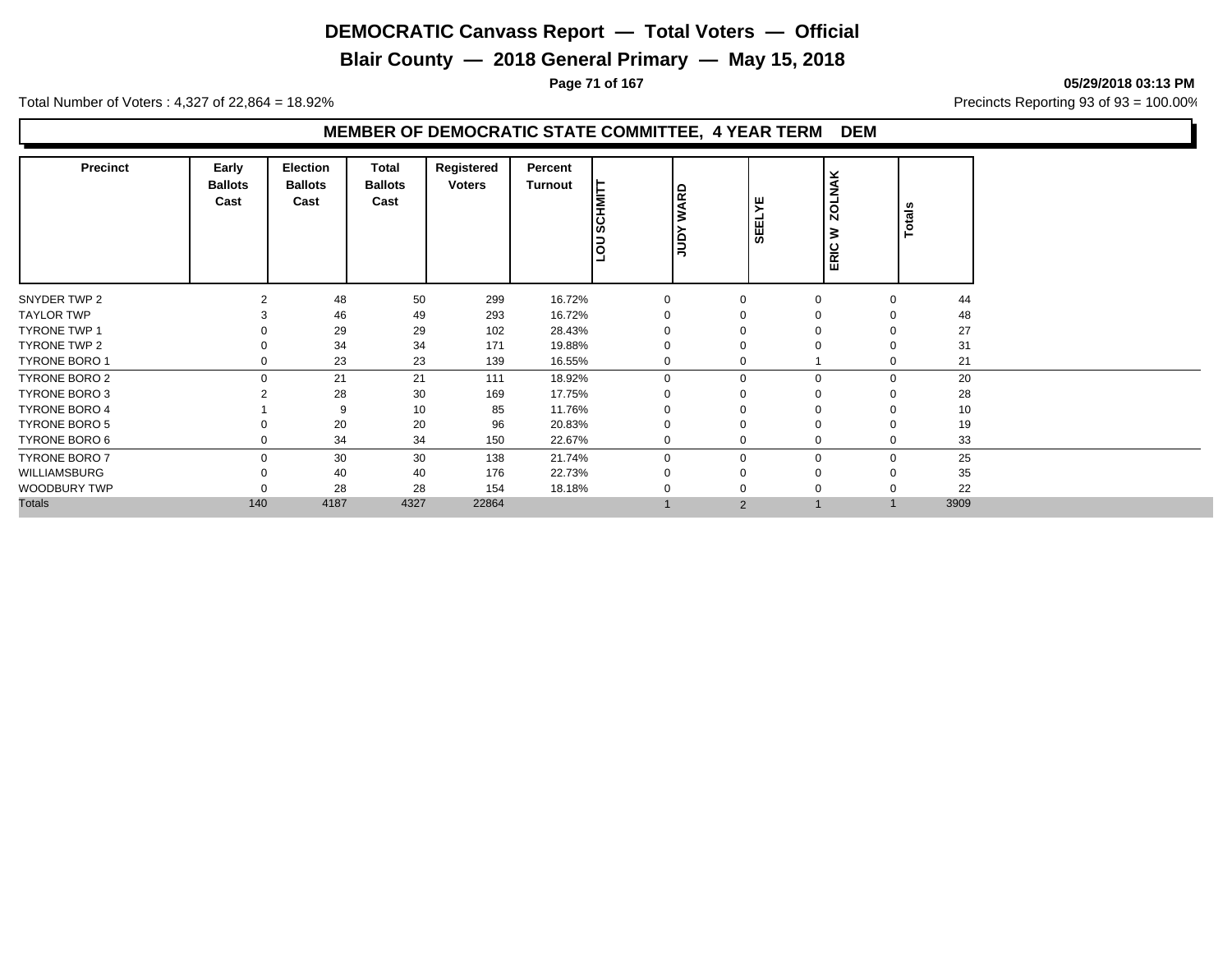# DEMOCRATIC Canvass Report — Total Voters — Official

## Blair County — 2018 General Primary — May 15, 2018

05/29/2018 03:13 PM

Total Number of Voters : 4,327 of 22,864 = 18.92%

Precincts Reporting 93 of 93 = 100.00%

### MEMBER OF DEMOCRATIC STATE COMMITTEE, 4 YEAR TERM DEM

| Precinct | Early Ballots Cast | Election Ballots Cast | Total Ballots Cast | Registered Voters | Percent Turnout | LOU SCHMITT | JUDY WARD | SEELYE | ERIC W ZOLNAK | Totals |
|---|---|---|---|---|---|---|---|---|---|---|
| SNYDER TWP 2 | 2 | 48 | 50 | 299 | 16.72% | 0 | 0 | 0 | 0 | 44 |
| TAYLOR TWP | 3 | 46 | 49 | 293 | 16.72% | 0 | 0 | 0 | 0 | 48 |
| TYRONE TWP 1 | 0 | 29 | 29 | 102 | 28.43% | 0 | 0 | 0 | 0 | 27 |
| TYRONE TWP 2 | 0 | 34 | 34 | 171 | 19.88% | 0 | 0 | 0 | 0 | 31 |
| TYRONE BORO 1 | 0 | 23 | 23 | 139 | 16.55% | 0 | 0 | 1 | 0 | 21 |
| TYRONE BORO 2 | 0 | 21 | 21 | 111 | 18.92% | 0 | 0 | 0 | 0 | 20 |
| TYRONE BORO 3 | 2 | 28 | 30 | 169 | 17.75% | 0 | 0 | 0 | 0 | 28 |
| TYRONE BORO 4 | 1 | 9 | 10 | 85 | 11.76% | 0 | 0 | 0 | 0 | 10 |
| TYRONE BORO 5 | 0 | 20 | 20 | 96 | 20.83% | 0 | 0 | 0 | 0 | 19 |
| TYRONE BORO 6 | 0 | 34 | 34 | 150 | 22.67% | 0 | 0 | 0 | 0 | 33 |
| TYRONE BORO 7 | 0 | 30 | 30 | 138 | 21.74% | 0 | 0 | 0 | 0 | 25 |
| WILLIAMSBURG | 0 | 40 | 40 | 176 | 22.73% | 0 | 0 | 0 | 0 | 35 |
| WOODBURY TWP | 0 | 28 | 28 | 154 | 18.18% | 0 | 0 | 0 | 0 | 22 |
| Totals | 140 | 4187 | 4327 | 22864 | | 1 | 2 | 1 | 1 | 3909 |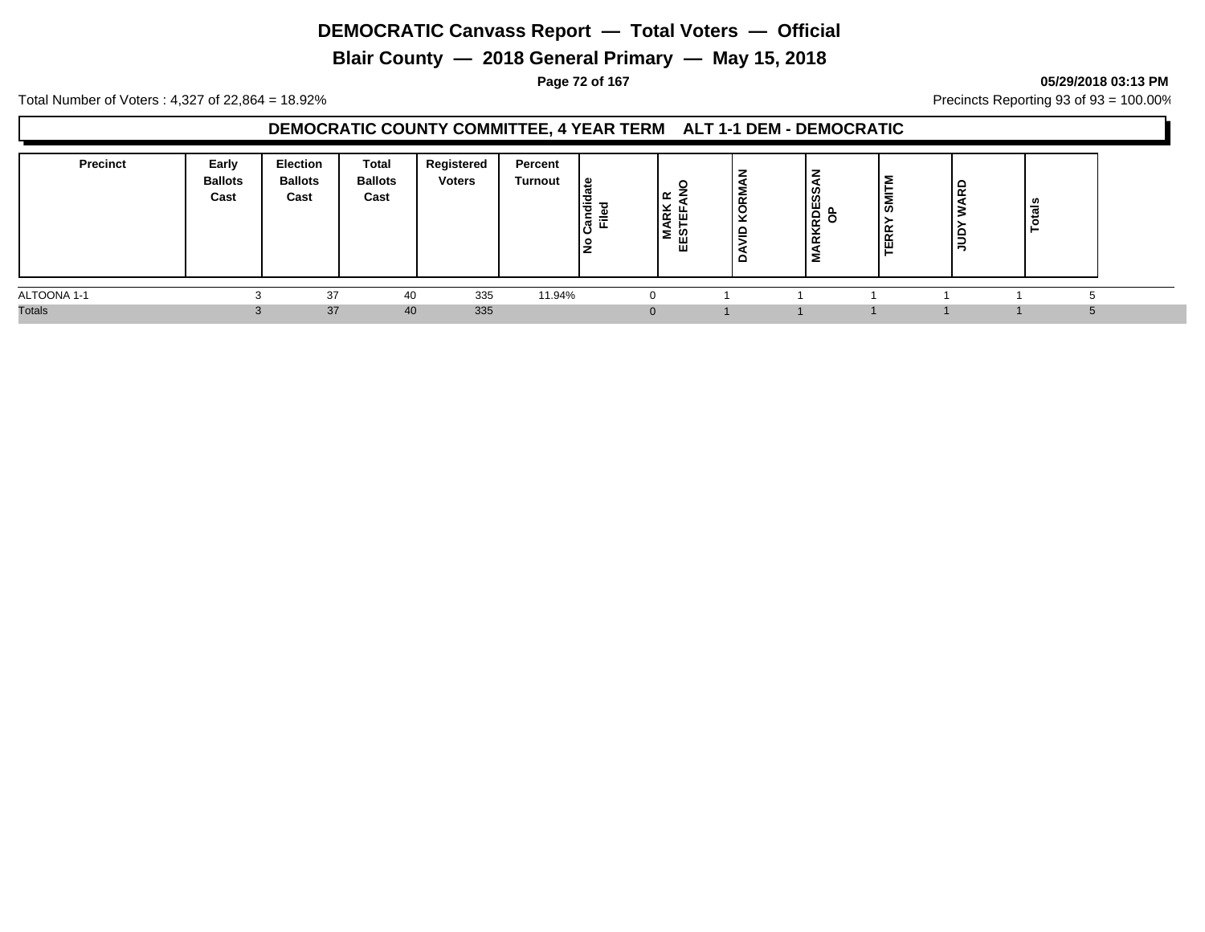# DEMOCRATIC Canvass Report — Total Voters — Official

## Blair County — 2018 General Primary — May 15, 2018

**05/29/2018 03:13 PM**

Total Number of Voters : 4,327 of 22,864 = 18.92%

Precincts Reporting 93 of 93 = 100.00%

### DEMOCRATIC COUNTY COMMITTEE, 4 YEAR TERM ALT 1-1 DEM - DEMOCRATIC

| Precinct | Early Ballots Cast | Election Ballots Cast | Total Ballots Cast | Registered Voters | Percent Turnout | No Candidate Filed | MARK R ESTEFANO | DAVID KORMAN | MARKRDESSAN OP | TERRY SMITM | JUDY WARD | Totals |
|---|---|---|---|---|---|---|---|---|---|---|---|---|
| ALTOONA 1-1 | 3 | 37 | 40 | 335 | 11.94% | 0 | 1 | 1 | 1 | 1 | 1 | 5 |
| Totals | 3 | 37 | 40 | 335 | | 0 | 1 | 1 | 1 | 1 | 1 | 5 |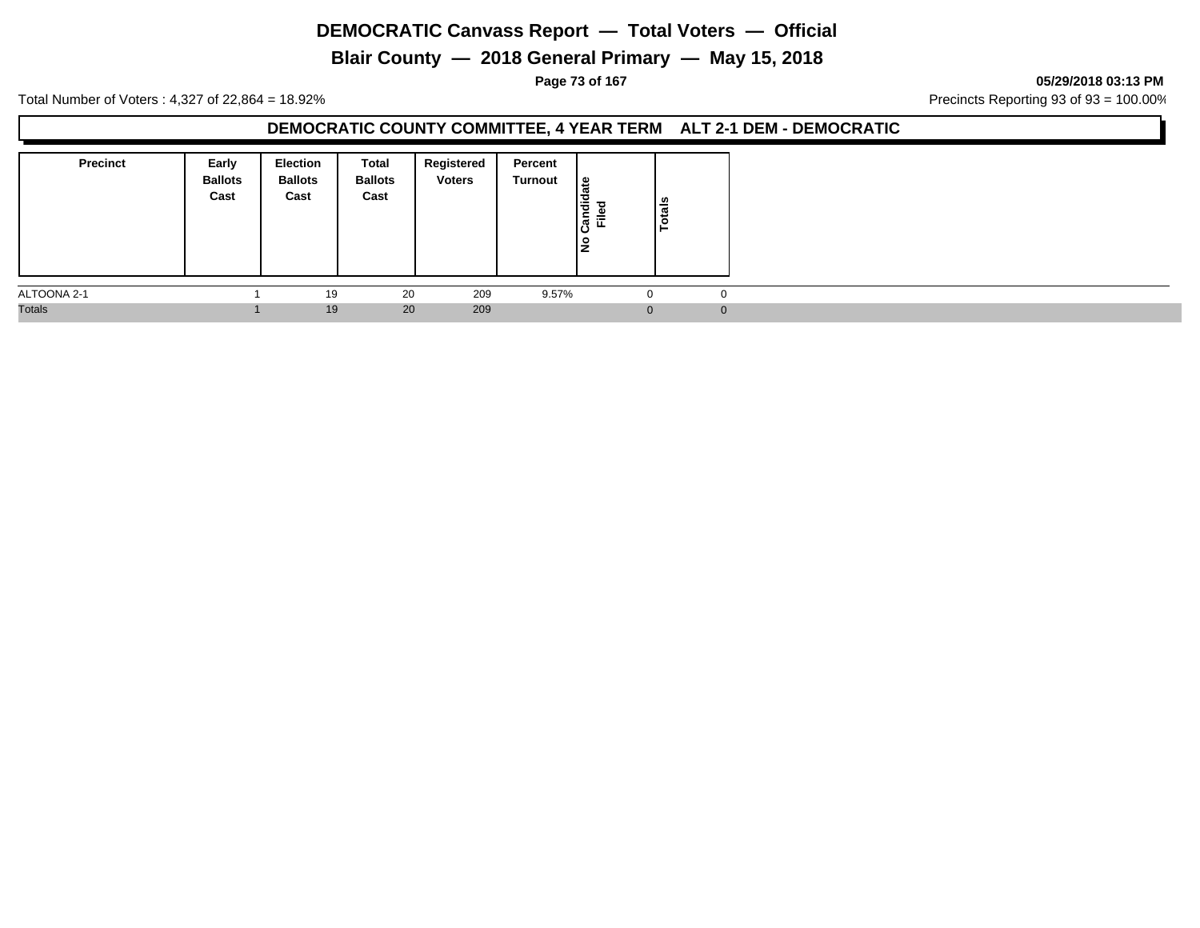# DEMOCRATIC Canvass Report — Total Voters — Official

## Blair County — 2018 General Primary — May 15, 2018

05/29/2018 03:13 PM

Total Number of Voters : 4,327 of 22,864 = 18.92%

Precincts Reporting 93 of 93 = 100.00%

### DEMOCRATIC COUNTY COMMITTEE, 4 YEAR TERM ALT 2-1 DEM - DEMOCRATIC

| Precinct | Early Ballots Cast | Election Ballots Cast | Total Ballots Cast | Registered Voters | Percent Turnout | No Candidate Filed | Totals |
|---|---|---|---|---|---|---|---|
| ALTOONA 2-1 | 1 | 19 | 20 | 209 | 9.57% | 0 | 0 |
| Totals | 1 | 19 | 20 | 209 | | 0 | 0 |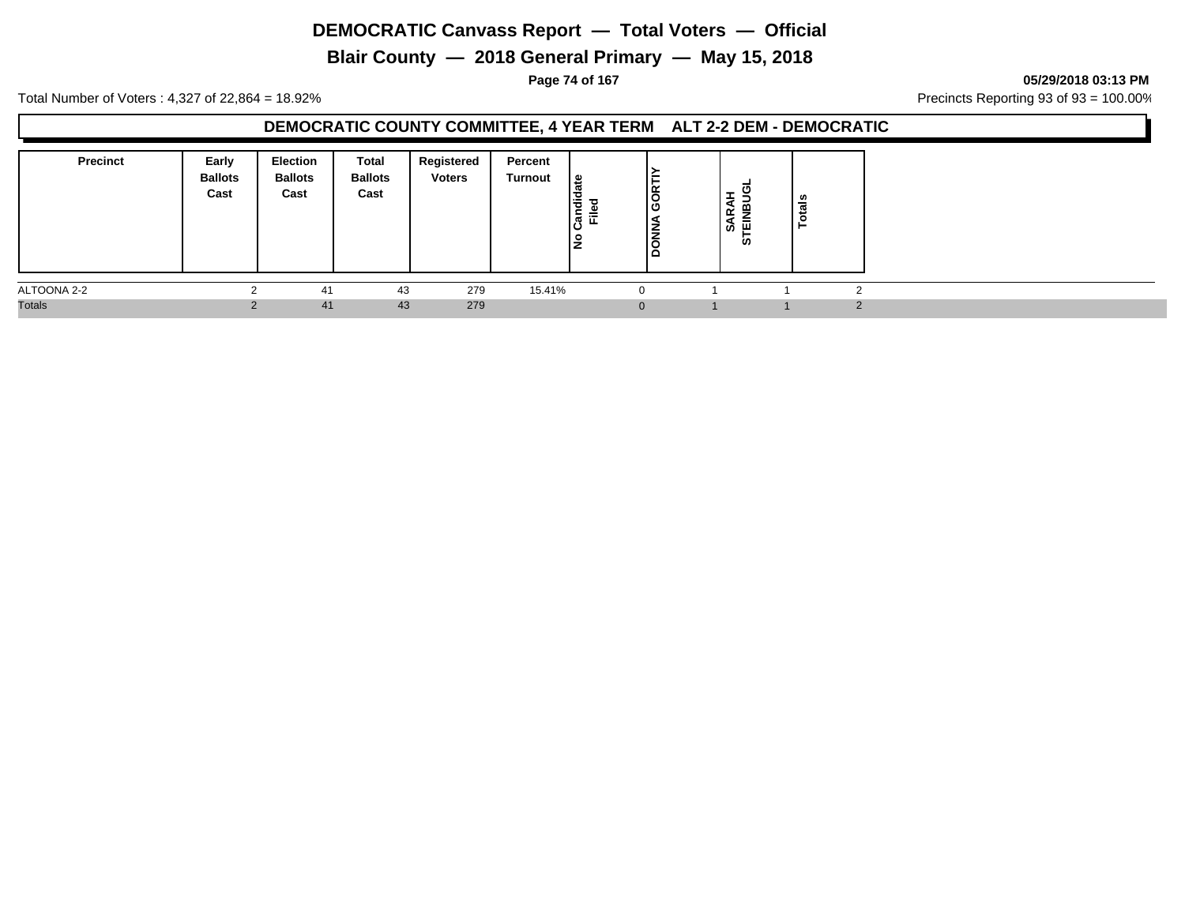# DEMOCRATIC Canvass Report — Total Voters — Official

## Blair County — 2018 General Primary — May 15, 2018

**05/29/2018 03:13 PM**

Total Number of Voters : 4,327 of 22,864 = 18.92%

Precincts Reporting 93 of 93 = 100.00%

### DEMOCRATIC COUNTY COMMITTEE, 4 YEAR TERM ALT 2-2 DEM - DEMOCRATIC

| Precinct | Early Ballots Cast | Election Ballots Cast | Total Ballots Cast | Registered Voters | Percent Turnout | No Candidate Filed | DONNA GORTIY | SARAH STEINBUGL | Totals |
|---|---|---|---|---|---|---|---|---|---|
| ALTOONA 2-2 | 2 | 41 | 43 | 279 | 15.41% | 0 | 1 | 1 | 2 |
| Totals | 2 | 41 | 43 | 279 | | 0 | 1 | 1 | 2 |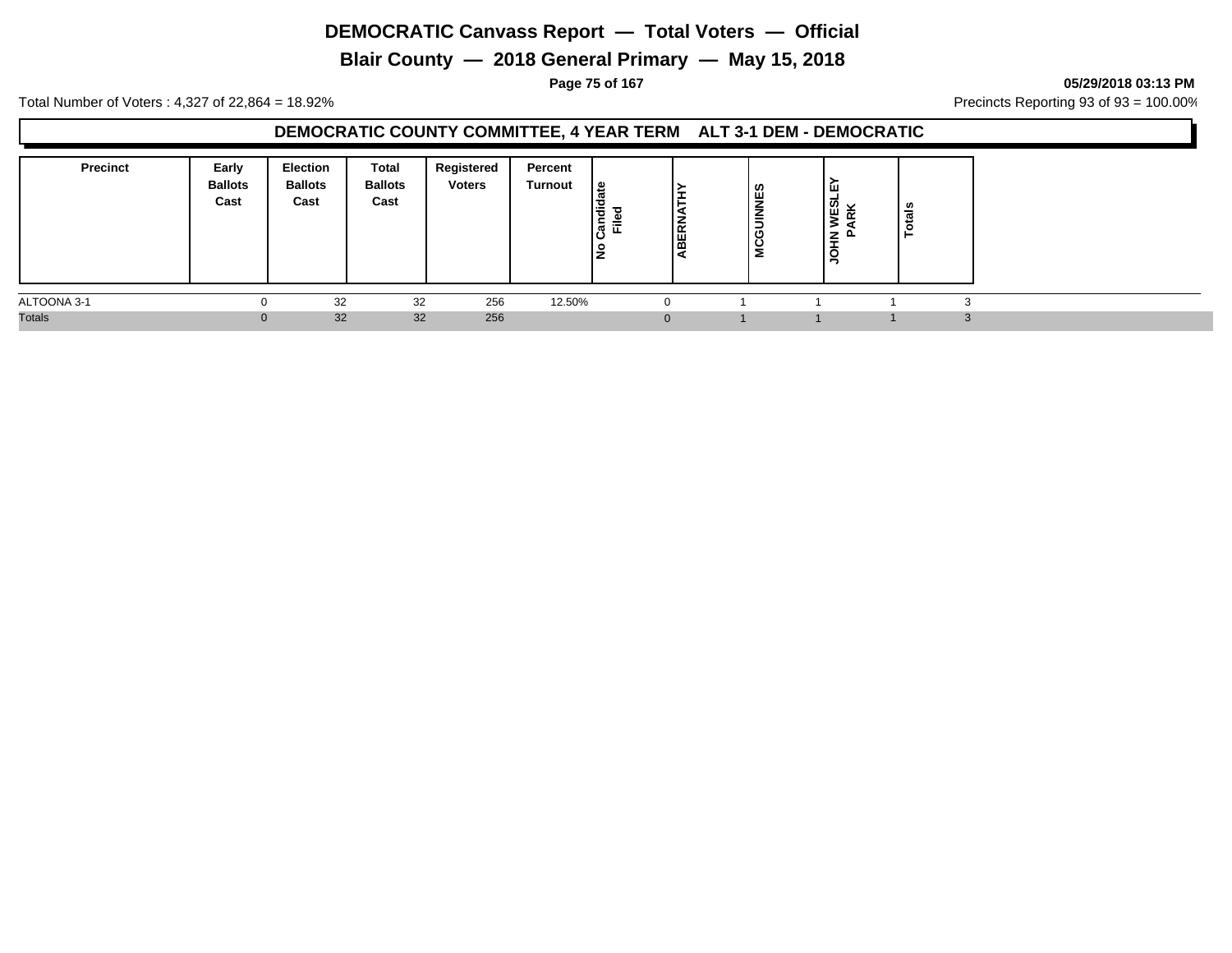# DEMOCRATIC Canvass Report — Total Voters — Official

## Blair County — 2018 General Primary — May 15, 2018

05/29/2018 03:13 PM

Total Number of Voters : 4,327 of 22,864 = 18.92%

Precincts Reporting 93 of 93 = 100.00%

### DEMOCRATIC COUNTY COMMITTEE, 4 YEAR TERM ALT 3-1 DEM - DEMOCRATIC

| Precinct | Early Ballots Cast | Election Ballots Cast | Total Ballots Cast | Registered Voters | Percent Turnout | No Candidate Filed | ABERNATHY | MCGUINNES | JOHN WESLEY PARK | Totals |
|---|---|---|---|---|---|---|---|---|---|---|
| ALTOONA 3-1 | 0 | 32 | 32 | 256 | 12.50% | 0 | 1 | 1 | 1 | 3 |
| Totals | 0 | 32 | 32 | 256 | | 0 | 1 | 1 | 1 | 3 |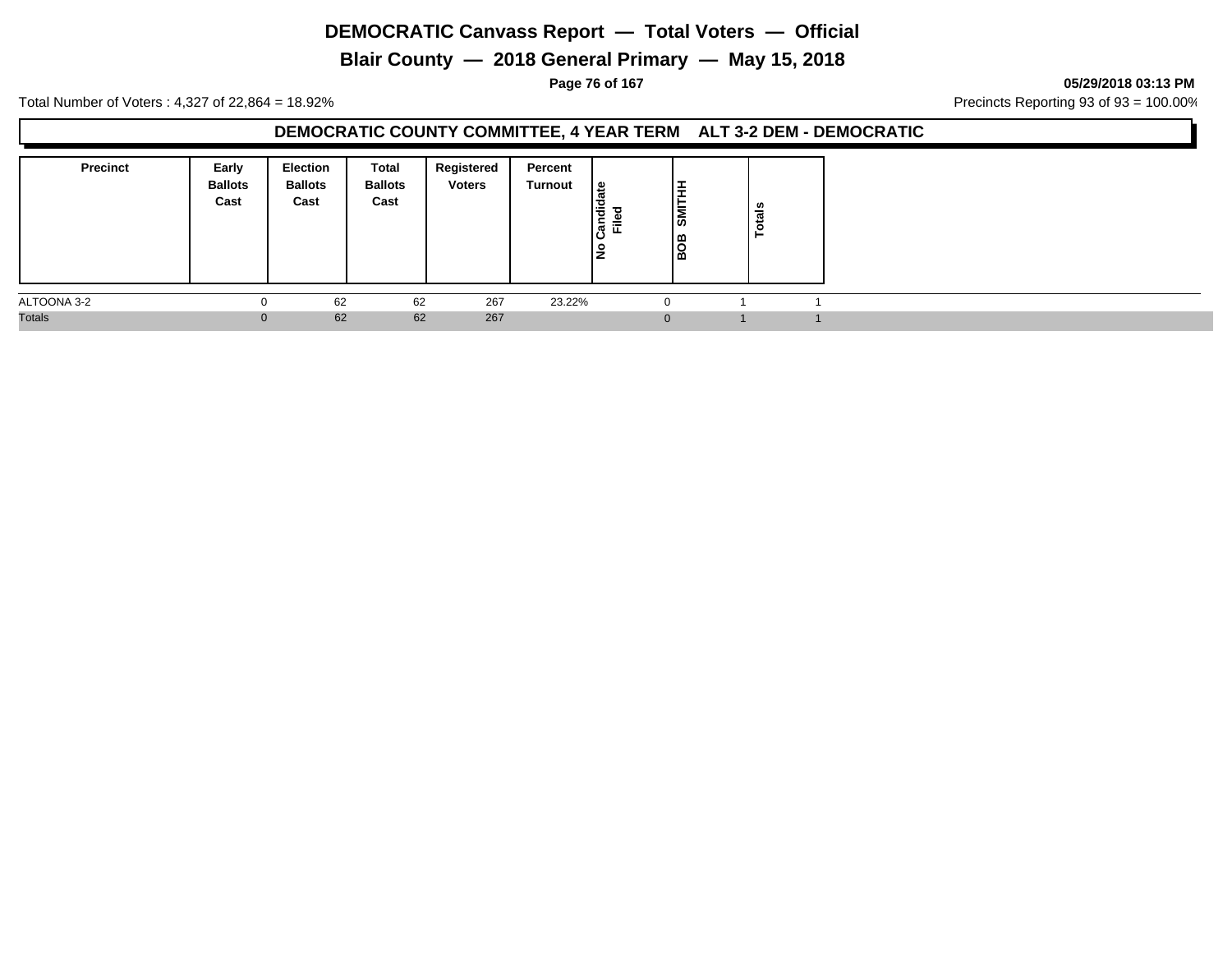# DEMOCRATIC Canvass Report — Total Voters — Official

## Blair County — 2018 General Primary — May 15, 2018

**05/29/2018 03:13 PM**

Total Number of Voters : 4,327 of 22,864 = 18.92%

Precincts Reporting 93 of 93 = 100.00%

### DEMOCRATIC COUNTY COMMITTEE, 4 YEAR TERM ALT 3-2 DEM - DEMOCRATIC

| Precinct | Early Ballots Cast | Election Ballots Cast | Total Ballots Cast | Registered Voters | Percent Turnout | No Candidate Filed | BOB SMITHH | Totals |
|---|---|---|---|---|---|---|---|---|
| ALTOONA 3-2 | 0 | 62 | 62 | 267 | 23.22% | 0 | 1 | 1 |
| Totals | 0 | 62 | 62 | 267 | | 0 | 1 | 1 |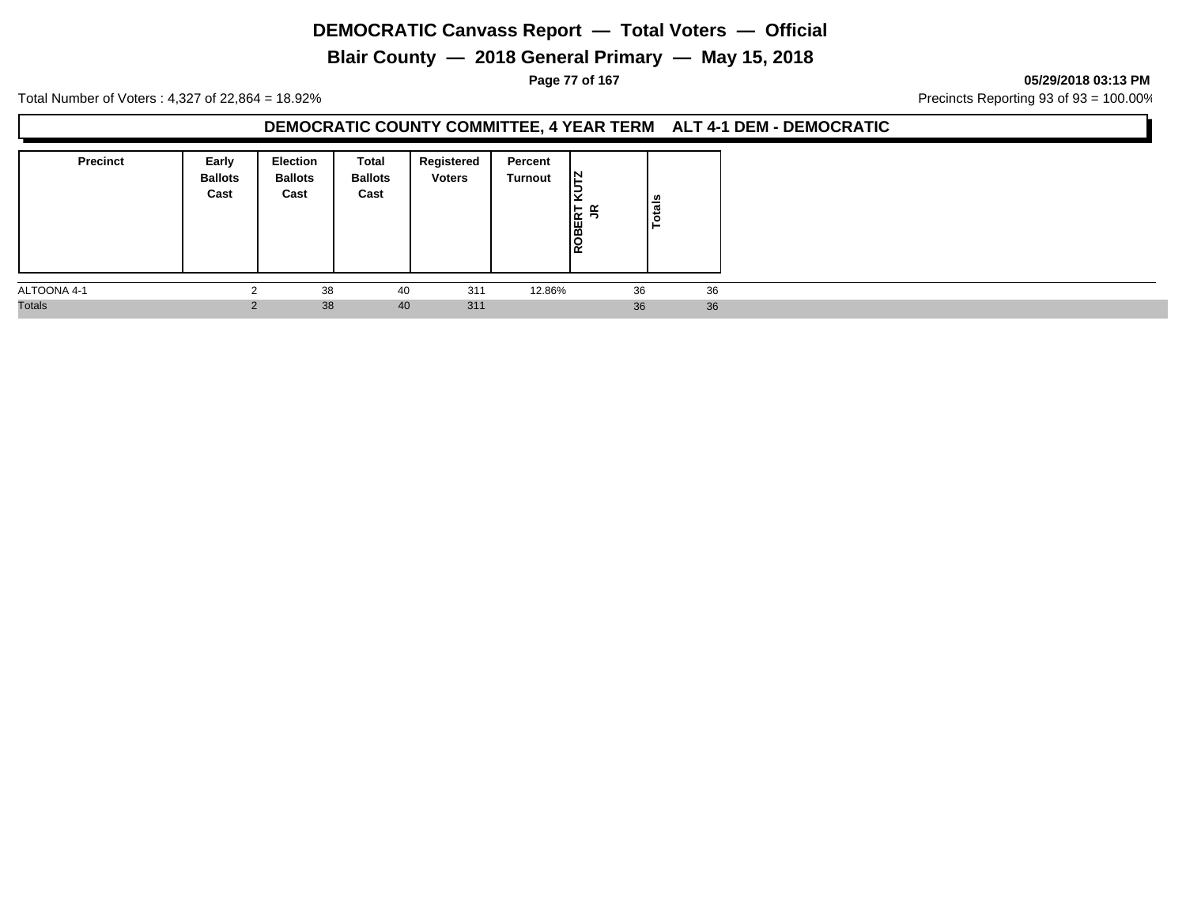# DEMOCRATIC Canvass Report — Total Voters — Official

## Blair County — 2018 General Primary — May 15, 2018

05/29/2018 03:13 PM

Total Number of Voters : 4,327 of 22,864 = 18.92%

Precincts Reporting 93 of 93 = 100.00%

### DEMOCRATIC COUNTY COMMITTEE, 4 YEAR TERM ALT 4-1 DEM - DEMOCRATIC

| Precinct | Early Ballots Cast | Election Ballots Cast | Total Ballots Cast | Registered Voters | Percent Turnout | ROBERT KUTZ JR | Totals |
|---|---|---|---|---|---|---|---|
| ALTOONA 4-1 | 2 | 38 | 40 | 311 | 12.86% | 36 | 36 |
| Totals | 2 | 38 | 40 | 311 | | 36 | 36 |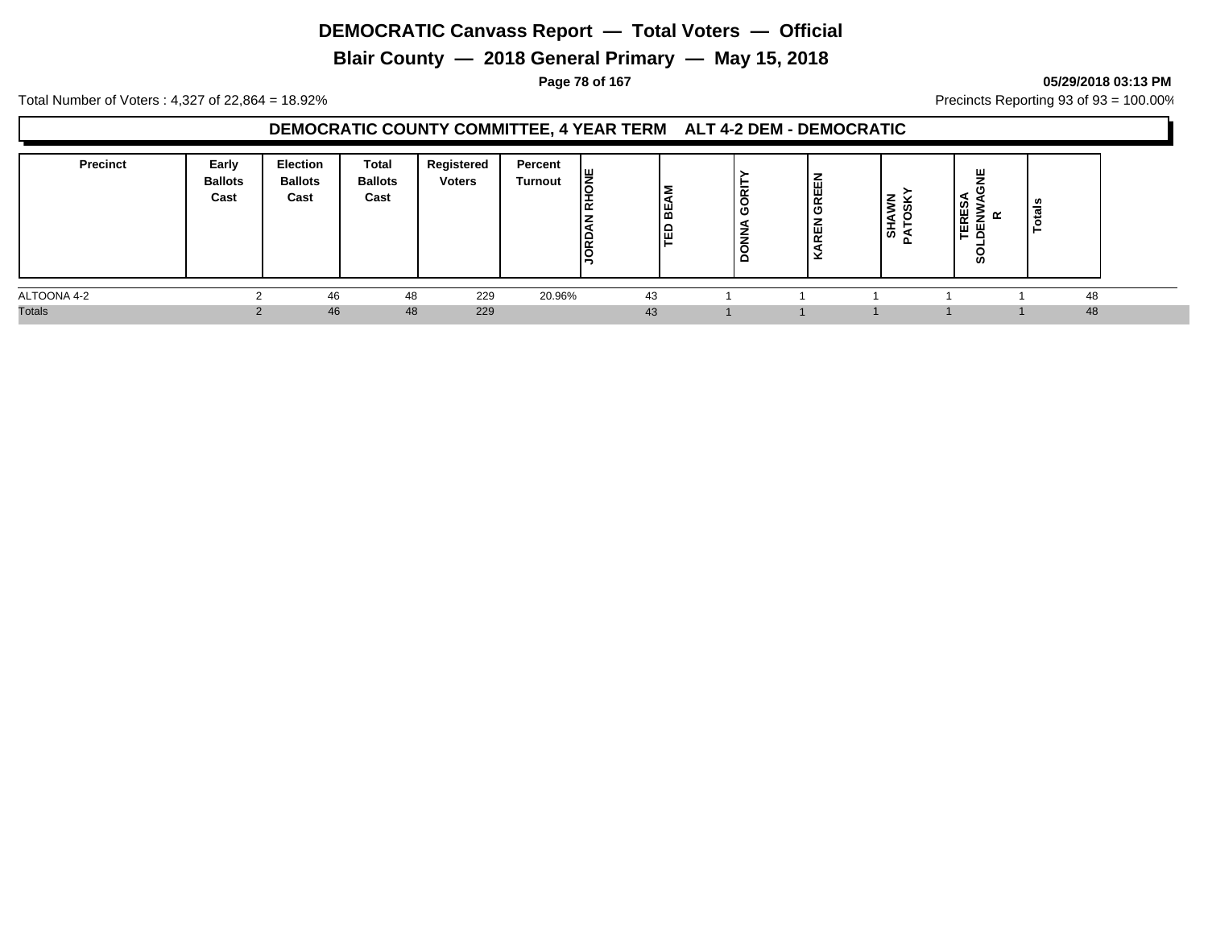# DEMOCRATIC Canvass Report — Total Voters — Official

## Blair County — 2018 General Primary — May 15, 2018

**05/29/2018 03:13 PM**

Total Number of Voters : 4,327 of 22,864 = 18.92%

Precincts Reporting 93 of 93 = 100.00%

### DEMOCRATIC COUNTY COMMITTEE, 4 YEAR TERM ALT 4-2 DEM - DEMOCRATIC

| Precinct | Early Ballots Cast | Election Ballots Cast | Total Ballots Cast | Registered Voters | Percent Turnout | JORDAN RHONE | TED BEAM | DONNA GORITY | KAREN GREEN | SHAWN PATOSKY | TERESA SOLDENWAGNER | Totals |
|---|---|---|---|---|---|---|---|---|---|---|---|---|
| ALTOONA 4-2 | 2 | 46 | 48 | 229 | 20.96% | 43 | 1 | 1 | 1 | 1 | 1 | 48 |
| Totals | 2 | 46 | 48 | 229 | | 43 | 1 | 1 | 1 | 1 | 1 | 48 |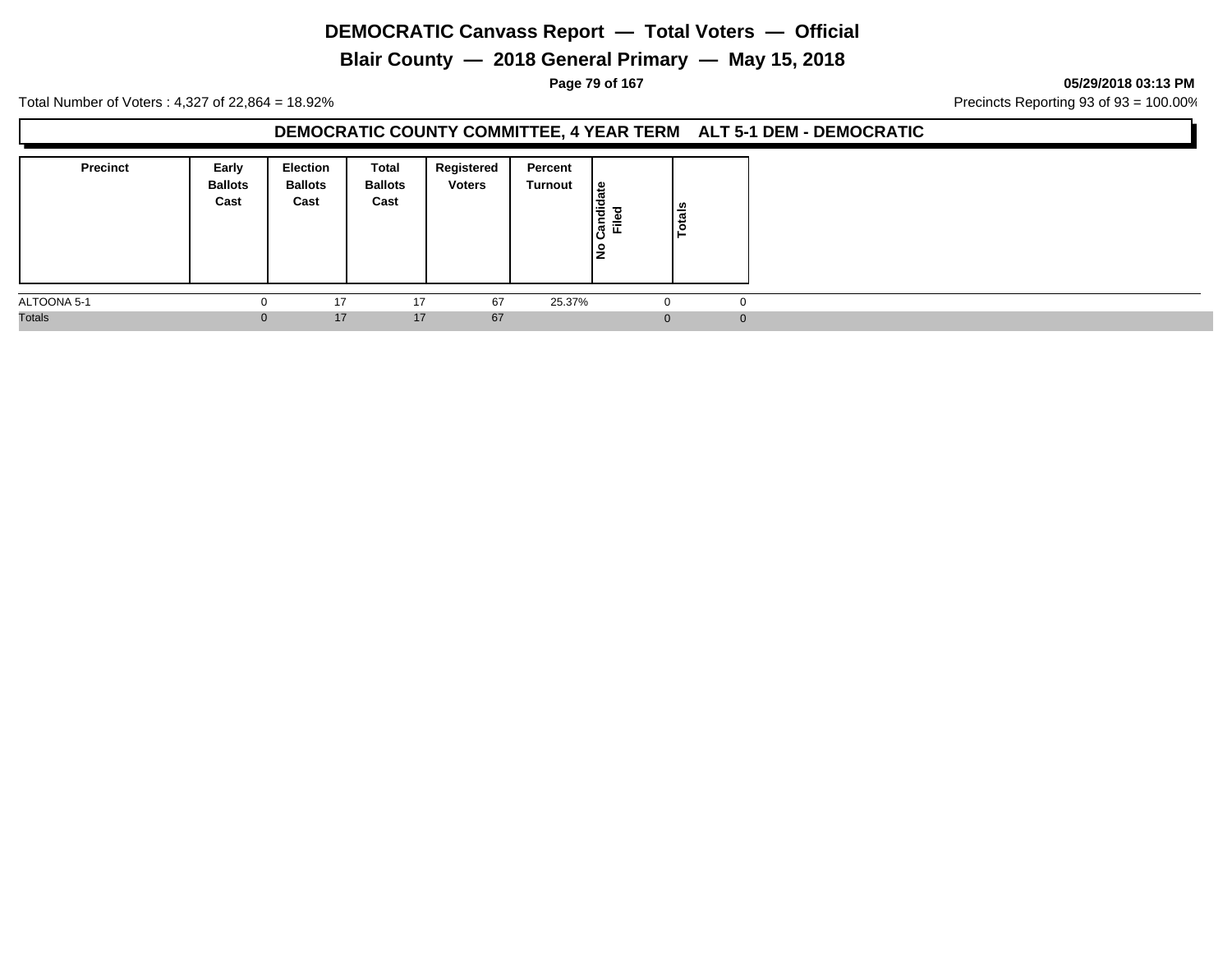# DEMOCRATIC Canvass Report — Total Voters — Official

## Blair County — 2018 General Primary — May 15, 2018

05/29/2018 03:13 PM

Total Number of Voters : 4,327 of 22,864 = 18.92%

Precincts Reporting 93 of 93 = 100.00%

### DEMOCRATIC COUNTY COMMITTEE, 4 YEAR TERM ALT 5-1 DEM - DEMOCRATIC

| Precinct | Early Ballots Cast | Election Ballots Cast | Total Ballots Cast | Registered Voters | Percent Turnout | No Candidate Filed | Totals |
|---|---|---|---|---|---|---|---|
| ALTOONA 5-1 | 0 | 17 | 17 | 67 | 25.37% | 0 | 0 |
| Totals | 0 | 17 | 17 | 67 | | 0 | 0 |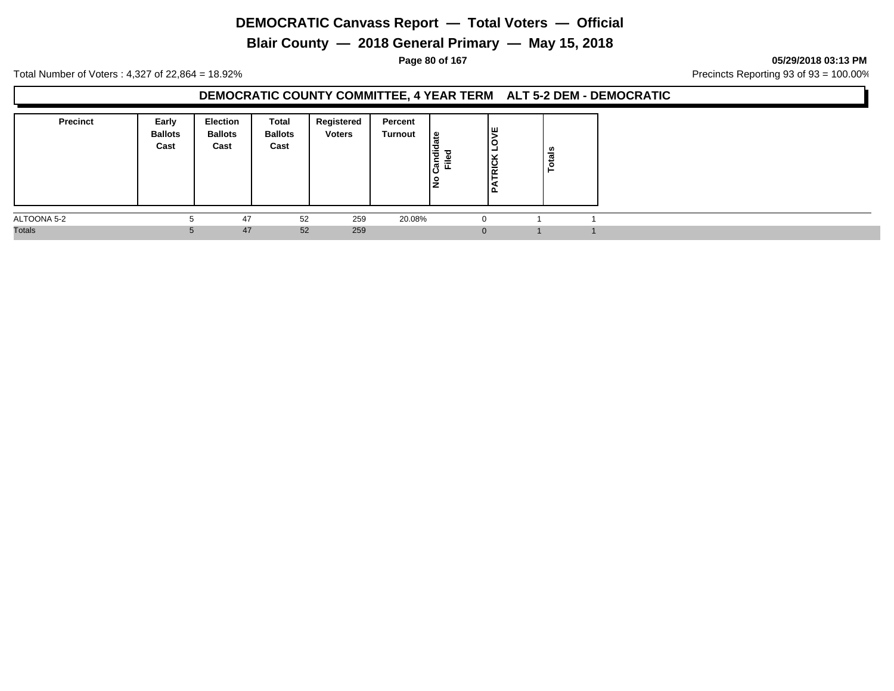# DEMOCRATIC Canvass Report — Total Voters — Official

## Blair County — 2018 General Primary — May 15, 2018

05/29/2018 03:13 PM

Total Number of Voters : 4,327 of 22,864 = 18.92%

Precincts Reporting 93 of 93 = 100.00%

### DEMOCRATIC COUNTY COMMITTEE, 4 YEAR TERM ALT 5-2 DEM - DEMOCRATIC

| Precinct | Early Ballots Cast | Election Ballots Cast | Total Ballots Cast | Registered Voters | Percent Turnout | No Candidate Filed | PATRICK LOVE | Totals |
|---|---|---|---|---|---|---|---|---|
| ALTOONA 5-2 | 5 | 47 | 52 | 259 | 20.08% | 0 | 1 | 1 |
| Totals | 5 | 47 | 52 | 259 | | 0 | 1 | 1 |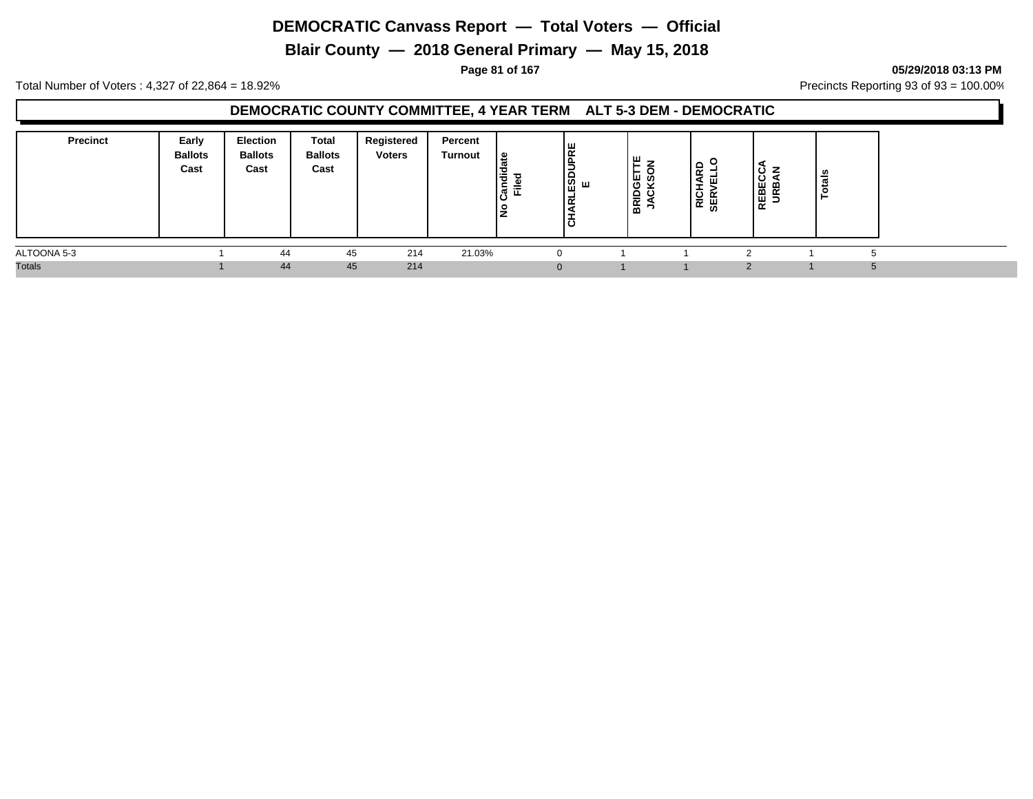# DEMOCRATIC Canvass Report — Total Voters — Official

## Blair County — 2018 General Primary — May 15, 2018

05/29/2018 03:13 PM

Total Number of Voters : 4,327 of 22,864 = 18.92%

Precincts Reporting 93 of 93 = 100.00%

### DEMOCRATIC COUNTY COMMITTEE, 4 YEAR TERM ALT 5-3 DEM - DEMOCRATIC

| Precinct | Early Ballots Cast | Election Ballots Cast | Total Ballots Cast | Registered Voters | Percent Turnout | No Candidate Filed | CHARLESDUPREE | BRIDGETTE JACKSON | RICHARD SERVELLO | REBECCA URBAN | Totals |
|---|---|---|---|---|---|---|---|---|---|---|---|
| ALTOONA 5-3 | 1 | 44 | 45 | 214 | 21.03% | 0 | 1 | 1 | 2 | 1 | 5 |
| Totals | 1 | 44 | 45 | 214 | | 0 | 1 | 1 | 2 | 1 | 5 |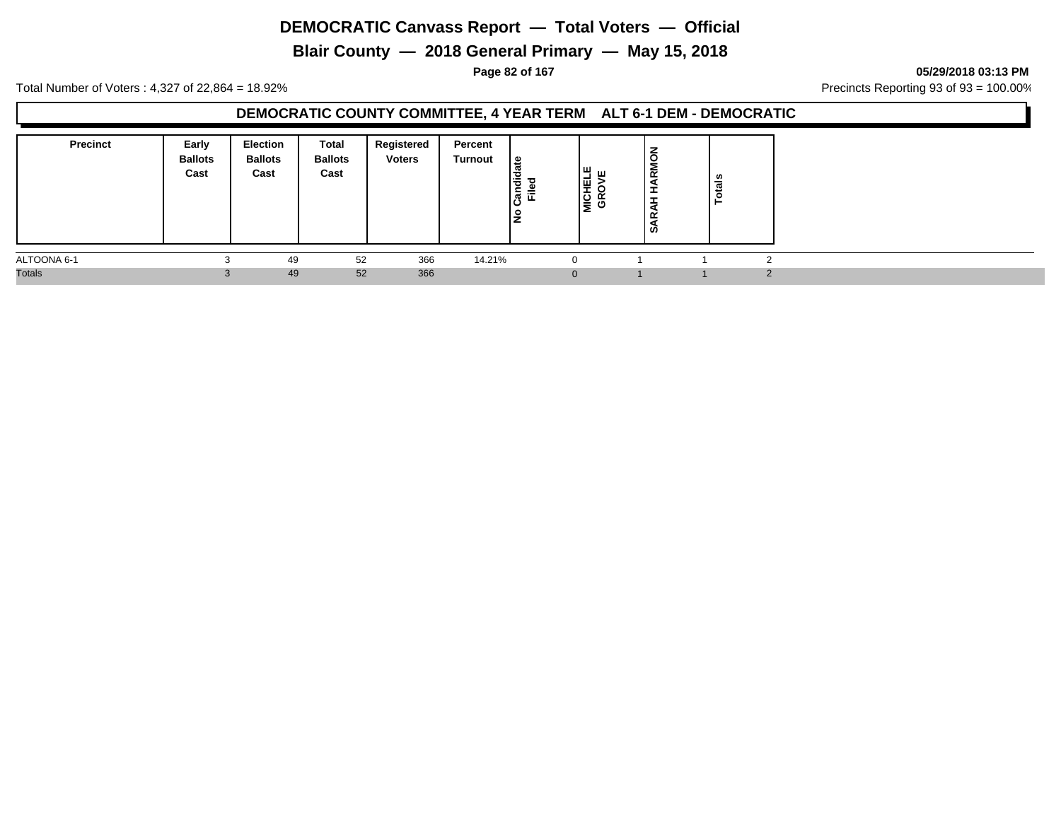# DEMOCRATIC Canvass Report — Total Voters — Official

## Blair County — 2018 General Primary — May 15, 2018

**05/29/2018 03:13 PM**

Total Number of Voters : 4,327 of 22,864 = 18.92%

Precincts Reporting 93 of 93 = 100.00%

### DEMOCRATIC COUNTY COMMITTEE, 4 YEAR TERM ALT 6-1 DEM - DEMOCRATIC

| Precinct | Early Ballots Cast | Election Ballots Cast | Total Ballots Cast | Registered Voters | Percent Turnout | No Candidate Filed | MICHELE GROVE | SARAH HARMON | Totals |
|---|---|---|---|---|---|---|---|---|---|
| ALTOONA 6-1 | 3 | 49 | 52 | 366 | 14.21% | 0 | 1 | 1 | 2 |
| Totals | 3 | 49 | 52 | 366 | | 0 | 1 | 1 | 2 |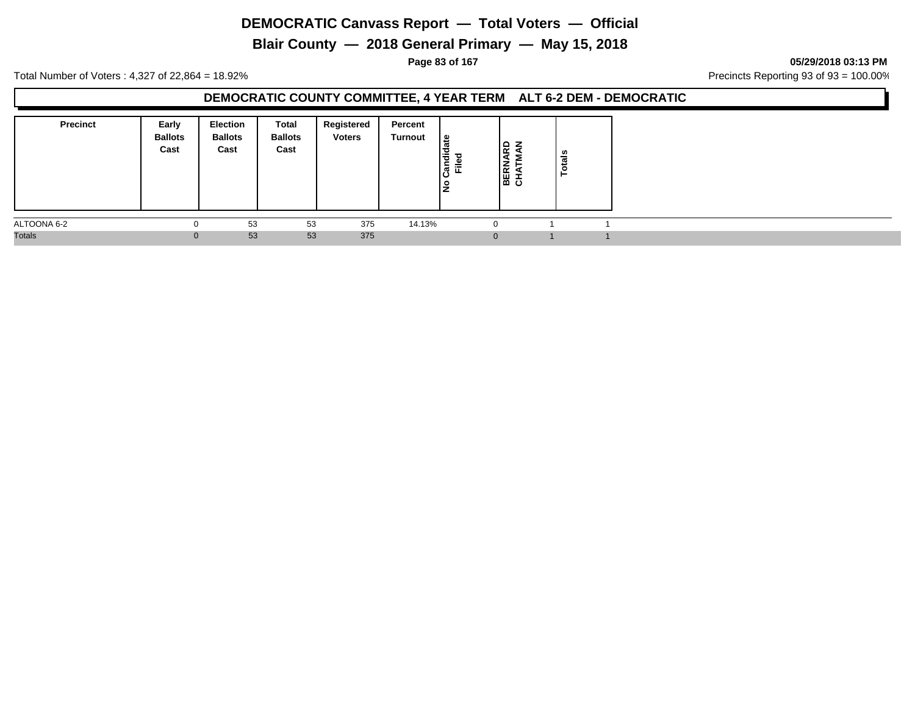# DEMOCRATIC Canvass Report — Total Voters — Official

## Blair County — 2018 General Primary — May 15, 2018

**05/29/2018 03:13 PM**

Total Number of Voters : 4,327 of 22,864 = 18.92%

Precincts Reporting 93 of 93 = 100.00%

### DEMOCRATIC COUNTY COMMITTEE, 4 YEAR TERM ALT 6-2 DEM - DEMOCRATIC

| Precinct | Early Ballots Cast | Election Ballots Cast | Total Ballots Cast | Registered Voters | Percent Turnout | No Candidate Filed | BERNARD CHATMAN | Totals |
|---|---|---|---|---|---|---|---|---|
| ALTOONA 6-2 | 0 | 53 | 53 | 375 | 14.13% | 0 | 1 | 1 |
| Totals | 0 | 53 | 53 | 375 | | 0 | 1 | 1 |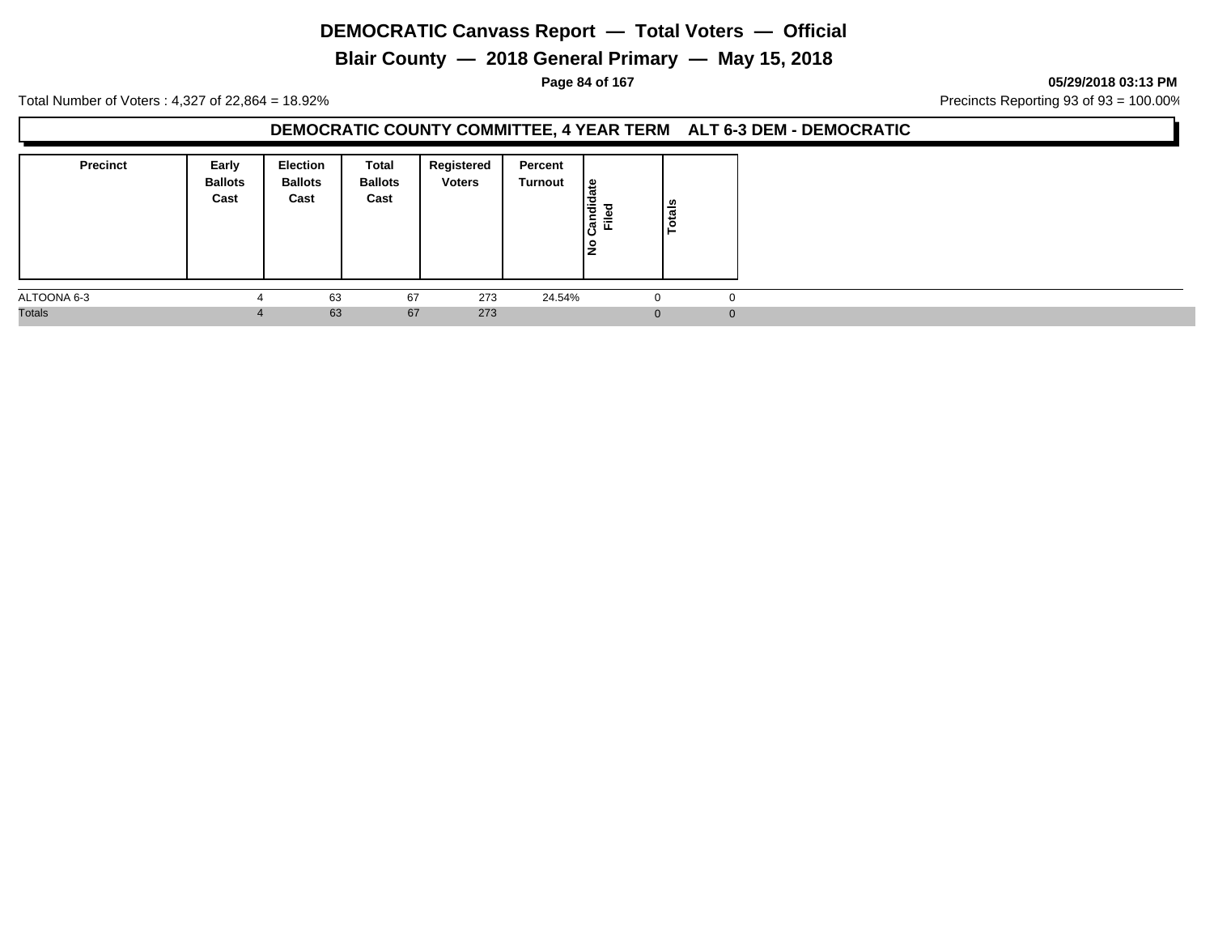# DEMOCRATIC Canvass Report — Total Voters — Official

## Blair County — 2018 General Primary — May 15, 2018

05/29/2018 03:13 PM

Total Number of Voters : 4,327 of 22,864 = 18.92%

Precincts Reporting 93 of 93 = 100.00%

### DEMOCRATIC COUNTY COMMITTEE, 4 YEAR TERM ALT 6-3 DEM - DEMOCRATIC

| Precinct | Early Ballots Cast | Election Ballots Cast | Total Ballots Cast | Registered Voters | Percent Turnout | No Candidate Filed | Totals |
|---|---|---|---|---|---|---|---|
| ALTOONA 6-3 | 4 | 63 | 67 | 273 | 24.54% | 0 | 0 |
| Totals | 4 | 63 | 67 | 273 | | 0 | 0 |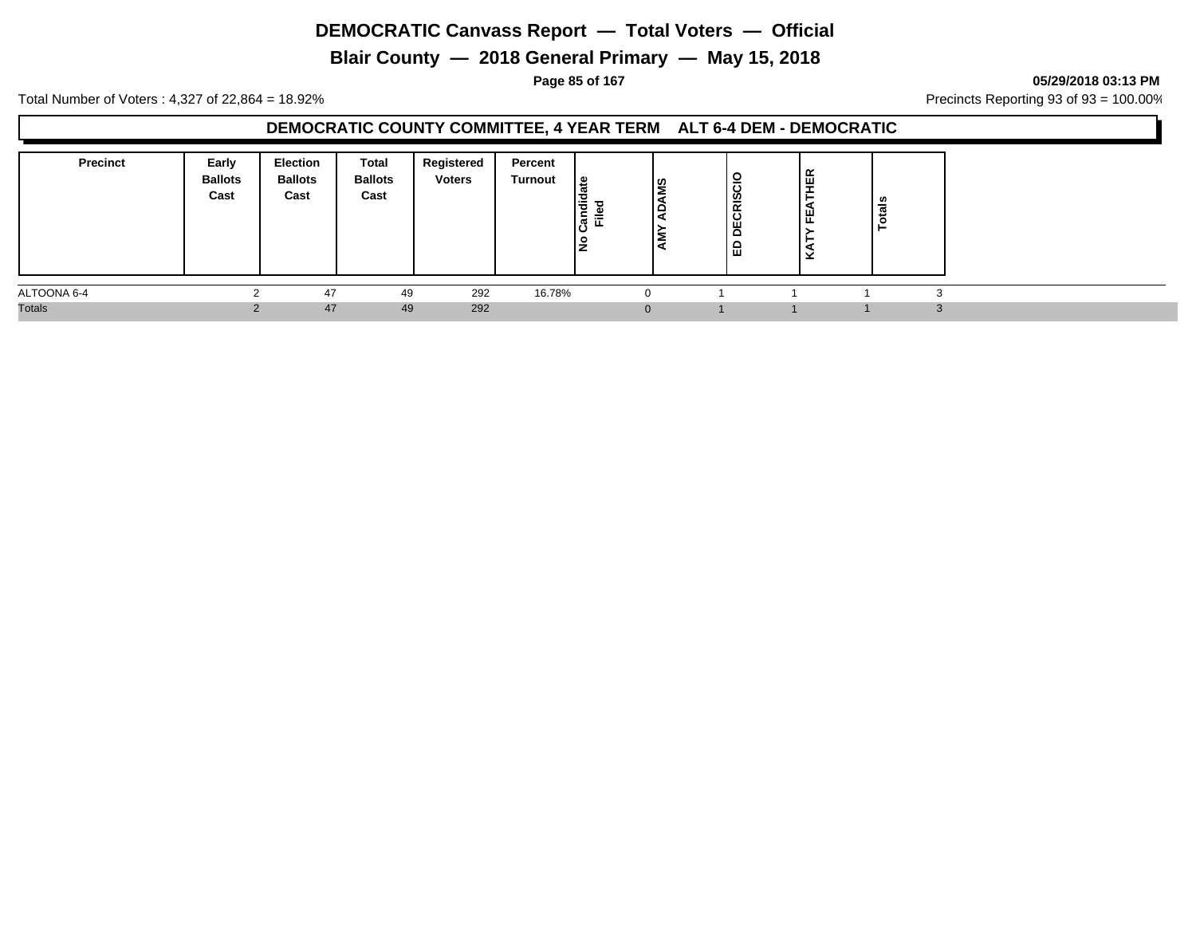# DEMOCRATIC Canvass Report — Total Voters — Official

## Blair County — 2018 General Primary — May 15, 2018

05/29/2018 03:13 PM

Total Number of Voters : 4,327 of 22,864 = 18.92%

Precincts Reporting 93 of 93 = 100.00%

### DEMOCRATIC COUNTY COMMITTEE, 4 YEAR TERM ALT 6-4 DEM - DEMOCRATIC

| Precinct | Early Ballots Cast | Election Ballots Cast | Total Ballots Cast | Registered Voters | Percent Turnout | No Candidate Filed | AMY ADAMS | ED DECRISCIO | KATY FEATHER | Totals |
|---|---|---|---|---|---|---|---|---|---|---|
| ALTOONA 6-4 | 2 | 47 | 49 | 292 | 16.78% | 0 | 1 | 1 | 1 | 3 |
| Totals | 2 | 47 | 49 | 292 | | 0 | 1 | 1 | 1 | 3 |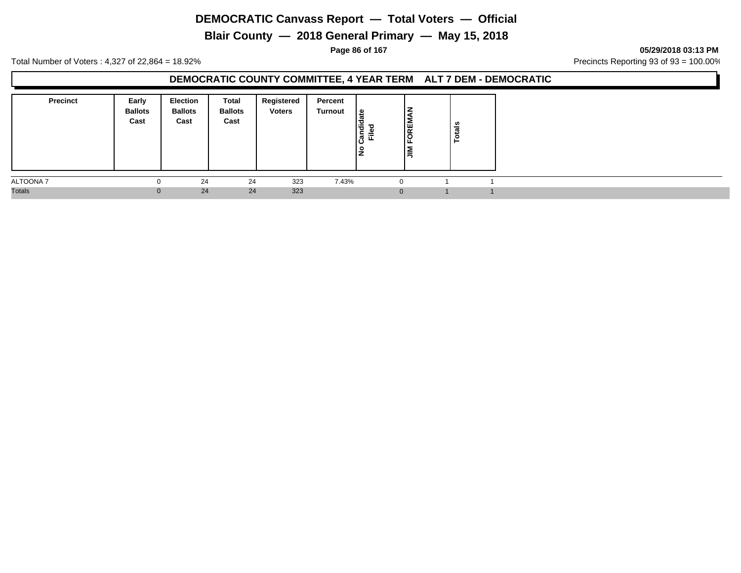# DEMOCRATIC Canvass Report — Total Voters — Official

## Blair County — 2018 General Primary — May 15, 2018

05/29/2018 03:13 PM

Total Number of Voters : 4,327 of 22,864 = 18.92%

Precincts Reporting 93 of 93 = 100.00%

### DEMOCRATIC COUNTY COMMITTEE, 4 YEAR TERM ALT 7 DEM - DEMOCRATIC

| Precinct | Early Ballots Cast | Election Ballots Cast | Total Ballots Cast | Registered Voters | Percent Turnout | No Candidate Filed | JIM FOREMAN | Totals |
|---|---|---|---|---|---|---|---|---|
| ALTOONA 7 | 0 | 24 | 24 | 323 | 7.43% | 0 | 1 | 1 |
| Totals | 0 | 24 | 24 | 323 | | 0 | 1 | 1 |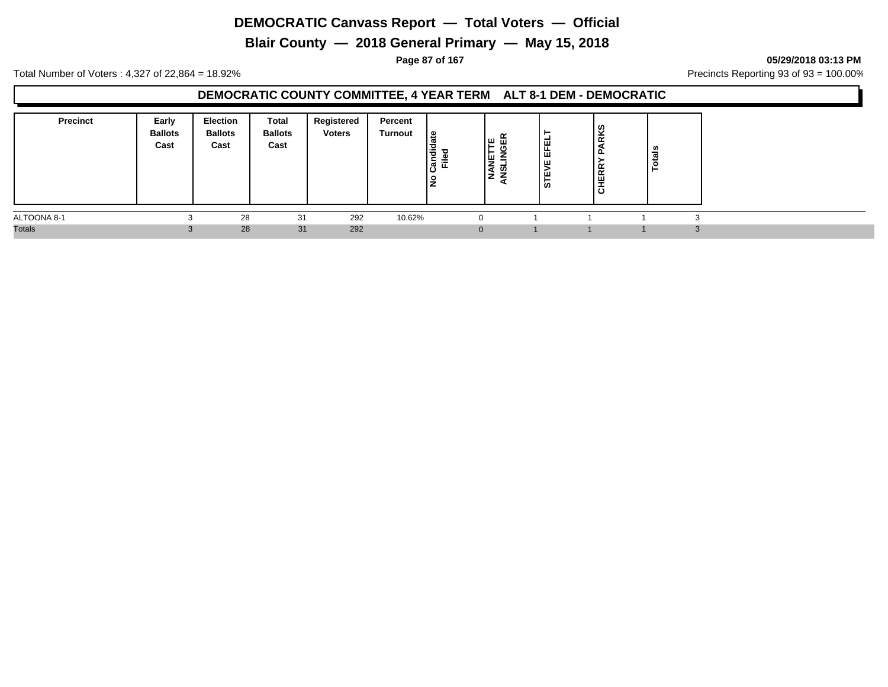# DEMOCRATIC Canvass Report — Total Voters — Official

## Blair County — 2018 General Primary — May 15, 2018

**05/29/2018 03:13 PM**

Total Number of Voters : 4,327 of 22,864 = 18.92%

Precincts Reporting 93 of 93 = 100.00%

### DEMOCRATIC COUNTY COMMITTEE, 4 YEAR TERM ALT 8-1 DEM - DEMOCRATIC

| Precinct | Early Ballots Cast | Election Ballots Cast | Total Ballots Cast | Registered Voters | Percent Turnout | No Candidate Filed | NANETTE ANSLINGER | STEVE EFELT | CHERRY PARKS | Totals |
|---|---|---|---|---|---|---|---|---|---|---|
| ALTOONA 8-1 | 3 | 28 | 31 | 292 | 10.62% | 0 | 1 | 1 | 1 | 3 |
| Totals | 3 | 28 | 31 | 292 | | 0 | 1 | 1 | 1 | 3 |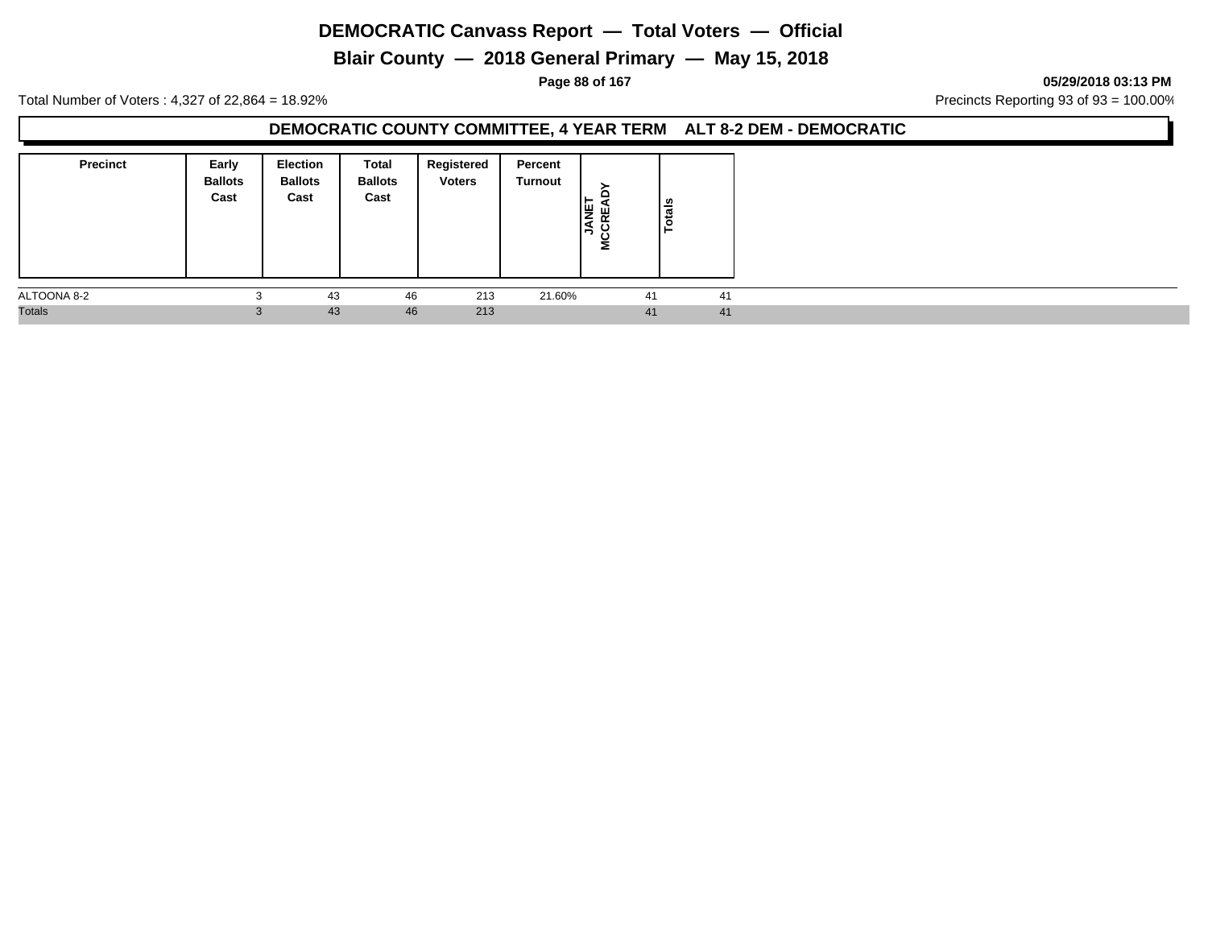# DEMOCRATIC Canvass Report — Total Voters — Official

## Blair County — 2018 General Primary — May 15, 2018

05/29/2018 03:13 PM

Total Number of Voters : 4,327 of 22,864 = 18.92%

Precincts Reporting 93 of 93 = 100.00%

### DEMOCRATIC COUNTY COMMITTEE, 4 YEAR TERM ALT 8-2 DEM - DEMOCRATIC

| Precinct | Early Ballots Cast | Election Ballots Cast | Total Ballots Cast | Registered Voters | Percent Turnout | JANET MCCREADY | Totals |
|---|---|---|---|---|---|---|---|
| ALTOONA 8-2 | 3 | 43 | 46 | 213 | 21.60% | 41 | 41 |
| Totals | 3 | 43 | 46 | 213 | | 41 | 41 |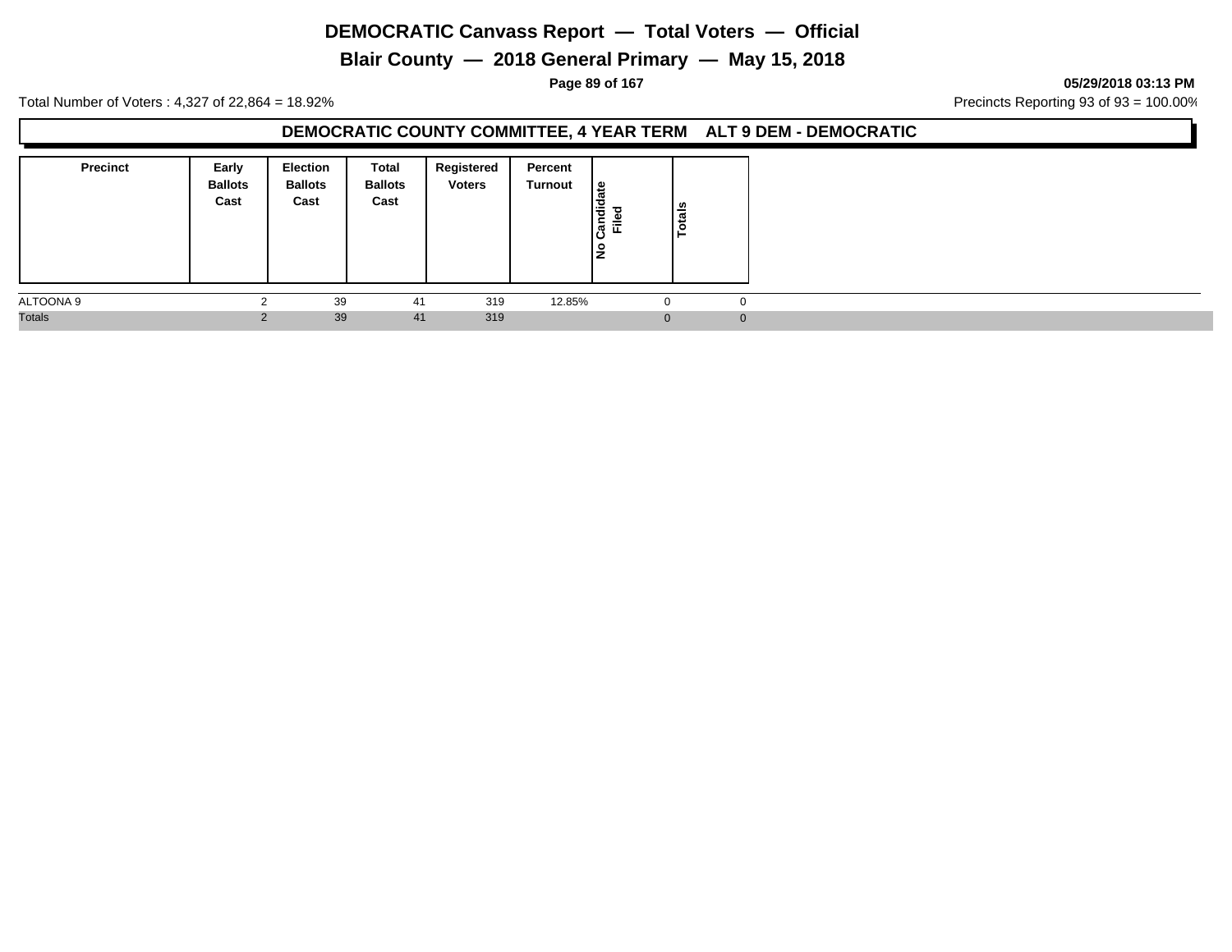# DEMOCRATIC Canvass Report — Total Voters — Official

## Blair County — 2018 General Primary — May 15, 2018

05/29/2018 03:13 PM

Total Number of Voters : 4,327 of 22,864 = 18.92%

Precincts Reporting 93 of 93 = 100.00%

### DEMOCRATIC COUNTY COMMITTEE, 4 YEAR TERM ALT 9 DEM - DEMOCRATIC

| Precinct | Early Ballots Cast | Election Ballots Cast | Total Ballots Cast | Registered Voters | Percent Turnout | No Candidate Filed | Totals |
|---|---|---|---|---|---|---|---|
| ALTOONA 9 | 2 | 39 | 41 | 319 | 12.85% | 0 | 0 |
| Totals | 2 | 39 | 41 | 319 | | 0 | 0 |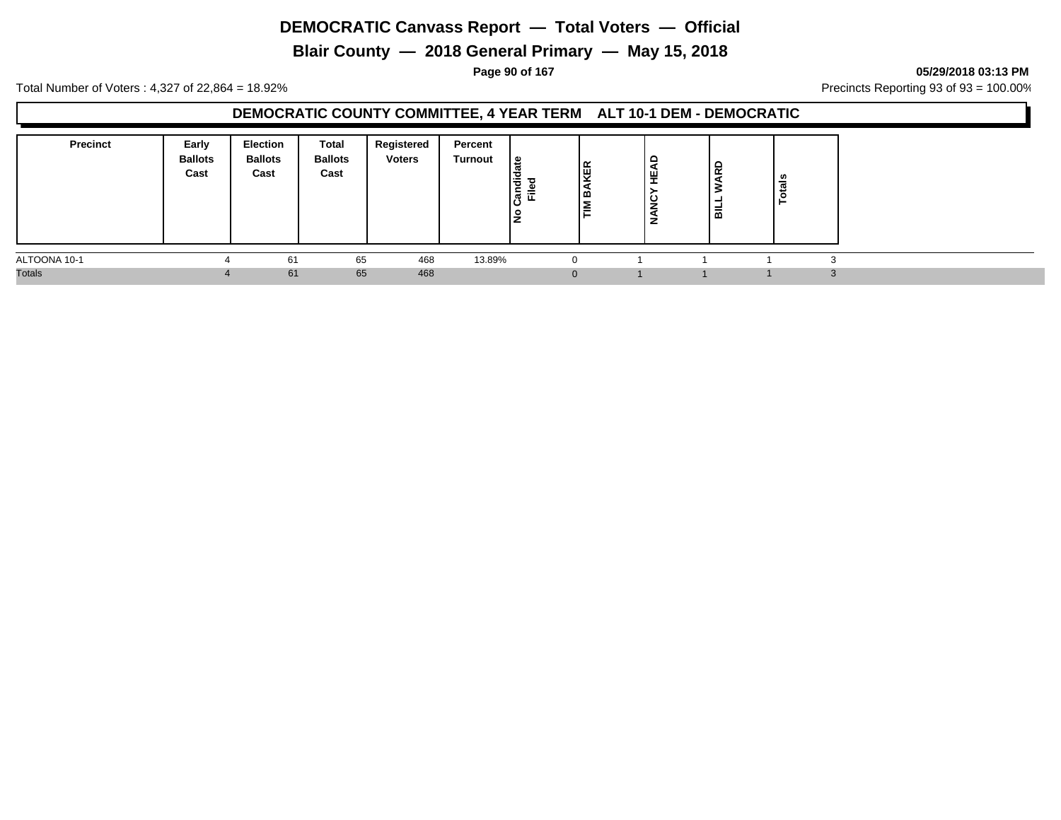# DEMOCRATIC Canvass Report — Total Voters — Official

## Blair County — 2018 General Primary — May 15, 2018

05/29/2018 03:13 PM

Total Number of Voters : 4,327 of 22,864 = 18.92%

Precincts Reporting 93 of 93 = 100.00%

### DEMOCRATIC COUNTY COMMITTEE, 4 YEAR TERM ALT 10-1 DEM - DEMOCRATIC

| Precinct | Early Ballots Cast | Election Ballots Cast | Total Ballots Cast | Registered Voters | Percent Turnout | No Candidate Filed | TIM BAKER | NANCY HEAD | BILL WARD | Totals |
|---|---|---|---|---|---|---|---|---|---|---|
| ALTOONA 10-1 | 4 | 61 | 65 | 468 | 13.89% | 0 | 1 | 1 | 1 | 3 |
| Totals | 4 | 61 | 65 | 468 | | 0 | 1 | 1 | 1 | 3 |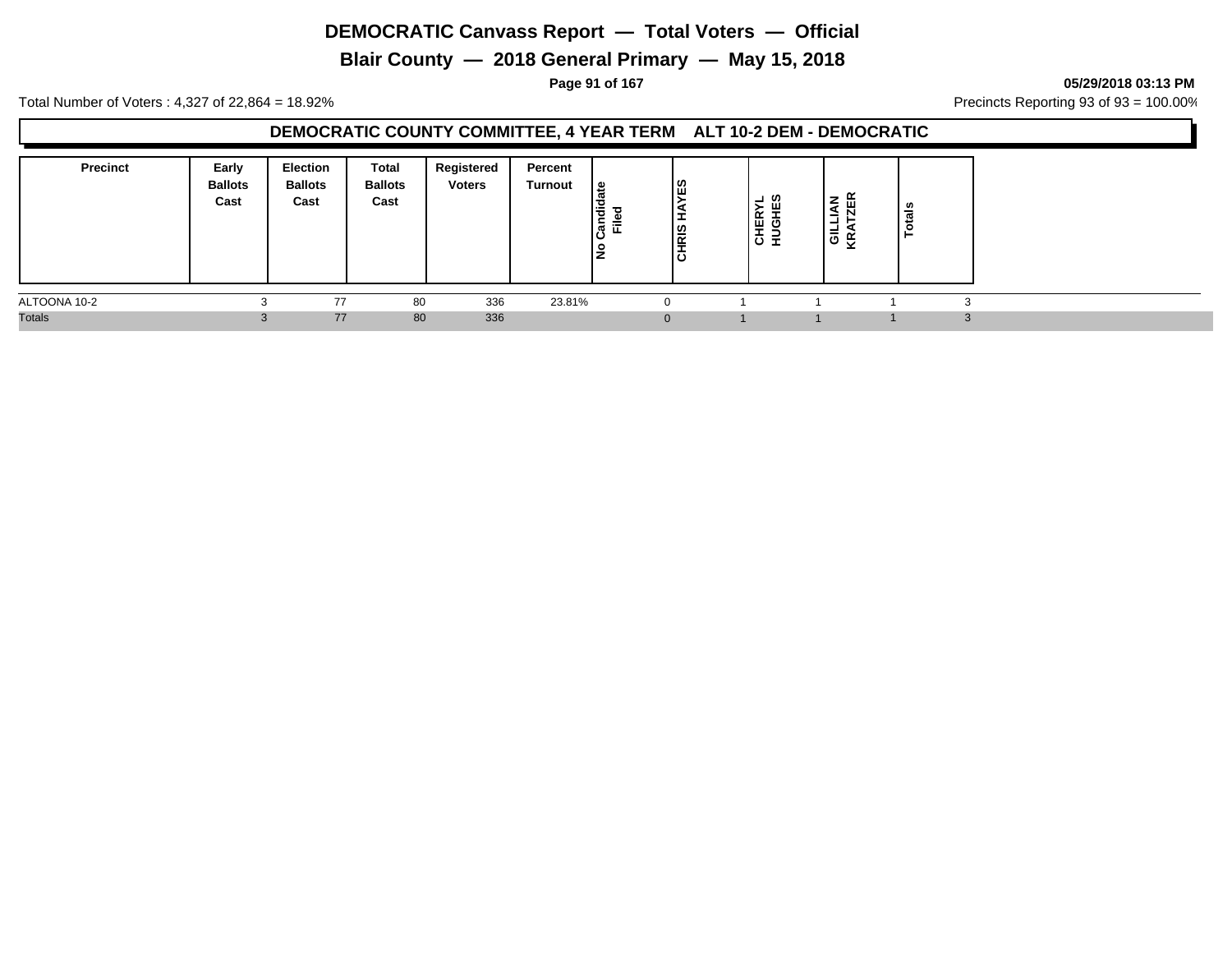# DEMOCRATIC Canvass Report — Total Voters — Official

## Blair County — 2018 General Primary — May 15, 2018

05/29/2018 03:13 PM

Total Number of Voters : 4,327 of 22,864 = 18.92%

Precincts Reporting 93 of 93 = 100.00%

### DEMOCRATIC COUNTY COMMITTEE, 4 YEAR TERM ALT 10-2 DEM - DEMOCRATIC

| Precinct | Early Ballots Cast | Election Ballots Cast | Total Ballots Cast | Registered Voters | Percent Turnout | No Candidate Filed | CHRIS HAYES | CHERYL HUGHES | GILLIAN KRATZER | Totals |
|---|---|---|---|---|---|---|---|---|---|---|
| ALTOONA 10-2 | 3 | 77 | 80 | 336 | 23.81% | 0 | 1 | 1 | 1 | 3 |
| Totals | 3 | 77 | 80 | 336 | | 0 | 1 | 1 | 1 | 3 |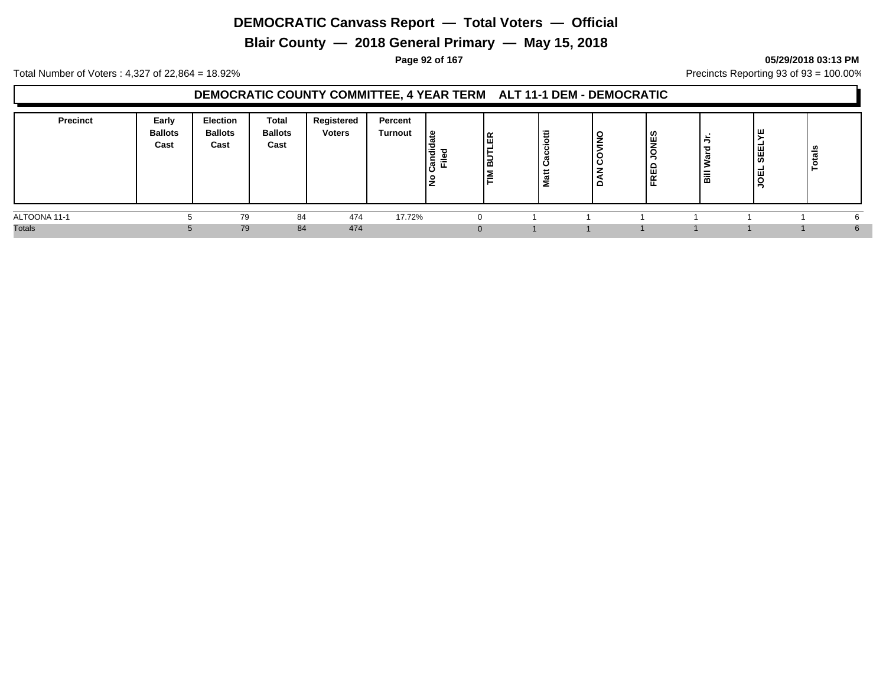# DEMOCRATIC Canvass Report — Total Voters — Official

## Blair County — 2018 General Primary — May 15, 2018

05/29/2018 03:13 PM

Total Number of Voters : 4,327 of 22,864 = 18.92%

Precincts Reporting 93 of 93 = 100.00%

### DEMOCRATIC COUNTY COMMITTEE, 4 YEAR TERM ALT 11-1 DEM - DEMOCRATIC

| Precinct | Early Ballots Cast | Election Ballots Cast | Total Ballots Cast | Registered Voters | Percent Turnout | No Candidate Filed | TIM BUTLER | Matt Cacciotti | DAN COVINO | FRED JONES | Bill Ward Jr. | JOEL SEELYE | Totals |
|---|---|---|---|---|---|---|---|---|---|---|---|---|---|
| ALTOONA 11-1 | 5 | 79 | 84 | 474 | 17.72% | 0 | 1 | 1 | 1 | 1 | 1 | 1 | 6 |
| Totals | 5 | 79 | 84 | 474 | | 0 | 1 | 1 | 1 | 1 | 1 | 1 | 6 |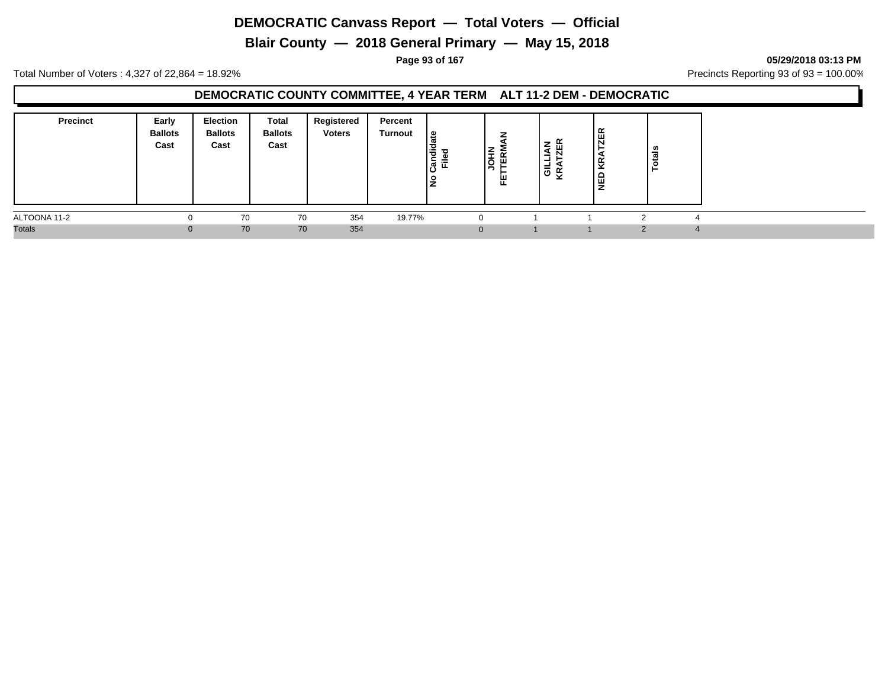# DEMOCRATIC Canvass Report — Total Voters — Official

## Blair County — 2018 General Primary — May 15, 2018

05/29/2018 03:13 PM

Total Number of Voters : 4,327 of 22,864 = 18.92%

Precincts Reporting 93 of 93 = 100.00%

### DEMOCRATIC COUNTY COMMITTEE, 4 YEAR TERM ALT 11-2 DEM - DEMOCRATIC

| Precinct | Early Ballots Cast | Election Ballots Cast | Total Ballots Cast | Registered Voters | Percent Turnout | No Candidate Filed | JOHN FETTERMAN | GILLIAN KRATZER | NED KRATZER | Totals |
|---|---|---|---|---|---|---|---|---|---|---|
| ALTOONA 11-2 | 0 | 70 | 70 | 354 | 19.77% | 0 | 1 | 1 | 2 | 4 |
| Totals | 0 | 70 | 70 | 354 | | 0 | 1 | 1 | 2 | 4 |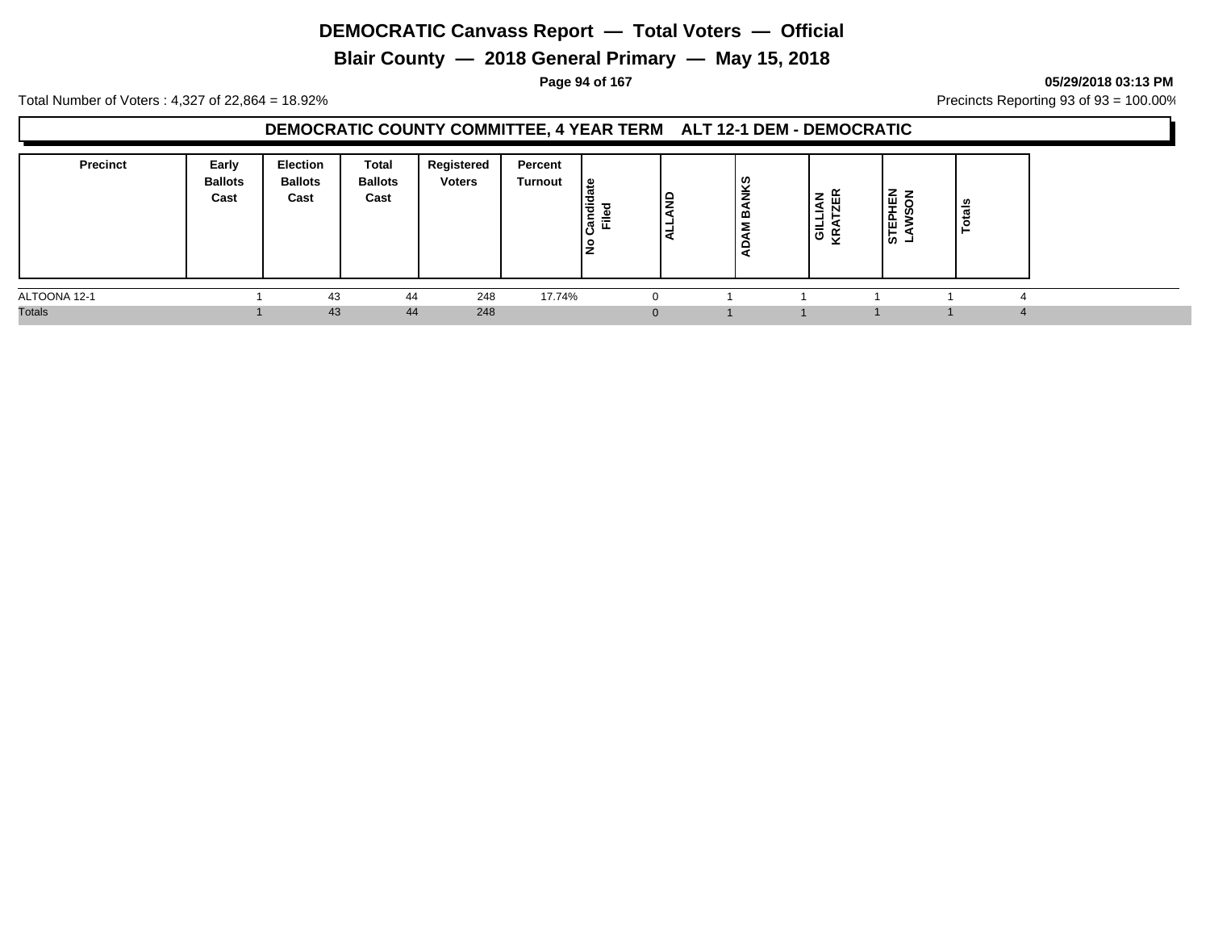# DEMOCRATIC Canvass Report — Total Voters — Official

## Blair County — 2018 General Primary — May 15, 2018

**05/29/2018 03:13 PM**

Total Number of Voters : 4,327 of 22,864 = 18.92%

Precincts Reporting 93 of 93 = 100.00%

### DEMOCRATIC COUNTY COMMITTEE, 4 YEAR TERM ALT 12-1 DEM - DEMOCRATIC

| Precinct | Early Ballots Cast | Election Ballots Cast | Total Ballots Cast | Registered Voters | Percent Turnout | No Candidate Filed | ALLAND | ADAM BANKS | GILLIAN KRATZER | STEPHEN LAWSON | Totals |
|---|---|---|---|---|---|---|---|---|---|---|---|
| ALTOONA 12-1 | 1 | 43 | 44 | 248 | 17.74% | 0 | 1 | 1 | 1 | 1 | 4 |
| Totals | 1 | 43 | 44 | 248 | | 0 | 1 | 1 | 1 | 1 | 4 |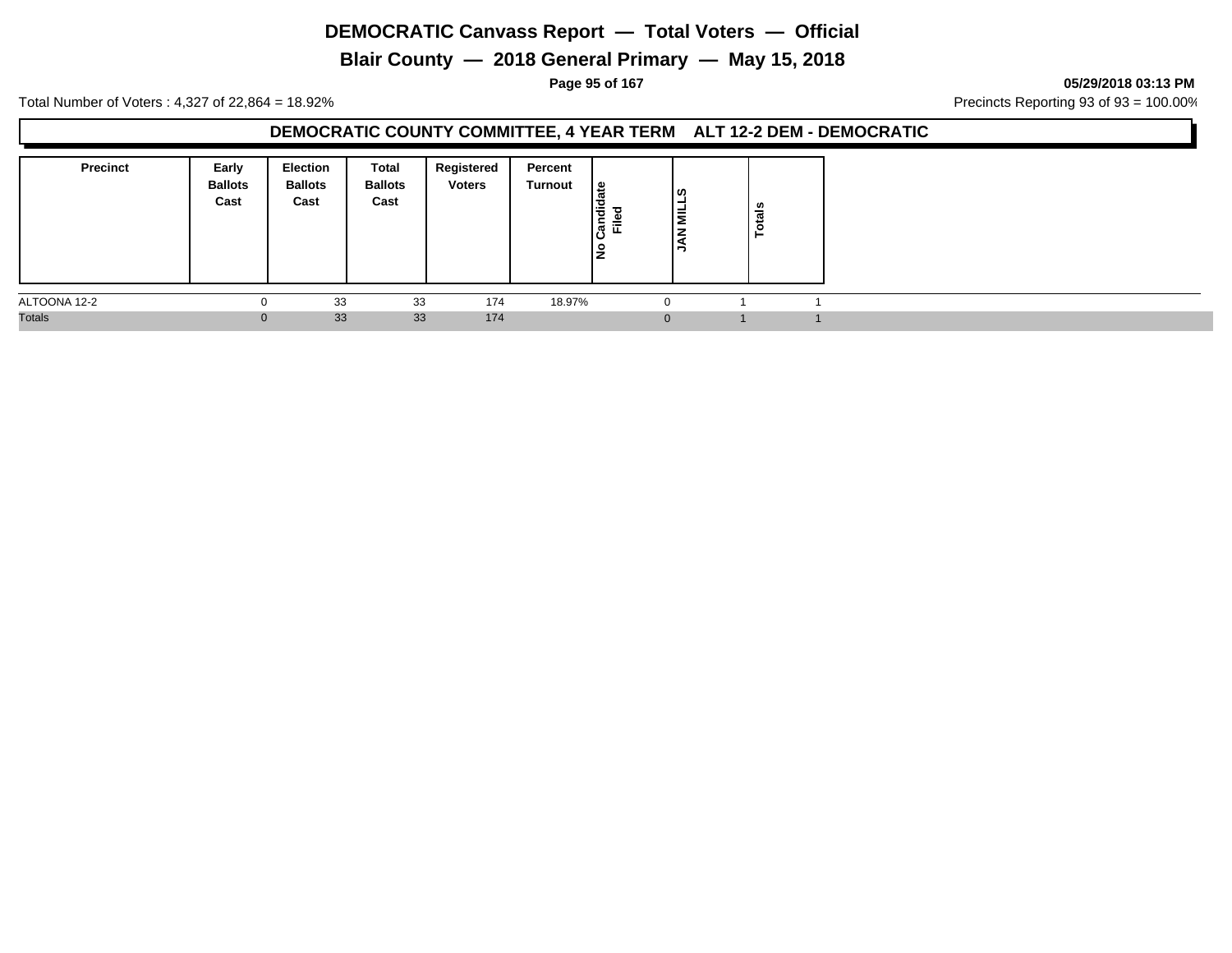# DEMOCRATIC Canvass Report — Total Voters — Official

## Blair County — 2018 General Primary — May 15, 2018

05/29/2018 03:13 PM

Total Number of Voters : 4,327 of 22,864 = 18.92%

Precincts Reporting 93 of 93 = 100.00%

### DEMOCRATIC COUNTY COMMITTEE, 4 YEAR TERM ALT 12-2 DEM - DEMOCRATIC

| Precinct | Early Ballots Cast | Election Ballots Cast | Total Ballots Cast | Registered Voters | Percent Turnout | No Candidate Filed | JAN MILLS | Totals |
|---|---|---|---|---|---|---|---|---|
| ALTOONA 12-2 | 0 | 33 | 33 | 174 | 18.97% | 0 | 1 | 1 |
| Totals | 0 | 33 | 33 | 174 | | 0 | 1 | 1 |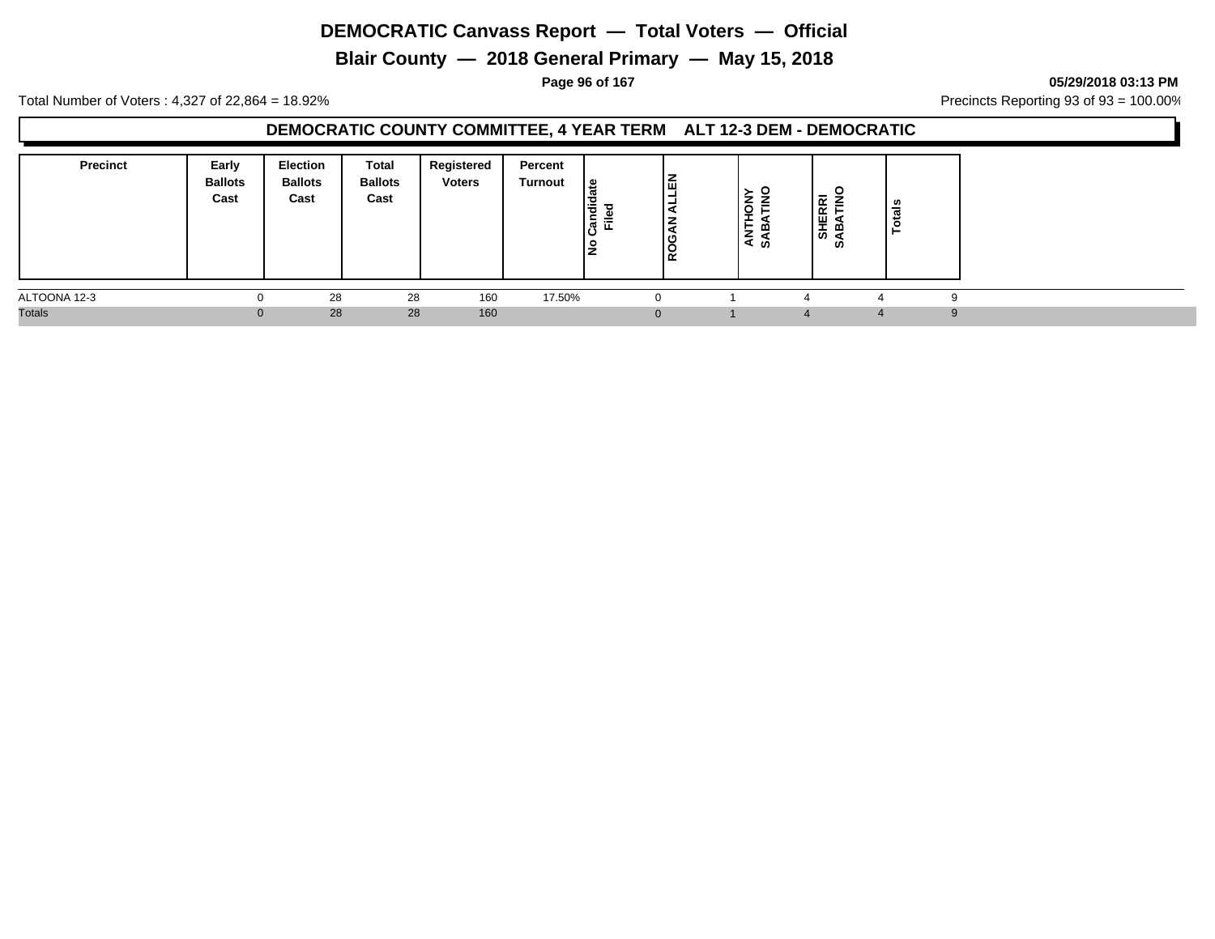# DEMOCRATIC Canvass Report — Total Voters — Official

## Blair County — 2018 General Primary — May 15, 2018

05/29/2018 03:13 PM

Total Number of Voters : 4,327 of 22,864 = 18.92%

Precincts Reporting 93 of 93 = 100.00%

### DEMOCRATIC COUNTY COMMITTEE, 4 YEAR TERM ALT 12-3 DEM - DEMOCRATIC

| Precinct | Early Ballots Cast | Election Ballots Cast | Total Ballots Cast | Registered Voters | Percent Turnout | No Candidate Filed | ROGAN ALLEN | ANTHONY SABATINO | SHERRI SABATINO | Totals |
|---|---|---|---|---|---|---|---|---|---|---|
| ALTOONA 12-3 | 0 | 28 | 28 | 160 | 17.50% | 0 | 1 | 4 | 4 | 9 |
| Totals | 0 | 28 | 28 | 160 | | 0 | 1 | 4 | 4 | 9 |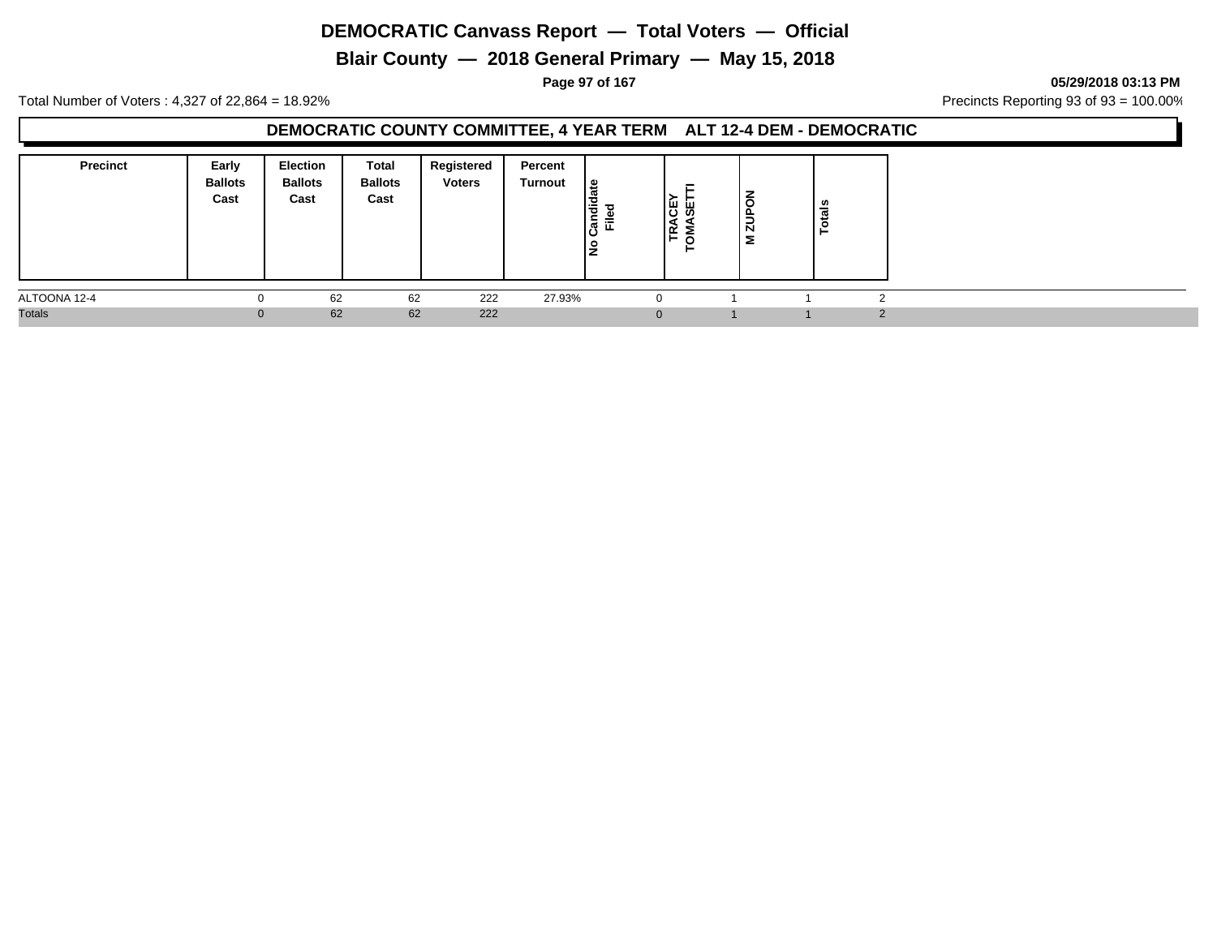# DEMOCRATIC Canvass Report — Total Voters — Official

## Blair County — 2018 General Primary — May 15, 2018

05/29/2018 03:13 PM

Total Number of Voters : 4,327 of 22,864 = 18.92%

Precincts Reporting 93 of 93 = 100.00%

### DEMOCRATIC COUNTY COMMITTEE, 4 YEAR TERM ALT 12-4 DEM - DEMOCRATIC

| Precinct | Early Ballots Cast | Election Ballots Cast | Total Ballots Cast | Registered Voters | Percent Turnout | No Candidate Filed | TRACEY TOMASETTI | M ZUPON | Totals |
|---|---|---|---|---|---|---|---|---|---|
| ALTOONA 12-4 | 0 | 62 | 62 | 222 | 27.93% | 0 | 1 | 1 | 2 |
| Totals | 0 | 62 | 62 | 222 | | 0 | 1 | 1 | 2 |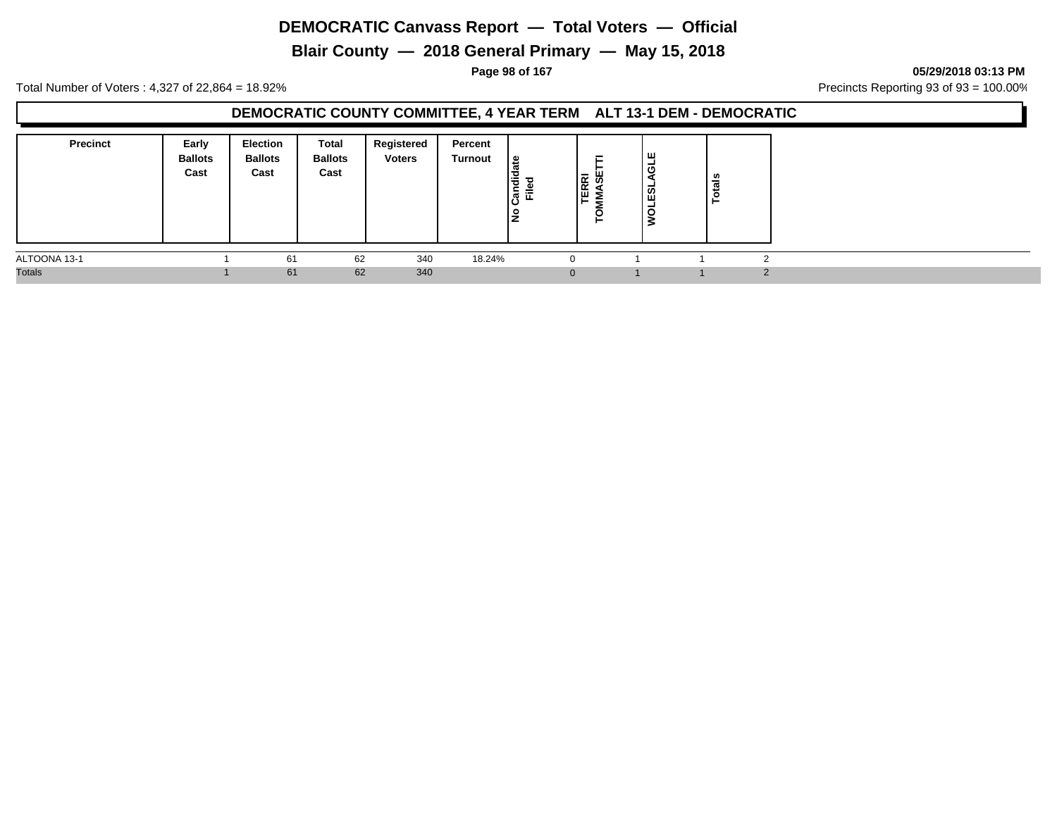# DEMOCRATIC Canvass Report — Total Voters — Official

## Blair County — 2018 General Primary — May 15, 2018

05/29/2018 03:13 PM

Total Number of Voters : 4,327 of 22,864 = 18.92%

Precincts Reporting 93 of 93 = 100.00%

### DEMOCRATIC COUNTY COMMITTEE, 4 YEAR TERM ALT 13-1 DEM - DEMOCRATIC

| Precinct | Early Ballots Cast | Election Ballots Cast | Total Ballots Cast | Registered Voters | Percent Turnout | No Candidate Filed | TERRI TOMMASETTI | WOLESLAGLE | Totals |
|---|---|---|---|---|---|---|---|---|---|
| ALTOONA 13-1 | 1 | 61 | 62 | 340 | 18.24% | 0 | 1 | 1 | 2 |
| Totals | 1 | 61 | 62 | 340 | | 0 | 1 | 1 | 2 |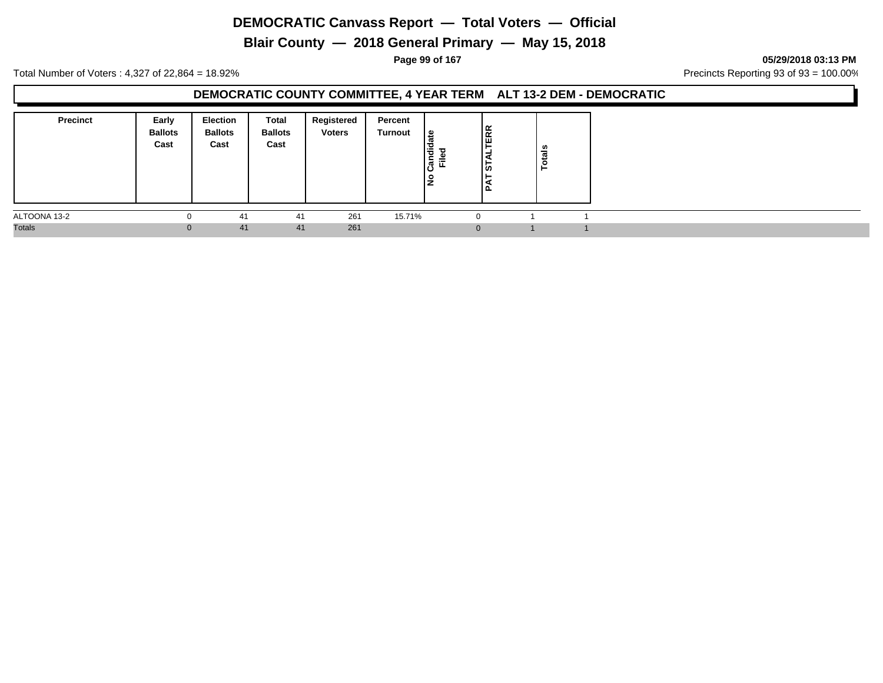# DEMOCRATIC Canvass Report — Total Voters — Official

## Blair County — 2018 General Primary — May 15, 2018

05/29/2018 03:13 PM

Total Number of Voters : 4,327 of 22,864 = 18.92%

Precincts Reporting 93 of 93 = 100.00%

### DEMOCRATIC COUNTY COMMITTEE, 4 YEAR TERM ALT 13-2 DEM - DEMOCRATIC

| Precinct | Early Ballots Cast | Election Ballots Cast | Total Ballots Cast | Registered Voters | Percent Turnout | No Candidate Filed | PAT STALTERR | Totals |
|---|---|---|---|---|---|---|---|---|
| ALTOONA 13-2 | 0 | 41 | 41 | 261 | 15.71% | 0 | 1 | 1 |
| Totals | 0 | 41 | 41 | 261 | | 0 | 1 | 1 |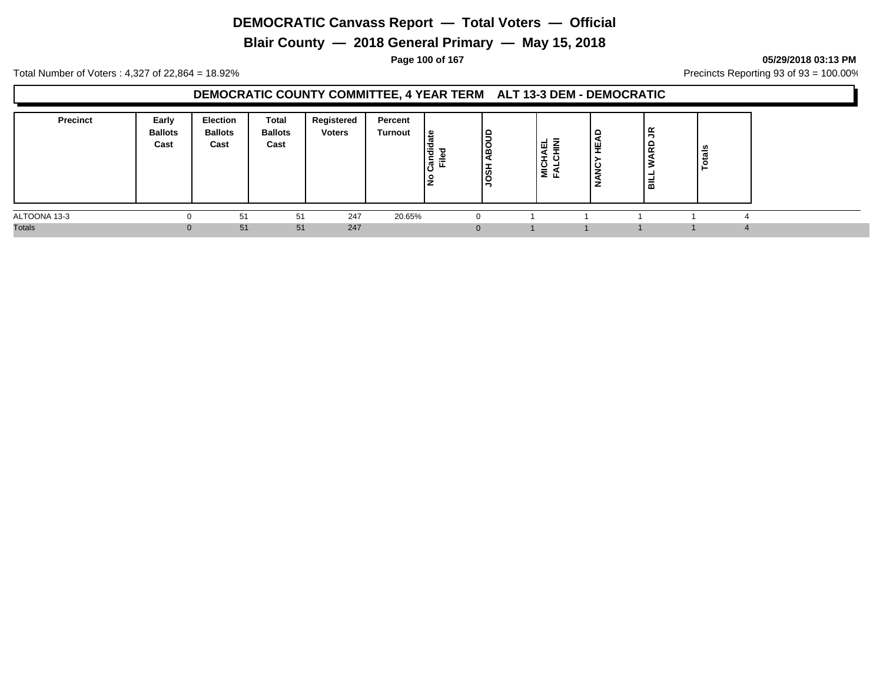# DEMOCRATIC Canvass Report — Total Voters — Official

## Blair County — 2018 General Primary — May 15, 2018

05/29/2018 03:13 PM

Total Number of Voters : 4,327 of 22,864 = 18.92%

Precincts Reporting 93 of 93 = 100.00%

### DEMOCRATIC COUNTY COMMITTEE, 4 YEAR TERM ALT 13-3 DEM - DEMOCRATIC

| Precinct | Early Ballots Cast | Election Ballots Cast | Total Ballots Cast | Registered Voters | Percent Turnout | No Candidate Filed | JOSH ABOUD | MICHAEL FALCHINI | NANCY HEAD | BILL WARD JR | Totals |
|---|---|---|---|---|---|---|---|---|---|---|---|
| ALTOONA 13-3 | 0 | 51 | 51 | 247 | 20.65% | 0 | 1 | 1 | 1 | 1 | 4 |
| Totals | 0 | 51 | 51 | 247 | | 0 | 1 | 1 | 1 | 1 | 4 |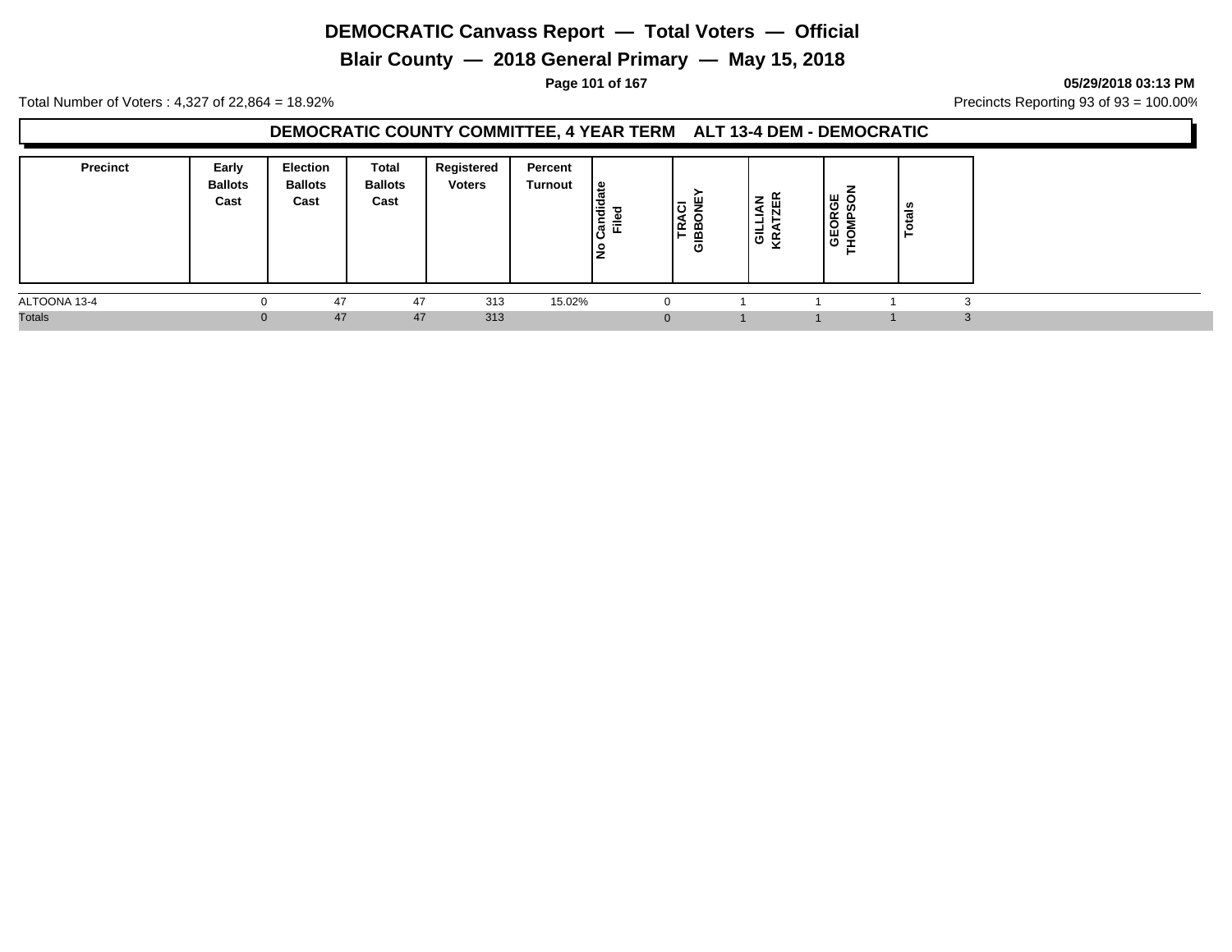# DEMOCRATIC Canvass Report — Total Voters — Official

## Blair County — 2018 General Primary — May 15, 2018

05/29/2018 03:13 PM

Total Number of Voters : 4,327 of 22,864 = 18.92%

Precincts Reporting 93 of 93 = 100.00%

### DEMOCRATIC COUNTY COMMITTEE, 4 YEAR TERM ALT 13-4 DEM - DEMOCRATIC

| Precinct | Early Ballots Cast | Election Ballots Cast | Total Ballots Cast | Registered Voters | Percent Turnout | No Candidate Filed | TRACI GIBBONEY | GILLIAN KRATZER | GEORGE THOMPSON | Totals |
|---|---|---|---|---|---|---|---|---|---|---|
| ALTOONA 13-4 | 0 | 47 | 47 | 313 | 15.02% | 0 | 1 | 1 | 1 | 3 |
| Totals | 0 | 47 | 47 | 313 | | 0 | 1 | 1 | 1 | 3 |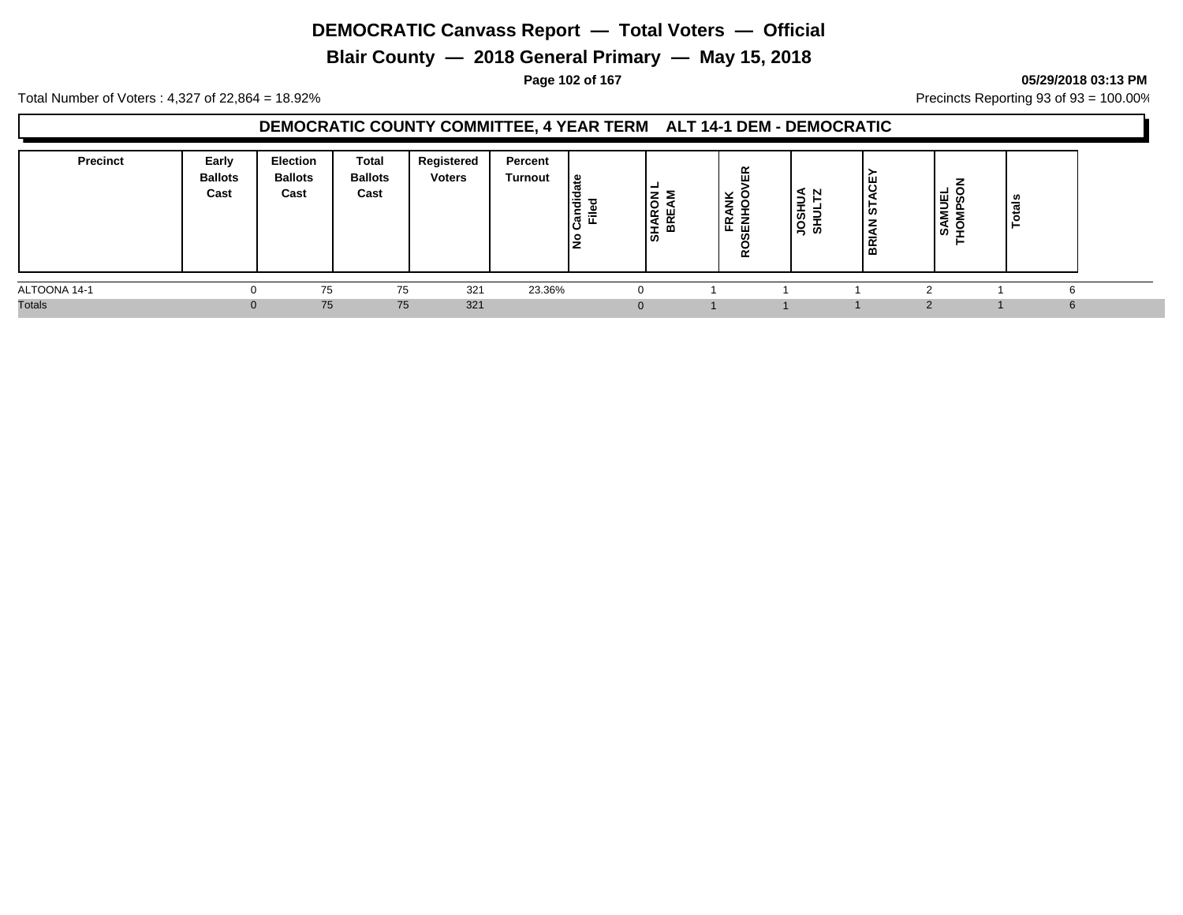# DEMOCRATIC Canvass Report — Total Voters — Official

## Blair County — 2018 General Primary — May 15, 2018

05/29/2018 03:13 PM

Total Number of Voters : 4,327 of 22,864 = 18.92%

Precincts Reporting 93 of 93 = 100.00%

### DEMOCRATIC COUNTY COMMITTEE, 4 YEAR TERM ALT 14-1 DEM - DEMOCRATIC

| Precinct | Early Ballots Cast | Election Ballots Cast | Total Ballots Cast | Registered Voters | Percent Turnout | No Candidate Filed | SHARON L BREAM | FRANK ROSENHOOVER | JOSHUA SHULTZ | BRIAN STACEY | SAMUEL THOMPSON | Totals |
|---|---|---|---|---|---|---|---|---|---|---|---|---|
| ALTOONA 14-1 | 0 | 75 | 75 | 321 | 23.36% | 0 | 1 | 1 | 1 | 2 | 1 | 6 |
| Totals | 0 | 75 | 75 | 321 | | 0 | 1 | 1 | 1 | 2 | 1 | 6 |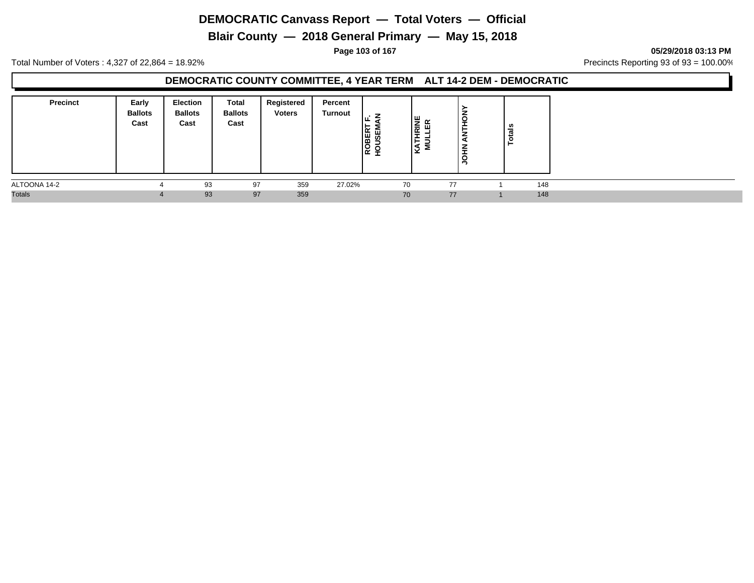# DEMOCRATIC Canvass Report — Total Voters — Official

## Blair County — 2018 General Primary — May 15, 2018

05/29/2018 03:13 PM

Total Number of Voters : 4,327 of 22,864 = 18.92%

Precincts Reporting 93 of 93 = 100.00%

### DEMOCRATIC COUNTY COMMITTEE, 4 YEAR TERM ALT 14-2 DEM - DEMOCRATIC

| Precinct | Early Ballots Cast | Election Ballots Cast | Total Ballots Cast | Registered Voters | Percent Turnout | ROBERT F. HOUSEMAN | KATHRINE MULLER | JOHN ANTHONY | Totals |
|---|---|---|---|---|---|---|---|---|---|
| ALTOONA 14-2 | 4 | 93 | 97 | 359 | 27.02% | 70 | 77 | 1 | 148 |
| Totals | 4 | 93 | 97 | 359 | | 70 | 77 | 1 | 148 |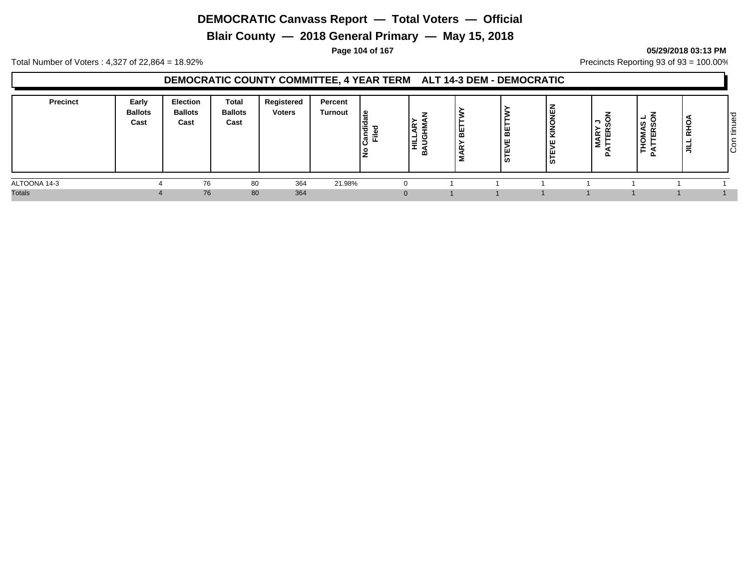# DEMOCRATIC Canvass Report — Total Voters — Official

## Blair County — 2018 General Primary — May 15, 2018

05/29/2018 03:13 PM

Total Number of Voters : 4,327 of 22,864 = 18.92%

Precincts Reporting 93 of 93 = 100.00%

### DEMOCRATIC COUNTY COMMITTEE, 4 YEAR TERM ALT 14-3 DEM - DEMOCRATIC

| Precinct | Early Ballots Cast | Election Ballots Cast | Total Ballots Cast | Registered Voters | Percent Turnout | No Candidate Filed | HILLARY BAUGHMAN | MARY BETTWY | STEVE BETTWY | STEVE KINONEN | MARY J PATTERSON | THOMAS L PATTERSON | JILL RHOA |
|---|---|---|---|---|---|---|---|---|---|---|---|---|---|
| ALTOONA 14-3 | 4 | 76 | 80 | 364 | 21.98% | 0 | 1 | 1 | 1 | 1 | 1 | 1 | 1 |
| Totals | 4 | 76 | 80 | 364 | | 0 | 1 | 1 | 1 | 1 | 1 | 1 | 1 |

Continued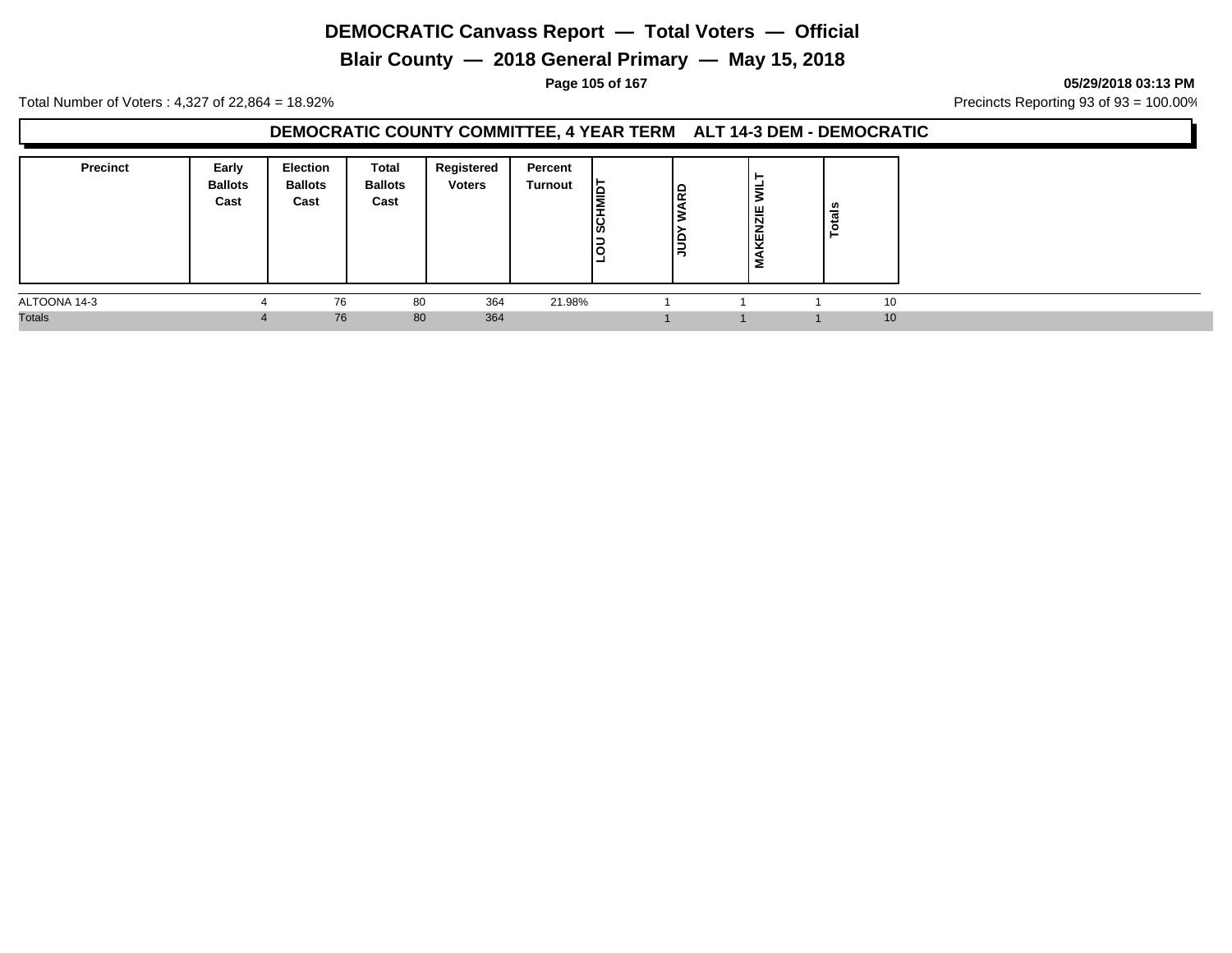# DEMOCRATIC Canvass Report — Total Voters — Official

## Blair County — 2018 General Primary — May 15, 2018

05/29/2018 03:13 PM

Total Number of Voters : 4,327 of 22,864 = 18.92%

Precincts Reporting 93 of 93 = 100.00%

### DEMOCRATIC COUNTY COMMITTEE, 4 YEAR TERM ALT 14-3 DEM - DEMOCRATIC

| Precinct | Early Ballots Cast | Election Ballots Cast | Total Ballots Cast | Registered Voters | Percent Turnout | LOU SCHMIDT | JUDY WARD | MAKENZIE WILT | Totals |
|---|---|---|---|---|---|---|---|---|---|
| ALTOONA 14-3 | 4 | 76 | 80 | 364 | 21.98% | 1 | 1 | 1 | 10 |
| Totals | 4 | 76 | 80 | 364 | | 1 | 1 | 1 | 10 |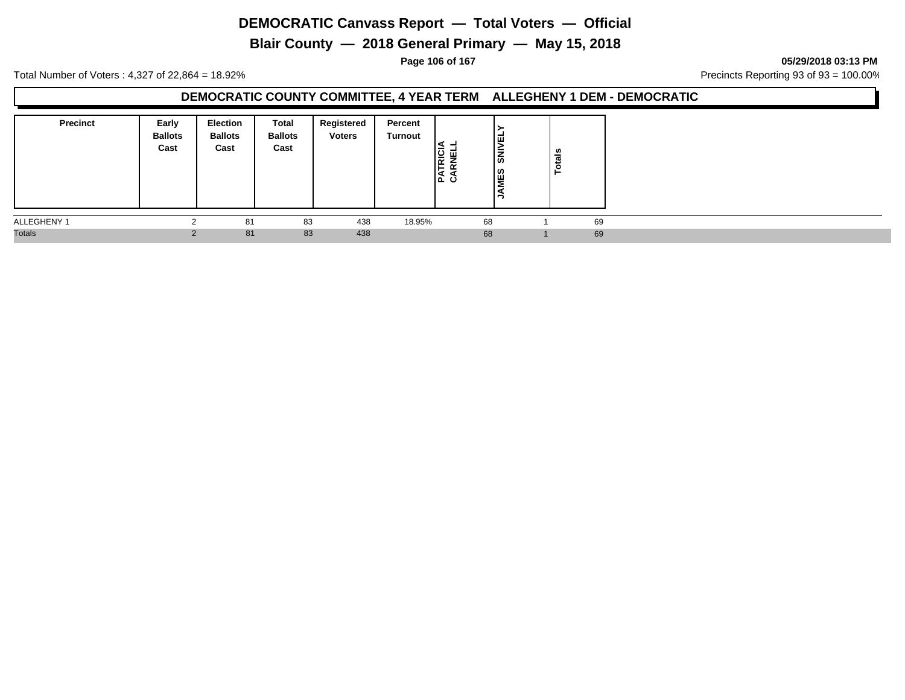# DEMOCRATIC Canvass Report — Total Voters — Official

## Blair County — 2018 General Primary — May 15, 2018

05/29/2018 03:13 PM

Total Number of Voters : 4,327 of 22,864 = 18.92%

Precincts Reporting 93 of 93 = 100.00%

### DEMOCRATIC COUNTY COMMITTEE, 4 YEAR TERM ALLEGHENY 1 DEM - DEMOCRATIC

| Precinct | Early Ballots Cast | Election Ballots Cast | Total Ballots Cast | Registered Voters | Percent Turnout | PATRICIA CARNELL | JAMES SNIVELY | Totals |
|---|---|---|---|---|---|---|---|---|
| ALLEGHENY 1 | 2 | 81 | 83 | 438 | 18.95% | 68 | 1 | 69 |
| Totals | 2 | 81 | 83 | 438 | | 68 | 1 | 69 |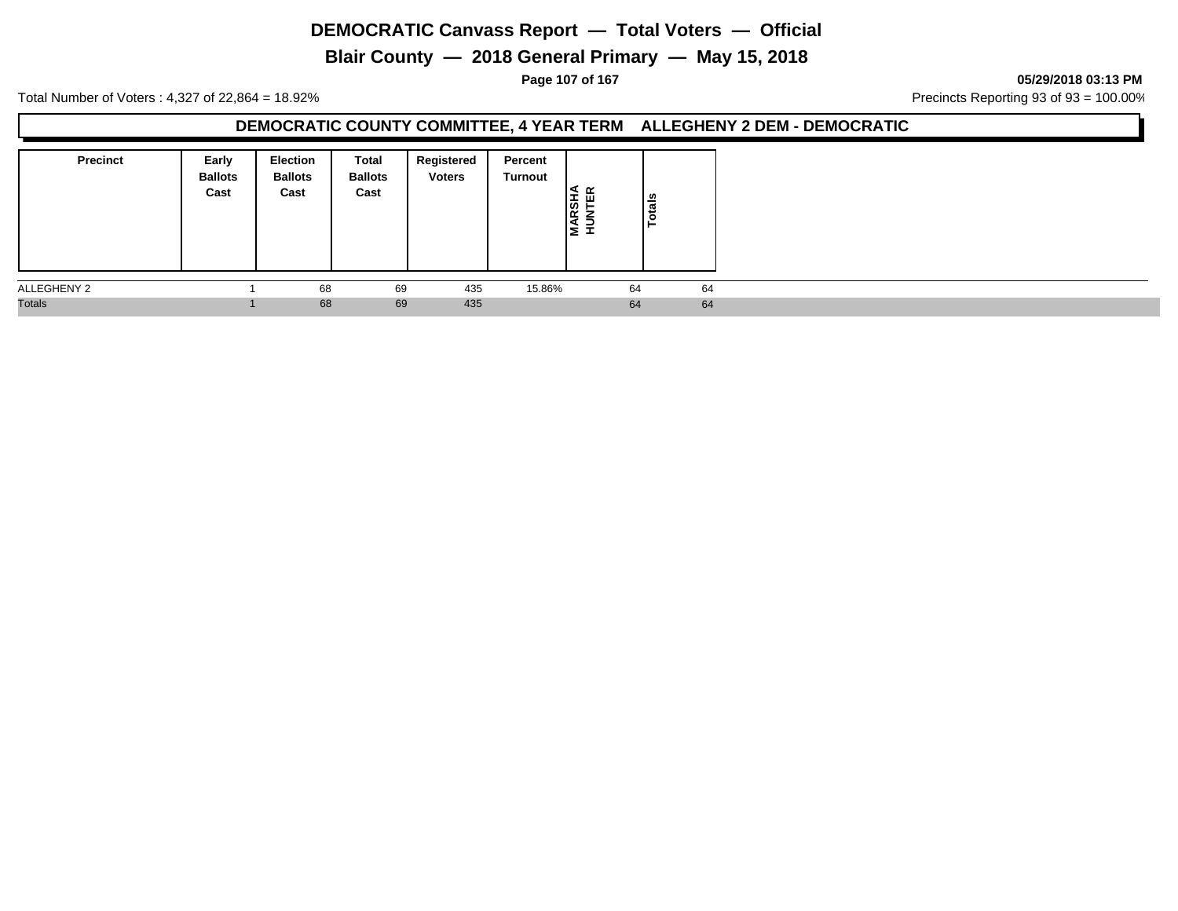# DEMOCRATIC Canvass Report — Total Voters — Official

## Blair County — 2018 General Primary — May 15, 2018

05/29/2018 03:13 PM

Total Number of Voters : 4,327 of 22,864 = 18.92%

Precincts Reporting 93 of 93 = 100.00%

### DEMOCRATIC COUNTY COMMITTEE, 4 YEAR TERM ALLEGHENY 2 DEM - DEMOCRATIC

| Precinct | Early Ballots Cast | Election Ballots Cast | Total Ballots Cast | Registered Voters | Percent Turnout | MARSHA HUNTER | Totals |
|---|---|---|---|---|---|---|---|
| ALLEGHENY 2 | 1 | 68 | 69 | 435 | 15.86% | 64 | 64 |
| Totals | 1 | 68 | 69 | 435 | | 64 | 64 |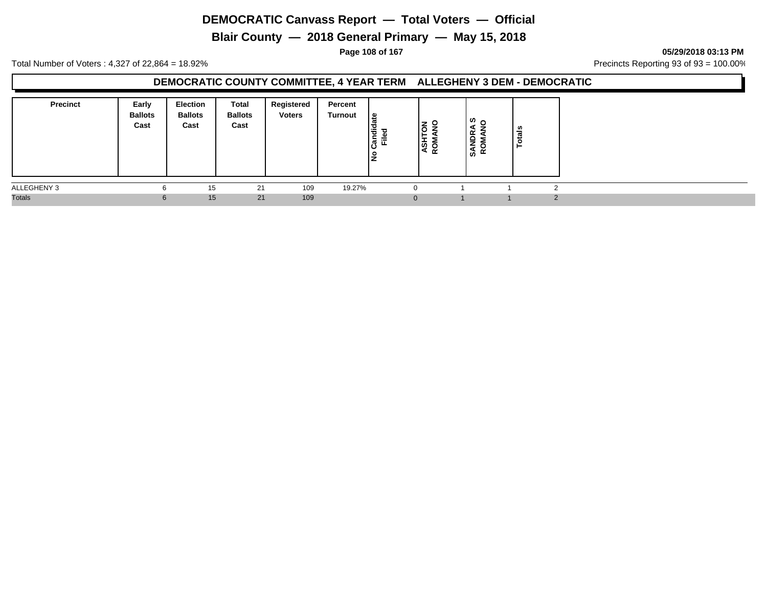# DEMOCRATIC Canvass Report — Total Voters — Official

## Blair County — 2018 General Primary — May 15, 2018

05/29/2018 03:13 PM

Total Number of Voters : 4,327 of 22,864 = 18.92%

Precincts Reporting 93 of 93 = 100.00%

### DEMOCRATIC COUNTY COMMITTEE, 4 YEAR TERM ALLEGHENY 3 DEM - DEMOCRATIC

| Precinct | Early Ballots Cast | Election Ballots Cast | Total Ballots Cast | Registered Voters | Percent Turnout | No Candidate Filed | ASHTON ROMANO | SANDRA S ROMANO | Totals |
|---|---|---|---|---|---|---|---|---|---|
| ALLEGHENY 3 | 6 | 15 | 21 | 109 | 19.27% | 0 | 1 | 1 | 2 |
| Totals | 6 | 15 | 21 | 109 | | 0 | 1 | 1 | 2 |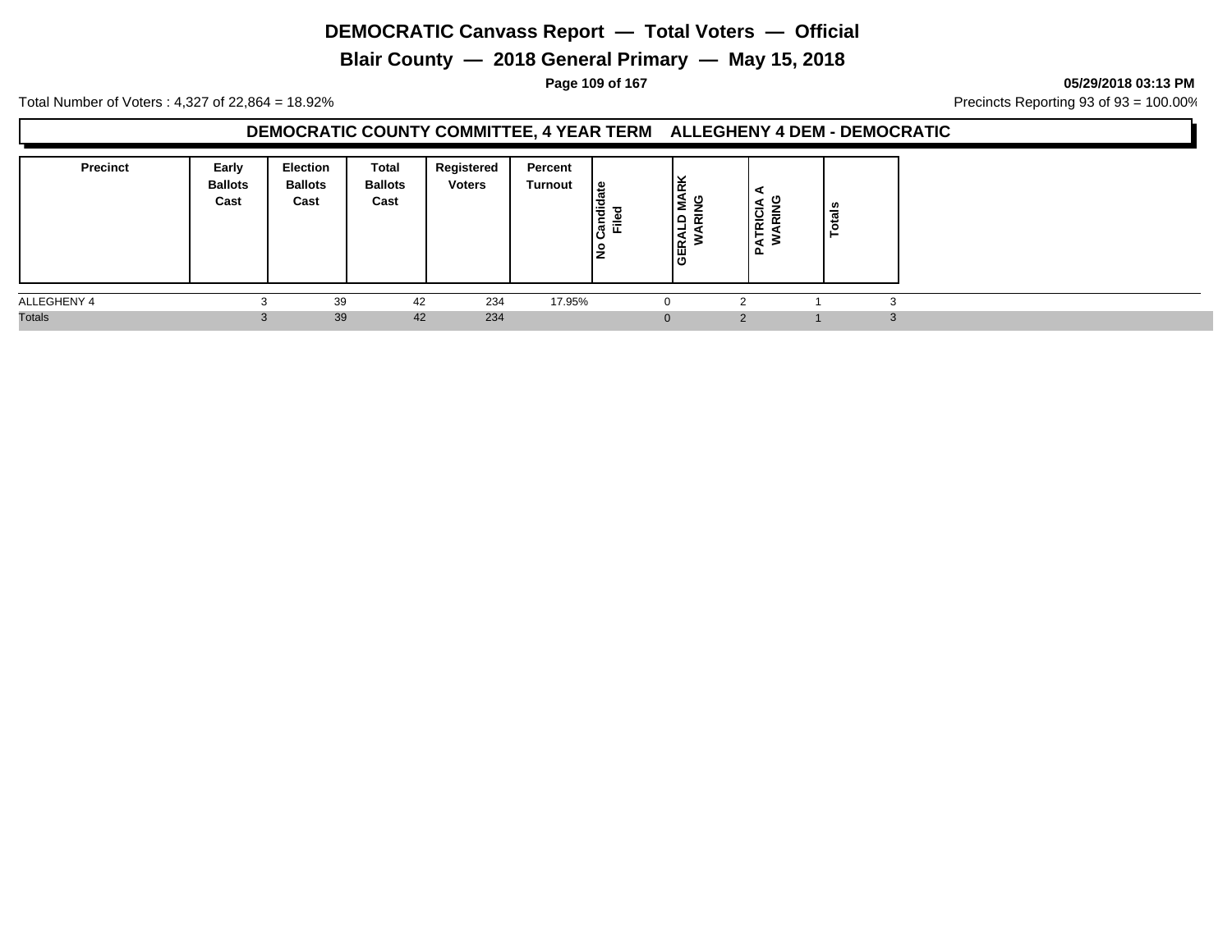# DEMOCRATIC Canvass Report — Total Voters — Official

## Blair County — 2018 General Primary — May 15, 2018

05/29/2018 03:13 PM

Total Number of Voters : 4,327 of 22,864 = 18.92%

Precincts Reporting 93 of 93 = 100.00%

### DEMOCRATIC COUNTY COMMITTEE, 4 YEAR TERM ALLEGHENY 4 DEM - DEMOCRATIC

| Precinct | Early Ballots Cast | Election Ballots Cast | Total Ballots Cast | Registered Voters | Percent Turnout | No Candidate Filed | GERALD MARK WARING | PATRICIA A WARING | Totals |
|---|---|---|---|---|---|---|---|---|---|
| ALLEGHENY 4 | 3 | 39 | 42 | 234 | 17.95% | 0 | 2 | 1 | 3 |
| Totals | 3 | 39 | 42 | 234 | | 0 | 2 | 1 | 3 |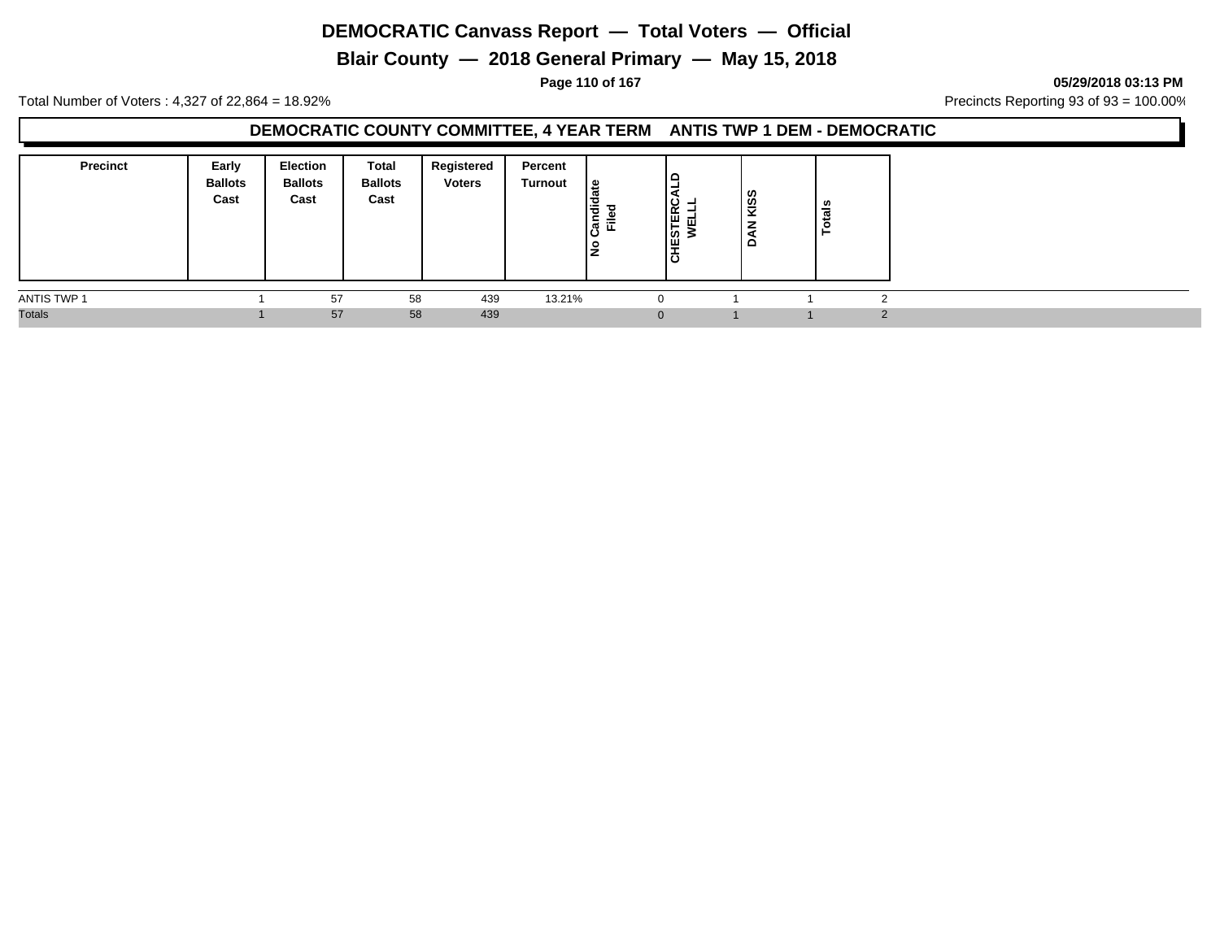# DEMOCRATIC Canvass Report — Total Voters — Official

## Blair County — 2018 General Primary — May 15, 2018

05/29/2018 03:13 PM

Total Number of Voters : 4,327 of 22,864 = 18.92%

Precincts Reporting 93 of 93 = 100.00%

### DEMOCRATIC COUNTY COMMITTEE, 4 YEAR TERM ANTIS TWP 1 DEM - DEMOCRATIC

| Precinct | Early Ballots Cast | Election Ballots Cast | Total Ballots Cast | Registered Voters | Percent Turnout | No Candidate Filed | CHESTERCALD WELLL | DAN KISS | Totals |
|---|---|---|---|---|---|---|---|---|---|
| ANTIS TWP 1 | 1 | 57 | 58 | 439 | 13.21% | 0 | 1 | 1 | 2 |
| Totals | 1 | 57 | 58 | 439 | | 0 | 1 | 1 | 2 |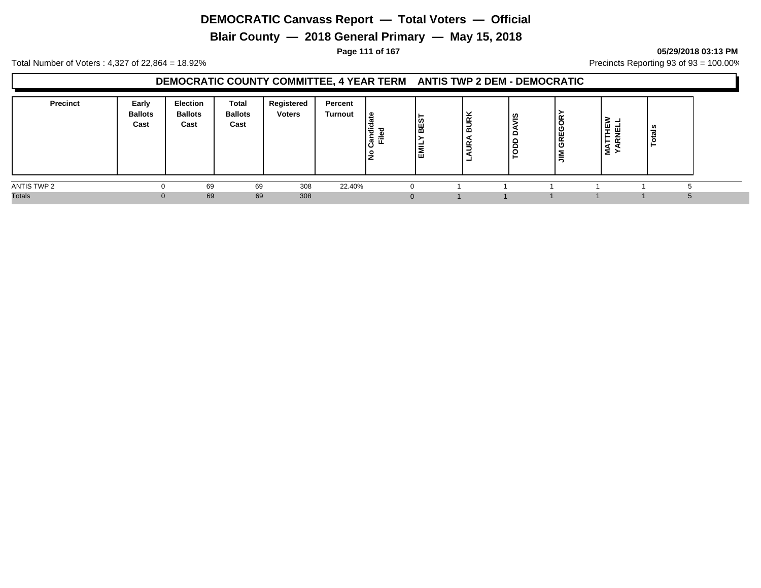# DEMOCRATIC Canvass Report — Total Voters — Official

## Blair County — 2018 General Primary — May 15, 2018

05/29/2018 03:13 PM

Total Number of Voters : 4,327 of 22,864 = 18.92%

Precincts Reporting 93 of 93 = 100.00%

### DEMOCRATIC COUNTY COMMITTEE, 4 YEAR TERM ANTIS TWP 2 DEM - DEMOCRATIC

| Precinct | Early Ballots Cast | Election Ballots Cast | Total Ballots Cast | Registered Voters | Percent Turnout | No Candidate Filed | EMILY BEST | LAURA BURK | TODD DAVIS | JIM GREGORY | MATTHEW YARNELL | Totals |
|---|---|---|---|---|---|---|---|---|---|---|---|---|
| ANTIS TWP 2 | 0 | 69 | 69 | 308 | 22.40% | 0 | 1 | 1 | 1 | 1 | 1 | 5 |
| Totals | 0 | 69 | 69 | 308 | | 0 | 1 | 1 | 1 | 1 | 1 | 5 |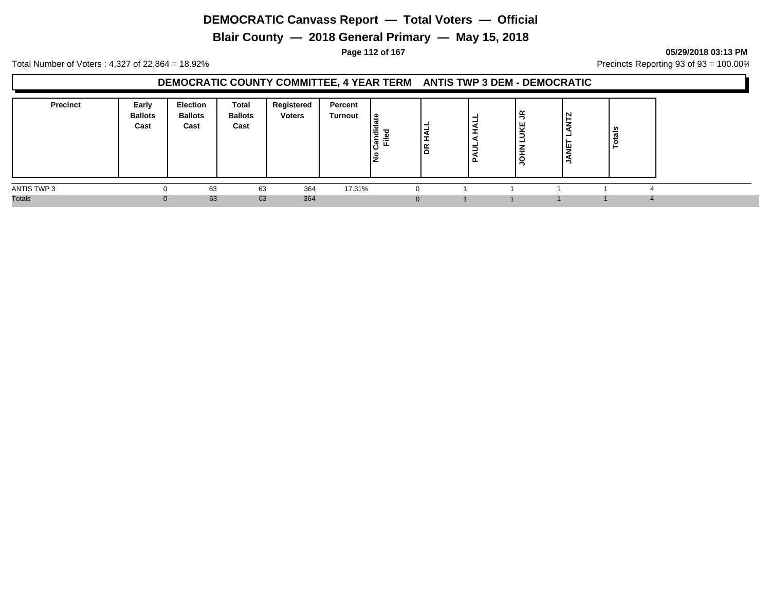# DEMOCRATIC Canvass Report — Total Voters — Official

## Blair County — 2018 General Primary — May 15, 2018

05/29/2018 03:13 PM

Total Number of Voters : 4,327 of 22,864 = 18.92%

Precincts Reporting 93 of 93 = 100.00%

### DEMOCRATIC COUNTY COMMITTEE, 4 YEAR TERM ANTIS TWP 3 DEM - DEMOCRATIC

| Precinct | Early Ballots Cast | Election Ballots Cast | Total Ballots Cast | Registered Voters | Percent Turnout | No Candidate Filed | DR HALL | PAULA HALL | JOHN LUKE JR | JANET LANTZ | Totals |
|---|---|---|---|---|---|---|---|---|---|---|---|
| ANTIS TWP 3 | 0 | 63 | 63 | 364 | 17.31% | 0 | 1 | 1 | 1 | 1 | 4 |
| Totals | 0 | 63 | 63 | 364 | | 0 | 1 | 1 | 1 | 1 | 4 |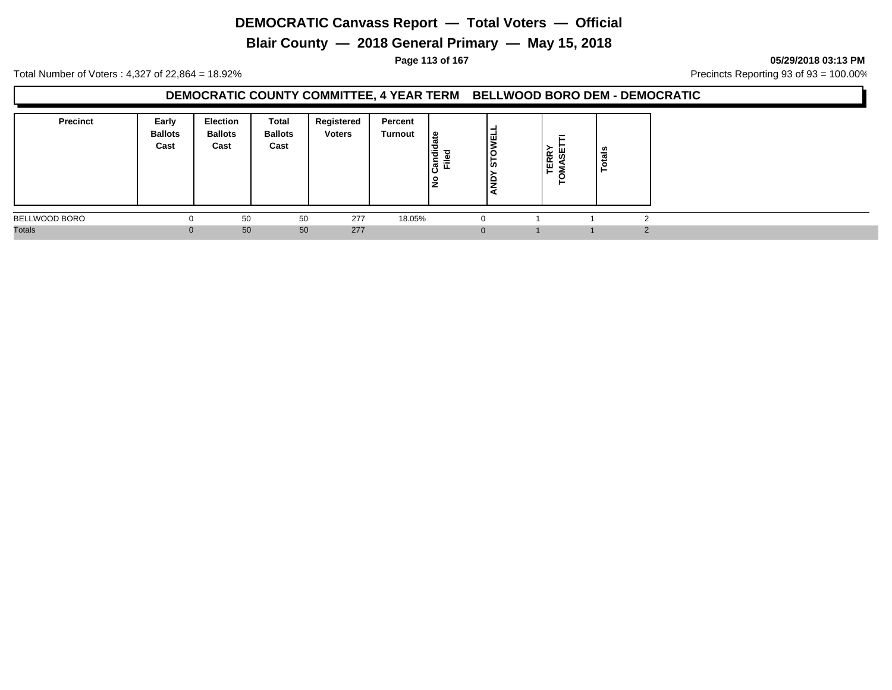# DEMOCRATIC Canvass Report — Total Voters — Official

## Blair County — 2018 General Primary — May 15, 2018

05/29/2018 03:13 PM

Total Number of Voters : 4,327 of 22,864 = 18.92%

Precincts Reporting 93 of 93 = 100.00%

### DEMOCRATIC COUNTY COMMITTEE, 4 YEAR TERM BELLWOOD BORO DEM - DEMOCRATIC

| Precinct | Early Ballots Cast | Election Ballots Cast | Total Ballots Cast | Registered Voters | Percent Turnout | No Candidate Filed | ANDY STOWELL | TERRY TOMASETTI | Totals |
|---|---|---|---|---|---|---|---|---|---|
| BELLWOOD BORO | 0 | 50 | 50 | 277 | 18.05% | 0 | 1 | 1 | 2 |
| Totals | 0 | 50 | 50 | 277 | | 0 | 1 | 1 | 2 |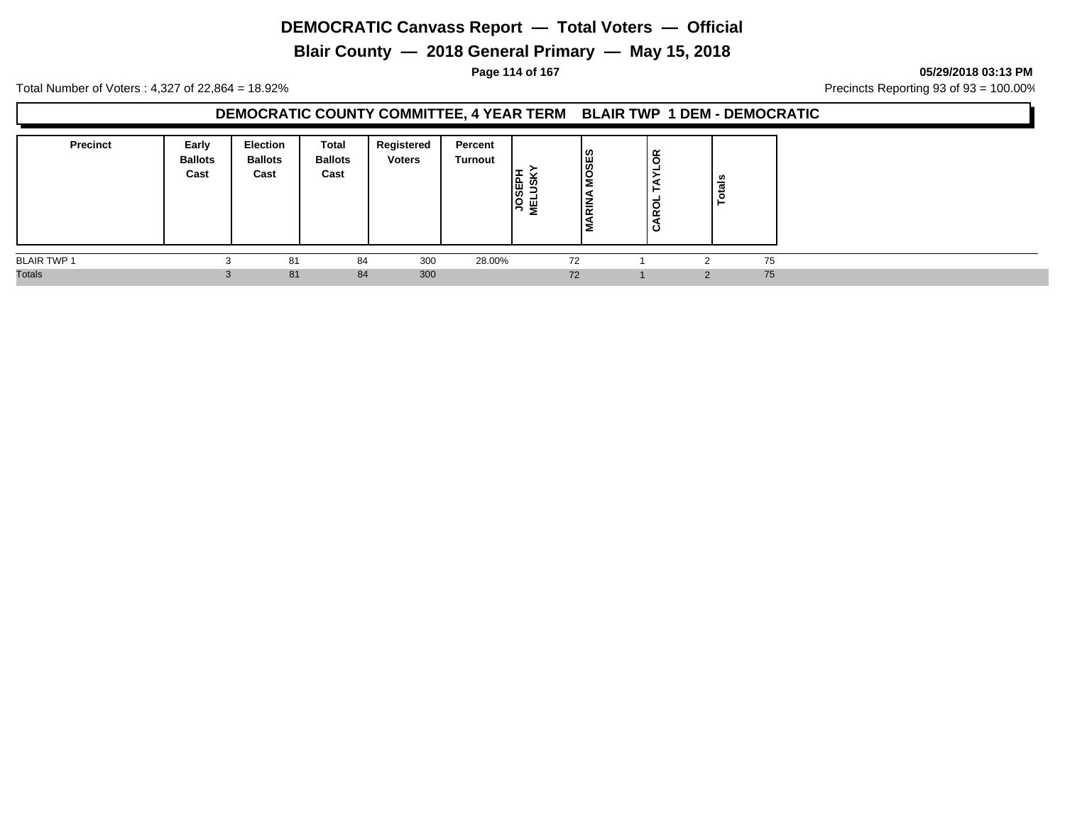# DEMOCRATIC Canvass Report — Total Voters — Official

## Blair County — 2018 General Primary — May 15, 2018

**05/29/2018 03:13 PM**

Total Number of Voters : 4,327 of 22,864 = 18.92%

Precincts Reporting 93 of 93 = 100.00%

### DEMOCRATIC COUNTY COMMITTEE, 4 YEAR TERM BLAIR TWP 1 DEM - DEMOCRATIC

| Precinct | Early Ballots Cast | Election Ballots Cast | Total Ballots Cast | Registered Voters | Percent Turnout | JOSEPH MELUSKY | MARINA MOSES | CAROL TAYLOR | Totals |
|---|---|---|---|---|---|---|---|---|---|
| BLAIR TWP 1 | 3 | 81 | 84 | 300 | 28.00% | 72 | 1 | 2 | 75 |
| Totals | 3 | 81 | 84 | 300 | | 72 | 1 | 2 | 75 |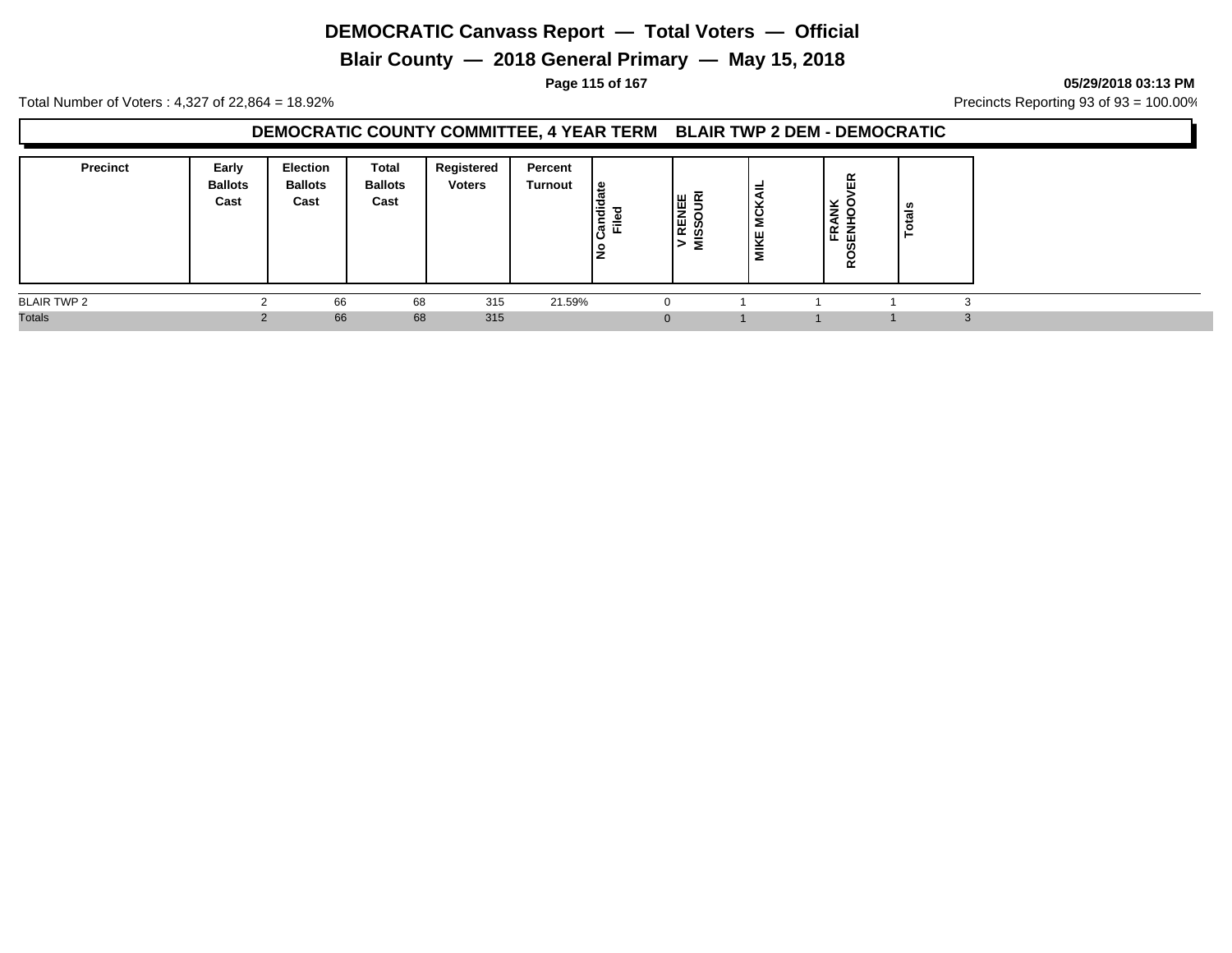# DEMOCRATIC Canvass Report — Total Voters — Official

## Blair County — 2018 General Primary — May 15, 2018

05/29/2018 03:13 PM

Total Number of Voters : 4,327 of 22,864 = 18.92%

Precincts Reporting 93 of 93 = 100.00%

### DEMOCRATIC COUNTY COMMITTEE, 4 YEAR TERM BLAIR TWP 2 DEM - DEMOCRATIC

| Precinct | Early Ballots Cast | Election Ballots Cast | Total Ballots Cast | Registered Voters | Percent Turnout | No Candidate Filed | V RENEE MISSOURI | MIKE MCKAIL | FRANK ROSENHOOVER | Totals |
|---|---|---|---|---|---|---|---|---|---|---|
| BLAIR TWP 2 | 2 | 66 | 68 | 315 | 21.59% | 0 | 1 | 1 | 1 | 3 |
| Totals | 2 | 66 | 68 | 315 | | 0 | 1 | 1 | 1 | 3 |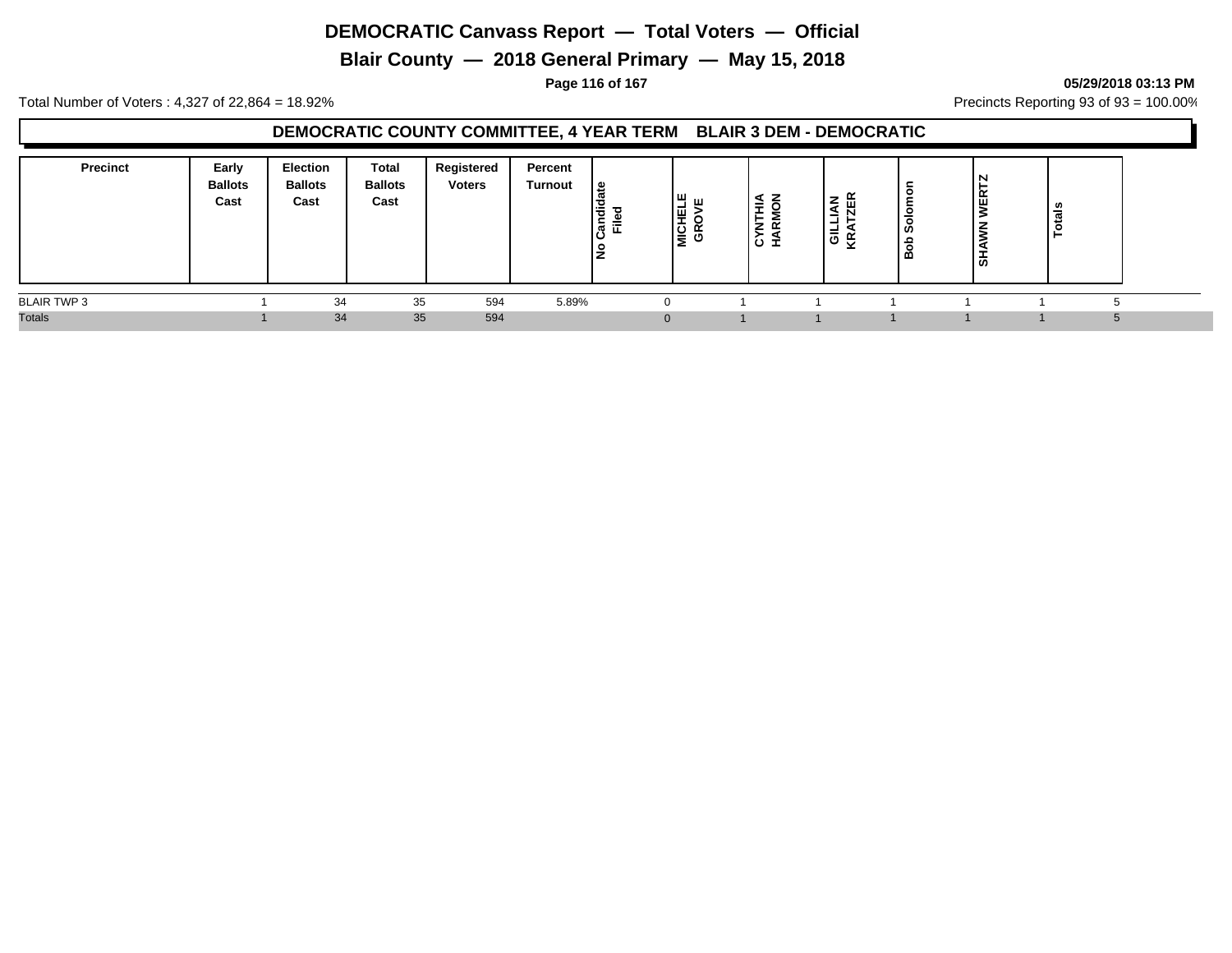# DEMOCRATIC Canvass Report — Total Voters — Official

## Blair County — 2018 General Primary — May 15, 2018

Total Number of Voters : 4,327 of 22,864 = 18.92%

Precincts Reporting 93 of 93 = 100.00%

### DEMOCRATIC COUNTY COMMITTEE, 4 YEAR TERM BLAIR 3 DEM - DEMOCRATIC

| Precinct | Early Ballots Cast | Election Ballots Cast | Total Ballots Cast | Registered Voters | Percent Turnout | No Candidate Filed | MICHELE GROVE | CYNTHIA HARMON | GILLIAN KRATZER | Bob Solomon | SHAWN WERTZ | Totals |
|---|---|---|---|---|---|---|---|---|---|---|---|---|
| BLAIR TWP 3 | 1 | 34 | 35 | 594 | 5.89% | 0 | 1 | 1 | 1 | 1 | 1 | 5 |
| Totals | 1 | 34 | 35 | 594 | | 0 | 1 | 1 | 1 | 1 | 1 | 5 |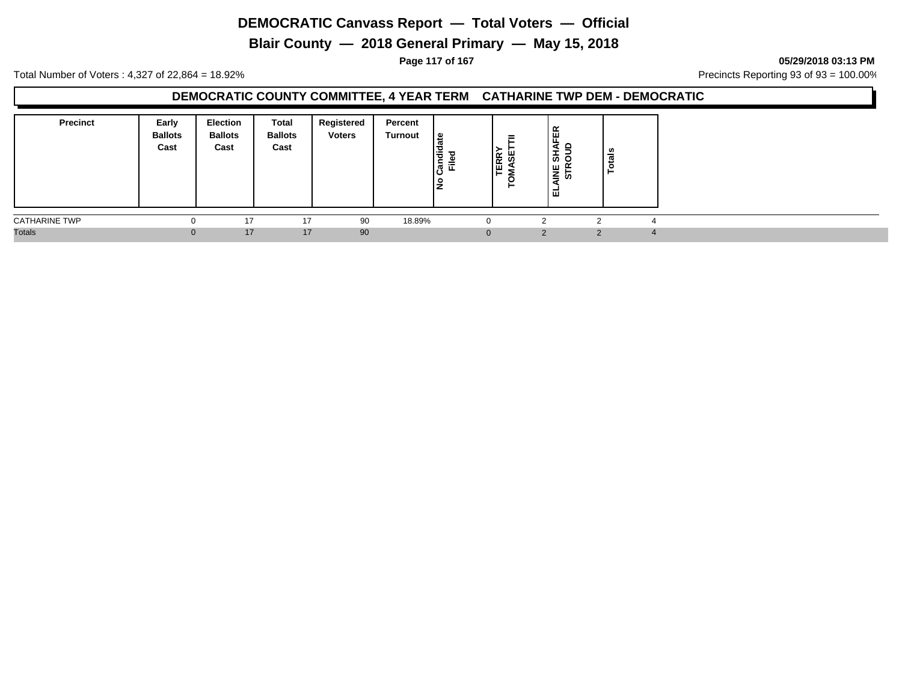# DEMOCRATIC Canvass Report — Total Voters — Official

## Blair County — 2018 General Primary — May 15, 2018

05/29/2018 03:13 PM

Total Number of Voters : 4,327 of 22,864 = 18.92%

Precincts Reporting 93 of 93 = 100.00%

### DEMOCRATIC COUNTY COMMITTEE, 4 YEAR TERM CATHARINE TWP DEM - DEMOCRATIC

| Precinct | Early Ballots Cast | Election Ballots Cast | Total Ballots Cast | Registered Voters | Percent Turnout | No Candidate Filed | TERRY TOMASETTII | ELAINE SHAFER STROUD | Totals |
|---|---|---|---|---|---|---|---|---|---|
| CATHARINE TWP | 0 | 17 | 17 | 90 | 18.89% | 0 | 2 | 2 | 4 |
| Totals | 0 | 17 | 17 | 90 | | 0 | 2 | 2 | 4 |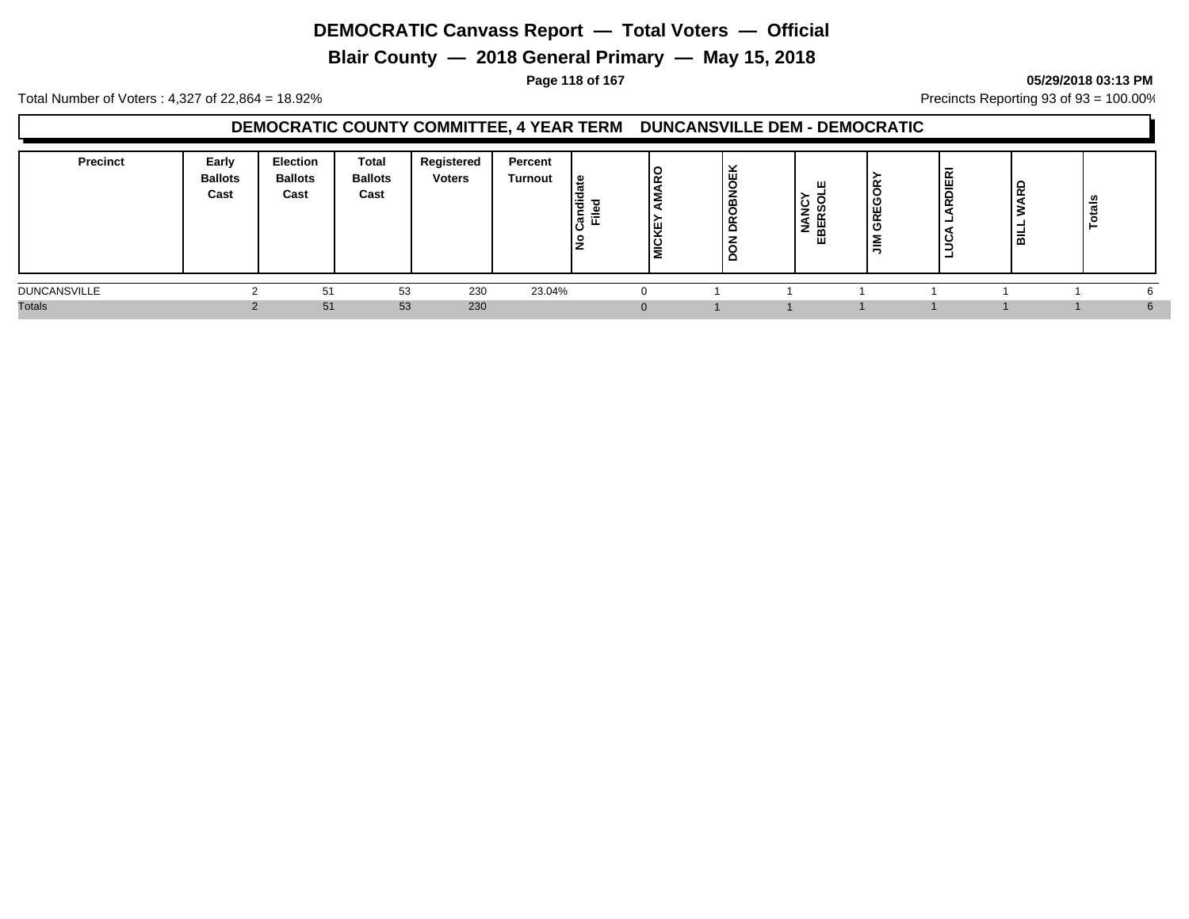# DEMOCRATIC Canvass Report — Total Voters — Official

## Blair County — 2018 General Primary — May 15, 2018

05/29/2018 03:13 PM

Total Number of Voters : 4,327 of 22,864 = 18.92%

Precincts Reporting 93 of 93 = 100.00%

### DEMOCRATIC COUNTY COMMITTEE, 4 YEAR TERM DUNCANSVILLE DEM - DEMOCRATIC

| Precinct | Early Ballots Cast | Election Ballots Cast | Total Ballots Cast | Registered Voters | Percent Turnout | No Candidate Filed | MICKEY AMARO | DON DROBNOEK | NANCY EBERSOLE | JIM GREGORY | LUCA LARDIERI | BILL WARD | Totals |
|---|---|---|---|---|---|---|---|---|---|---|---|---|---|
| DUNCANSVILLE | 2 | 51 | 53 | 230 | 23.04% | 0 | 1 | 1 | 1 | 1 | 1 | 1 | 6 |
| Totals | 2 | 51 | 53 | 230 | | 0 | 1 | 1 | 1 | 1 | 1 | 1 | 6 |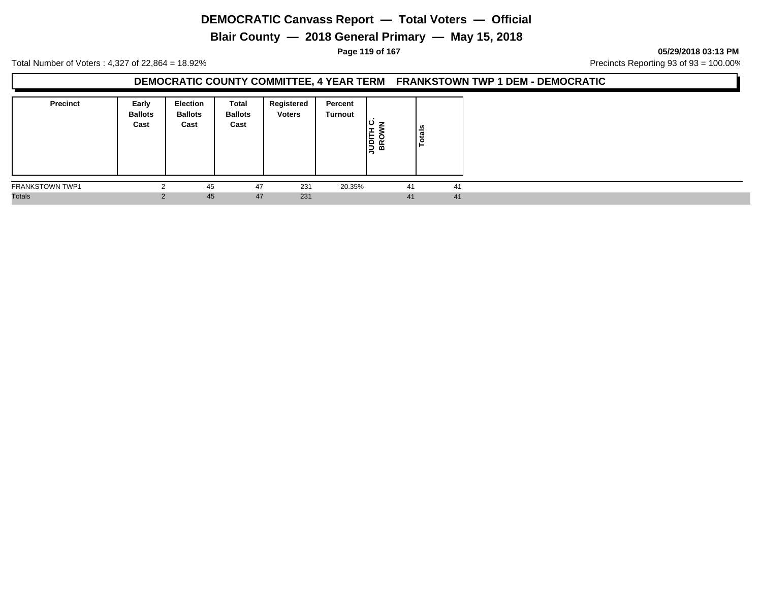# DEMOCRATIC Canvass Report — Total Voters — Official

## Blair County — 2018 General Primary — May 15, 2018

05/29/2018 03:13 PM

Total Number of Voters : 4,327 of 22,864 = 18.92%

Precincts Reporting 93 of 93 = 100.00%

### DEMOCRATIC COUNTY COMMITTEE, 4 YEAR TERM FRANKSTOWN TWP 1 DEM - DEMOCRATIC

| Precinct | Early Ballots Cast | Election Ballots Cast | Total Ballots Cast | Registered Voters | Percent Turnout | JUDITH C. BROWN | Totals |
|---|---|---|---|---|---|---|---|
| FRANKSTOWN TWP1 | 2 | 45 | 47 | 231 | 20.35% | 41 | 41 |
| Totals | 2 | 45 | 47 | 231 | | 41 | 41 |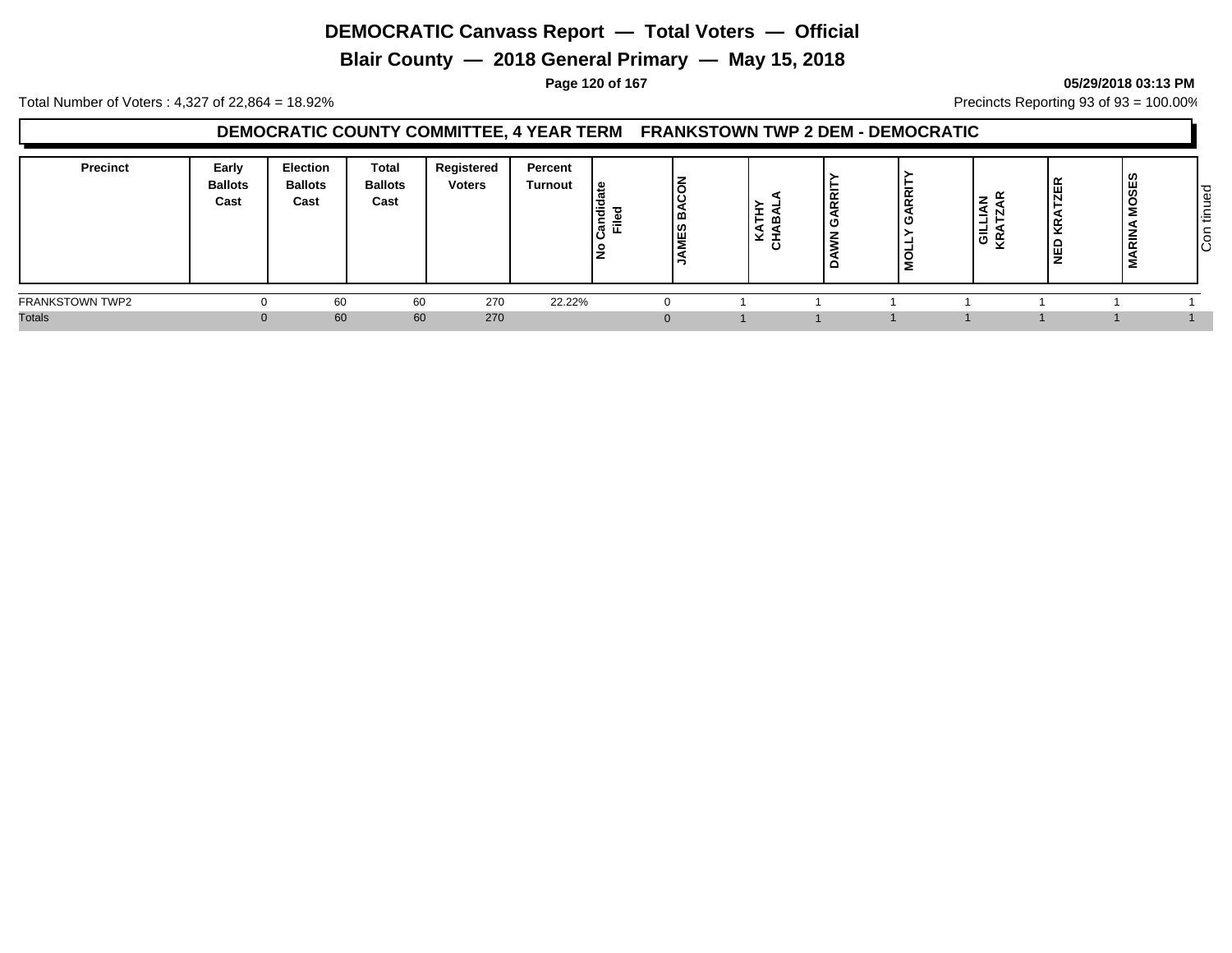# DEMOCRATIC Canvass Report — Total Voters — Official

## Blair County — 2018 General Primary — May 15, 2018

**05/29/2018 03:13 PM**

Total Number of Voters : 4,327 of 22,864 = 18.92%

Precincts Reporting 93 of 93 = 100.00%

### DEMOCRATIC COUNTY COMMITTEE, 4 YEAR TERM FRANKSTOWN TWP 2 DEM - DEMOCRATIC

| Precinct | Early Ballots Cast | Election Ballots Cast | Total Ballots Cast | Registered Voters | Percent Turnout | No Candidate Filed | JAMES BACON | KATHY CHABALA | DAWN GARRITY | MOLLY GARRITY | GILLIAN KRATZAR | NED KRATZER | MARINA MOSES | Continued |
|---|---|---|---|---|---|---|---|---|---|---|---|---|---|---|
| FRANKSTOWN TWP2 | 0 | 60 | 60 | 270 | 22.22% | 0 | 1 | 1 | 1 | 1 | 1 | 1 | 1 | |
| Totals | 0 | 60 | 60 | 270 | | 0 | 1 | 1 | 1 | 1 | 1 | 1 | 1 | |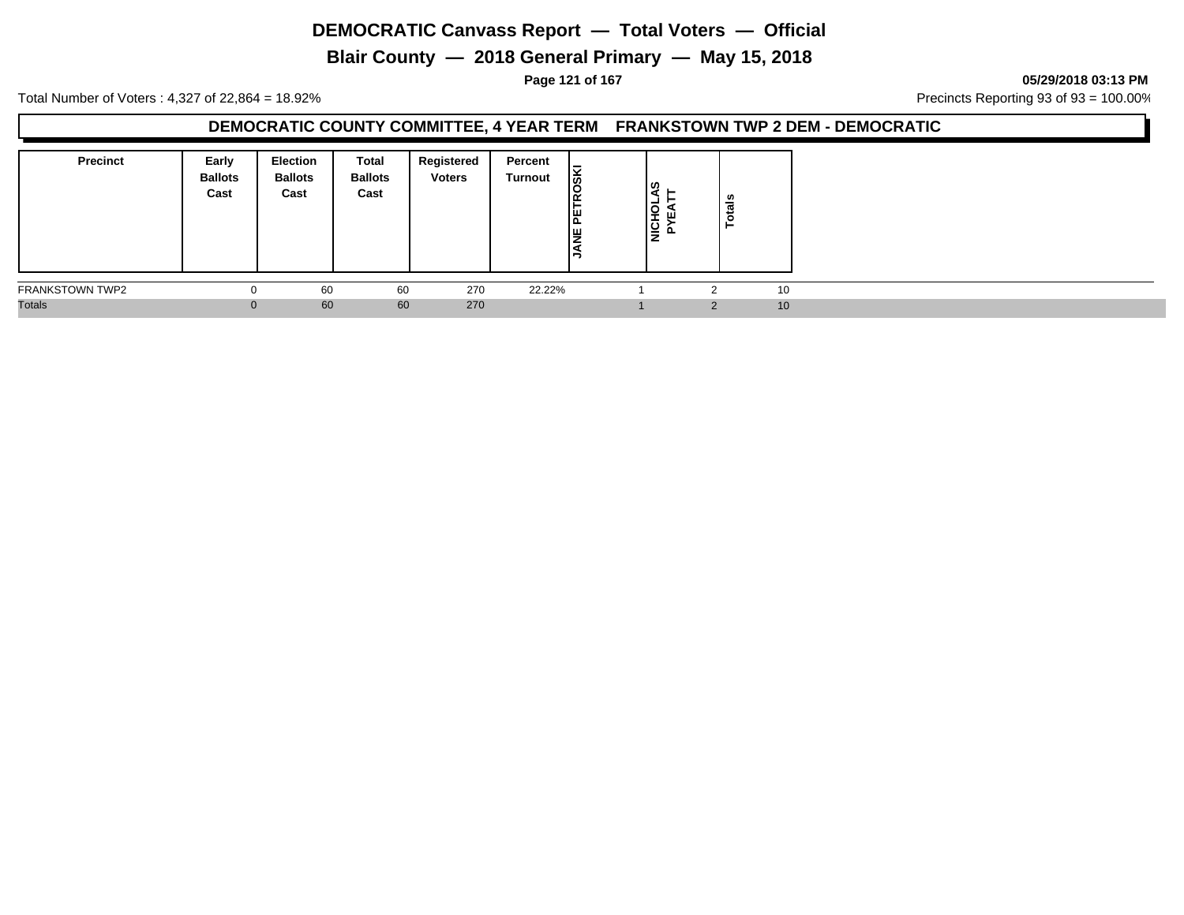# DEMOCRATIC Canvass Report — Total Voters — Official

## Blair County — 2018 General Primary — May 15, 2018

**05/29/2018 03:13 PM**

Total Number of Voters : 4,327 of 22,864 = 18.92%

Precincts Reporting 93 of 93 = 100.00%

### DEMOCRATIC COUNTY COMMITTEE, 4 YEAR TERM FRANKSTOWN TWP 2 DEM - DEMOCRATIC

| Precinct | Early Ballots Cast | Election Ballots Cast | Total Ballots Cast | Registered Voters | Percent Turnout | JANE PETROSKI | NICHOLAS PYEATT | Totals |
|---|---|---|---|---|---|---|---|---|
| FRANKSTOWN TWP2 | 0 | 60 | 60 | 270 | 22.22% | 1 | 2 | 10 |
| Totals | 0 | 60 | 60 | 270 | | 1 | 2 | 10 |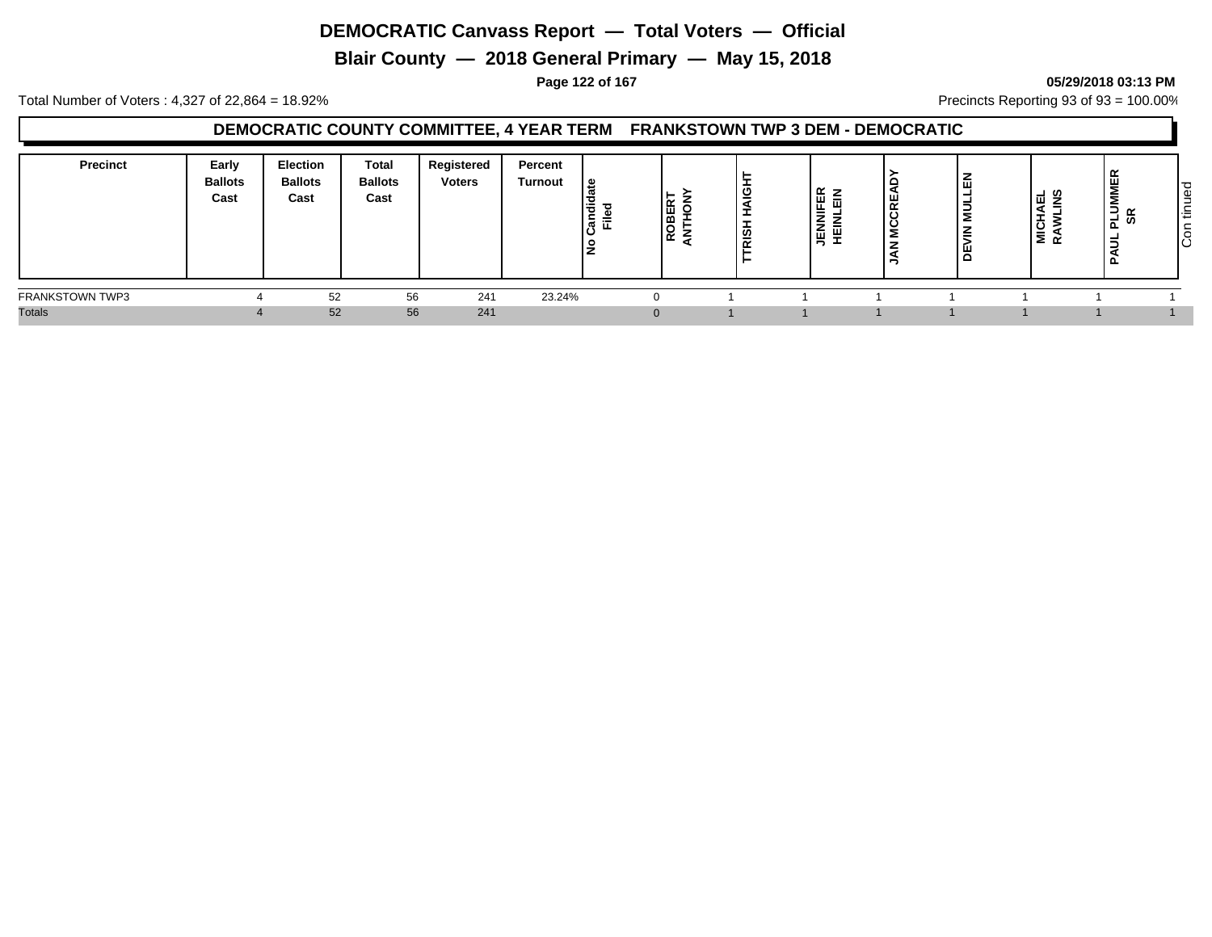# DEMOCRATIC Canvass Report — Total Voters — Official

## Blair County — 2018 General Primary — May 15, 2018

05/29/2018 03:13 PM

Total Number of Voters : 4,327 of 22,864 = 18.92%

Precincts Reporting 93 of 93 = 100.00%

### DEMOCRATIC COUNTY COMMITTEE, 4 YEAR TERM FRANKSTOWN TWP 3 DEM - DEMOCRATIC

| Precinct | Early Ballots Cast | Election Ballots Cast | Total Ballots Cast | Registered Voters | Percent Turnout | No Candidate Filed | ROBERT ANTHONY | TTRISH HAIGHT | JENNIFER HEINLEIN | JAN MCCREADY | DEVIN MULLEN | MICHAEL RAWLINS | PAUL PLUMMER SR | Con tinued |
|---|---|---|---|---|---|---|---|---|---|---|---|---|---|---|
| FRANKSTOWN TWP3 | 4 | 52 | 56 | 241 | 23.24% | 0 | 1 | 1 | 1 | 1 | 1 | 1 | 1 | |
| Totals | 4 | 52 | 56 | 241 | | 0 | 1 | 1 | 1 | 1 | 1 | 1 | 1 | |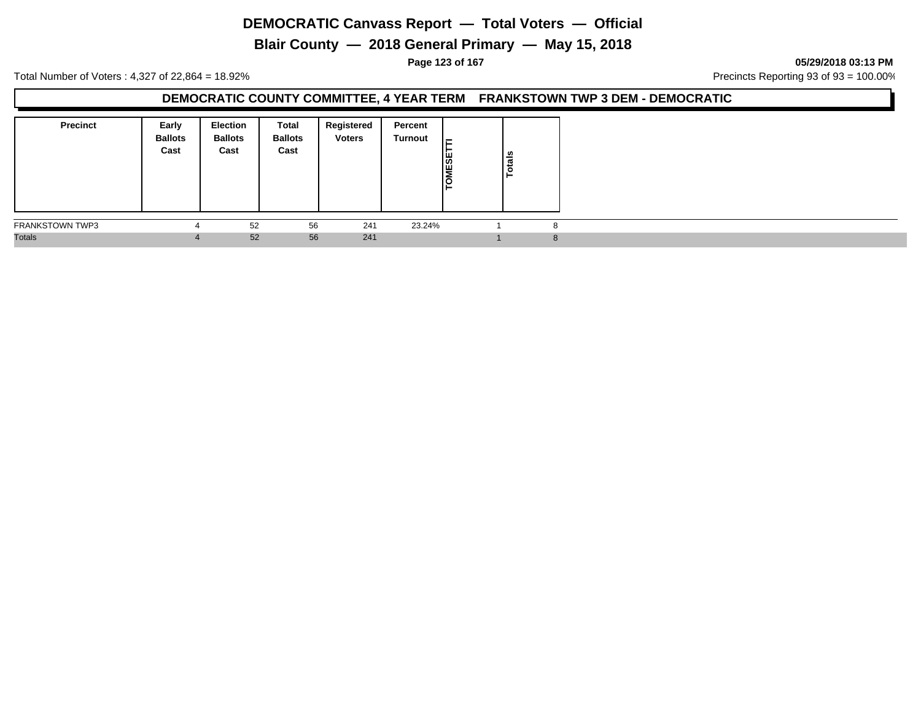# DEMOCRATIC Canvass Report — Total Voters — Official

## Blair County — 2018 General Primary — May 15, 2018

**05/29/2018 03:13 PM**

Total Number of Voters : 4,327 of 22,864 = 18.92%

Precincts Reporting 93 of 93 = 100.00%

### DEMOCRATIC COUNTY COMMITTEE, 4 YEAR TERM FRANKSTOWN TWP 3 DEM - DEMOCRATIC

| Precinct | Early Ballots Cast | Election Ballots Cast | Total Ballots Cast | Registered Voters | Percent Turnout | TOMESETTI | Totals |
|---|---|---|---|---|---|---|---|
| FRANKSTOWN TWP3 | 4 | 52 | 56 | 241 | 23.24% | 1 | 8 |
| Totals | 4 | 52 | 56 | 241 | | 1 | 8 |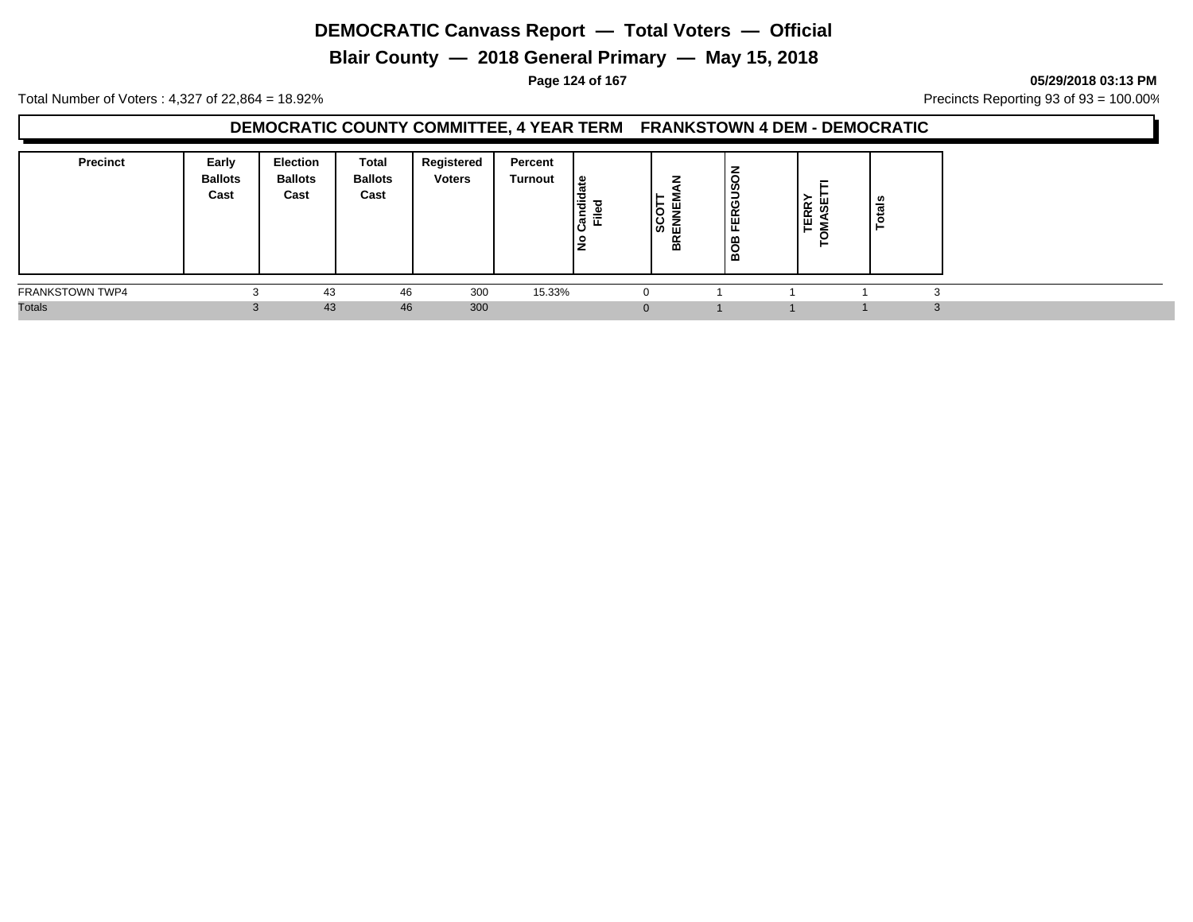# DEMOCRATIC Canvass Report — Total Voters — Official

## Blair County — 2018 General Primary — May 15, 2018

Total Number of Voters : 4,327 of 22,864 = 18.92%

Precincts Reporting 93 of 93 = 100.00%

### DEMOCRATIC COUNTY COMMITTEE, 4 YEAR TERM FRANKSTOWN 4 DEM - DEMOCRATIC

| Precinct | Early Ballots Cast | Election Ballots Cast | Total Ballots Cast | Registered Voters | Percent Turnout | No Candidate Filed | SCOTT BRENNEMAN | BOB FERGUSON | TERRY TOMASETTI | Totals |
|---|---|---|---|---|---|---|---|---|---|---|
| FRANKSTOWN TWP4 | 3 | 43 | 46 | 300 | 15.33% | 0 | 1 | 1 | 1 | 3 |
| Totals | 3 | 43 | 46 | 300 | | 0 | 1 | 1 | 1 | 3 |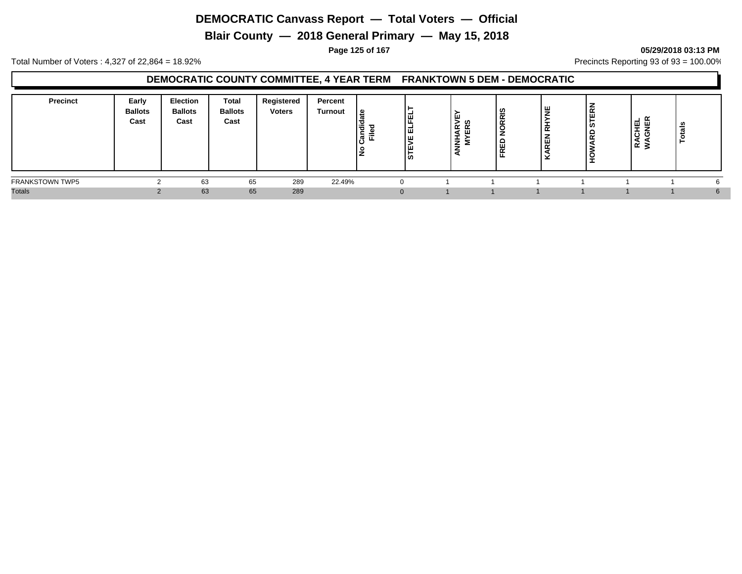# DEMOCRATIC Canvass Report — Total Voters — Official

## Blair County — 2018 General Primary — May 15, 2018

05/29/2018 03:13 PM

Total Number of Voters : 4,327 of 22,864 = 18.92%

Precincts Reporting 93 of 93 = 100.00%

### DEMOCRATIC COUNTY COMMITTEE, 4 YEAR TERM FRANKTOWN 5 DEM - DEMOCRATIC

| Precinct | Early Ballots Cast | Election Ballots Cast | Total Ballots Cast | Registered Voters | Percent Turnout | No Candidate Filed | STEVE ELFELT | ANNHARVEY MYERS | FRED NORRIS | KAREN RHYNE | HOWARD STERN | RACHEL WAGNER | Totals |
|---|---|---|---|---|---|---|---|---|---|---|---|---|---|
| FRANKSTOWN TWP5 | 2 | 63 | 65 | 289 | 22.49% | 0 | 1 | 1 | 1 | 1 | 1 | 1 | 6 |
| Totals | 2 | 63 | 65 | 289 | | 0 | 1 | 1 | 1 | 1 | 1 | 1 | 6 |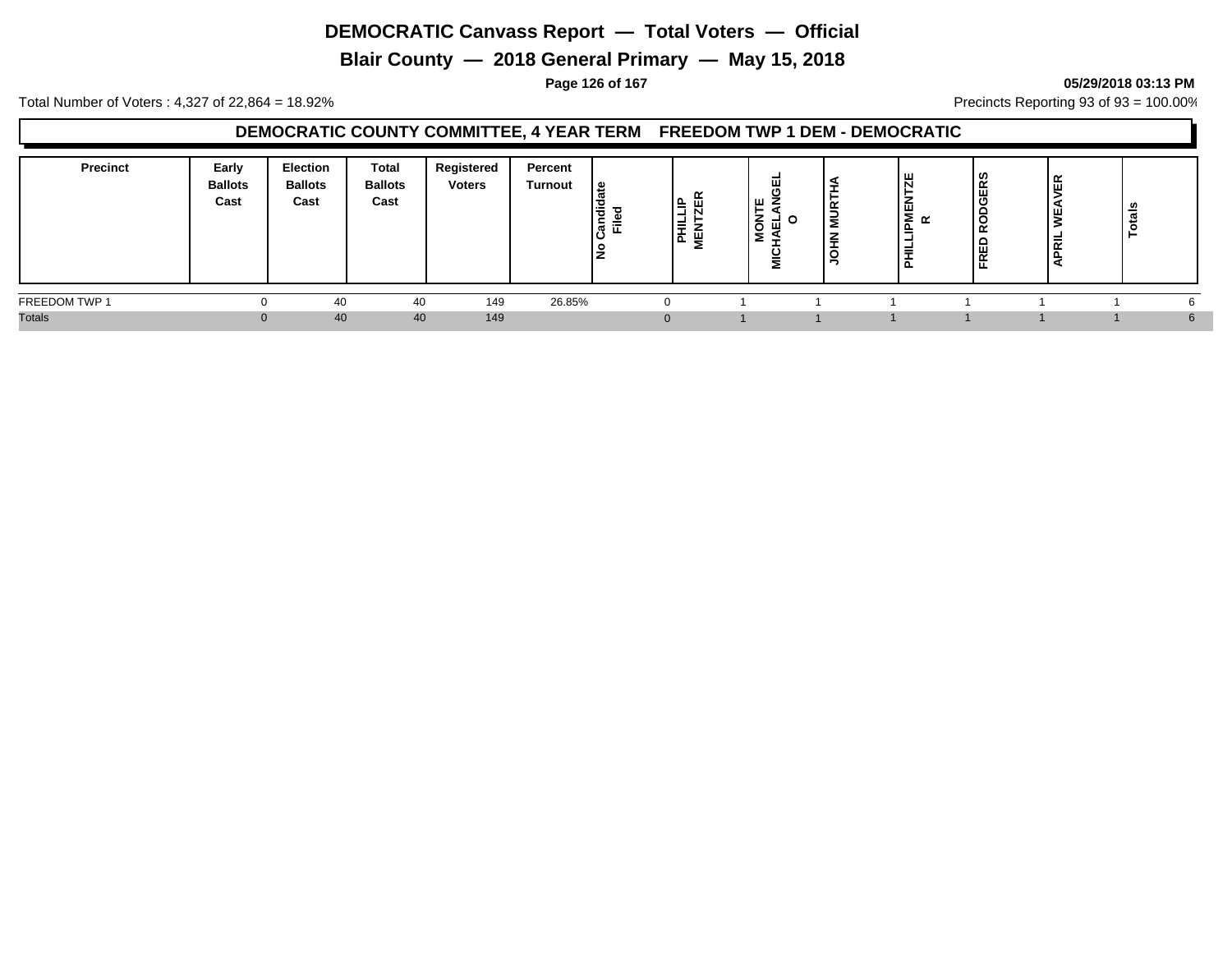# DEMOCRATIC Canvass Report — Total Voters — Official

## Blair County — 2018 General Primary — May 15, 2018

05/29/2018 03:13 PM

Total Number of Voters : 4,327 of 22,864 = 18.92%

Precincts Reporting 93 of 93 = 100.00%

### DEMOCRATIC COUNTY COMMITTEE, 4 YEAR TERM FREEDOM TWP 1 DEM - DEMOCRATIC

| Precinct | Early Ballots Cast | Election Ballots Cast | Total Ballots Cast | Registered Voters | Percent Turnout | No Candidate Filed | PHILLIP MENTZER | MONTE MICHAELANGELO | JOHN MURTHA | PHILLIPMENTZER | FRED RODGERS | APRIL WEAVER | Totals |
|---|---|---|---|---|---|---|---|---|---|---|---|---|---|
| FREEDOM TWP 1 | 0 | 40 | 40 | 149 | 26.85% | 0 | 1 | 1 | 1 | 1 | 1 | 1 | 6 |
| Totals | 0 | 40 | 40 | 149 | | 0 | 1 | 1 | 1 | 1 | 1 | 1 | 6 |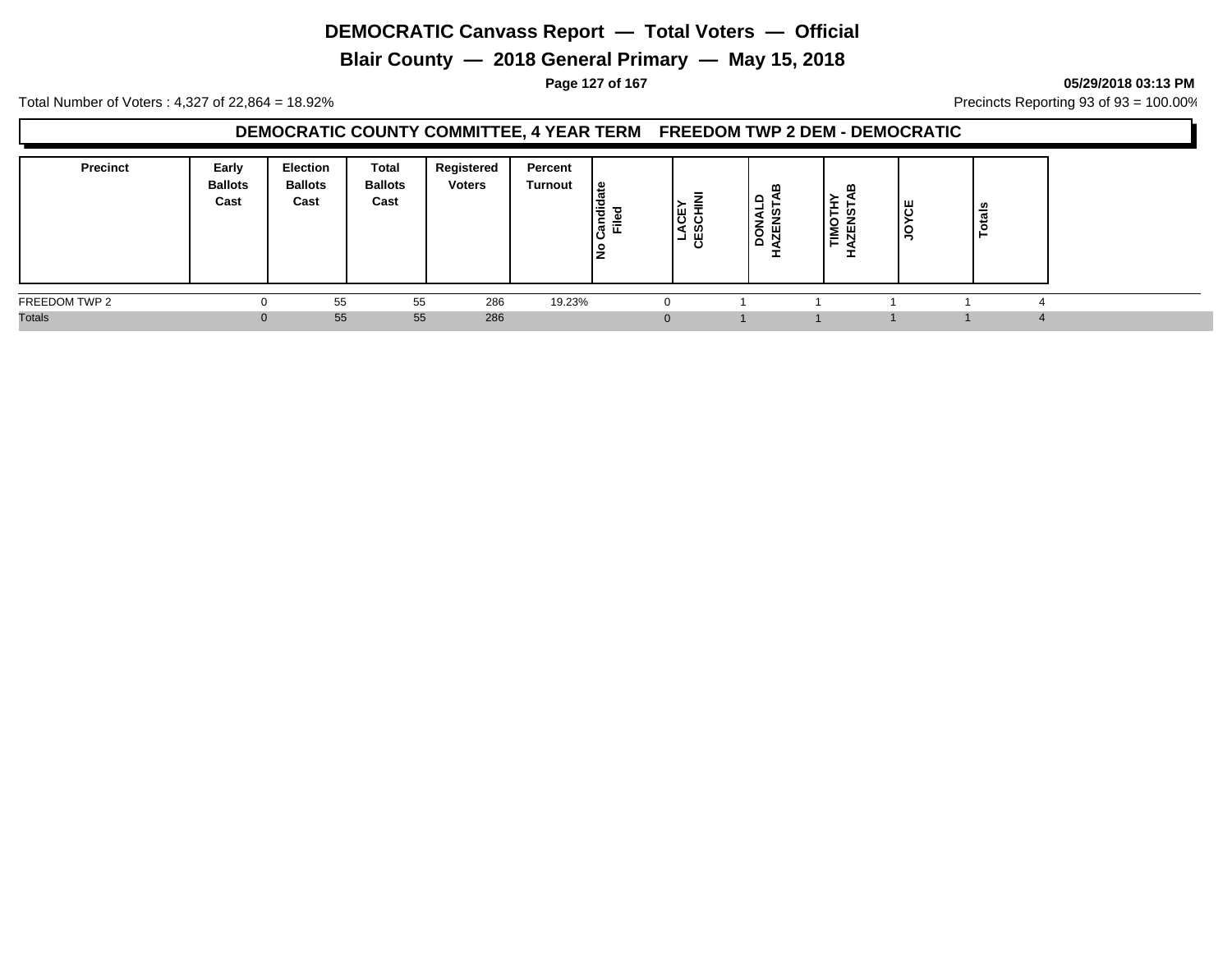# DEMOCRATIC Canvass Report — Total Voters — Official

## Blair County — 2018 General Primary — May 15, 2018

05/29/2018 03:13 PM

Total Number of Voters : 4,327 of 22,864 = 18.92%

Precincts Reporting 93 of 93 = 100.00%

### DEMOCRATIC COUNTY COMMITTEE, 4 YEAR TERM FREEDOM TWP 2 DEM - DEMOCRATIC

| Precinct | Early Ballots Cast | Election Ballots Cast | Total Ballots Cast | Registered Voters | Percent Turnout | No Candidate Filed | LACEY CESCHINI | DONALD HAZENSTAB | TIMOTHY HAZENSTAB | JOYCE | Totals |
|---|---|---|---|---|---|---|---|---|---|---|---|
| FREEDOM TWP 2 | 0 | 55 | 55 | 286 | 19.23% | 0 | 1 | 1 | 1 | 1 | 4 |
| Totals | 0 | 55 | 55 | 286 | | 0 | 1 | 1 | 1 | 1 | 4 |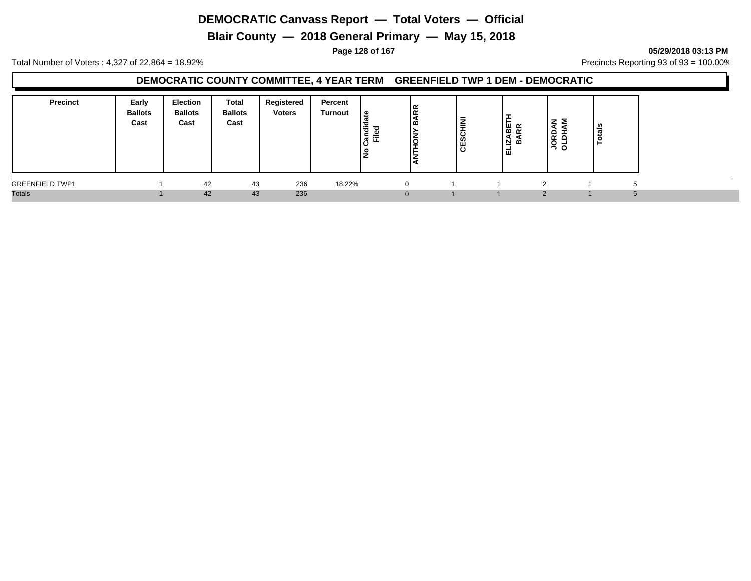# DEMOCRATIC Canvass Report — Total Voters — Official

## Blair County — 2018 General Primary — May 15, 2018

05/29/2018 03:13 PM

Total Number of Voters : 4,327 of 22,864 = 18.92%

Precincts Reporting 93 of 93 = 100.00%

### DEMOCRATIC COUNTY COMMITTEE, 4 YEAR TERM GREENFIELD TWP 1 DEM - DEMOCRATIC

| Precinct | Early Ballots Cast | Election Ballots Cast | Total Ballots Cast | Registered Voters | Percent Turnout | No Candidate Filed | ANTHONY BARR | CESCHINI | ELIZABETH BARR | JORDAN OLDHAM | Totals |
|---|---|---|---|---|---|---|---|---|---|---|---|
| GREENFIELD TWP1 | 1 | 42 | 43 | 236 | 18.22% | 0 | 1 | 1 | 2 | 1 | 5 |
| Totals | 1 | 42 | 43 | 236 | | 0 | 1 | 1 | 2 | 1 | 5 |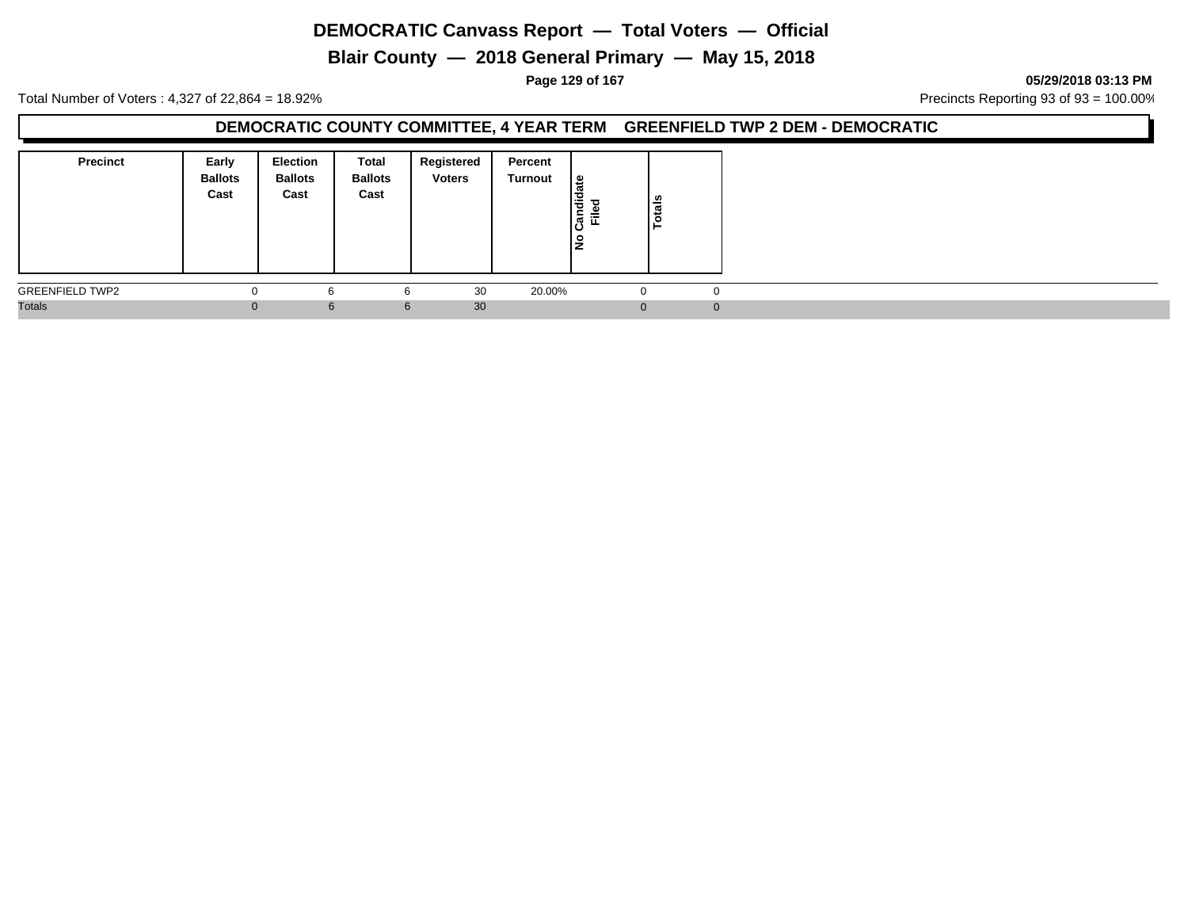# DEMOCRATIC Canvass Report — Total Voters — Official

## Blair County — 2018 General Primary — May 15, 2018

**05/29/2018 03:13 PM**

Total Number of Voters : 4,327 of 22,864 = 18.92%

Precincts Reporting 93 of 93 = 100.00%

### DEMOCRATIC COUNTY COMMITTEE, 4 YEAR TERM GREENFIELD TWP 2 DEM - DEMOCRATIC

| Precinct | Early Ballots Cast | Election Ballots Cast | Total Ballots Cast | Registered Voters | Percent Turnout | No Candidate Filed | Totals |
|---|---|---|---|---|---|---|---|
| GREENFIELD TWP2 | 0 | 6 | 6 | 30 | 20.00% | 0 | 0 |
| Totals | 0 | 6 | 6 | 30 | | 0 | 0 |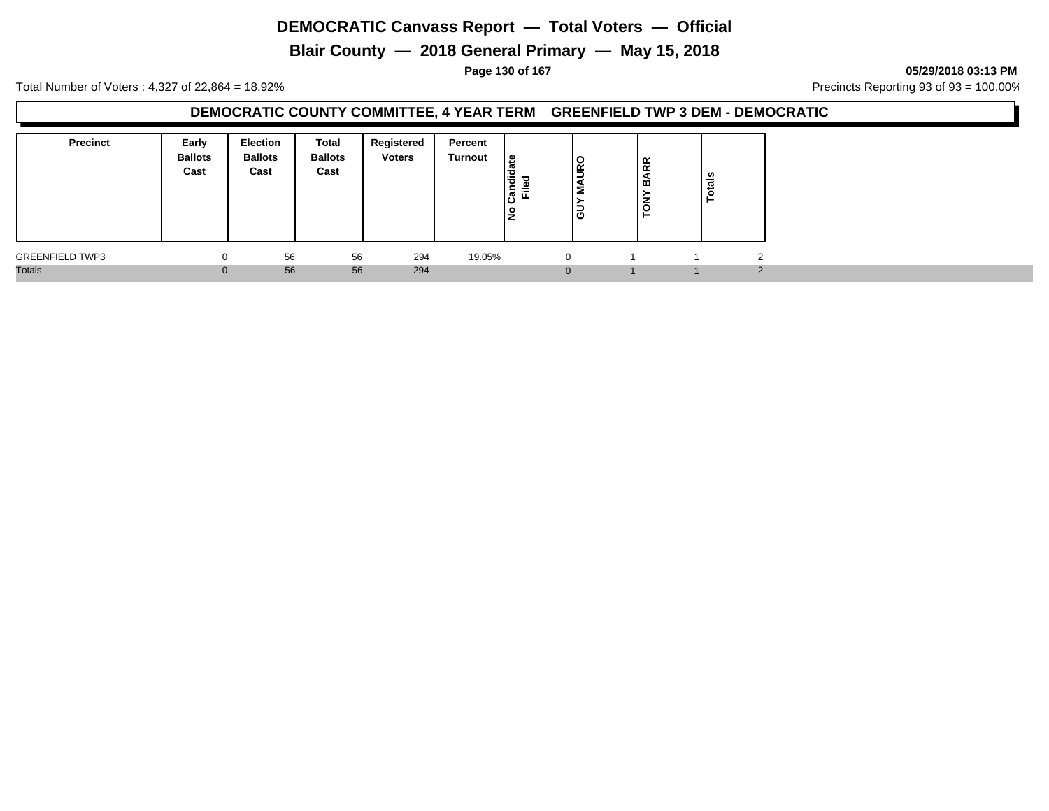# DEMOCRATIC Canvass Report — Total Voters — Official

## Blair County — 2018 General Primary — May 15, 2018

Total Number of Voters : 4,327 of 22,864 = 18.92%

Precincts Reporting 93 of 93 = 100.00%

### DEMOCRATIC COUNTY COMMITTEE, 4 YEAR TERM GREENFIELD TWP 3 DEM - DEMOCRATIC

| Precinct | Early Ballots Cast | Election Ballots Cast | Total Ballots Cast | Registered Voters | Percent Turnout | No Candidate Filed | GUY MAURO | TONY BARR | Totals |
|---|---|---|---|---|---|---|---|---|---|
| GREENFIELD TWP3 | 0 | 56 | 56 | 294 | 19.05% | 0 | 1 | 1 | 2 |
| Totals | 0 | 56 | 56 | 294 | | 0 | 1 | 1 | 2 |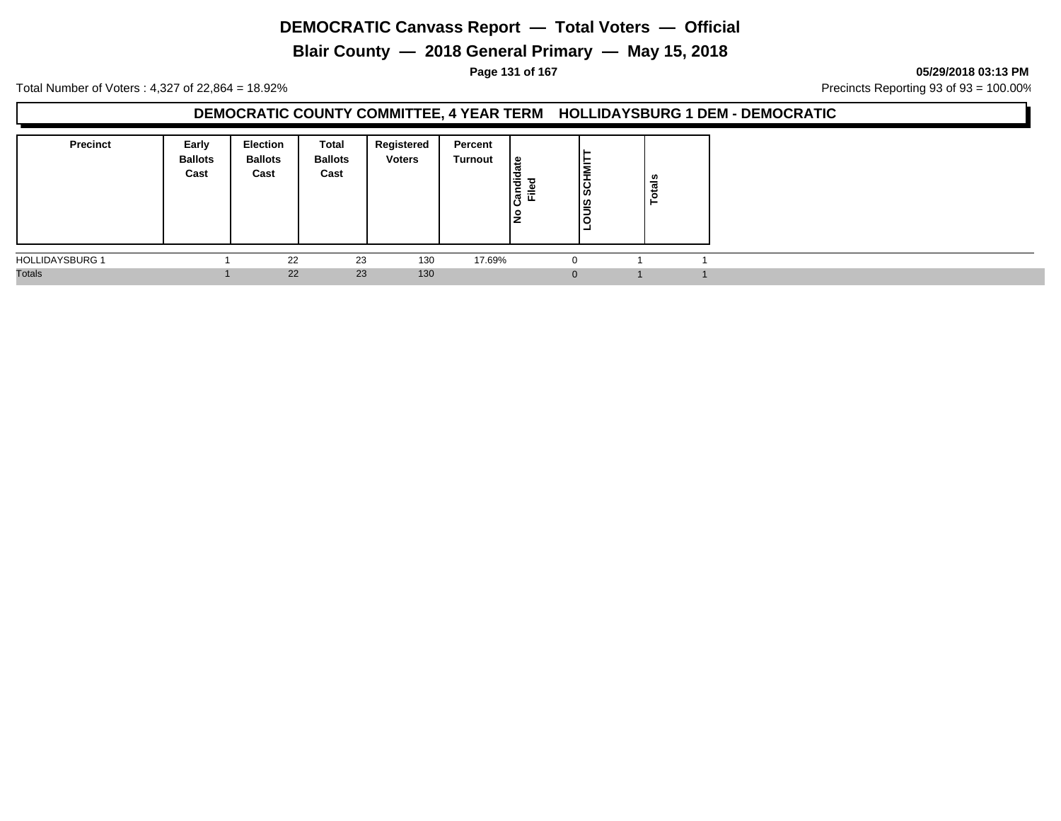# DEMOCRATIC Canvass Report — Total Voters — Official

## Blair County — 2018 General Primary — May 15, 2018

05/29/2018 03:13 PM

Total Number of Voters : 4,327 of 22,864 = 18.92%

Precincts Reporting 93 of 93 = 100.00%

### DEMOCRATIC COUNTY COMMITTEE, 4 YEAR TERM HOLLIDAYSBURG 1 DEM - DEMOCRATIC

| Precinct | Early Ballots Cast | Election Ballots Cast | Total Ballots Cast | Registered Voters | Percent Turnout | No Candidate Filed | LOUIS SCHMITT | Totals |
|---|---|---|---|---|---|---|---|---|
| HOLLIDAYSBURG 1 | 1 | 22 | 23 | 130 | 17.69% | 0 | 1 | 1 |
| Totals | 1 | 22 | 23 | 130 | | 0 | 1 | 1 |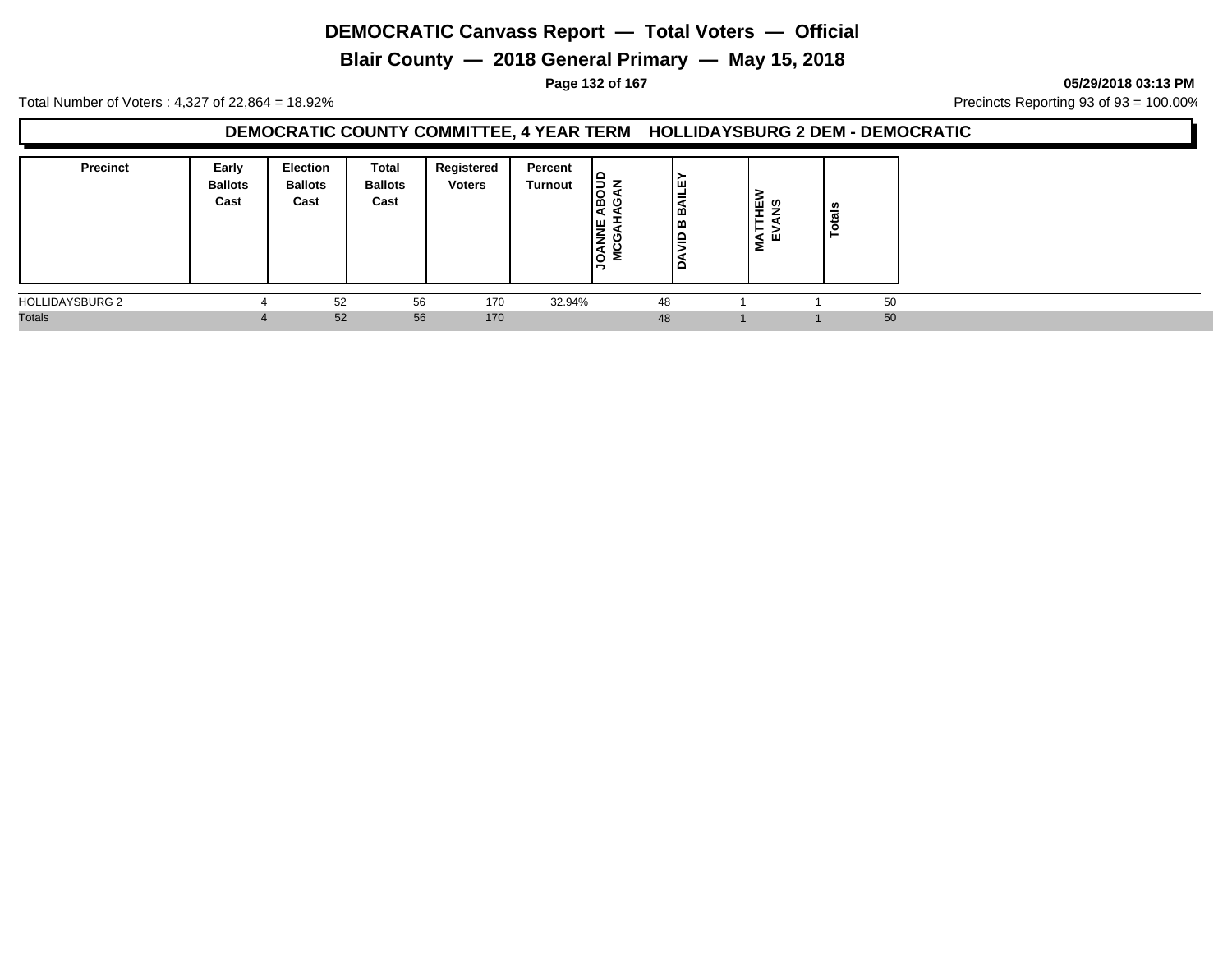# DEMOCRATIC Canvass Report — Total Voters — Official

## Blair County — 2018 General Primary — May 15, 2018

05/29/2018 03:13 PM

Total Number of Voters : 4,327 of 22,864 = 18.92%

Precincts Reporting 93 of 93 = 100.00%

### DEMOCRATIC COUNTY COMMITTEE, 4 YEAR TERM HOLLIDAYSBURG 2 DEM - DEMOCRATIC

| Precinct | Early Ballots Cast | Election Ballots Cast | Total Ballots Cast | Registered Voters | Percent Turnout | JOANNE ABOUD MCGAHAGAN | DAVID B BAILEY | MATTHEW EVANS | Totals |
|---|---|---|---|---|---|---|---|---|---|
| HOLLIDAYSBURG 2 | 4 | 52 | 56 | 170 | 32.94% | 48 | 1 | 1 | 50 |
| Totals | 4 | 52 | 56 | 170 | | 48 | 1 | 1 | 50 |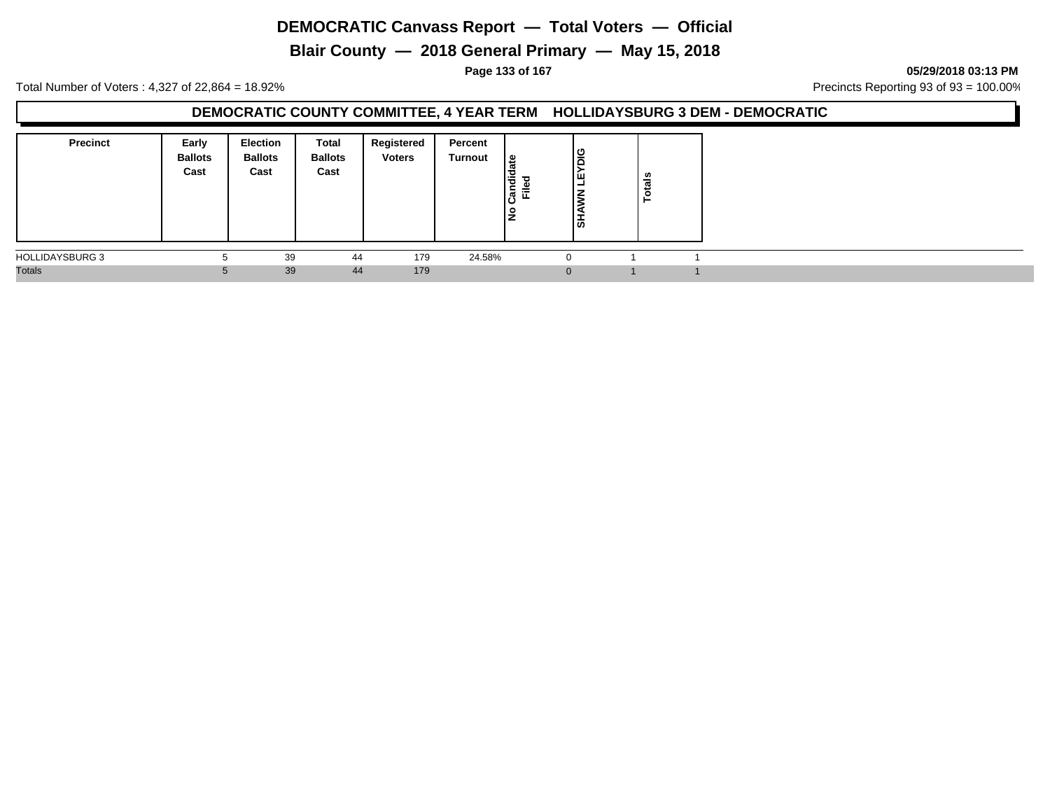# DEMOCRATIC Canvass Report — Total Voters — Official

## Blair County — 2018 General Primary — May 15, 2018

05/29/2018 03:13 PM

Total Number of Voters : 4,327 of 22,864 = 18.92%

Precincts Reporting 93 of 93 = 100.00%

### DEMOCRATIC COUNTY COMMITTEE, 4 YEAR TERM HOLLIDAYSBURG 3 DEM - DEMOCRATIC

| Precinct | Early Ballots Cast | Election Ballots Cast | Total Ballots Cast | Registered Voters | Percent Turnout | No Candidate Filed | SHAWN LEYDIG | Totals |
|---|---|---|---|---|---|---|---|---|
| HOLLIDAYSBURG 3 | 5 | 39 | 44 | 179 | 24.58% | 0 | 1 | 1 |
| Totals | 5 | 39 | 44 | 179 | | 0 | 1 | 1 |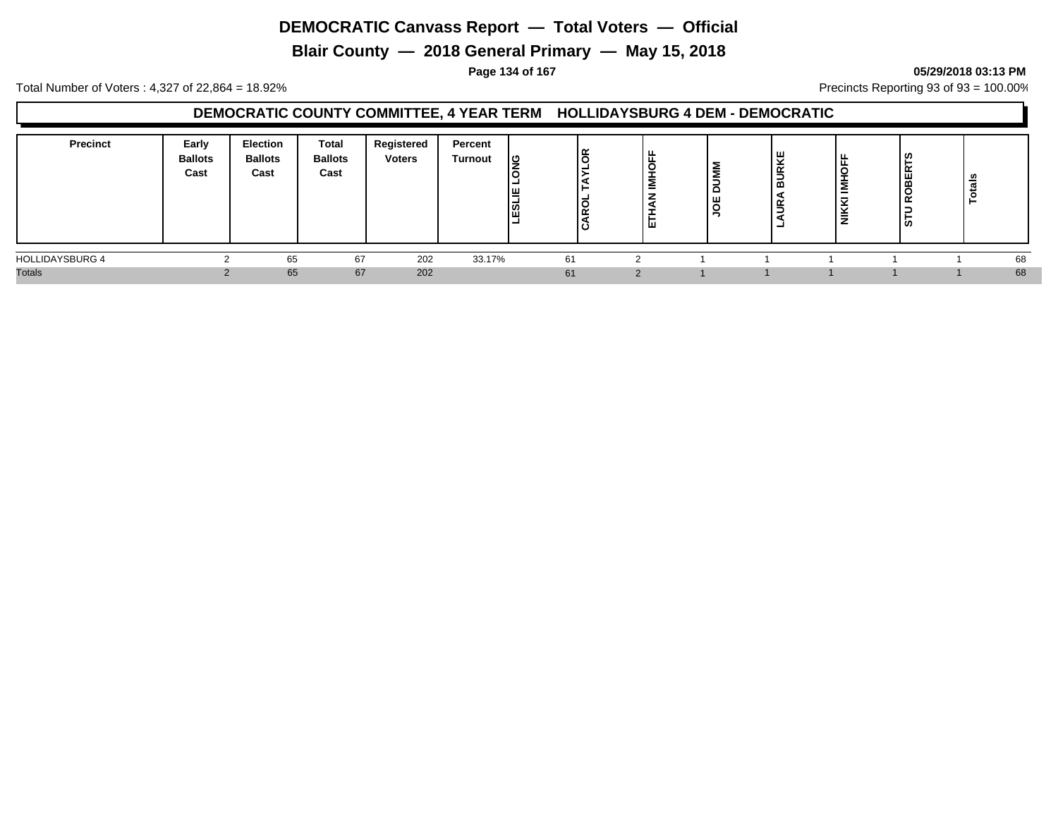# DEMOCRATIC Canvass Report — Total Voters — Official

## Blair County — 2018 General Primary — May 15, 2018

05/29/2018 03:13 PM

Total Number of Voters : 4,327 of 22,864 = 18.92%

Precincts Reporting 93 of 93 = 100.00%

### DEMOCRATIC COUNTY COMMITTEE, 4 YEAR TERM HOLLIDAYSBURG 4 DEM - DEMOCRATIC

| Precinct | Early Ballots Cast | Election Ballots Cast | Total Ballots Cast | Registered Voters | Percent Turnout | LESLIE LONG | CAROL TAYLOR | ETHAN IMHOFF | JOE DUMM | LAURA BURKE | NIKKI IMHOFF | STU ROBERTS | Totals |
|---|---|---|---|---|---|---|---|---|---|---|---|---|---|
| HOLLIDAYSBURG 4 | 2 | 65 | 67 | 202 | 33.17% | 61 | 2 | 1 | 1 | 1 | 1 | 1 | 68 |
| Totals | 2 | 65 | 67 | 202 | | 61 | 2 | 1 | 1 | 1 | 1 | 1 | 68 |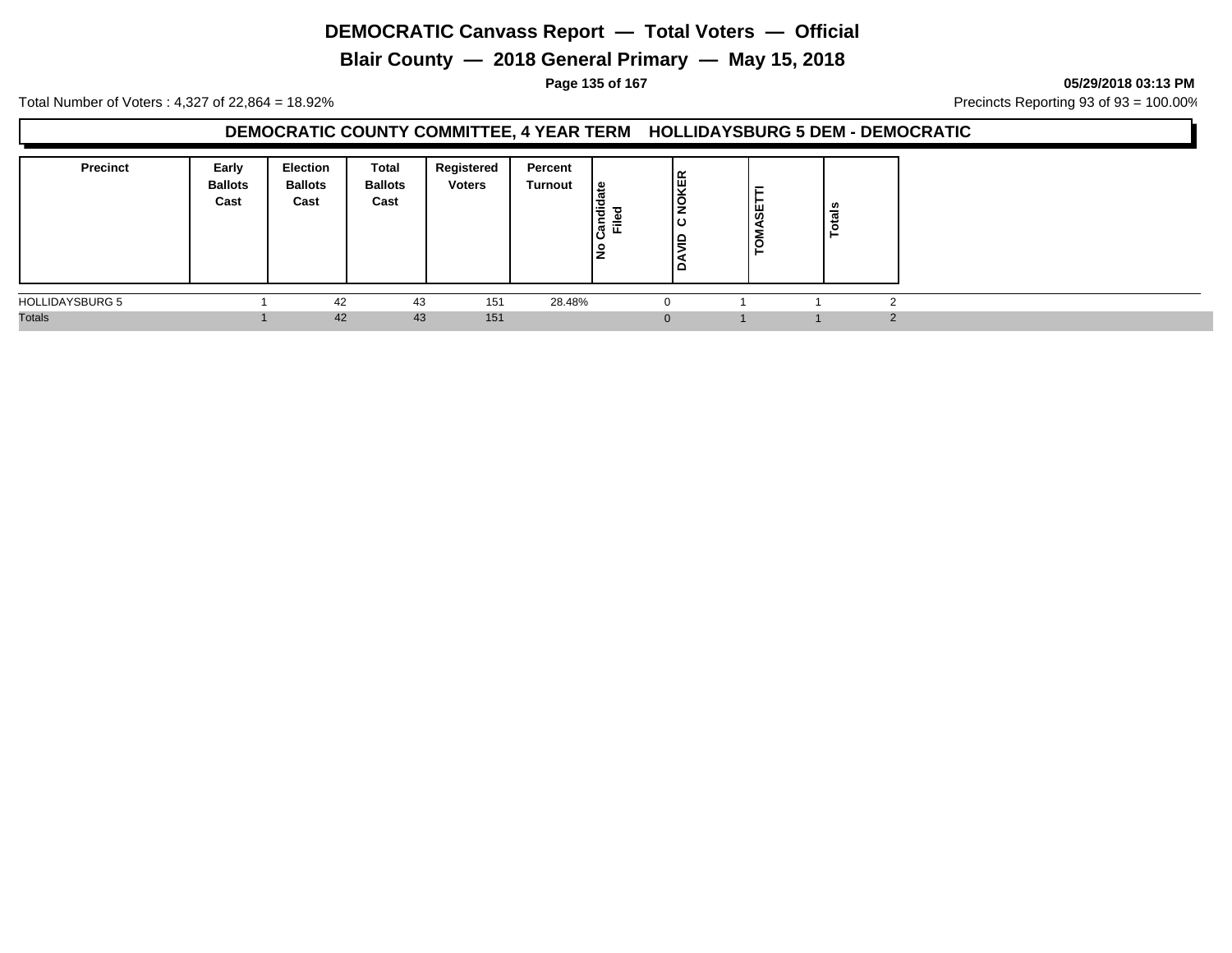# DEMOCRATIC Canvass Report — Total Voters — Official

## Blair County — 2018 General Primary — May 15, 2018

05/29/2018 03:13 PM

Total Number of Voters : 4,327 of 22,864 = 18.92%

Precincts Reporting 93 of 93 = 100.00%

### DEMOCRATIC COUNTY COMMITTEE, 4 YEAR TERM HOLLIDAYSBURG 5 DEM - DEMOCRATIC

| Precinct | Early Ballots Cast | Election Ballots Cast | Total Ballots Cast | Registered Voters | Percent Turnout | No Candidate Filed | DAVID C NOKER | TOMASETTI | Totals |
|---|---|---|---|---|---|---|---|---|---|
| HOLLIDAYSBURG 5 | 1 | 42 | 43 | 151 | 28.48% | 0 | 1 | 1 | 2 |
| Totals | 1 | 42 | 43 | 151 | | 0 | 1 | 1 | 2 |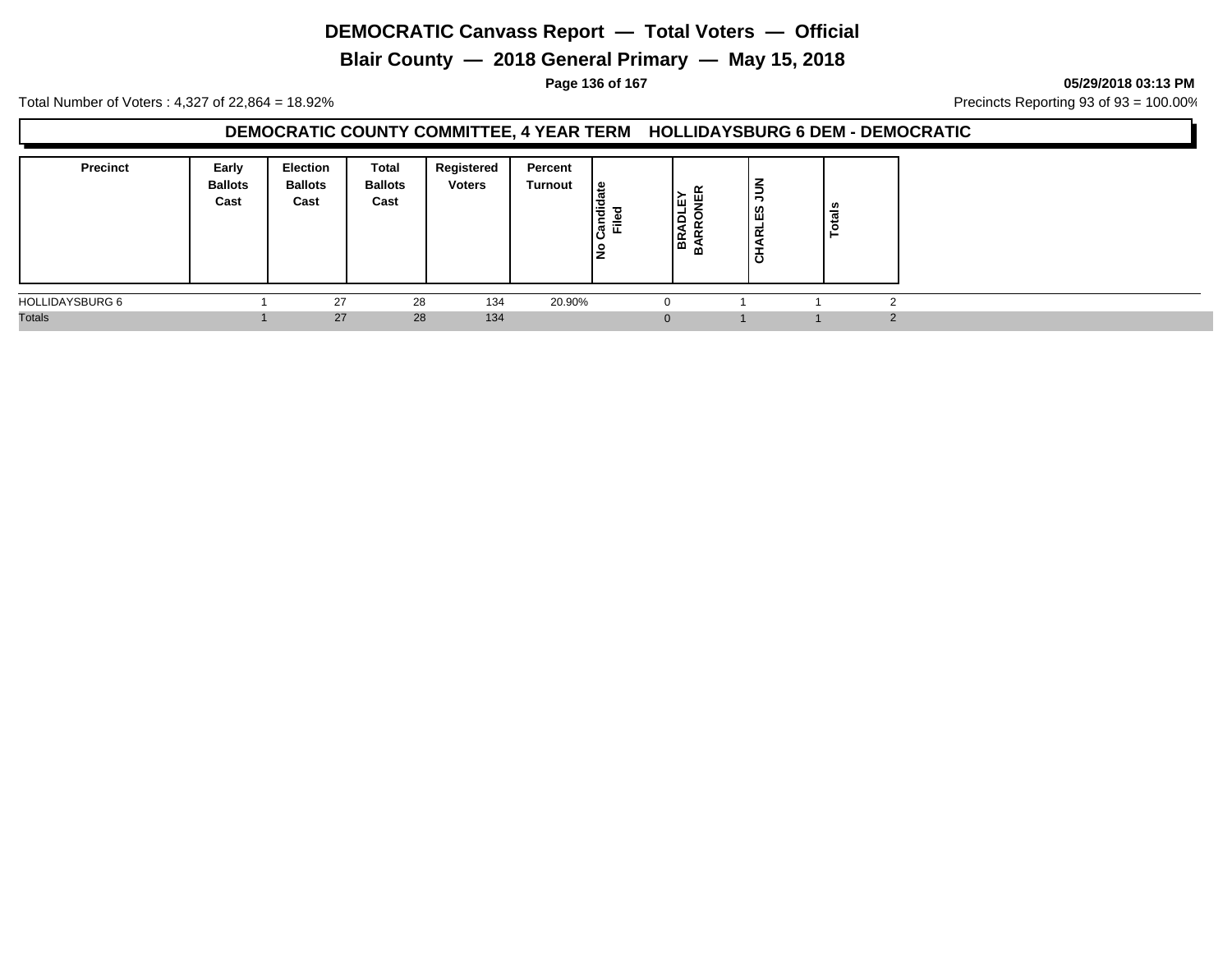# DEMOCRATIC Canvass Report — Total Voters — Official

## Blair County — 2018 General Primary — May 15, 2018

05/29/2018 03:13 PM

Total Number of Voters : 4,327 of 22,864 = 18.92%

Precincts Reporting 93 of 93 = 100.00%

### DEMOCRATIC COUNTY COMMITTEE, 4 YEAR TERM HOLLIDAYSBURG 6 DEM - DEMOCRATIC

| Precinct | Early Ballots Cast | Election Ballots Cast | Total Ballots Cast | Registered Voters | Percent Turnout | No Candidate Filed | BRADLEY BARRONER | CHARLES JUN | Totals |
|---|---|---|---|---|---|---|---|---|---|
| HOLLIDAYSBURG 6 | 1 | 27 | 28 | 134 | 20.90% | 0 | 1 | 1 | 2 |
| Totals | 1 | 27 | 28 | 134 | | 0 | 1 | 1 | 2 |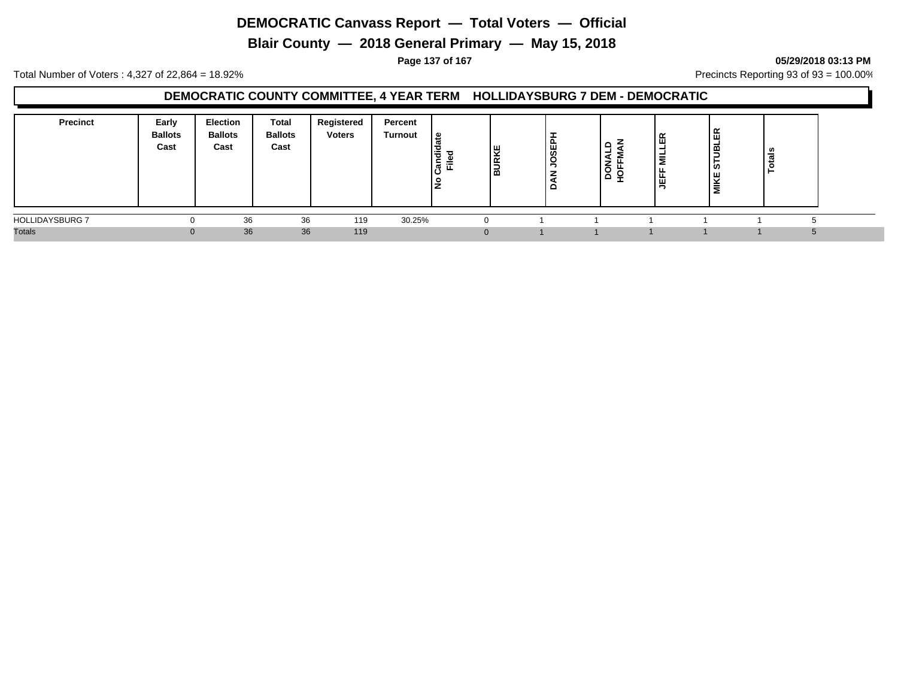# DEMOCRATIC Canvass Report — Total Voters — Official

## Blair County — 2018 General Primary — May 15, 2018

05/29/2018 03:13 PM

Total Number of Voters : 4,327 of 22,864 = 18.92%

Precincts Reporting 93 of 93 = 100.00%

### DEMOCRATIC COUNTY COMMITTEE, 4 YEAR TERM HOLLIDAYSBURG 7 DEM - DEMOCRATIC

| Precinct | Early Ballots Cast | Election Ballots Cast | Total Ballots Cast | Registered Voters | Percent Turnout | No Candidate Filed | BURKE | DAN JOSEPH | DONALD HOFFMAN | JEFF MILLER | MIKE STUBLER | Totals |
|---|---|---|---|---|---|---|---|---|---|---|---|---|
| HOLLIDAYSBURG 7 | 0 | 36 | 36 | 119 | 30.25% | 0 | 1 | 1 | 1 | 1 | 1 | 5 |
| Totals | 0 | 36 | 36 | 119 | | 0 | 1 | 1 | 1 | 1 | 1 | 5 |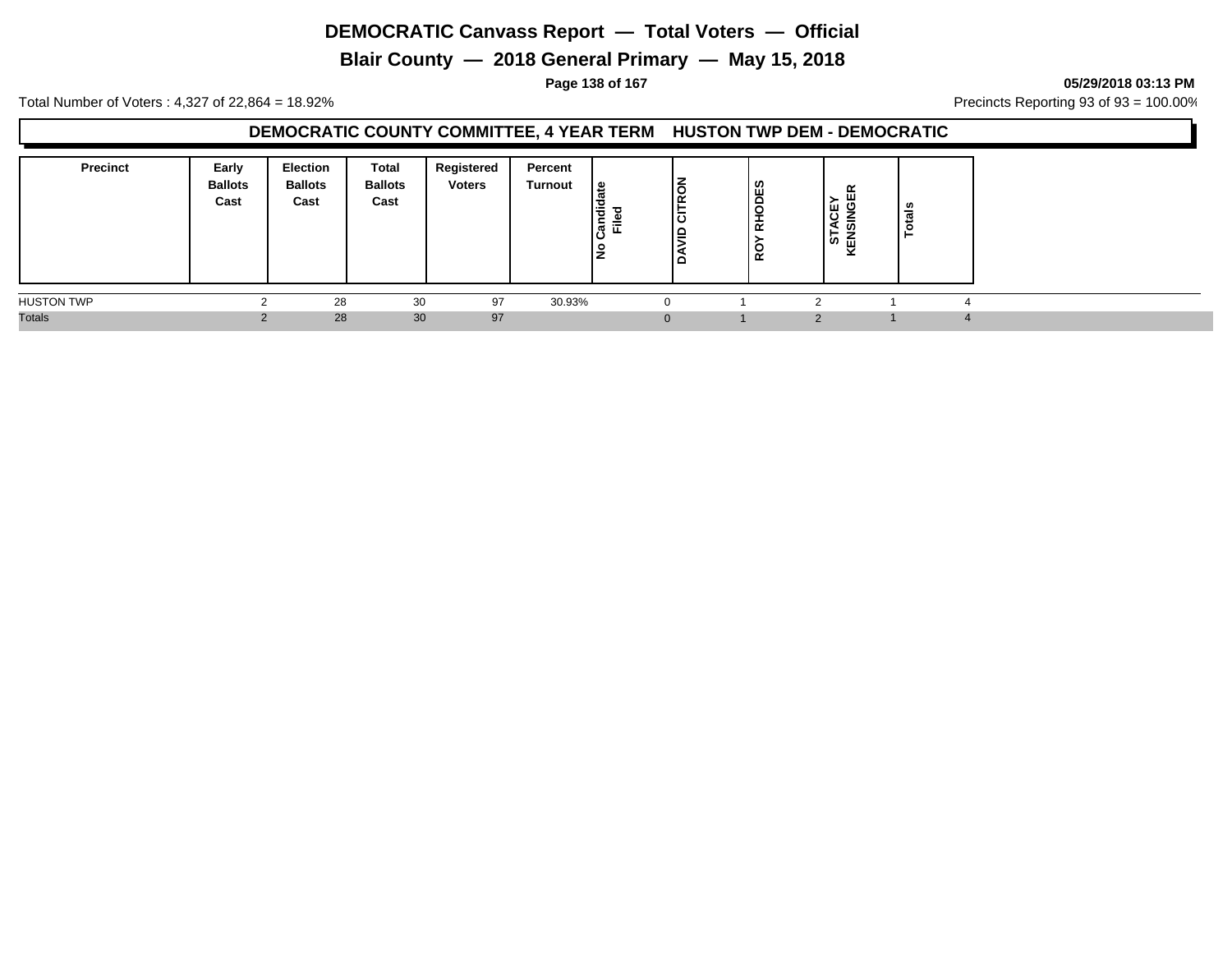# DEMOCRATIC Canvass Report — Total Voters — Official

## Blair County — 2018 General Primary — May 15, 2018

05/29/2018 03:13 PM

Total Number of Voters : 4,327 of 22,864 = 18.92%

Precincts Reporting 93 of 93 = 100.00%

### DEMOCRATIC COUNTY COMMITTEE, 4 YEAR TERM HUSTON TWP DEM - DEMOCRATIC

| Precinct | Early Ballots Cast | Election Ballots Cast | Total Ballots Cast | Registered Voters | Percent Turnout | No Candidate Filed | DAVID CITRON | ROY RHODES | STACEY KENSINGER | Totals |
|---|---|---|---|---|---|---|---|---|---|---|
| HUSTON TWP | 2 | 28 | 30 | 97 | 30.93% | 0 | 1 | 2 | 1 | 4 |
| Totals | 2 | 28 | 30 | 97 | | 0 | 1 | 2 | 1 | 4 |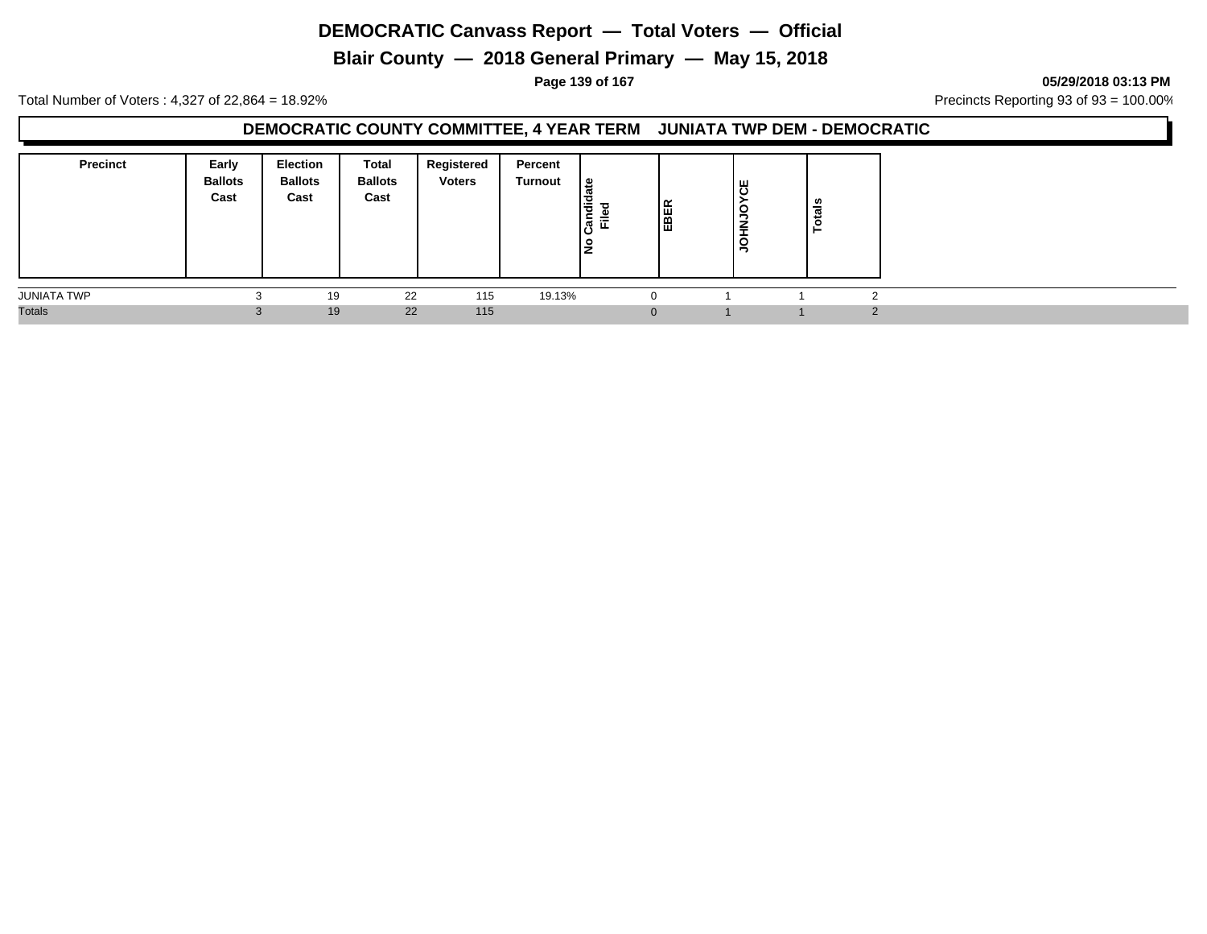# DEMOCRATIC Canvass Report — Total Voters — Official

## Blair County — 2018 General Primary — May 15, 2018

05/29/2018 03:13 PM

Total Number of Voters : 4,327 of 22,864 = 18.92%

Precincts Reporting 93 of 93 = 100.00%

### DEMOCRATIC COUNTY COMMITTEE, 4 YEAR TERM JUNIATA TWP DEM - DEMOCRATIC

| Precinct | Early Ballots Cast | Election Ballots Cast | Total Ballots Cast | Registered Voters | Percent Turnout | No Candidate Filed | EBER | JOHNJOYCE | Totals |
|---|---|---|---|---|---|---|---|---|---|
| JUNIATA TWP | 3 | 19 | 22 | 115 | 19.13% | 0 | 1 | 1 | 2 |
| Totals | 3 | 19 | 22 | 115 | | 0 | 1 | 1 | 2 |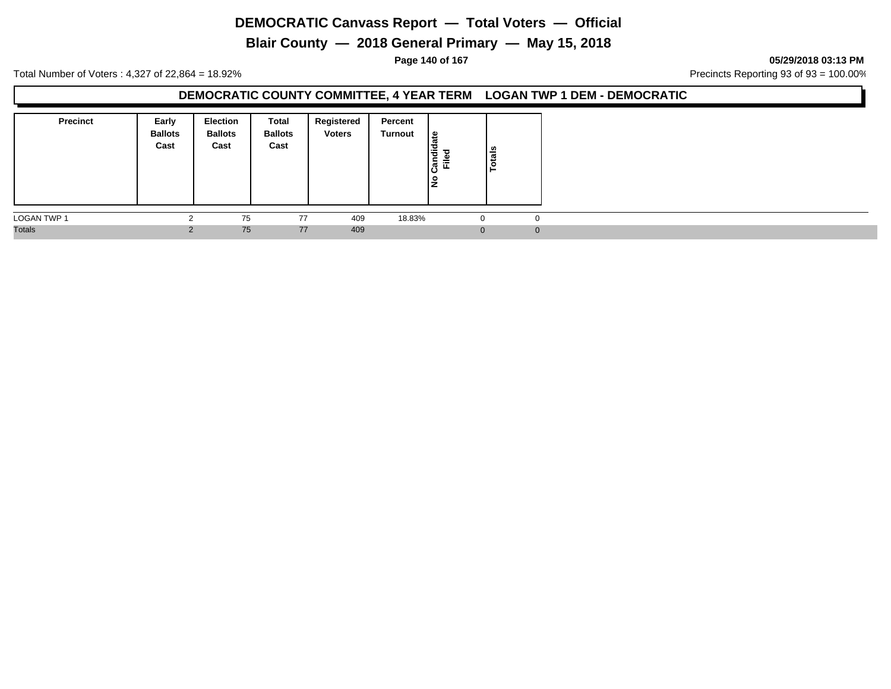# DEMOCRATIC Canvass Report — Total Voters — Official

## Blair County — 2018 General Primary — May 15, 2018

05/29/2018 03:13 PM

Total Number of Voters : 4,327 of 22,864 = 18.92%

Precincts Reporting 93 of 93 = 100.00%

### DEMOCRATIC COUNTY COMMITTEE, 4 YEAR TERM LOGAN TWP 1 DEM - DEMOCRATIC

| Precinct | Early Ballots Cast | Election Ballots Cast | Total Ballots Cast | Registered Voters | Percent Turnout | No Candidate Filed | Totals |
|---|---|---|---|---|---|---|---|
| LOGAN TWP 1 | 2 | 75 | 77 | 409 | 18.83% | 0 | 0 |
| Totals | 2 | 75 | 77 | 409 | | 0 | 0 |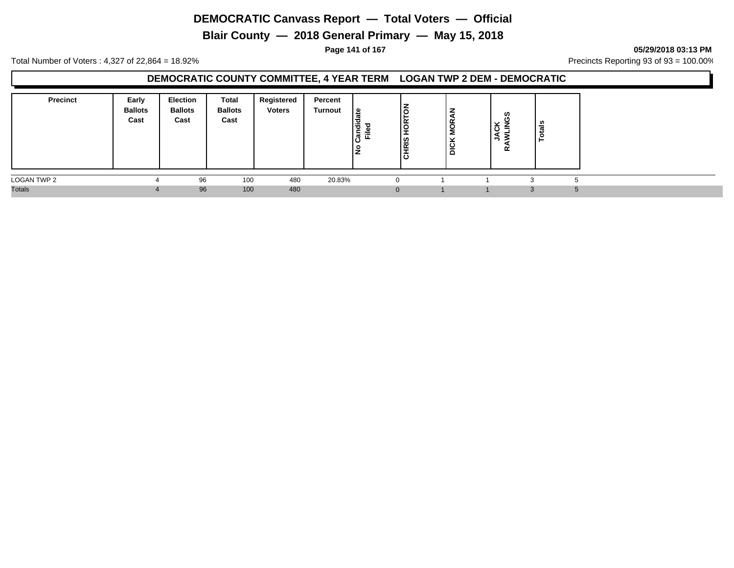# DEMOCRATIC Canvass Report — Total Voters — Official

## Blair County — 2018 General Primary — May 15, 2018

05/29/2018 03:13 PM

Total Number of Voters : 4,327 of 22,864 = 18.92%

Precincts Reporting 93 of 93 = 100.00%

### DEMOCRATIC COUNTY COMMITTEE, 4 YEAR TERM LOGAN TWP 2 DEM - DEMOCRATIC

| Precinct | Early Ballots Cast | Election Ballots Cast | Total Ballots Cast | Registered Voters | Percent Turnout | No Candidate Filed | CHRIS HORTON | DICK MORAN | JACK RAWLINGS | Totals |
|---|---|---|---|---|---|---|---|---|---|---|
| LOGAN TWP 2 | 4 | 96 | 100 | 480 | 20.83% | 0 | 1 | 1 | 3 | 5 |
| Totals | 4 | 96 | 100 | 480 | | 0 | 1 | 1 | 3 | 5 |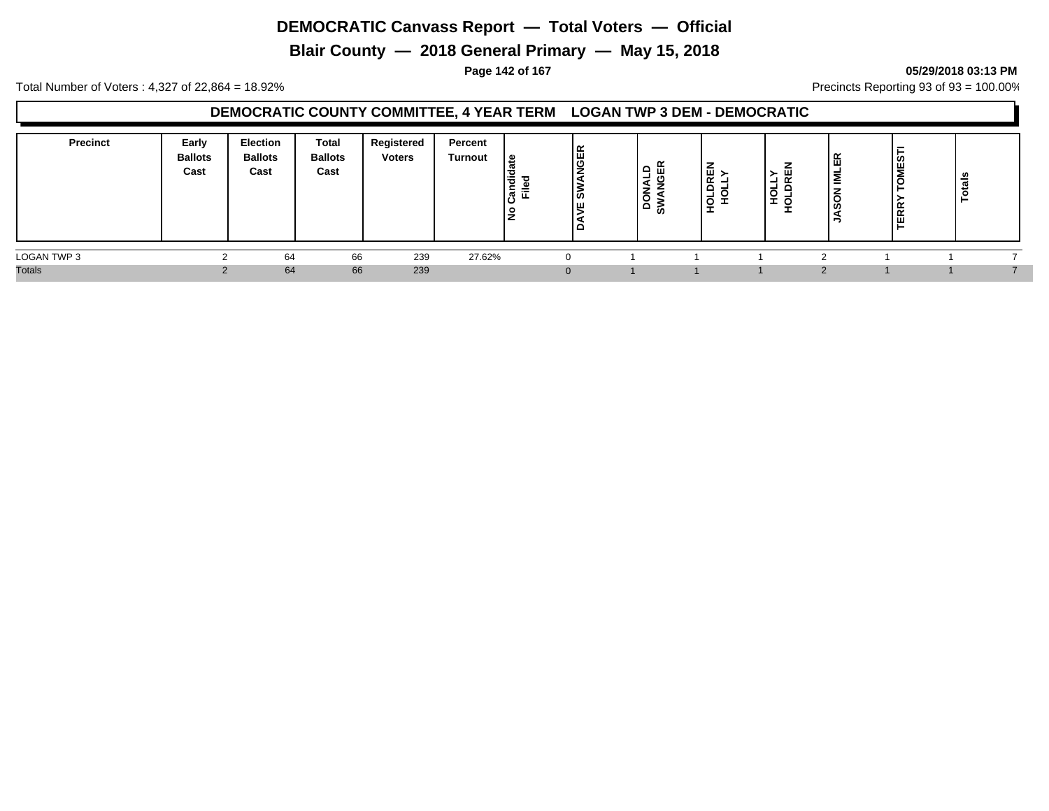# DEMOCRATIC Canvass Report — Total Voters — Official

## Blair County — 2018 General Primary — May 15, 2018

**05/29/2018 03:13 PM**

Total Number of Voters : 4,327 of 22,864 = 18.92%

Precincts Reporting 93 of 93 = 100.00%

### DEMOCRATIC COUNTY COMMITTEE, 4 YEAR TERM LOGAN TWP 3 DEM - DEMOCRATIC

| Precinct | Early Ballots Cast | Election Ballots Cast | Total Ballots Cast | Registered Voters | Percent Turnout | No Candidate Filed | DAVE SWANGER | DONALD SWANGER | HOLDREN HOLLY | HOLLY HOLDREN | JASON IMLER | TERRY TOMESTI | Totals |
|---|---|---|---|---|---|---|---|---|---|---|---|---|---|
| LOGAN TWP 3 | 2 | 64 | 66 | 239 | 27.62% | 0 | 1 | 1 | 1 | 2 | 1 | 1 | 7 |
| Totals | 2 | 64 | 66 | 239 | | 0 | 1 | 1 | 1 | 2 | 1 | 1 | 7 |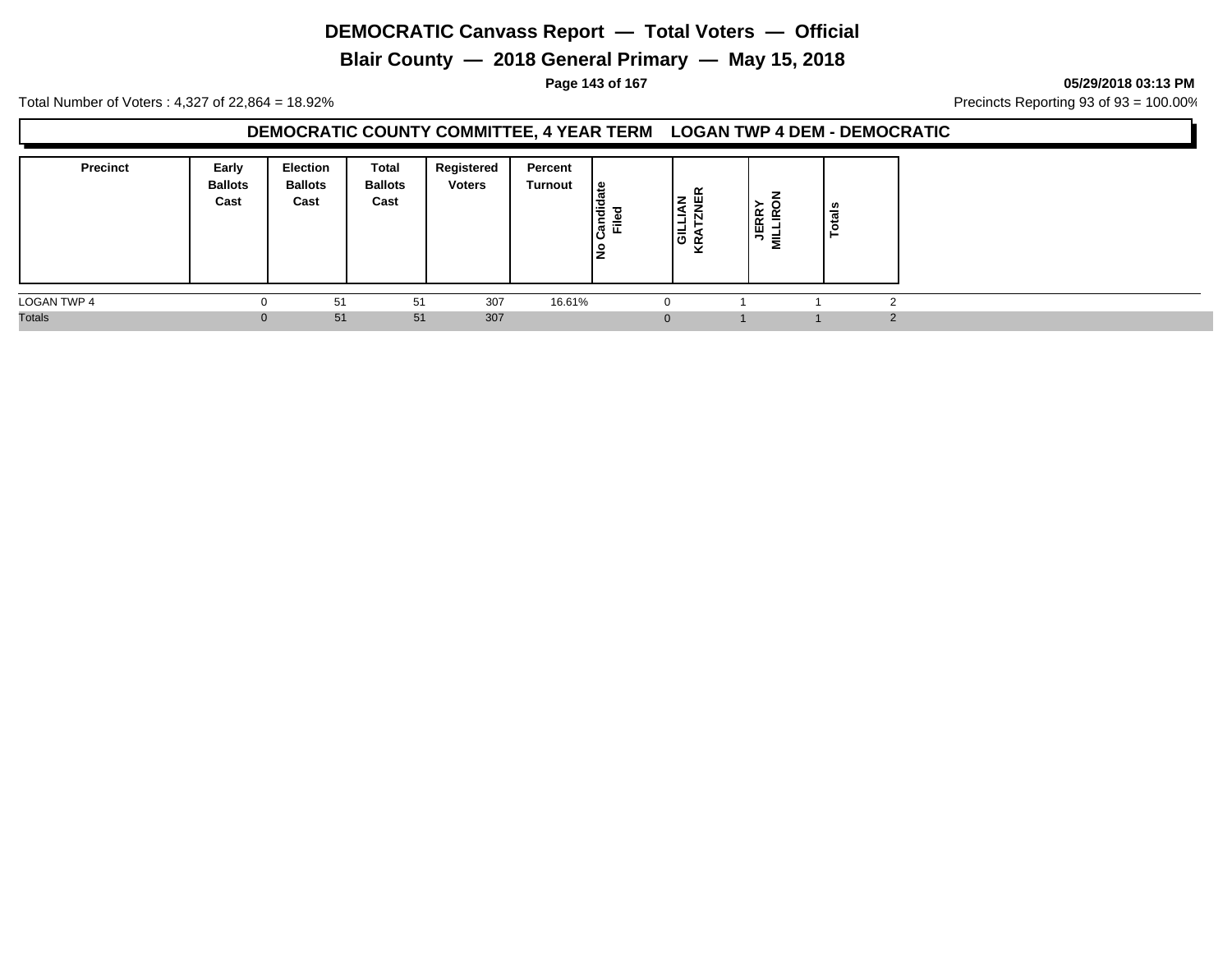# DEMOCRATIC Canvass Report — Total Voters — Official

## Blair County — 2018 General Primary — May 15, 2018

05/29/2018 03:13 PM

Total Number of Voters : 4,327 of 22,864 = 18.92%

Precincts Reporting 93 of 93 = 100.00%

### DEMOCRATIC COUNTY COMMITTEE, 4 YEAR TERM LOGAN TWP 4 DEM - DEMOCRATIC

| Precinct | Early Ballots Cast | Election Ballots Cast | Total Ballots Cast | Registered Voters | Percent Turnout | No Candidate Filed | GILLIAN KRATZNER | JERRY MILLIRON | Totals |
|---|---|---|---|---|---|---|---|---|---|
| LOGAN TWP 4 | 0 | 51 | 51 | 307 | 16.61% | 0 | 1 | 1 | 2 |
| Totals | 0 | 51 | 51 | 307 | | 0 | 1 | 1 | 2 |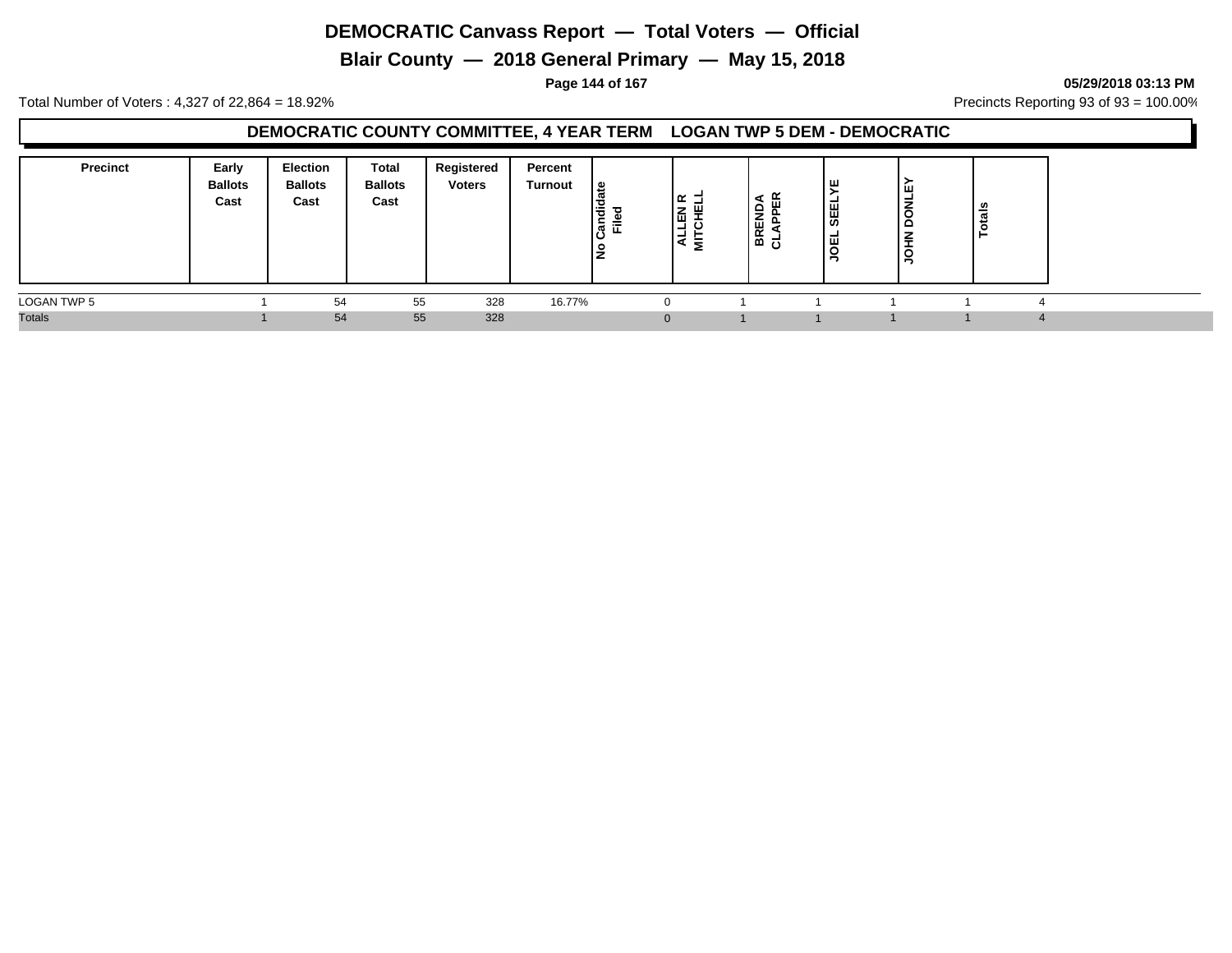# DEMOCRATIC Canvass Report — Total Voters — Official

## Blair County — 2018 General Primary — May 15, 2018

05/29/2018 03:13 PM

Total Number of Voters : 4,327 of 22,864 = 18.92%

Precincts Reporting 93 of 93 = 100.00%

### DEMOCRATIC COUNTY COMMITTEE, 4 YEAR TERM LOGAN TWP 5 DEM - DEMOCRATIC

| Precinct | Early Ballots Cast | Election Ballots Cast | Total Ballots Cast | Registered Voters | Percent Turnout | No Candidate Filed | ALLEN R MITCHELL | BRENDA CLAPPER | JOEL SEELYE | JOHN DONLEY | Totals |
|---|---|---|---|---|---|---|---|---|---|---|---|
| LOGAN TWP 5 | 1 | 54 | 55 | 328 | 16.77% | 0 | 1 | 1 | 1 | 1 | 4 |
| Totals | 1 | 54 | 55 | 328 | | 0 | 1 | 1 | 1 | 1 | 4 |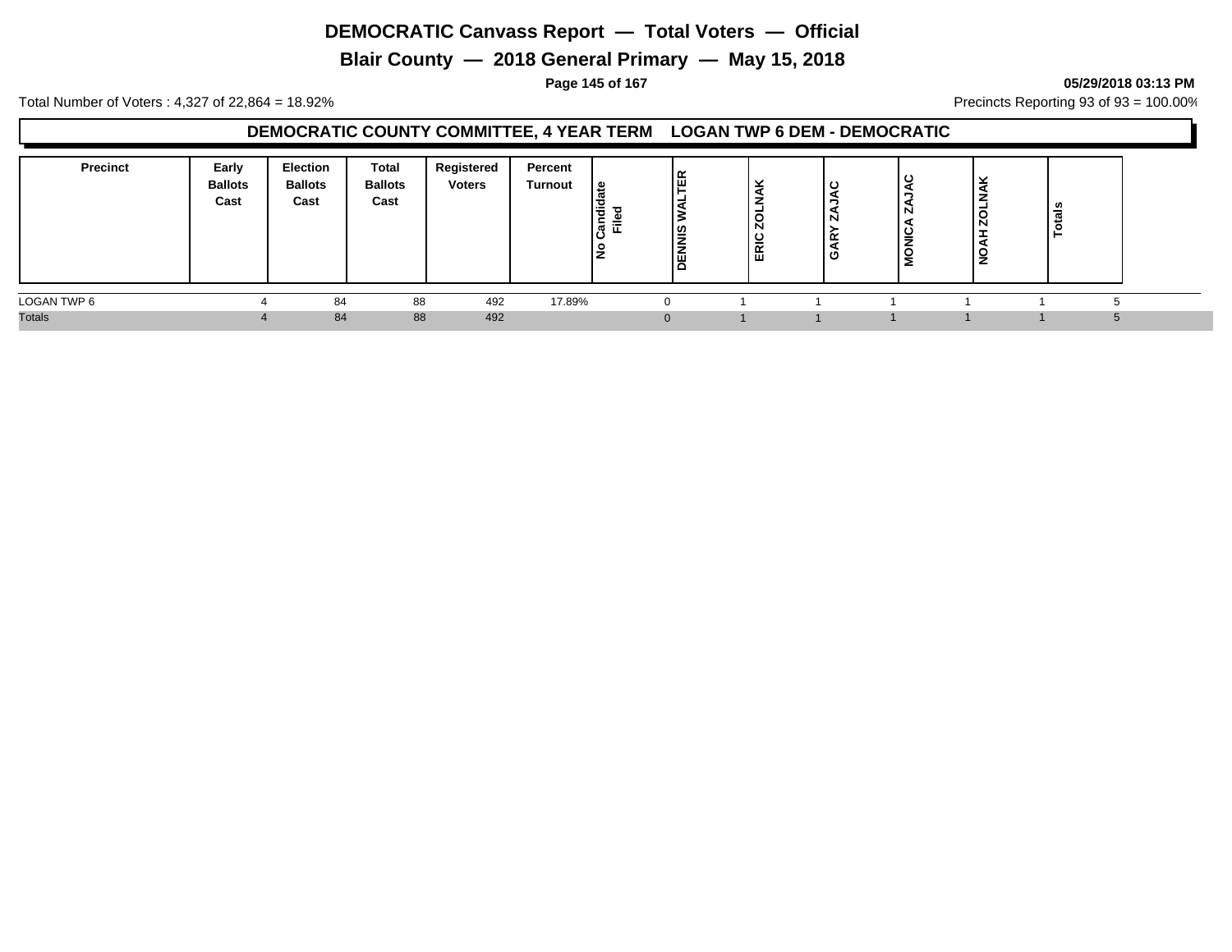# DEMOCRATIC Canvass Report — Total Voters — Official

## Blair County — 2018 General Primary — May 15, 2018

05/29/2018 03:13 PM

Total Number of Voters : 4,327 of 22,864 = 18.92%

Precincts Reporting 93 of 93 = 100.00%

### DEMOCRATIC COUNTY COMMITTEE, 4 YEAR TERM LOGAN TWP 6 DEM - DEMOCRATIC

| Precinct | Early Ballots Cast | Election Ballots Cast | Total Ballots Cast | Registered Voters | Percent Turnout | No Candidate Filed | DENNIS WALTER | ERIC ZOLNAK | GARY ZAJAC | MONICA ZAJAC | NOAH ZOLNAK | Totals |
|---|---|---|---|---|---|---|---|---|---|---|---|---|
| LOGAN TWP 6 | 4 | 84 | 88 | 492 | 17.89% | 0 | 1 | 1 | 1 | 1 | 1 | 5 |
| Totals | 4 | 84 | 88 | 492 | | 0 | 1 | 1 | 1 | 1 | 1 | 5 |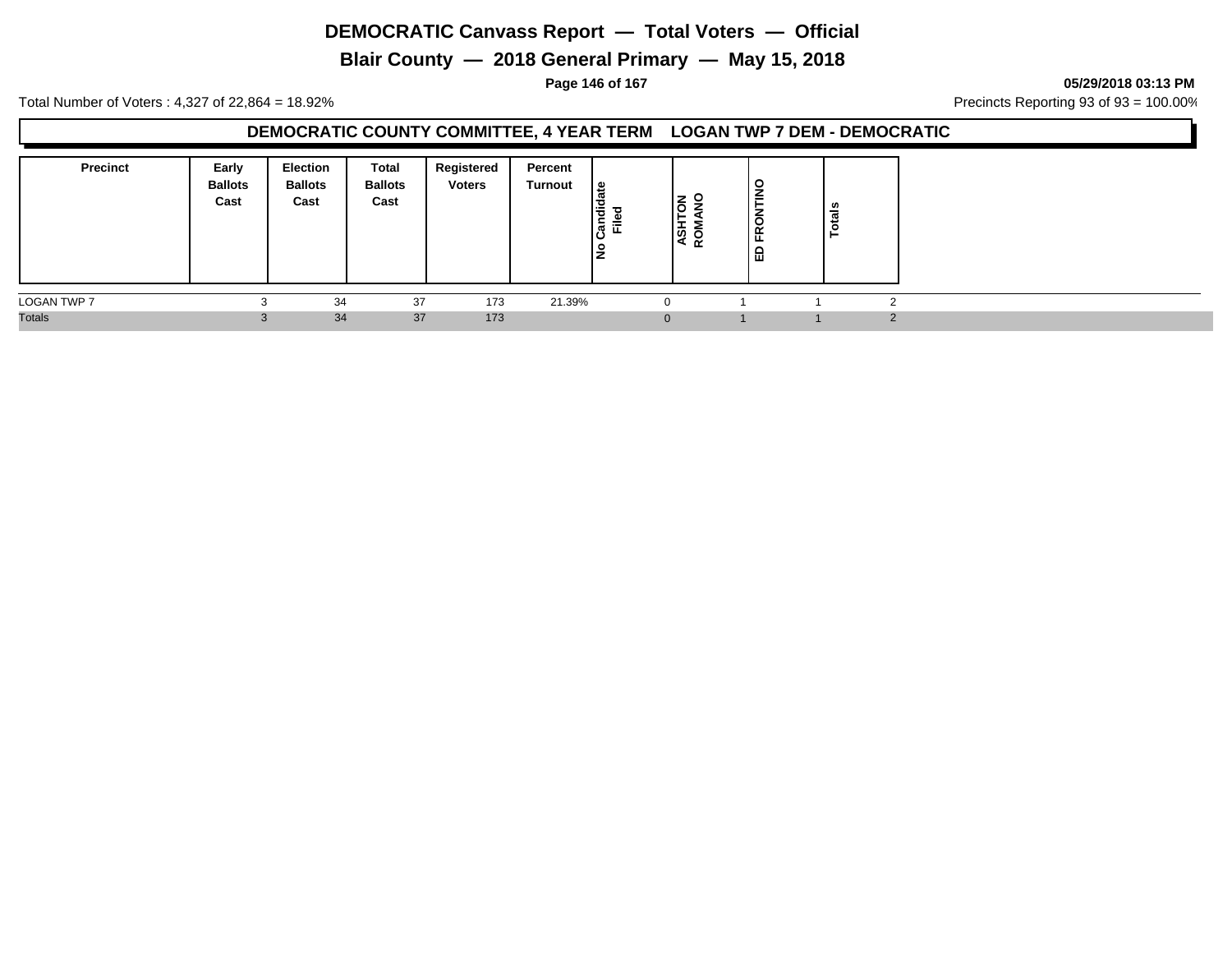# DEMOCRATIC Canvass Report — Total Voters — Official

## Blair County — 2018 General Primary — May 15, 2018

05/29/2018 03:13 PM

Total Number of Voters : 4,327 of 22,864 = 18.92%

Precincts Reporting 93 of 93 = 100.00%

### DEMOCRATIC COUNTY COMMITTEE, 4 YEAR TERM LOGAN TWP 7 DEM - DEMOCRATIC

| Precinct | Early Ballots Cast | Election Ballots Cast | Total Ballots Cast | Registered Voters | Percent Turnout | No Candidate Filed | ASHTON ROMANO | ED FRONTINO | Totals |
|---|---|---|---|---|---|---|---|---|---|
| LOGAN TWP 7 | 3 | 34 | 37 | 173 | 21.39% | 0 | 1 | 1 | 2 |
| Totals | 3 | 34 | 37 | 173 | | 0 | 1 | 1 | 2 |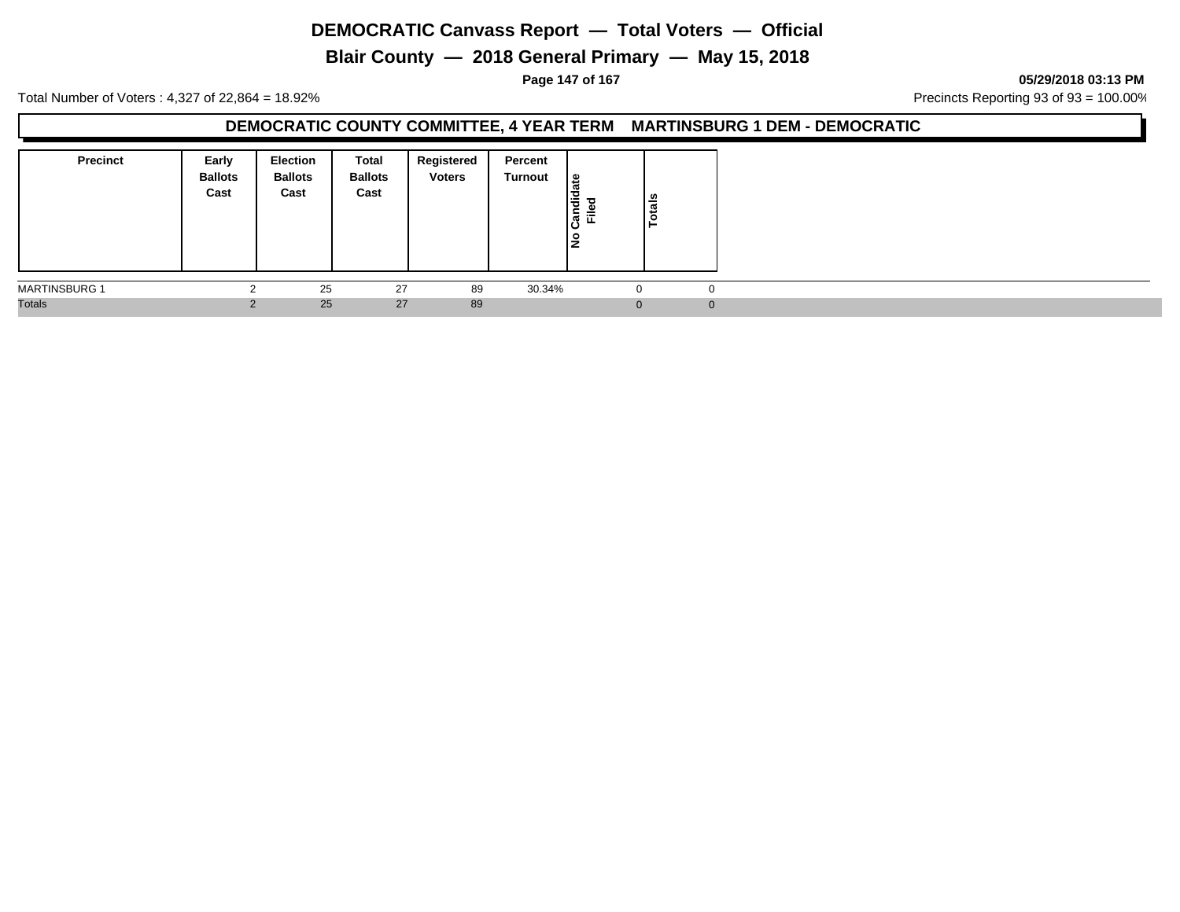# DEMOCRATIC Canvass Report — Total Voters — Official

## Blair County — 2018 General Primary — May 15, 2018

05/29/2018 03:13 PM

Total Number of Voters : 4,327 of 22,864 = 18.92%

Precincts Reporting 93 of 93 = 100.00%

### DEMOCRATIC COUNTY COMMITTEE, 4 YEAR TERM MARTINSBURG 1 DEM - DEMOCRATIC

| Precinct | Early Ballots Cast | Election Ballots Cast | Total Ballots Cast | Registered Voters | Percent Turnout | No Candidate Filed | Totals |
|---|---|---|---|---|---|---|---|
| MARTINSBURG 1 | 2 | 25 | 27 | 89 | 30.34% | 0 | 0 |
| Totals | 2 | 25 | 27 | 89 | | 0 | 0 |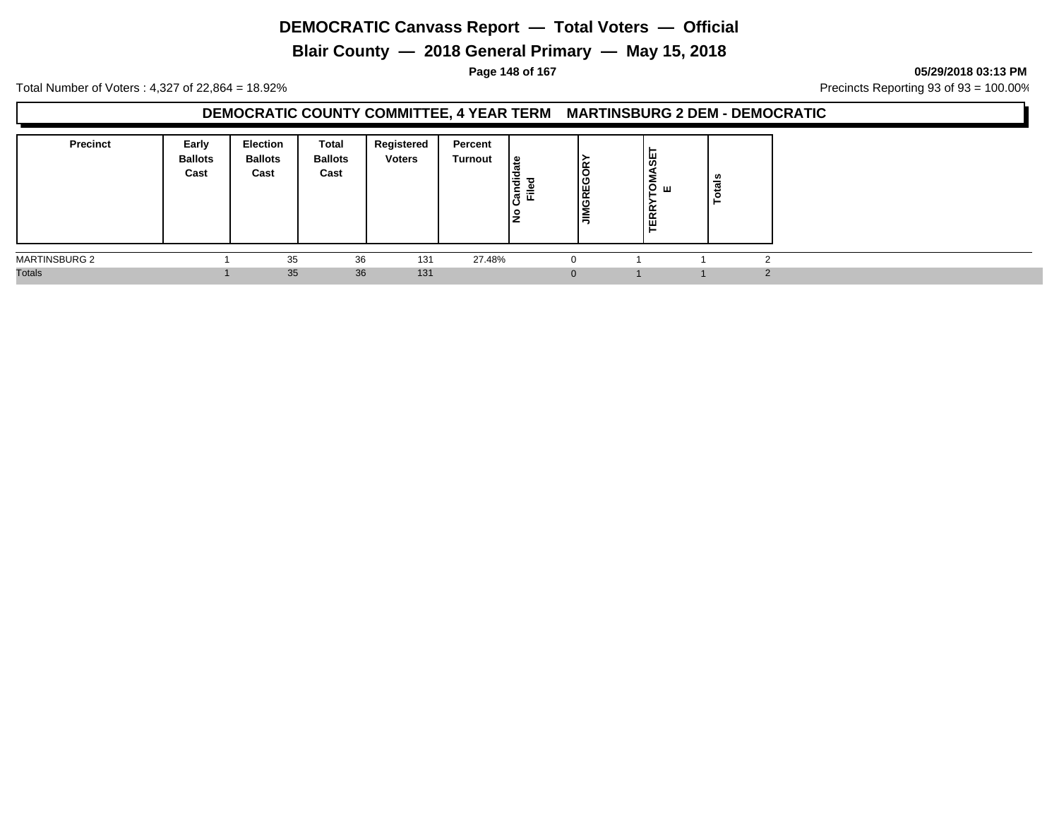# DEMOCRATIC Canvass Report — Total Voters — Official

## Blair County — 2018 General Primary — May 15, 2018

**05/29/2018 03:13 PM**

Total Number of Voters : 4,327 of 22,864 = 18.92%

Precincts Reporting 93 of 93 = 100.00%

### DEMOCRATIC COUNTY COMMITTEE, 4 YEAR TERM MARTINSBURG 2 DEM - DEMOCRATIC

| Precinct | Early Ballots Cast | Election Ballots Cast | Total Ballots Cast | Registered Voters | Percent Turnout | No Candidate Filed | JIMGREGORY | TERRYTOMASETE | Totals |
|---|---|---|---|---|---|---|---|---|---|
| MARTINSBURG 2 | 1 | 35 | 36 | 131 | 27.48% | 0 | 1 | 1 | 2 |
| Totals | 1 | 35 | 36 | 131 | | 0 | 1 | 1 | 2 |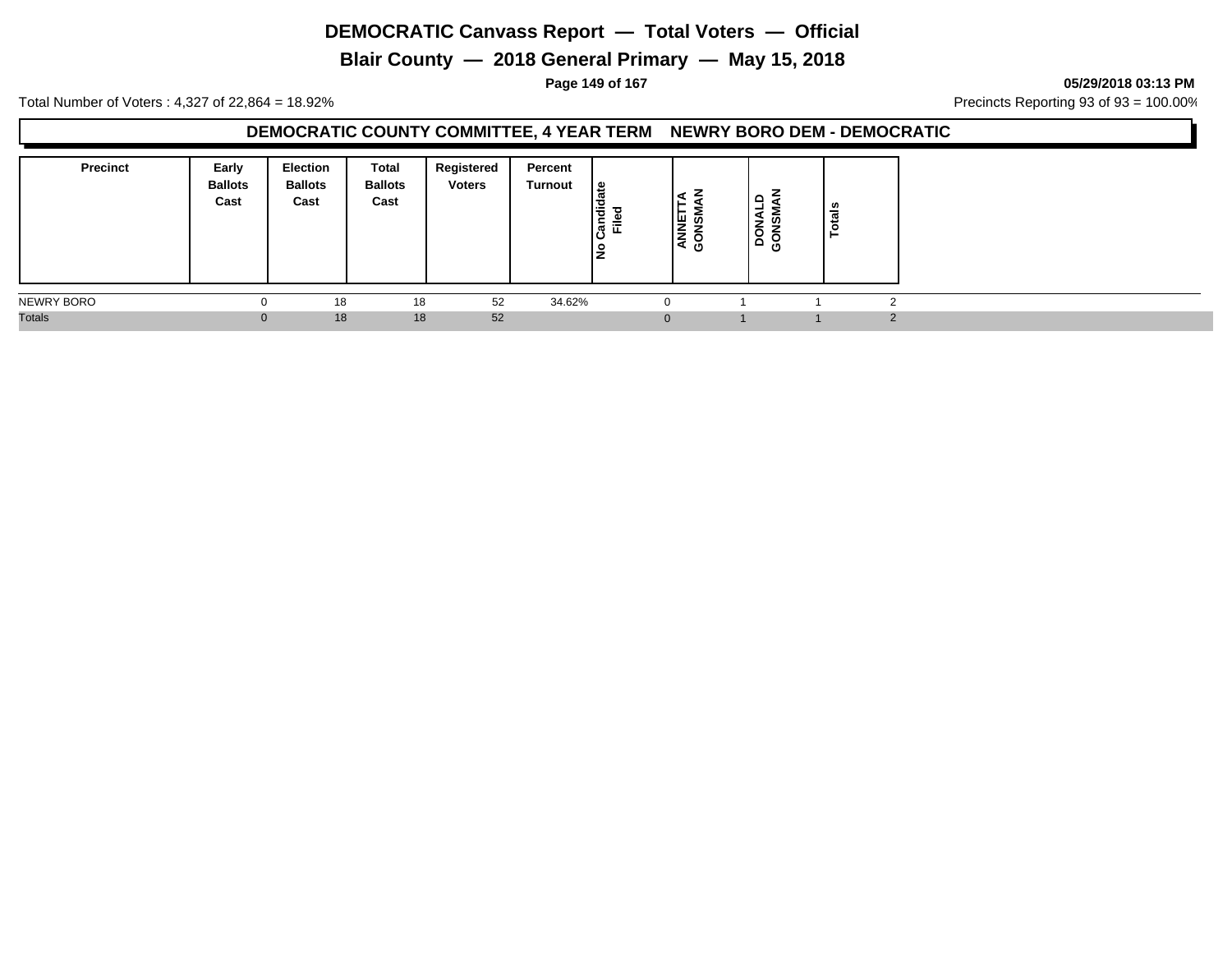# DEMOCRATIC Canvass Report — Total Voters — Official

## Blair County — 2018 General Primary — May 15, 2018

05/29/2018 03:13 PM

Total Number of Voters : 4,327 of 22,864 = 18.92%

Precincts Reporting 93 of 93 = 100.00%

### DEMOCRATIC COUNTY COMMITTEE, 4 YEAR TERM NEWRY BORO DEM - DEMOCRATIC

| Precinct | Early Ballots Cast | Election Ballots Cast | Total Ballots Cast | Registered Voters | Percent Turnout | No Candidate Filed | ANNETTA GONSMAN | DONALD GONSMAN | Totals |
|---|---|---|---|---|---|---|---|---|---|
| NEWRY BORO | 0 | 18 | 18 | 52 | 34.62% | 0 | 1 | 1 | 2 |
| Totals | 0 | 18 | 18 | 52 | | 0 | 1 | 1 | 2 |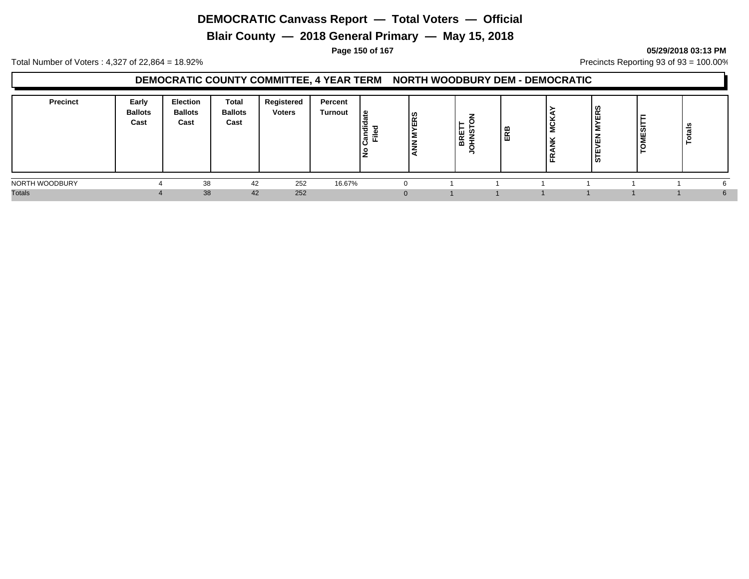# DEMOCRATIC Canvass Report — Total Voters — Official

## Blair County — 2018 General Primary — May 15, 2018

05/29/2018 03:13 PM

Total Number of Voters : 4,327 of 22,864 = 18.92%

Precincts Reporting 93 of 93 = 100.00%

### DEMOCRATIC COUNTY COMMITTEE, 4 YEAR TERM NORTH WOODBURY DEM - DEMOCRATIC

| Precinct | Early Ballots Cast | Election Ballots Cast | Total Ballots Cast | Registered Voters | Percent Turnout | No Candidate Filed | ANN MYERS | BRETT JOHNSTON | ERB | FRANK MCKAY | STEVEN MYERS | TOMESITTI | Totals |
|---|---|---|---|---|---|---|---|---|---|---|---|---|---|
| NORTH WOODBURY | 4 | 38 | 42 | 252 | 16.67% | 0 | 1 | 1 | 1 | 1 | 1 | 1 | 6 |
| Totals | 4 | 38 | 42 | 252 | | 0 | 1 | 1 | 1 | 1 | 1 | 1 | 6 |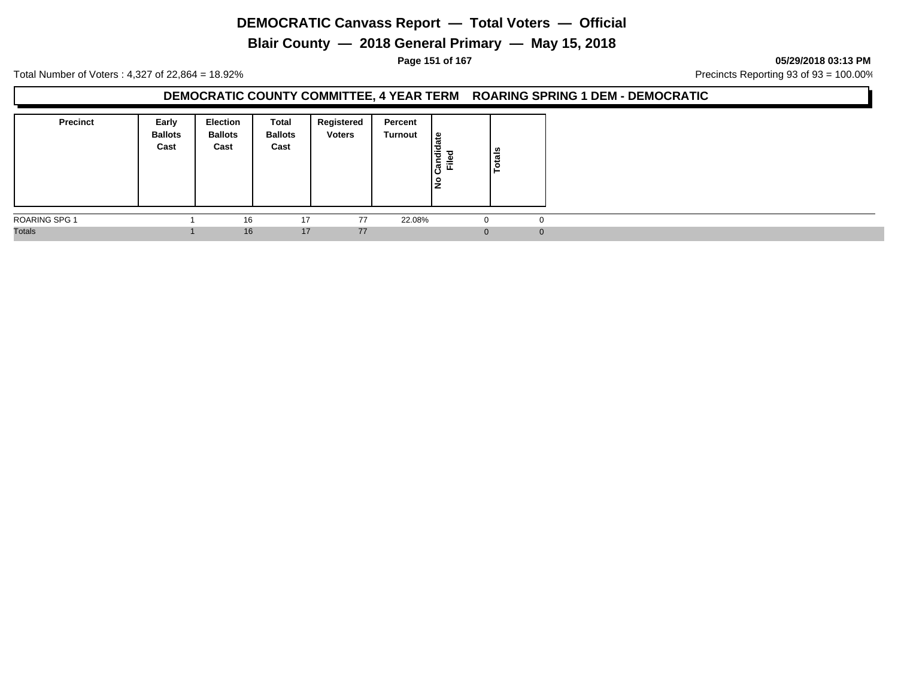# DEMOCRATIC Canvass Report — Total Voters — Official

## Blair County — 2018 General Primary — May 15, 2018

05/29/2018 03:13 PM

Total Number of Voters : 4,327 of 22,864 = 18.92%

Precincts Reporting 93 of 93 = 100.00%

### DEMOCRATIC COUNTY COMMITTEE, 4 YEAR TERM ROARING SPRING 1 DEM - DEMOCRATIC

| Precinct | Early Ballots Cast | Election Ballots Cast | Total Ballots Cast | Registered Voters | Percent Turnout | No Candidate Filed | Totals |
|---|---|---|---|---|---|---|---|
| ROARING SPG 1 | 1 | 16 | 17 | 77 | 22.08% | 0 | 0 |
| Totals | 1 | 16 | 17 | 77 | | 0 | 0 |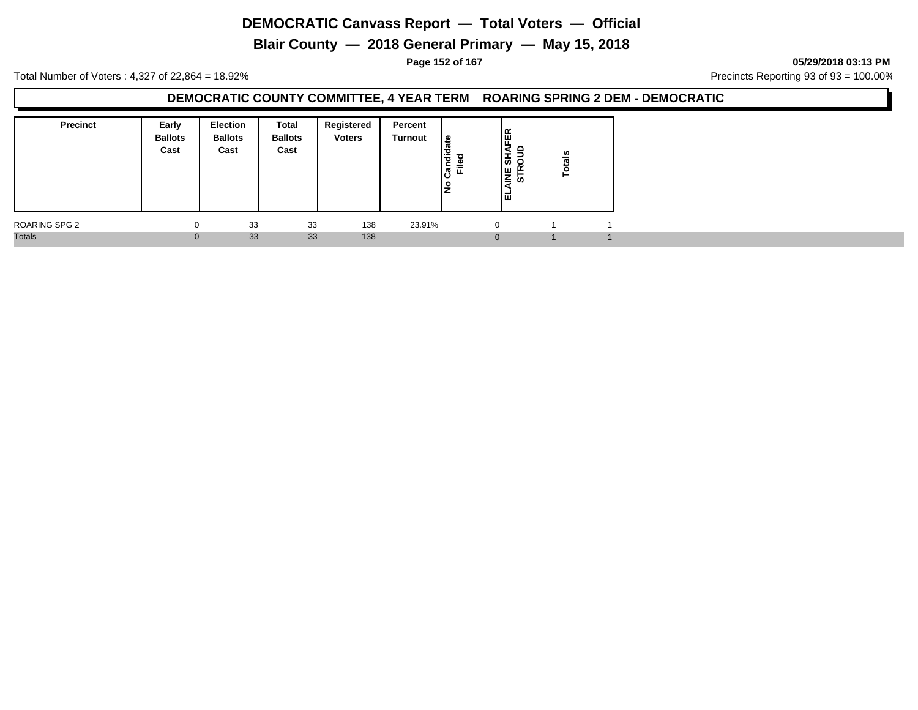# DEMOCRATIC Canvass Report — Total Voters — Official

## Blair County — 2018 General Primary — May 15, 2018

**05/29/2018 03:13 PM**

Total Number of Voters : 4,327 of 22,864 = 18.92%

Precincts Reporting 93 of 93 = 100.00%

### DEMOCRATIC COUNTY COMMITTEE, 4 YEAR TERM ROARING SPRING 2 DEM - DEMOCRATIC

| Precinct | Early Ballots Cast | Election Ballots Cast | Total Ballots Cast | Registered Voters | Percent Turnout | No Candidate Filed | ELAINE SHAFER STROUD | Totals |
|---|---|---|---|---|---|---|---|---|
| ROARING SPG 2 | 0 | 33 | 33 | 138 | 23.91% | 0 | 1 | 1 |
| Totals | 0 | 33 | 33 | 138 | | 0 | 1 | 1 |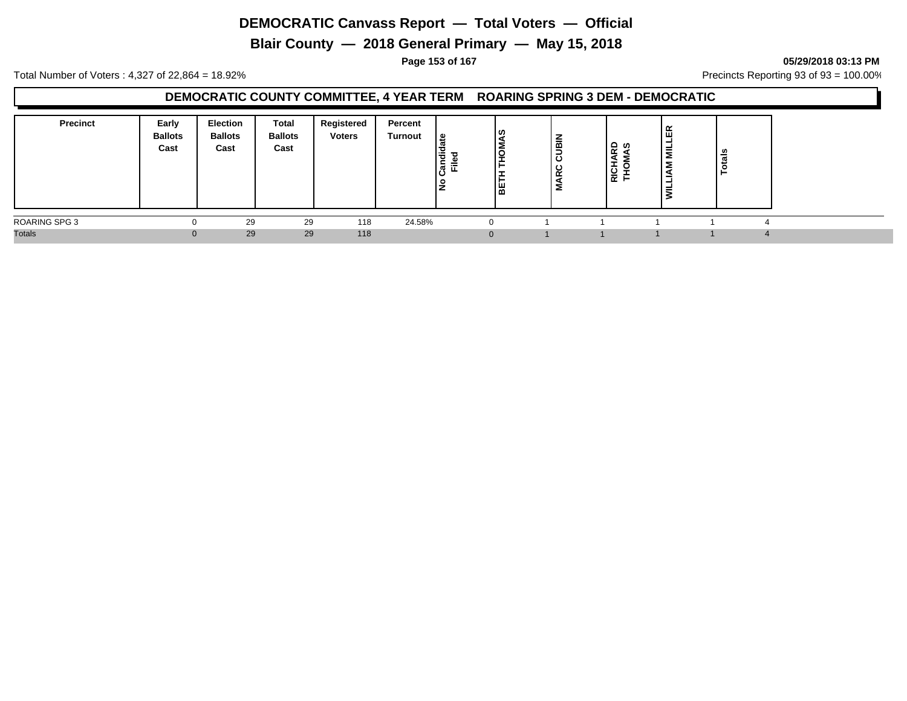# DEMOCRATIC Canvass Report — Total Voters — Official

## Blair County — 2018 General Primary — May 15, 2018

05/29/2018 03:13 PM

Total Number of Voters : 4,327 of 22,864 = 18.92%

Precincts Reporting 93 of 93 = 100.00%

### DEMOCRATIC COUNTY COMMITTEE, 4 YEAR TERM ROARING SPRING 3 DEM - DEMOCRATIC

| Precinct | Early Ballots Cast | Election Ballots Cast | Total Ballots Cast | Registered Voters | Percent Turnout | No Candidate Filed | BETH THOMAS | MARC CUBIN | RICHARD THOMAS | WILLIAM MILLER | Totals |
|---|---|---|---|---|---|---|---|---|---|---|---|
| ROARING SPG 3 | 0 | 29 | 29 | 118 | 24.58% | 0 | 1 | 1 | 1 | 1 | 4 |
| Totals | 0 | 29 | 29 | 118 | | 0 | 1 | 1 | 1 | 1 | 4 |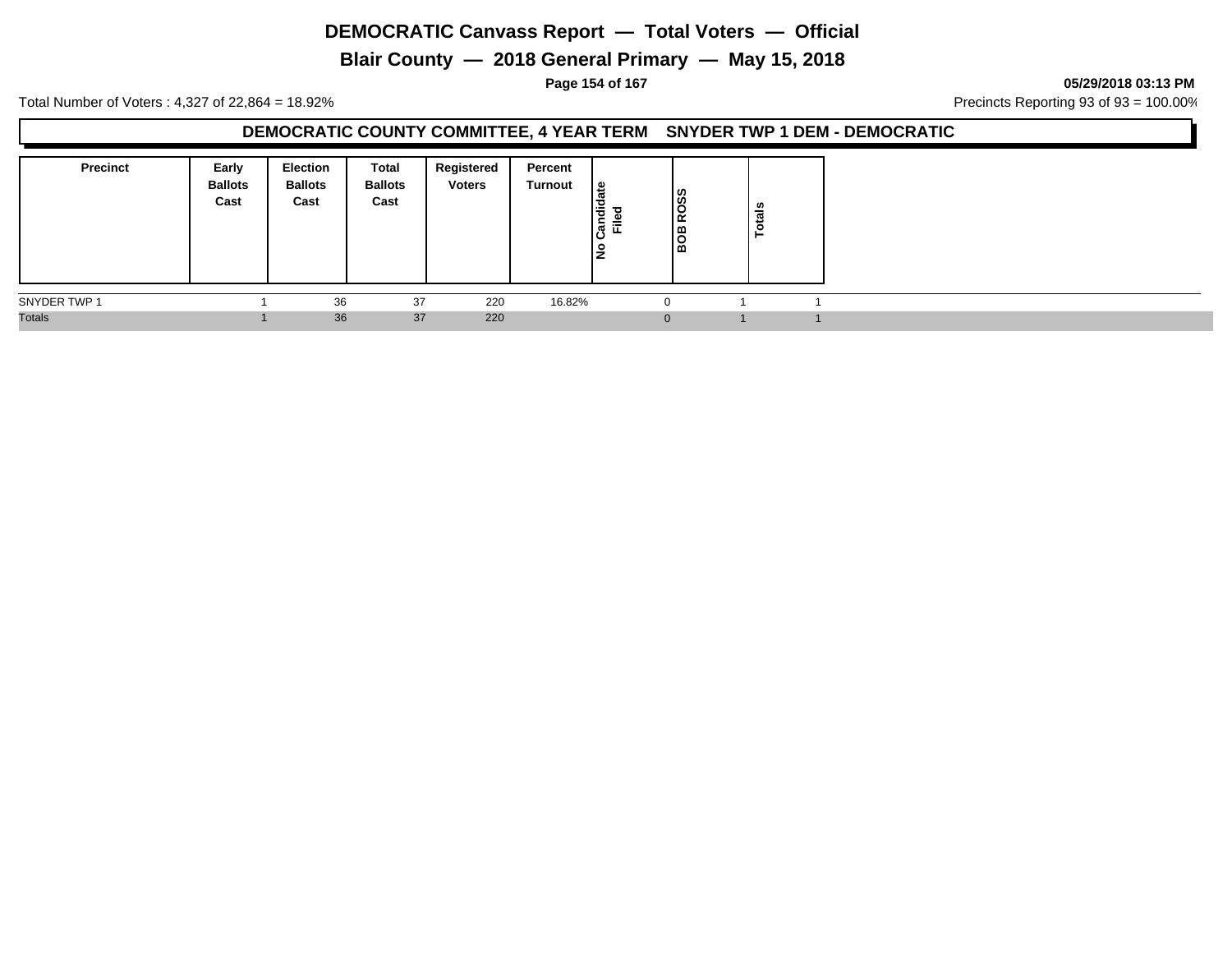# DEMOCRATIC Canvass Report — Total Voters — Official

## Blair County — 2018 General Primary — May 15, 2018

**05/29/2018 03:13 PM**

Total Number of Voters : 4,327 of 22,864 = 18.92%

Precincts Reporting 93 of 93 = 100.00%

### DEMOCRATIC COUNTY COMMITTEE, 4 YEAR TERM SNYDER TWP 1 DEM - DEMOCRATIC

| Precinct | Early Ballots Cast | Election Ballots Cast | Total Ballots Cast | Registered Voters | Percent Turnout | No Candidate Filed | BOB ROSS | Totals |
|---|---|---|---|---|---|---|---|---|
| SNYDER TWP 1 | 1 | 36 | 37 | 220 | 16.82% | 0 | 1 | 1 |
| Totals | 1 | 36 | 37 | 220 | | 0 | 1 | 1 |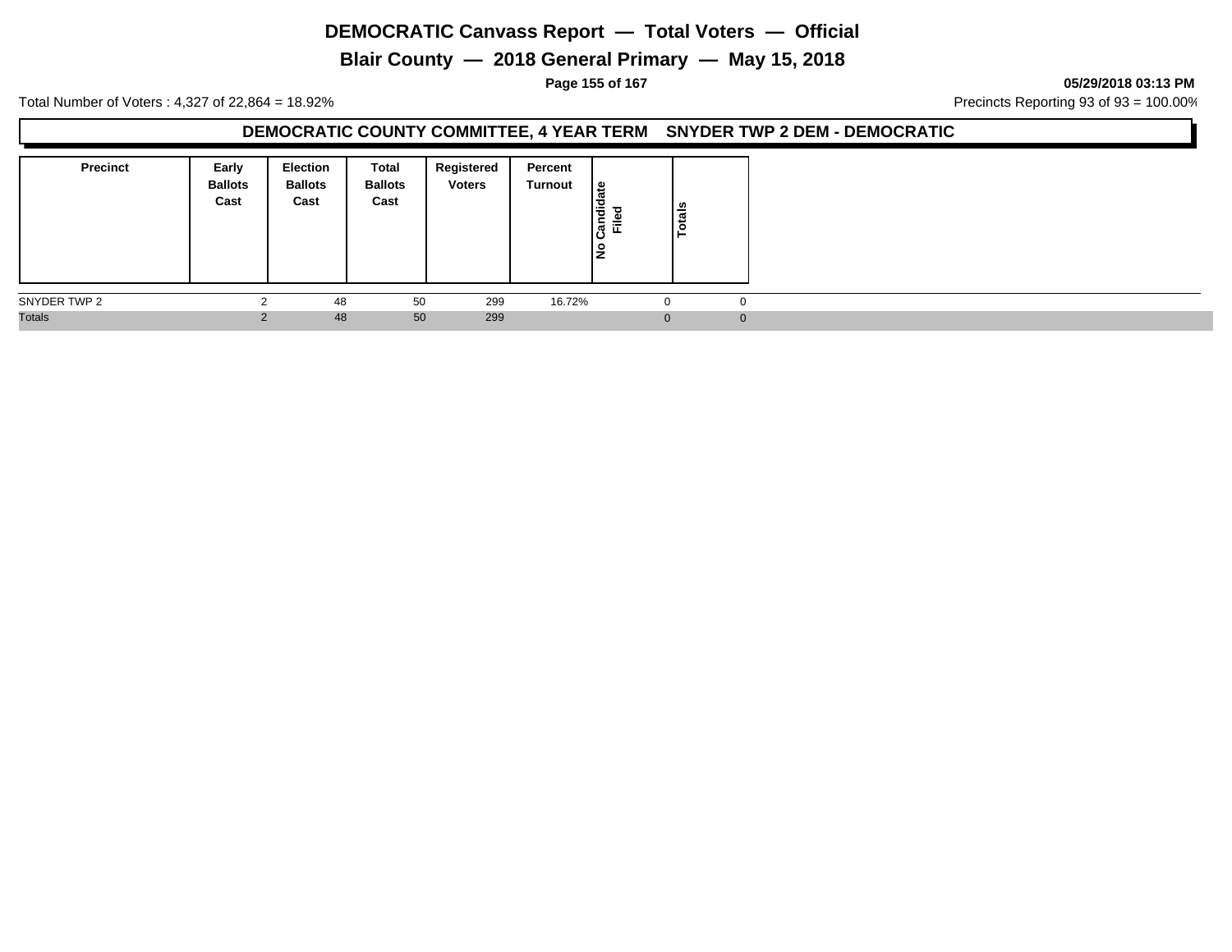# DEMOCRATIC Canvass Report — Total Voters — Official

## Blair County — 2018 General Primary — May 15, 2018

**05/29/2018 03:13 PM**

Total Number of Voters : 4,327 of 22,864 = 18.92%

Precincts Reporting 93 of 93 = 100.00%

### DEMOCRATIC COUNTY COMMITTEE, 4 YEAR TERM SNYDER TWP 2 DEM - DEMOCRATIC

| Precinct | Early Ballots Cast | Election Ballots Cast | Total Ballots Cast | Registered Voters | Percent Turnout | No Candidate Filed | Totals |
|---|---|---|---|---|---|---|---|
| SNYDER TWP 2 | 2 | 48 | 50 | 299 | 16.72% | 0 | 0 |
| Totals | 2 | 48 | 50 | 299 | | 0 | 0 |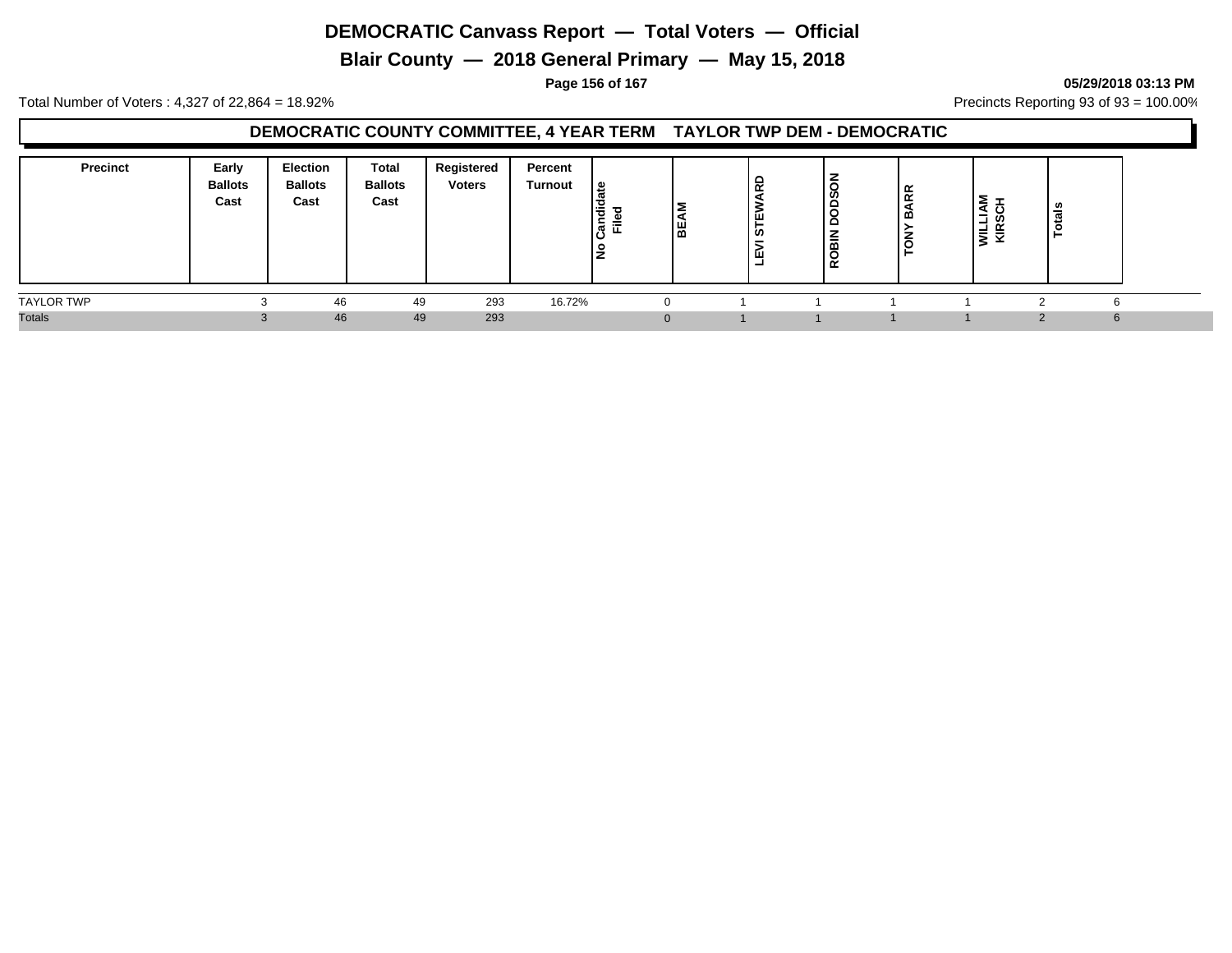# DEMOCRATIC Canvass Report — Total Voters — Official

## Blair County — 2018 General Primary — May 15, 2018

**05/29/2018 03:13 PM**

Total Number of Voters : 4,327 of 22,864 = 18.92%

Precincts Reporting 93 of 93 = 100.00%

### DEMOCRATIC COUNTY COMMITTEE, 4 YEAR TERM TAYLOR TWP DEM - DEMOCRATIC

| Precinct | Early Ballots Cast | Election Ballots Cast | Total Ballots Cast | Registered Voters | Percent Turnout | No Candidate Filed | BEAM | LEVI STEWARD | ROBIN DODSON | TONY BARR | WILLIAM KIRSCH | Totals |
|---|---|---|---|---|---|---|---|---|---|---|---|---|
| TAYLOR TWP | 3 | 46 | 49 | 293 | 16.72% | 0 | 1 | 1 | 1 | 1 | 2 | 6 |
| Totals | 3 | 46 | 49 | 293 | | 0 | 1 | 1 | 1 | 1 | 2 | 6 |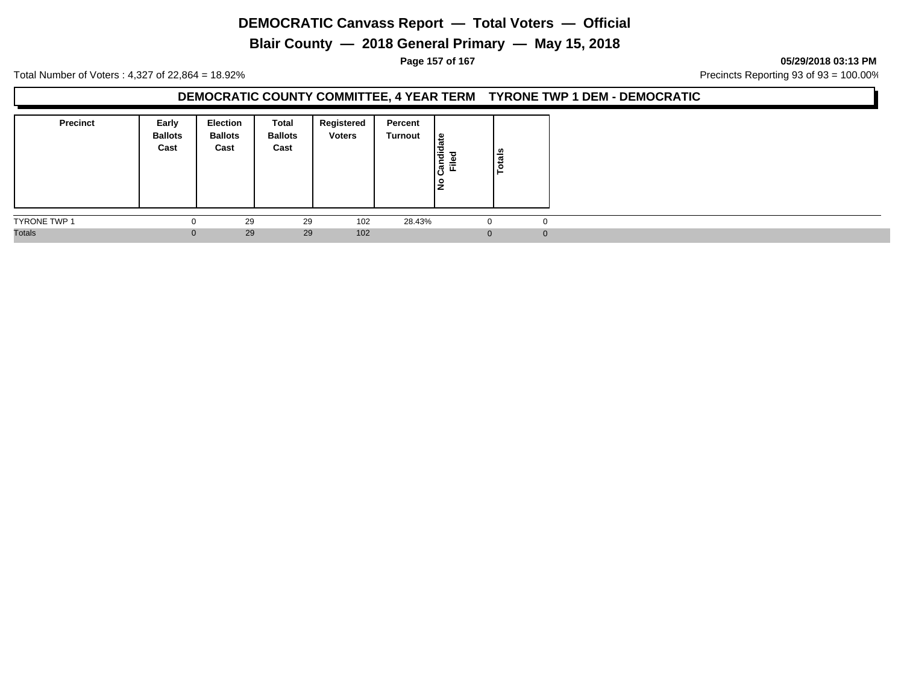# DEMOCRATIC Canvass Report — Total Voters — Official

## Blair County — 2018 General Primary — May 15, 2018

05/29/2018 03:13 PM

Total Number of Voters : 4,327 of 22,864 = 18.92%

Precincts Reporting 93 of 93 = 100.00%

### DEMOCRATIC COUNTY COMMITTEE, 4 YEAR TERM TYRONE TWP 1 DEM - DEMOCRATIC

| Precinct | Early Ballots Cast | Election Ballots Cast | Total Ballots Cast | Registered Voters | Percent Turnout | No Candidate Filed | Totals |
|---|---|---|---|---|---|---|---|
| TYRONE TWP 1 | 0 | 29 | 29 | 102 | 28.43% | 0 | 0 |
| Totals | 0 | 29 | 29 | 102 | | 0 | 0 |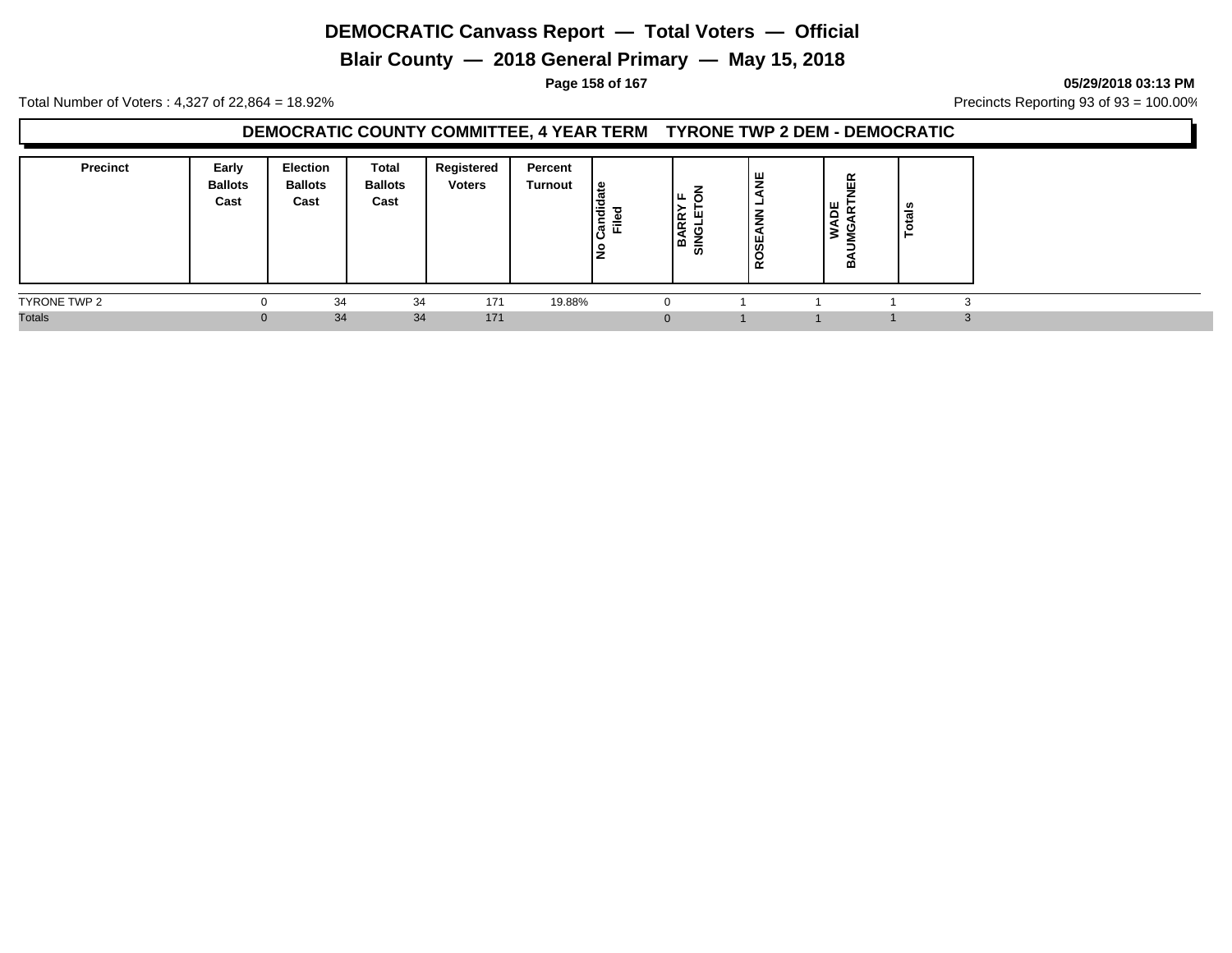# DEMOCRATIC Canvass Report — Total Voters — Official

## Blair County — 2018 General Primary — May 15, 2018

**05/29/2018 03:13 PM**

Total Number of Voters : 4,327 of 22,864 = 18.92%

Precincts Reporting 93 of 93 = 100.00%

### DEMOCRATIC COUNTY COMMITTEE, 4 YEAR TERM TYRONE TWP 2 DEM - DEMOCRATIC

| Precinct | Early Ballots Cast | Election Ballots Cast | Total Ballots Cast | Registered Voters | Percent Turnout | No Candidate Filed | BARRY F SINGLETON | ROSEANN LANE | WADE BAUMGARTNER | Totals |
|---|---|---|---|---|---|---|---|---|---|---|
| TYRONE TWP 2 | 0 | 34 | 34 | 171 | 19.88% | 0 | 1 | 1 | 1 | 3 |
| Totals | 0 | 34 | 34 | 171 | | 0 | 1 | 1 | 1 | 3 |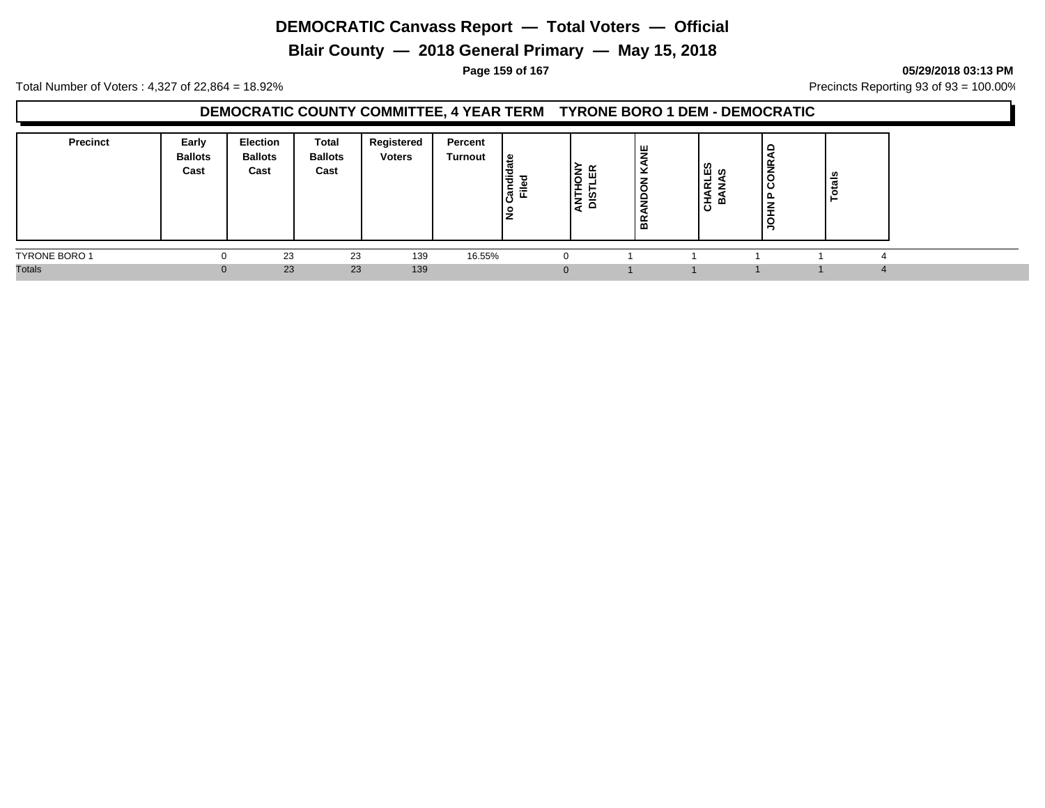# DEMOCRATIC Canvass Report — Total Voters — Official

## Blair County — 2018 General Primary — May 15, 2018

05/29/2018 03:13 PM

Total Number of Voters : 4,327 of 22,864 = 18.92%

Precincts Reporting 93 of 93 = 100.00%

### DEMOCRATIC COUNTY COMMITTEE, 4 YEAR TERM TYRONE BORO 1 DEM - DEMOCRATIC

| Precinct | Early Ballots Cast | Election Ballots Cast | Total Ballots Cast | Registered Voters | Percent Turnout | No Candidate Filed | ANTHONY DISTLER | BRANDON KANE | CHARLES BANAS | JOHN P CONRAD | Totals |
|---|---|---|---|---|---|---|---|---|---|---|---|
| TYRONE BORO 1 | 0 | 23 | 23 | 139 | 16.55% | 0 | 1 | 1 | 1 | 1 | 4 |
| Totals | 0 | 23 | 23 | 139 | | 0 | 1 | 1 | 1 | 1 | 4 |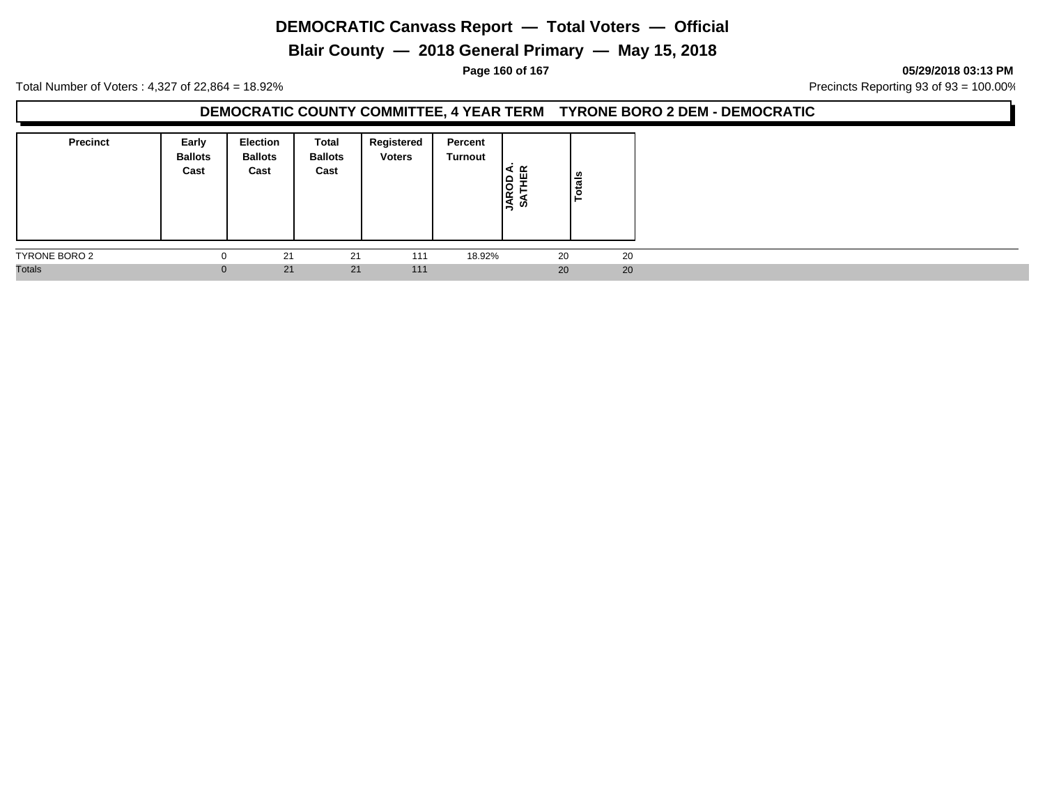# DEMOCRATIC Canvass Report — Total Voters — Official

## Blair County — 2018 General Primary — May 15, 2018

**05/29/2018 03:13 PM**

Total Number of Voters : 4,327 of 22,864 = 18.92%

Precincts Reporting 93 of 93 = 100.00%

### DEMOCRATIC COUNTY COMMITTEE, 4 YEAR TERM TYRONE BORO 2 DEM - DEMOCRATIC

| Precinct | Early Ballots Cast | Election Ballots Cast | Total Ballots Cast | Registered Voters | Percent Turnout | JAROD A. SATHER | Totals |
|---|---|---|---|---|---|---|---|
| TYRONE BORO 2 | 0 | 21 | 21 | 111 | 18.92% | 20 | 20 |
| Totals | 0 | 21 | 21 | 111 | | 20 | 20 |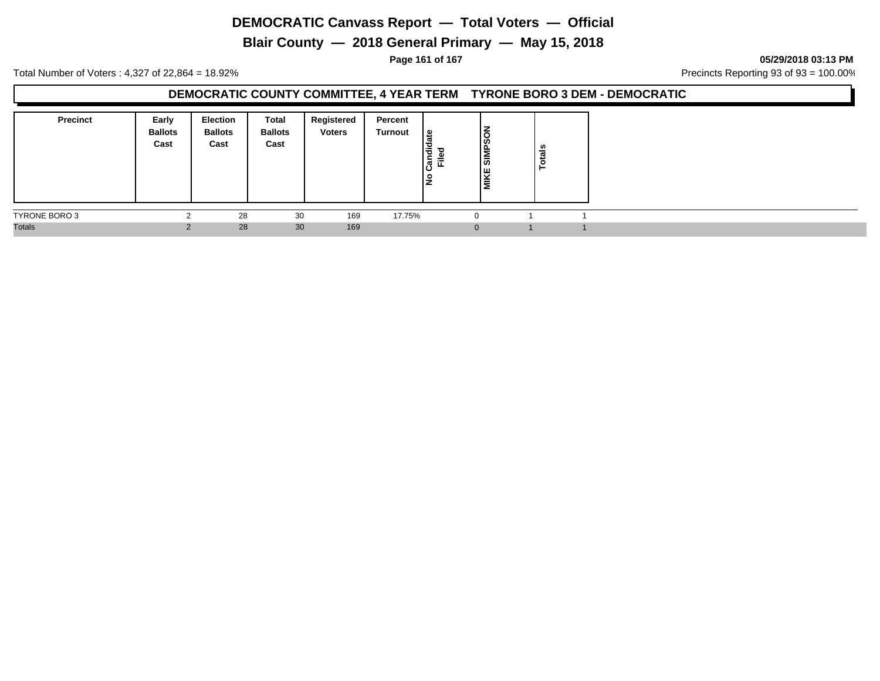# DEMOCRATIC Canvass Report — Total Voters — Official

## Blair County — 2018 General Primary — May 15, 2018

05/29/2018 03:13 PM

Total Number of Voters : 4,327 of 22,864 = 18.92%

Precincts Reporting 93 of 93 = 100.00%

### DEMOCRATIC COUNTY COMMITTEE, 4 YEAR TERM TYRONE BORO 3 DEM - DEMOCRATIC

| Precinct | Early Ballots Cast | Election Ballots Cast | Total Ballots Cast | Registered Voters | Percent Turnout | No Candidate Filed | MIKE SIMPSON | Totals |
|---|---|---|---|---|---|---|---|---|
| TYRONE BORO 3 | 2 | 28 | 30 | 169 | 17.75% | 0 | 1 | 1 |
| Totals | 2 | 28 | 30 | 169 | | 0 | 1 | 1 |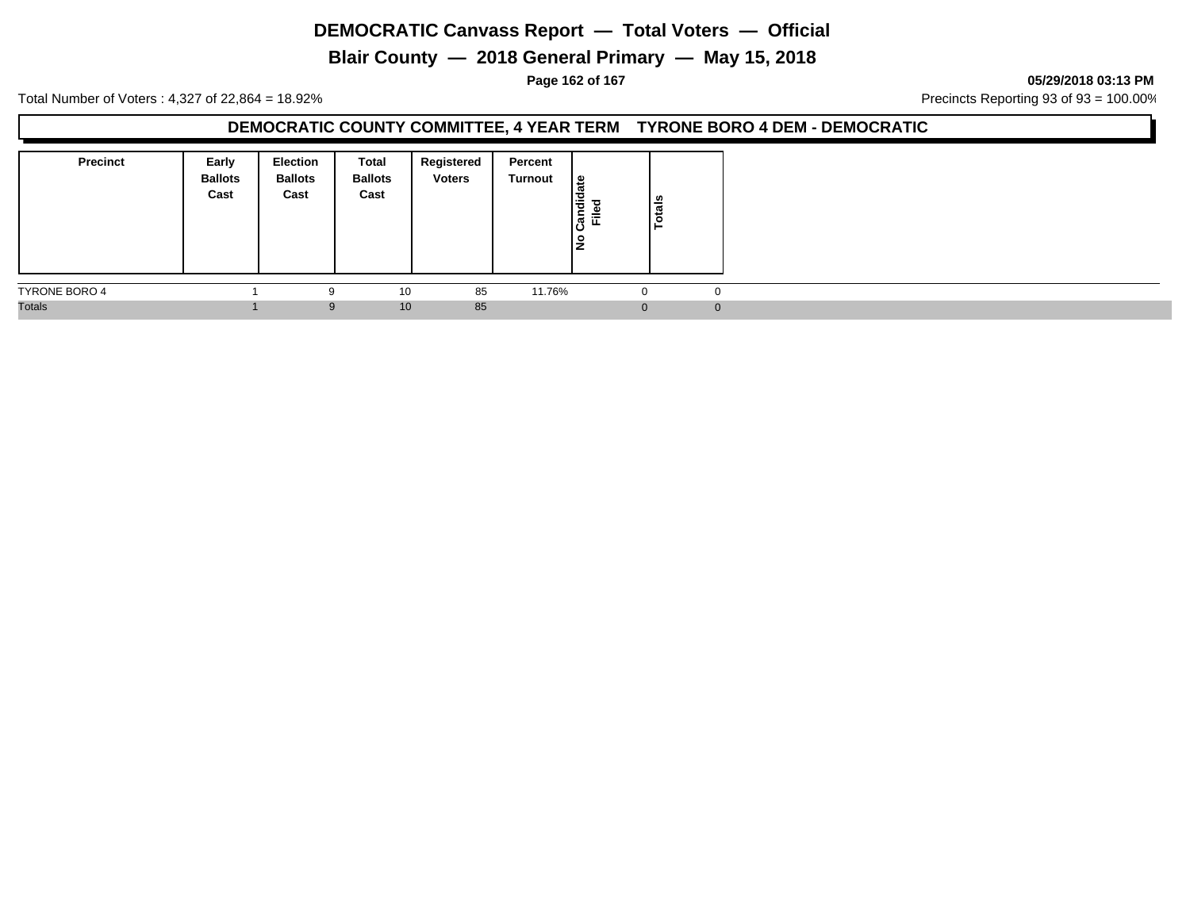# DEMOCRATIC Canvass Report — Total Voters — Official

## Blair County — 2018 General Primary — May 15, 2018

05/29/2018 03:13 PM

Total Number of Voters : 4,327 of 22,864 = 18.92%

Precincts Reporting 93 of 93 = 100.00%

### DEMOCRATIC COUNTY COMMITTEE, 4 YEAR TERM TYRONE BORO 4 DEM - DEMOCRATIC

| Precinct | Early Ballots Cast | Election Ballots Cast | Total Ballots Cast | Registered Voters | Percent Turnout | No Candidate Filed | Totals |
|---|---|---|---|---|---|---|---|
| TYRONE BORO 4 | 1 | 9 | 10 | 85 | 11.76% | 0 | 0 |
| Totals | 1 | 9 | 10 | 85 | | 0 | 0 |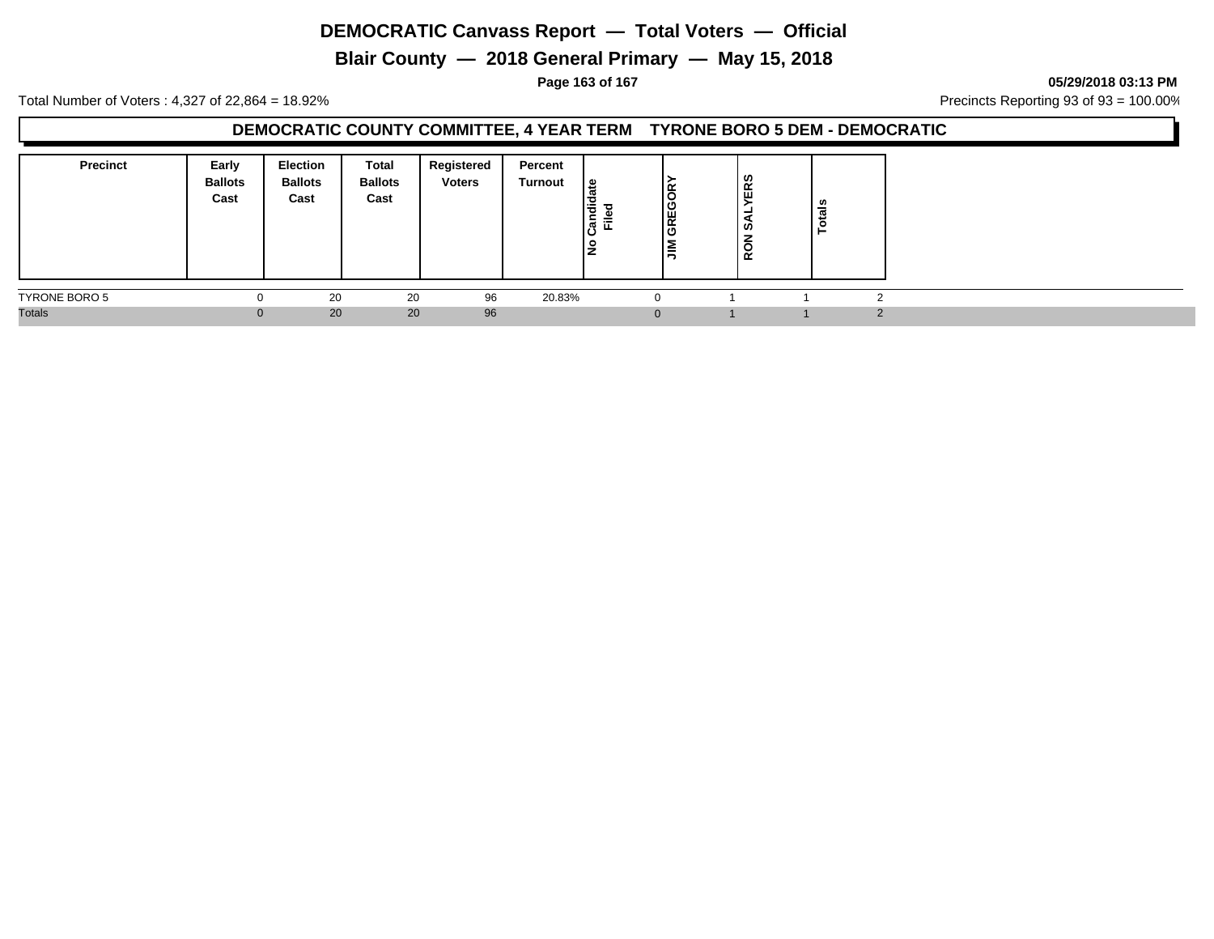# DEMOCRATIC Canvass Report — Total Voters — Official

## Blair County — 2018 General Primary — May 15, 2018

05/29/2018 03:13 PM

Total Number of Voters : 4,327 of 22,864 = 18.92%

Precincts Reporting 93 of 93 = 100.00%

### DEMOCRATIC COUNTY COMMITTEE, 4 YEAR TERM TYRONE BORO 5 DEM - DEMOCRATIC

| Precinct | Early Ballots Cast | Election Ballots Cast | Total Ballots Cast | Registered Voters | Percent Turnout | No Candidate Filed | JIM GREGORY | RON SALYERS | Totals |
|---|---|---|---|---|---|---|---|---|---|
| TYRONE BORO 5 | 0 | 20 | 20 | 96 | 20.83% | 0 | 1 | 1 | 2 |
| Totals | 0 | 20 | 20 | 96 | | 0 | 1 | 1 | 2 |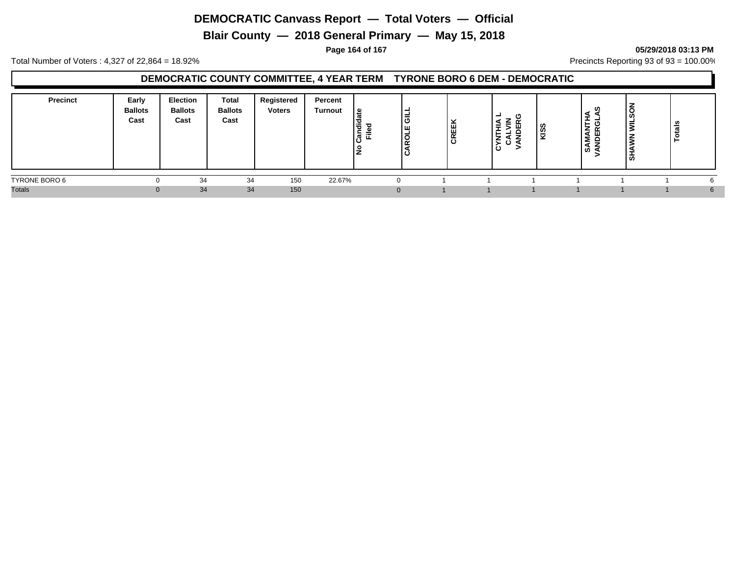# DEMOCRATIC Canvass Report — Total Voters — Official

## Blair County — 2018 General Primary — May 15, 2018

05/29/2018 03:13 PM

Total Number of Voters : 4,327 of 22,864 = 18.92%

Precincts Reporting 93 of 93 = 100.00%

### DEMOCRATIC COUNTY COMMITTEE, 4 YEAR TERM    TYRONE BORO 6 DEM - DEMOCRATIC

| Precinct | Early Ballots Cast | Election Ballots Cast | Total Ballots Cast | Registered Voters | Percent Turnout | No Candidate Filed | CAROLE GILL | CREEK | CYNTHIA L CALVIN VANDERG | KISS | SAMANTHA VANDERGLAS | SHAWN WILSON | Totals |
|---|---|---|---|---|---|---|---|---|---|---|---|---|---|
| TYRONE BORO 6 | 0 | 34 | 34 | 150 | 22.67% | 0 | 1 | 1 | 1 | 1 | 1 | 1 | 6 |
| Totals | 0 | 34 | 34 | 150 | | 0 | 1 | 1 | 1 | 1 | 1 | 1 | 6 |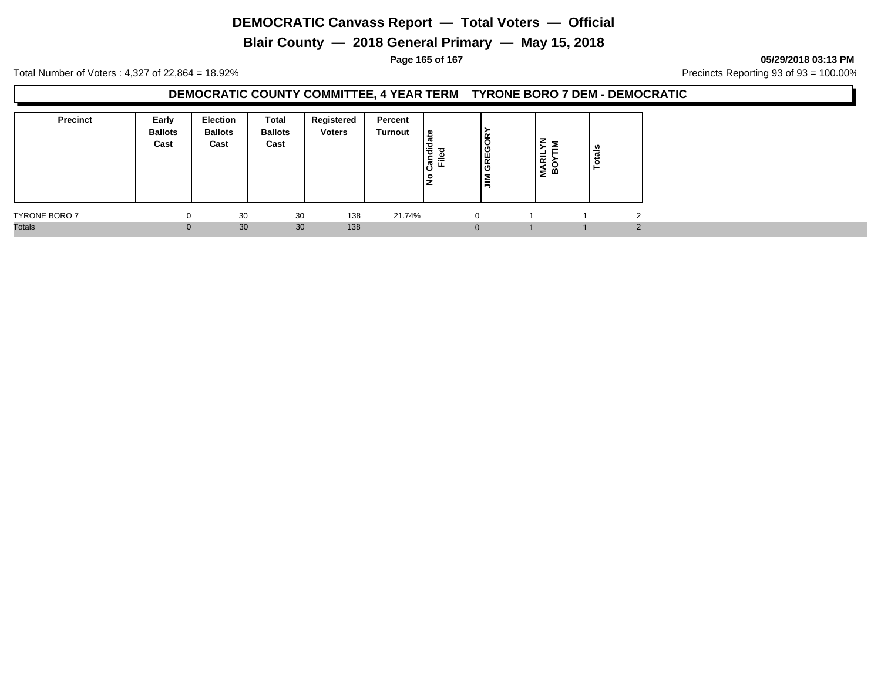# DEMOCRATIC Canvass Report — Total Voters — Official

## Blair County — 2018 General Primary — May 15, 2018

05/29/2018 03:13 PM

Total Number of Voters : 4,327 of 22,864 = 18.92%

Precincts Reporting 93 of 93 = 100.00%

### DEMOCRATIC COUNTY COMMITTEE, 4 YEAR TERM TYRONE BORO 7 DEM - DEMOCRATIC

| Precinct | Early Ballots Cast | Election Ballots Cast | Total Ballots Cast | Registered Voters | Percent Turnout | No Candidate Filed | JIM GREGORY | MARILYN BOYTIM | Totals |
|---|---|---|---|---|---|---|---|---|---|
| TYRONE BORO 7 | 0 | 30 | 30 | 138 | 21.74% | 0 | 1 | 1 | 2 |
| Totals | 0 | 30 | 30 | 138 | | 0 | 1 | 1 | 2 |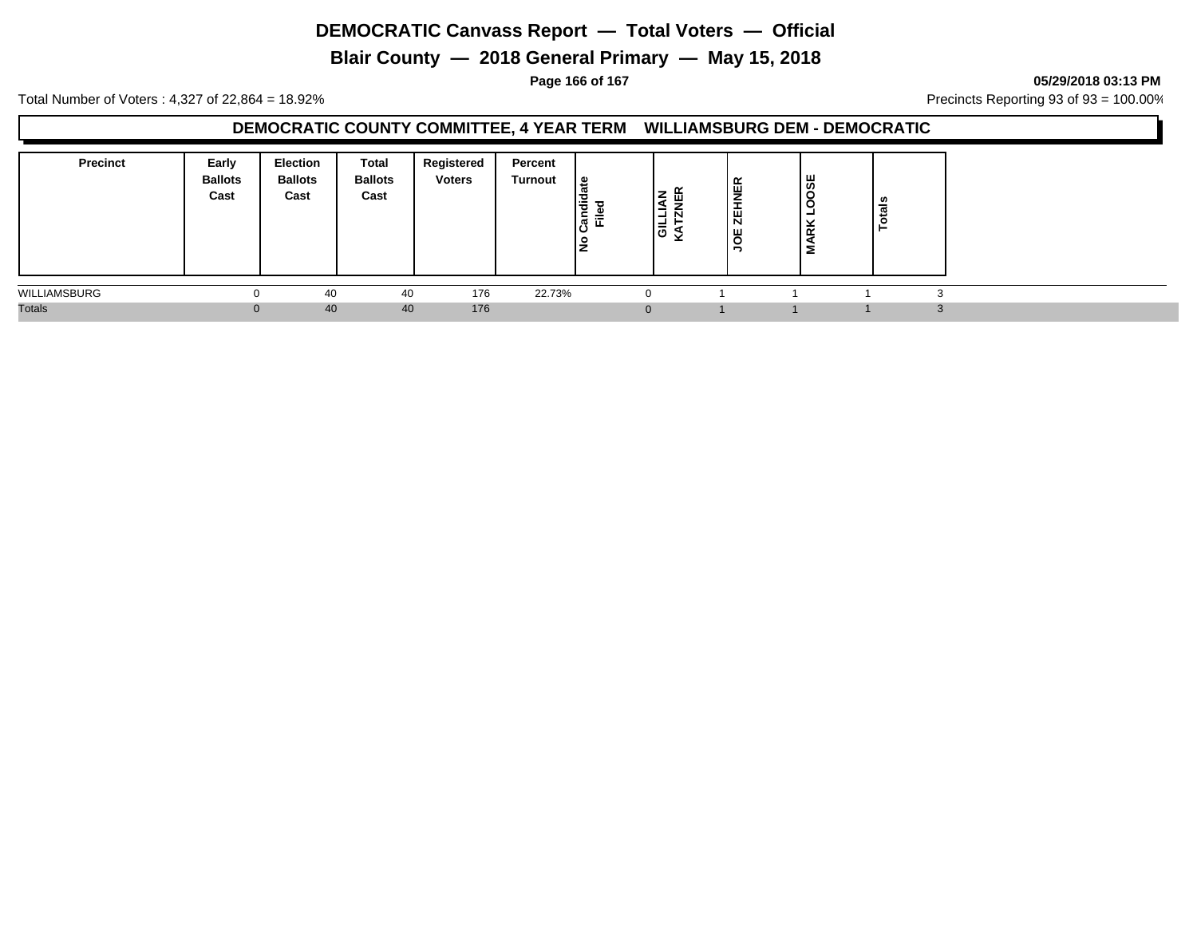# DEMOCRATIC Canvass Report — Total Voters — Official

## Blair County — 2018 General Primary — May 15, 2018

05/29/2018 03:13 PM

Total Number of Voters : 4,327 of 22,864 = 18.92%

Precincts Reporting 93 of 93 = 100.00%

### DEMOCRATIC COUNTY COMMITTEE, 4 YEAR TERM WILLIAMSBURG DEM - DEMOCRATIC

| Precinct | Early Ballots Cast | Election Ballots Cast | Total Ballots Cast | Registered Voters | Percent Turnout | No Candidate Filed | GILLIAN KATZNER | JOE ZEHNER | MARK LOOSE | Totals |
|---|---|---|---|---|---|---|---|---|---|---|
| WILLIAMSBURG | 0 | 40 | 40 | 176 | 22.73% | 0 | 1 | 1 | 1 | 3 |
| Totals | 0 | 40 | 40 | 176 | | 0 | 1 | 1 | 1 | 3 |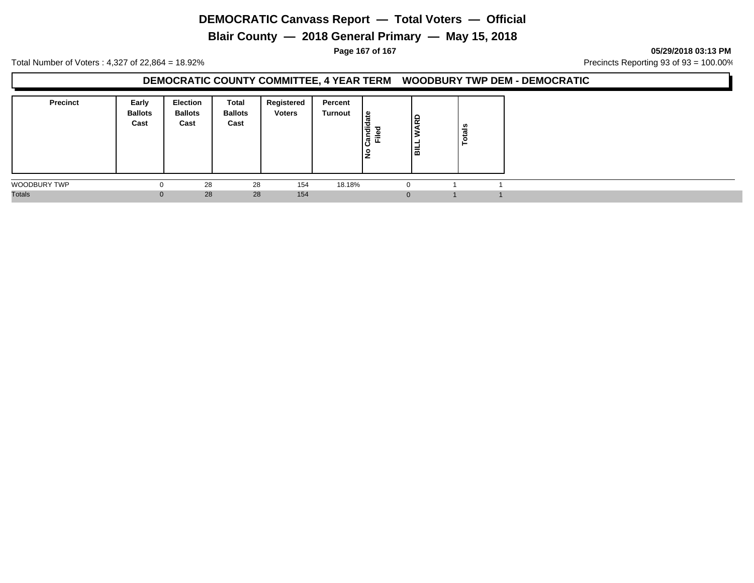# DEMOCRATIC Canvass Report — Total Voters — Official

## Blair County — 2018 General Primary — May 15, 2018

**05/29/2018 03:13 PM**

Total Number of Voters : 4,327 of 22,864 = 18.92%

Precincts Reporting 93 of 93 = 100.00%

### DEMOCRATIC COUNTY COMMITTEE, 4 YEAR TERM WOODBURY TWP DEM - DEMOCRATIC

| Precinct | Early Ballots Cast | Election Ballots Cast | Total Ballots Cast | Registered Voters | Percent Turnout | No Candidate Filed | BILL WARD | Totals |
|---|---|---|---|---|---|---|---|---|
| WOODBURY TWP | 0 | 28 | 28 | 154 | 18.18% | 0 | 1 | 1 |
| Totals | 0 | 28 | 28 | 154 | | 0 | 1 | 1 |